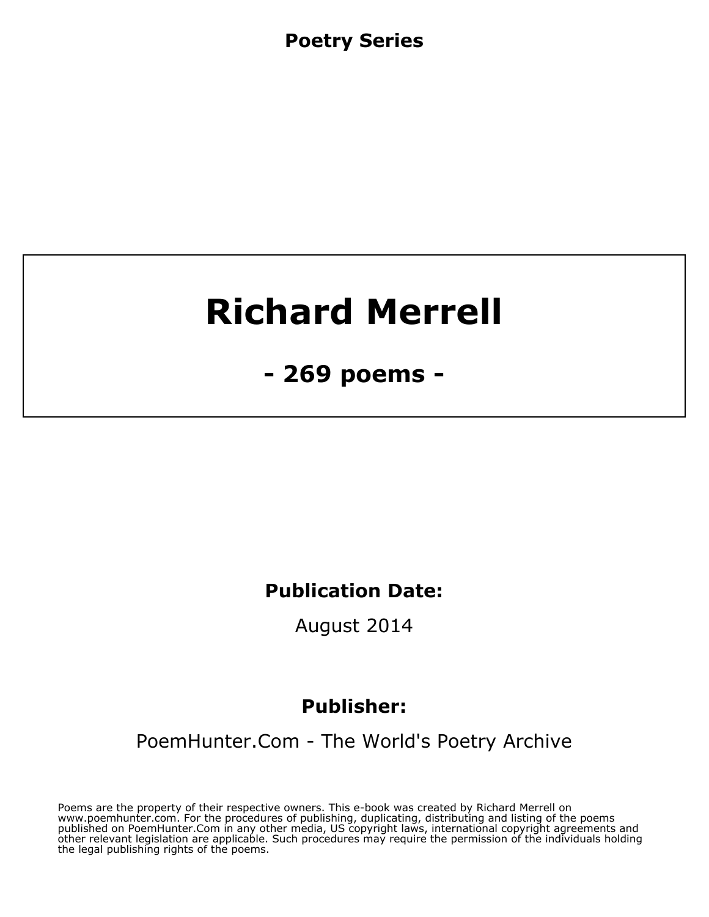**Poetry Series**

# Richard Merrell

## - 269 poems -

**Publication Date:**

August 2014

**Publisher:**

PoemHunter.Com - The World's Poetry Archive

Poems are the property of their respective owners. This e-book was created by Richard Merrell on www.poemhunter.com. For the procedures of publishing, duplicating, distributing and listing of the poems published on PoemHunter.Com in any other media, US copyright laws, international copyright agreements and other relevant legislation are applicable. Such procedures may require the permission of the individuals holding the legal publishing rights of the poems.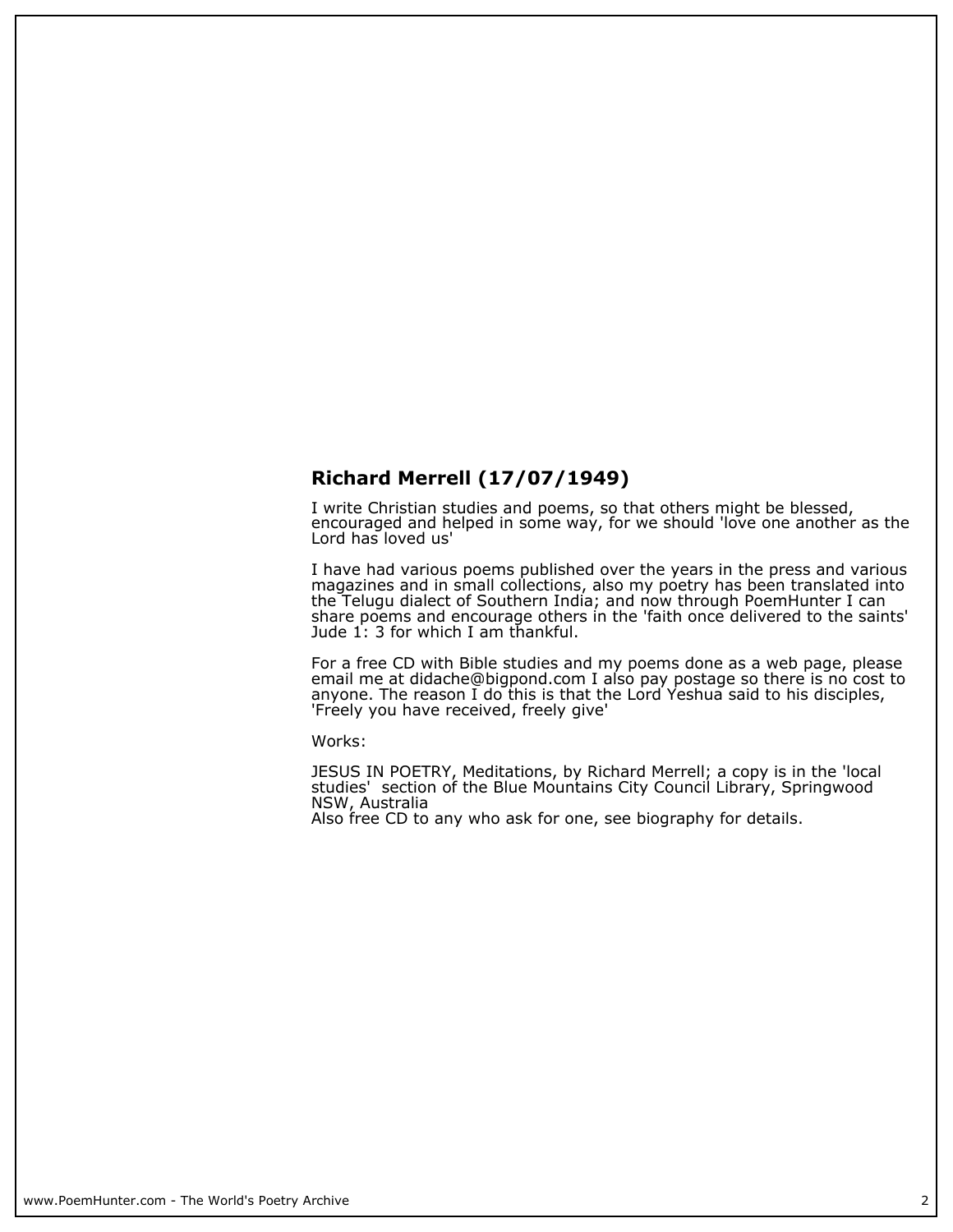## Richard Merrell (17/07/1949)

I write Christian studies and poems, so that others might be blessed, encouraged and helped in some way, for we should 'love one another as the Lord has loved us'

I have had various poems published over the years in the press and various magazines and in small collections, also my poetry has been translated into the Telugu dialect of Southern India; and now through PoemHunter I can share poems and encourage others in the 'faith once delivered to the saints' Jude 1: 3 for which I am thankful.

For a free CD with Bible studies and my poems done as a web page, please email me at didache@bigpond.com I also pay postage so there is no cost to anyone. The reason I do this is that the Lord Yeshua said to his disciples, 'Freely you have received, freely give'

Works:

JESUS IN POETRY, Meditations, by Richard Merrell; a copy is in the 'local studies' section of the Blue Mountains City Council Library, Springwood NSW, Australia
Also free CD to any who ask for one, see biography for details.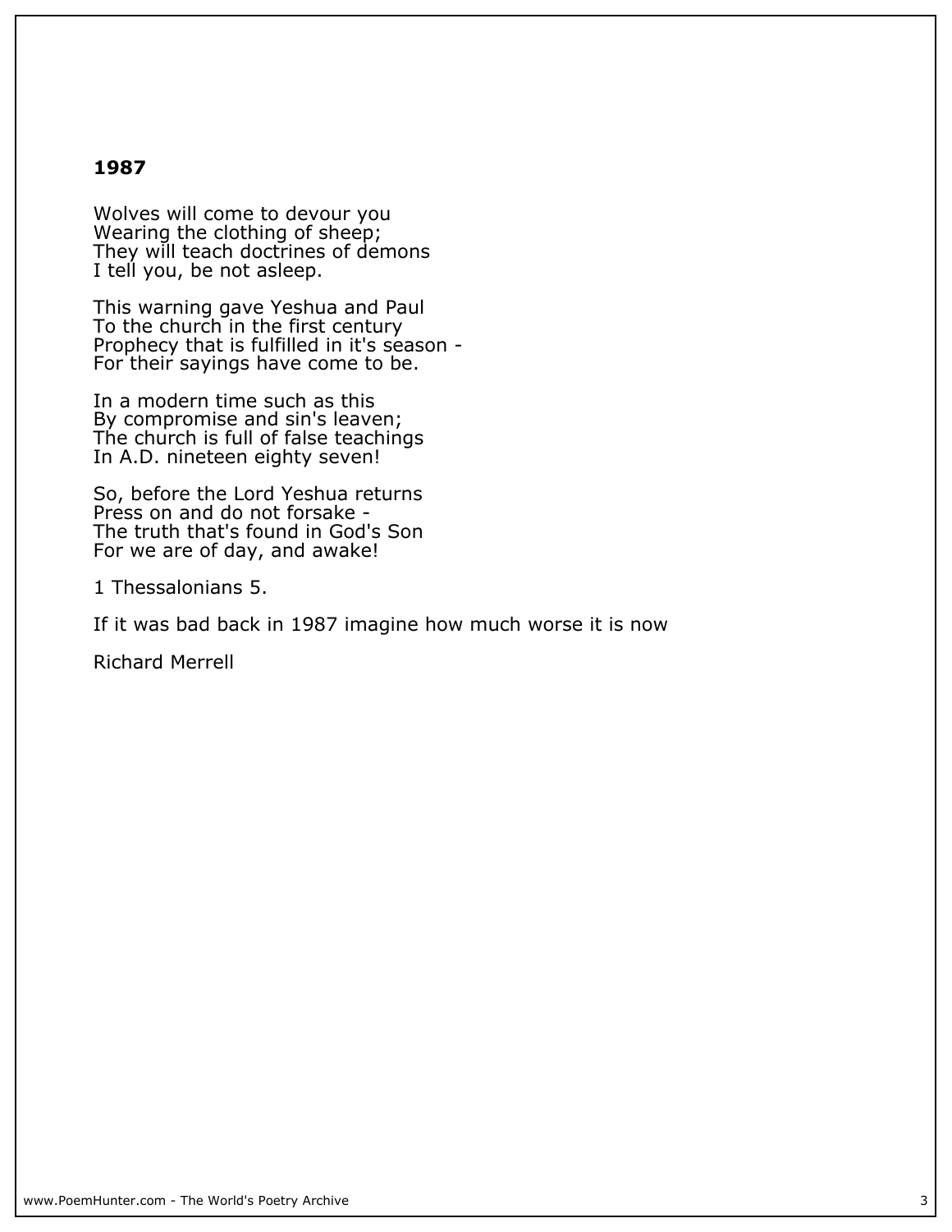## 1987

Wolves will come to devour you
Wearing the clothing of sheep;
They will teach doctrines of demons
I tell you, be not asleep.

This warning gave Yeshua and Paul
To the church in the first century
Prophecy that is fulfilled in it's season -
For their sayings have come to be.

In a modern time such as this
By compromise and sin's leaven;
The church is full of false teachings
In A.D. nineteen eighty seven!

So, before the Lord Yeshua returns
Press on and do not forsake -
The truth that's found in God's Son
For we are of day, and awake!

1 Thessalonians 5.

If it was bad back in 1987 imagine how much worse it is now

Richard Merrell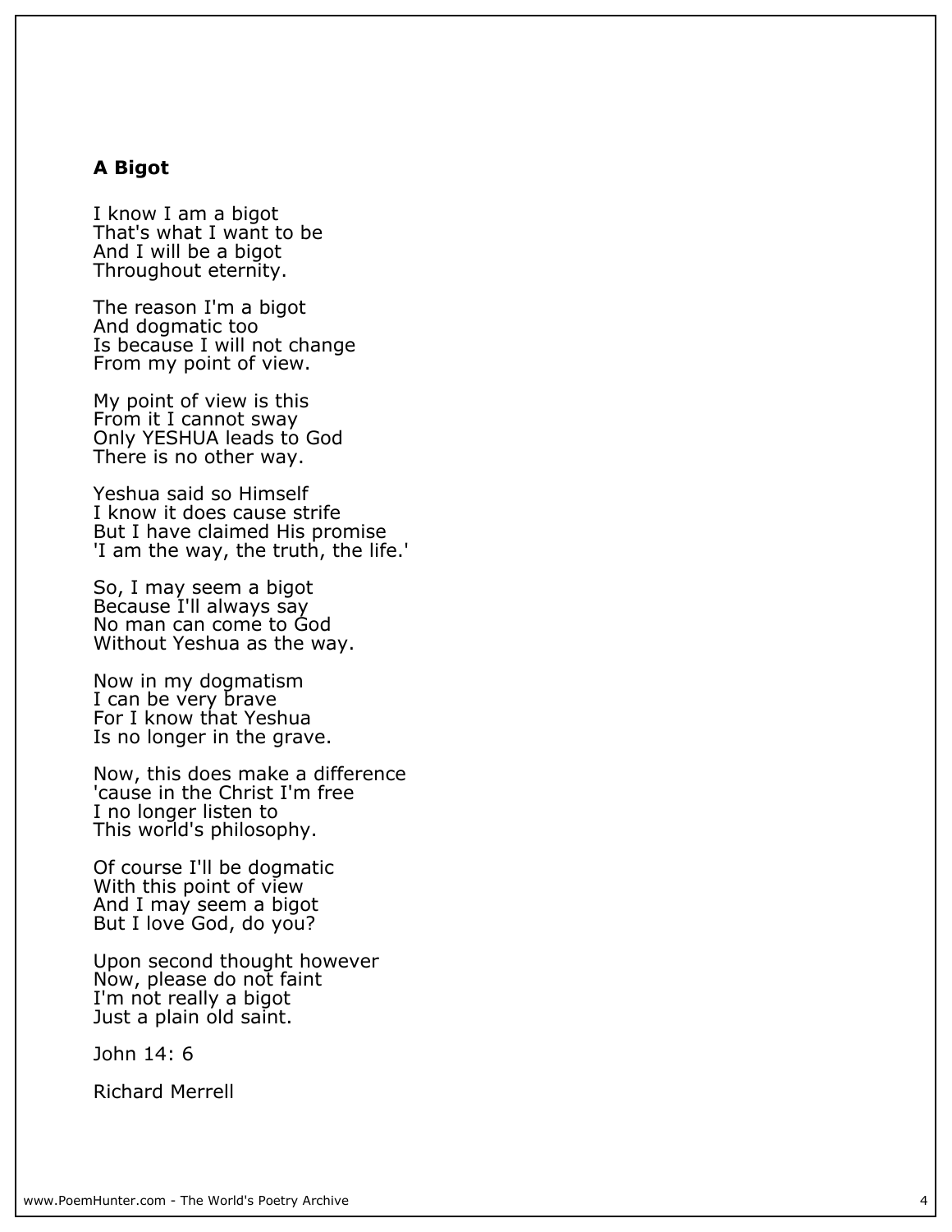### A Bigot

I know I am a bigot
That's what I want to be
And I will be a bigot
Throughout eternity.

The reason I'm a bigot
And dogmatic too
Is because I will not change
From my point of view.

My point of view is this
From it I cannot sway
Only YESHUA leads to God
There is no other way.

Yeshua said so Himself
I know it does cause strife
But I have claimed His promise
'I am the way, the truth, the life.'

So, I may seem a bigot
Because I'll always say
No man can come to God
Without Yeshua as the way.

Now in my dogmatism
I can be very brave
For I know that Yeshua
Is no longer in the grave.

Now, this does make a difference
'cause in the Christ I'm free
I no longer listen to
This world's philosophy.

Of course I'll be dogmatic
With this point of view
And I may seem a bigot
But I love God, do you?

Upon second thought however
Now, please do not faint
I'm not really a bigot
Just a plain old saint.

John 14: 6

Richard Merrell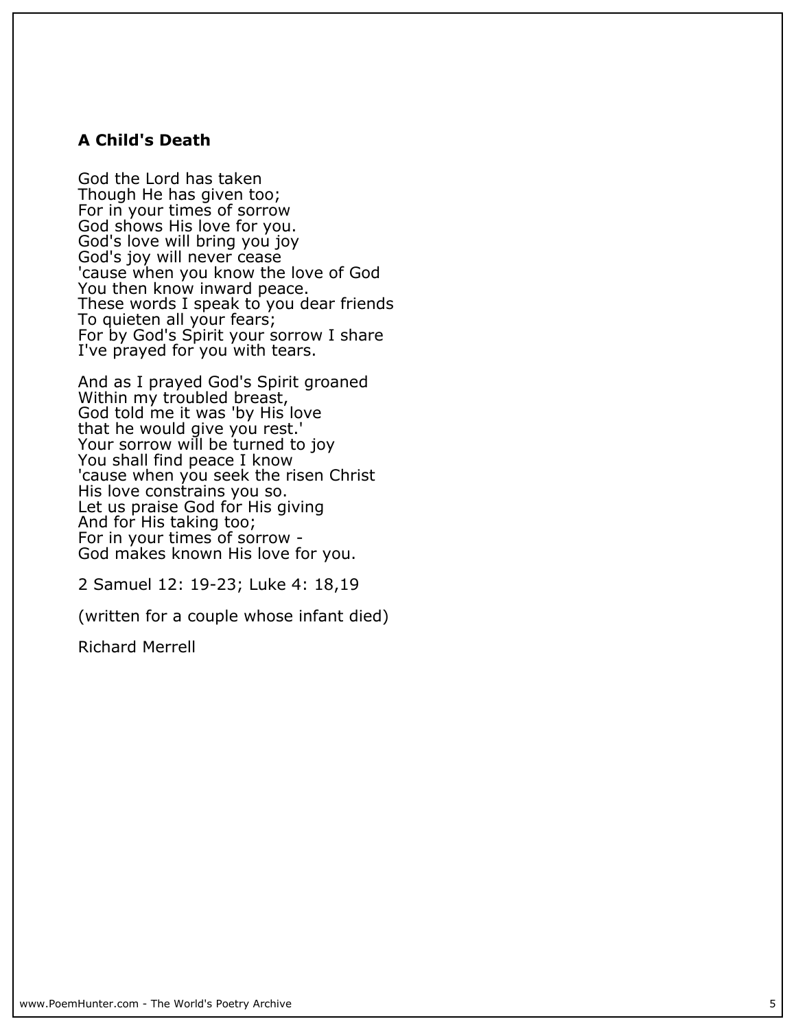### A Child's Death

God the Lord has taken  
Though He has given too;  
For in your times of sorrow  
God shows His love for you.  
God's love will bring you joy  
God's joy will never cease  
'cause when you know the love of God  
You then know inward peace.  
These words I speak to you dear friends  
To quieten all your fears;  
For by God's Spirit your sorrow I share  
I've prayed for you with tears.

And as I prayed God's Spirit groaned  
Within my troubled breast,  
God told me it was 'by His love  
that he would give you rest.'  
Your sorrow will be turned to joy  
You shall find peace I know  
'cause when you seek the risen Christ  
His love constrains you so.  
Let us praise God for His giving  
And for His taking too;  
For in your times of sorrow -  
God makes known His love for you.

2 Samuel 12: 19-23; Luke 4: 18,19

(written for a couple whose infant died)

Richard Merrell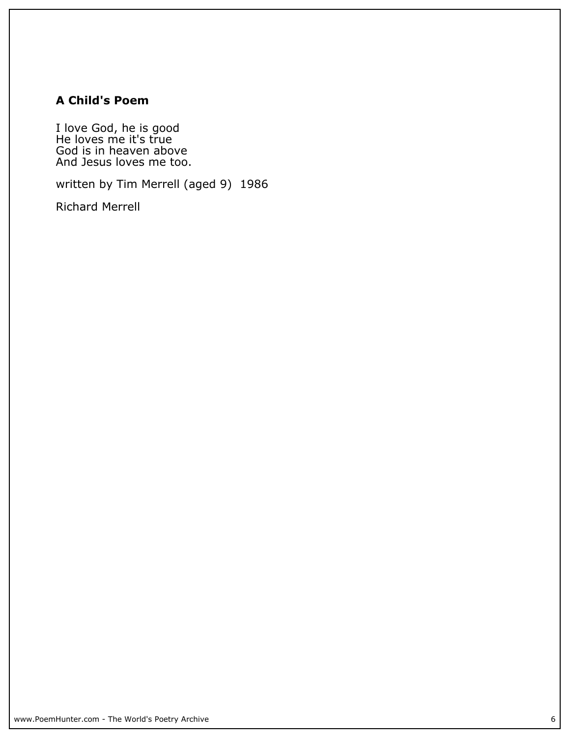## A Child's Poem

I love God, he is good  
He loves me it's true  
God is in heaven above  
And Jesus loves me too.

written by Tim Merrell (aged 9) 1986

Richard Merrell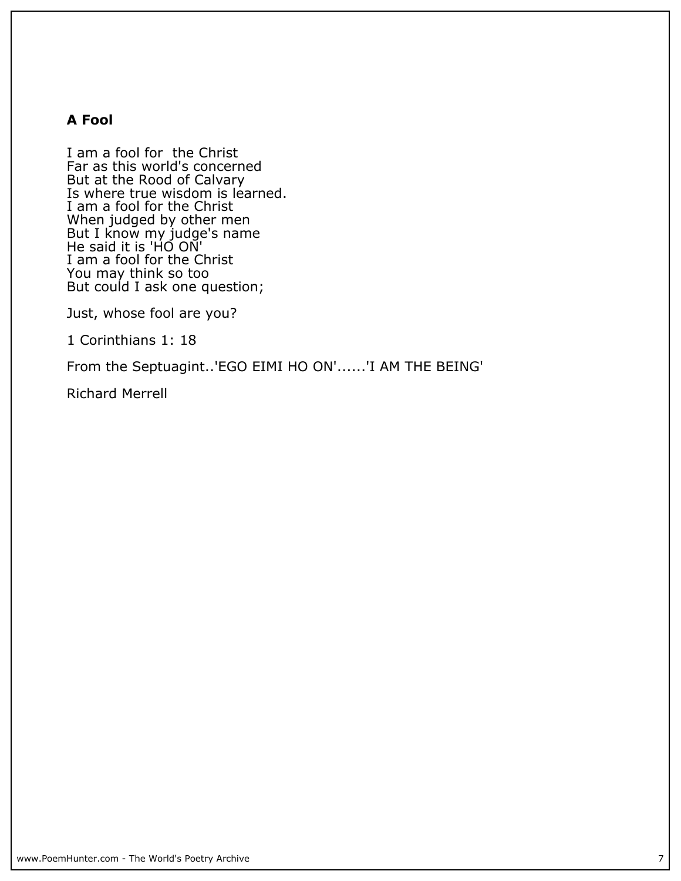### A Fool

I am a fool for  the Christ  
Far as this world's concerned  
But at the Rood of Calvary  
Is where true wisdom is learned.  
I am a fool for the Christ  
When judged by other men  
But I know my judge's name  
He said it is 'HO ON'  
I am a fool for the Christ  
You may think so too  
But could I ask one question;

Just, whose fool are you?

1 Corinthians 1: 18

From the Septuagint..'EGO EIMI HO ON'......'I AM THE BEING'

Richard Merrell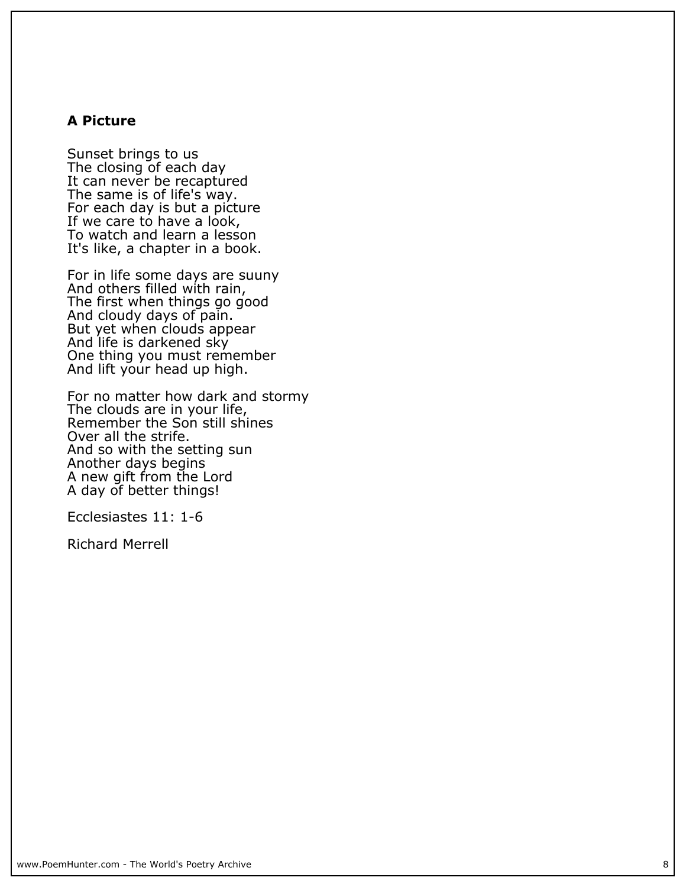## A Picture

Sunset brings to us  
The closing of each day  
It can never be recaptured  
The same is of life's way.  
For each day is but a picture  
If we care to have a look,  
To watch and learn a lesson  
It's like, a chapter in a book.

For in life some days are suuny  
And others filled with rain,  
The first when things go good  
And cloudy days of pain.  
But yet when clouds appear  
And life is darkened sky  
One thing you must remember  
And lift your head up high.

For no matter how dark and stormy  
The clouds are in your life,  
Remember the Son still shines  
Over all the strife.  
And so with the setting sun  
Another days begins  
A new gift from the Lord  
A day of better things!

Ecclesiastes 11: 1-6

Richard Merrell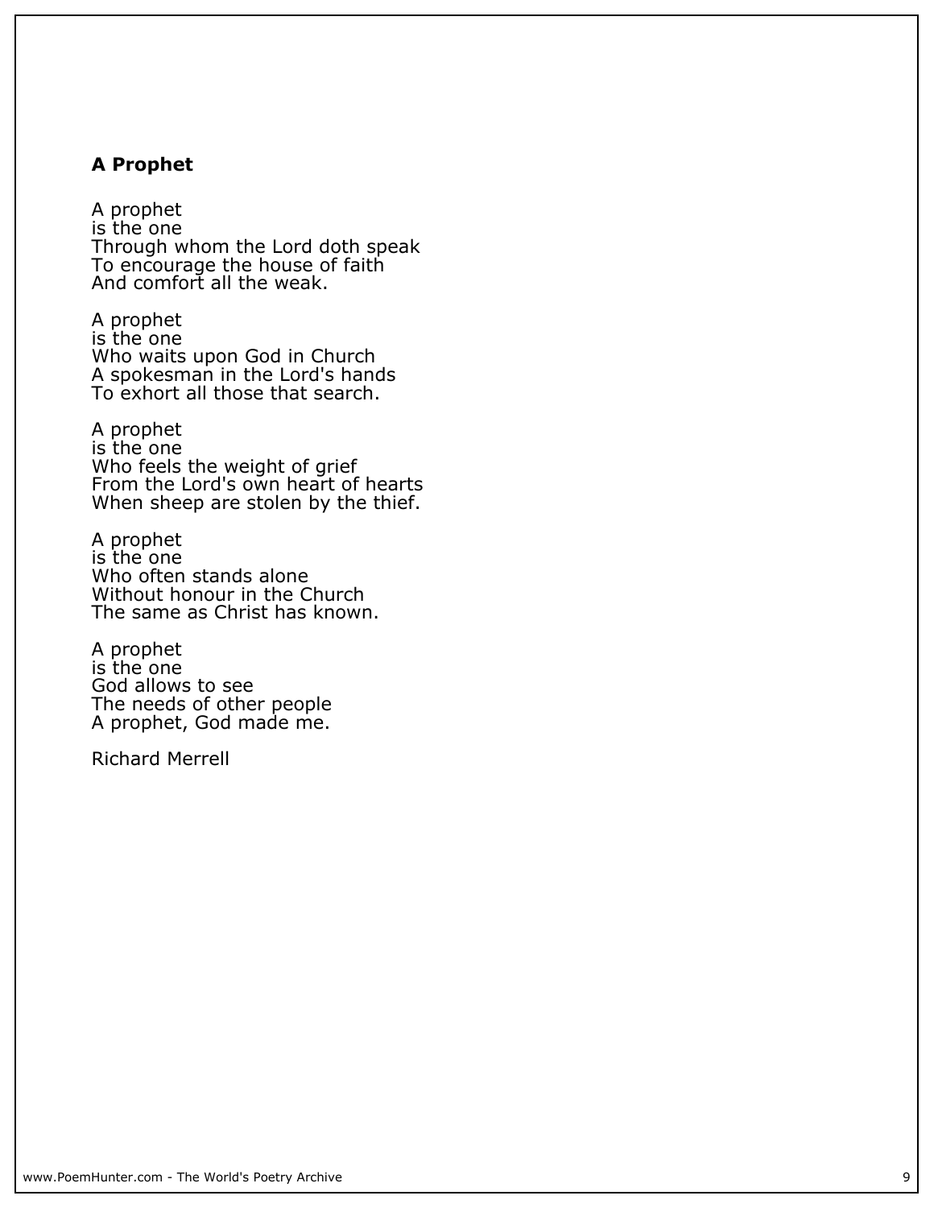**A Prophet**

A prophet
is the one
Through whom the Lord doth speak
To encourage the house of faith
And comfort all the weak.

A prophet
is the one
Who waits upon God in Church
A spokesman in the Lord's hands
To exhort all those that search.

A prophet
is the one
Who feels the weight of grief
From the Lord's own heart of hearts
When sheep are stolen by the thief.

A prophet
is the one
Who often stands alone
Without honour in the Church
The same as Christ has known.

A prophet
is the one
God allows to see
The needs of other people
A prophet, God made me.

Richard Merrell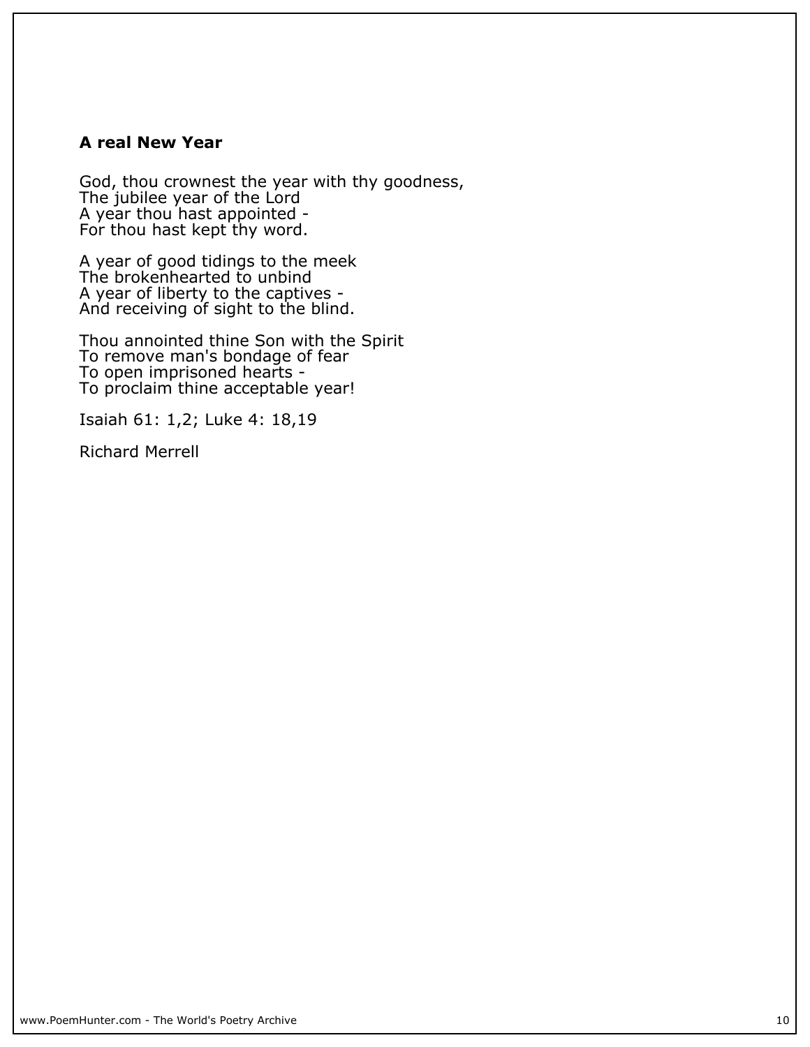**A real New Year**

God, thou crownest the year with thy goodness,  
The jubilee year of the Lord  
A year thou hast appointed -  
For thou hast kept thy word.

A year of good tidings to the meek  
The brokenhearted to unbind  
A year of liberty to the captives -  
And receiving of sight to the blind.

Thou annointed thine Son with the Spirit  
To remove man's bondage of fear  
To open imprisoned hearts -  
To proclaim thine acceptable year!

Isaiah 61: 1,2; Luke 4: 18,19

Richard Merrell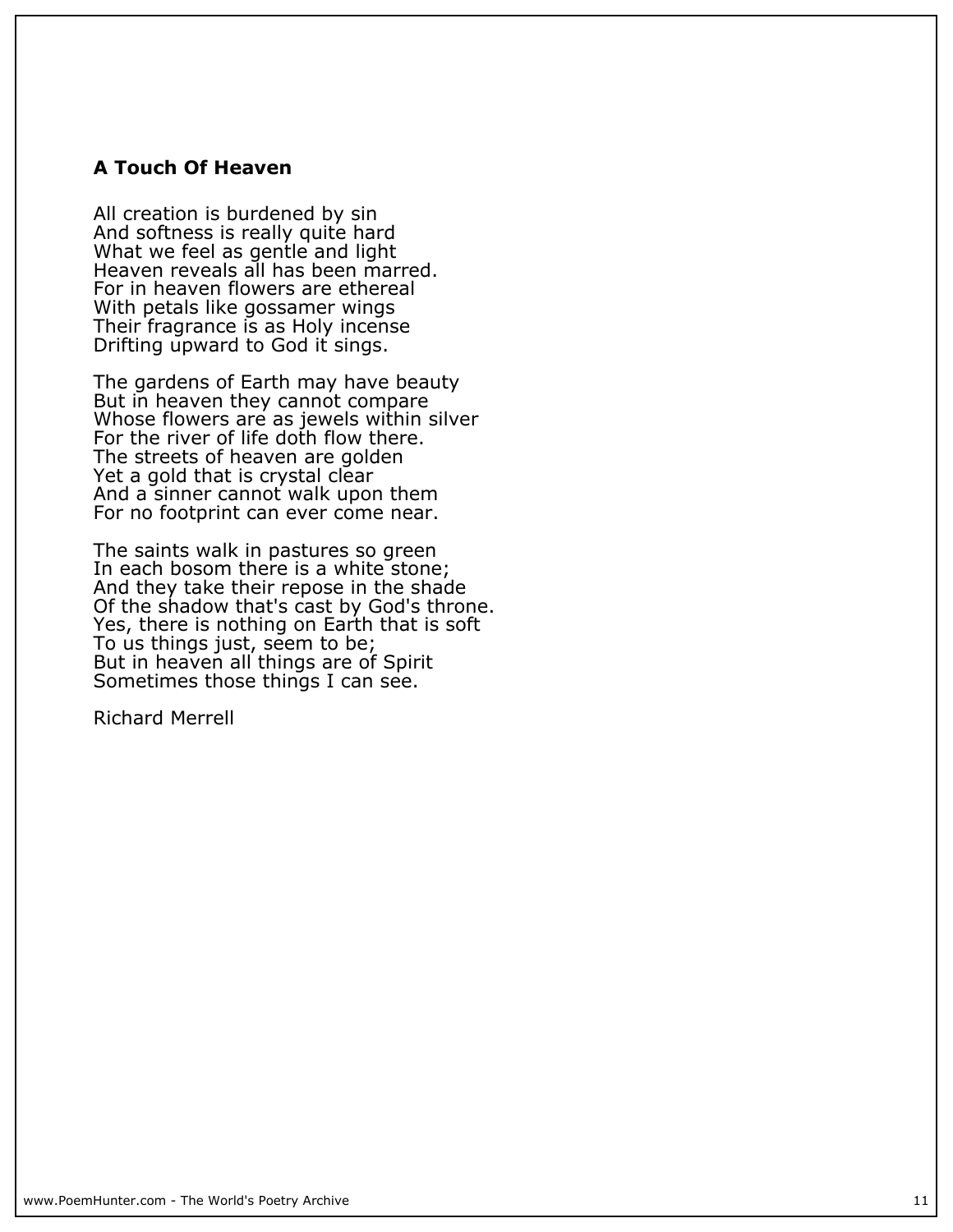### A Touch Of Heaven

All creation is burdened by sin
And softness is really quite hard
What we feel as gentle and light
Heaven reveals all has been marred.
For in heaven flowers are ethereal
With petals like gossamer wings
Their fragrance is as Holy incense
Drifting upward to God it sings.

The gardens of Earth may have beauty
But in heaven they cannot compare
Whose flowers are as jewels within silver
For the river of life doth flow there.
The streets of heaven are golden
Yet a gold that is crystal clear
And a sinner cannot walk upon them
For no footprint can ever come near.

The saints walk in pastures so green
In each bosom there is a white stone;
And they take their repose in the shade
Of the shadow that's cast by God's throne.
Yes, there is nothing on Earth that is soft
To us things just, seem to be;
But in heaven all things are of Spirit
Sometimes those things I can see.

Richard Merrell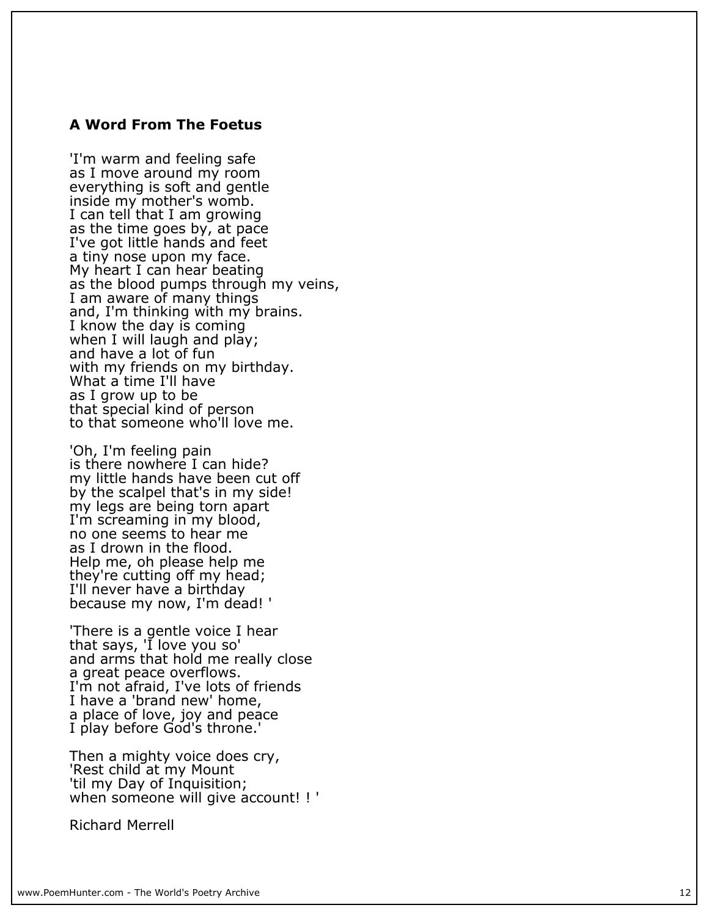**A Word From The Foetus**

'I'm warm and feeling safe  
as I move around my room  
everything is soft and gentle  
inside my mother's womb.  
I can tell that I am growing  
as the time goes by, at pace  
I've got little hands and feet  
a tiny nose upon my face.  
My heart I can hear beating  
as the blood pumps through my veins,  
I am aware of many things  
and, I'm thinking with my brains.  
I know the day is coming  
when I will laugh and play;  
and have a lot of fun  
with my friends on my birthday.  
What a time I'll have  
as I grow up to be  
that special kind of person  
to that someone who'll love me.

'Oh, I'm feeling pain  
is there nowhere I can hide?  
my little hands have been cut off  
by the scalpel that's in my side!  
my legs are being torn apart  
I'm screaming in my blood,  
no one seems to hear me  
as I drown in the flood.  
Help me, oh please help me  
they're cutting off my head;  
I'll never have a birthday  
because my now, I'm dead! '

'There is a gentle voice I hear  
that says, 'I love you so'  
and arms that hold me really close  
a great peace overflows.  
I'm not afraid, I've lots of friends  
I have a 'brand new' home,  
a place of love, joy and peace  
I play before God's throne.'

Then a mighty voice does cry,  
'Rest child at my Mount  
'til my Day of Inquisition;  
when someone will give account! ! '

Richard Merrell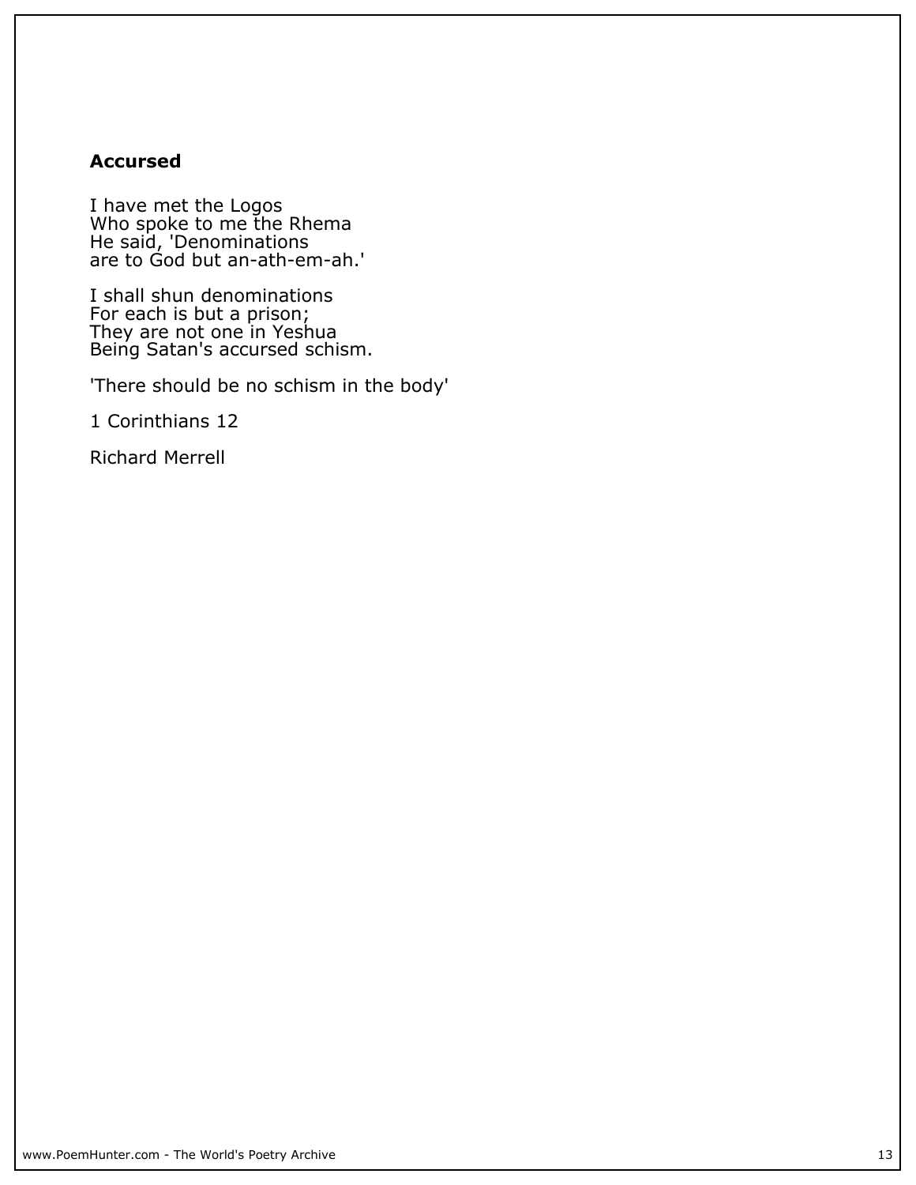**Accursed**

I have met the Logos
Who spoke to me the Rhema
He said, 'Denominations
are to God but an-ath-em-ah.'

I shall shun denominations
For each is but a prison;
They are not one in Yeshua
Being Satan's accursed schism.

'There should be no schism in the body'

1 Corinthians 12

Richard Merrell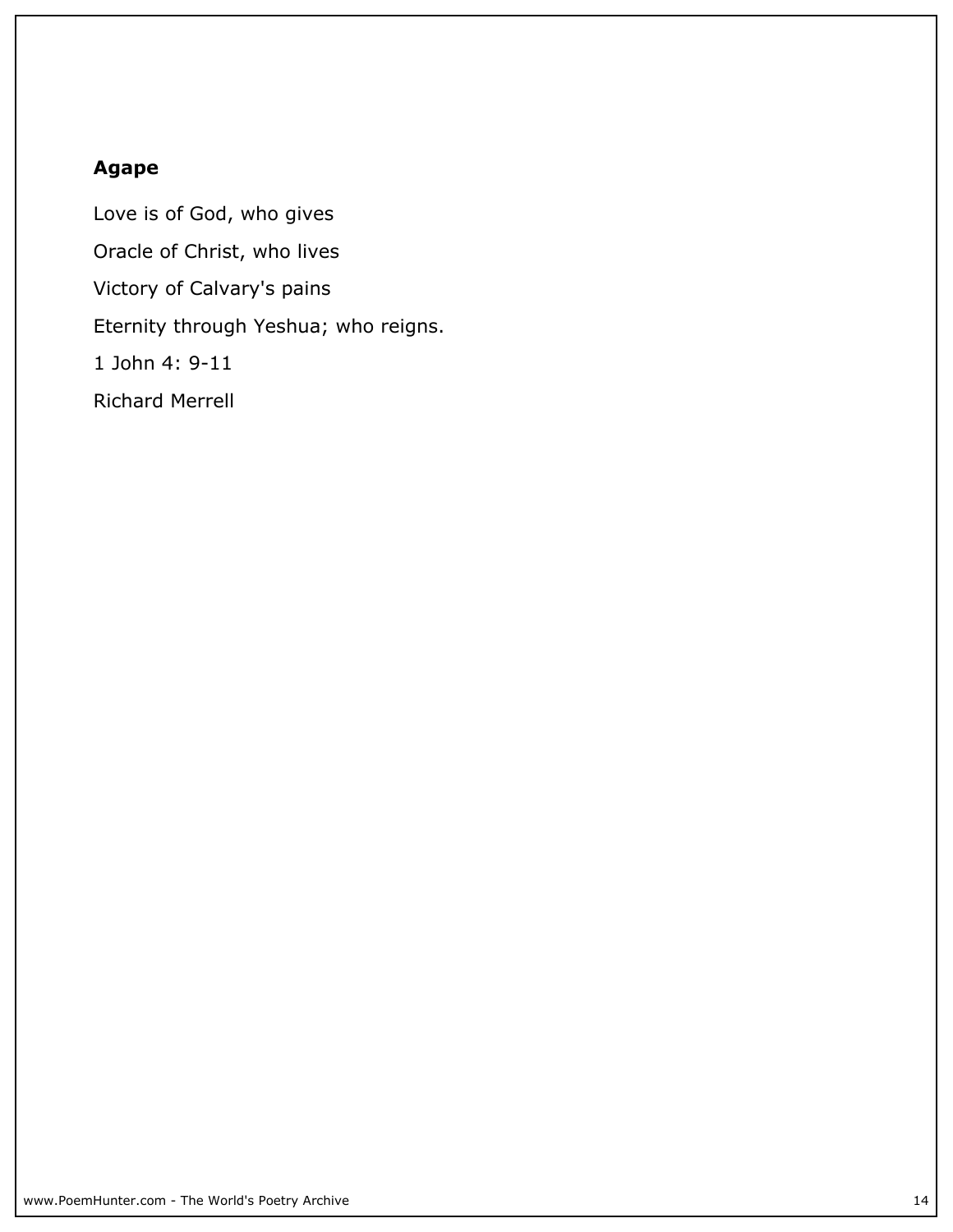## Agape

Love is of God, who gives

Oracle of Christ, who lives

Victory of Calvary's pains

Eternity through Yeshua; who reigns.

1 John 4: 9-11

Richard Merrell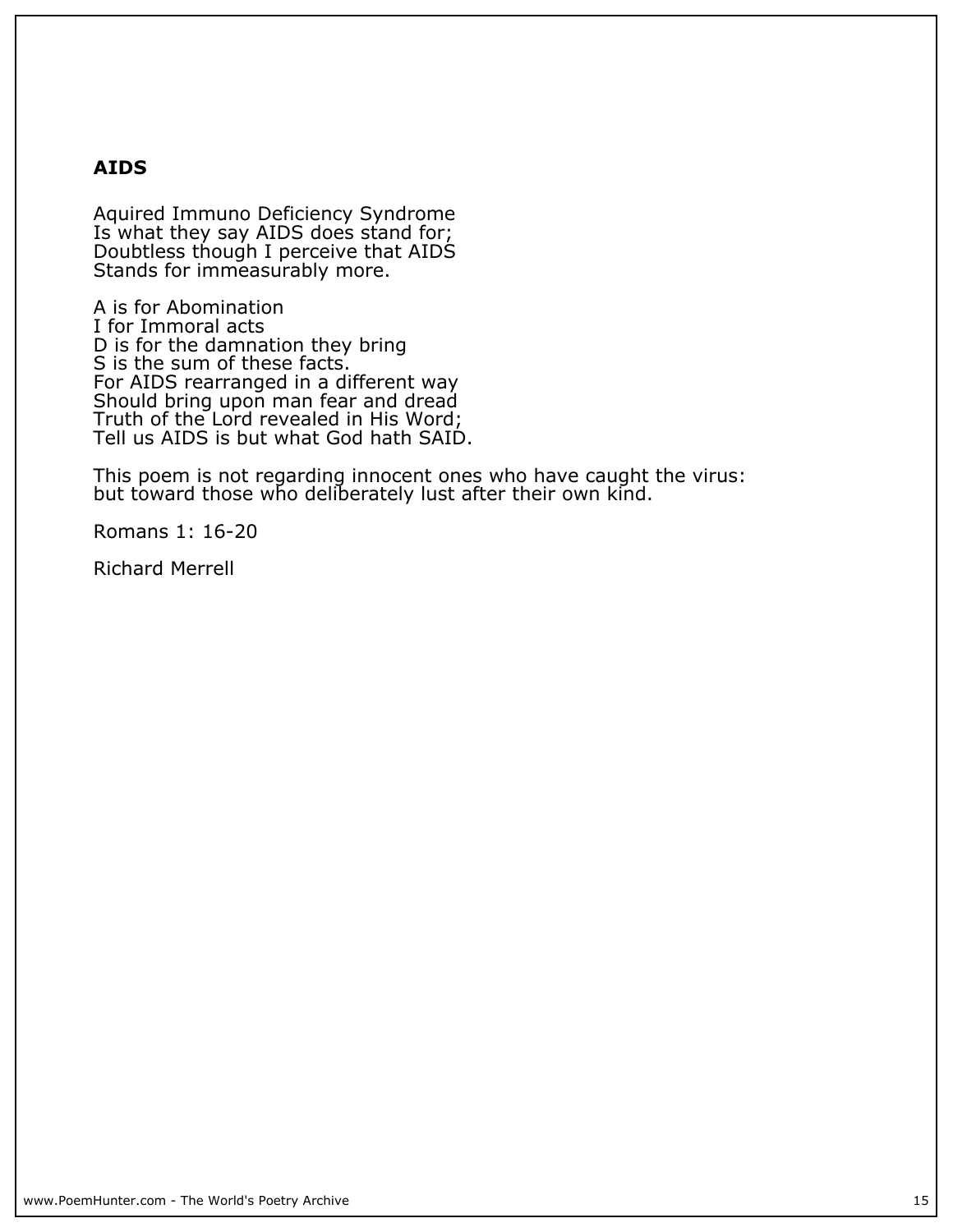## AIDS

Aquired Immuno Deficiency Syndrome
Is what they say AIDS does stand for;
Doubtless though I perceive that AIDS
Stands for immeasurably more.

A is for Abomination
I for Immoral acts
D is for the damnation they bring
S is the sum of these facts.
For AIDS rearranged in a different way
Should bring upon man fear and dread
Truth of the Lord revealed in His Word;
Tell us AIDS is but what God hath SAID.

This poem is not regarding innocent ones who have caught the virus:
but toward those who deliberately lust after their own kind.

Romans 1: 16-20

Richard Merrell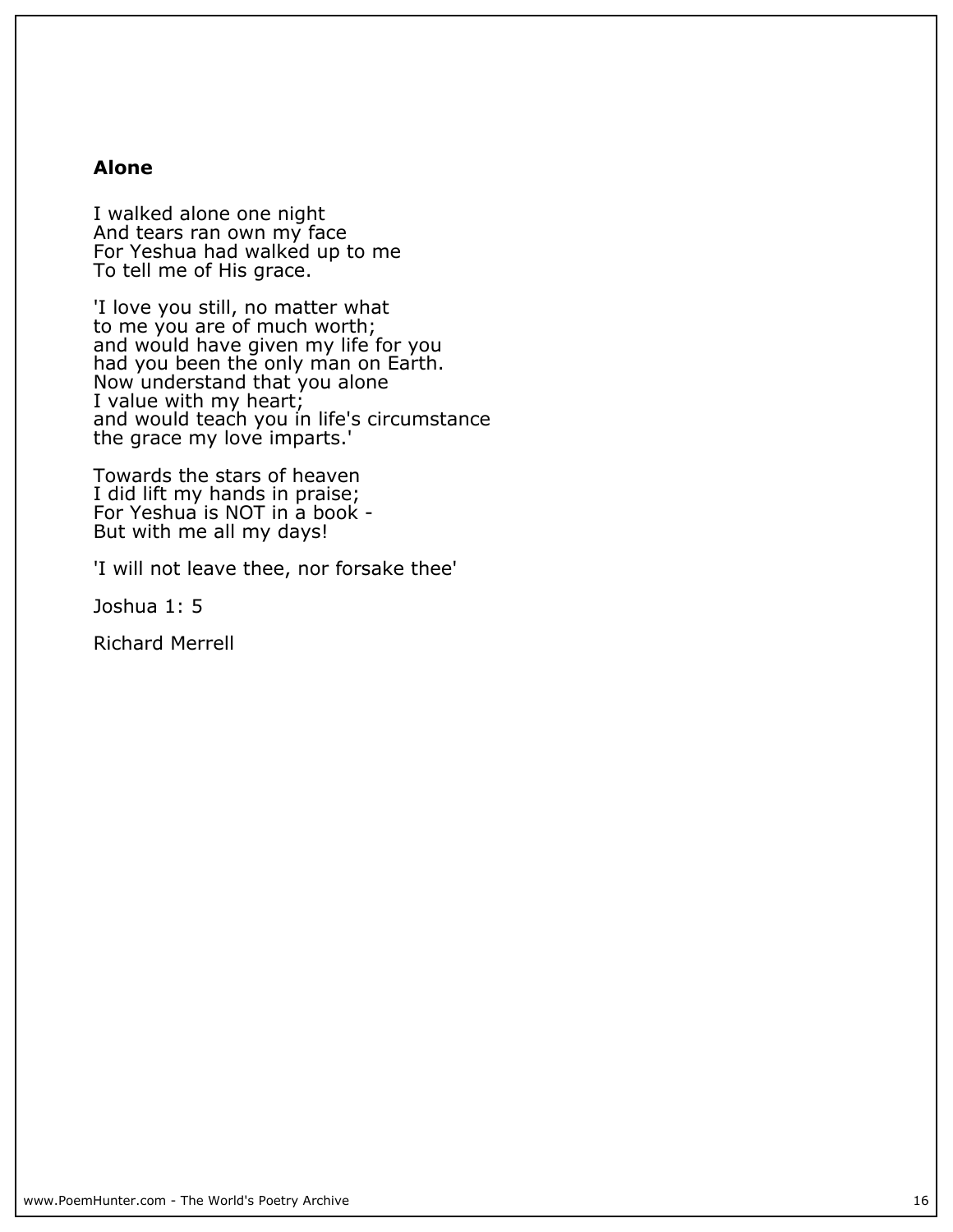**Alone**

I walked alone one night
And tears ran own my face
For Yeshua had walked up to me
To tell me of His grace.

'I love you still, no matter what
to me you are of much worth;
and would have given my life for you
had you been the only man on Earth.
Now understand that you alone
I value with my heart;
and would teach you in life's circumstance
the grace my love imparts.'

Towards the stars of heaven
I did lift my hands in praise;
For Yeshua is NOT in a book -
But with me all my days!

'I will not leave thee, nor forsake thee'

Joshua 1: 5

Richard Merrell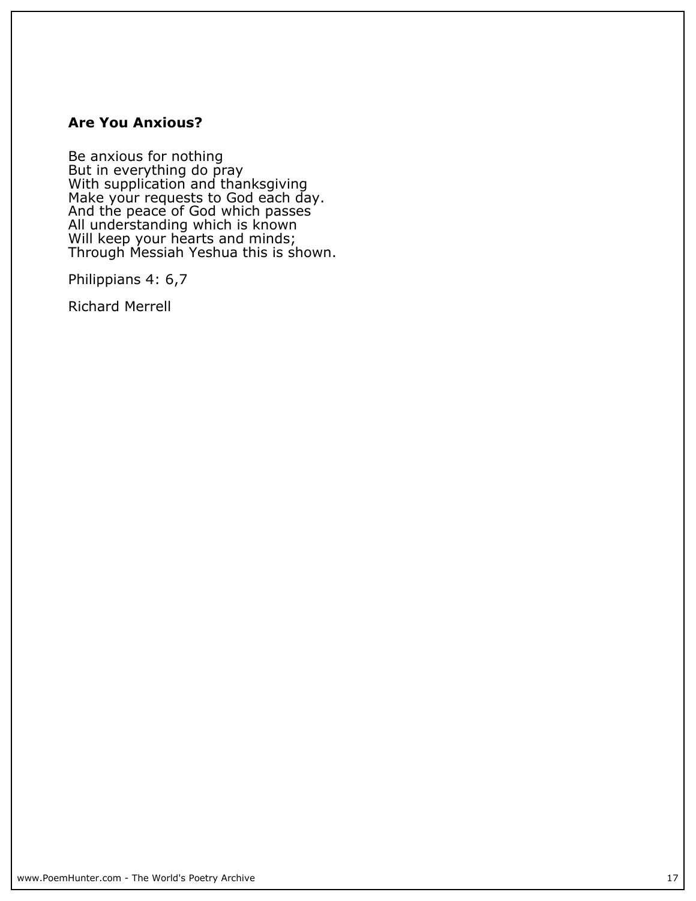**Are You Anxious?**

Be anxious for nothing
But in everything do pray
With supplication and thanksgiving
Make your requests to God each day.
And the peace of God which passes
All understanding which is known
Will keep your hearts and minds;
Through Messiah Yeshua this is shown.

Philippians 4: 6,7

Richard Merrell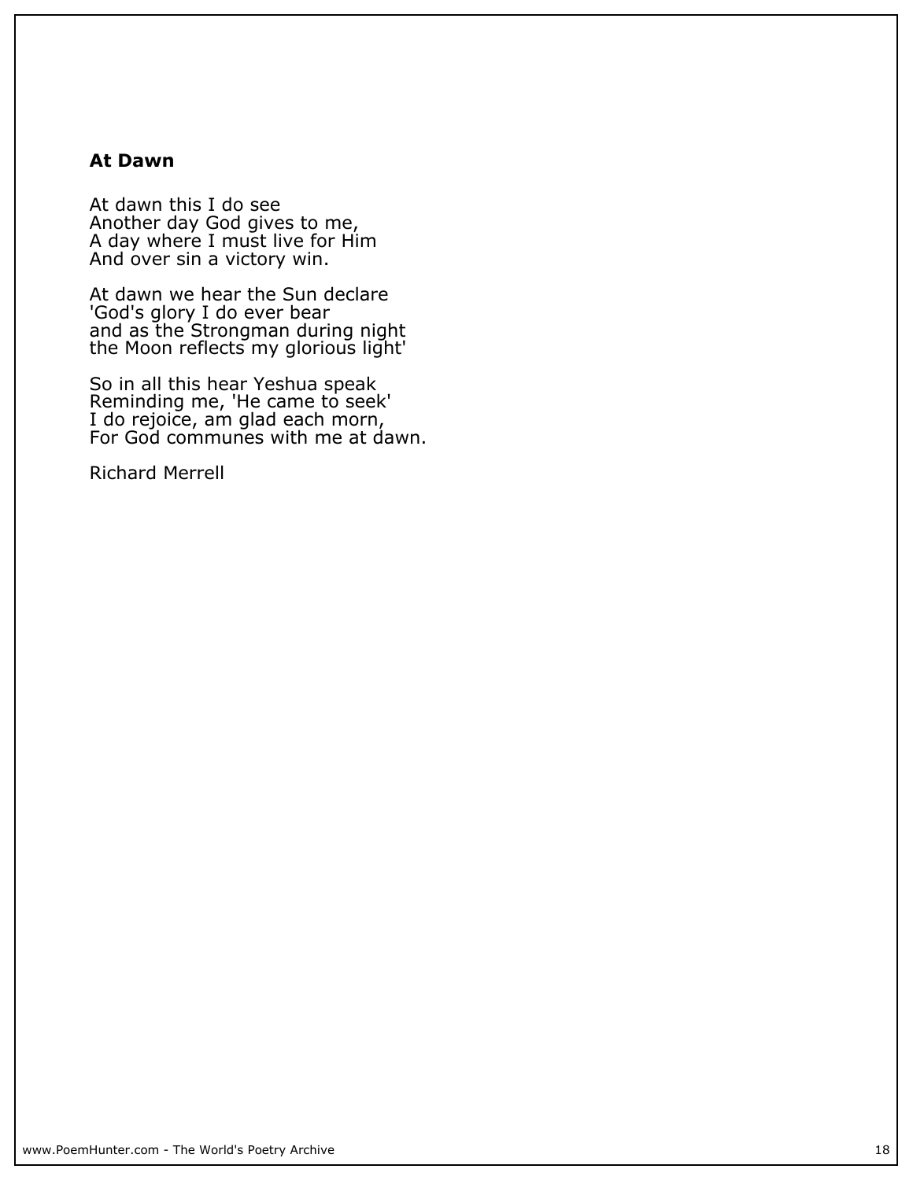## At Dawn

At dawn this I do see
Another day God gives to me,
A day where I must live for Him
And over sin a victory win.

At dawn we hear the Sun declare
'God's glory I do ever bear
and as the Strongman during night
the Moon reflects my glorious light'

So in all this hear Yeshua speak
Reminding me, 'He came to seek'
I do rejoice, am glad each morn,
For God communes with me at dawn.

Richard Merrell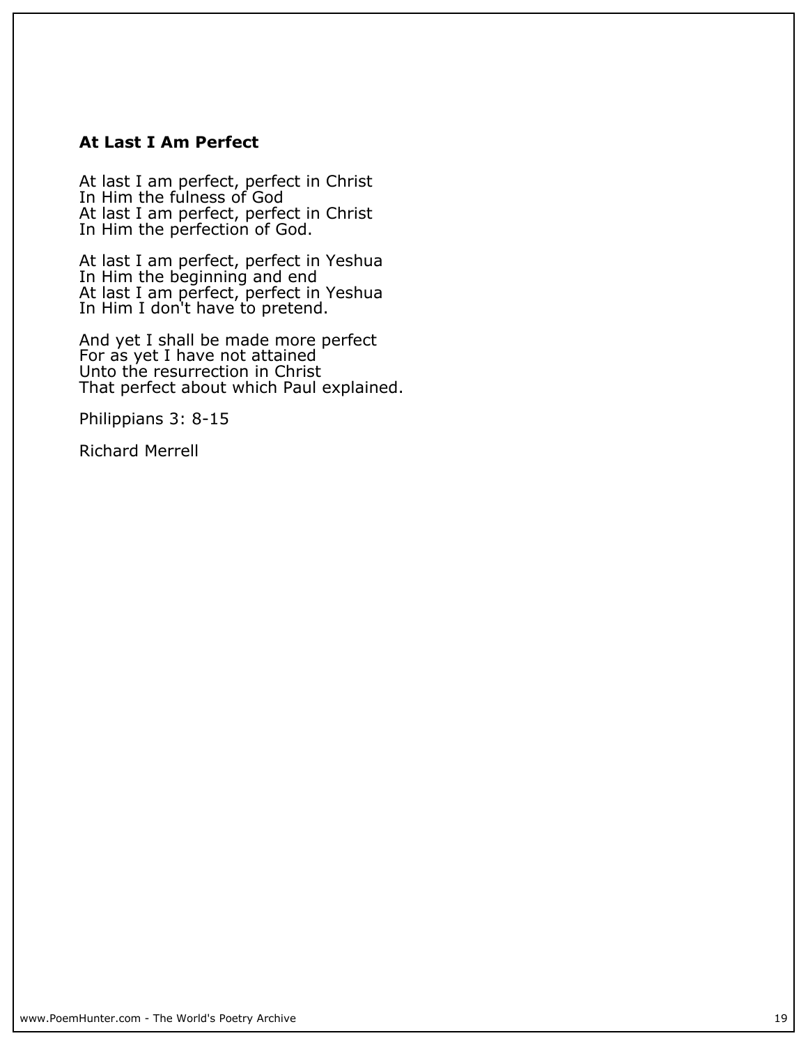**At Last I Am Perfect**

At last I am perfect, perfect in Christ
In Him the fulness of God
At last I am perfect, perfect in Christ
In Him the perfection of God.

At last I am perfect, perfect in Yeshua
In Him the beginning and end
At last I am perfect, perfect in Yeshua
In Him I don't have to pretend.

And yet I shall be made more perfect
For as yet I have not attained
Unto the resurrection in Christ
That perfect about which Paul explained.

Philippians 3: 8-15

Richard Merrell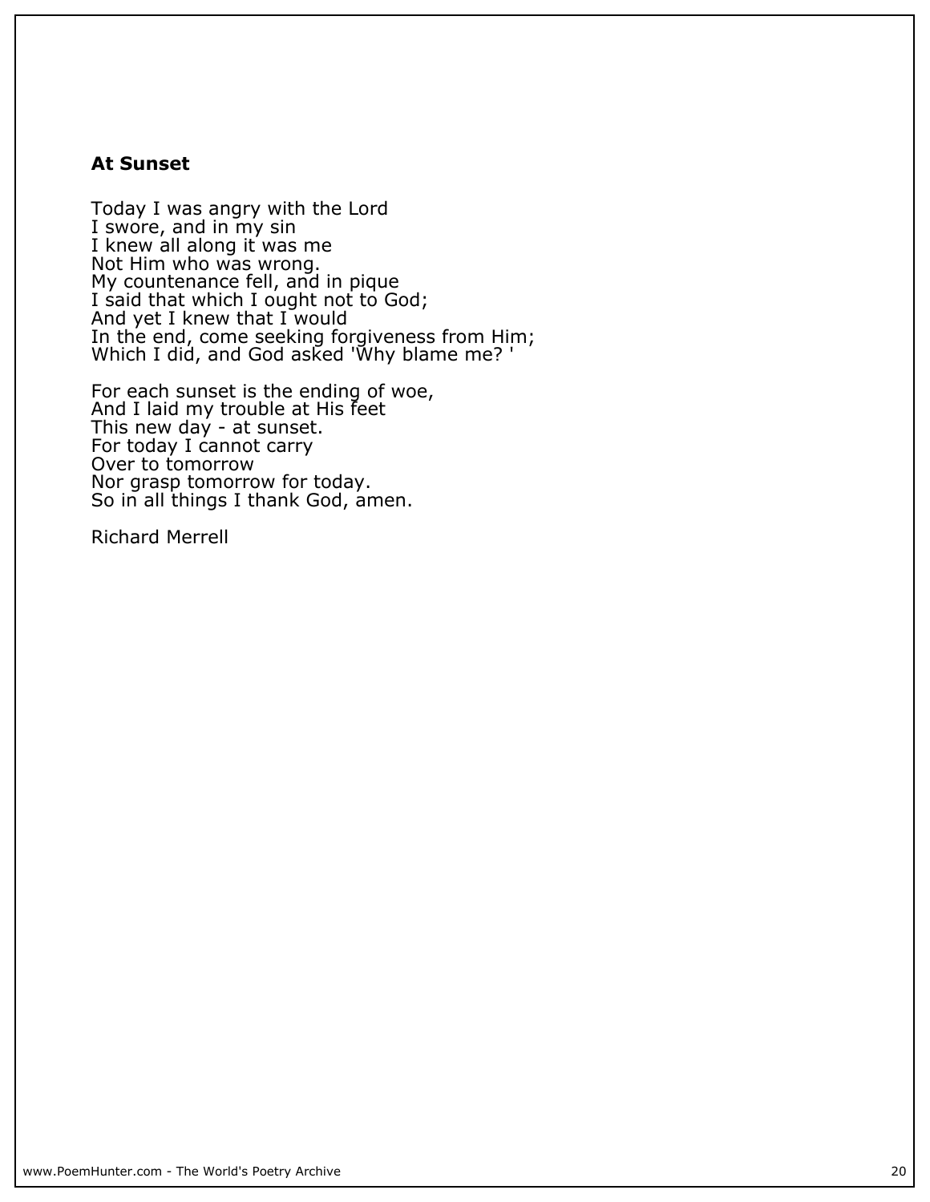## At Sunset

Today I was angry with the Lord
I swore, and in my sin
I knew all along it was me
Not Him who was wrong.
My countenance fell, and in pique
I said that which I ought not to God;
And yet I knew that I would
In the end, come seeking forgiveness from Him;
Which I did, and God asked 'Why blame me? '

For each sunset is the ending of woe,
And I laid my trouble at His feet
This new day - at sunset.
For today I cannot carry
Over to tomorrow
Nor grasp tomorrow for today.
So in all things I thank God, amen.

Richard Merrell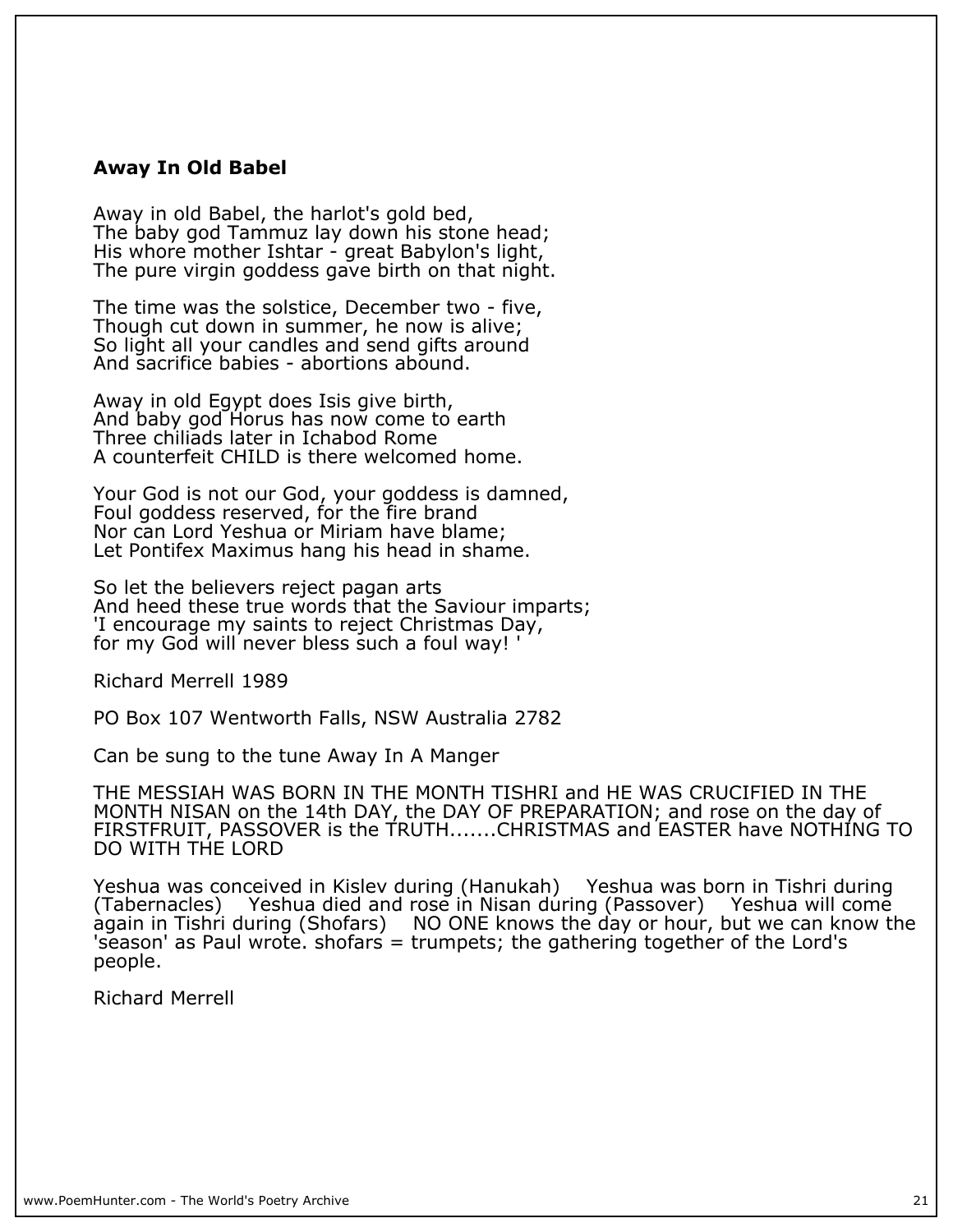**Away In Old Babel**

Away in old Babel, the harlot's gold bed,
The baby god Tammuz lay down his stone head;
His whore mother Ishtar - great Babylon's light,
The pure virgin goddess gave birth on that night.

The time was the solstice, December two - five,
Though cut down in summer, he now is alive;
So light all your candles and send gifts around
And sacrifice babies - abortions abound.

Away in old Egypt does Isis give birth,
And baby god Horus has now come to earth
Three chiliads later in Ichabod Rome
A counterfeit CHILD is there welcomed home.

Your God is not our God, your goddess is damned,
Foul goddess reserved, for the fire brand
Nor can Lord Yeshua or Miriam have blame;
Let Pontifex Maximus hang his head in shame.

So let the believers reject pagan arts
And heed these true words that the Saviour imparts;
'I encourage my saints to reject Christmas Day,
for my God will never bless such a foul way! '

Richard Merrell 1989

PO Box 107 Wentworth Falls, NSW Australia 2782

Can be sung to the tune Away In A Manger

THE MESSIAH WAS BORN IN THE MONTH TISHRI and HE WAS CRUCIFIED IN THE MONTH NISAN on the 14th DAY, the DAY OF PREPARATION; and rose on the day of FIRSTFRUIT, PASSOVER is the TRUTH.......CHRISTMAS and EASTER have NOTHING TO DO WITH THE LORD

Yeshua was conceived in Kislev during (Hanukah) Yeshua was born in Tishri during (Tabernacles) Yeshua died and rose in Nisan during (Passover) Yeshua will come again in Tishri during (Shofars) NO ONE knows the day or hour, but we can know the 'season' as Paul wrote. shofars = trumpets; the gathering together of the Lord's people.

Richard Merrell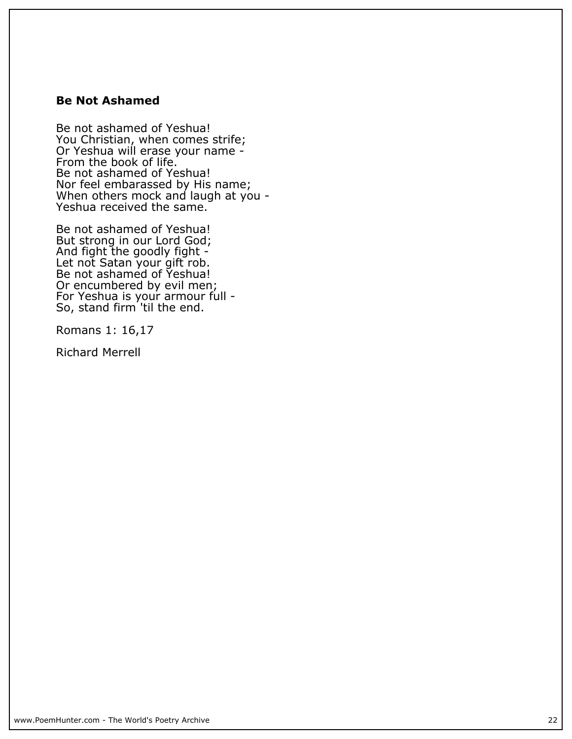### Be Not Ashamed

Be not ashamed of Yeshua!
You Christian, when comes strife;
Or Yeshua will erase your name -
From the book of life.
Be not ashamed of Yeshua!
Nor feel embarassed by His name;
When others mock and laugh at you -
Yeshua received the same.

Be not ashamed of Yeshua!
But strong in our Lord God;
And fight the goodly fight -
Let not Satan your gift rob.
Be not ashamed of Yeshua!
Or encumbered by evil men;
For Yeshua is your armour full -
So, stand firm 'til the end.

Romans 1: 16,17

Richard Merrell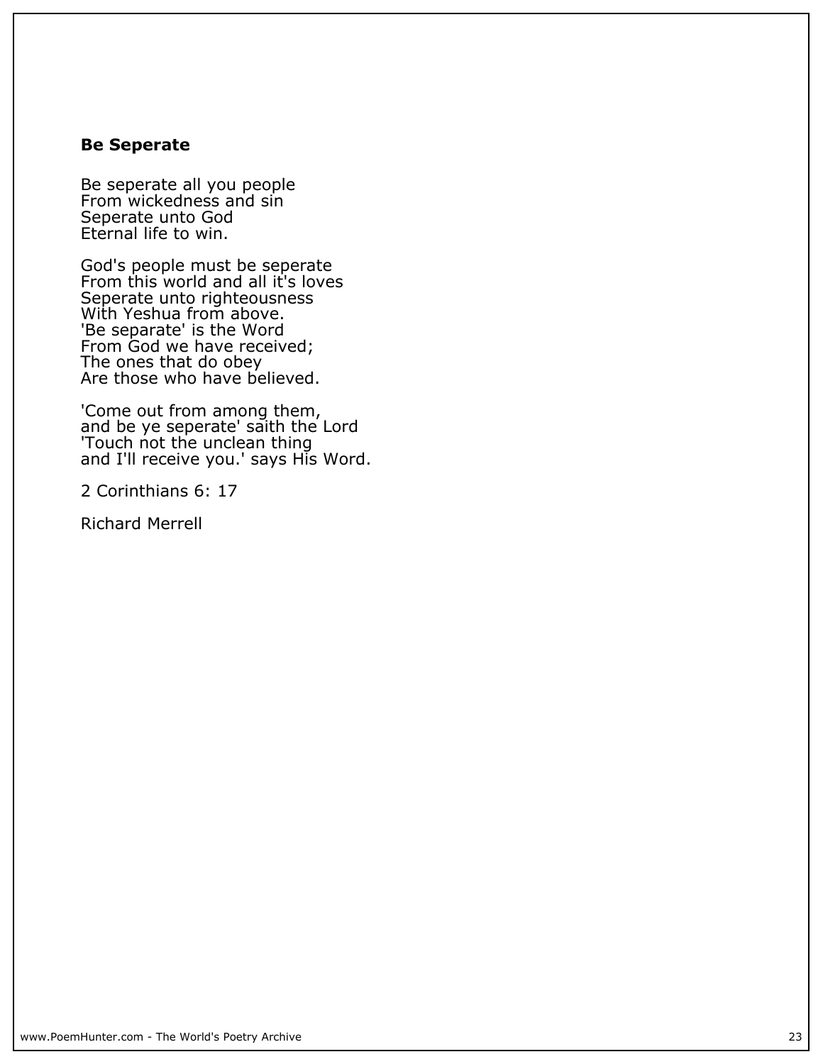**Be Seperate**

Be seperate all you people
From wickedness and sin
Seperate unto God
Eternal life to win.

God's people must be seperate
From this world and all it's loves
Seperate unto righteousness
With Yeshua from above.
'Be separate' is the Word
From God we have received;
The ones that do obey
Are those who have believed.

'Come out from among them,
and be ye seperate' saith the Lord
'Touch not the unclean thing
and I'll receive you.' says His Word.

2 Corinthians 6: 17

Richard Merrell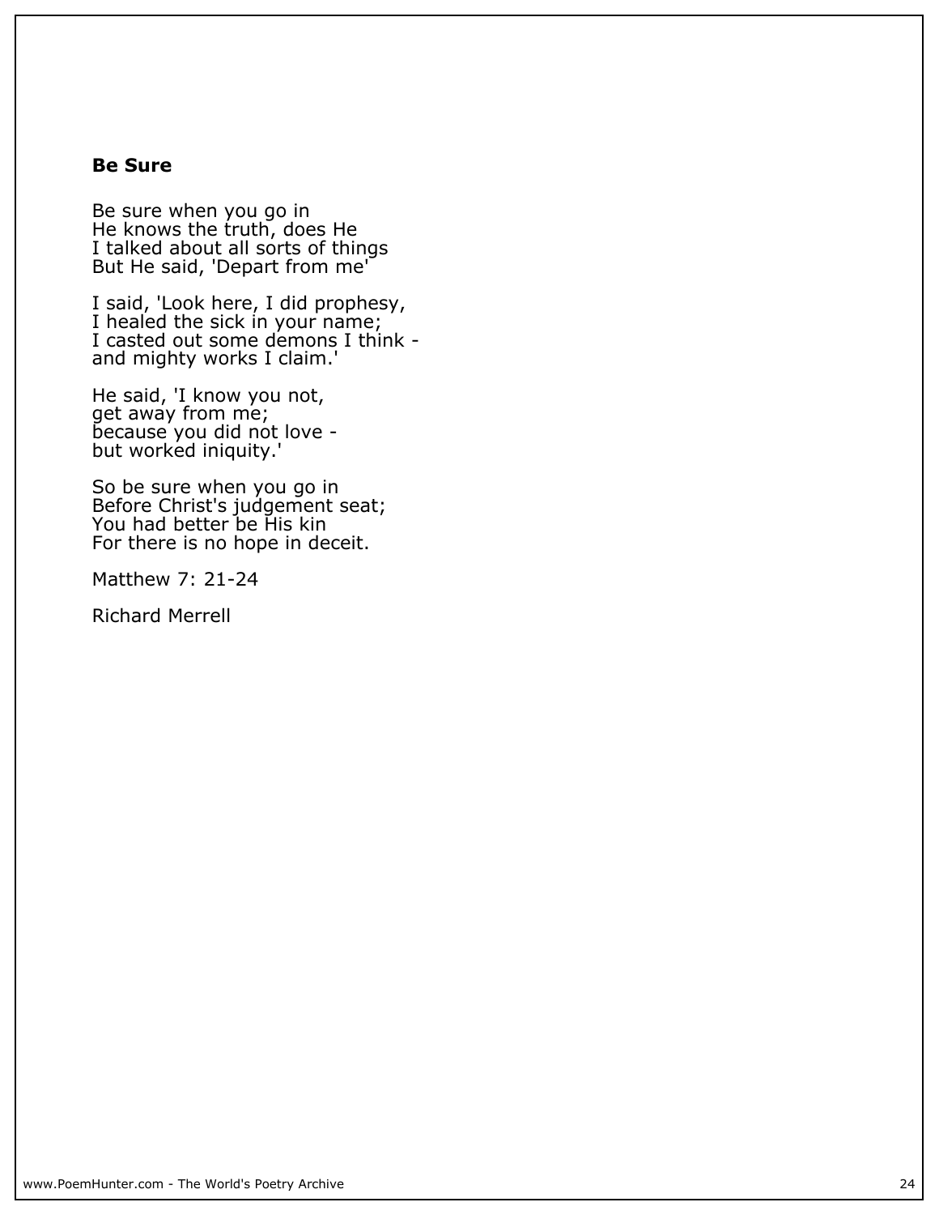## Be Sure

Be sure when you go in  
He knows the truth, does He  
I talked about all sorts of things  
But He said, 'Depart from me'

I said, 'Look here, I did prophesy,  
I healed the sick in your name;  
I casted out some demons I think -  
and mighty works I claim.'

He said, 'I know you not,  
get away from me;  
because you did not love -  
but worked iniquity.'

So be sure when you go in  
Before Christ's judgement seat;  
You had better be His kin  
For there is no hope in deceit.

Matthew 7: 21-24

Richard Merrell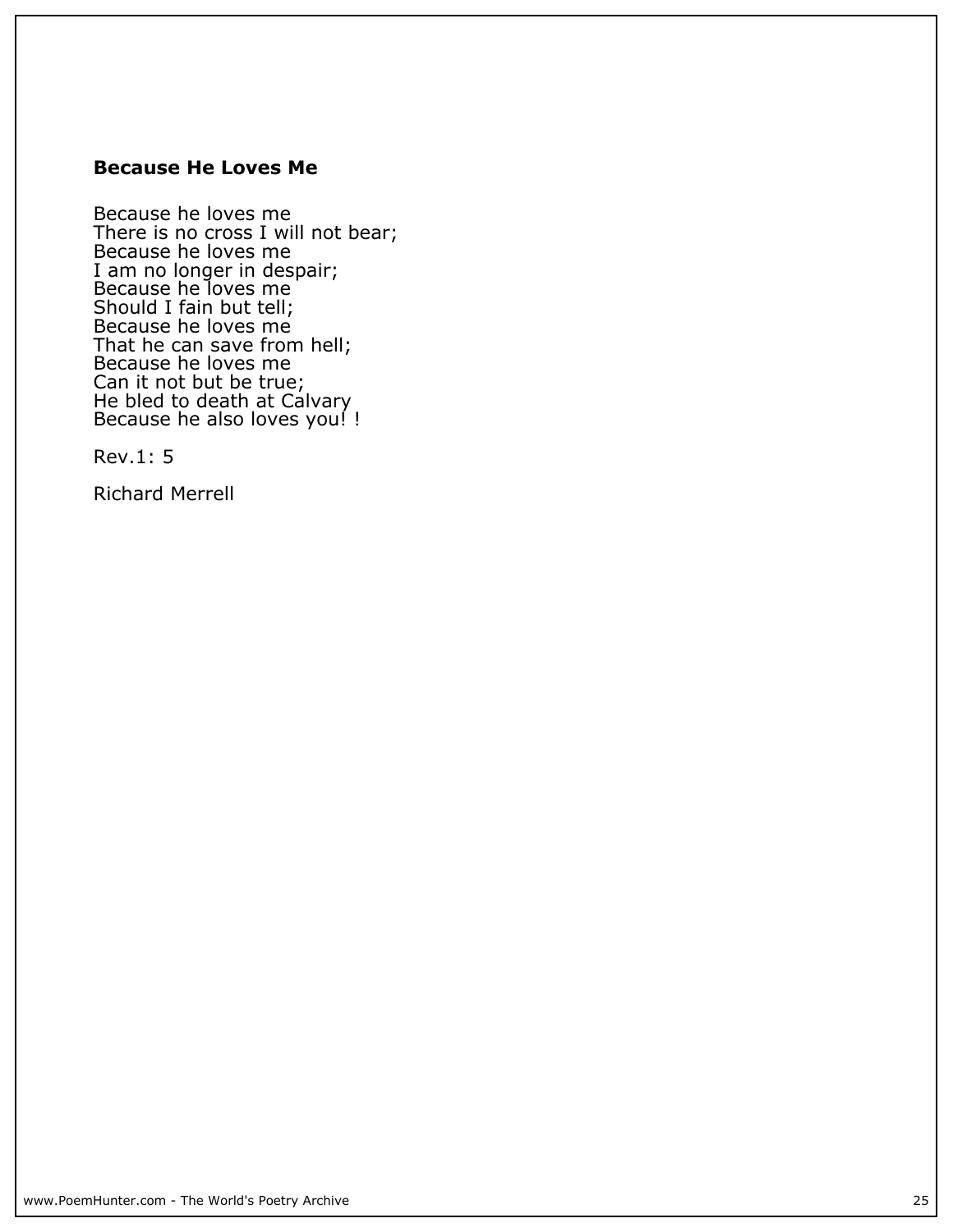### **Because He Loves Me**

Because he loves me
There is no cross I will not bear;
Because he loves me
I am no longer in despair;
Because he loves me
Should I fain but tell;
Because he loves me
That he can save from hell;
Because he loves me
Can it not but be true;
He bled to death at Calvary
Because he also loves you! !

Rev.1: 5

Richard Merrell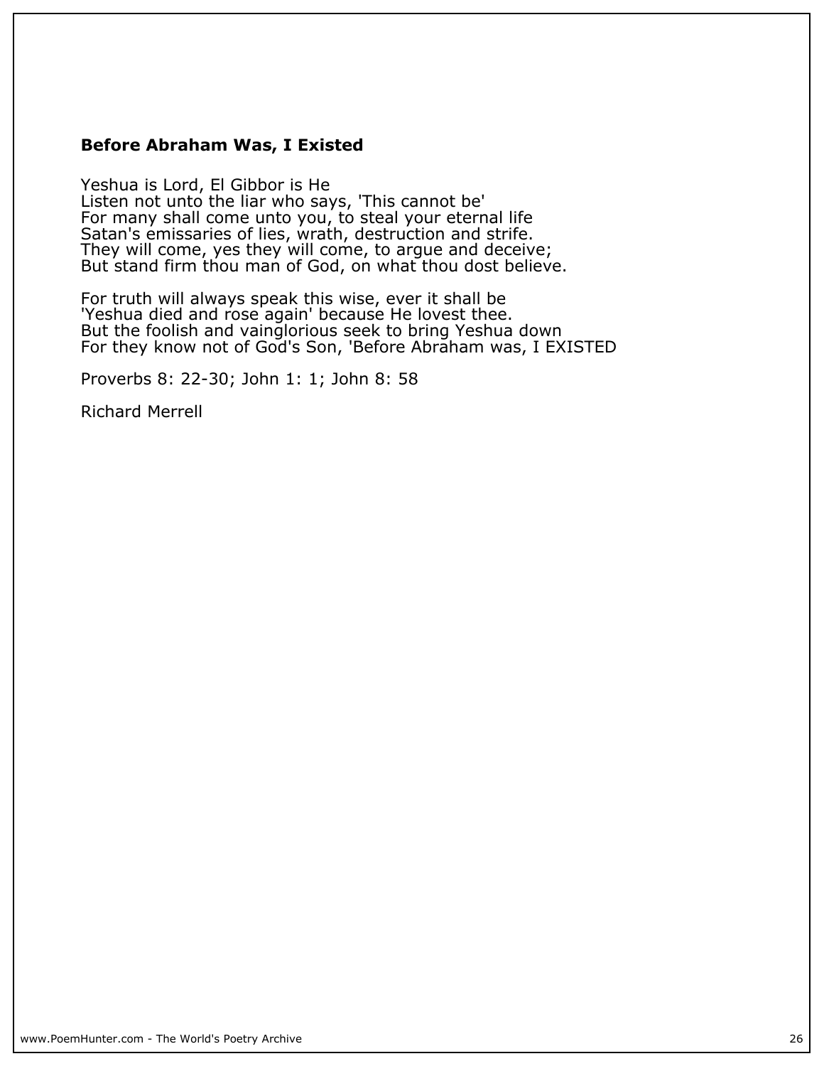### Before Abraham Was, I Existed

Yeshua is Lord, El Gibbor is He
Listen not unto the liar who says, 'This cannot be'
For many shall come unto you, to steal your eternal life
Satan's emissaries of lies, wrath, destruction and strife.
They will come, yes they will come, to argue and deceive;
But stand firm thou man of God, on what thou dost believe.

For truth will always speak this wise, ever it shall be
'Yeshua died and rose again' because He lovest thee.
But the foolish and vainglorious seek to bring Yeshua down
For they know not of God's Son, 'Before Abraham was, I EXISTED

Proverbs 8: 22-30; John 1: 1; John 8: 58

Richard Merrell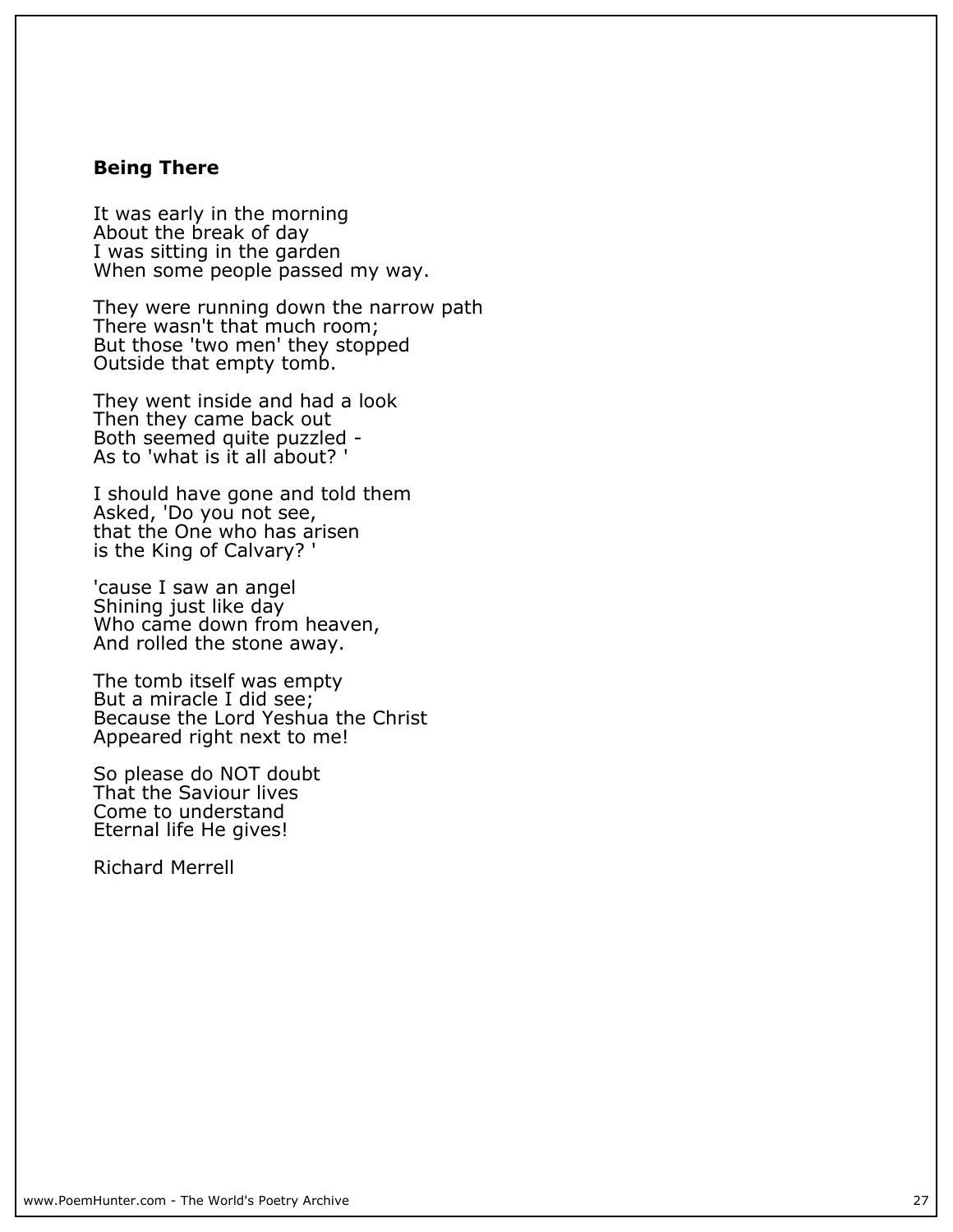**Being There**

It was early in the morning  
About the break of day  
I was sitting in the garden  
When some people passed my way.

They were running down the narrow path  
There wasn't that much room;  
But those 'two men' they stopped  
Outside that empty tomb.

They went inside and had a look  
Then they came back out  
Both seemed quite puzzled -  
As to 'what is it all about? '

I should have gone and told them  
Asked, 'Do you not see,  
that the One who has arisen  
is the King of Calvary? '

'cause I saw an angel  
Shining just like day  
Who came down from heaven,  
And rolled the stone away.

The tomb itself was empty  
But a miracle I did see;  
Because the Lord Yeshua the Christ  
Appeared right next to me!

So please do NOT doubt  
That the Saviour lives  
Come to understand  
Eternal life He gives!

Richard Merrell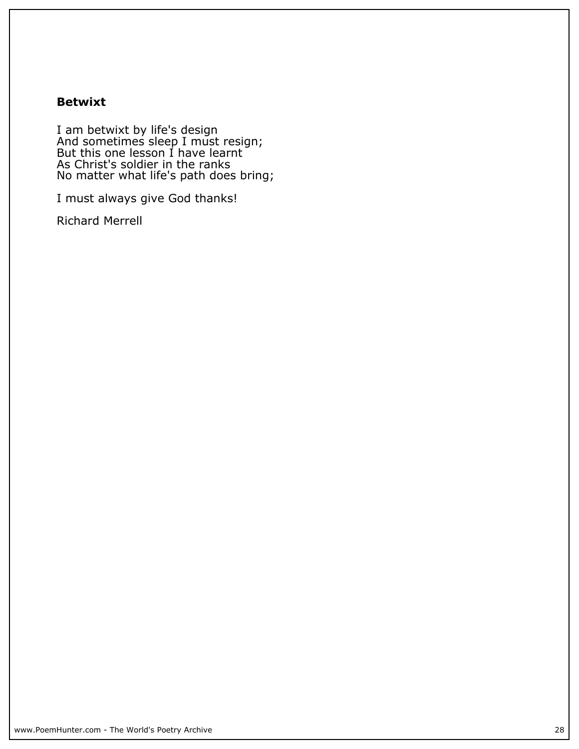**Betwixt**

I am betwixt by life's design
And sometimes sleep I must resign;
But this one lesson I have learnt
As Christ's soldier in the ranks
No matter what life's path does bring;

I must always give God thanks!

Richard Merrell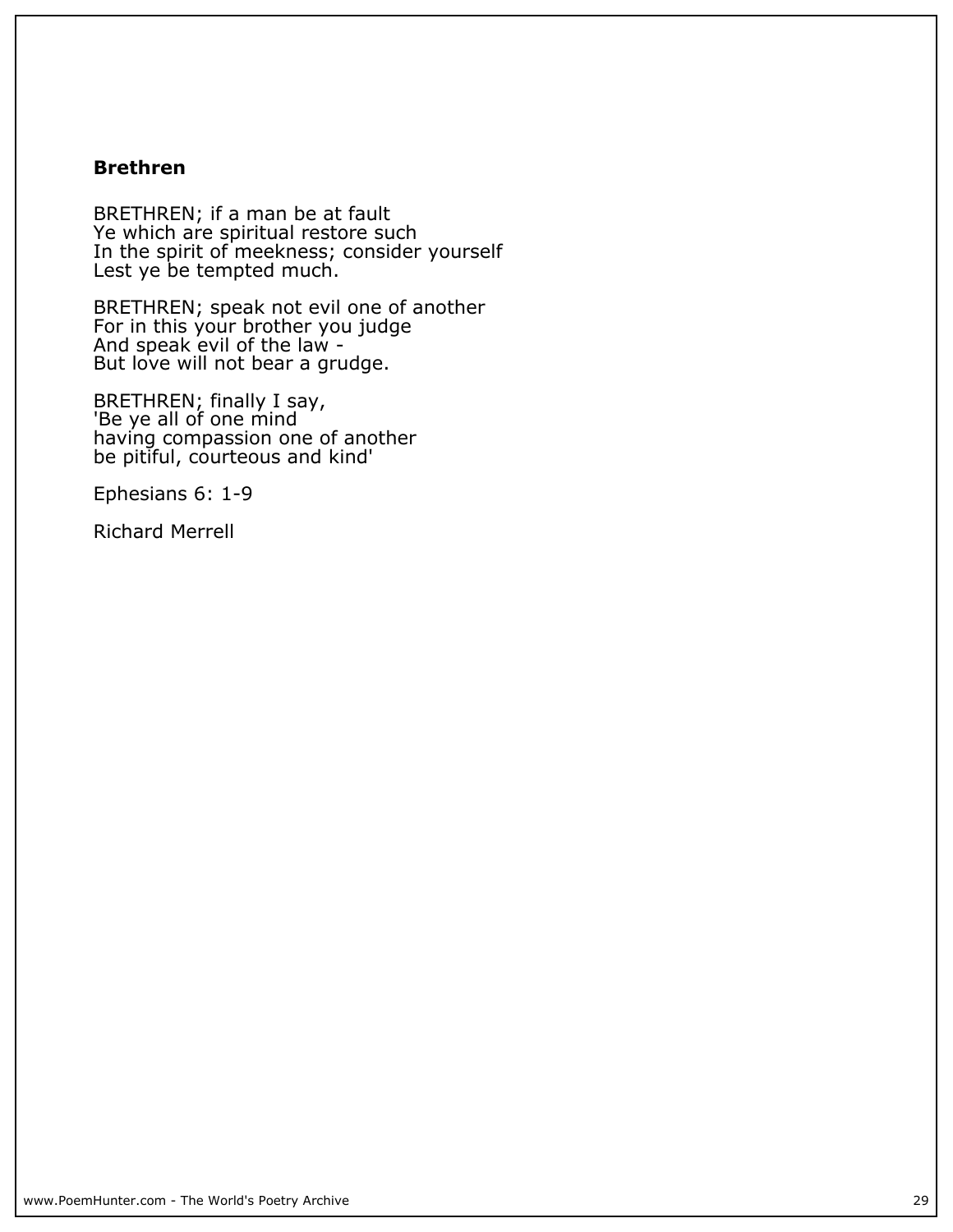**Brethren**

BRETHREN; if a man be at fault
Ye which are spiritual restore such
In the spirit of meekness; consider yourself
Lest ye be tempted much.

BRETHREN; speak not evil one of another
For in this your brother you judge
And speak evil of the law -
But love will not bear a grudge.

BRETHREN; finally I say,
'Be ye all of one mind
having compassion one of another
be pitiful, courteous and kind'

Ephesians 6: 1-9

Richard Merrell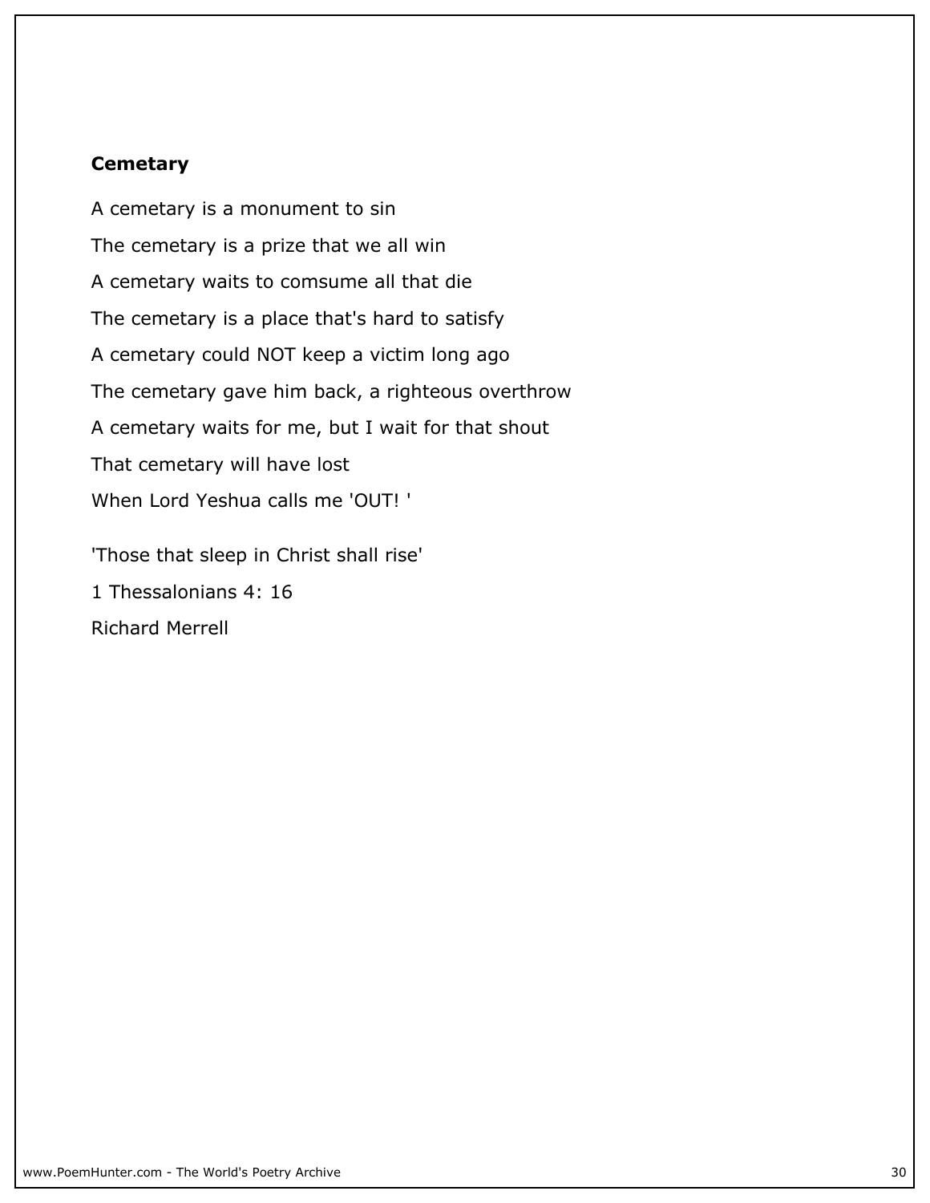**Cemetary**

A cemetary is a monument to sin

The cemetary is a prize that we all win

A cemetary waits to comsume all that die

The cemetary is a place that's hard to satisfy

A cemetary could NOT keep a victim long ago

The cemetary gave him back, a righteous overthrow

A cemetary waits for me, but I wait for that shout

That cemetary will have lost

When Lord Yeshua calls me 'OUT! '

'Those that sleep in Christ shall rise'

1 Thessalonians 4: 16

Richard Merrell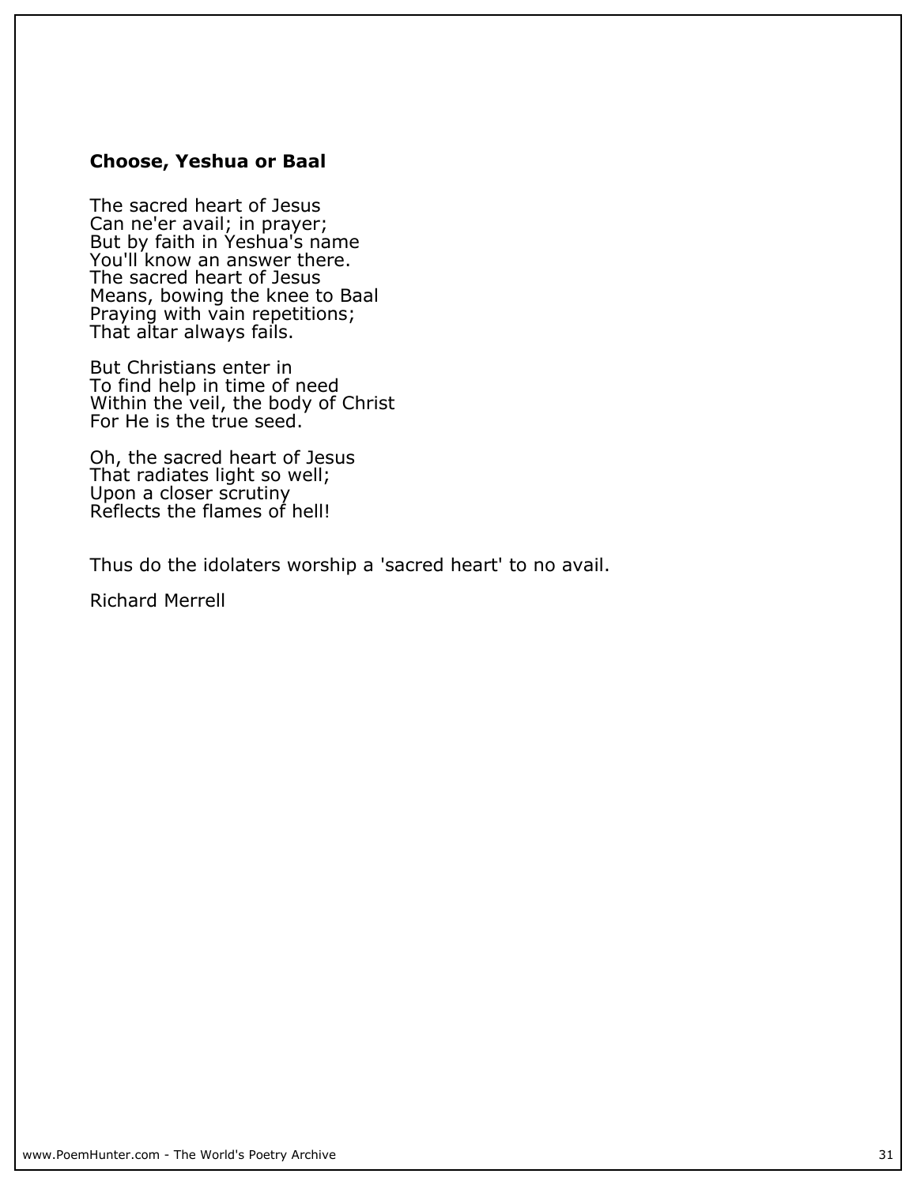### Choose, Yeshua or Baal

The sacred heart of Jesus  
Can ne'er avail; in prayer;  
But by faith in Yeshua's name  
You'll know an answer there.  
The sacred heart of Jesus  
Means, bowing the knee to Baal  
Praying with vain repetitions;  
That altar always fails.

But Christians enter in  
To find help in time of need  
Within the veil, the body of Christ  
For He is the true seed.

Oh, the sacred heart of Jesus  
That radiates light so well;  
Upon a closer scrutiny  
Reflects the flames of hell!

Thus do the idolaters worship a 'sacred heart' to no avail.

Richard Merrell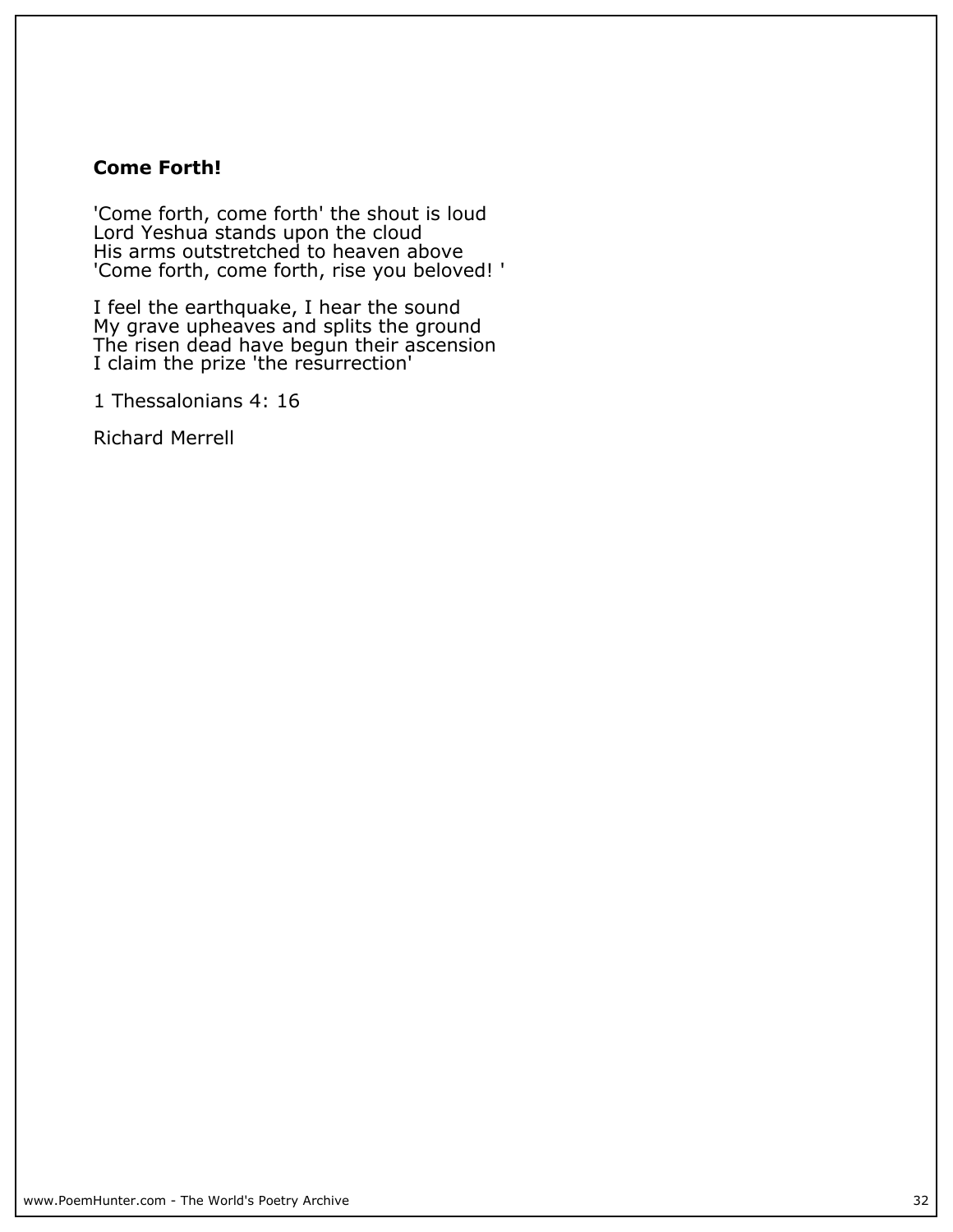### Come Forth!

'Come forth, come forth' the shout is loud
Lord Yeshua stands upon the cloud
His arms outstretched to heaven above
'Come forth, come forth, rise you beloved! '

I feel the earthquake, I hear the sound
My grave upheaves and splits the ground
The risen dead have begun their ascension
I claim the prize 'the resurrection'

1 Thessalonians 4: 16

Richard Merrell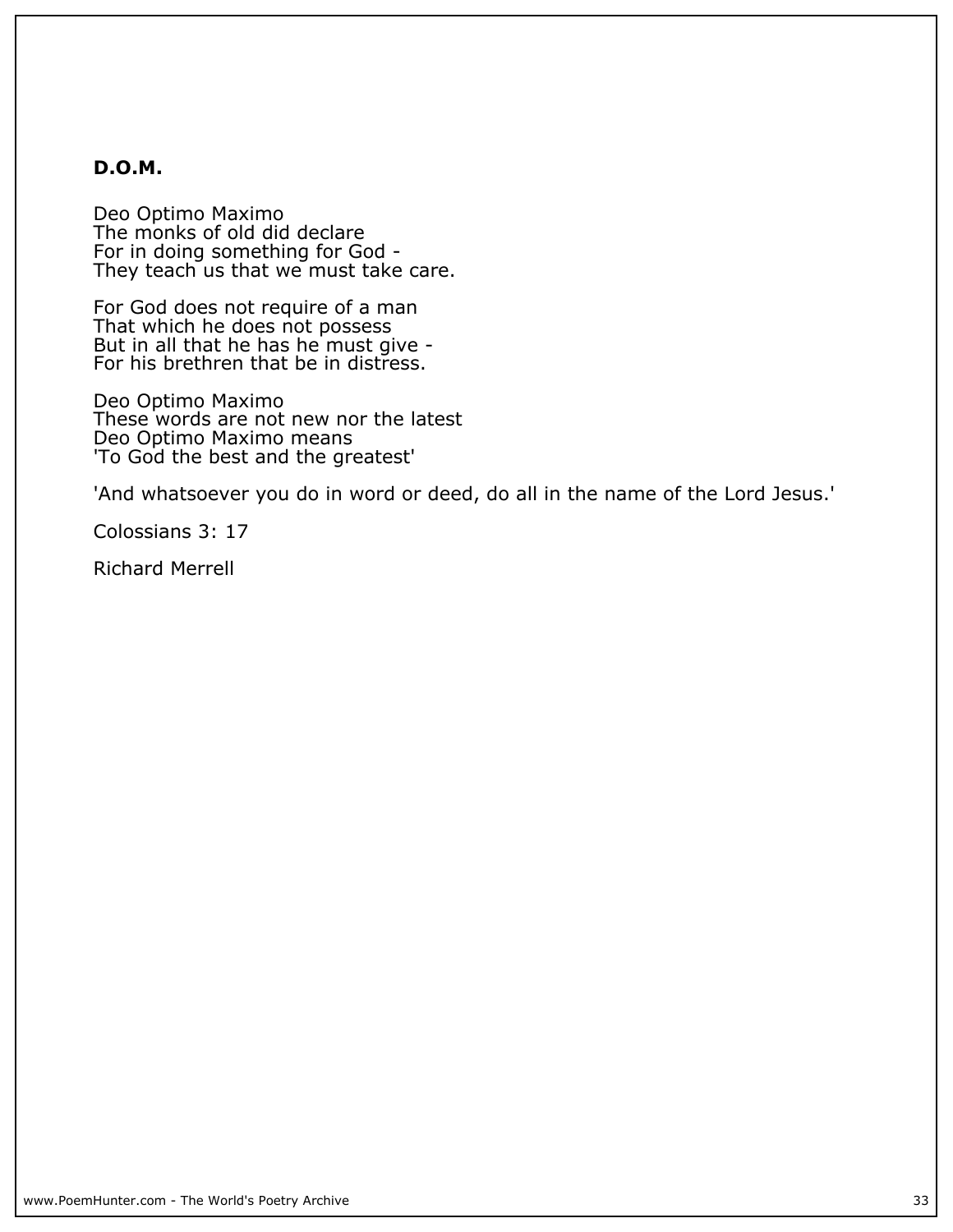**D.O.M.**

Deo Optimo Maximo
The monks of old did declare
For in doing something for God -
They teach us that we must take care.

For God does not require of a man
That which he does not possess
But in all that he has he must give -
For his brethren that be in distress.

Deo Optimo Maximo
These words are not new nor the latest
Deo Optimo Maximo means
'To God the best and the greatest'

'And whatsoever you do in word or deed, do all in the name of the Lord Jesus.'

Colossians 3: 17

Richard Merrell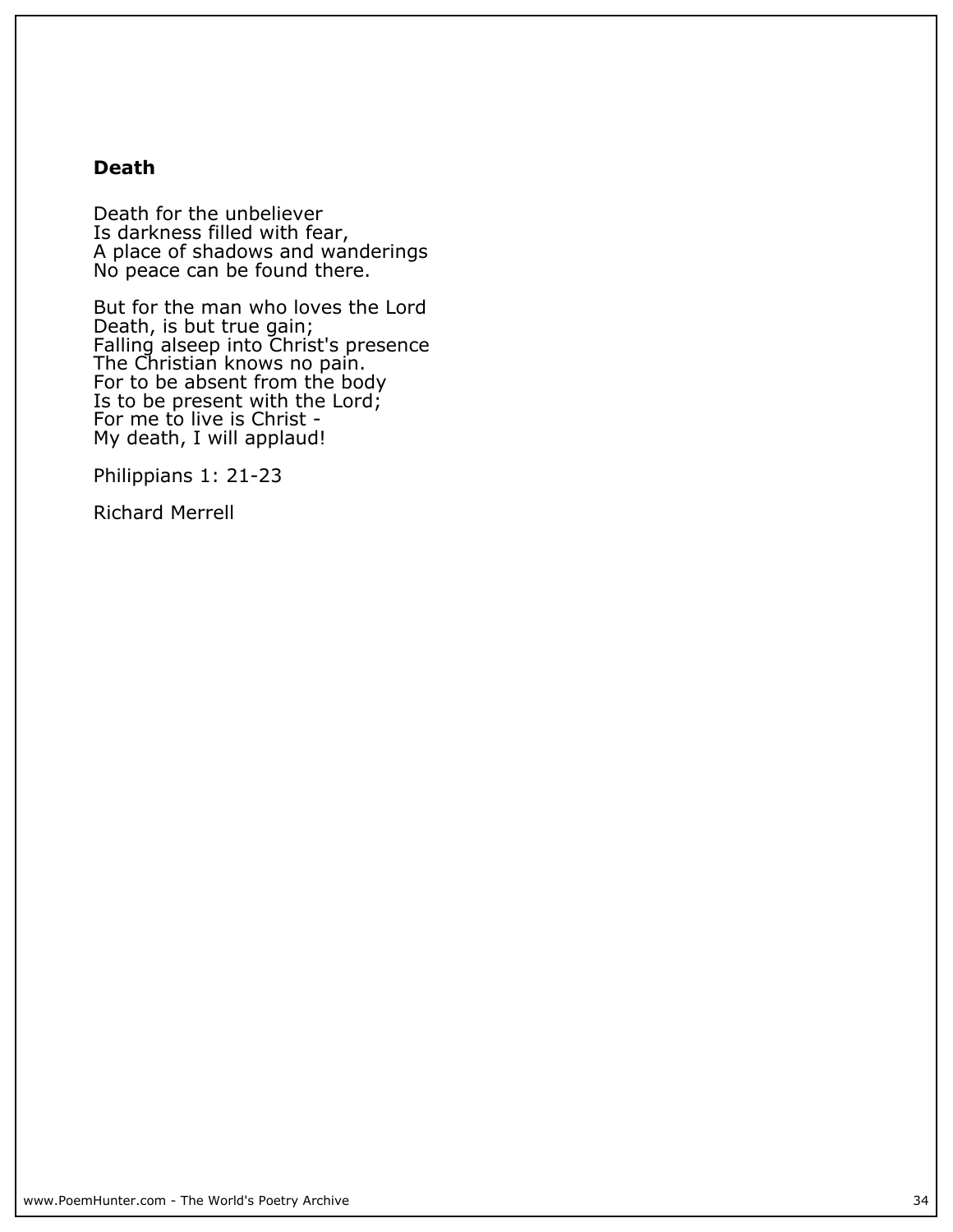**Death**

Death for the unbeliever
Is darkness filled with fear,
A place of shadows and wanderings
No peace can be found there.

But for the man who loves the Lord
Death, is but true gain;
Falling alseep into Christ's presence
The Christian knows no pain.
For to be absent from the body
Is to be present with the Lord;
For me to live is Christ -
My death, I will applaud!

Philippians 1: 21-23

Richard Merrell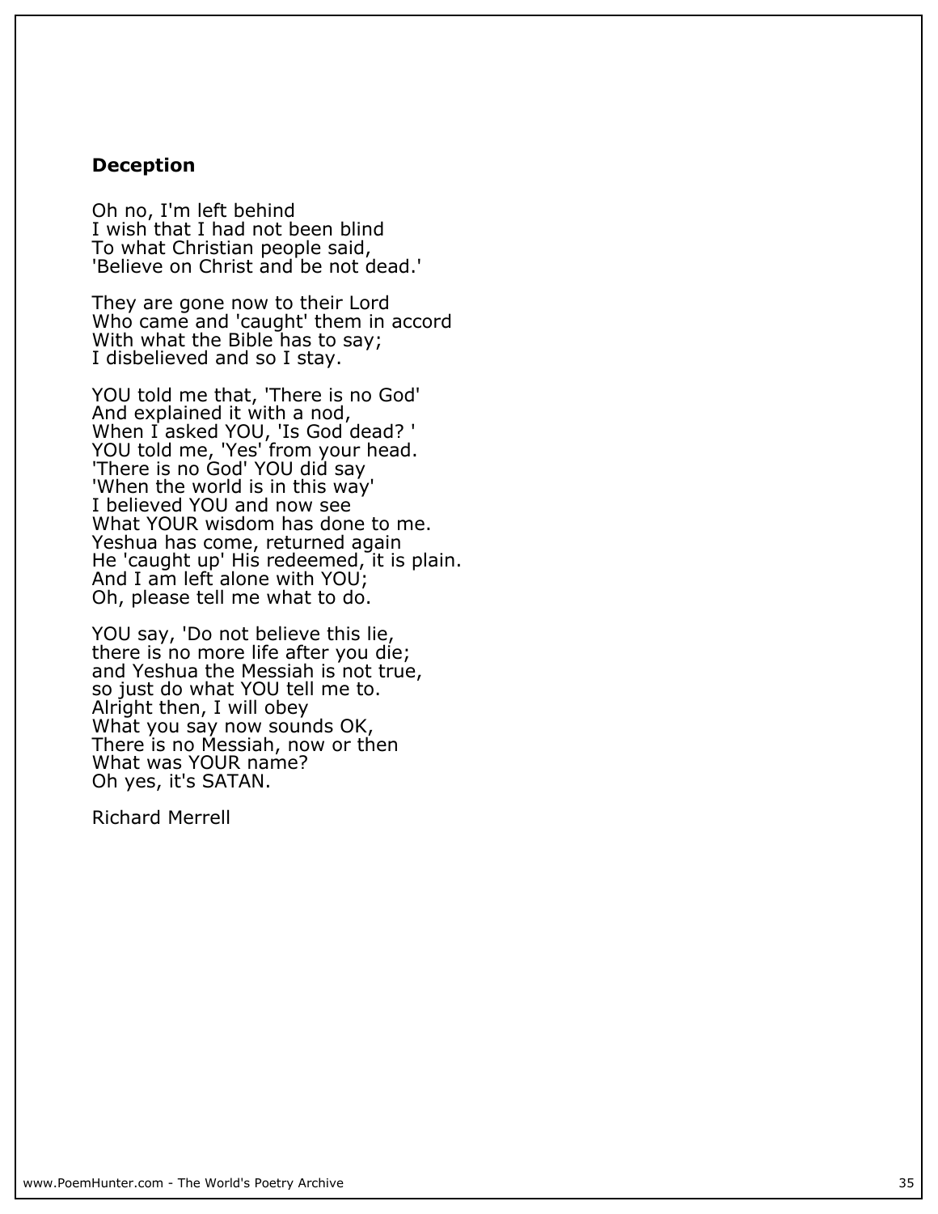**Deception**

Oh no, I'm left behind
I wish that I had not been blind
To what Christian people said,
'Believe on Christ and be not dead.'

They are gone now to their Lord
Who came and 'caught' them in accord
With what the Bible has to say;
I disbelieved and so I stay.

YOU told me that, 'There is no God'
And explained it with a nod,
When I asked YOU, 'Is God dead? '
YOU told me, 'Yes' from your head.
'There is no God' YOU did say
'When the world is in this way'
I believed YOU and now see
What YOUR wisdom has done to me.
Yeshua has come, returned again
He 'caught up' His redeemed, it is plain.
And I am left alone with YOU;
Oh, please tell me what to do.

YOU say, 'Do not believe this lie,
there is no more life after you die;
and Yeshua the Messiah is not true,
so just do what YOU tell me to.
Alright then, I will obey
What you say now sounds OK,
There is no Messiah, now or then
What was YOUR name?
Oh yes, it's SATAN.

Richard Merrell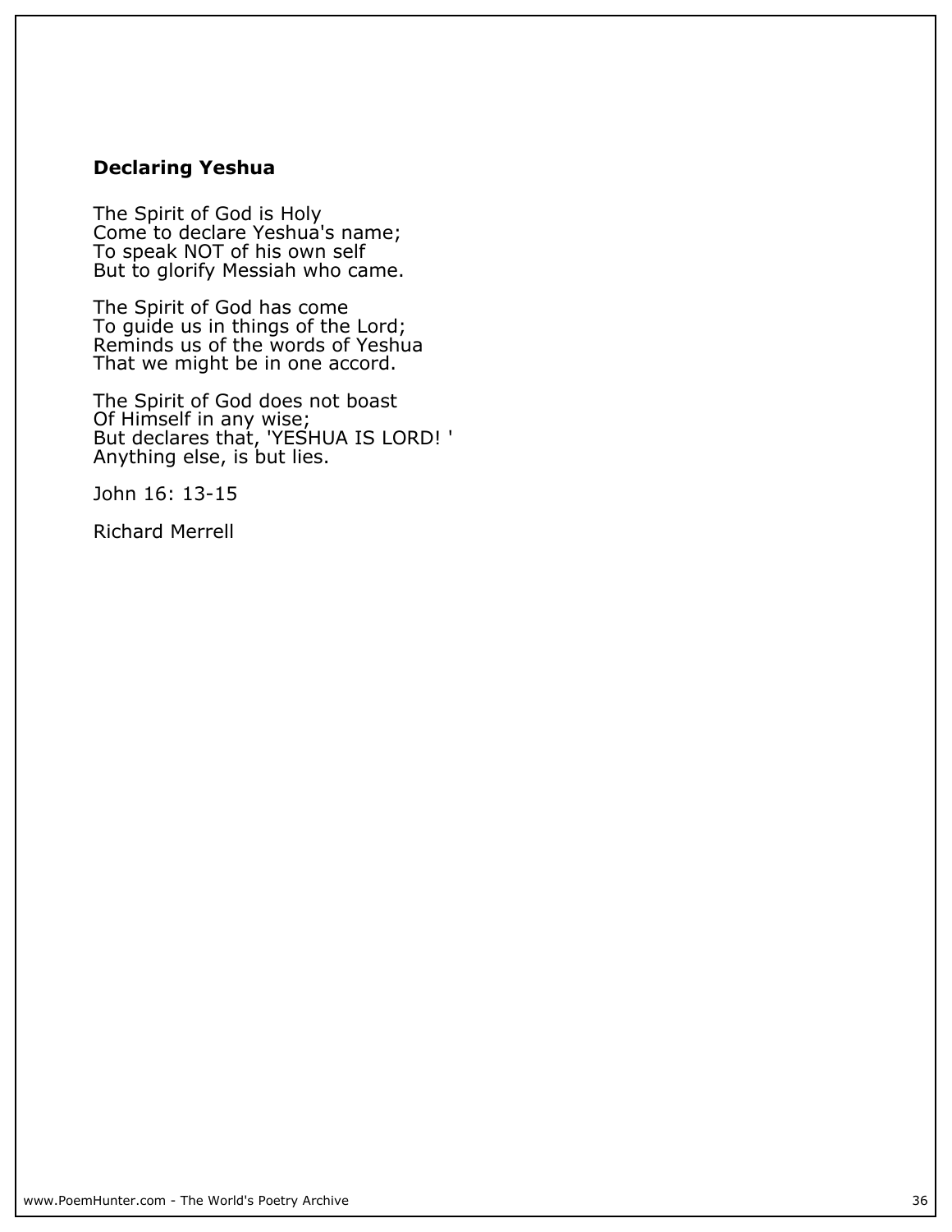**Declaring Yeshua**

The Spirit of God is Holy  
Come to declare Yeshua's name;  
To speak NOT of his own self  
But to glorify Messiah who came.

The Spirit of God has come  
To guide us in things of the Lord;  
Reminds us of the words of Yeshua  
That we might be in one accord.

The Spirit of God does not boast  
Of Himself in any wise;  
But declares that, 'YESHUA IS LORD! '  
Anything else, is but lies.

John 16: 13-15

Richard Merrell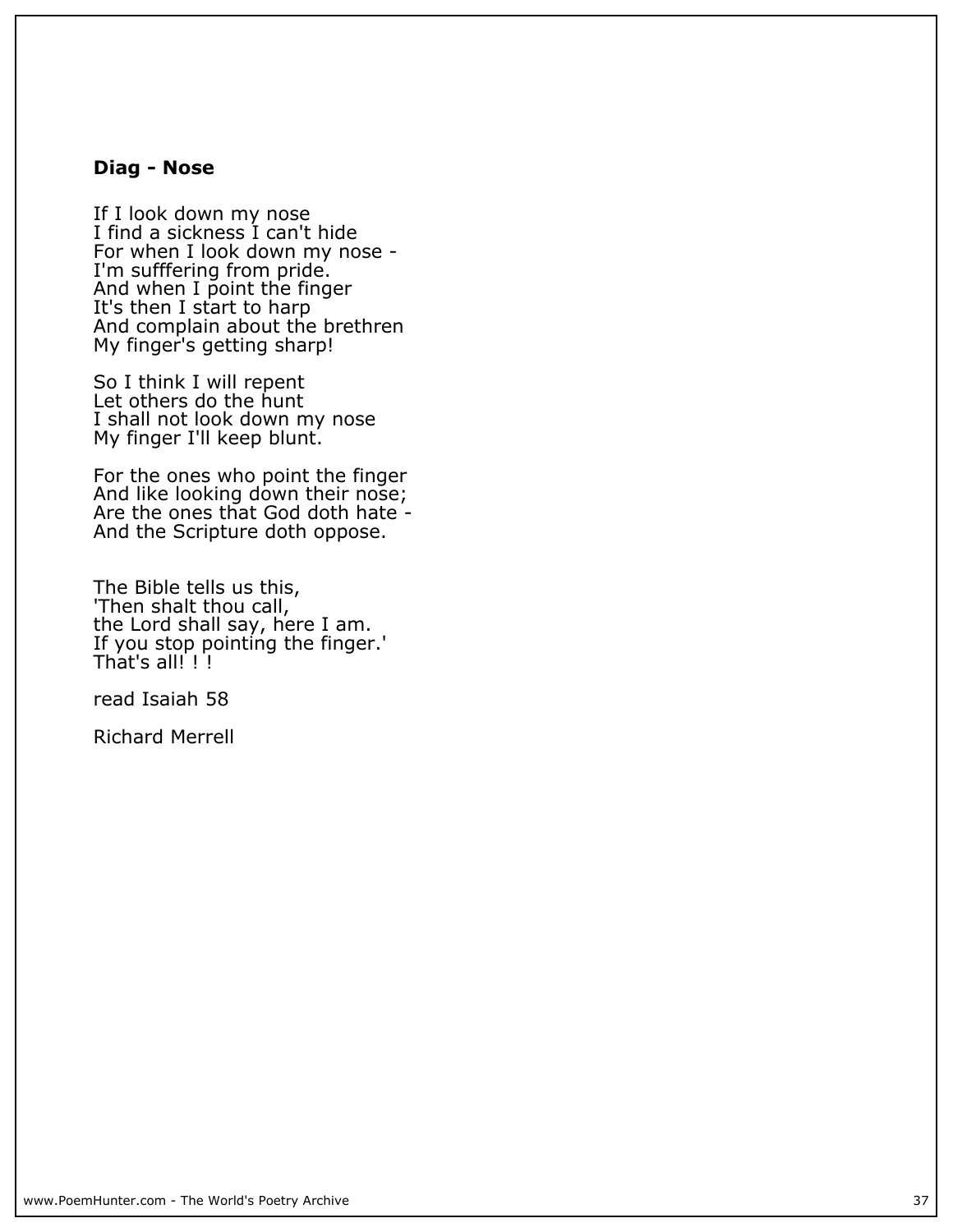**Diag - Nose**

If I look down my nose
I find a sickness I can't hide
For when I look down my nose -
I'm sufffering from pride.
And when I point the finger
It's then I start to harp
And complain about the brethren
My finger's getting sharp!

So I think I will repent
Let others do the hunt
I shall not look down my nose
My finger I'll keep blunt.

For the ones who point the finger
And like looking down their nose;
Are the ones that God doth hate -
And the Scripture doth oppose.

The Bible tells us this,
'Then shalt thou call,
the Lord shall say, here I am.
If you stop pointing the finger.'
That's all! ! !

read Isaiah 58

Richard Merrell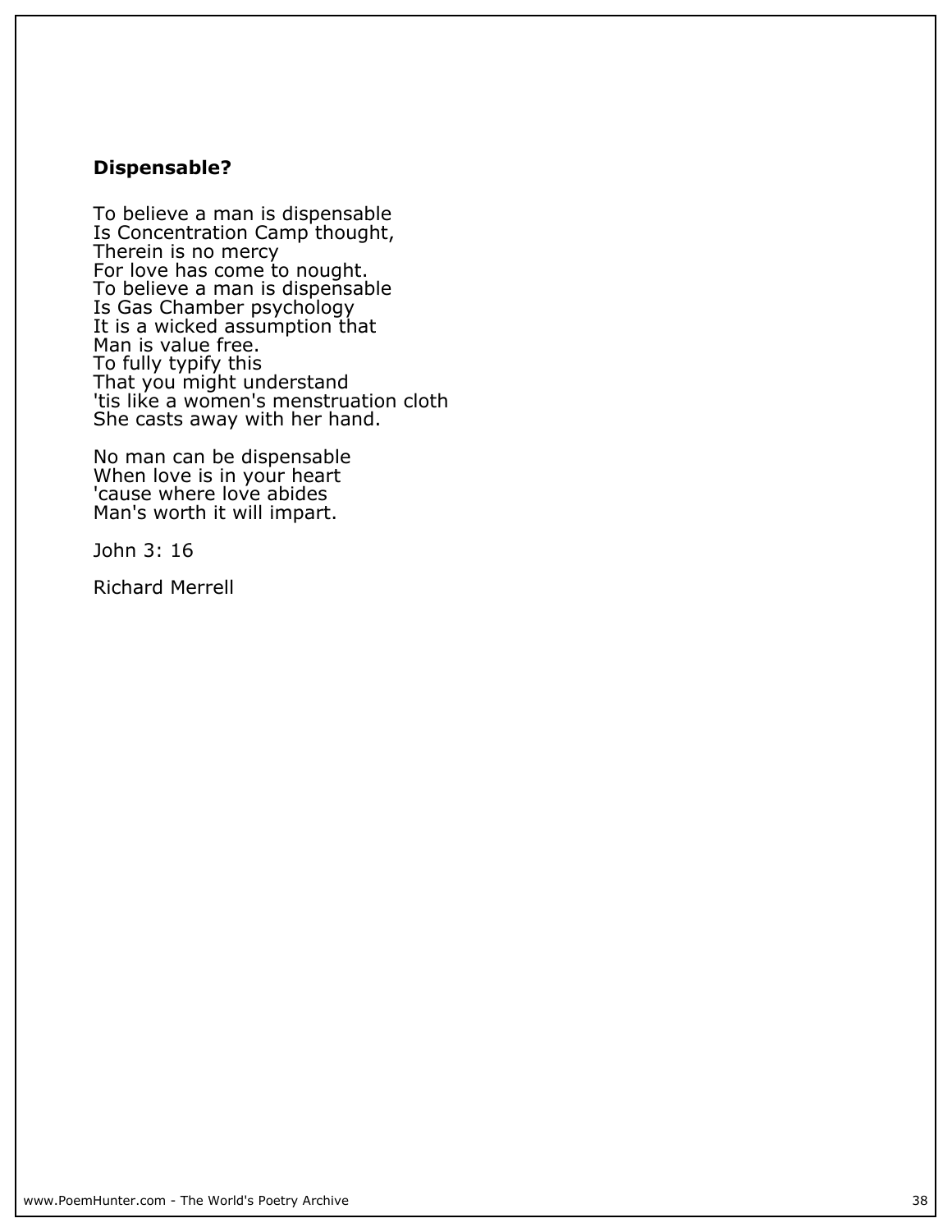### **Dispensable?**

To believe a man is dispensable  
Is Concentration Camp thought,  
Therein is no mercy  
For love has come to nought.  
To believe a man is dispensable  
Is Gas Chamber psychology  
It is a wicked assumption that  
Man is value free.  
To fully typify this  
That you might understand  
'tis like a women's menstruation cloth  
She casts away with her hand.

No man can be dispensable  
When love is in your heart  
'cause where love abides  
Man's worth it will impart.

John 3: 16

Richard Merrell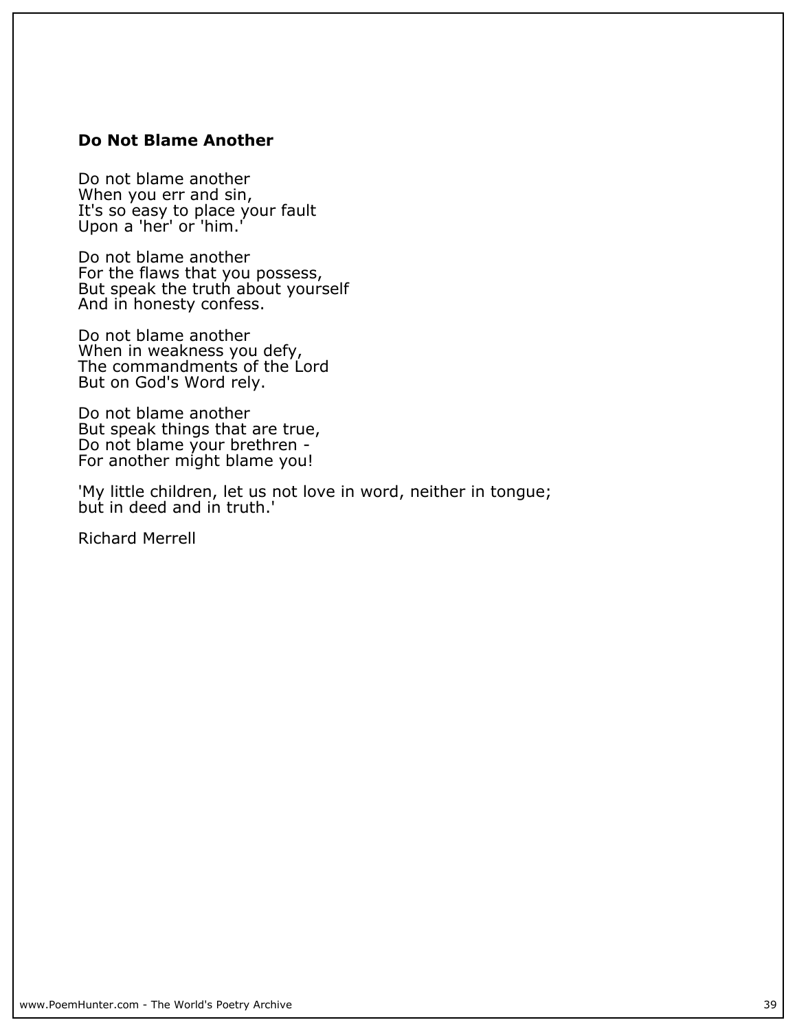### Do Not Blame Another

Do not blame another  
When you err and sin,  
It's so easy to place your fault  
Upon a 'her' or 'him.'

Do not blame another  
For the flaws that you possess,  
But speak the truth about yourself  
And in honesty confess.

Do not blame another  
When in weakness you defy,  
The commandments of the Lord  
But on God's Word rely.

Do not blame another  
But speak things that are true,  
Do not blame your brethren -  
For another might blame you!

'My little children, let us not love in word, neither in tongue;  
but in deed and in truth.'

Richard Merrell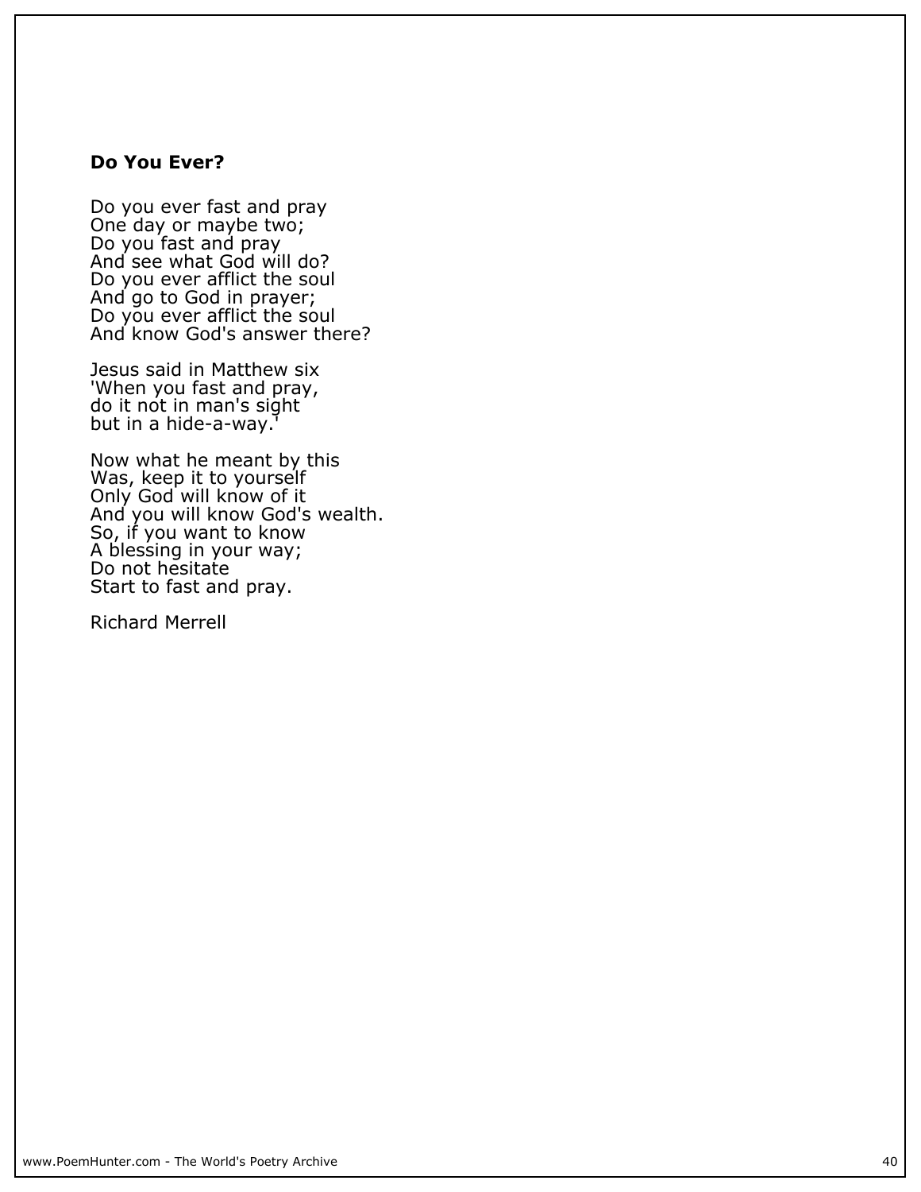**Do You Ever?**

Do you ever fast and pray  
One day or maybe two;  
Do you fast and pray  
And see what God will do?  
Do you ever afflict the soul  
And go to God in prayer;  
Do you ever afflict the soul  
And know God's answer there?

Jesus said in Matthew six  
'When you fast and pray,  
do it not in man's sight  
but in a hide-a-way.'

Now what he meant by this  
Was, keep it to yourself  
Only God will know of it  
And you will know God's wealth.  
So, if you want to know  
A blessing in your way;  
Do not hesitate  
Start to fast and pray.

Richard Merrell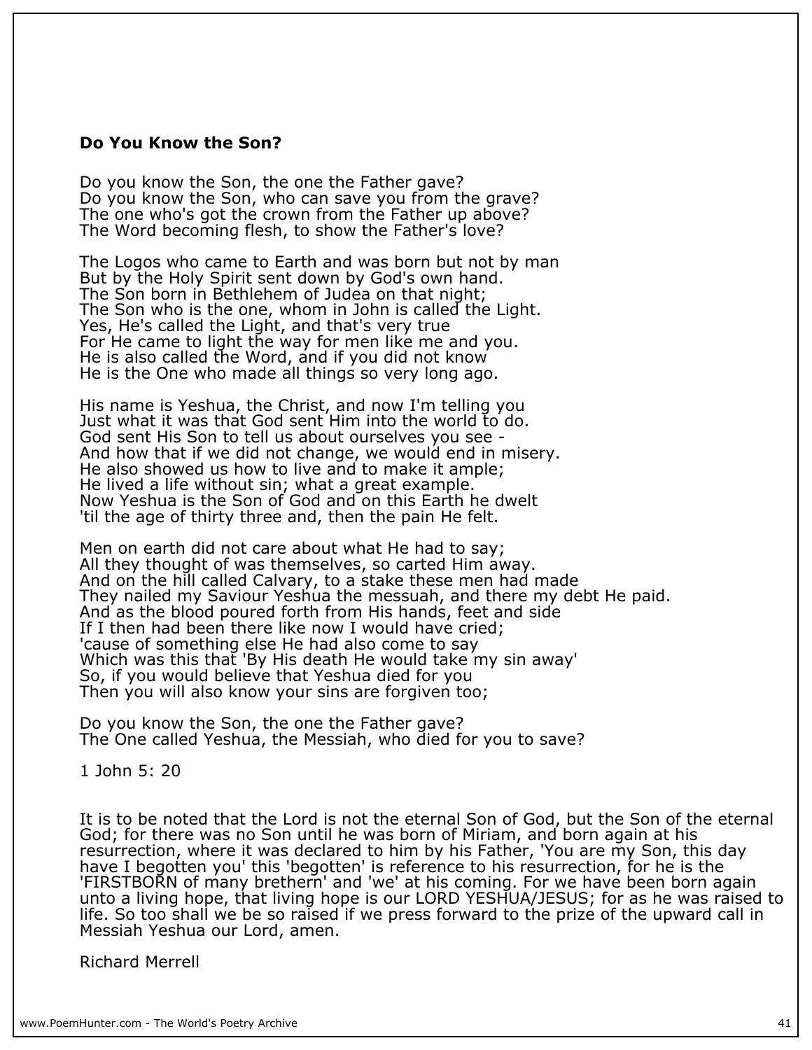**Do You Know the Son?**

Do you know the Son, the one the Father gave?
Do you know the Son, who can save you from the grave?
The one who's got the crown from the Father up above?
The Word becoming flesh, to show the Father's love?

The Logos who came to Earth and was born but not by man
But by the Holy Spirit sent down by God's own hand.
The Son born in Bethlehem of Judea on that night;
The Son who is the one, whom in John is called the Light.
Yes, He's called the Light, and that's very true
For He came to light the way for men like me and you.
He is also called the Word, and if you did not know
He is the One who made all things so very long ago.

His name is Yeshua, the Christ, and now I'm telling you
Just what it was that God sent Him into the world to do.
God sent His Son to tell us about ourselves you see -
And how that if we did not change, we would end in misery.
He also showed us how to live and to make it ample;
He lived a life without sin; what a great example.
Now Yeshua is the Son of God and on this Earth he dwelt
'til the age of thirty three and, then the pain He felt.

Men on earth did not care about what He had to say;
All they thought of was themselves, so carted Him away.
And on the hill called Calvary, to a stake these men had made
They nailed my Saviour Yeshua the messuah, and there my debt He paid.
And as the blood poured forth from His hands, feet and side
If I then had been there like now I would have cried;
'cause of something else He had also come to say
Which was this that 'By His death He would take my sin away'
So, if you would believe that Yeshua died for you
Then you will also know your sins are forgiven too;

Do you know the Son, the one the Father gave?
The One called Yeshua, the Messiah, who died for you to save?

1 John 5: 20

It is to be noted that the Lord is not the eternal Son of God, but the Son of the eternal God; for there was no Son until he was born of Miriam, and born again at his resurrection, where it was declared to him by his Father, 'You are my Son, this day have I begotten you' this 'begotten' is reference to his resurrection, for he is the 'FIRSTBORN of many brethern' and 'we' at his coming. For we have been born again unto a living hope, that living hope is our LORD YESHUA/JESUS; for as he was raised to life. So too shall we be so raised if we press forward to the prize of the upward call in Messiah Yeshua our Lord, amen.

Richard Merrell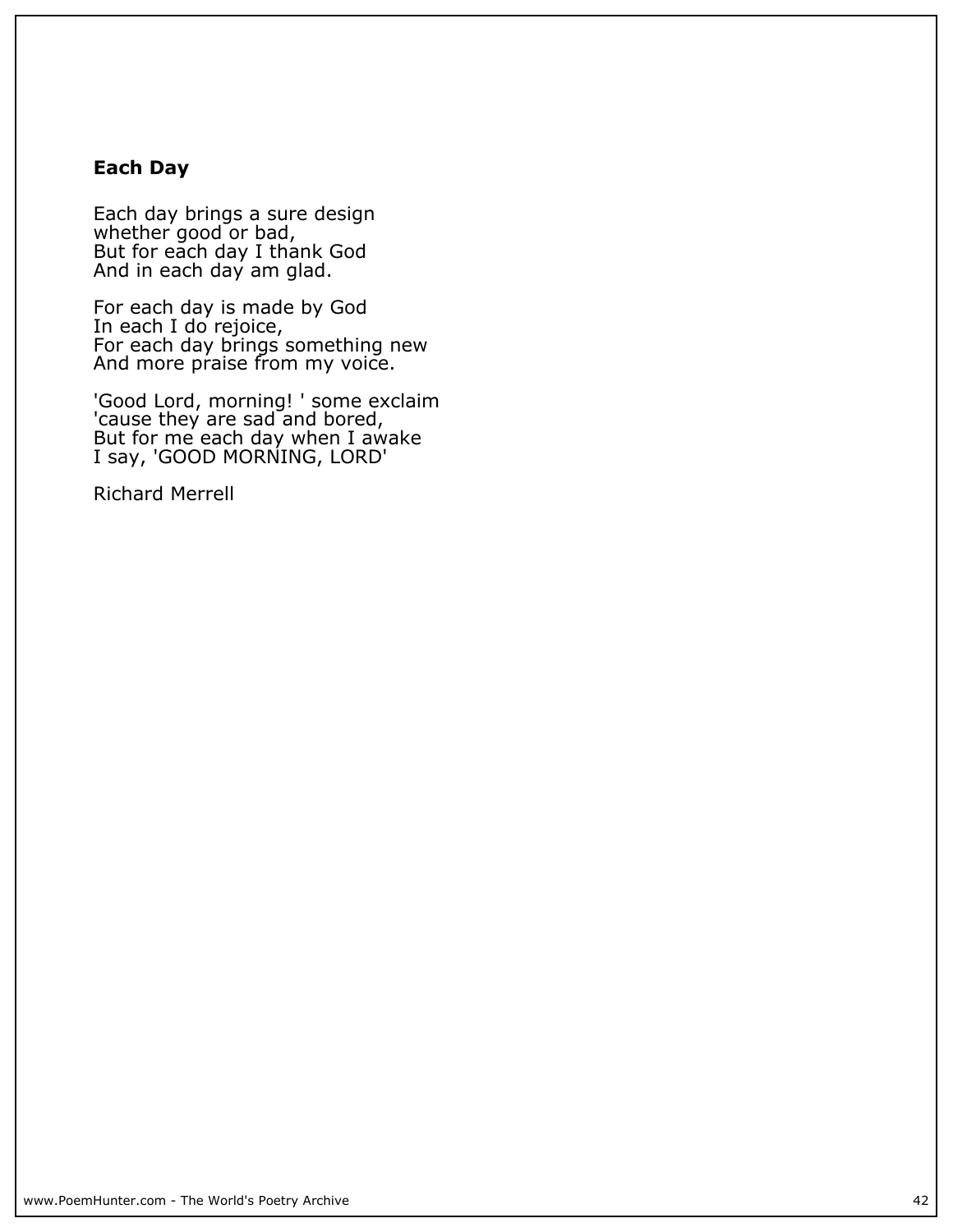## Each Day

Each day brings a sure design
whether good or bad,
But for each day I thank God
And in each day am glad.

For each day is made by God
In each I do rejoice,
For each day brings something new
And more praise from my voice.

'Good Lord, morning! ' some exclaim
'cause they are sad and bored,
But for me each day when I awake
I say, 'GOOD MORNING, LORD'

Richard Merrell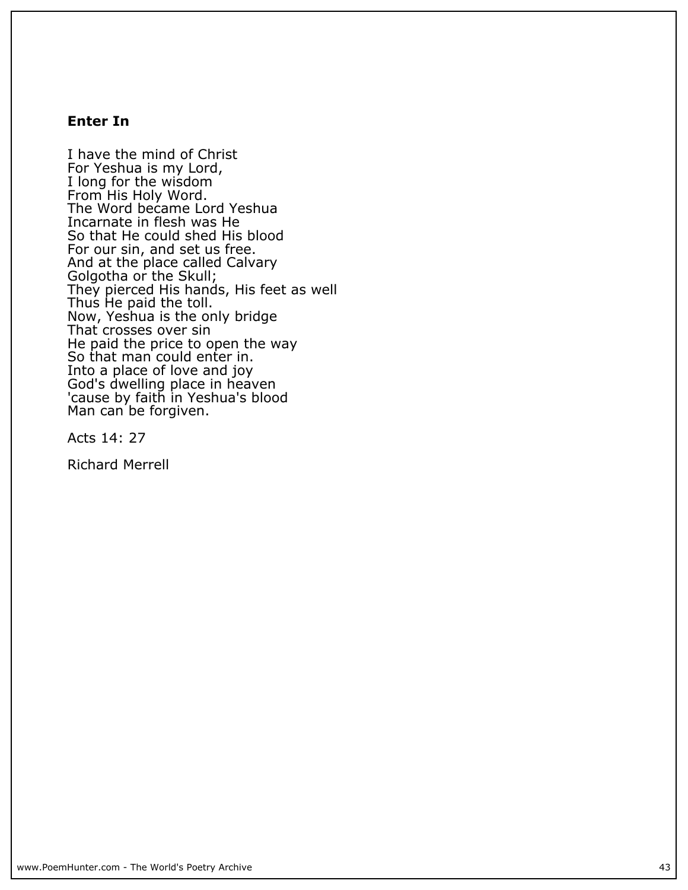### Enter In

I have the mind of Christ  
For Yeshua is my Lord,  
I long for the wisdom  
From His Holy Word.  
The Word became Lord Yeshua  
Incarnate in flesh was He  
So that He could shed His blood  
For our sin, and set us free.  
And at the place called Calvary  
Golgotha or the Skull;  
They pierced His hands, His feet as well  
Thus He paid the toll.  
Now, Yeshua is the only bridge  
That crosses over sin  
He paid the price to open the way  
So that man could enter in.  
Into a place of love and joy  
God's dwelling place in heaven  
'cause by faith in Yeshua's blood  
Man can be forgiven.

Acts 14: 27

Richard Merrell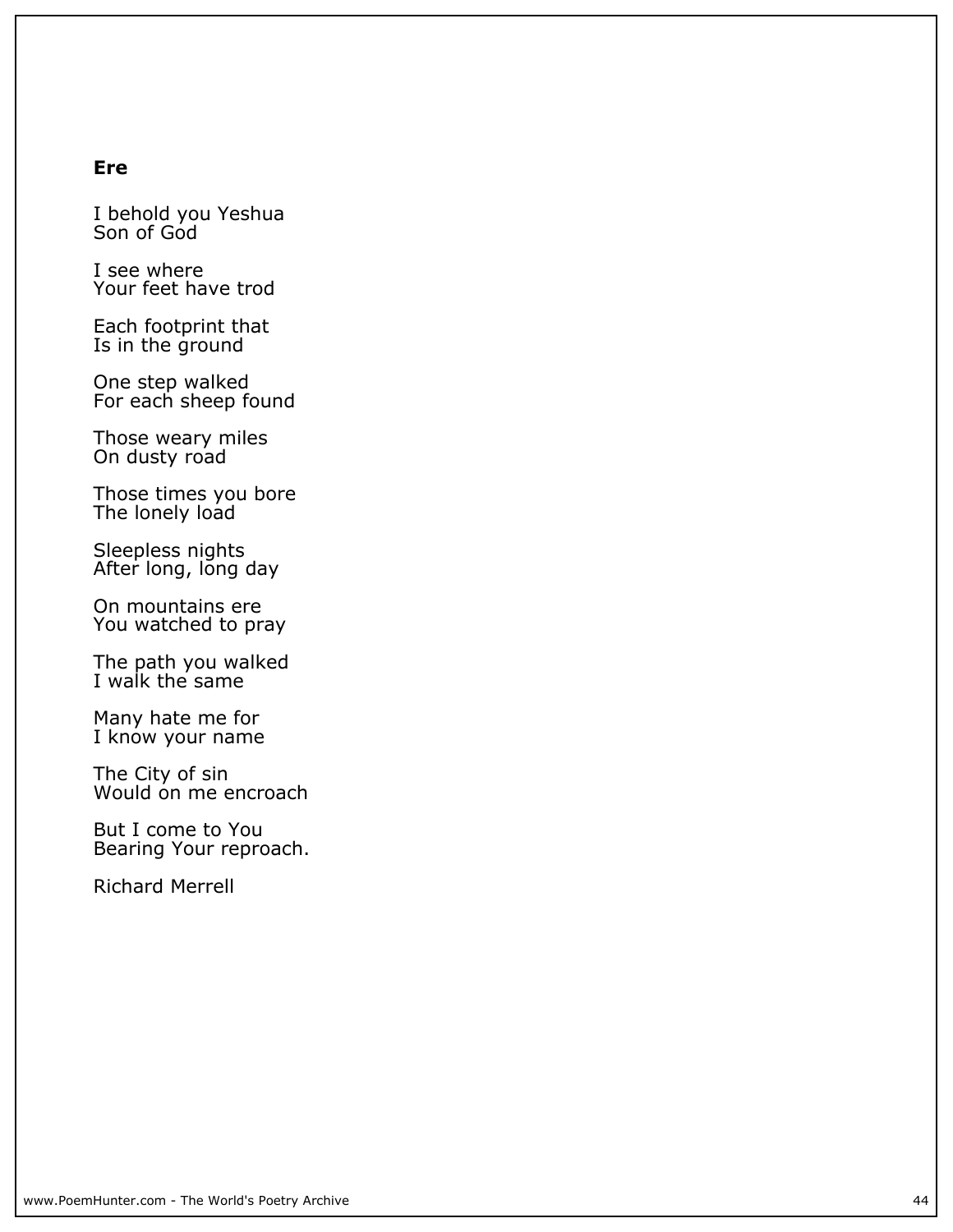**Ere**

I behold you Yeshua  
Son of God

I see where  
Your feet have trod

Each footprint that  
Is in the ground

One step walked  
For each sheep found

Those weary miles  
On dusty road

Those times you bore  
The lonely load

Sleepless nights  
After long, long day

On mountains ere  
You watched to pray

The path you walked  
I walk the same

Many hate me for  
I know your name

The City of sin  
Would on me encroach

But I come to You  
Bearing Your reproach.

Richard Merrell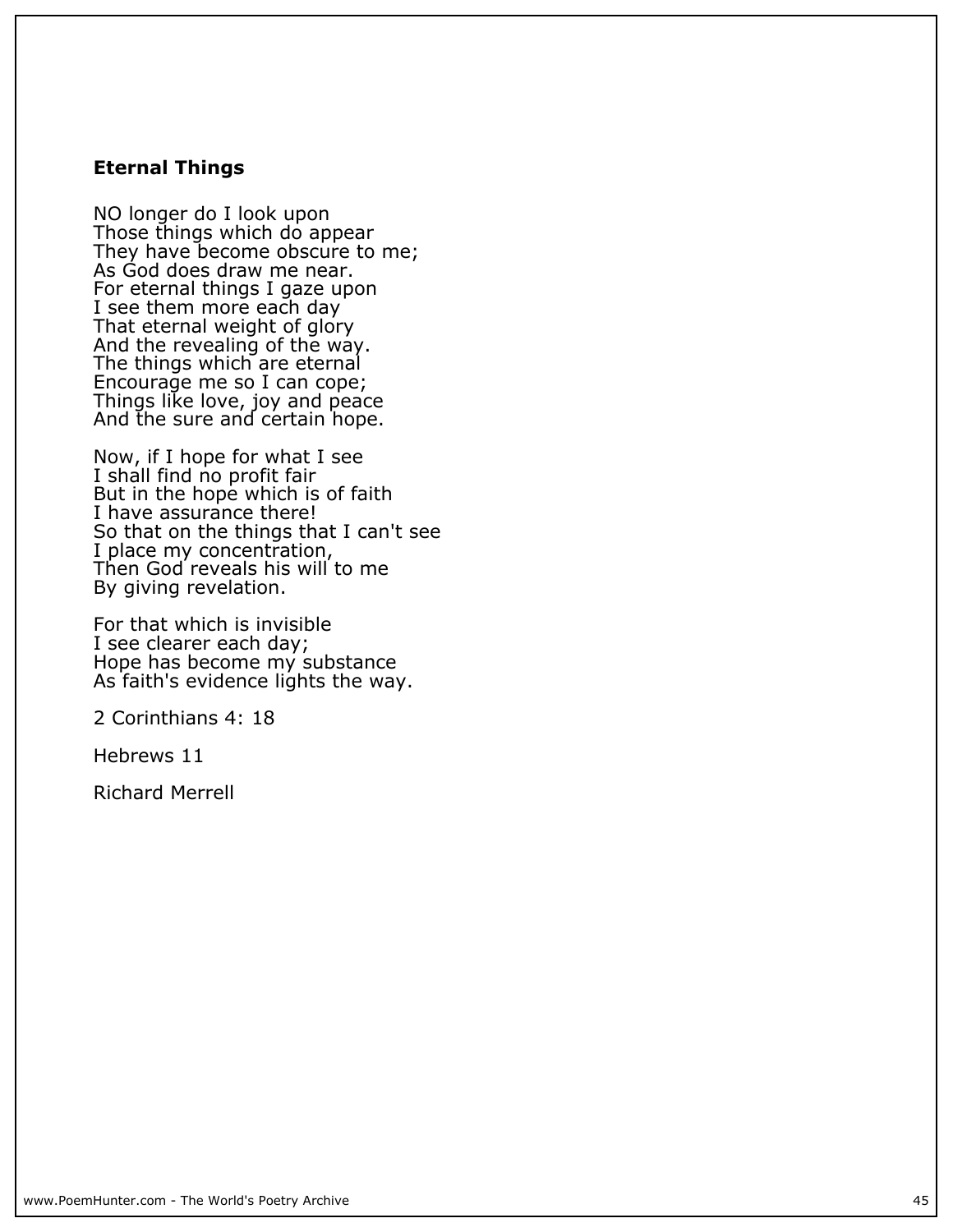**Eternal Things**

NO longer do I look upon
Those things which do appear
They have become obscure to me;
As God does draw me near.
For eternal things I gaze upon
I see them more each day
That eternal weight of glory
And the revealing of the way.
The things which are eternal
Encourage me so I can cope;
Things like love, joy and peace
And the sure and certain hope.

Now, if I hope for what I see
I shall find no profit fair
But in the hope which is of faith
I have assurance there!
So that on the things that I can't see
I place my concentration,
Then God reveals his will to me
By giving revelation.

For that which is invisible
I see clearer each day;
Hope has become my substance
As faith's evidence lights the way.

2 Corinthians 4: 18

Hebrews 11

Richard Merrell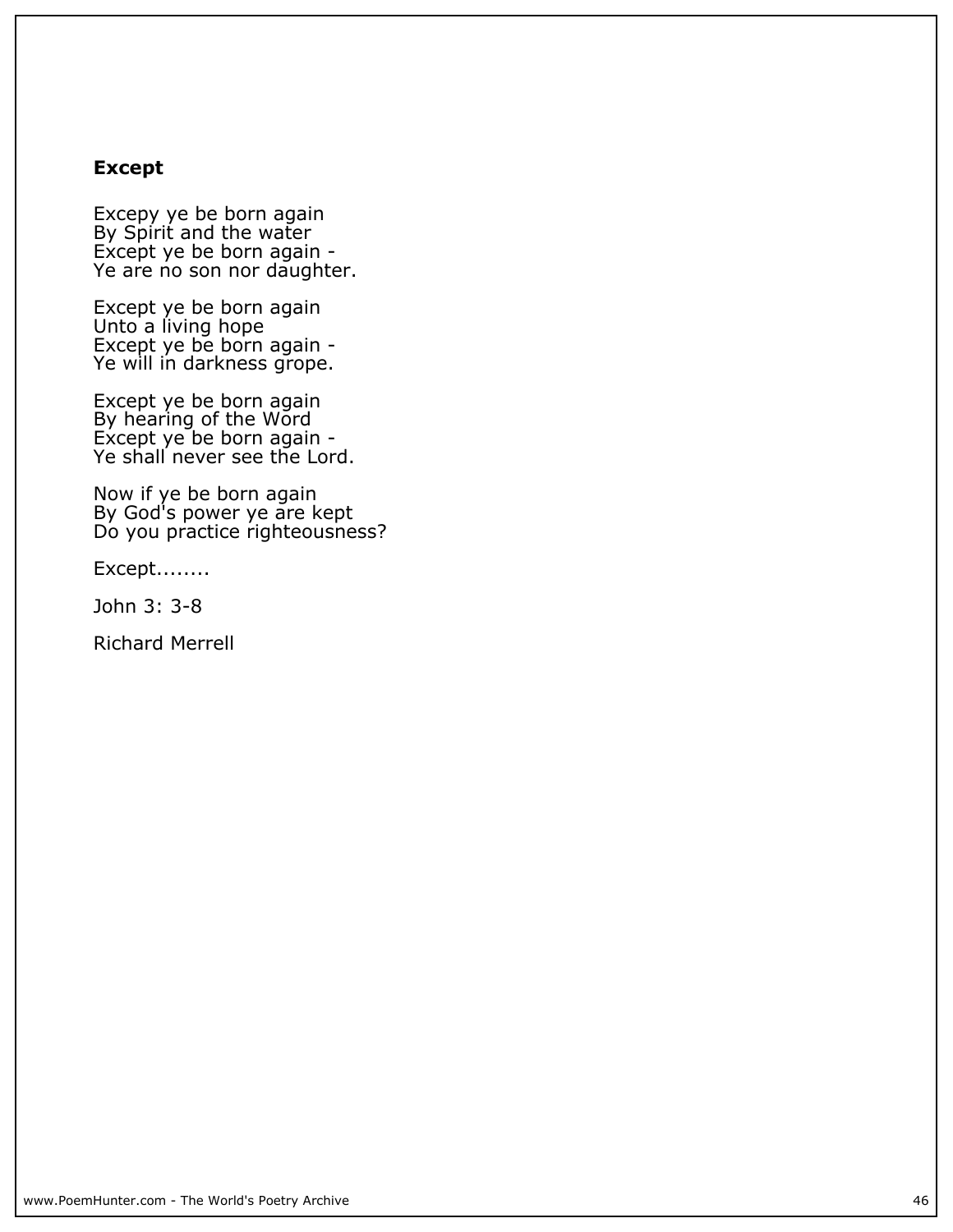**Except**

Excepy ye be born again
By Spirit and the water
Except ye be born again -
Ye are no son nor daughter.

Except ye be born again
Unto a living hope
Except ye be born again -
Ye will in darkness grope.

Except ye be born again
By hearing of the Word
Except ye be born again -
Ye shall never see the Lord.

Now if ye be born again
By God's power ye are kept
Do you practice righteousness?

Except........

John 3: 3-8

Richard Merrell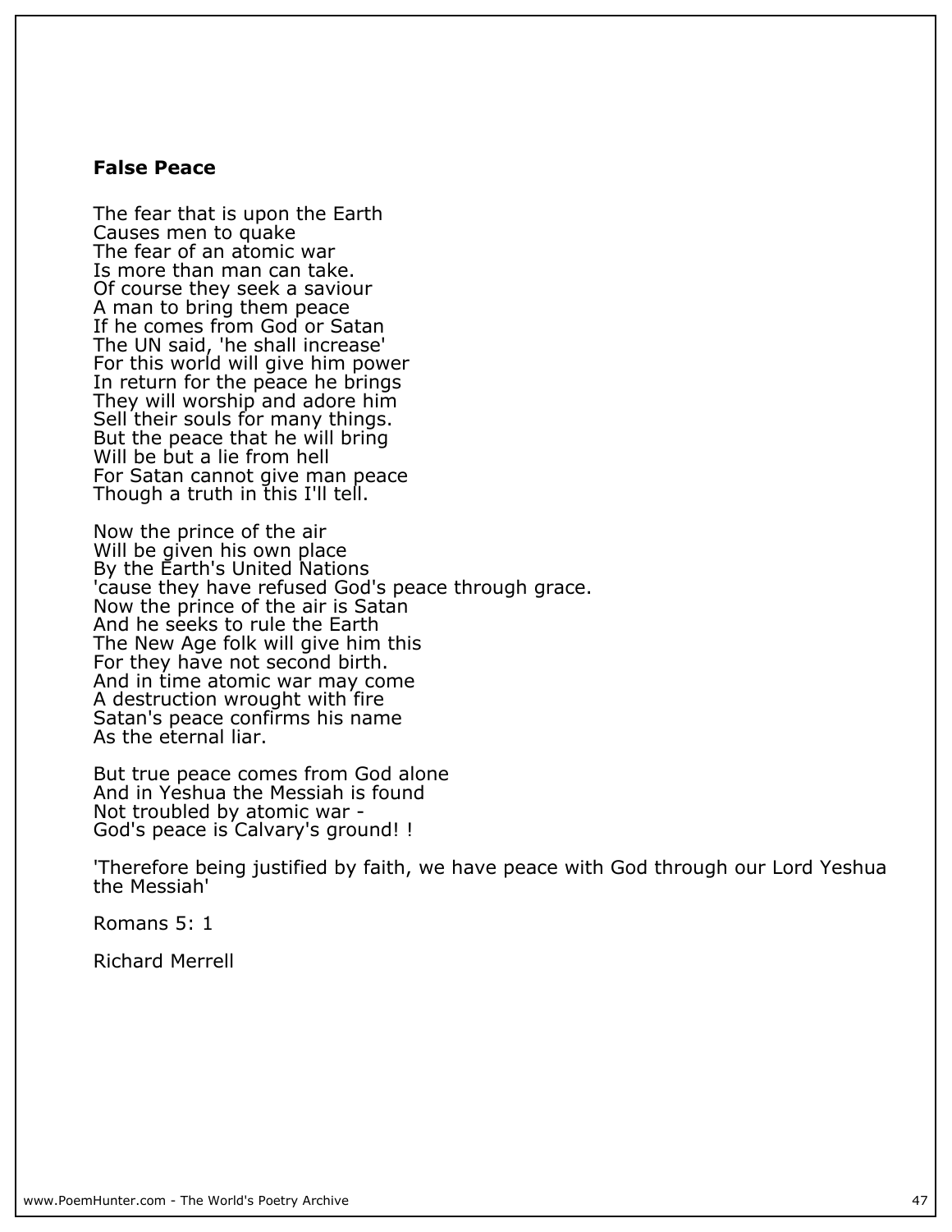**False Peace**

The fear that is upon the Earth  
Causes men to quake  
The fear of an atomic war  
Is more than man can take.  
Of course they seek a saviour  
A man to bring them peace  
If he comes from God or Satan  
The UN said, 'he shall increase'  
For this world will give him power  
In return for the peace he brings  
They will worship and adore him  
Sell their souls for many things.  
But the peace that he will bring  
Will be but a lie from hell  
For Satan cannot give man peace  
Though a truth in this I'll tell.

Now the prince of the air  
Will be given his own place  
By the Earth's United Nations  
'cause they have refused God's peace through grace.  
Now the prince of the air is Satan  
And he seeks to rule the Earth  
The New Age folk will give him this  
For they have not second birth.  
And in time atomic war may come  
A destruction wrought with fire  
Satan's peace confirms his name  
As the eternal liar.

But true peace comes from God alone  
And in Yeshua the Messiah is found  
Not troubled by atomic war -  
God's peace is Calvary's ground! !

'Therefore being justified by faith, we have peace with God through our Lord Yeshua the Messiah'

Romans 5: 1

Richard Merrell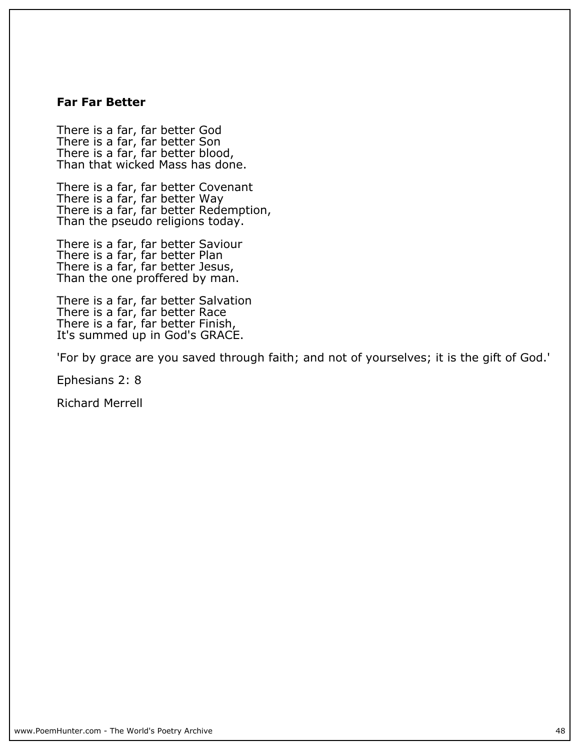### Far Far Better

There is a far, far better God
There is a far, far better Son
There is a far, far better blood,
Than that wicked Mass has done.

There is a far, far better Covenant
There is a far, far better Way
There is a far, far better Redemption,
Than the pseudo religions today.

There is a far, far better Saviour
There is a far, far better Plan
There is a far, far better Jesus,
Than the one proffered by man.

There is a far, far better Salvation
There is a far, far better Race
There is a far, far better Finish,
It's summed up in God's GRACE.

'For by grace are you saved through faith; and not of yourselves; it is the gift of God.'

Ephesians 2: 8

Richard Merrell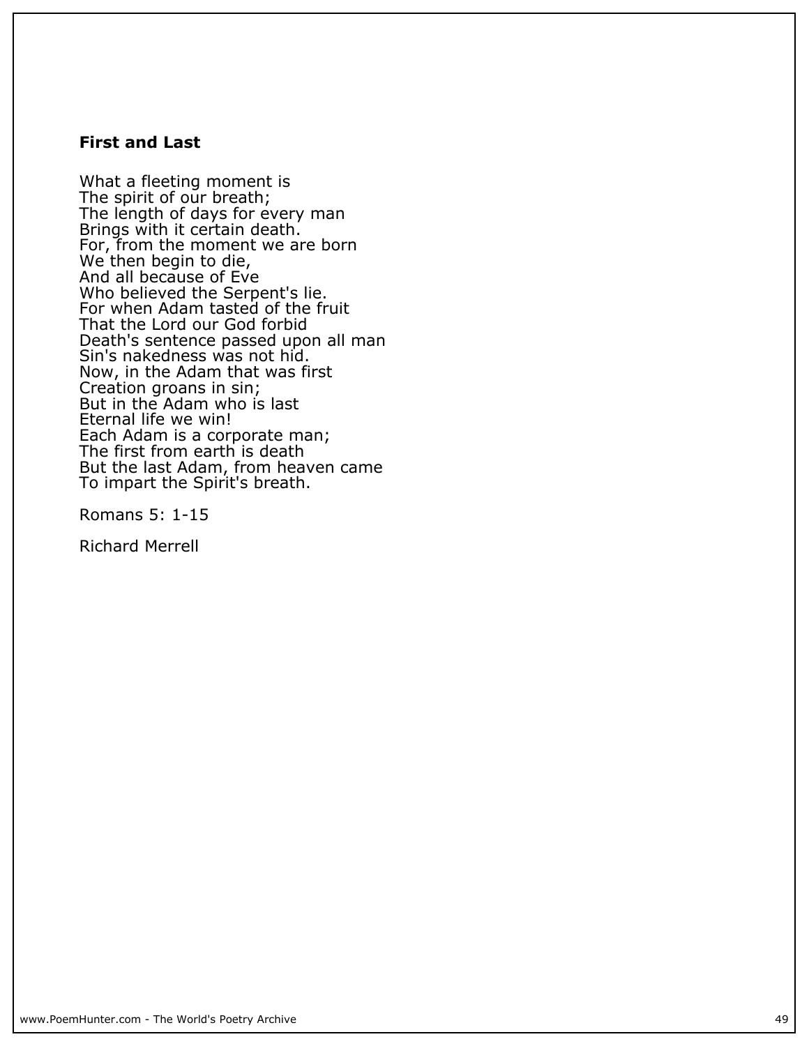# First and Last

What a fleeting moment is
The spirit of our breath;
The length of days for every man
Brings with it certain death.
For, from the moment we are born
We then begin to die,
And all because of Eve
Who believed the Serpent's lie.
For when Adam tasted of the fruit
That the Lord our God forbid
Death's sentence passed upon all man
Sin's nakedness was not hid.
Now, in the Adam that was first
Creation groans in sin;
But in the Adam who is last
Eternal life we win!
Each Adam is a corporate man;
The first from earth is death
But the last Adam, from heaven came
To impart the Spirit's breath.

Romans 5: 1-15

Richard Merrell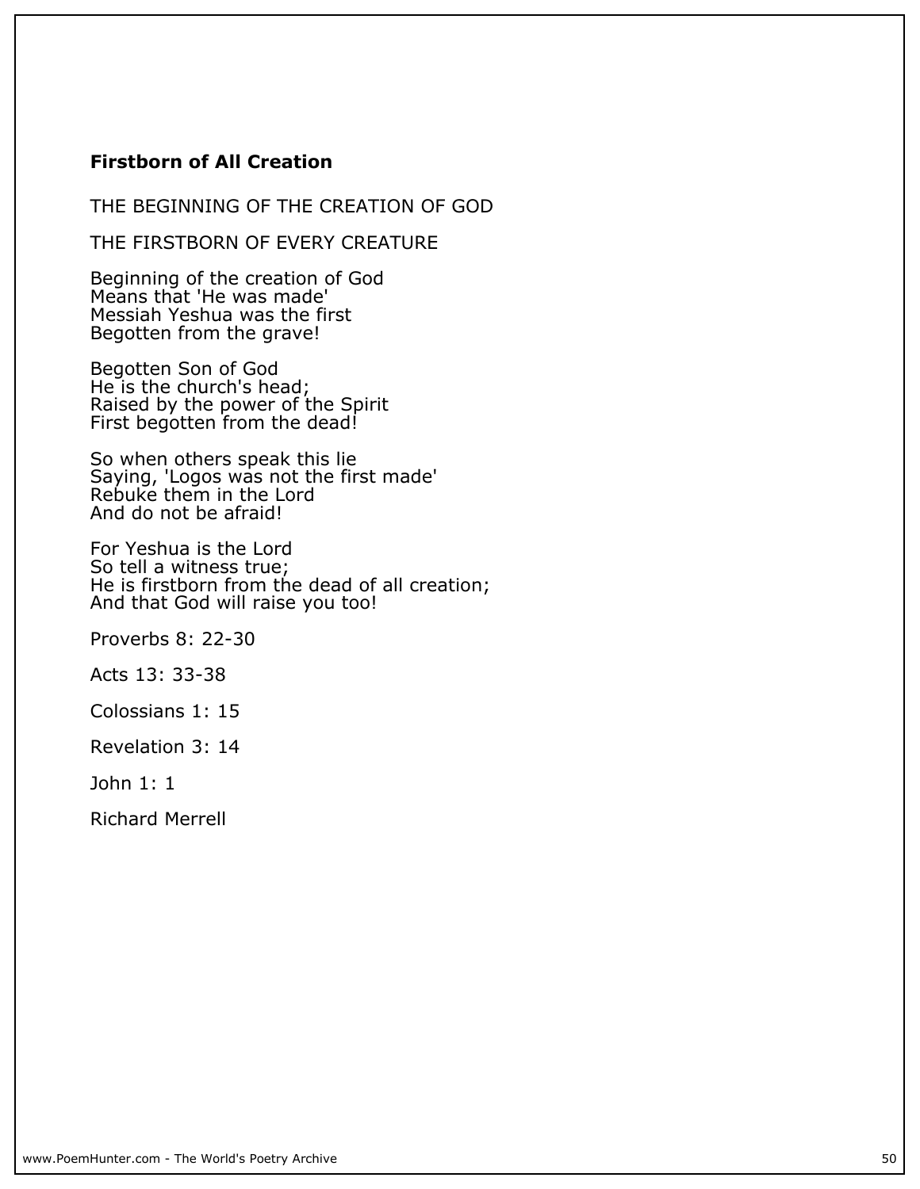**Firstborn of All Creation**

THE BEGINNING OF THE CREATION OF GOD

THE FIRSTBORN OF EVERY CREATURE

Beginning of the creation of God
Means that 'He was made'
Messiah Yeshua was the first
Begotten from the grave!

Begotten Son of God
He is the church's head;
Raised by the power of the Spirit
First begotten from the dead!

So when others speak this lie
Saying, 'Logos was not the first made'
Rebuke them in the Lord
And do not be afraid!

For Yeshua is the Lord
So tell a witness true;
He is firstborn from the dead of all creation;
And that God will raise you too!

Proverbs 8: 22-30

Acts 13: 33-38

Colossians 1: 15

Revelation 3: 14

John 1: 1

Richard Merrell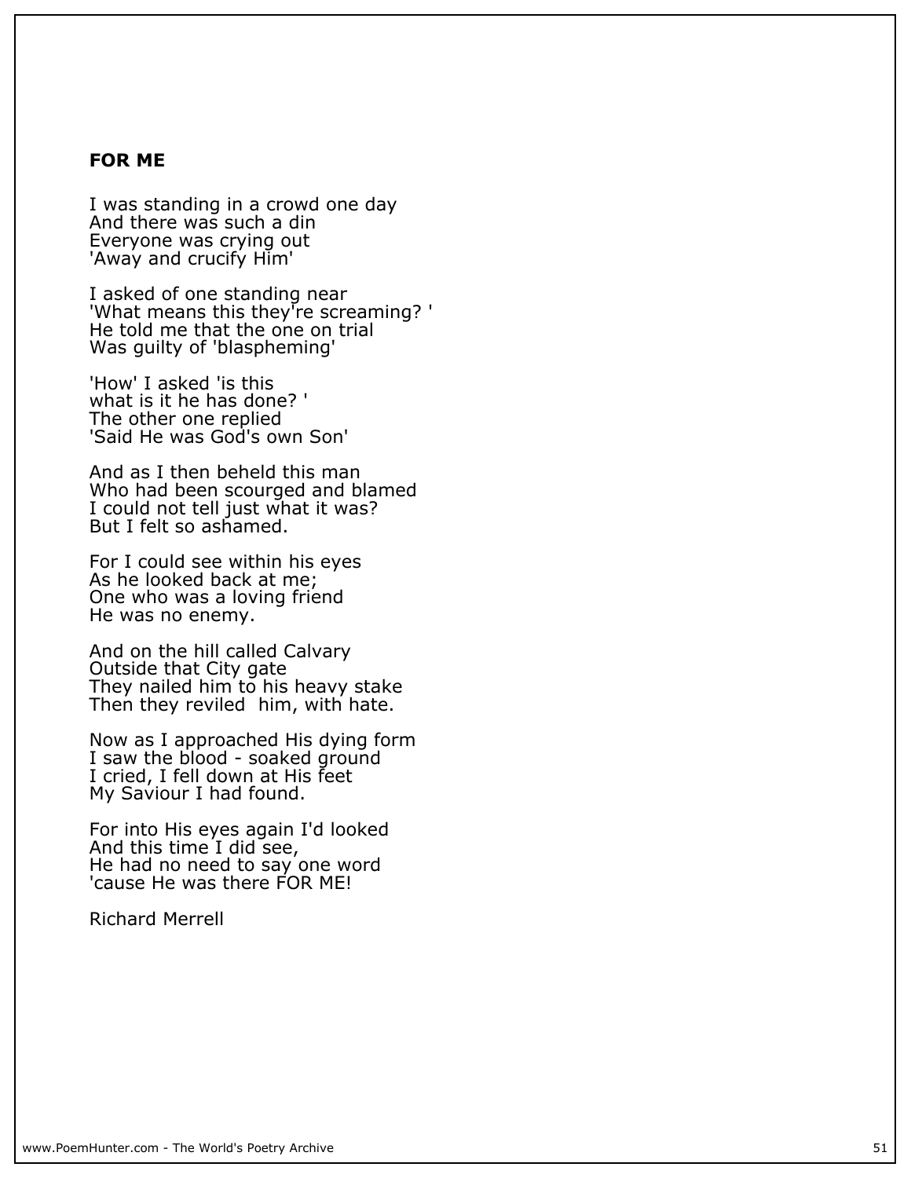## FOR ME

I was standing in a crowd one day
And there was such a din
Everyone was crying out
'Away and crucify Him'

I asked of one standing near
'What means this they're screaming? '
He told me that the one on trial
Was guilty of 'blaspheming'

'How' I asked 'is this
what is it he has done? '
The other one replied
'Said He was God's own Son'

And as I then beheld this man
Who had been scourged and blamed
I could not tell just what it was?
But I felt so ashamed.

For I could see within his eyes
As he looked back at me;
One who was a loving friend
He was no enemy.

And on the hill called Calvary
Outside that City gate
They nailed him to his heavy stake
Then they reviled  him, with hate.

Now as I approached His dying form
I saw the blood - soaked ground
I cried, I fell down at His feet
My Saviour I had found.

For into His eyes again I'd looked
And this time I did see,
He had no need to say one word
'cause He was there FOR ME!

Richard Merrell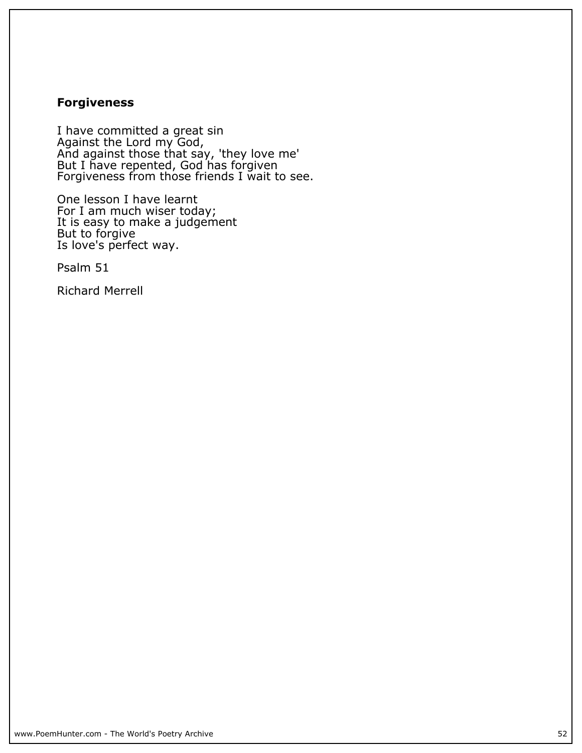## Forgiveness

I have committed a great sin
Against the Lord my God,
And against those that say, 'they love me'
But I have repented, God has forgiven
Forgiveness from those friends I wait to see.

One lesson I have learnt
For I am much wiser today;
It is easy to make a judgement
But to forgive
Is love's perfect way.

Psalm 51

Richard Merrell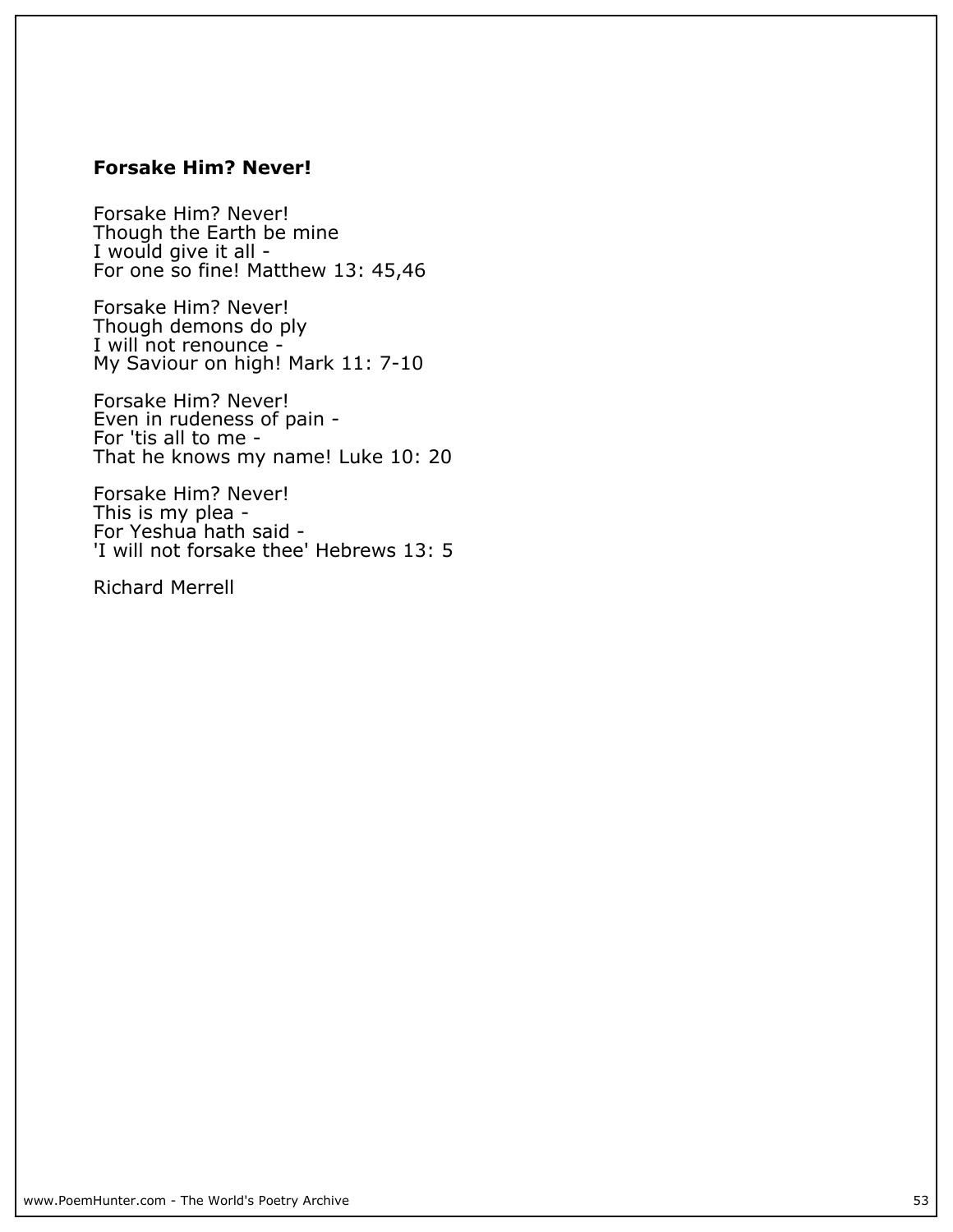### Forsake Him? Never!

Forsake Him? Never!  
Though the Earth be mine  
I would give it all -  
For one so fine! Matthew 13: 45,46

Forsake Him? Never!  
Though demons do ply  
I will not renounce -  
My Saviour on high! Mark 11: 7-10

Forsake Him? Never!  
Even in rudeness of pain -  
For 'tis all to me -  
That he knows my name! Luke 10: 20

Forsake Him? Never!  
This is my plea -  
For Yeshua hath said -  
'I will not forsake thee' Hebrews 13: 5

Richard Merrell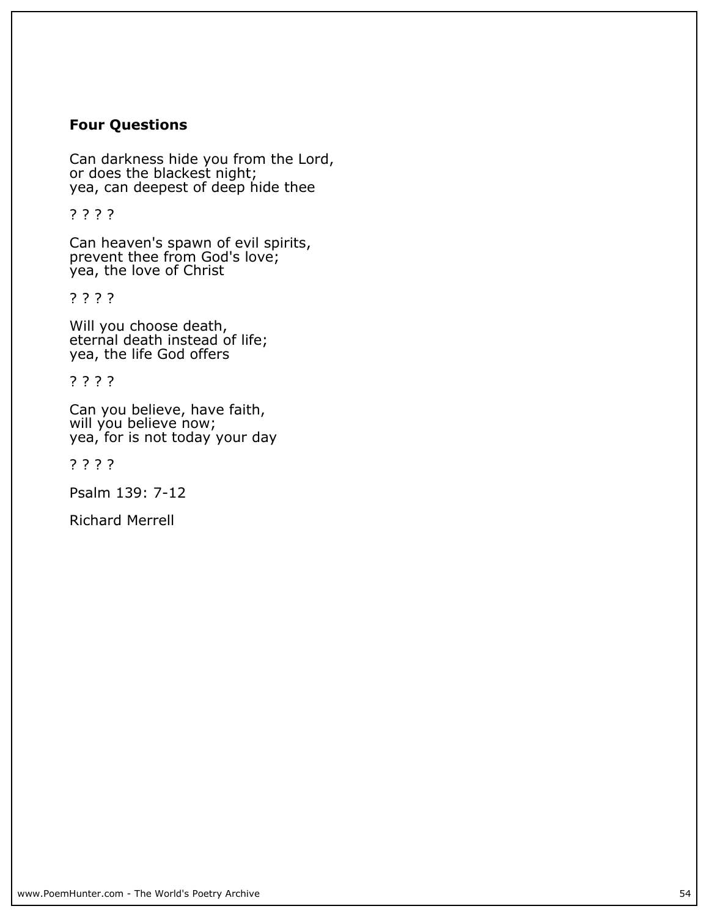**Four Questions**

Can darkness hide you from the Lord,
or does the blackest night;
yea, can deepest of deep hide thee

? ? ? ?

Can heaven's spawn of evil spirits,
prevent thee from God's love;
yea, the love of Christ

? ? ? ?

Will you choose death,
eternal death instead of life;
yea, the life God offers

? ? ? ?

Can you believe, have faith,
will you believe now;
yea, for is not today your day

? ? ? ?

Psalm 139: 7-12

Richard Merrell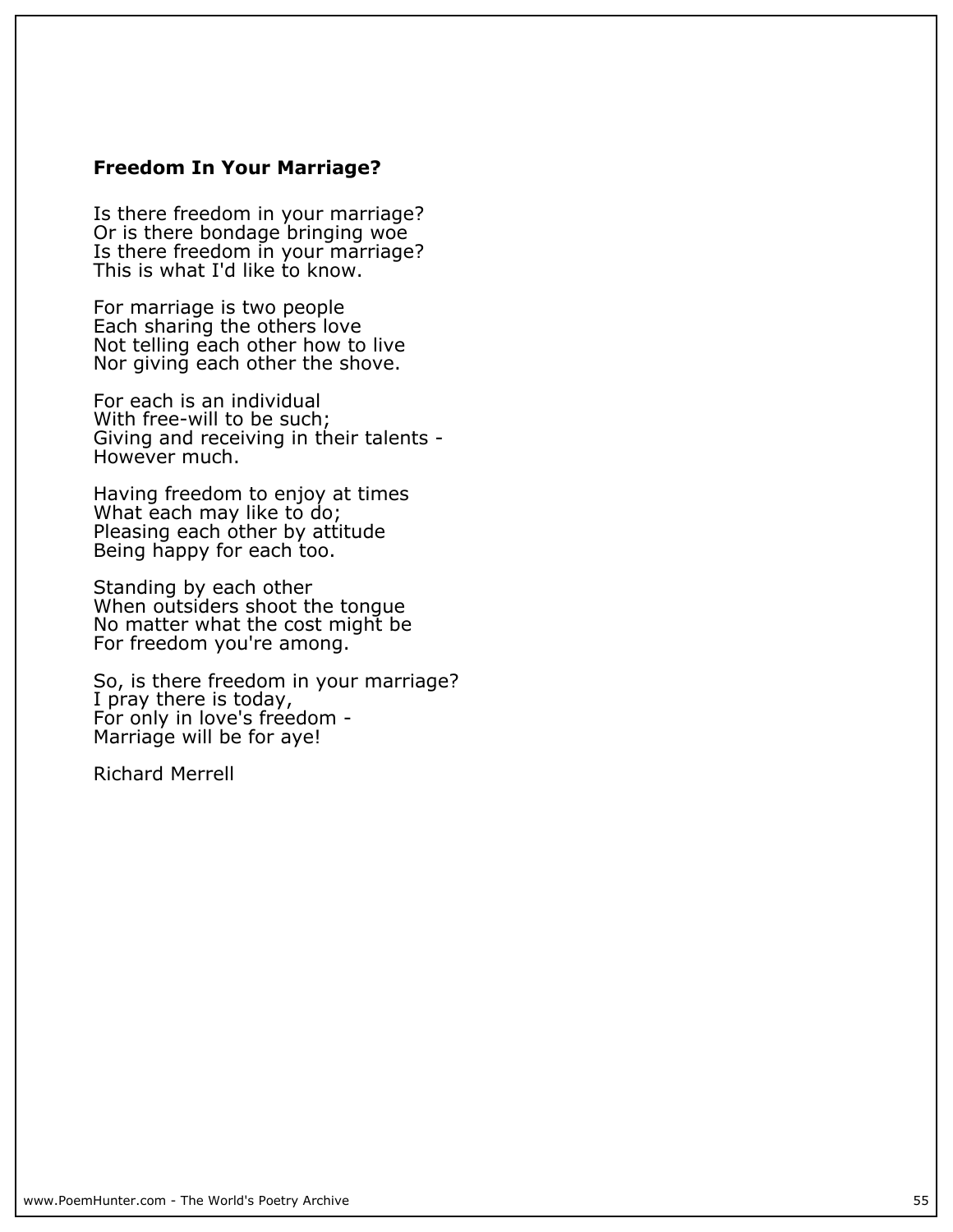### **Freedom In Your Marriage?**

Is there freedom in your marriage?  
Or is there bondage bringing woe  
Is there freedom in your marriage?  
This is what I'd like to know.

For marriage is two people  
Each sharing the others love  
Not telling each other how to live  
Nor giving each other the shove.

For each is an individual  
With free-will to be such;  
Giving and receiving in their talents -  
However much.

Having freedom to enjoy at times  
What each may like to do;  
Pleasing each other by attitude  
Being happy for each too.

Standing by each other  
When outsiders shoot the tongue  
No matter what the cost might be  
For freedom you're among.

So, is there freedom in your marriage?  
I pray there is today,  
For only in love's freedom -  
Marriage will be for aye!

Richard Merrell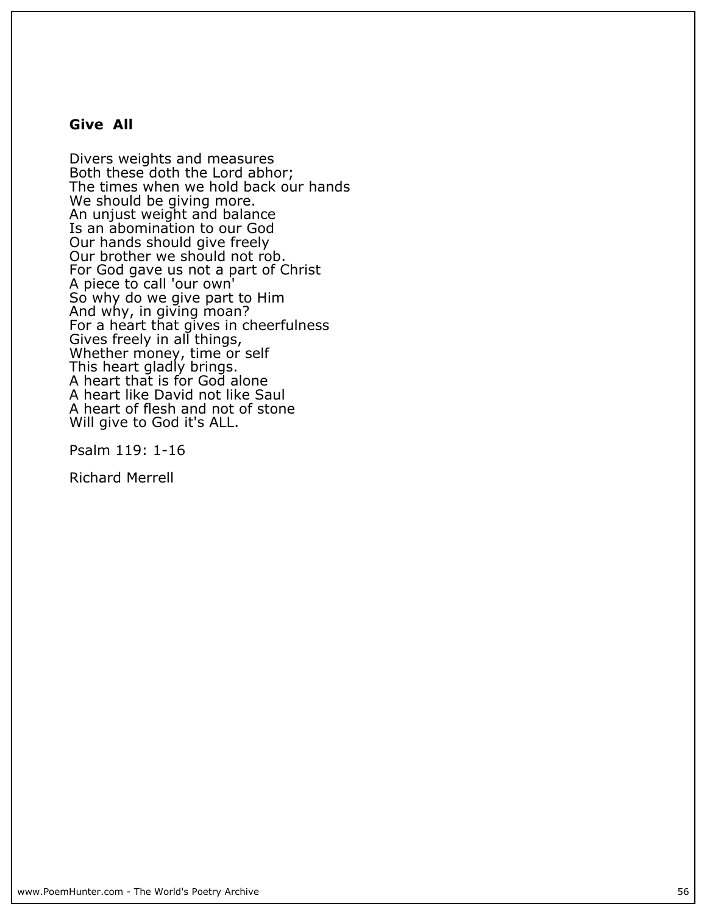## Give All

Divers weights and measures  
Both these doth the Lord abhor;  
The times when we hold back our hands  
We should be giving more.  
An unjust weight and balance  
Is an abomination to our God  
Our hands should give freely  
Our brother we should not rob.  
For God gave us not a part of Christ  
A piece to call 'our own'  
So why do we give part to Him  
And why, in giving moan?  
For a heart that gives in cheerfulness  
Gives freely in all things,  
Whether money, time or self  
This heart gladly brings.  
A heart that is for God alone  
A heart like David not like Saul  
A heart of flesh and not of stone  
Will give to God it's ALL.

Psalm 119: 1-16

Richard Merrell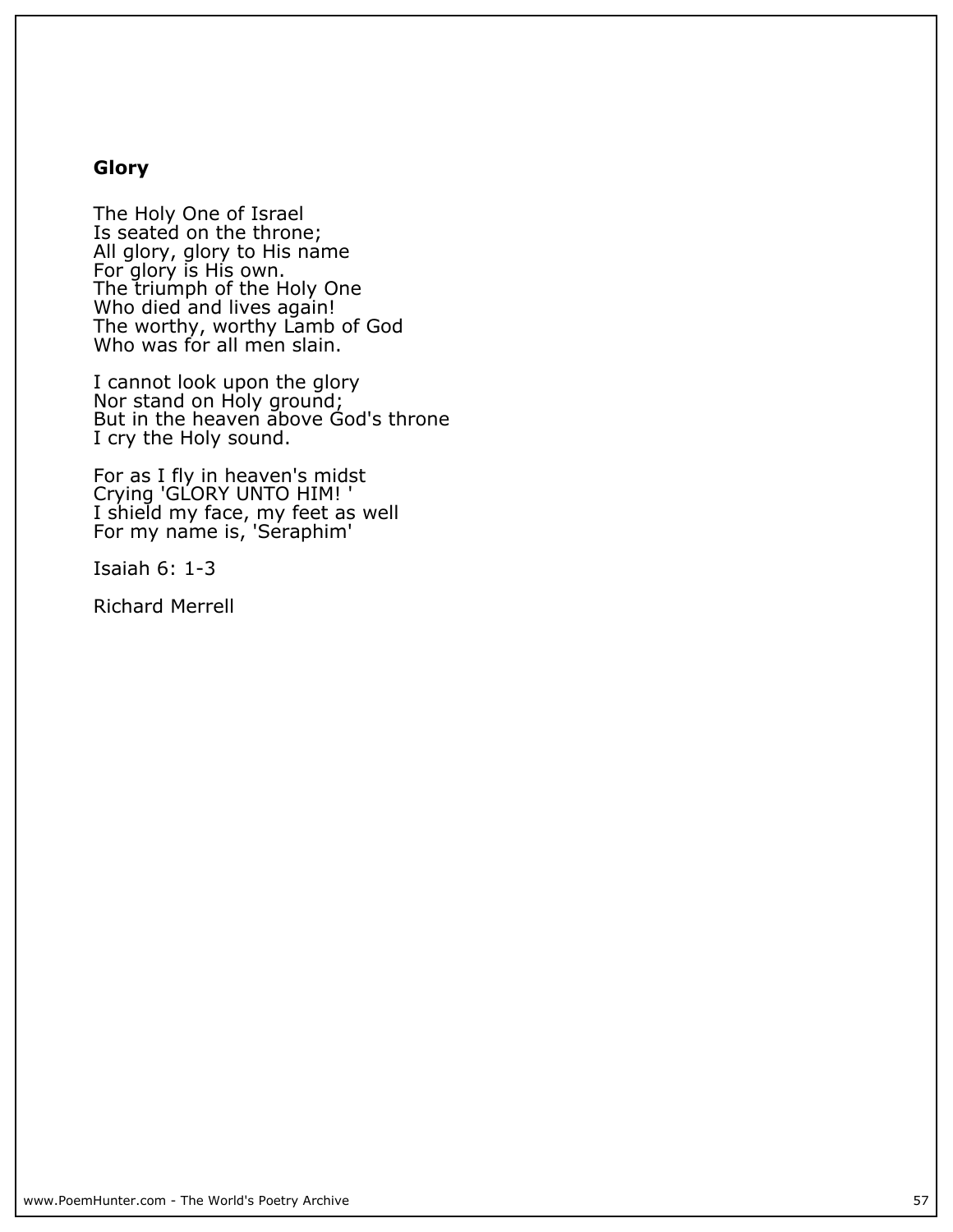**Glory**

The Holy One of Israel
Is seated on the throne;
All glory, glory to His name
For glory is His own.
The triumph of the Holy One
Who died and lives again!
The worthy, worthy Lamb of God
Who was for all men slain.

I cannot look upon the glory
Nor stand on Holy ground;
But in the heaven above God's throne
I cry the Holy sound.

For as I fly in heaven's midst
Crying 'GLORY UNTO HIM! '
I shield my face, my feet as well
For my name is, 'Seraphim'

Isaiah 6: 1-3

Richard Merrell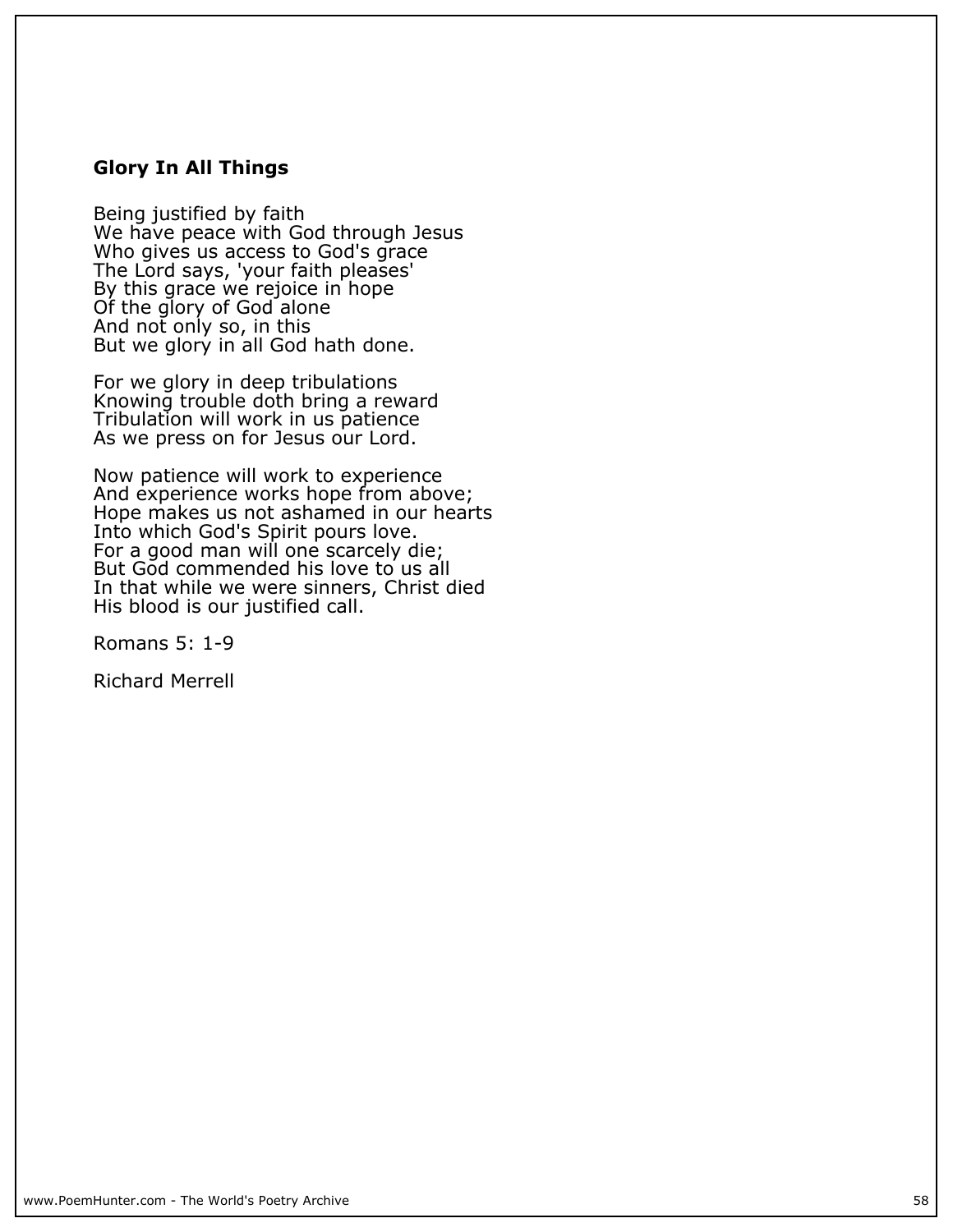**Glory In All Things**

Being justified by faith
We have peace with God through Jesus
Who gives us access to God's grace
The Lord says, 'your faith pleases'
By this grace we rejoice in hope
Of the glory of God alone
And not only so, in this
But we glory in all God hath done.

For we glory in deep tribulations
Knowing trouble doth bring a reward
Tribulation will work in us patience
As we press on for Jesus our Lord.

Now patience will work to experience
And experience works hope from above;
Hope makes us not ashamed in our hearts
Into which God's Spirit pours love.
For a good man will one scarcely die;
But God commended his love to us all
In that while we were sinners, Christ died
His blood is our justified call.

Romans 5: 1-9

Richard Merrell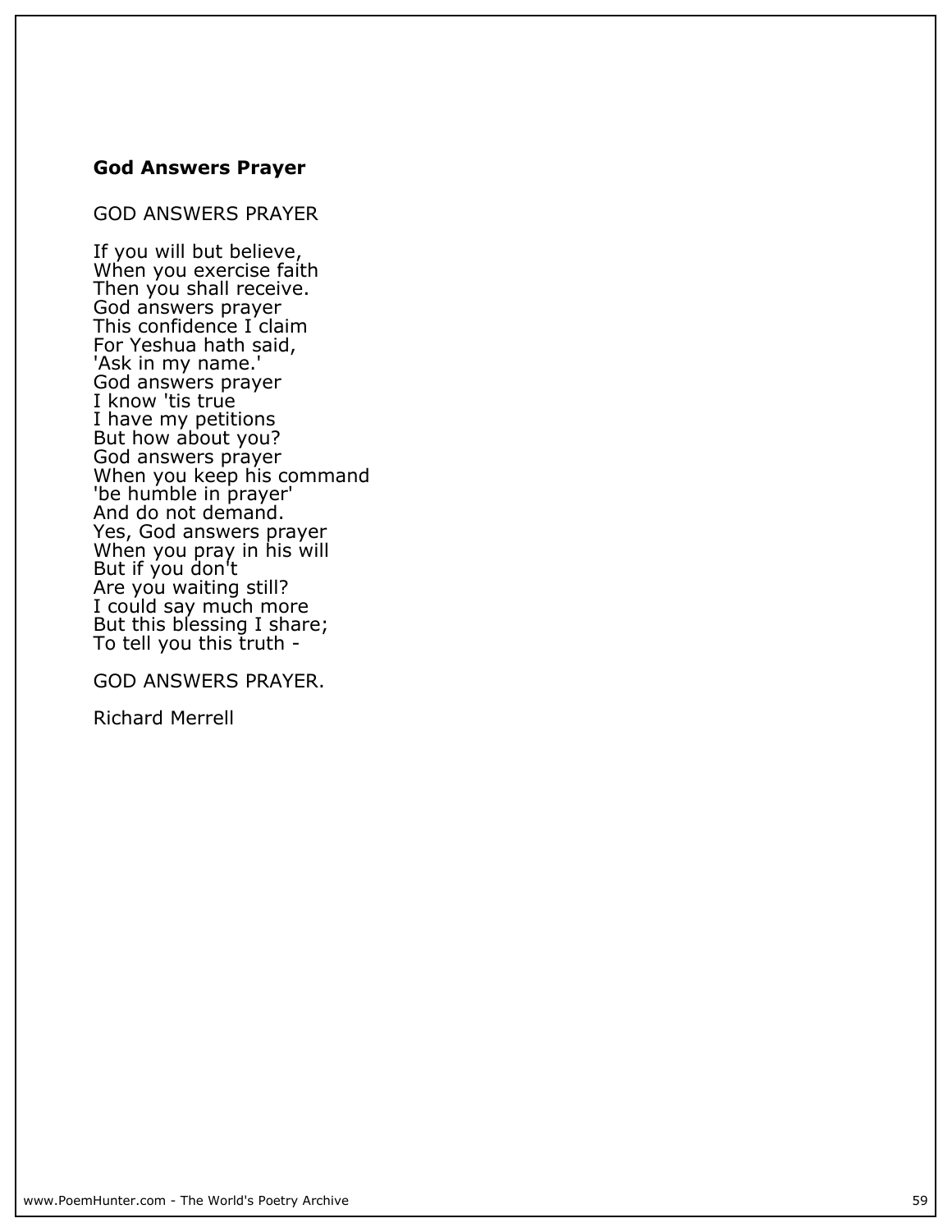## God Answers Prayer

GOD ANSWERS PRAYER

If you will but believe,  
When you exercise faith  
Then you shall receive.  
God answers prayer  
This confidence I claim  
For Yeshua hath said,  
'Ask in my name.'  
God answers prayer  
I know 'tis true  
I have my petitions  
But how about you?  
God answers prayer  
When you keep his command  
'be humble in prayer'  
And do not demand.  
Yes, God answers prayer  
When you pray in his will  
But if you don't  
Are you waiting still?  
I could say much more  
But this blessing I share;  
To tell you this truth -

GOD ANSWERS PRAYER.

Richard Merrell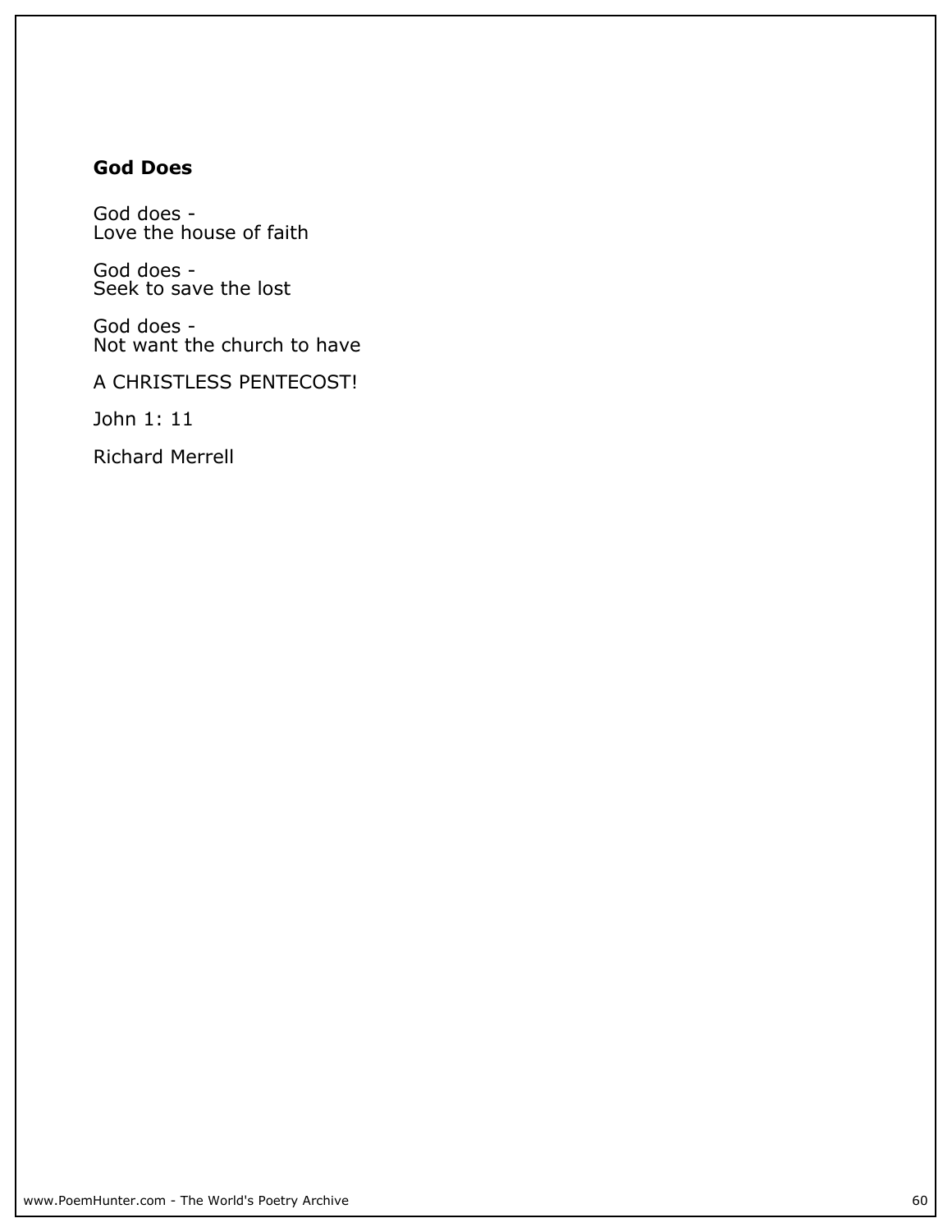### God Does

God does -  
Love the house of faith

God does -  
Seek to save the lost

God does -  
Not want the church to have

A CHRISTLESS PENTECOST!

John 1: 11

Richard Merrell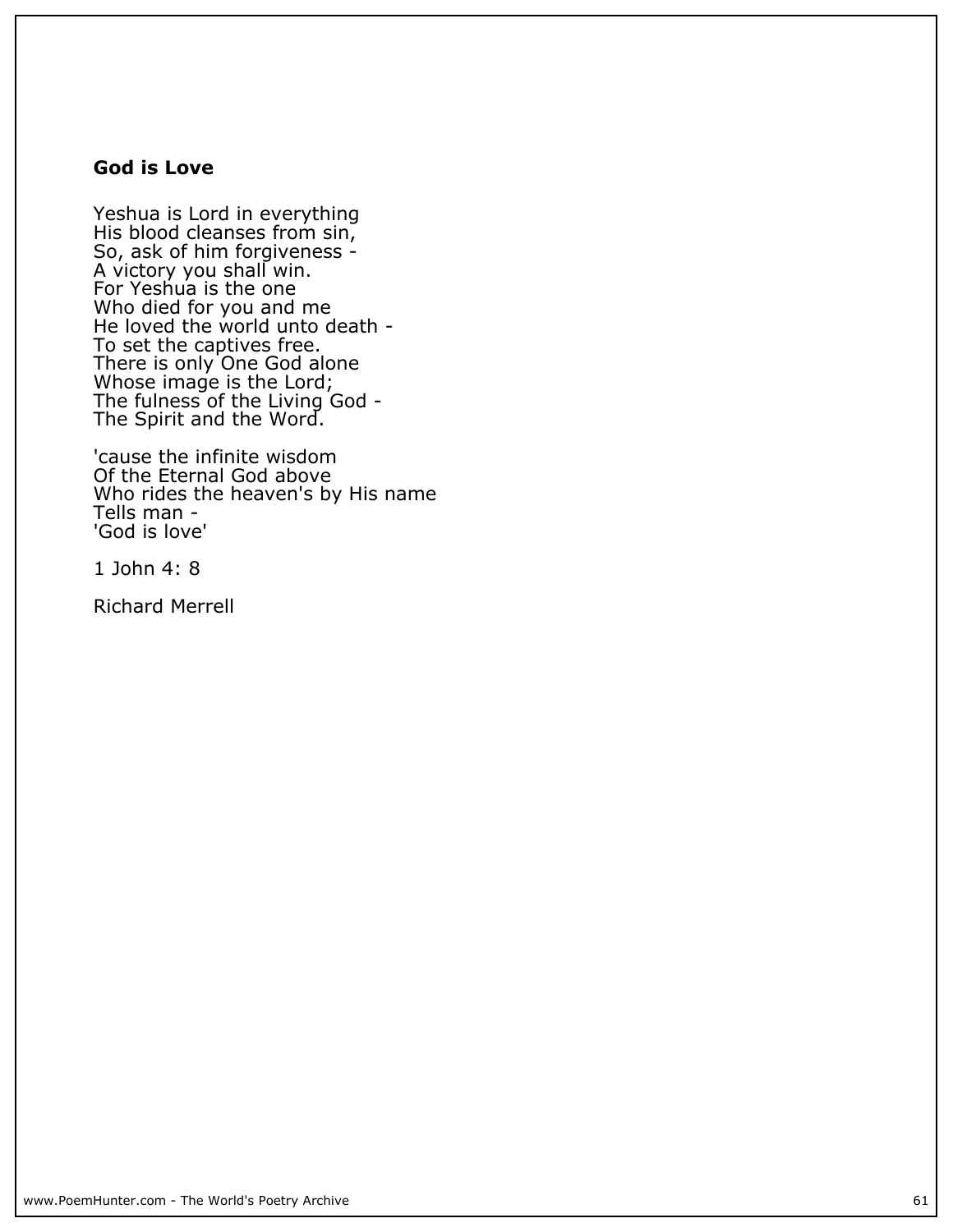**God is Love**

Yeshua is Lord in everything  
His blood cleanses from sin,  
So, ask of him forgiveness -  
A victory you shall win.  
For Yeshua is the one  
Who died for you and me  
He loved the world unto death -  
To set the captives free.  
There is only One God alone  
Whose image is the Lord;  
The fulness of the Living God -  
The Spirit and the Word.

'cause the infinite wisdom  
Of the Eternal God above  
Who rides the heaven's by His name  
Tells man -  
'God is love'

1 John 4: 8

Richard Merrell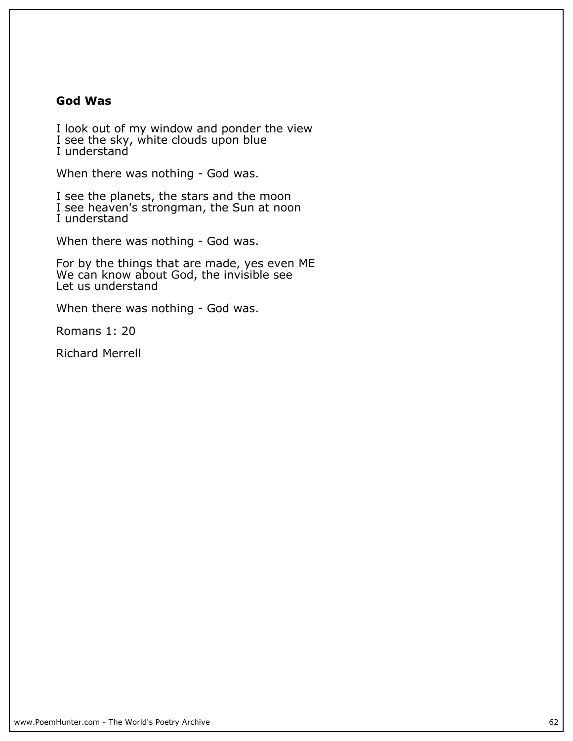## God Was

I look out of my window and ponder the view
I see the sky, white clouds upon blue
I understand

When there was nothing - God was.

I see the planets, the stars and the moon
I see heaven's strongman, the Sun at noon
I understand

When there was nothing - God was.

For by the things that are made, yes even ME
We can know about God, the invisible see
Let us understand

When there was nothing - God was.

Romans 1: 20

Richard Merrell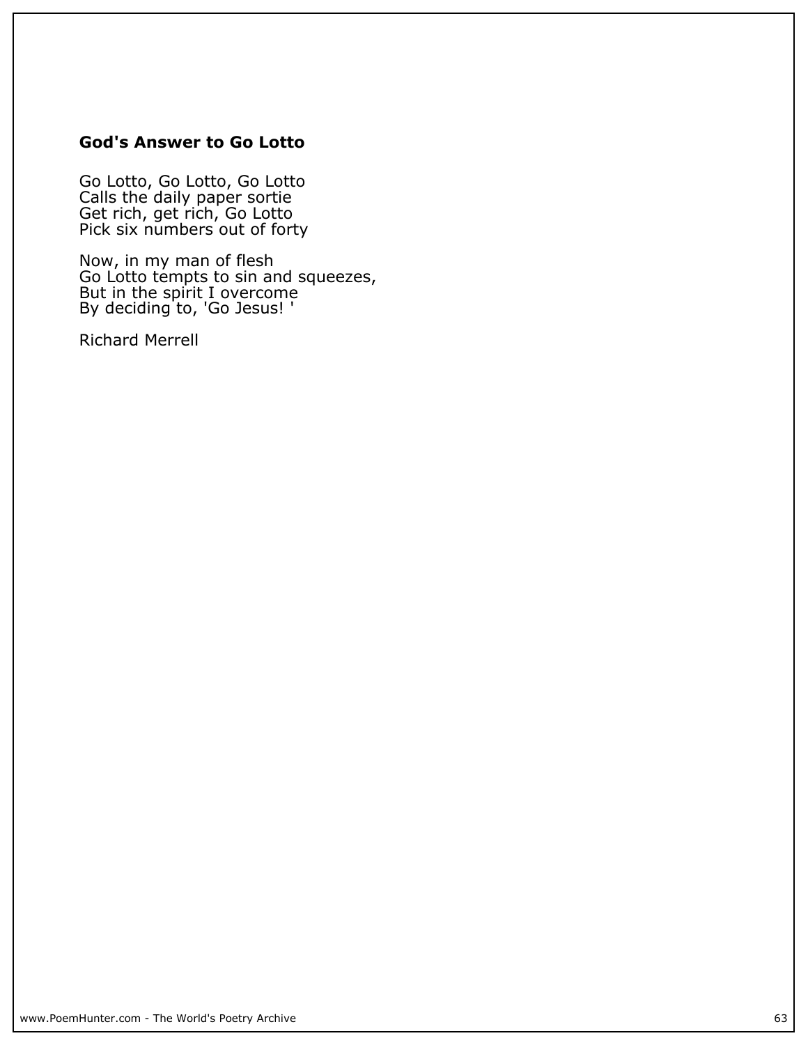## God's Answer to Go Lotto

Go Lotto, Go Lotto, Go Lotto  
Calls the daily paper sortie  
Get rich, get rich, Go Lotto  
Pick six numbers out of forty

Now, in my man of flesh  
Go Lotto tempts to sin and squeezes,  
But in the spirit I overcome  
By deciding to, 'Go Jesus! '

Richard Merrell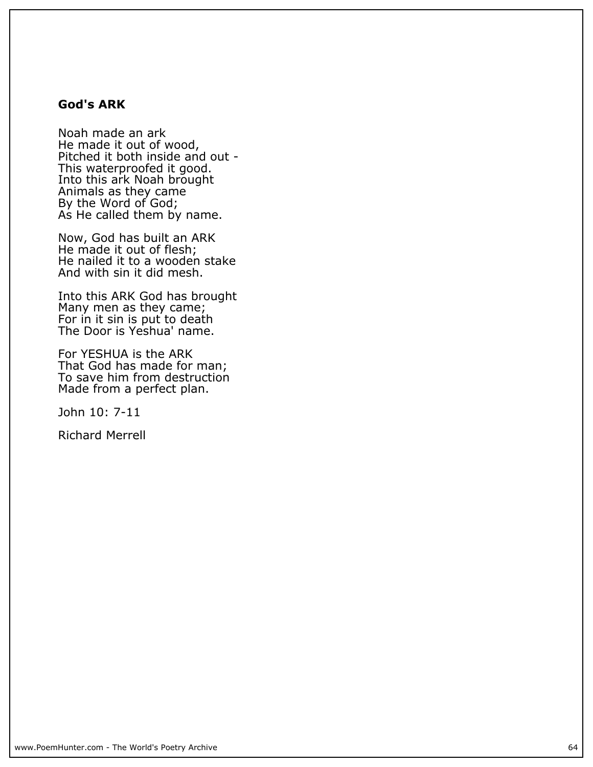**God's ARK**

Noah made an ark  
He made it out of wood,  
Pitched it both inside and out -  
This waterproofed it good.  
Into this ark Noah brought  
Animals as they came  
By the Word of God;  
As He called them by name.

Now, God has built an ARK  
He made it out of flesh;  
He nailed it to a wooden stake  
And with sin it did mesh.

Into this ARK God has brought  
Many men as they came;  
For in it sin is put to death  
The Door is Yeshua' name.

For YESHUA is the ARK  
That God has made for man;  
To save him from destruction  
Made from a perfect plan.

John 10: 7-11

Richard Merrell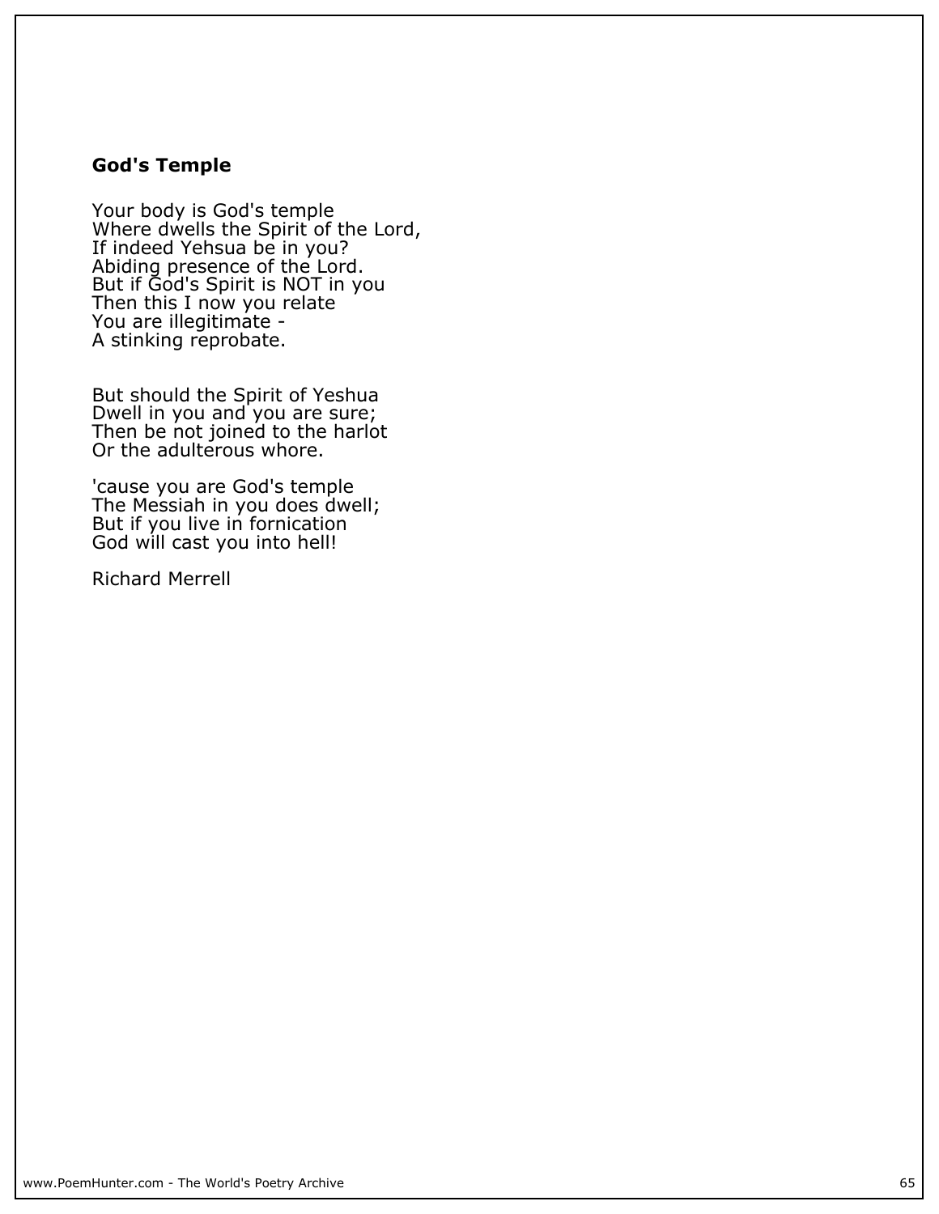### God's Temple

Your body is God's temple  
Where dwells the Spirit of the Lord,  
If indeed Yehsua be in you?  
Abiding presence of the Lord.  
But if God's Spirit is NOT in you  
Then this I now you relate  
You are illegitimate -  
A stinking reprobate.

But should the Spirit of Yeshua  
Dwell in you and you are sure;  
Then be not joined to the harlot  
Or the adulterous whore.

'cause you are God's temple  
The Messiah in you does dwell;  
But if you live in fornication  
God will cast you into hell!

Richard Merrell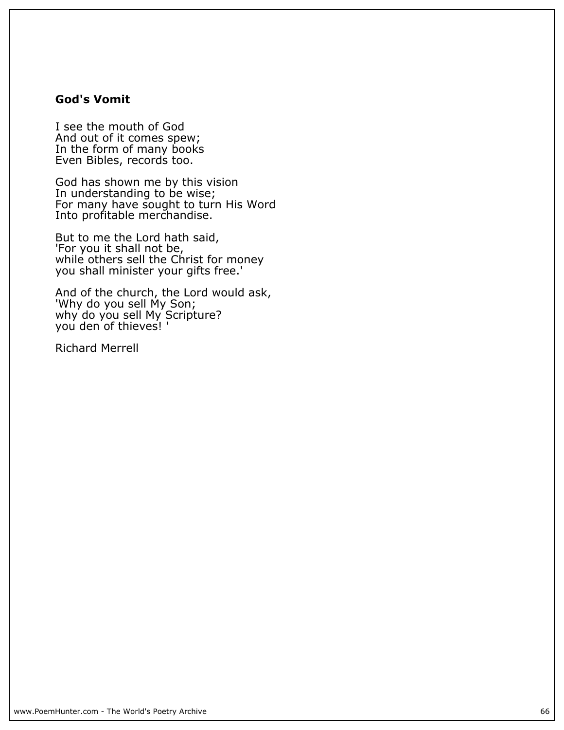### God's Vomit

I see the mouth of God
And out of it comes spew;
In the form of many books
Even Bibles, records too.

God has shown me by this vision
In understanding to be wise;
For many have sought to turn His Word
Into profitable merchandise.

But to me the Lord hath said,
'For you it shall not be,
while others sell the Christ for money
you shall minister your gifts free.'

And of the church, the Lord would ask,
'Why do you sell My Son;
why do you sell My Scripture?
you den of thieves! '

Richard Merrell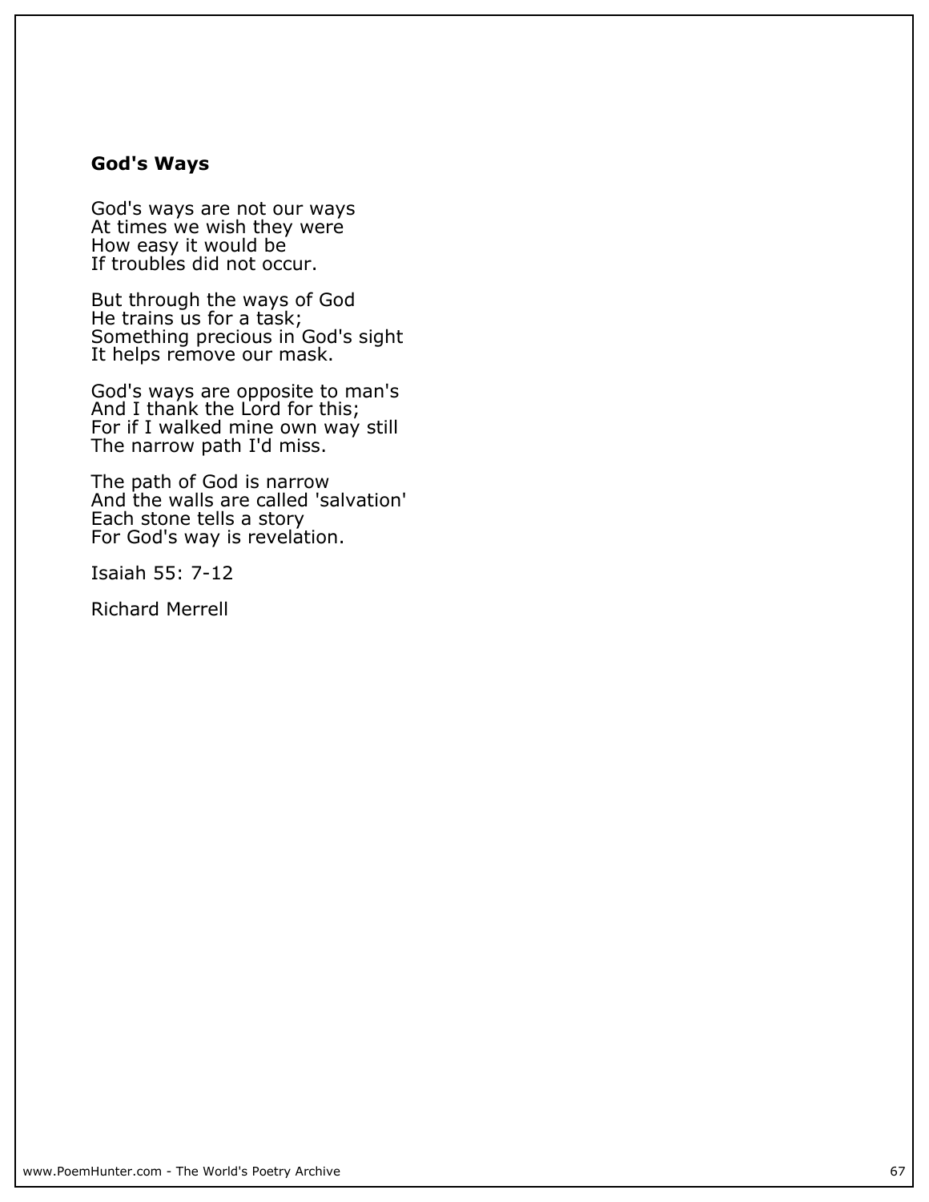## God's Ways

God's ways are not our ways
At times we wish they were
How easy it would be
If troubles did not occur.

But through the ways of God
He trains us for a task;
Something precious in God's sight
It helps remove our mask.

God's ways are opposite to man's
And I thank the Lord for this;
For if I walked mine own way still
The narrow path I'd miss.

The path of God is narrow
And the walls are called 'salvation'
Each stone tells a story
For God's way is revelation.

Isaiah 55: 7-12

Richard Merrell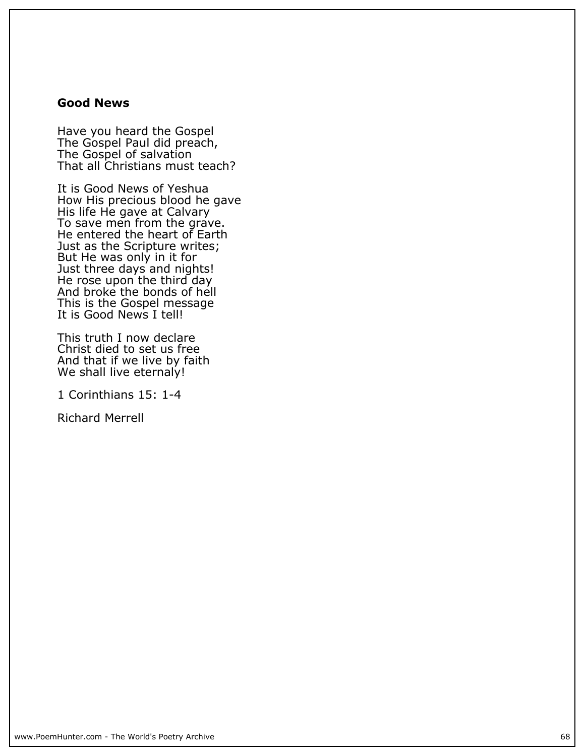**Good News**

Have you heard the Gospel  
The Gospel Paul did preach,  
The Gospel of salvation  
That all Christians must teach?

It is Good News of Yeshua  
How His precious blood he gave  
His life He gave at Calvary  
To save men from the grave.  
He entered the heart of Earth  
Just as the Scripture writes;  
But He was only in it for  
Just three days and nights!  
He rose upon the third day  
And broke the bonds of hell  
This is the Gospel message  
It is Good News I tell!

This truth I now declare  
Christ died to set us free  
And that if we live by faith  
We shall live eternaly!

1 Corinthians 15: 1-4

Richard Merrell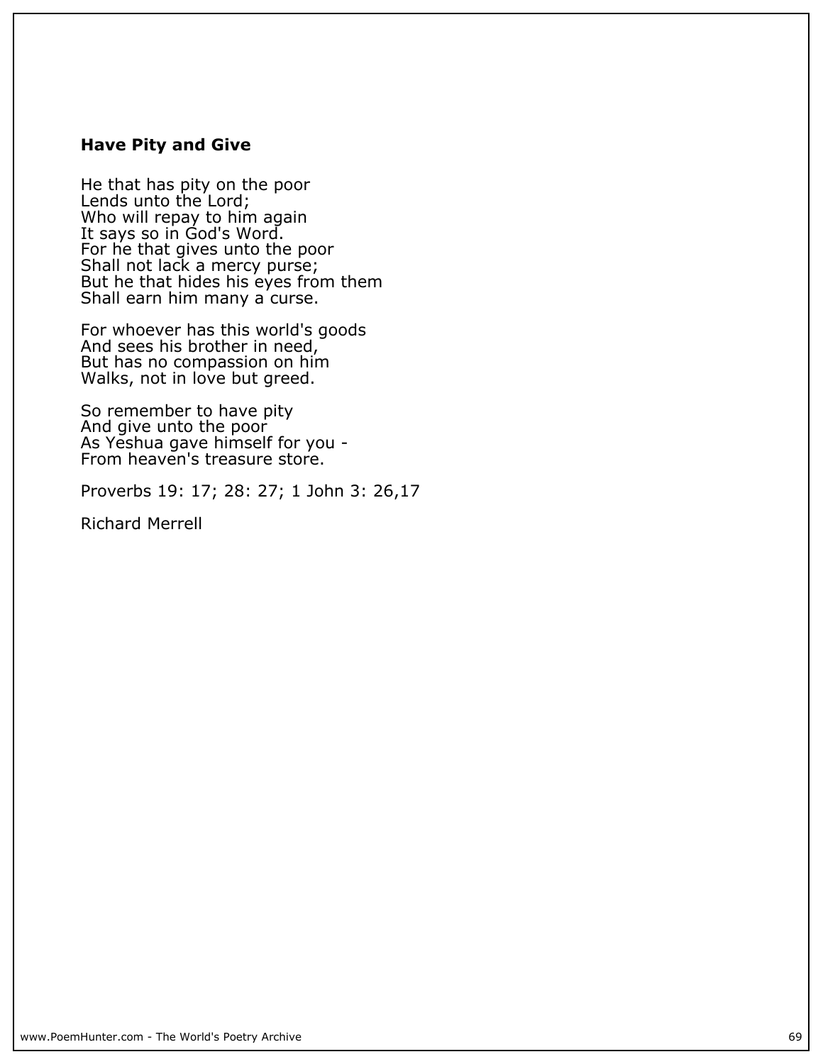### Have Pity and Give

He that has pity on the poor
Lends unto the Lord;
Who will repay to him again
It says so in God's Word.
For he that gives unto the poor
Shall not lack a mercy purse;
But he that hides his eyes from them
Shall earn him many a curse.

For whoever has this world's goods
And sees his brother in need,
But has no compassion on him
Walks, not in love but greed.

So remember to have pity
And give unto the poor
As Yeshua gave himself for you -
From heaven's treasure store.

Proverbs 19: 17; 28: 27; 1 John 3: 26,17

Richard Merrell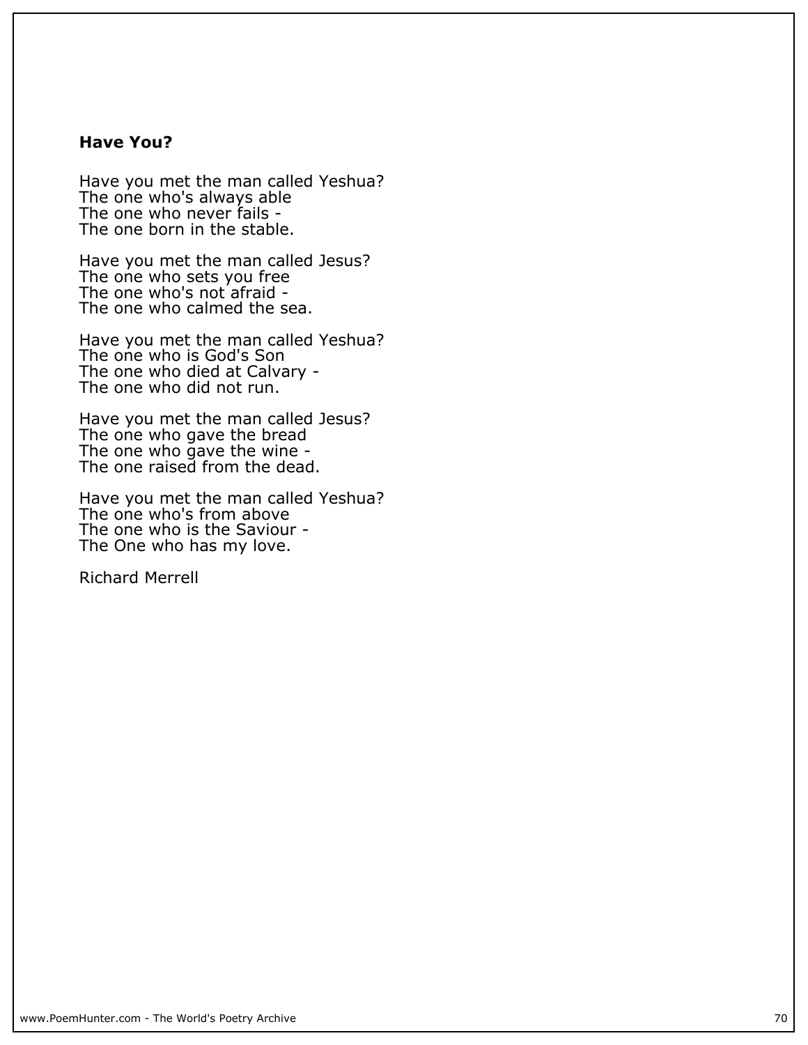## Have You?

Have you met the man called Yeshua?
The one who's always able
The one who never fails -
The one born in the stable.

Have you met the man called Jesus?
The one who sets you free
The one who's not afraid -
The one who calmed the sea.

Have you met the man called Yeshua?
The one who is God's Son
The one who died at Calvary -
The one who did not run.

Have you met the man called Jesus?
The one who gave the bread
The one who gave the wine -
The one raised from the dead.

Have you met the man called Yeshua?
The one who's from above
The one who is the Saviour -
The One who has my love.

Richard Merrell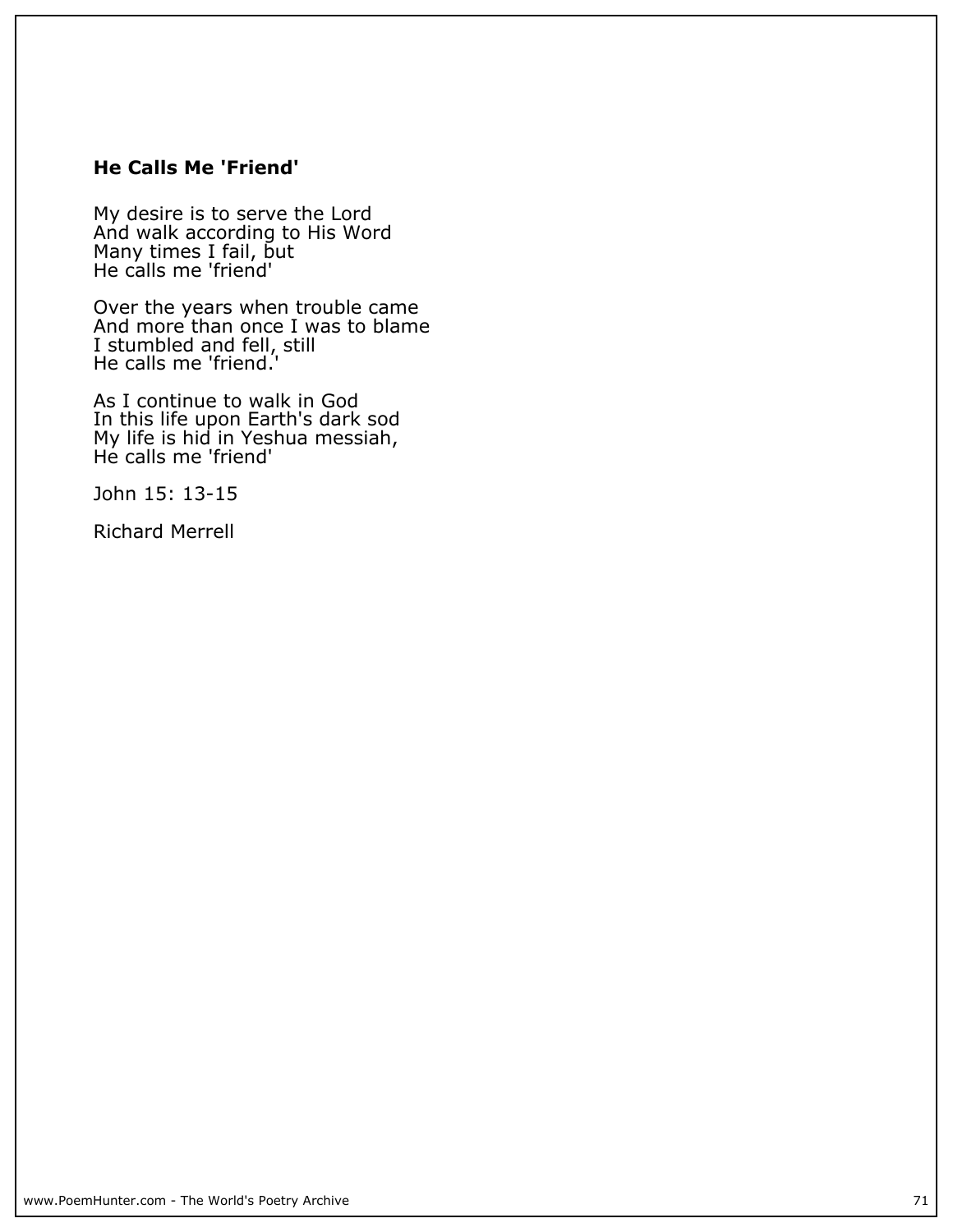### He Calls Me 'Friend'

My desire is to serve the Lord
And walk according to His Word
Many times I fail, but
He calls me 'friend'

Over the years when trouble came
And more than once I was to blame
I stumbled and fell, still
He calls me 'friend.'

As I continue to walk in God
In this life upon Earth's dark sod
My life is hid in Yeshua messiah,
He calls me 'friend'

John 15: 13-15

Richard Merrell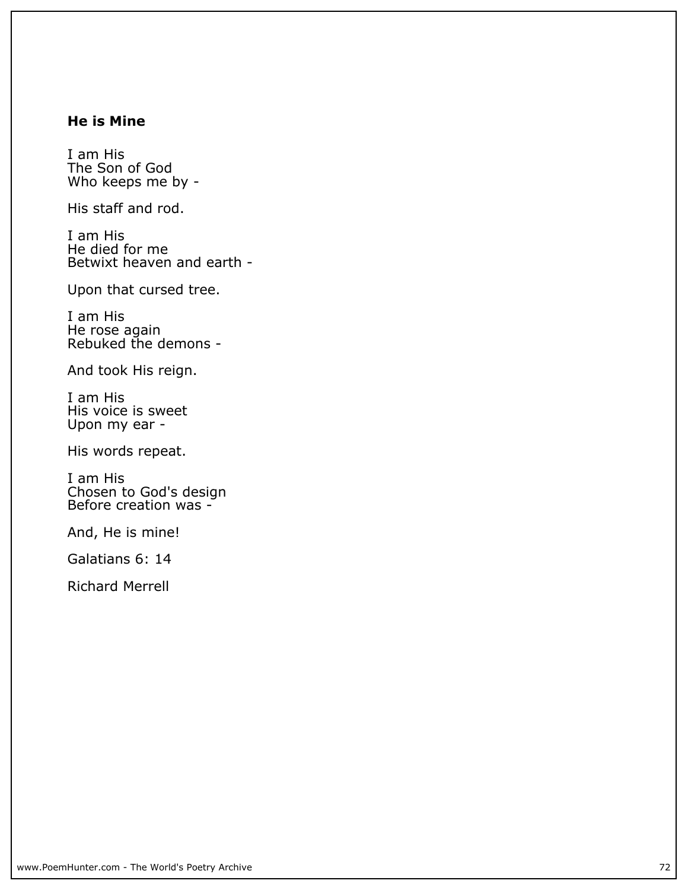## He is Mine

I am His  
The Son of God  
Who keeps me by -

His staff and rod.

I am His  
He died for me  
Betwixt heaven and earth -

Upon that cursed tree.

I am His  
He rose again  
Rebuked the demons -

And took His reign.

I am His  
His voice is sweet  
Upon my ear -

His words repeat.

I am His  
Chosen to God's design  
Before creation was -

And, He is mine!

Galatians 6: 14

Richard Merrell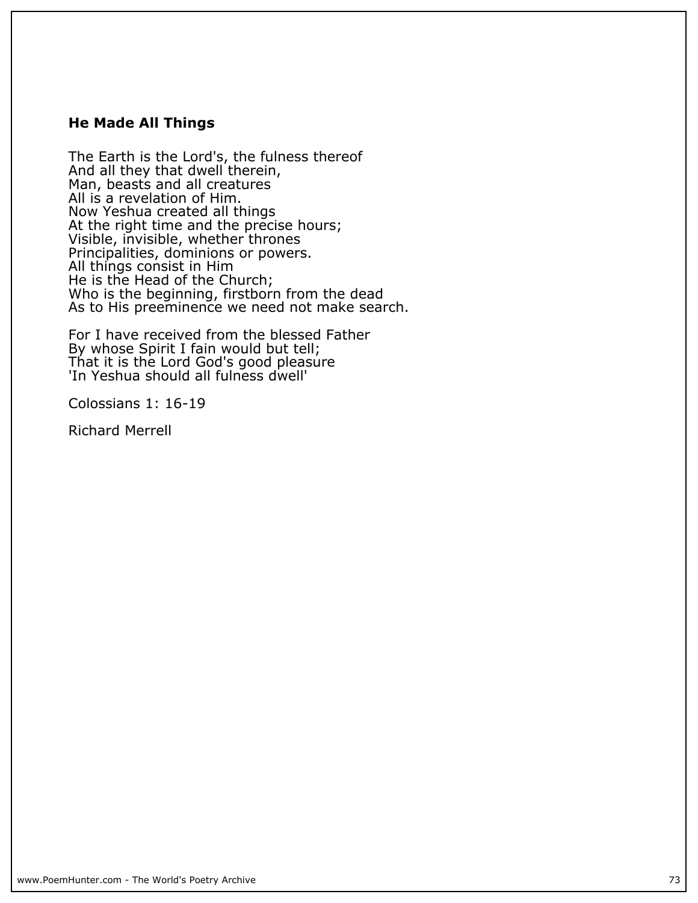## He Made All Things

The Earth is the Lord's, the fulness thereof
And all they that dwell therein,
Man, beasts and all creatures
All is a revelation of Him.
Now Yeshua created all things
At the right time and the precise hours;
Visible, invisible, whether thrones
Principalities, dominions or powers.
All things consist in Him
He is the Head of the Church;
Who is the beginning, firstborn from the dead
As to His preeminence we need not make search.

For I have received from the blessed Father
By whose Spirit I fain would but tell;
That it is the Lord God's good pleasure
'In Yeshua should all fulness dwell'

Colossians 1: 16-19

Richard Merrell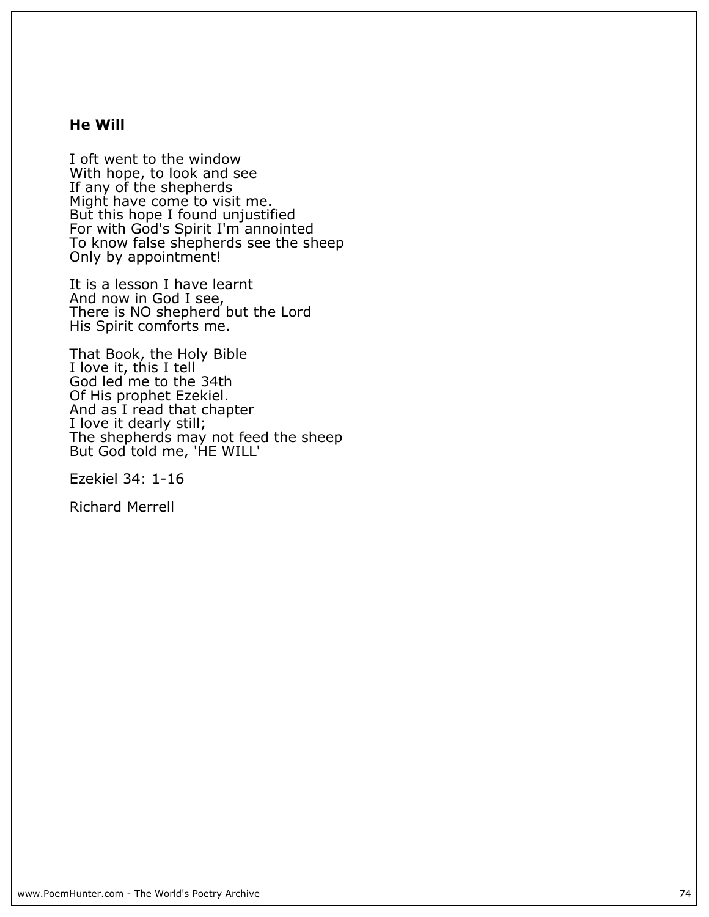### He Will

I oft went to the window
With hope, to look and see
If any of the shepherds
Might have come to visit me.
But this hope I found unjustified
For with God's Spirit I'm annointed
To know false shepherds see the sheep
Only by appointment!

It is a lesson I have learnt
And now in God I see,
There is NO shepherd but the Lord
His Spirit comforts me.

That Book, the Holy Bible
I love it, this I tell
God led me to the 34th
Of His prophet Ezekiel.
And as I read that chapter
I love it dearly still;
The shepherds may not feed the sheep
But God told me, 'HE WILL'

Ezekiel 34: 1-16

Richard Merrell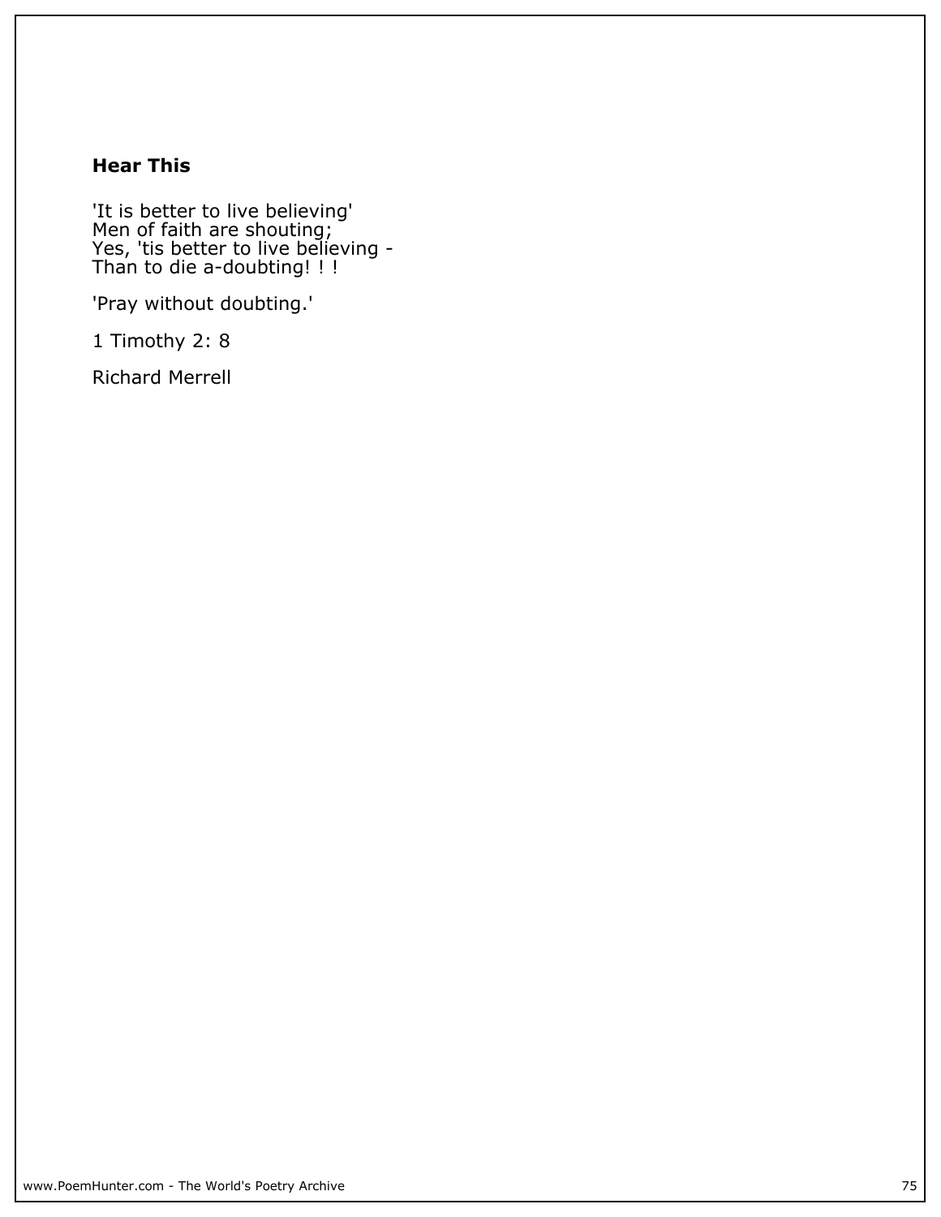## Hear This

'It is better to live believing'
Men of faith are shouting;
Yes, 'tis better to live believing -
Than to die a-doubting! ! !

'Pray without doubting.'

1 Timothy 2: 8

Richard Merrell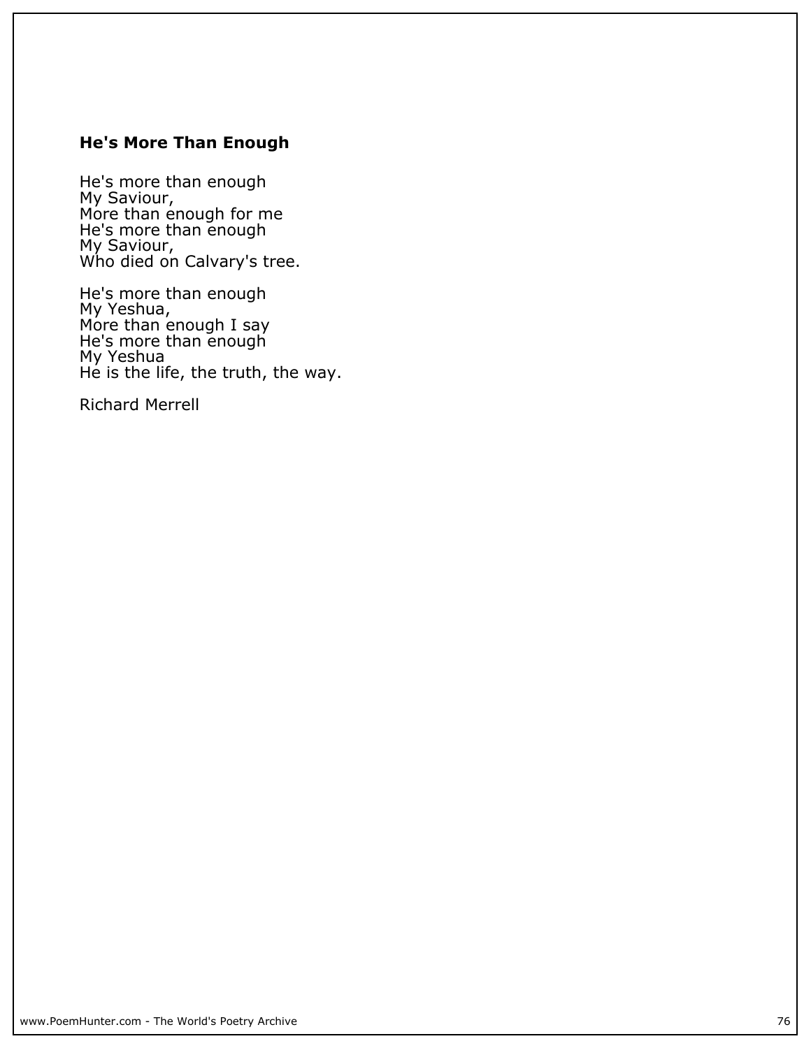## He's More Than Enough

He's more than enough  
My Saviour,  
More than enough for me  
He's more than enough  
My Saviour,  
Who died on Calvary's tree.

He's more than enough  
My Yeshua,  
More than enough I say  
He's more than enough  
My Yeshua  
He is the life, the truth, the way.

Richard Merrell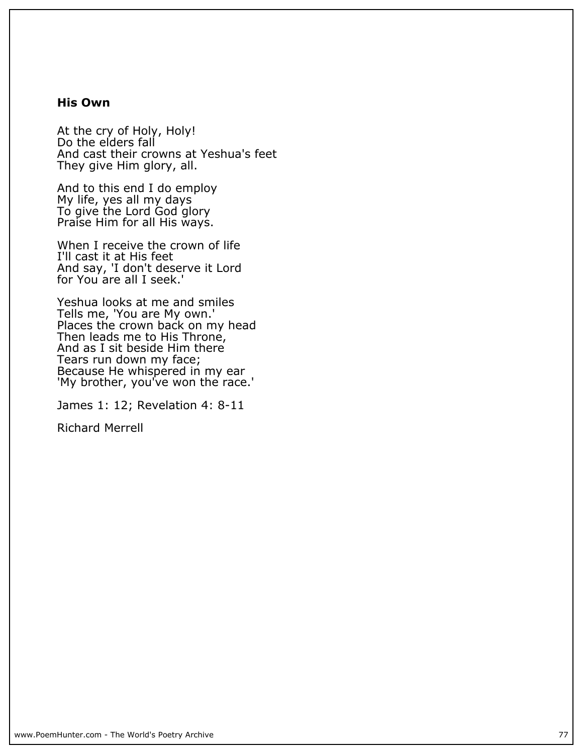## **His Own**

At the cry of Holy, Holy!
Do the elders fall
And cast their crowns at Yeshua's feet
They give Him glory, all.

And to this end I do employ
My life, yes all my days
To give the Lord God glory
Praise Him for all His ways.

When I receive the crown of life
I'll cast it at His feet
And say, 'I don't deserve it Lord
for You are all I seek.'

Yeshua looks at me and smiles
Tells me, 'You are My own.'
Places the crown back on my head
Then leads me to His Throne,
And as I sit beside Him there
Tears run down my face;
Because He whispered in my ear
'My brother, you've won the race.'

James 1: 12; Revelation 4: 8-11

Richard Merrell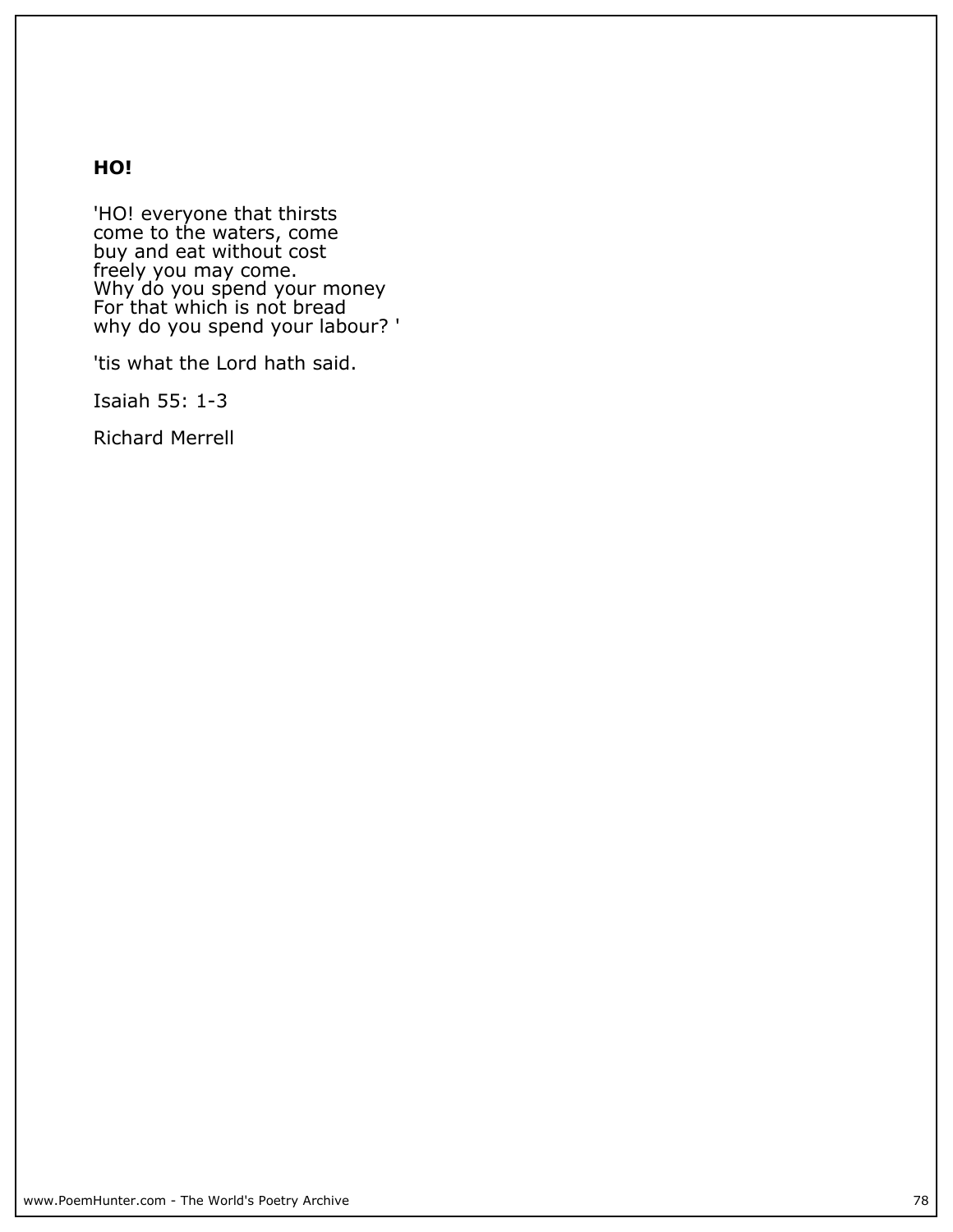**HO!**

'HO! everyone that thirsts
come to the waters, come
buy and eat without cost
freely you may come.
Why do you spend your money
For that which is not bread
why do you spend your labour? '

'tis what the Lord hath said.

Isaiah 55: 1-3

Richard Merrell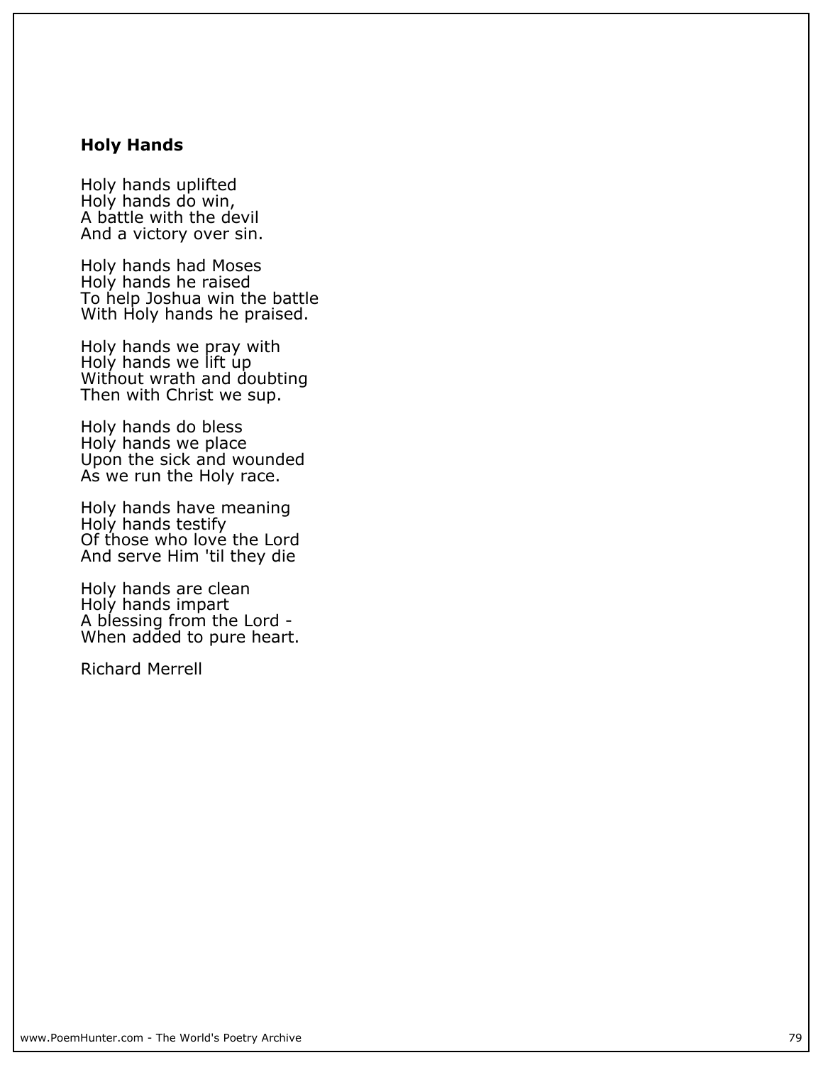**Holy Hands**

Holy hands uplifted  
Holy hands do win,  
A battle with the devil  
And a victory over sin.

Holy hands had Moses  
Holy hands he raised  
To help Joshua win the battle  
With Holy hands he praised.

Holy hands we pray with  
Holy hands we lift up  
Without wrath and doubting  
Then with Christ we sup.

Holy hands do bless  
Holy hands we place  
Upon the sick and wounded  
As we run the Holy race.

Holy hands have meaning  
Holy hands testify  
Of those who love the Lord  
And serve Him 'til they die

Holy hands are clean  
Holy hands impart  
A blessing from the Lord -  
When added to pure heart.

Richard Merrell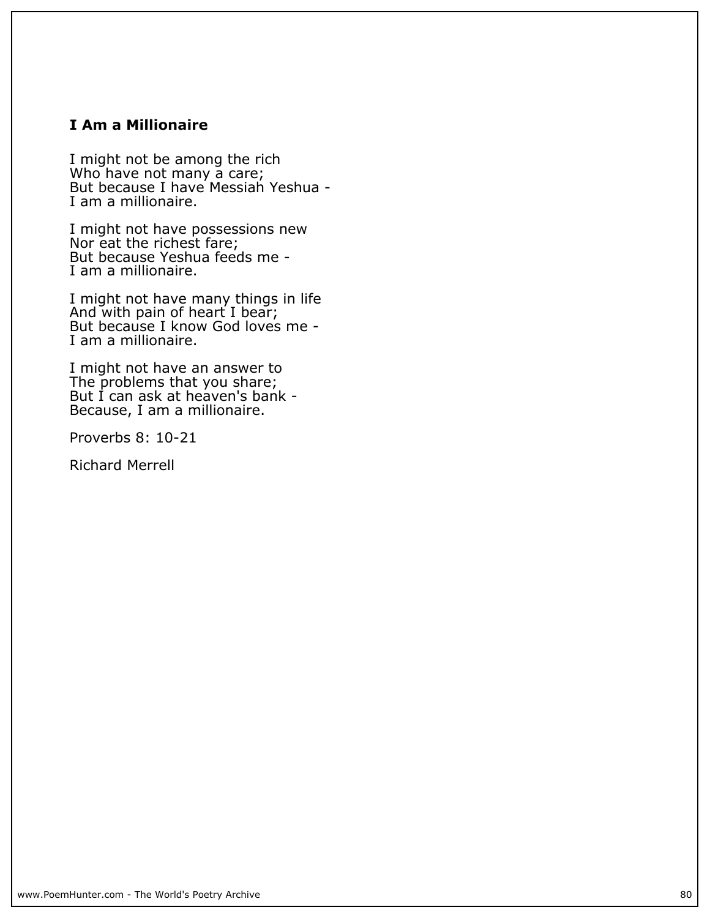### I Am a Millionaire

I might not be among the rich  
Who have not many a care;  
But because I have Messiah Yeshua -  
I am a millionaire.

I might not have possessions new  
Nor eat the richest fare;  
But because Yeshua feeds me -  
I am a millionaire.

I might not have many things in life  
And with pain of heart I bear;  
But because I know God loves me -  
I am a millionaire.

I might not have an answer to  
The problems that you share;  
But I can ask at heaven's bank -  
Because, I am a millionaire.

Proverbs 8: 10-21

Richard Merrell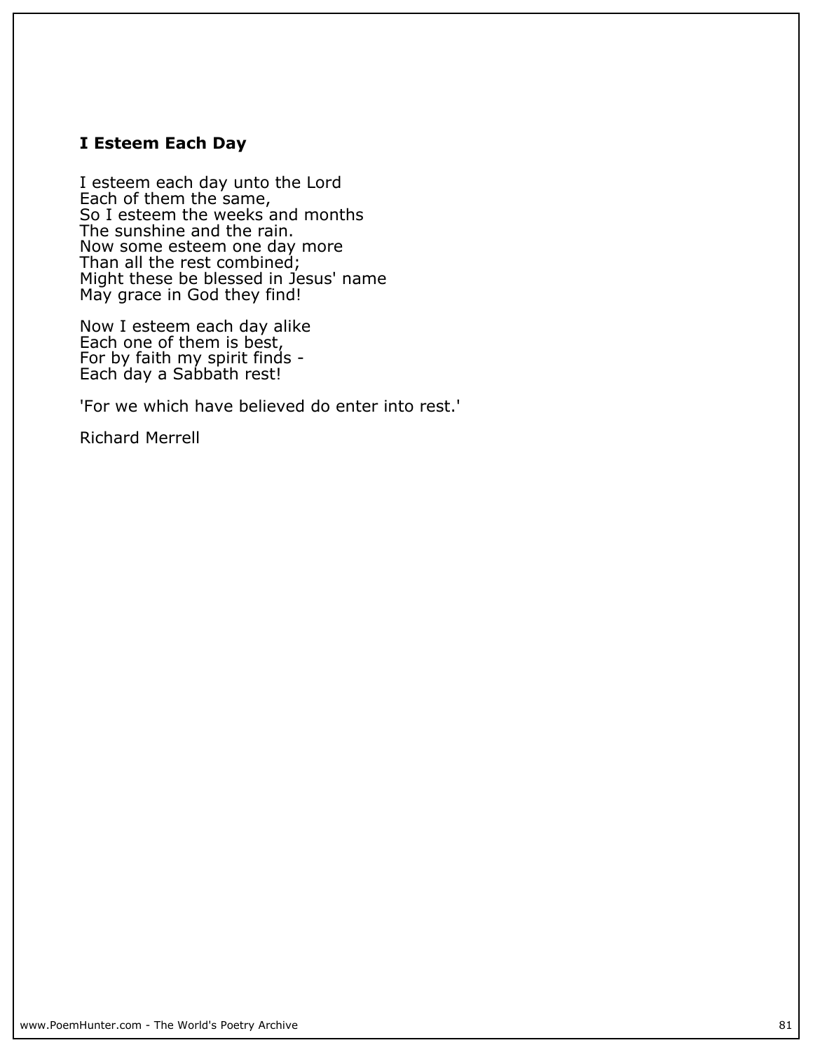### I Esteem Each Day

I esteem each day unto the Lord
Each of them the same,
So I esteem the weeks and months
The sunshine and the rain.
Now some esteem one day more
Than all the rest combined;
Might these be blessed in Jesus' name
May grace in God they find!

Now I esteem each day alike
Each one of them is best,
For by faith my spirit finds -
Each day a Sabbath rest!

'For we which have believed do enter into rest.'

Richard Merrell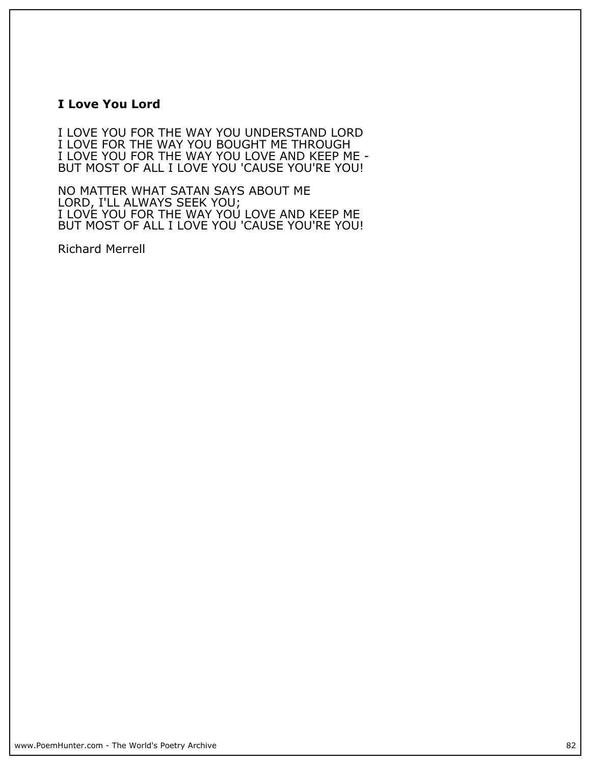**I Love You Lord**

I LOVE YOU FOR THE WAY YOU UNDERSTAND LORD
I LOVE FOR THE WAY YOU BOUGHT ME THROUGH
I LOVE YOU FOR THE WAY YOU LOVE AND KEEP ME -
BUT MOST OF ALL I LOVE YOU 'CAUSE YOU'RE YOU!

NO MATTER WHAT SATAN SAYS ABOUT ME
LORD, I'LL ALWAYS SEEK YOU;
I LOVE YOU FOR THE WAY YOU LOVE AND KEEP ME
BUT MOST OF ALL I LOVE YOU 'CAUSE YOU'RE YOU!

Richard Merrell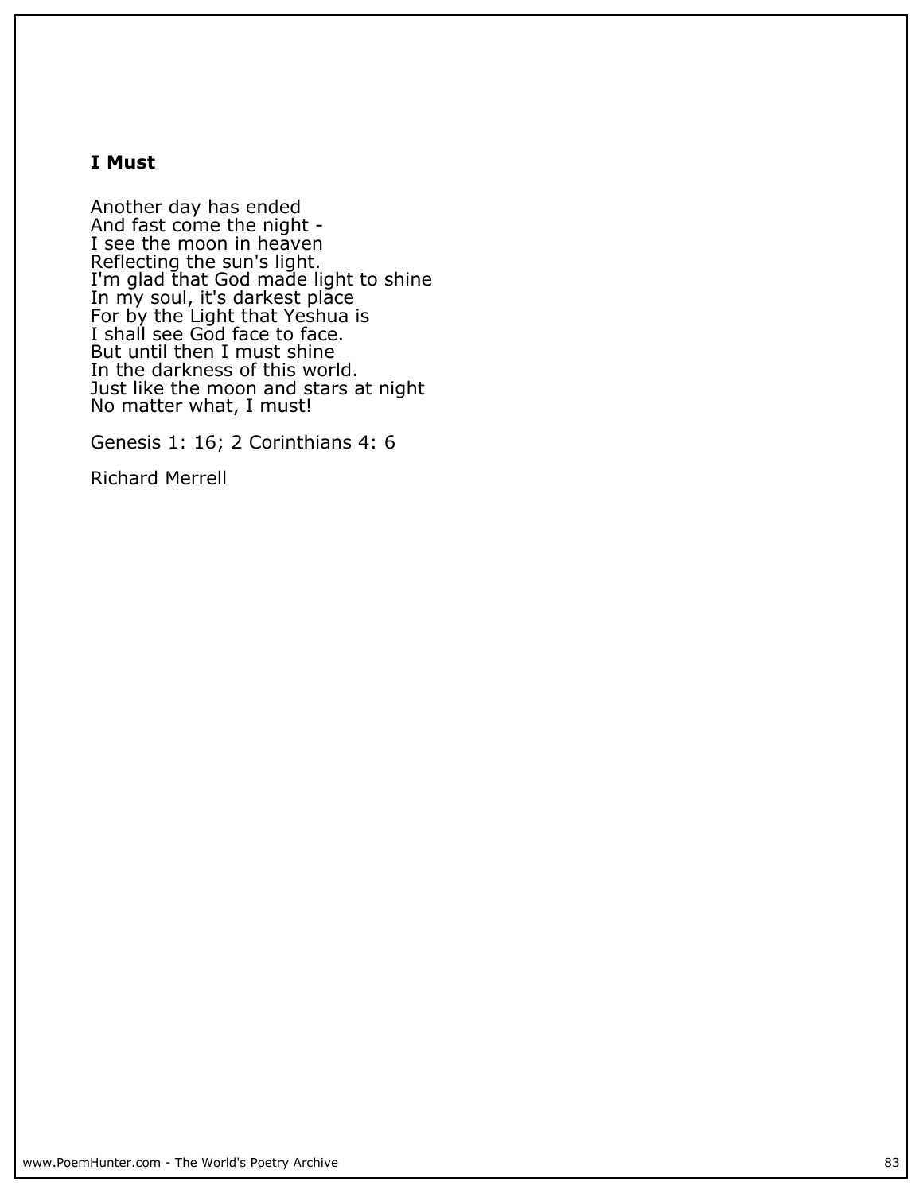**I Must**

Another day has ended  
And fast come the night -  
I see the moon in heaven  
Reflecting the sun's light.  
I'm glad that God made light to shine  
In my soul, it's darkest place  
For by the Light that Yeshua is  
I shall see God face to face.  
But until then I must shine  
In the darkness of this world.  
Just like the moon and stars at night  
No matter what, I must!

Genesis 1: 16; 2 Corinthians 4: 6

Richard Merrell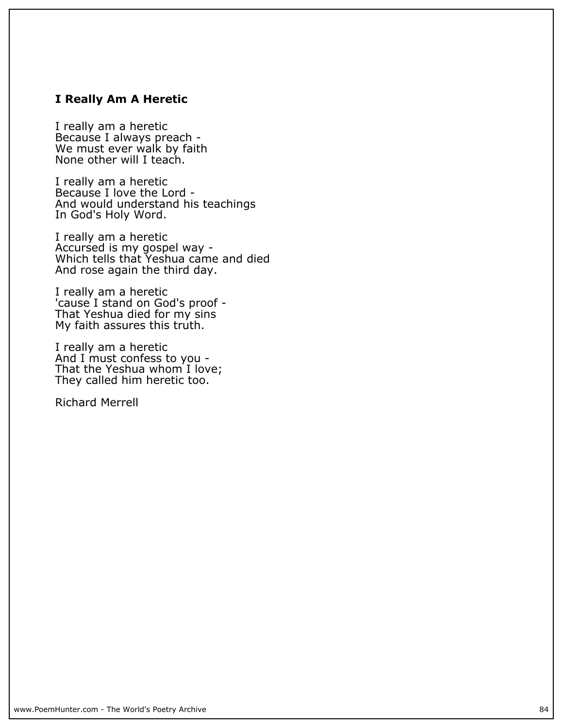### I Really Am A Heretic

I really am a heretic
Because I always preach -
We must ever walk by faith
None other will I teach.

I really am a heretic
Because I love the Lord -
And would understand his teachings
In God's Holy Word.

I really am a heretic
Accursed is my gospel way -
Which tells that Yeshua came and died
And rose again the third day.

I really am a heretic
'cause I stand on God's proof -
That Yeshua died for my sins
My faith assures this truth.

I really am a heretic
And I must confess to you -
That the Yeshua whom I love;
They called him heretic too.

Richard Merrell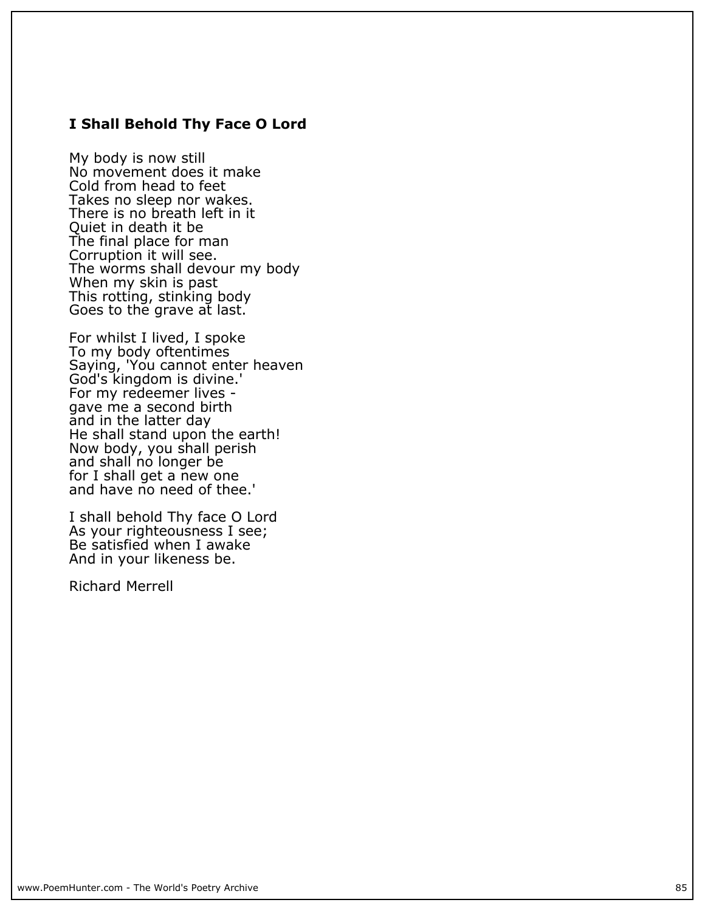### I Shall Behold Thy Face O Lord

My body is now still  
No movement does it make  
Cold from head to feet  
Takes no sleep nor wakes.  
There is no breath left in it  
Quiet in death it be  
The final place for man  
Corruption it will see.  
The worms shall devour my body  
When my skin is past  
This rotting, stinking body  
Goes to the grave at last.

For whilst I lived, I spoke  
To my body oftentimes  
Saying, 'You cannot enter heaven  
God's kingdom is divine.'  
For my redeemer lives -  
gave me a second birth  
and in the latter day  
He shall stand upon the earth!  
Now body, you shall perish  
and shall no longer be  
for I shall get a new one  
and have no need of thee.'

I shall behold Thy face O Lord  
As your righteousness I see;  
Be satisfied when I awake  
And in your likeness be.

Richard Merrell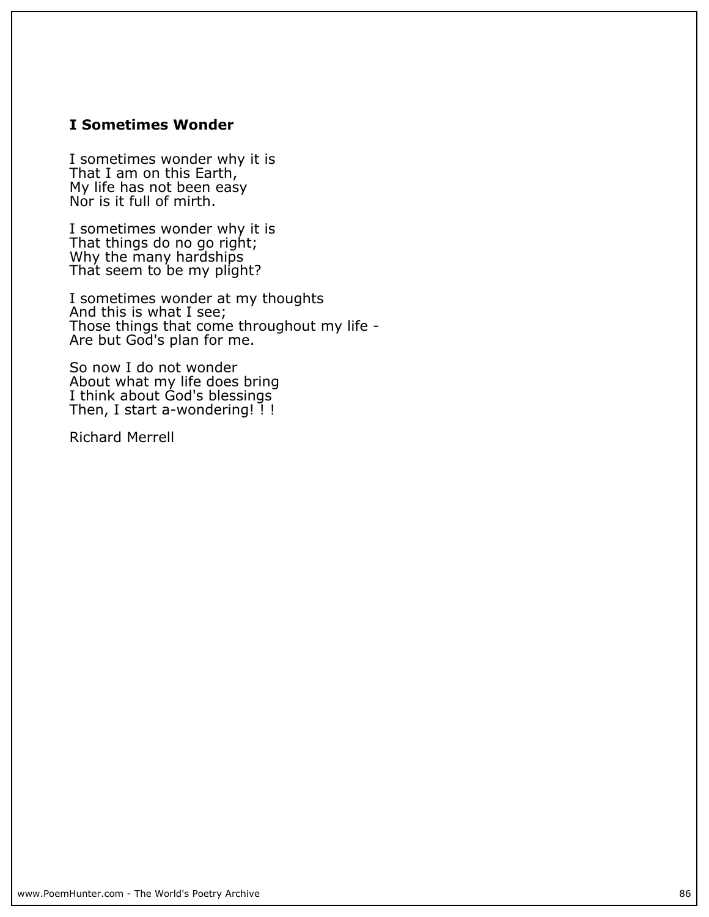## I Sometimes Wonder

I sometimes wonder why it is  
That I am on this Earth,  
My life has not been easy  
Nor is it full of mirth.

I sometimes wonder why it is  
That things do no go right;  
Why the many hardships  
That seem to be my plight?

I sometimes wonder at my thoughts  
And this is what I see;  
Those things that come throughout my life -  
Are but God's plan for me.

So now I do not wonder  
About what my life does bring  
I think about God's blessings  
Then, I start a-wondering! ! !

Richard Merrell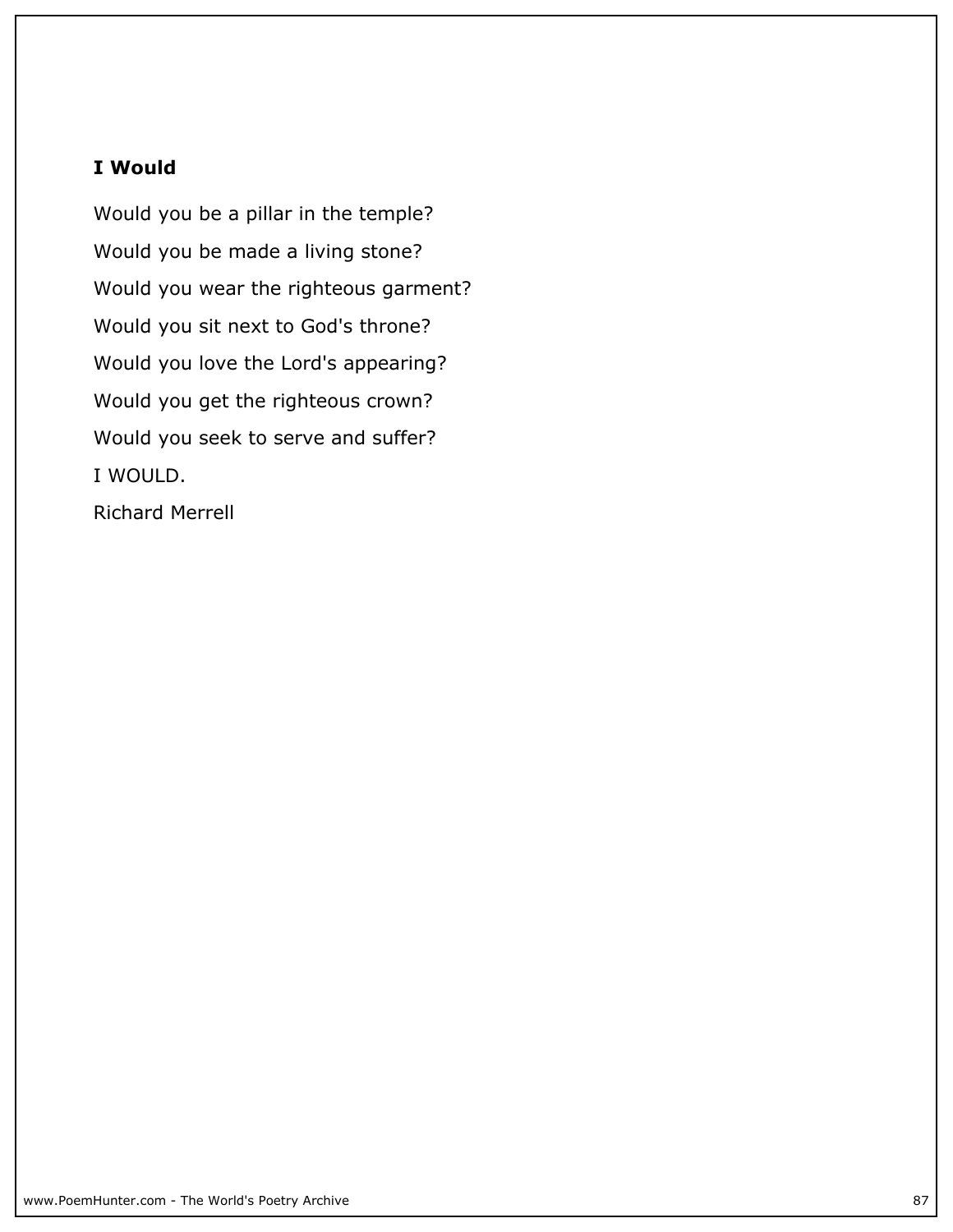### **I Would**

Would you be a pillar in the temple?

Would you be made a living stone?

Would you wear the righteous garment?

Would you sit next to God's throne?

Would you love the Lord's appearing?

Would you get the righteous crown?

Would you seek to serve and suffer?

I WOULD.

Richard Merrell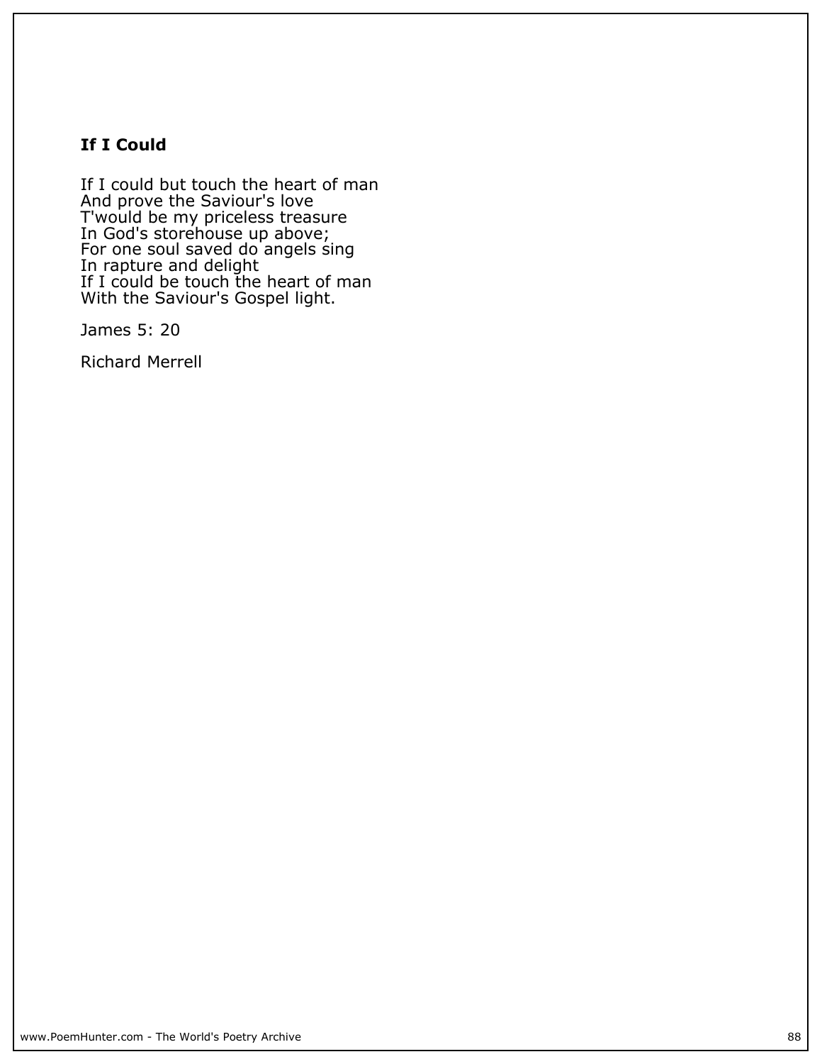## If I Could

If I could but touch the heart of man
And prove the Saviour's love
T'would be my priceless treasure
In God's storehouse up above;
For one soul saved do angels sing
In rapture and delight
If I could be touch the heart of man
With the Saviour's Gospel light.

James 5: 20

Richard Merrell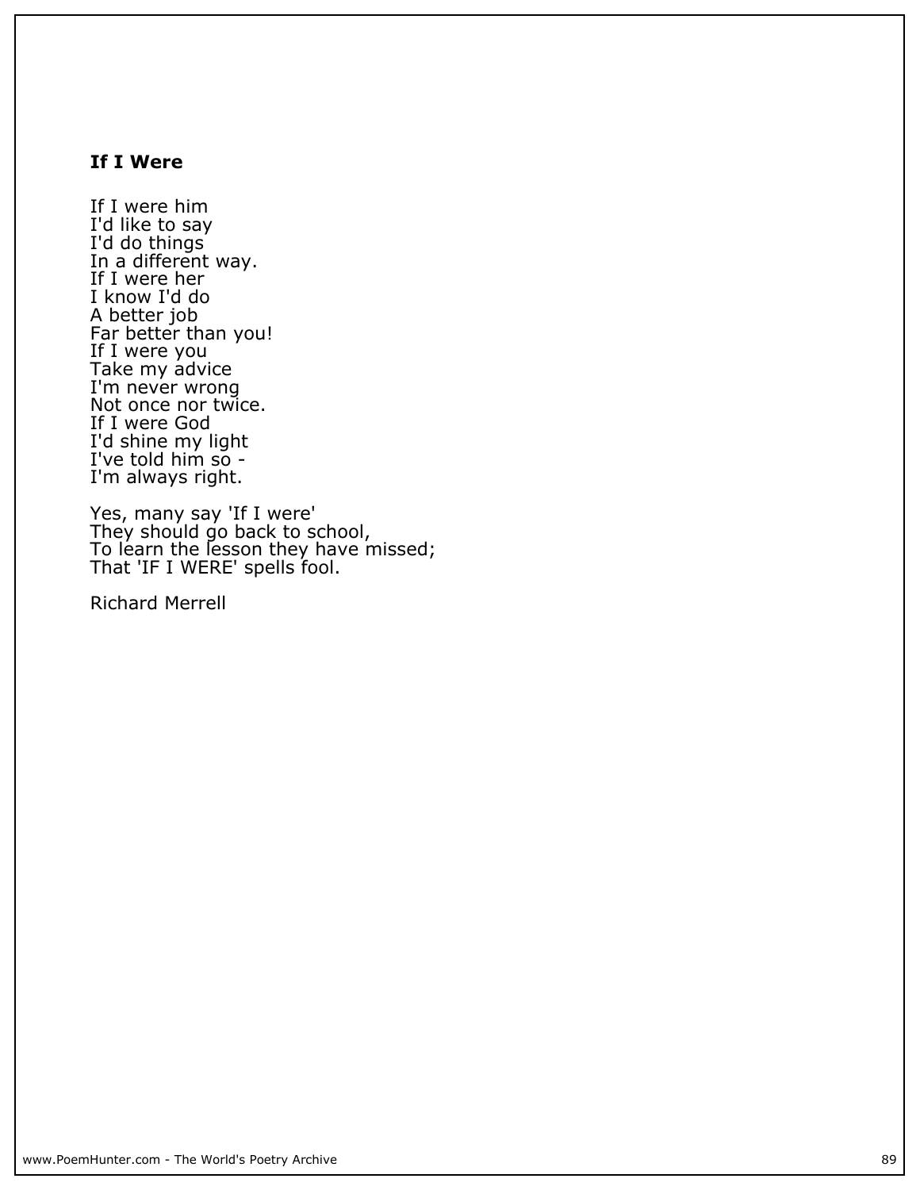### **If I Were**

If I were him
I'd like to say
I'd do things
In a different way.
If I were her
I know I'd do
A better job
Far better than you!
If I were you
Take my advice
I'm never wrong
Not once nor twice.
If I were God
I'd shine my light
I've told him so -
I'm always right.

Yes, many say 'If I were'
They should go back to school,
To learn the lesson they have missed;
That 'IF I WERE' spells fool.

Richard Merrell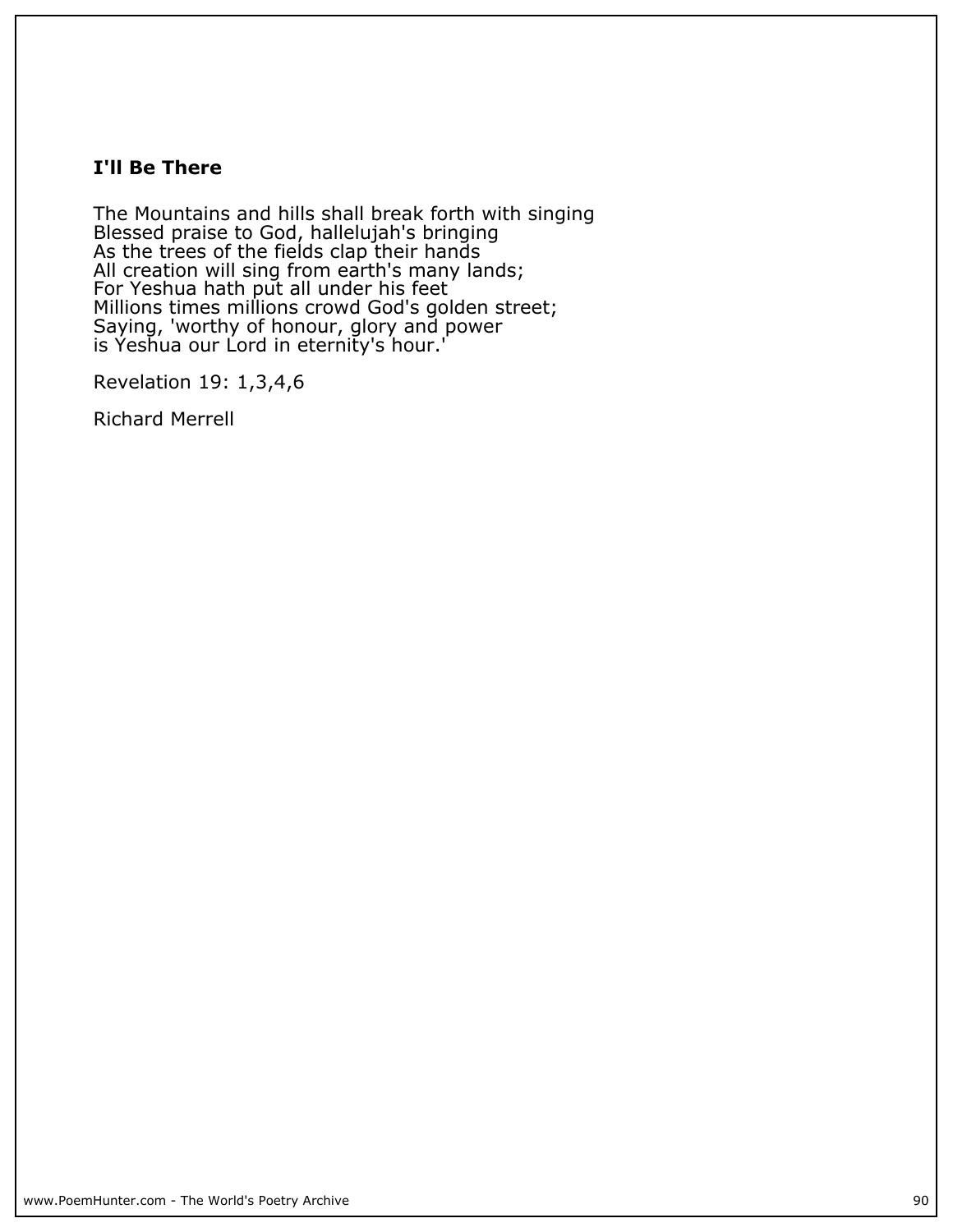### I'll Be There

The Mountains and hills shall break forth with singing
Blessed praise to God, hallelujah's bringing
As the trees of the fields clap their hands
All creation will sing from earth's many lands;
For Yeshua hath put all under his feet
Millions times millions crowd God's golden street;
Saying, 'worthy of honour, glory and power
is Yeshua our Lord in eternity's hour.'

Revelation 19: 1,3,4,6

Richard Merrell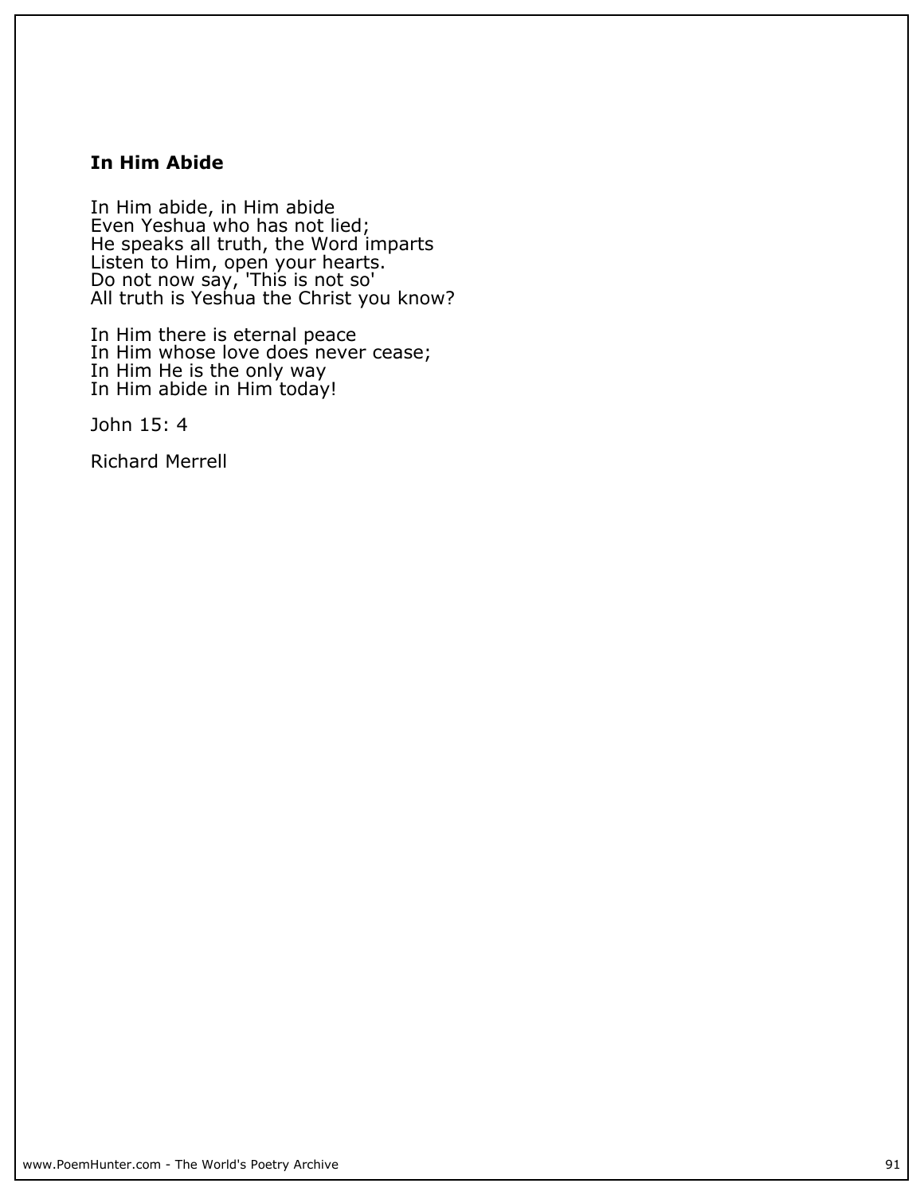**In Him Abide**

In Him abide, in Him abide
Even Yeshua who has not lied;
He speaks all truth, the Word imparts
Listen to Him, open your hearts.
Do not now say, 'This is not so'
All truth is Yeshua the Christ you know?

In Him there is eternal peace
In Him whose love does never cease;
In Him He is the only way
In Him abide in Him today!

John 15: 4

Richard Merrell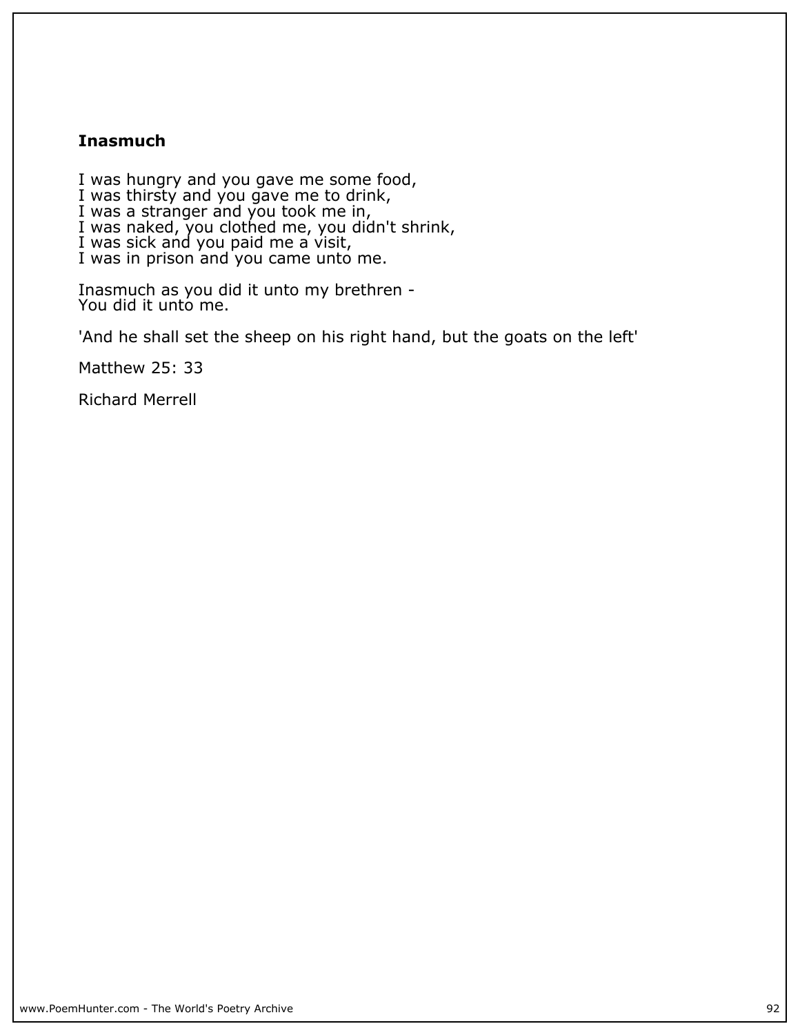**Inasmuch**

I was hungry and you gave me some food,
I was thirsty and you gave me to drink,
I was a stranger and you took me in,
I was naked, you clothed me, you didn't shrink,
I was sick and you paid me a visit,
I was in prison and you came unto me.

Inasmuch as you did it unto my brethren -
You did it unto me.

'And he shall set the sheep on his right hand, but the goats on the left'

Matthew 25: 33

Richard Merrell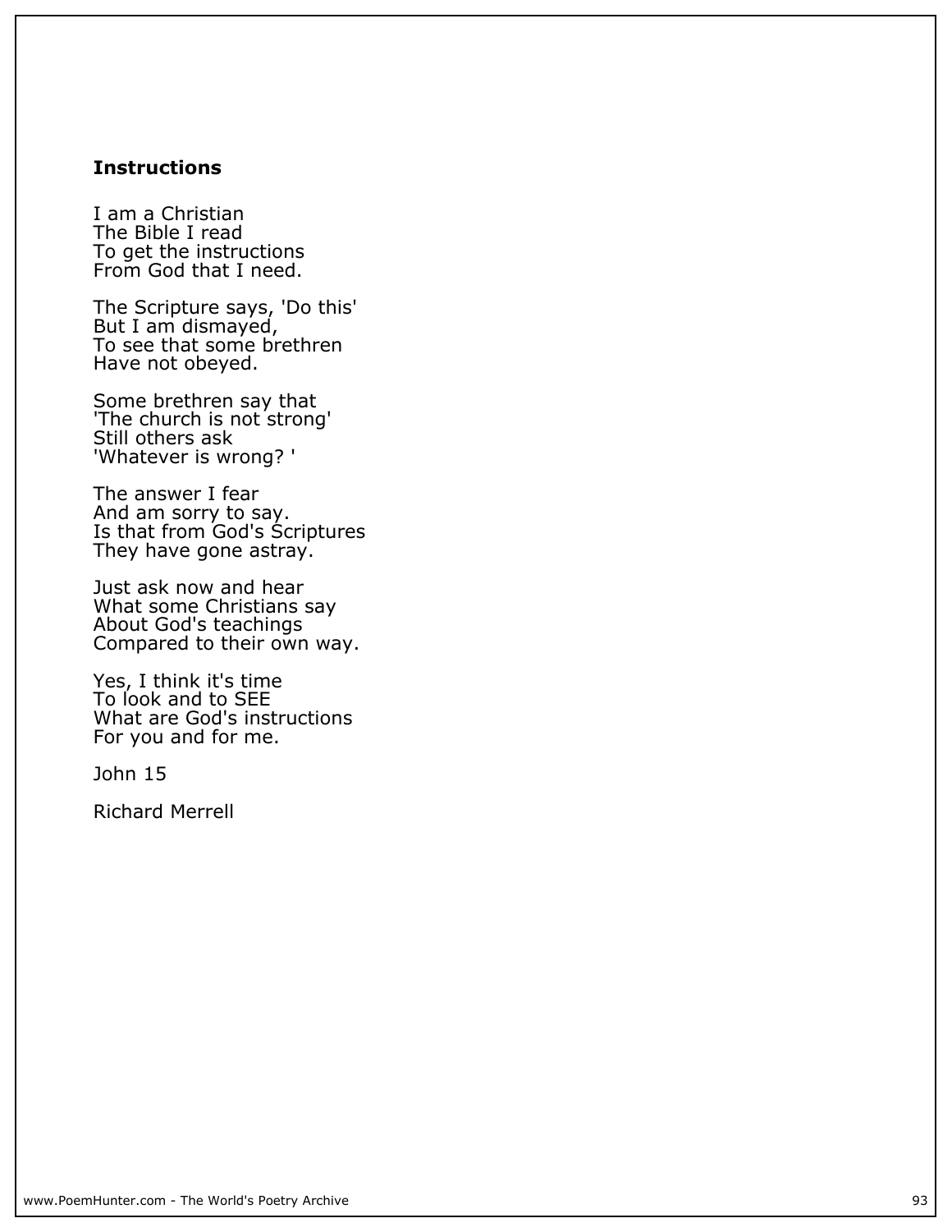**Instructions**

I am a Christian
The Bible I read
To get the instructions
From God that I need.

The Scripture says, 'Do this'
But I am dismayed,
To see that some brethren
Have not obeyed.

Some brethren say that
'The church is not strong'
Still others ask
'Whatever is wrong? '

The answer I fear
And am sorry to say.
Is that from God's Scriptures
They have gone astray.

Just ask now and hear
What some Christians say
About God's teachings
Compared to their own way.

Yes, I think it's time
To look and to SEE
What are God's instructions
For you and for me.

John 15

Richard Merrell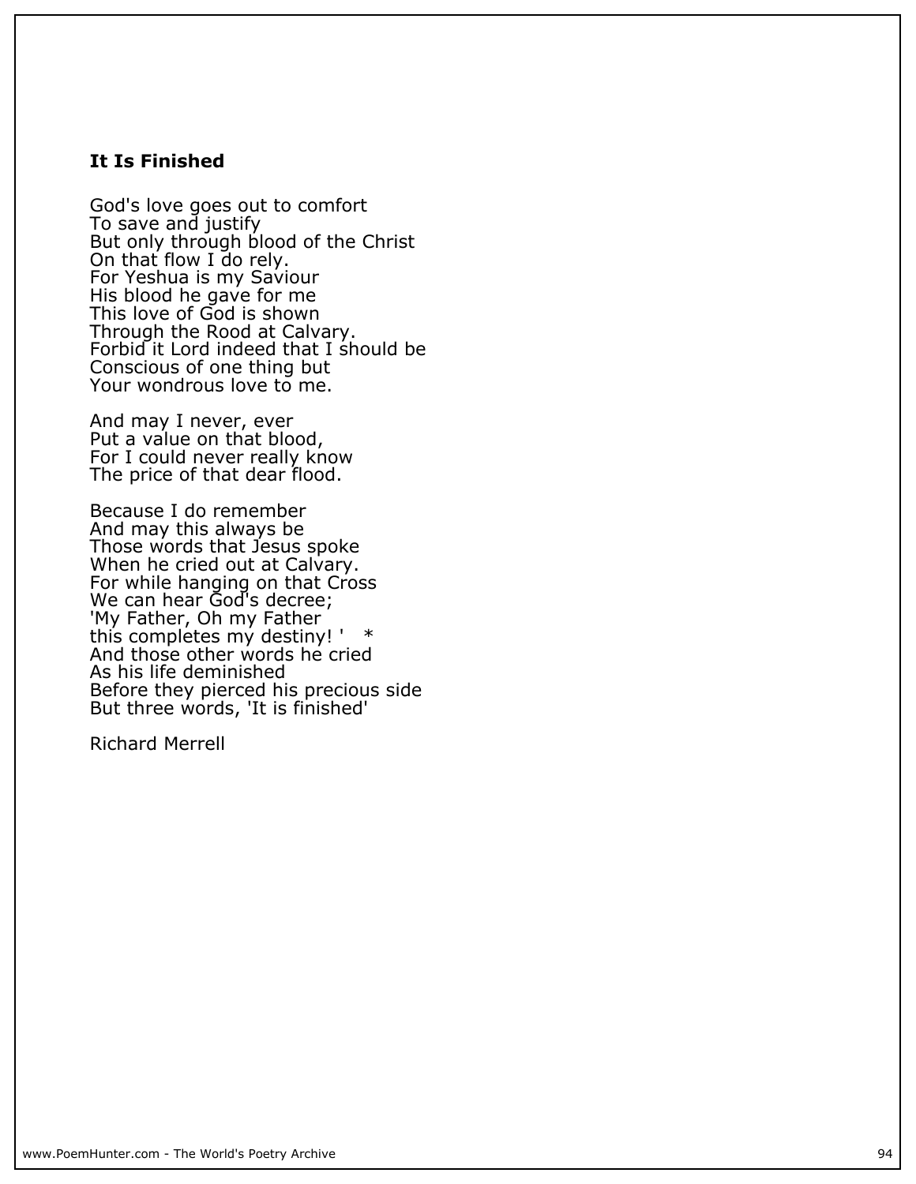## It Is Finished

God's love goes out to comfort  
To save and justify  
But only through blood of the Christ  
On that flow I do rely.  
For Yeshua is my Saviour  
His blood he gave for me  
This love of God is shown  
Through the Rood at Calvary.  
Forbid it Lord indeed that I should be  
Conscious of one thing but  
Your wondrous love to me.

And may I never, ever  
Put a value on that blood,  
For I could never really know  
The price of that dear flood.

Because I do remember  
And may this always be  
Those words that Jesus spoke  
When he cried out at Calvary.  
For while hanging on that Cross  
We can hear God's decree;  
'My Father, Oh my Father  
this completes my destiny! '   *  
And those other words he cried  
As his life deminished  
Before they pierced his precious side  
But three words, 'It is finished'

Richard Merrell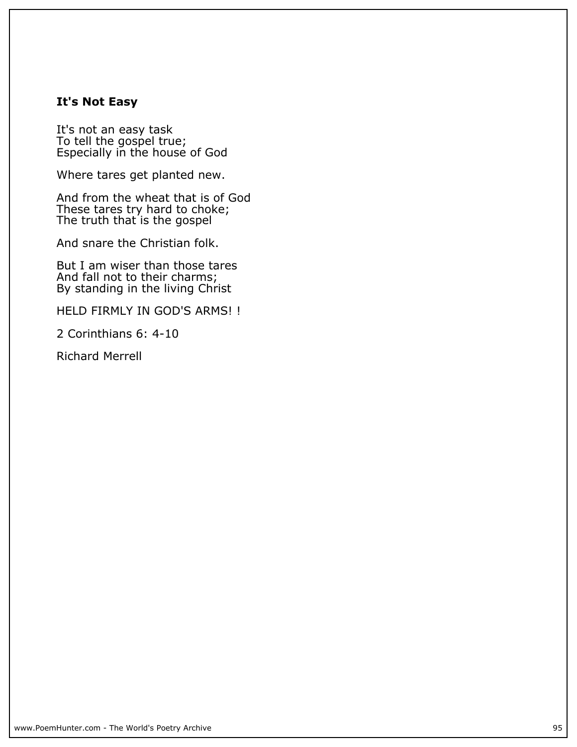### It's Not Easy

It's not an easy task
To tell the gospel true;
Especially in the house of God

Where tares get planted new.

And from the wheat that is of God
These tares try hard to choke;
The truth that is the gospel

And snare the Christian folk.

But I am wiser than those tares
And fall not to their charms;
By standing in the living Christ

HELD FIRMLY IN GOD'S ARMS! !

2 Corinthians 6: 4-10

Richard Merrell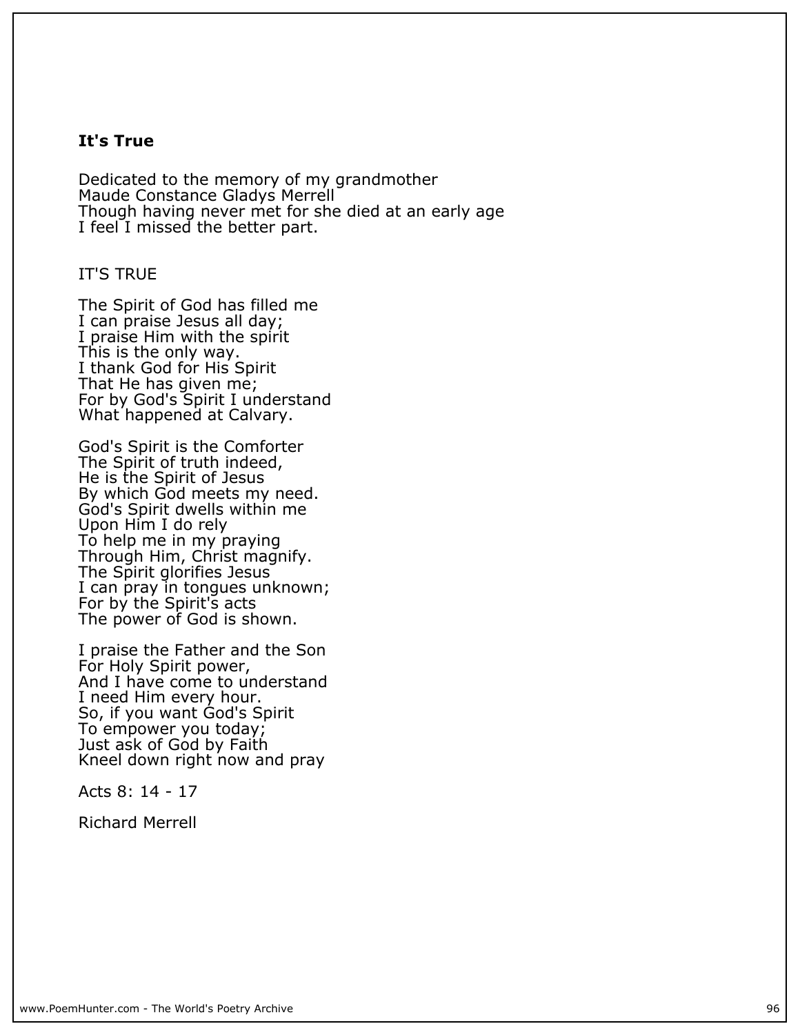## It's True

Dedicated to the memory of my grandmother  
Maude Constance Gladys Merrell  
Though having never met for she died at an early age  
I feel I missed the better part.

IT'S TRUE

The Spirit of God has filled me  
I can praise Jesus all day;  
I praise Him with the spirit  
This is the only way.  
I thank God for His Spirit  
That He has given me;  
For by God's Spirit I understand  
What happened at Calvary.

God's Spirit is the Comforter  
The Spirit of truth indeed,  
He is the Spirit of Jesus  
By which God meets my need.  
God's Spirit dwells within me  
Upon Him I do rely  
To help me in my praying  
Through Him, Christ magnify.  
The Spirit glorifies Jesus  
I can pray in tongues unknown;  
For by the Spirit's acts  
The power of God is shown.

I praise the Father and the Son  
For Holy Spirit power,  
And I have come to understand  
I need Him every hour.  
So, if you want God's Spirit  
To empower you today;  
Just ask of God by Faith  
Kneel down right now and pray

Acts 8: 14 - 17

Richard Merrell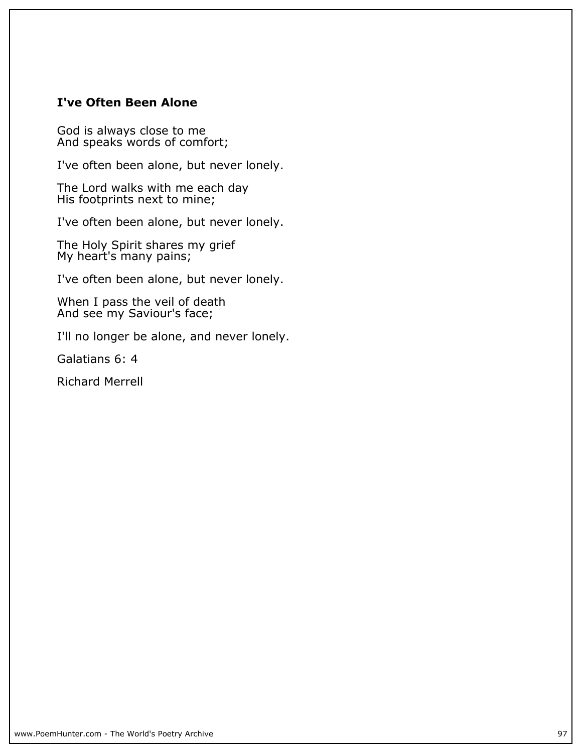### I've Often Been Alone

God is always close to me
And speaks words of comfort;

I've often been alone, but never lonely.

The Lord walks with me each day
His footprints next to mine;

I've often been alone, but never lonely.

The Holy Spirit shares my grief
My heart's many pains;

I've often been alone, but never lonely.

When I pass the veil of death
And see my Saviour's face;

I'll no longer be alone, and never lonely.

Galatians 6: 4

Richard Merrell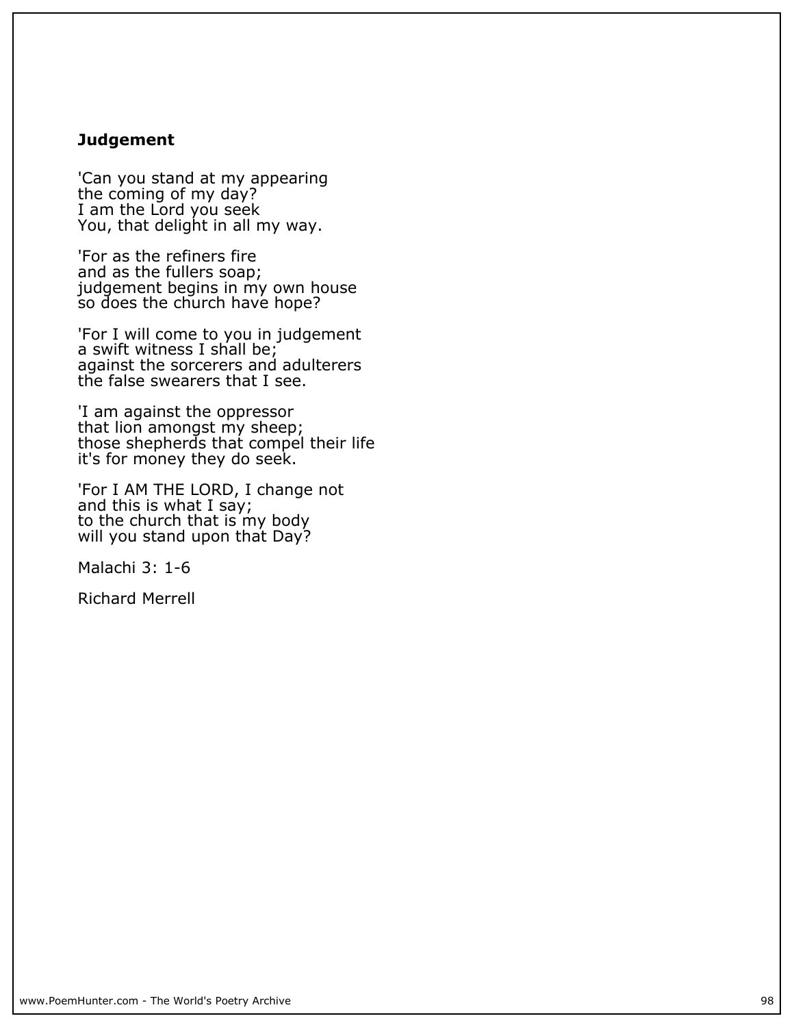## Judgement

'Can you stand at my appearing  
the coming of my day?  
I am the Lord you seek  
You, that delight in all my way.

'For as the refiners fire  
and as the fullers soap;  
judgement begins in my own house  
so does the church have hope?

'For I will come to you in judgement  
a swift witness I shall be;  
against the sorcerers and adulterers  
the false swearers that I see.

'I am against the oppressor  
that lion amongst my sheep;  
those shepherds that compel their life  
it's for money they do seek.

'For I AM THE LORD, I change not  
and this is what I say;  
to the church that is my body  
will you stand upon that Day?

Malachi 3: 1-6

Richard Merrell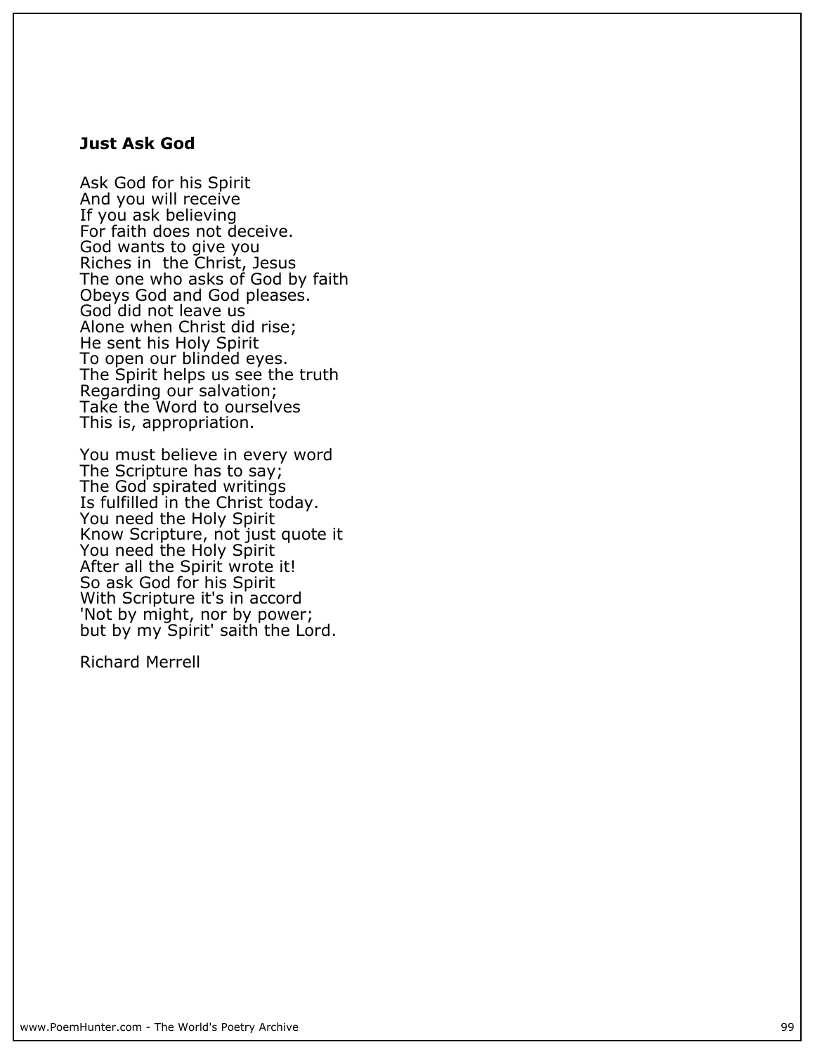### Just Ask God

Ask God for his Spirit
And you will receive
If you ask believing
For faith does not deceive.
God wants to give you
Riches in  the Christ, Jesus
The one who asks of God by faith
Obeys God and God pleases.
God did not leave us
Alone when Christ did rise;
He sent his Holy Spirit
To open our blinded eyes.
The Spirit helps us see the truth
Regarding our salvation;
Take the Word to ourselves
This is, appropriation.

You must believe in every word
The Scripture has to say;
The God spirated writings
Is fulfilled in the Christ today.
You need the Holy Spirit
Know Scripture, not just quote it
You need the Holy Spirit
After all the Spirit wrote it!
So ask God for his Spirit
With Scripture it's in accord
'Not by might, nor by power;
but by my Spirit' saith the Lord.

Richard Merrell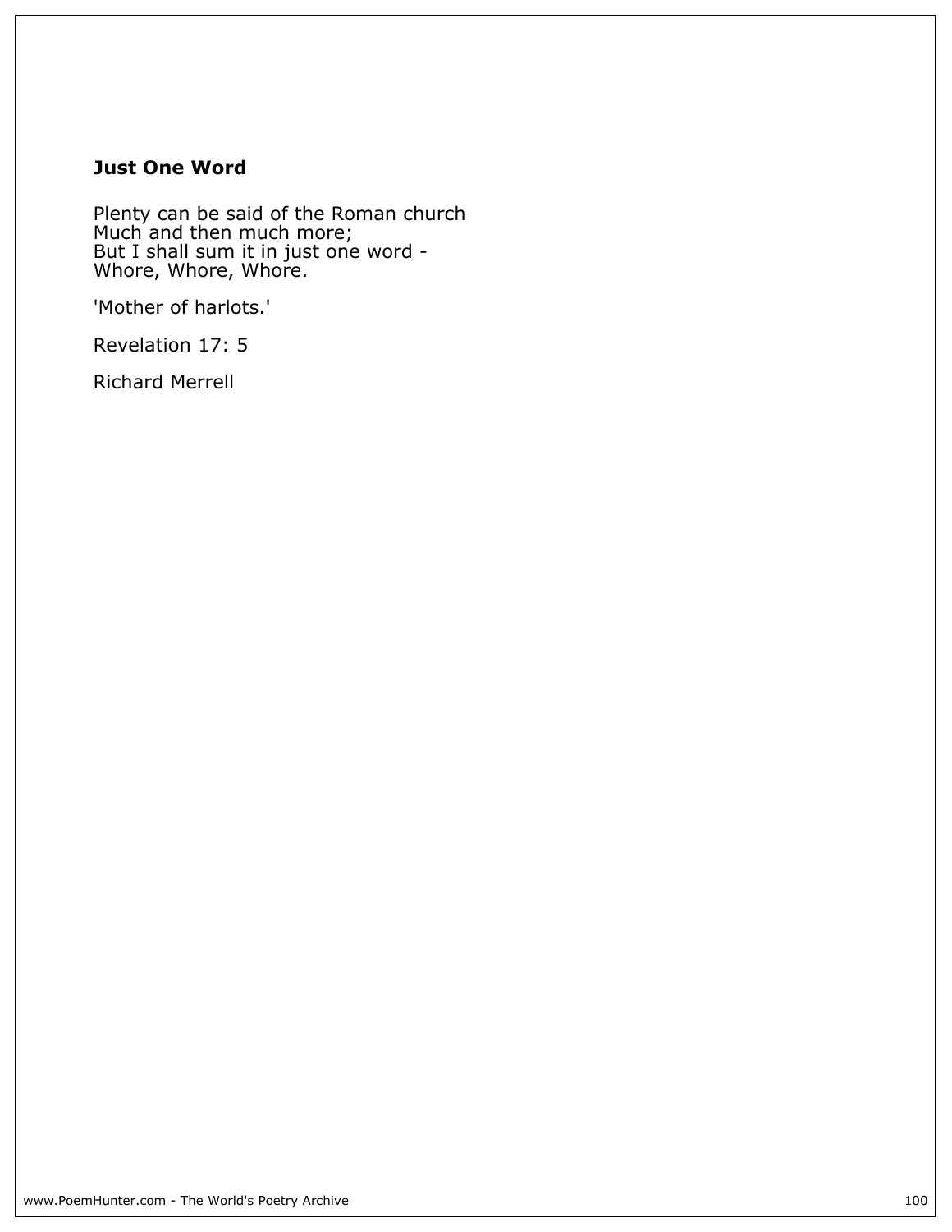**Just One Word**

Plenty can be said of the Roman church
Much and then much more;
But I shall sum it in just one word -
Whore, Whore, Whore.

'Mother of harlots.'

Revelation 17: 5

Richard Merrell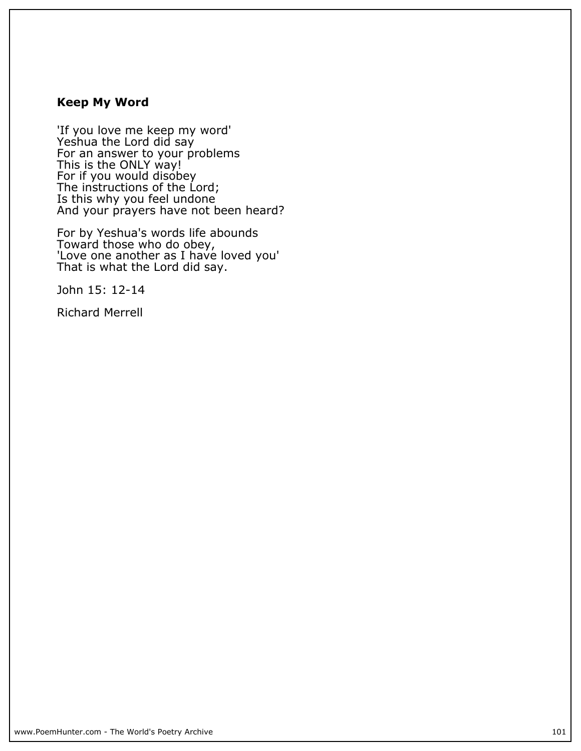**Keep My Word**

'If you love me keep my word'  
Yeshua the Lord did say  
For an answer to your problems  
This is the ONLY way!  
For if you would disobey  
The instructions of the Lord;  
Is this why you feel undone  
And your prayers have not been heard?

For by Yeshua's words life abounds  
Toward those who do obey,  
'Love one another as I have loved you'  
That is what the Lord did say.

John 15: 12-14

Richard Merrell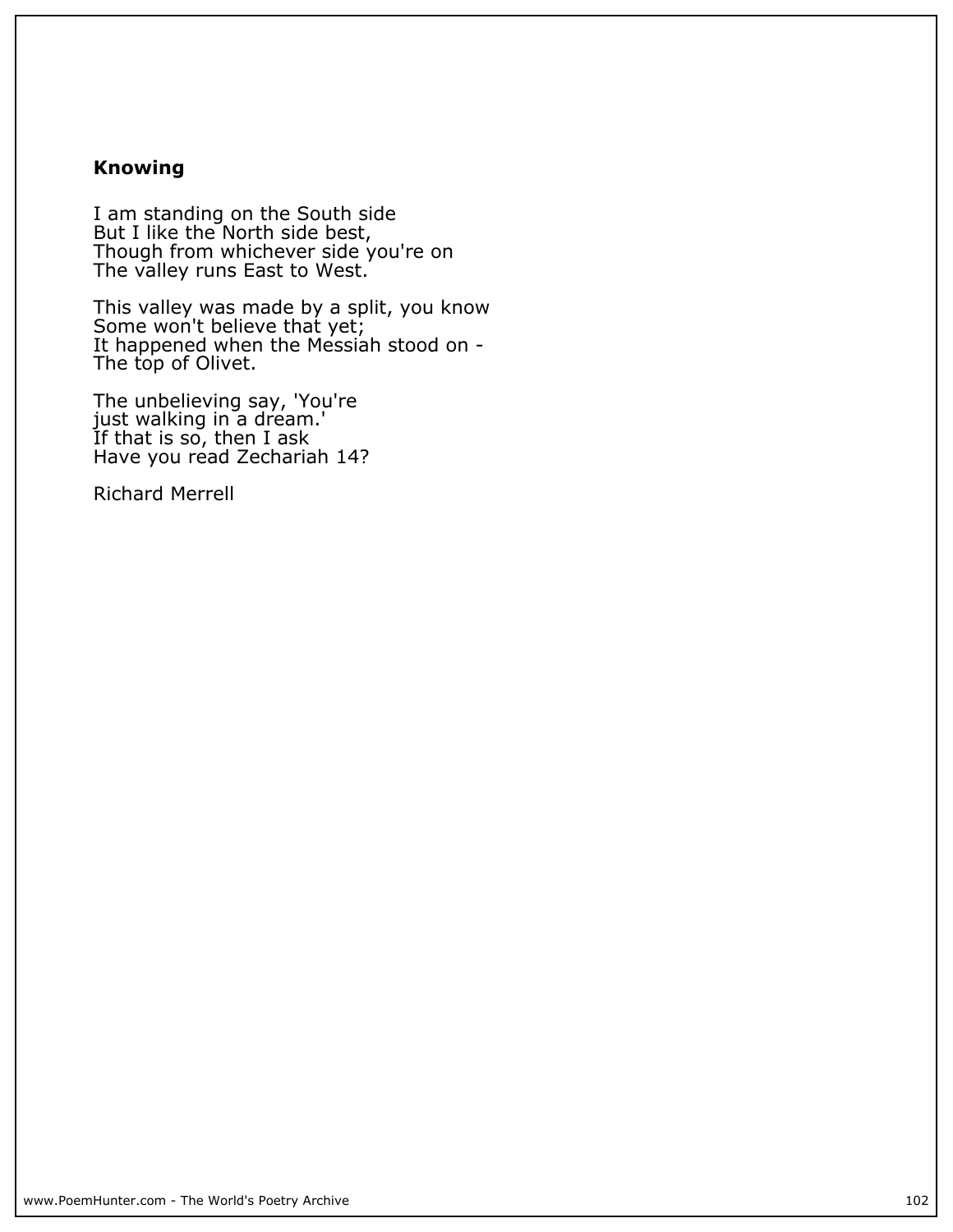**Knowing**

I am standing on the South side
But I like the North side best,
Though from whichever side you're on
The valley runs East to West.

This valley was made by a split, you know
Some won't believe that yet;
It happened when the Messiah stood on -
The top of Olivet.

The unbelieving say, 'You're
just walking in a dream.'
If that is so, then I ask
Have you read Zechariah 14?

Richard Merrell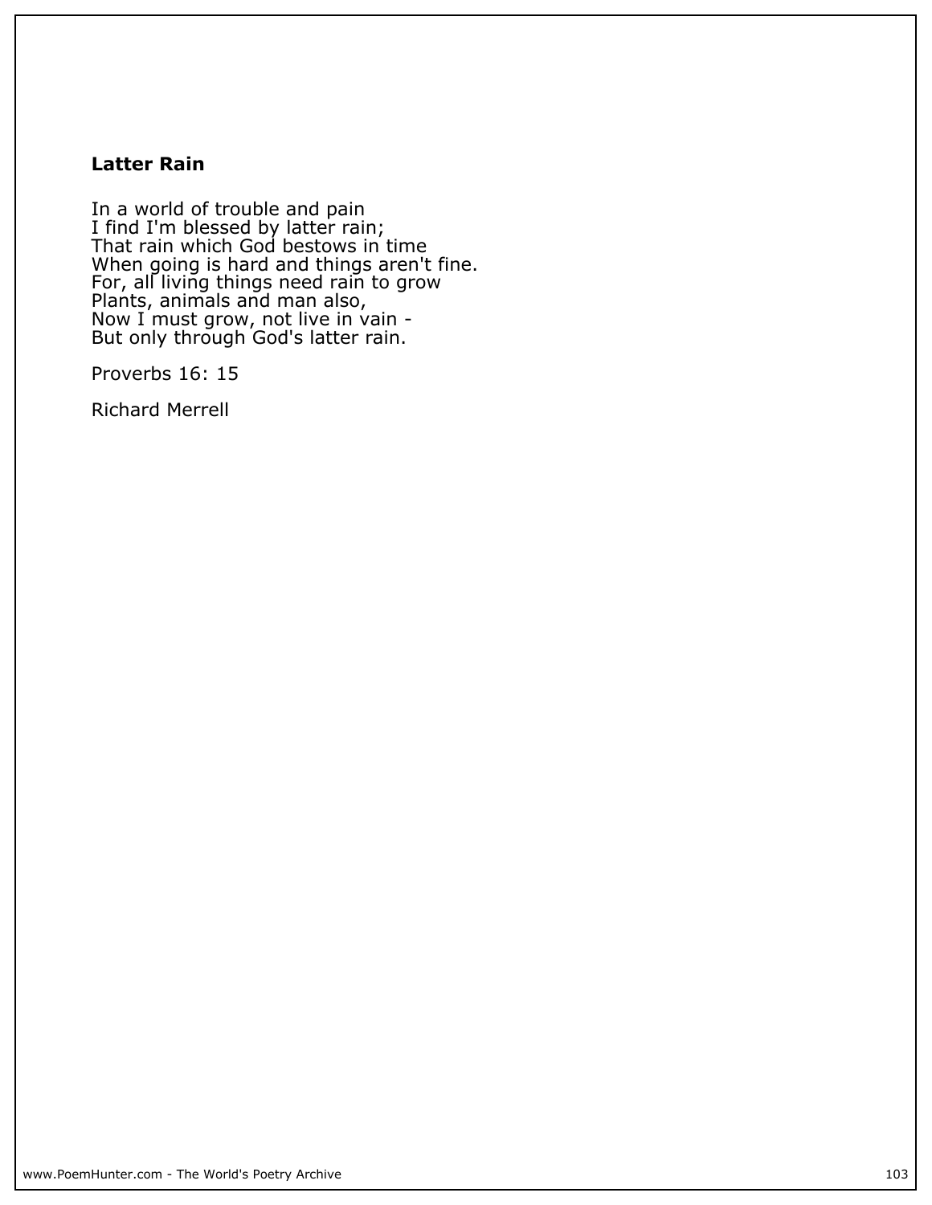**Latter Rain**

In a world of trouble and pain
I find I'm blessed by latter rain;
That rain which God bestows in time
When going is hard and things aren't fine.
For, all living things need rain to grow
Plants, animals and man also,
Now I must grow, not live in vain -
But only through God's latter rain.

Proverbs 16: 15

Richard Merrell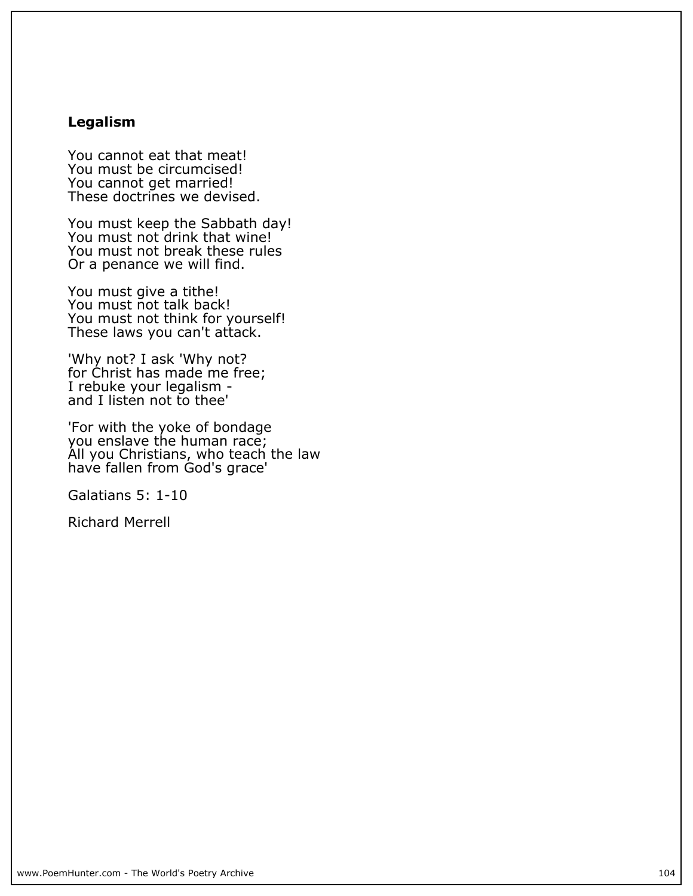**Legalism**

You cannot eat that meat!
You must be circumcised!
You cannot get married!
These doctrines we devised.

You must keep the Sabbath day!
You must not drink that wine!
You must not break these rules
Or a penance we will find.

You must give a tithe!
You must not talk back!
You must not think for yourself!
These laws you can't attack.

'Why not? I ask 'Why not?
for Christ has made me free;
I rebuke your legalism -
and I listen not to thee'

'For with the yoke of bondage
you enslave the human race;
All you Christians, who teach the law
have fallen from God's grace'

Galatians 5: 1-10

Richard Merrell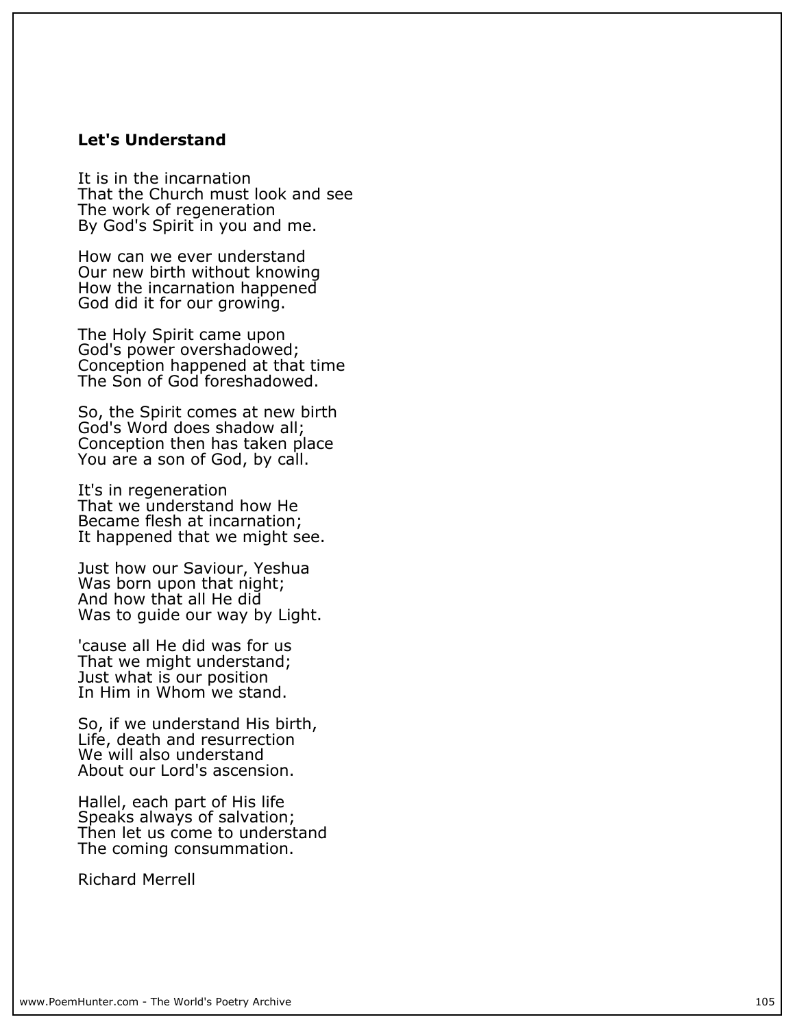## Let's Understand

It is in the incarnation
That the Church must look and see
The work of regeneration
By God's Spirit in you and me.

How can we ever understand
Our new birth without knowing
How the incarnation happened
God did it for our growing.

The Holy Spirit came upon
God's power overshadowed;
Conception happened at that time
The Son of God foreshadowed.

So, the Spirit comes at new birth
God's Word does shadow all;
Conception then has taken place
You are a son of God, by call.

It's in regeneration
That we understand how He
Became flesh at incarnation;
It happened that we might see.

Just how our Saviour, Yeshua
Was born upon that night;
And how that all He did
Was to guide our way by Light.

'cause all He did was for us
That we might understand;
Just what is our position
In Him in Whom we stand.

So, if we understand His birth,
Life, death and resurrection
We will also understand
About our Lord's ascension.

Hallel, each part of His life
Speaks always of salvation;
Then let us come to understand
The coming consummation.

Richard Merrell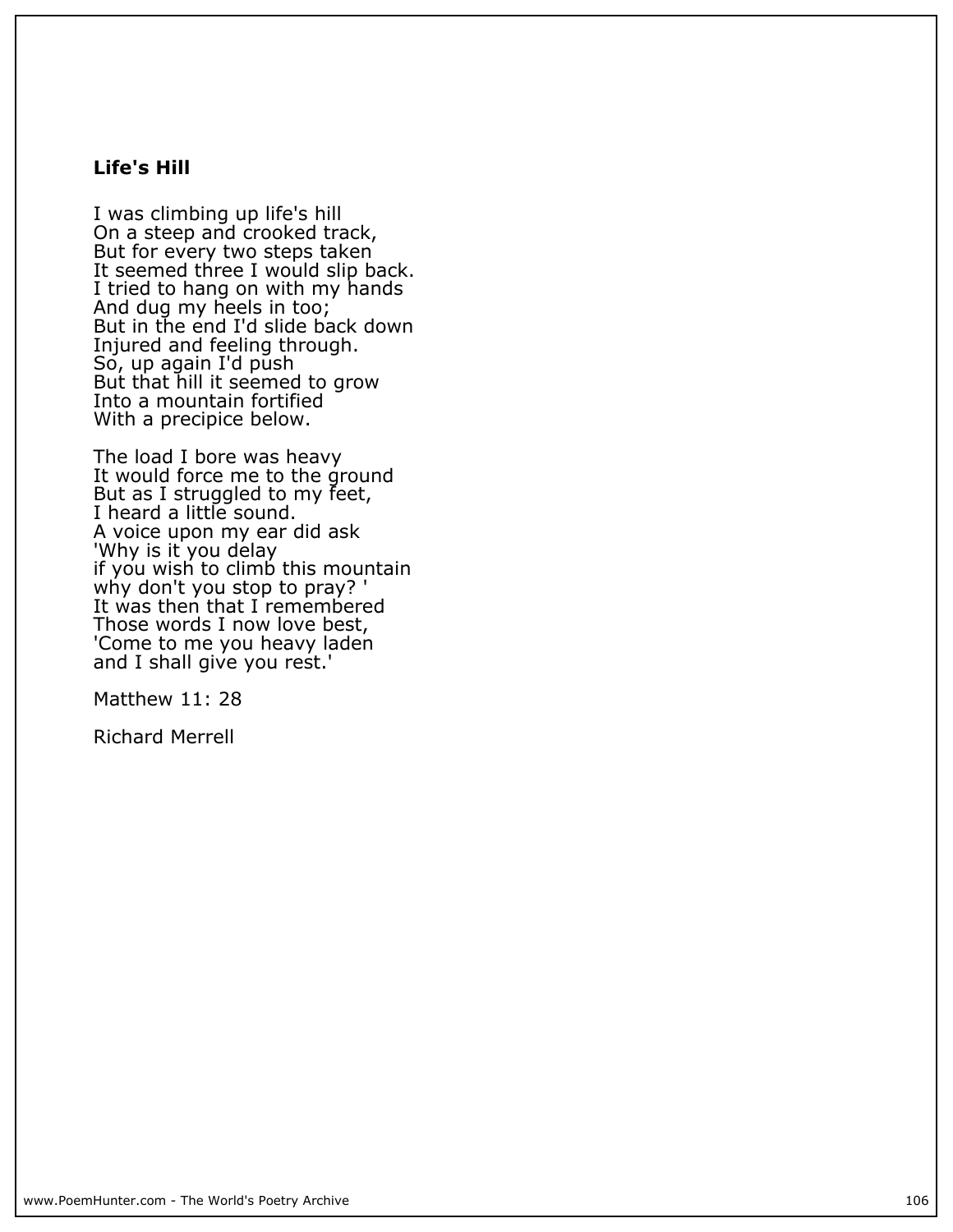**Life's Hill**

I was climbing up life's hill  
On a steep and crooked track,  
But for every two steps taken  
It seemed three I would slip back.  
I tried to hang on with my hands  
And dug my heels in too;  
But in the end I'd slide back down  
Injured and feeling through.  
So, up again I'd push  
But that hill it seemed to grow  
Into a mountain fortified  
With a precipice below.

The load I bore was heavy  
It would force me to the ground  
But as I struggled to my feet,  
I heard a little sound.  
A voice upon my ear did ask  
'Why is it you delay  
if you wish to climb this mountain  
why don't you stop to pray? '  
It was then that I remembered  
Those words I now love best,  
'Come to me you heavy laden  
and I shall give you rest.'

Matthew 11: 28

Richard Merrell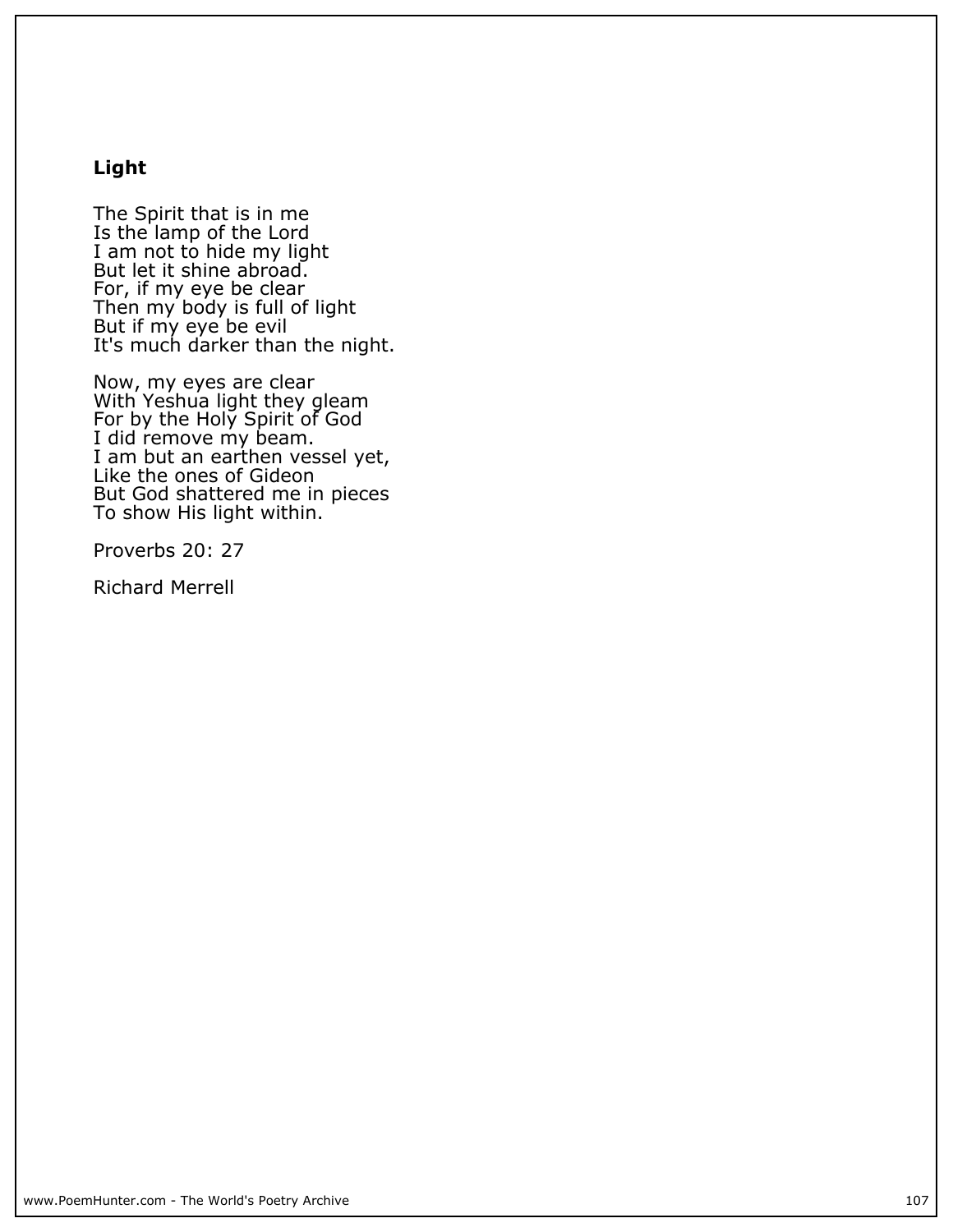**Light**

The Spirit that is in me
Is the lamp of the Lord
I am not to hide my light
But let it shine abroad.
For, if my eye be clear
Then my body is full of light
But if my eye be evil
It's much darker than the night.

Now, my eyes are clear
With Yeshua light they gleam
For by the Holy Spirit of God
I did remove my beam.
I am but an earthen vessel yet,
Like the ones of Gideon
But God shattered me in pieces
To show His light within.

Proverbs 20: 27

Richard Merrell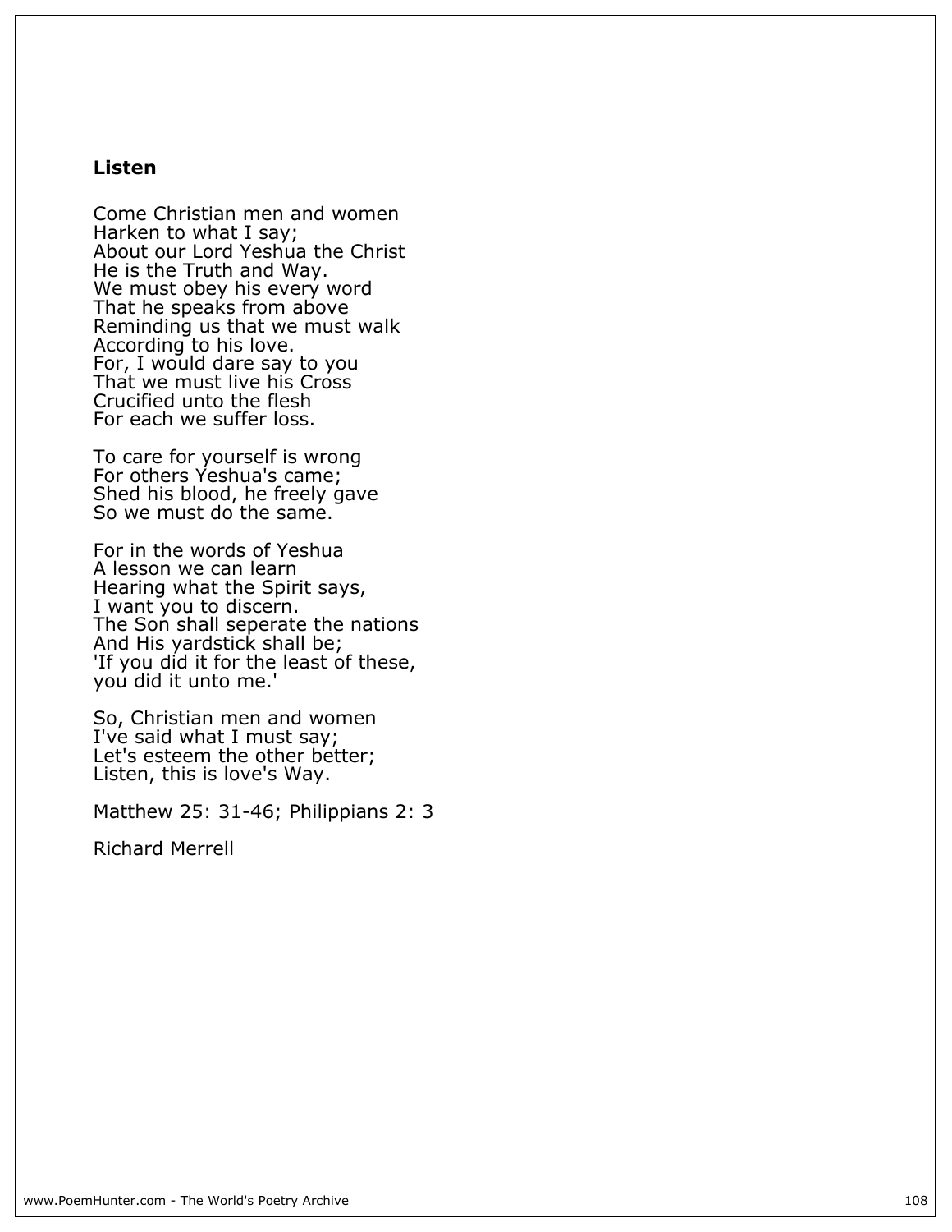## Listen

Come Christian men and women
Harken to what I say;
About our Lord Yeshua the Christ
He is the Truth and Way.
We must obey his every word
That he speaks from above
Reminding us that we must walk
According to his love.
For, I would dare say to you
That we must live his Cross
Crucified unto the flesh
For each we suffer loss.

To care for yourself is wrong
For others Yeshua's came;
Shed his blood, he freely gave
So we must do the same.

For in the words of Yeshua
A lesson we can learn
Hearing what the Spirit says,
I want you to discern.
The Son shall seperate the nations
And His yardstick shall be;
'If you did it for the least of these,
you did it unto me.'

So, Christian men and women
I've said what I must say;
Let's esteem the other better;
Listen, this is love's Way.

Matthew 25: 31-46; Philippians 2: 3

Richard Merrell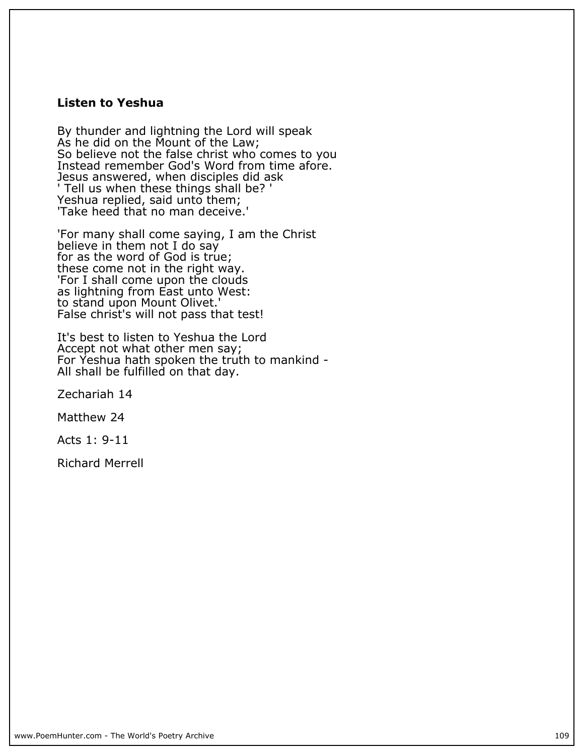**Listen to Yeshua**

By thunder and lightning the Lord will speak  
As he did on the Mount of the Law;  
So believe not the false christ who comes to you  
Instead remember God's Word from time afore.  
Jesus answered, when disciples did ask  
' Tell us when these things shall be? '  
Yeshua replied, said unto them;  
'Take heed that no man deceive.'

'For many shall come saying, I am the Christ  
believe in them not I do say  
for as the word of God is true;  
these come not in the right way.  
'For I shall come upon the clouds  
as lightning from East unto West:  
to stand upon Mount Olivet.'  
False christ's will not pass that test!

It's best to listen to Yeshua the Lord  
Accept not what other men say;  
For Yeshua hath spoken the truth to mankind -  
All shall be fulfilled on that day.

Zechariah 14

Matthew 24

Acts 1: 9-11

Richard Merrell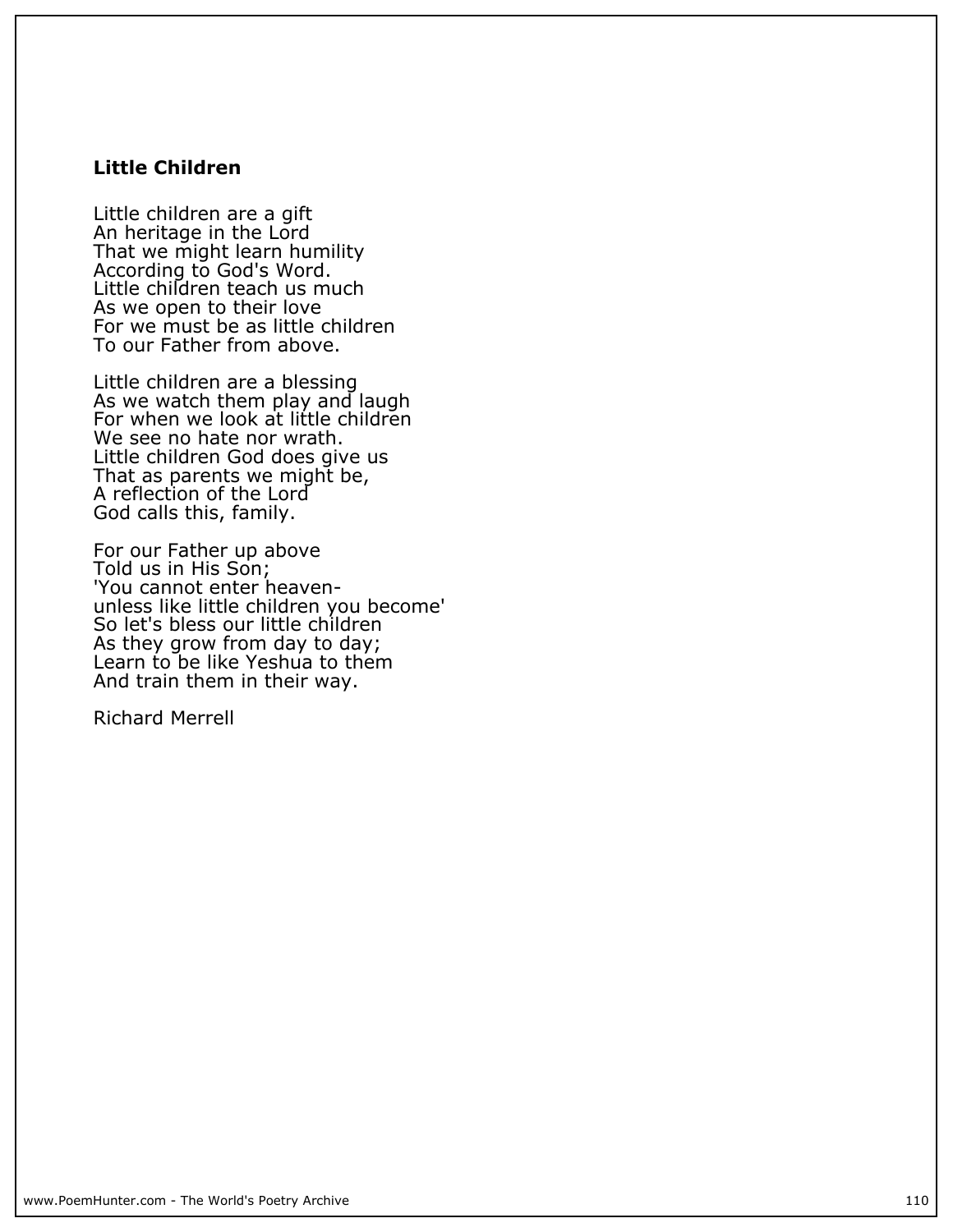**Little Children**

Little children are a gift
An heritage in the Lord
That we might learn humility
According to God's Word.
Little children teach us much
As we open to their love
For we must be as little children
To our Father from above.

Little children are a blessing
As we watch them play and laugh
For when we look at little children
We see no hate nor wrath.
Little children God does give us
That as parents we might be,
A reflection of the Lord
God calls this, family.

For our Father up above
Told us in His Son;
'You cannot enter heaven-
unless like little children you become'
So let's bless our little children
As they grow from day to day;
Learn to be like Yeshua to them
And train them in their way.

Richard Merrell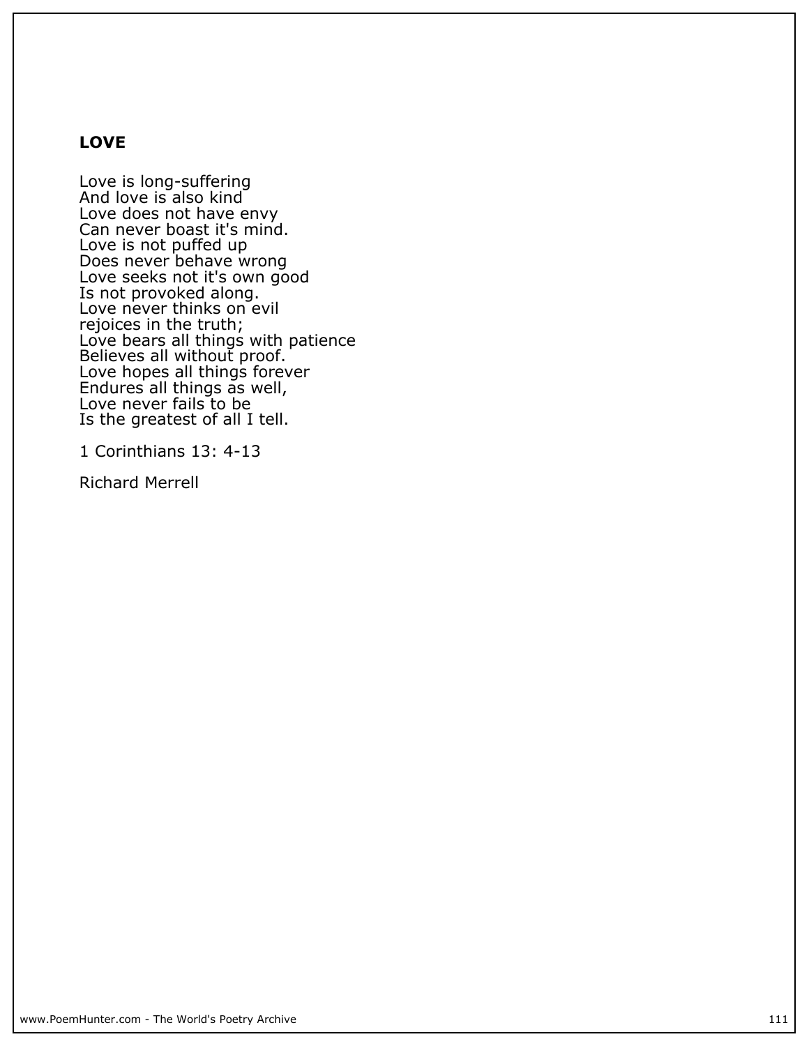**LOVE**

Love is long-suffering  
And love is also kind  
Love does not have envy  
Can never boast it's mind.  
Love is not puffed up  
Does never behave wrong  
Love seeks not it's own good  
Is not provoked along.  
Love never thinks on evil  
rejoices in the truth;  
Love bears all things with patience  
Believes all without proof.  
Love hopes all things forever  
Endures all things as well,  
Love never fails to be  
Is the greatest of all I tell.

1 Corinthians 13: 4-13

Richard Merrell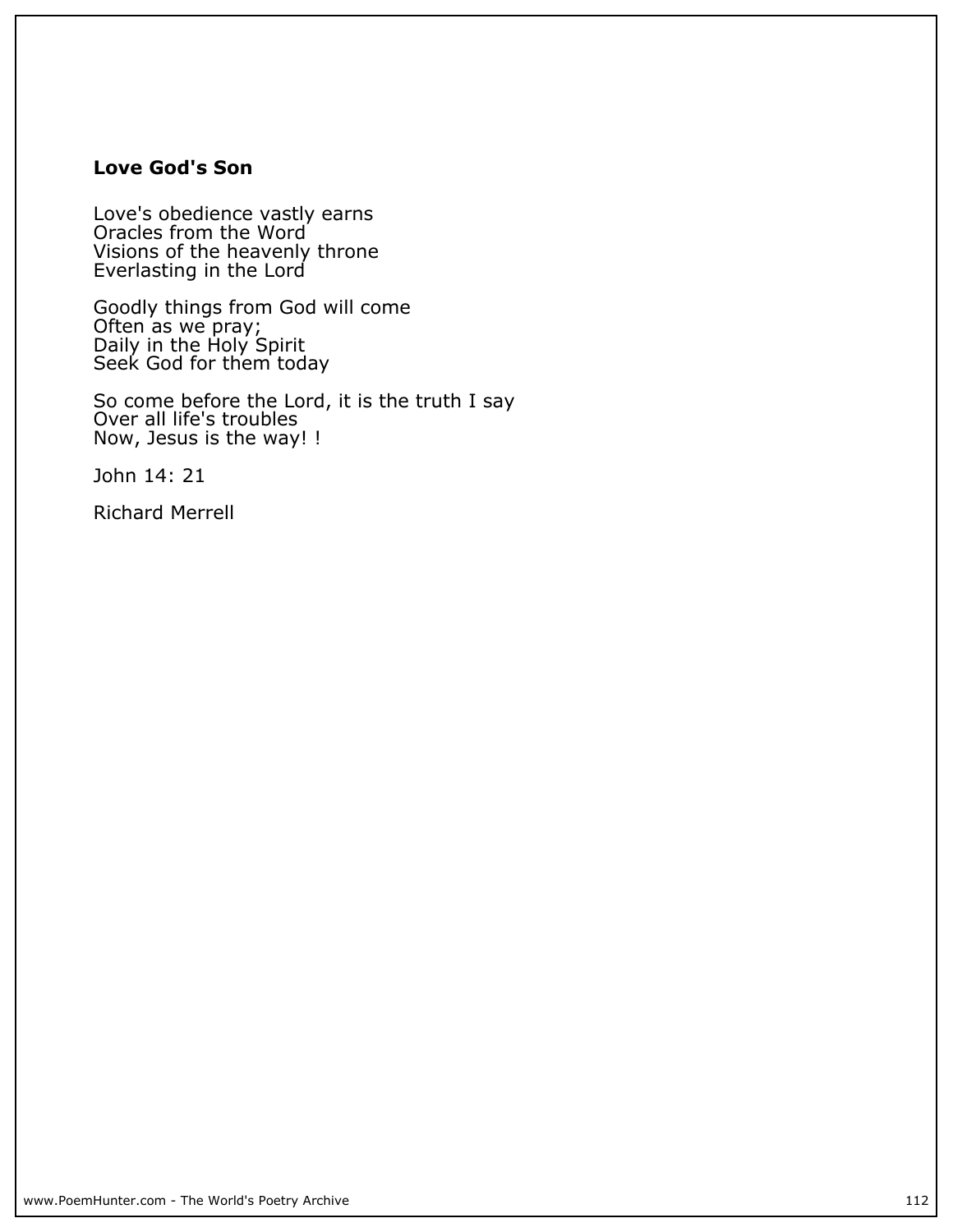**Love God's Son**

Love's obedience vastly earns  
Oracles from the Word  
Visions of the heavenly throne  
Everlasting in the Lord

Goodly things from God will come  
Often as we pray;  
Daily in the Holy Spirit  
Seek God for them today

So come before the Lord, it is the truth I say  
Over all life's troubles  
Now, Jesus is the way! !

John 14: 21

Richard Merrell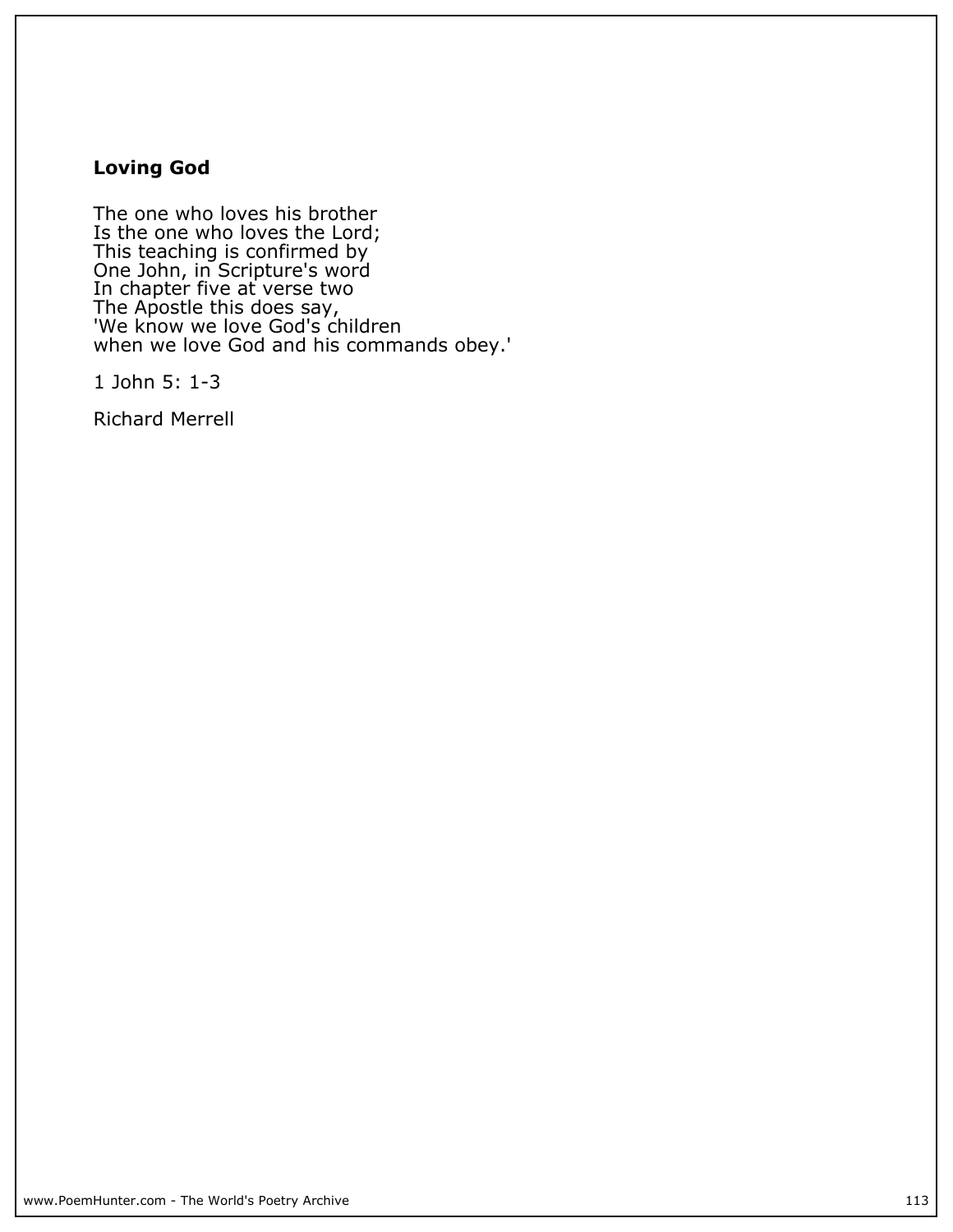### Loving God

The one who loves his brother
Is the one who loves the Lord;
This teaching is confirmed by
One John, in Scripture's word
In chapter five at verse two
The Apostle this does say,
'We know we love God's children
when we love God and his commands obey.'

1 John 5: 1-3

Richard Merrell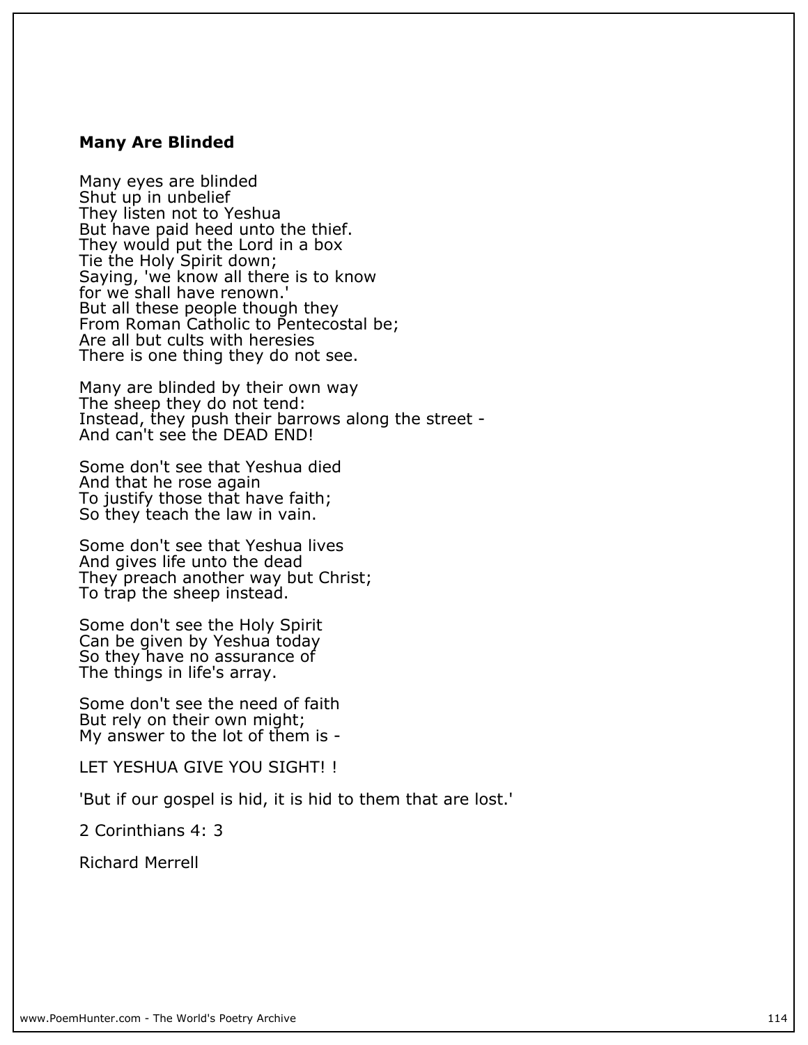**Many Are Blinded**

Many eyes are blinded
Shut up in unbelief
They listen not to Yeshua
But have paid heed unto the thief.
They would put the Lord in a box
Tie the Holy Spirit down;
Saying, 'we know all there is to know
for we shall have renown.'
But all these people though they
From Roman Catholic to Pentecostal be;
Are all but cults with heresies
There is one thing they do not see.

Many are blinded by their own way
The sheep they do not tend:
Instead, they push their barrows along the street -
And can't see the DEAD END!

Some don't see that Yeshua died
And that he rose again
To justify those that have faith;
So they teach the law in vain.

Some don't see that Yeshua lives
And gives life unto the dead
They preach another way but Christ;
To trap the sheep instead.

Some don't see the Holy Spirit
Can be given by Yeshua today
So they have no assurance of
The things in life's array.

Some don't see the need of faith
But rely on their own might;
My answer to the lot of them is -

LET YESHUA GIVE YOU SIGHT! !

'But if our gospel is hid, it is hid to them that are lost.'

2 Corinthians 4: 3

Richard Merrell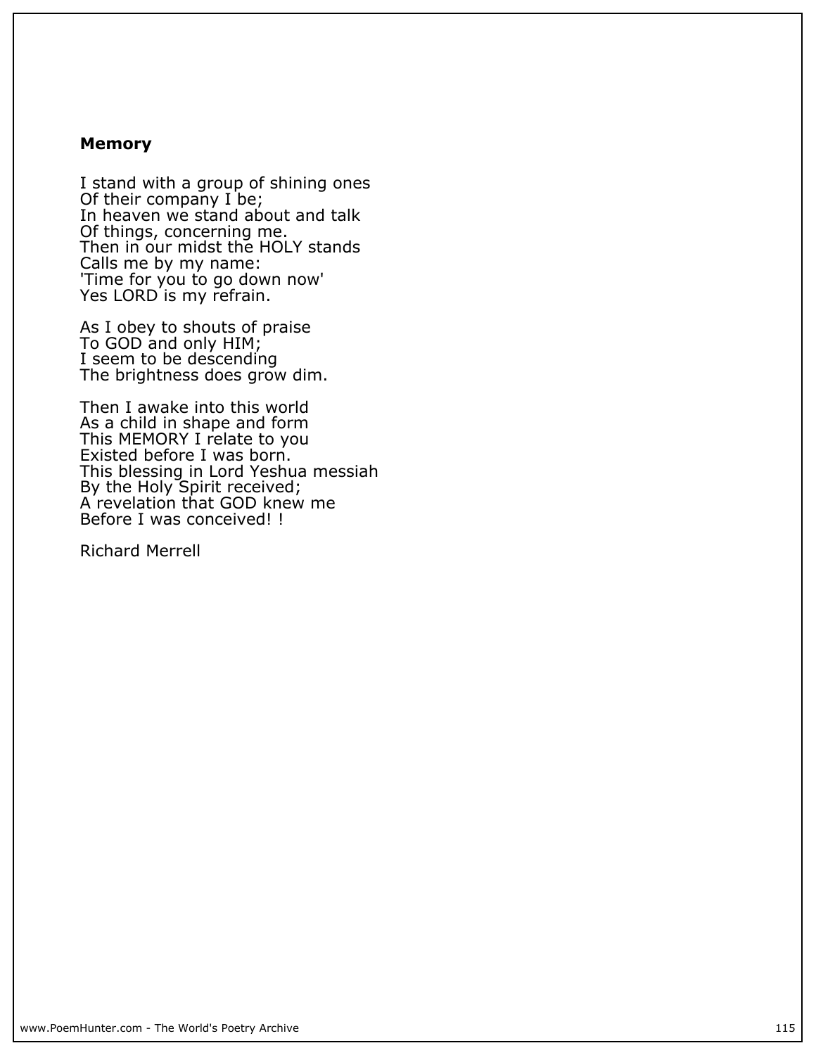## Memory

I stand with a group of shining ones  
Of their company I be;  
In heaven we stand about and talk  
Of things, concerning me.  
Then in our midst the HOLY stands  
Calls me by my name:  
'Time for you to go down now'  
Yes LORD is my refrain.

As I obey to shouts of praise  
To GOD and only HIM;  
I seem to be descending  
The brightness does grow dim.

Then I awake into this world  
As a child in shape and form  
This MEMORY I relate to you  
Existed before I was born.  
This blessing in Lord Yeshua messiah  
By the Holy Spirit received;  
A revelation that GOD knew me  
Before I was conceived! !

Richard Merrell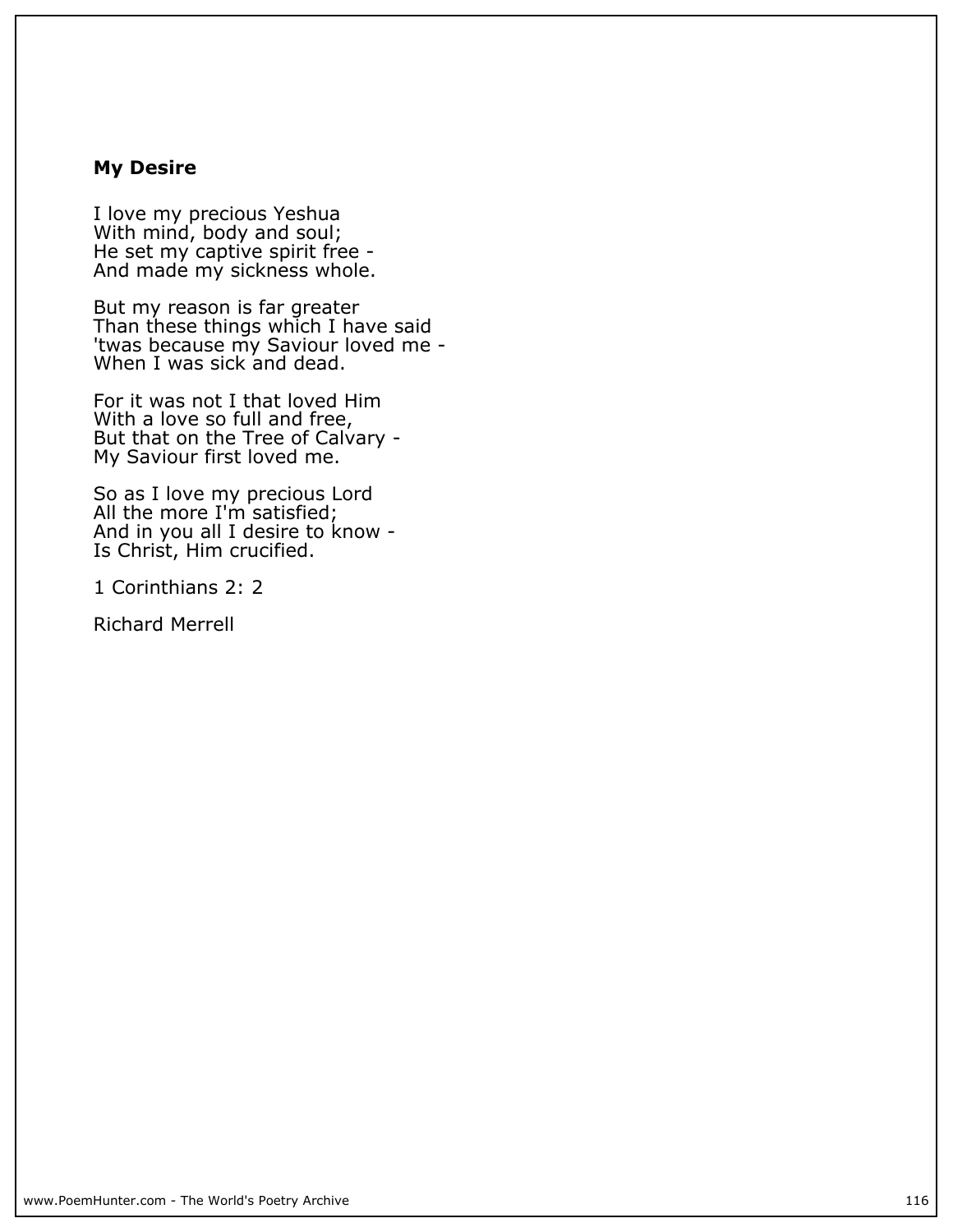**My Desire**

I love my precious Yeshua
With mind, body and soul;
He set my captive spirit free -
And made my sickness whole.

But my reason is far greater
Than these things which I have said
'twas because my Saviour loved me -
When I was sick and dead.

For it was not I that loved Him
With a love so full and free,
But that on the Tree of Calvary -
My Saviour first loved me.

So as I love my precious Lord
All the more I'm satisfied;
And in you all I desire to know -
Is Christ, Him crucified.

1 Corinthians 2: 2

Richard Merrell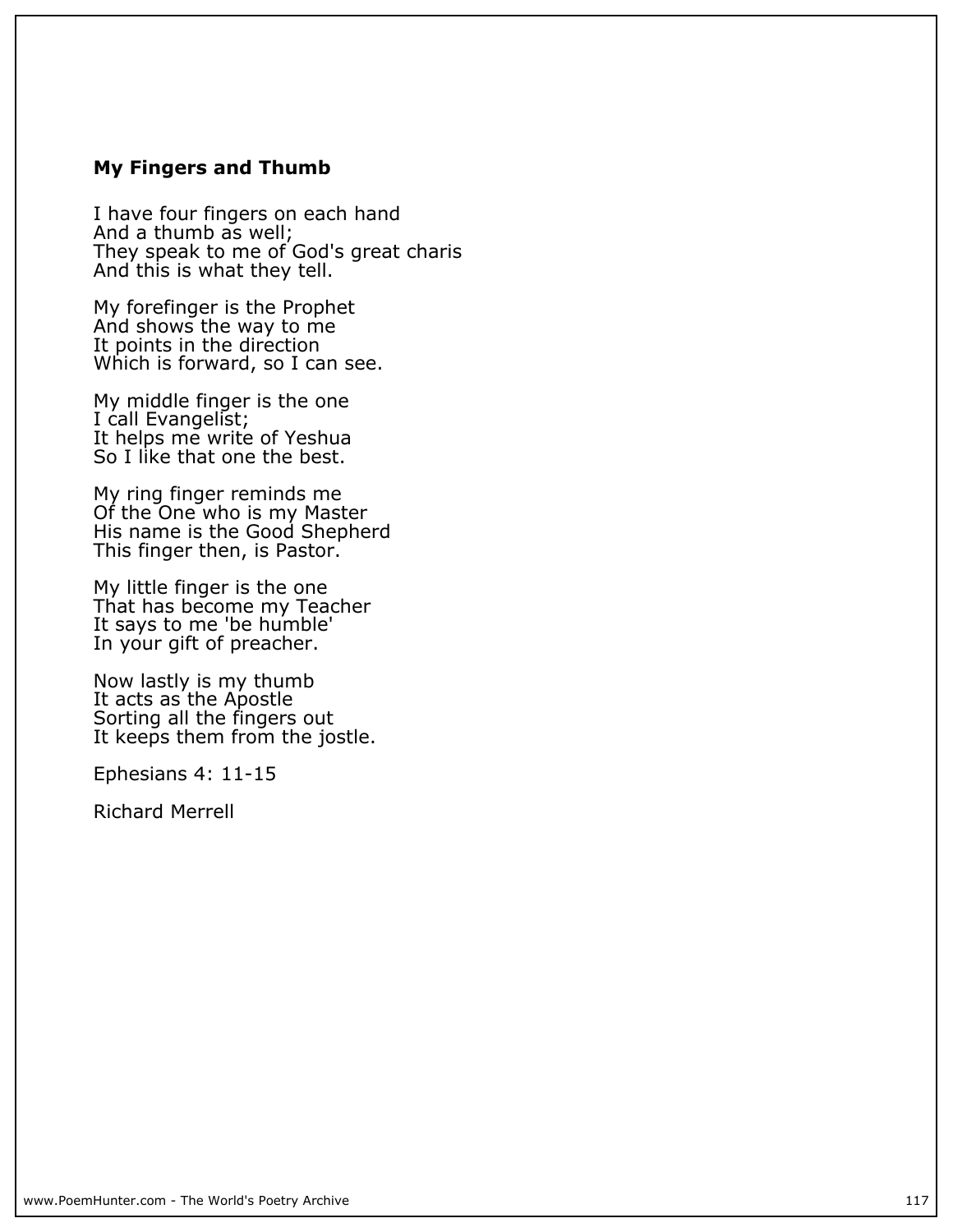**My Fingers and Thumb**

I have four fingers on each hand
And a thumb as well;
They speak to me of God's great charis
And this is what they tell.

My forefinger is the Prophet
And shows the way to me
It points in the direction
Which is forward, so I can see.

My middle finger is the one
I call Evangelist;
It helps me write of Yeshua
So I like that one the best.

My ring finger reminds me
Of the One who is my Master
His name is the Good Shepherd
This finger then, is Pastor.

My little finger is the one
That has become my Teacher
It says to me 'be humble'
In your gift of preacher.

Now lastly is my thumb
It acts as the Apostle
Sorting all the fingers out
It keeps them from the jostle.

Ephesians 4: 11-15

Richard Merrell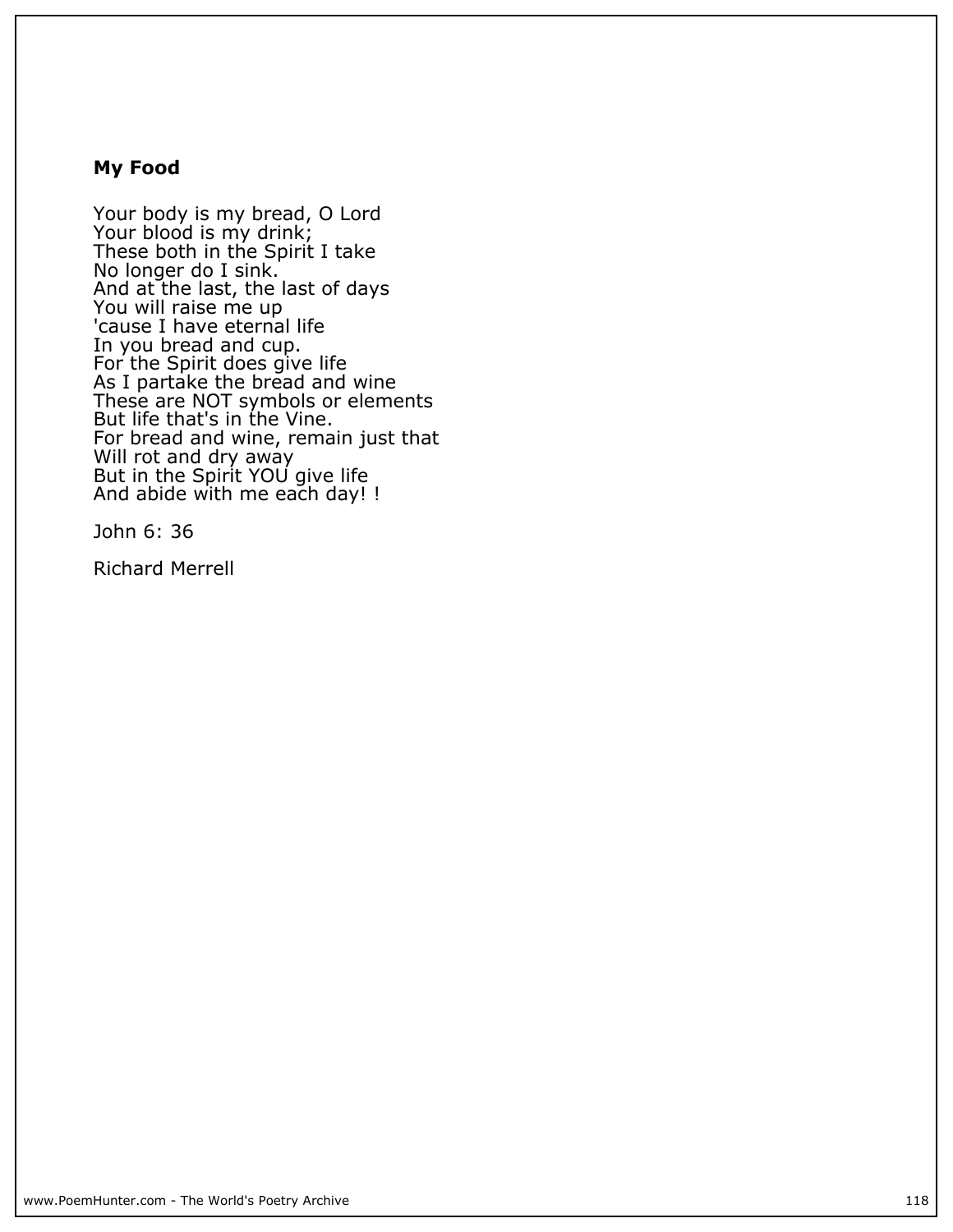**My Food**

Your body is my bread, O Lord  
Your blood is my drink;  
These both in the Spirit I take  
No longer do I sink.  
And at the last, the last of days  
You will raise me up  
'cause I have eternal life  
In you bread and cup.  
For the Spirit does give life  
As I partake the bread and wine  
These are NOT symbols or elements  
But life that's in the Vine.  
For bread and wine, remain just that  
Will rot and dry away  
But in the Spirit YOU give life  
And abide with me each day! !

John 6: 36

Richard Merrell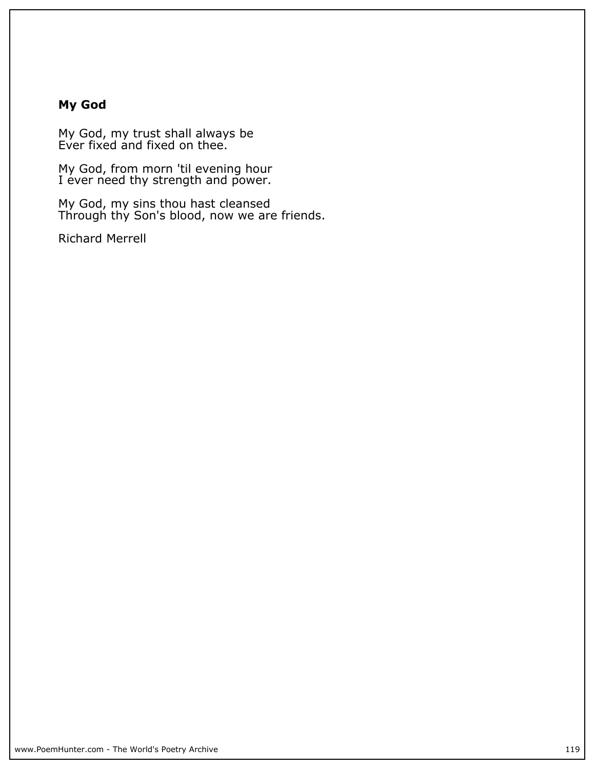## My God

My God, my trust shall always be
Ever fixed and fixed on thee.

My God, from morn 'til evening hour
I ever need thy strength and power.

My God, my sins thou hast cleansed
Through thy Son's blood, now we are friends.

Richard Merrell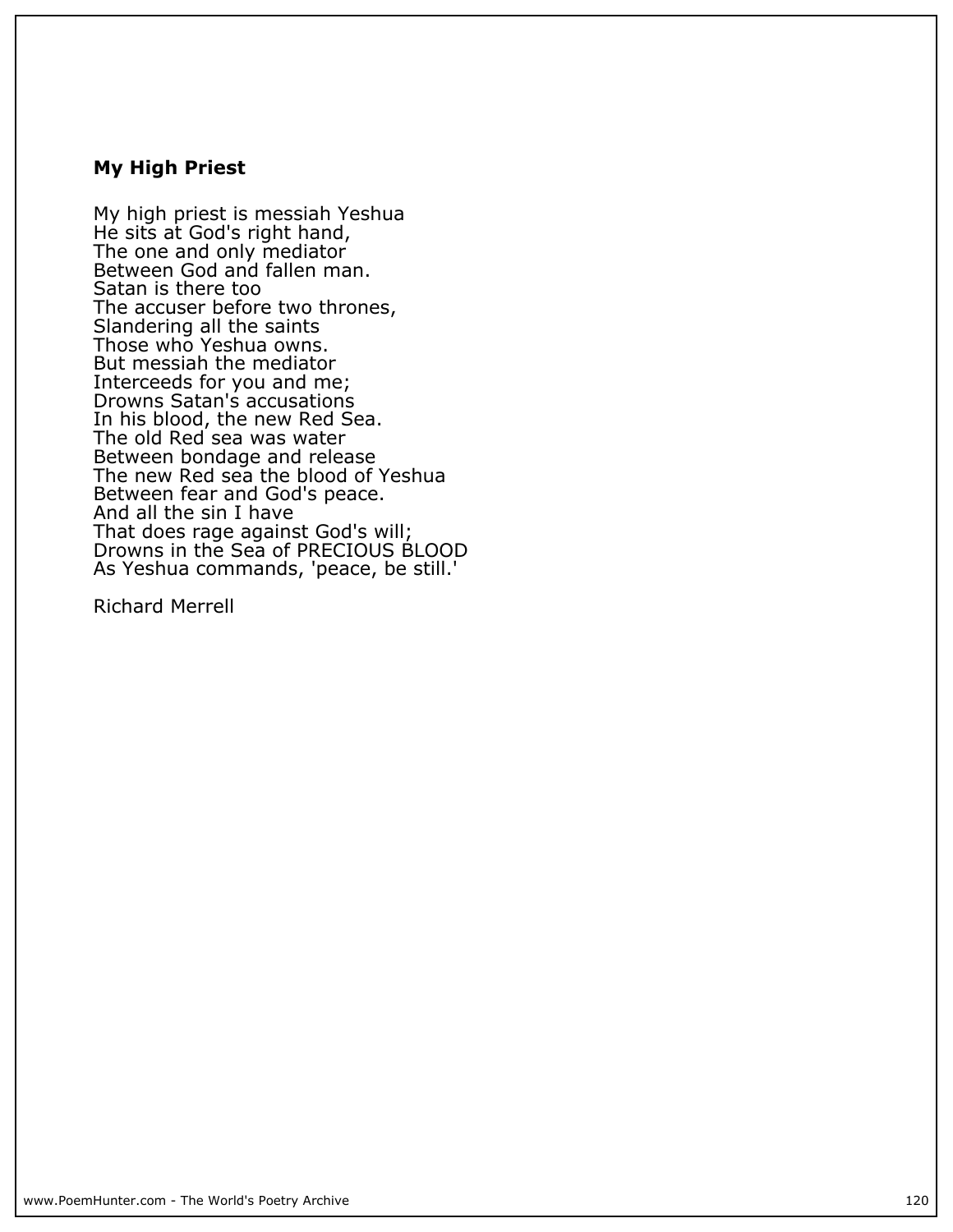**My High Priest**

My high priest is messiah Yeshua  
He sits at God's right hand,  
The one and only mediator  
Between God and fallen man.  
Satan is there too  
The accuser before two thrones,  
Slandering all the saints  
Those who Yeshua owns.  
But messiah the mediator  
Interceeds for you and me;  
Drowns Satan's accusations  
In his blood, the new Red Sea.  
The old Red sea was water  
Between bondage and release  
The new Red sea the blood of Yeshua  
Between fear and God's peace.  
And all the sin I have  
That does rage against God's will;  
Drowns in the Sea of PRECIOUS BLOOD  
As Yeshua commands, 'peace, be still.'

Richard Merrell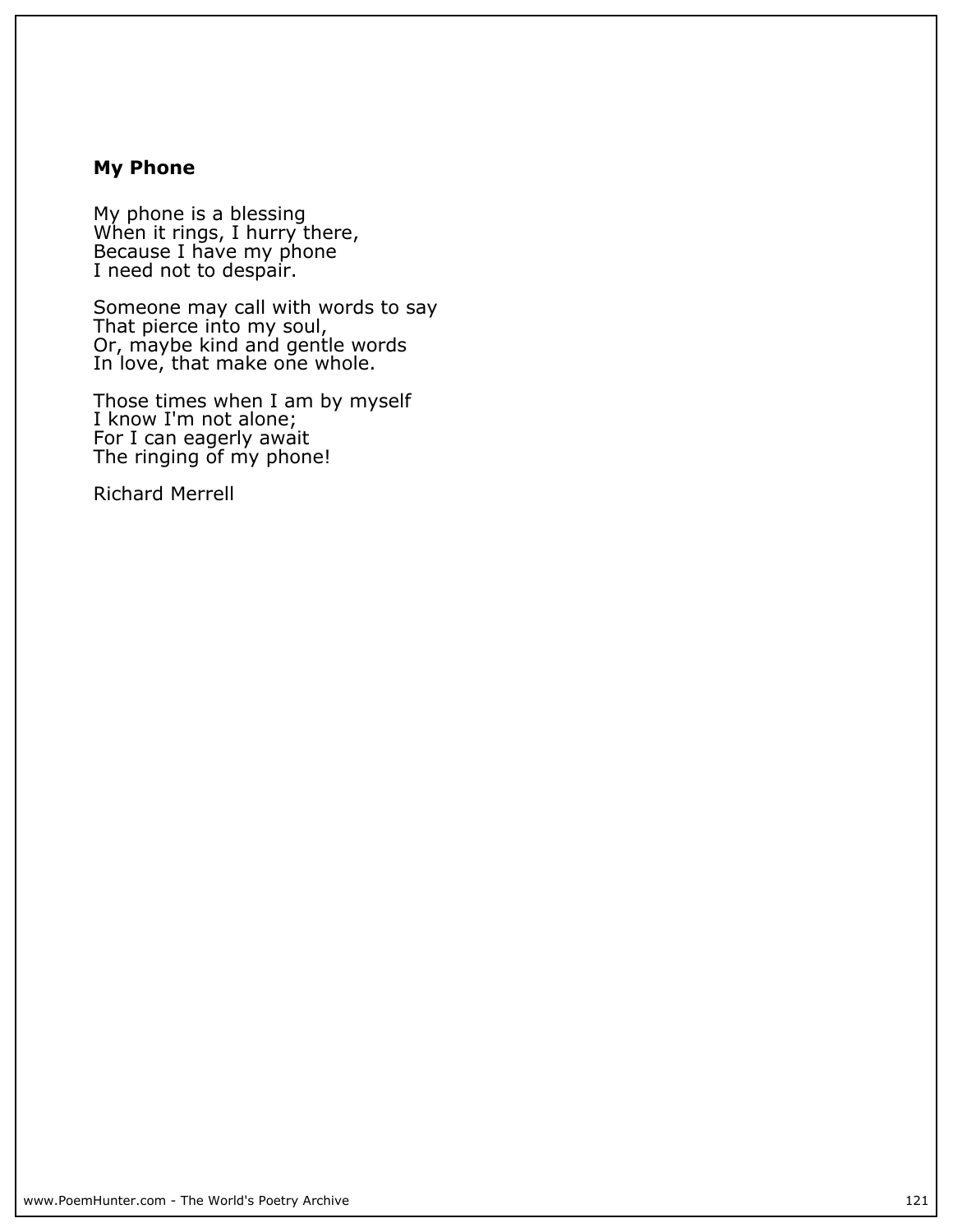**My Phone**

My phone is a blessing  
When it rings, I hurry there,  
Because I have my phone  
I need not to despair.

Someone may call with words to say  
That pierce into my soul,  
Or, maybe kind and gentle words  
In love, that make one whole.

Those times when I am by myself  
I know I'm not alone;  
For I can eagerly await  
The ringing of my phone!

Richard Merrell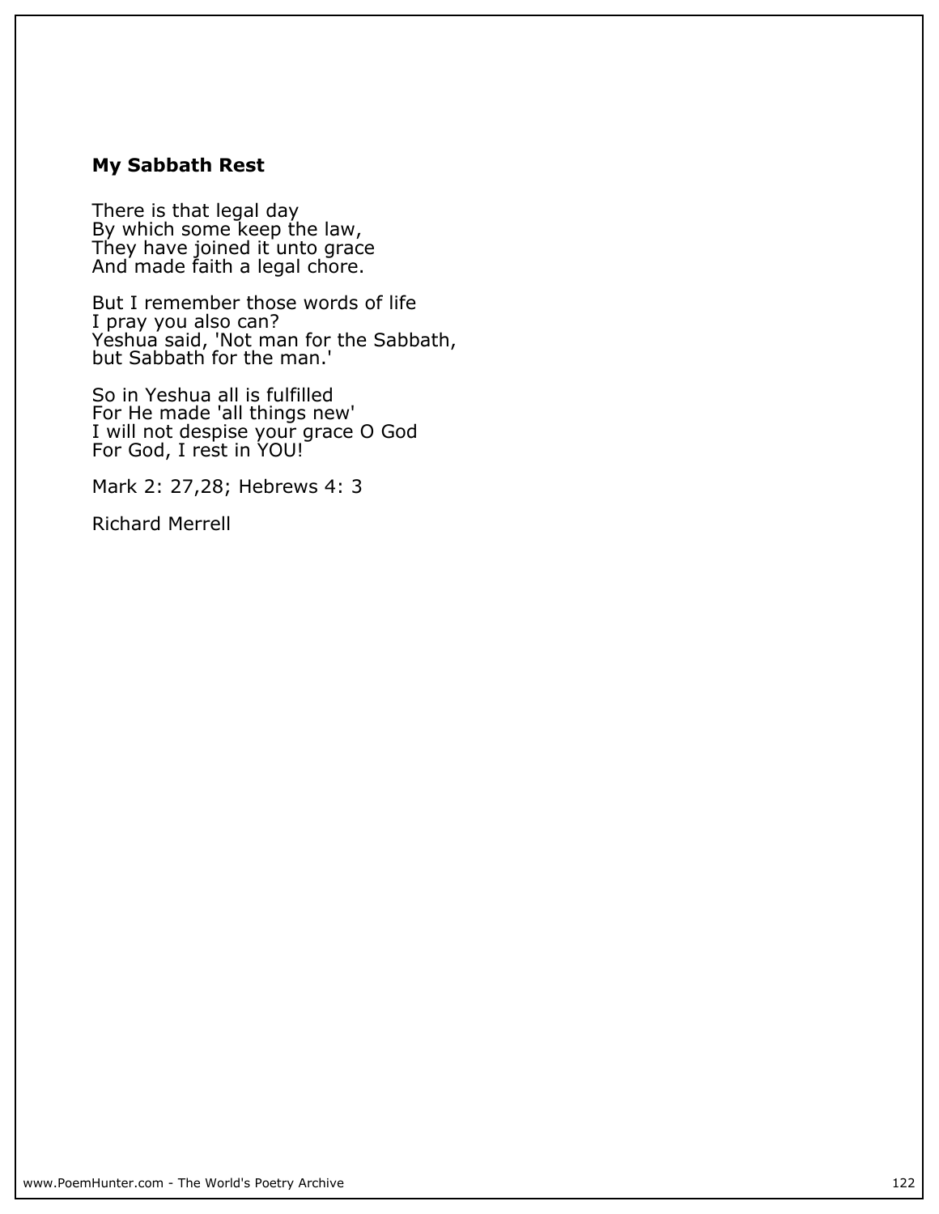### My Sabbath Rest

There is that legal day  
By which some keep the law,  
They have joined it unto grace  
And made faith a legal chore.

But I remember those words of life  
I pray you also can?  
Yeshua said, 'Not man for the Sabbath,  
but Sabbath for the man.'

So in Yeshua all is fulfilled  
For He made 'all things new'  
I will not despise your grace O God  
For God, I rest in YOU!

Mark 2: 27,28; Hebrews 4: 3

Richard Merrell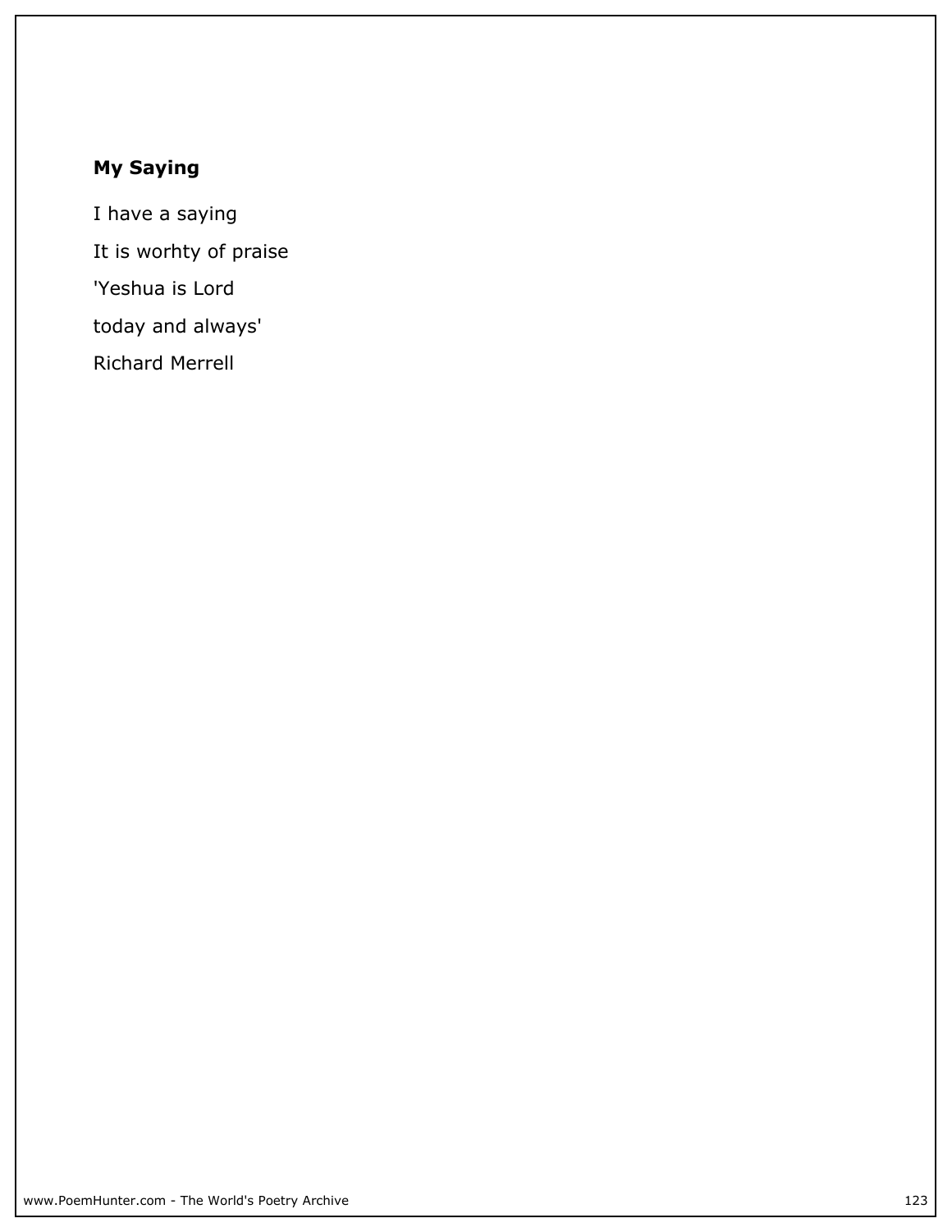## My Saying

I have a saying

It is worhty of praise

'Yeshua is Lord

today and always'

Richard Merrell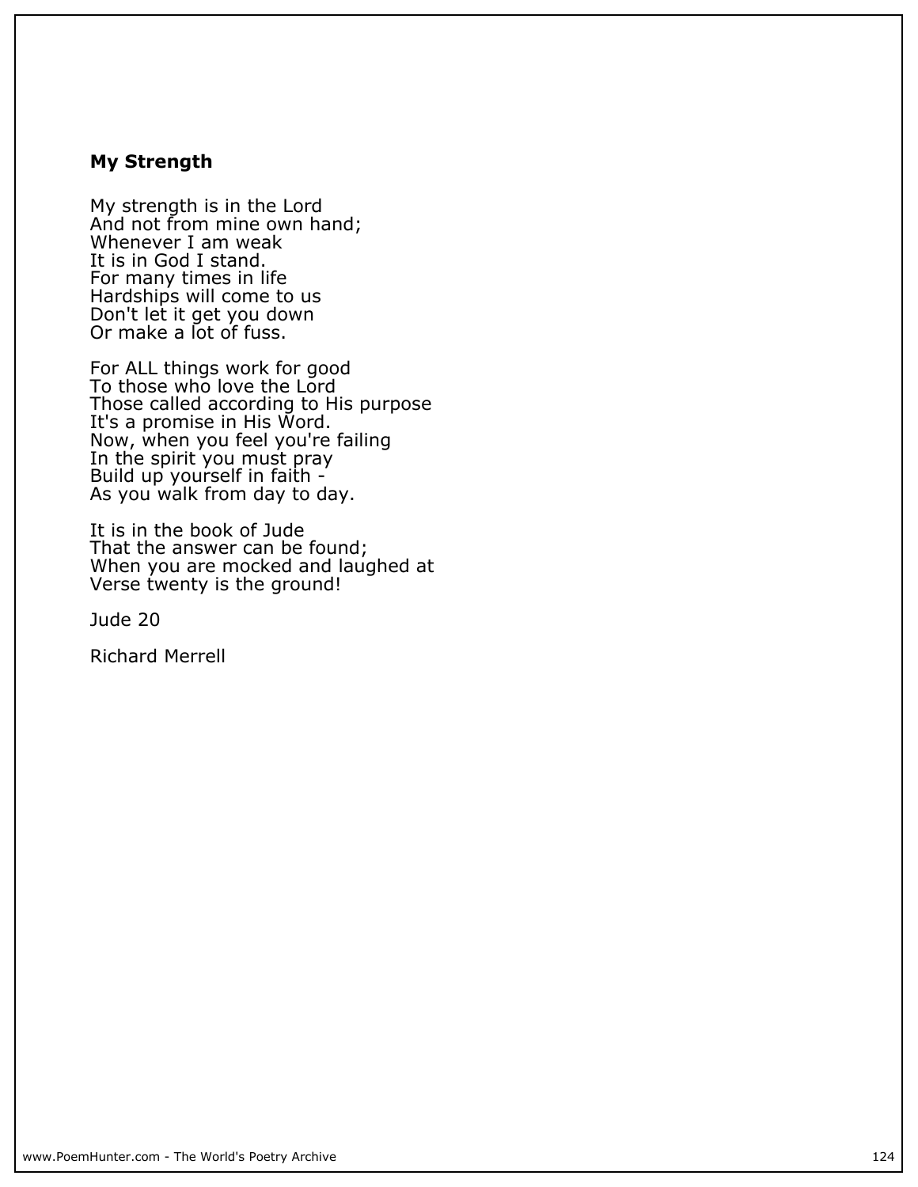**My Strength**

My strength is in the Lord
And not from mine own hand;
Whenever I am weak
It is in God I stand.
For many times in life
Hardships will come to us
Don't let it get you down
Or make a lot of fuss.

For ALL things work for good
To those who love the Lord
Those called according to His purpose
It's a promise in His Word.
Now, when you feel you're failing
In the spirit you must pray
Build up yourself in faith -
As you walk from day to day.

It is in the book of Jude
That the answer can be found;
When you are mocked and laughed at
Verse twenty is the ground!

Jude 20

Richard Merrell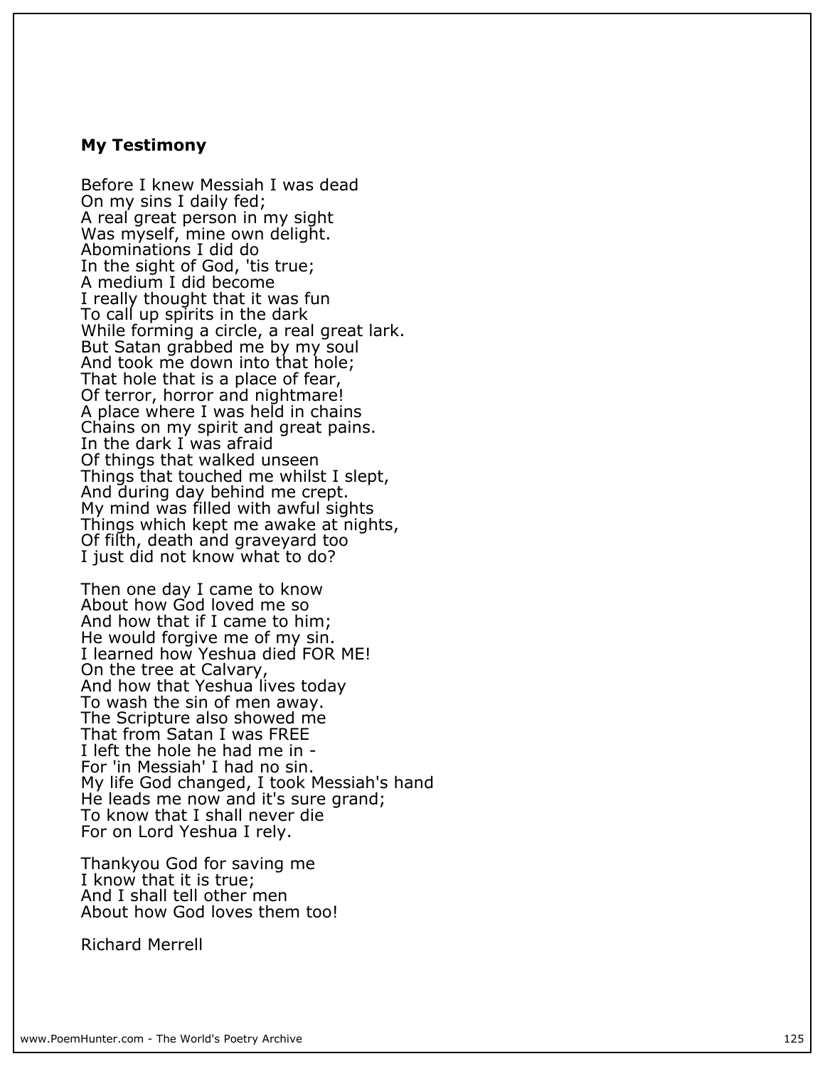### My Testimony

Before I knew Messiah I was dead
On my sins I daily fed;
A real great person in my sight
Was myself, mine own delight.
Abominations I did do
In the sight of God, 'tis true;
A medium I did become
I really thought that it was fun
To call up spirits in the dark
While forming a circle, a real great lark.
But Satan grabbed me by my soul
And took me down into that hole;
That hole that is a place of fear,
Of terror, horror and nightmare!
A place where I was held in chains
Chains on my spirit and great pains.
In the dark I was afraid
Of things that walked unseen
Things that touched me whilst I slept,
And during day behind me crept.
My mind was filled with awful sights
Things which kept me awake at nights,
Of filth, death and graveyard too
I just did not know what to do?

Then one day I came to know
About how God loved me so
And how that if I came to him;
He would forgive me of my sin.
I learned how Yeshua died FOR ME!
On the tree at Calvary,
And how that Yeshua lives today
To wash the sin of men away.
The Scripture also showed me
That from Satan I was FREE
I left the hole he had me in -
For 'in Messiah' I had no sin.
My life God changed, I took Messiah's hand
He leads me now and it's sure grand;
To know that I shall never die
For on Lord Yeshua I rely.

Thankyou God for saving me
I know that it is true;
And I shall tell other men
About how God loves them too!

Richard Merrell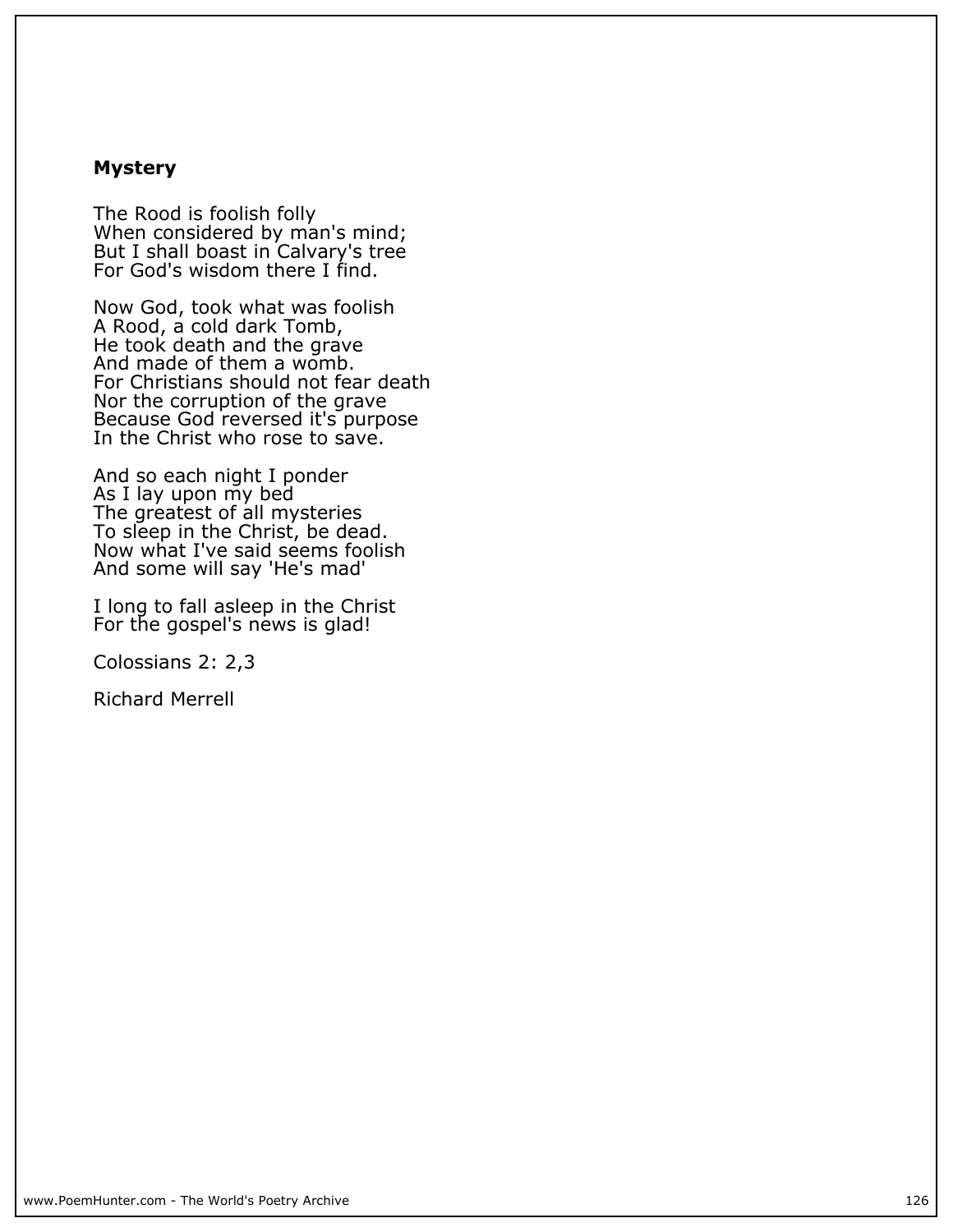## Mystery

The Rood is foolish folly  
When considered by man's mind;  
But I shall boast in Calvary's tree  
For God's wisdom there I find.

Now God, took what was foolish  
A Rood, a cold dark Tomb,  
He took death and the grave  
And made of them a womb.  
For Christians should not fear death  
Nor the corruption of the grave  
Because God reversed it's purpose  
In the Christ who rose to save.

And so each night I ponder  
As I lay upon my bed  
The greatest of all mysteries  
To sleep in the Christ, be dead.  
Now what I've said seems foolish  
And some will say 'He's mad'

I long to fall asleep in the Christ  
For the gospel's news is glad!

Colossians 2: 2,3

Richard Merrell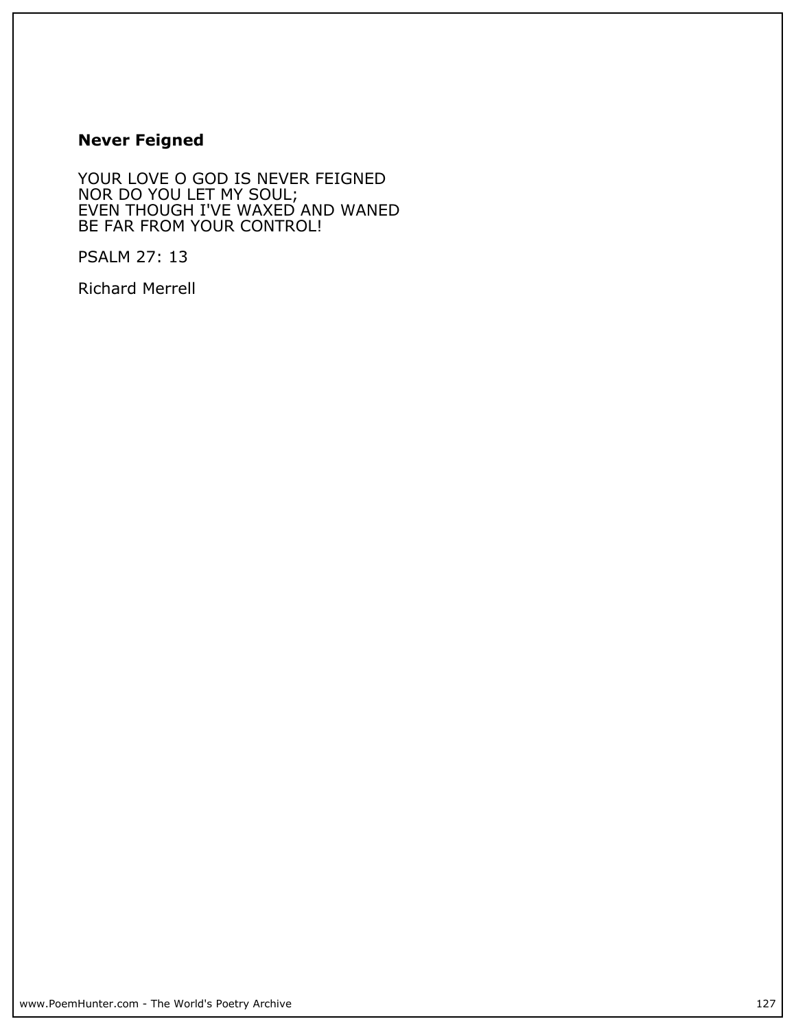## Never Feigned

YOUR LOVE O GOD IS NEVER FEIGNED
NOR DO YOU LET MY SOUL;
EVEN THOUGH I'VE WAXED AND WANED
BE FAR FROM YOUR CONTROL!

PSALM 27: 13

Richard Merrell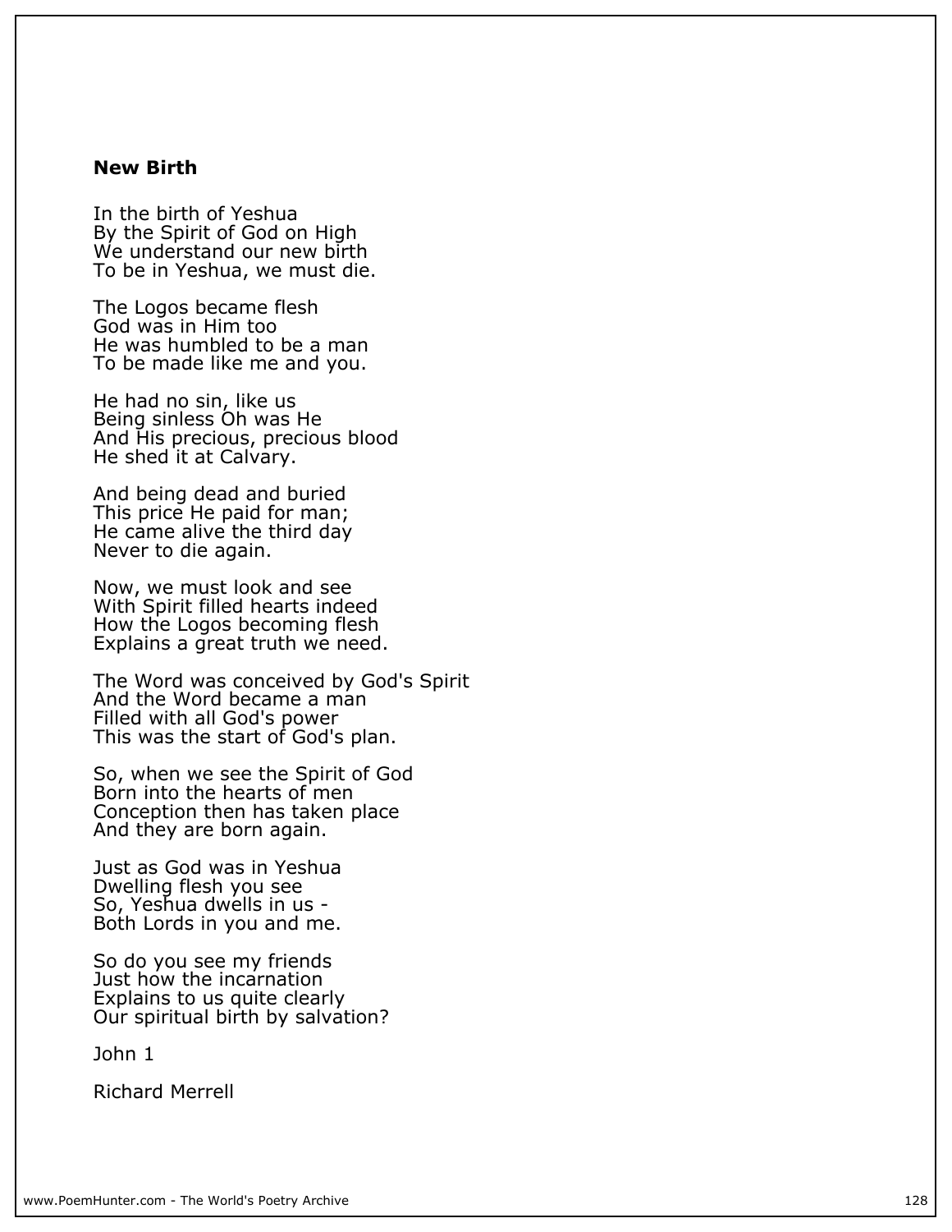**New Birth**

In the birth of Yeshua
By the Spirit of God on High
We understand our new birth
To be in Yeshua, we must die.

The Logos became flesh
God was in Him too
He was humbled to be a man
To be made like me and you.

He had no sin, like us
Being sinless Oh was He
And His precious, precious blood
He shed it at Calvary.

And being dead and buried
This price He paid for man;
He came alive the third day
Never to die again.

Now, we must look and see
With Spirit filled hearts indeed
How the Logos becoming flesh
Explains a great truth we need.

The Word was conceived by God's Spirit
And the Word became a man
Filled with all God's power
This was the start of God's plan.

So, when we see the Spirit of God
Born into the hearts of men
Conception then has taken place
And they are born again.

Just as God was in Yeshua
Dwelling flesh you see
So, Yeshua dwells in us -
Both Lords in you and me.

So do you see my friends
Just how the incarnation
Explains to us quite clearly
Our spiritual birth by salvation?

John 1

Richard Merrell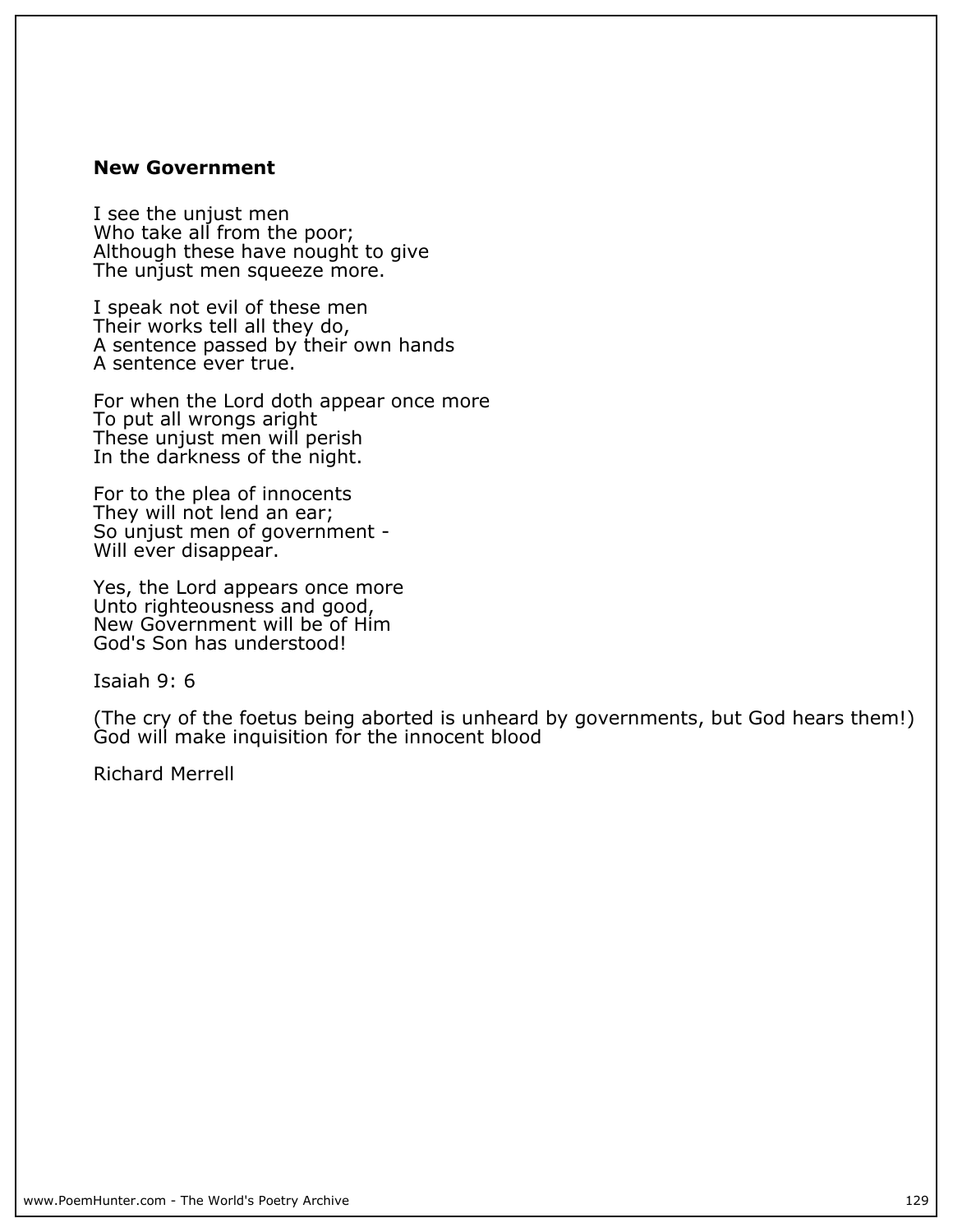**New Government**

I see the unjust men  
Who take all from the poor;  
Although these have nought to give  
The unjust men squeeze more.

I speak not evil of these men  
Their works tell all they do,  
A sentence passed by their own hands  
A sentence ever true.

For when the Lord doth appear once more  
To put all wrongs aright  
These unjust men will perish  
In the darkness of the night.

For to the plea of innocents  
They will not lend an ear;  
So unjust men of government -  
Will ever disappear.

Yes, the Lord appears once more  
Unto righteousness and good,  
New Government will be of Him  
God's Son has understood!

Isaiah 9: 6

(The cry of the foetus being aborted is unheard by governments, but God hears them!)  
God will make inquisition for the innocent blood

Richard Merrell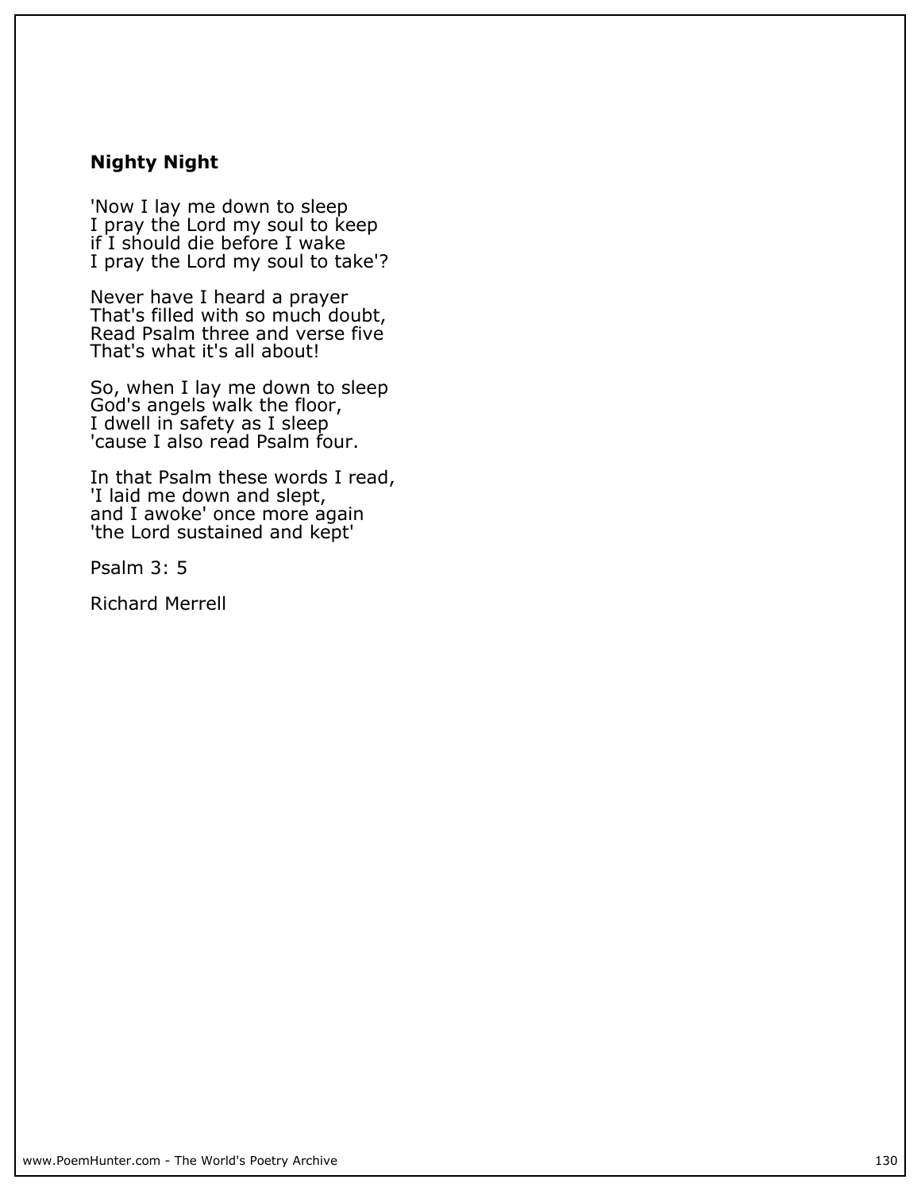## Nighty Night

'Now I lay me down to sleep
I pray the Lord my soul to keep
if I should die before I wake
I pray the Lord my soul to take'?

Never have I heard a prayer
That's filled with so much doubt,
Read Psalm three and verse five
That's what it's all about!

So, when I lay me down to sleep
God's angels walk the floor,
I dwell in safety as I sleep
'cause I also read Psalm four.

In that Psalm these words I read,
'I laid me down and slept,
and I awoke' once more again
'the Lord sustained and kept'

Psalm 3: 5

Richard Merrell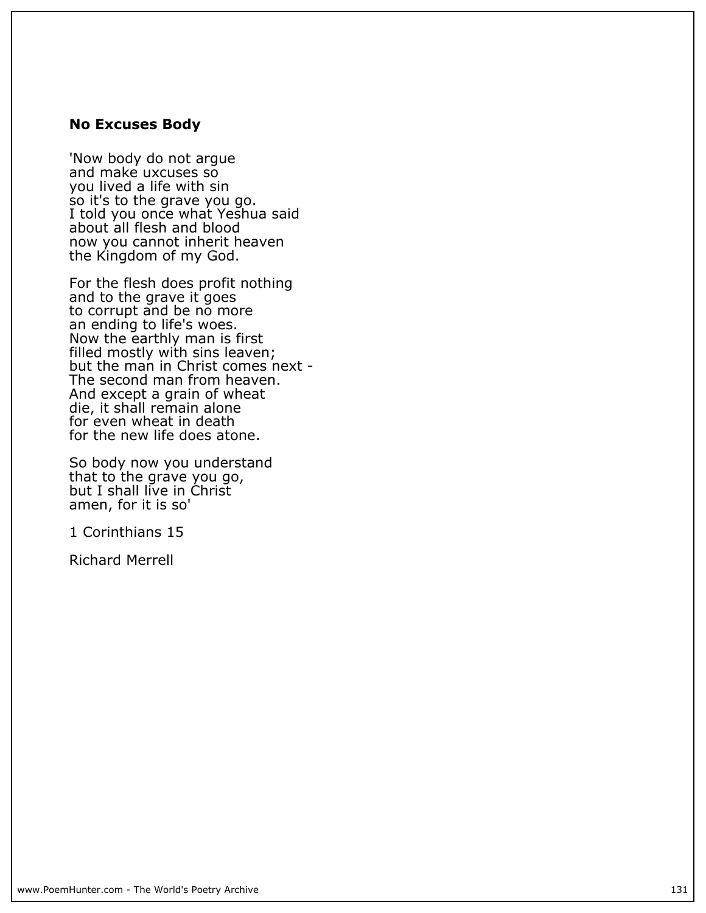### No Excuses Body

'Now body do not argue  
and make uxcuses so  
you lived a life with sin  
so it's to the grave you go.  
I told you once what Yeshua said  
about all flesh and blood  
now you cannot inherit heaven  
the Kingdom of my God.

For the flesh does profit nothing  
and to the grave it goes  
to corrupt and be no more  
an ending to life's woes.  
Now the earthly man is first  
filled mostly with sins leaven;  
but the man in Christ comes next -  
The second man from heaven.  
And except a grain of wheat  
die, it shall remain alone  
for even wheat in death  
for the new life does atone.

So body now you understand  
that to the grave you go,  
but I shall live in Christ  
amen, for it is so'

1 Corinthians 15

Richard Merrell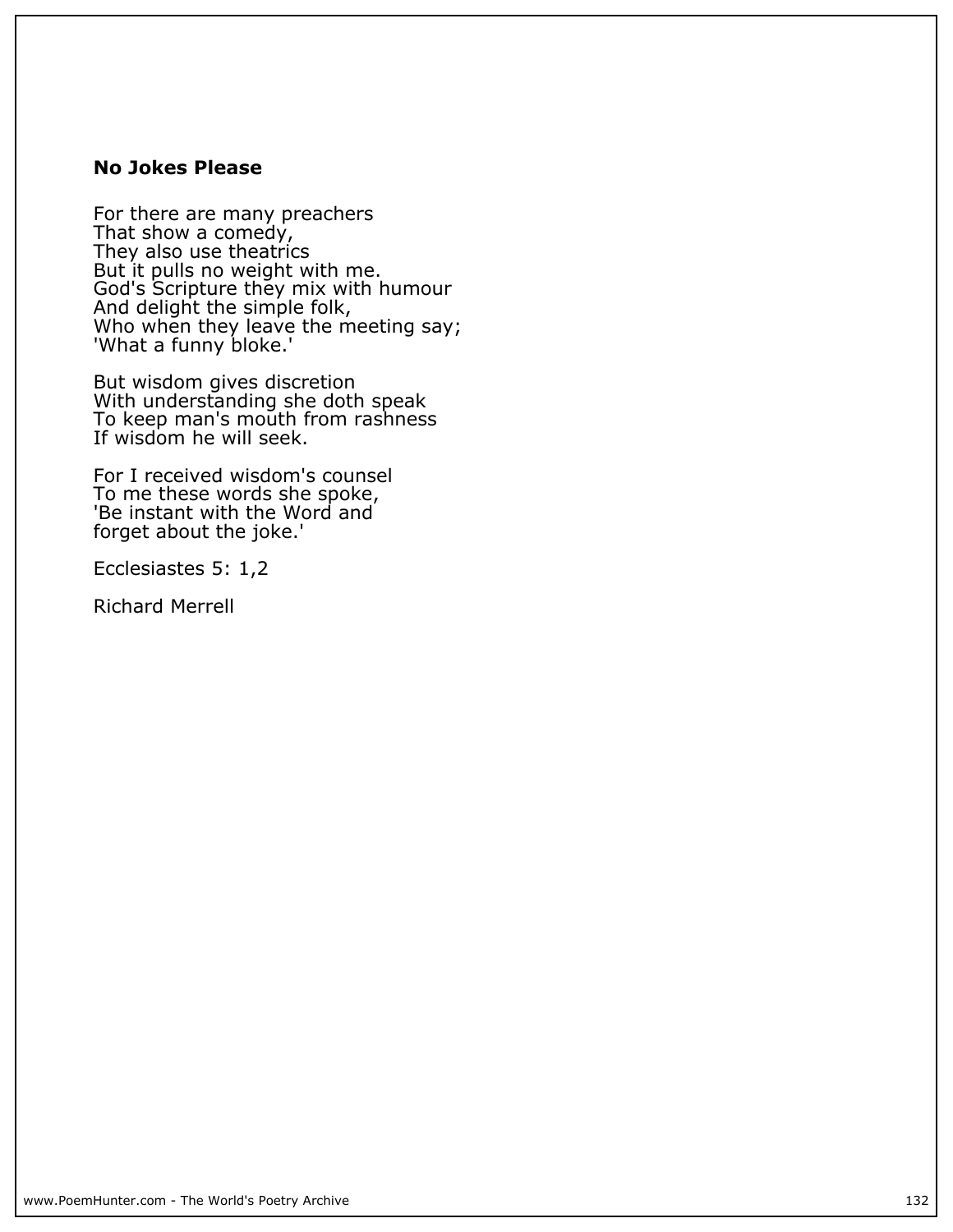## No Jokes Please

For there are many preachers
That show a comedy,
They also use theatrics
But it pulls no weight with me.
God's Scripture they mix with humour
And delight the simple folk,
Who when they leave the meeting say;
'What a funny bloke.'

But wisdom gives discretion
With understanding she doth speak
To keep man's mouth from rashness
If wisdom he will seek.

For I received wisdom's counsel
To me these words she spoke,
'Be instant with the Word and
forget about the joke.'

Ecclesiastes 5: 1,2

Richard Merrell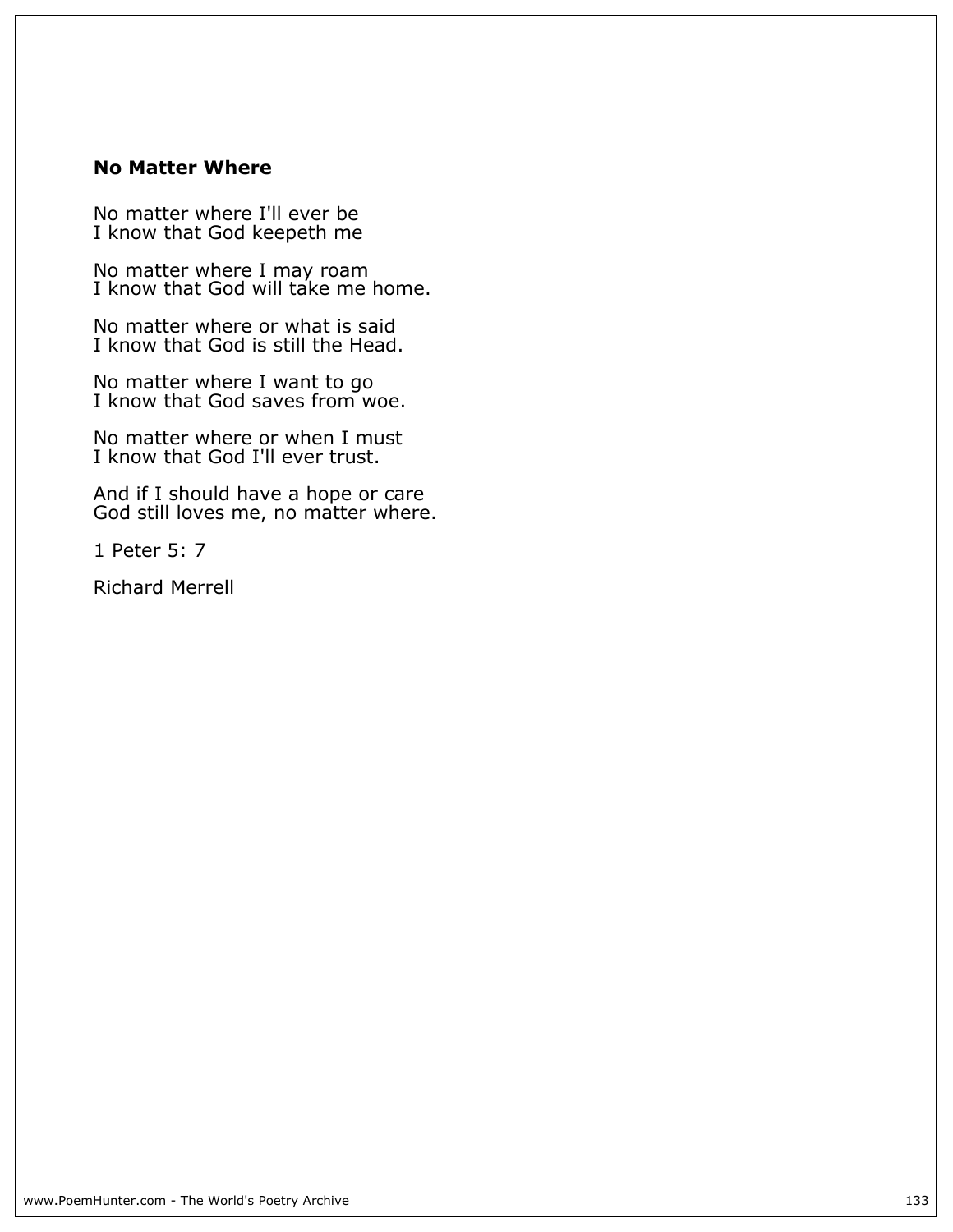**No Matter Where**

No matter where I'll ever be
I know that God keepeth me

No matter where I may roam
I know that God will take me home.

No matter where or what is said
I know that God is still the Head.

No matter where I want to go
I know that God saves from woe.

No matter where or when I must
I know that God I'll ever trust.

And if I should have a hope or care
God still loves me, no matter where.

1 Peter 5: 7

Richard Merrell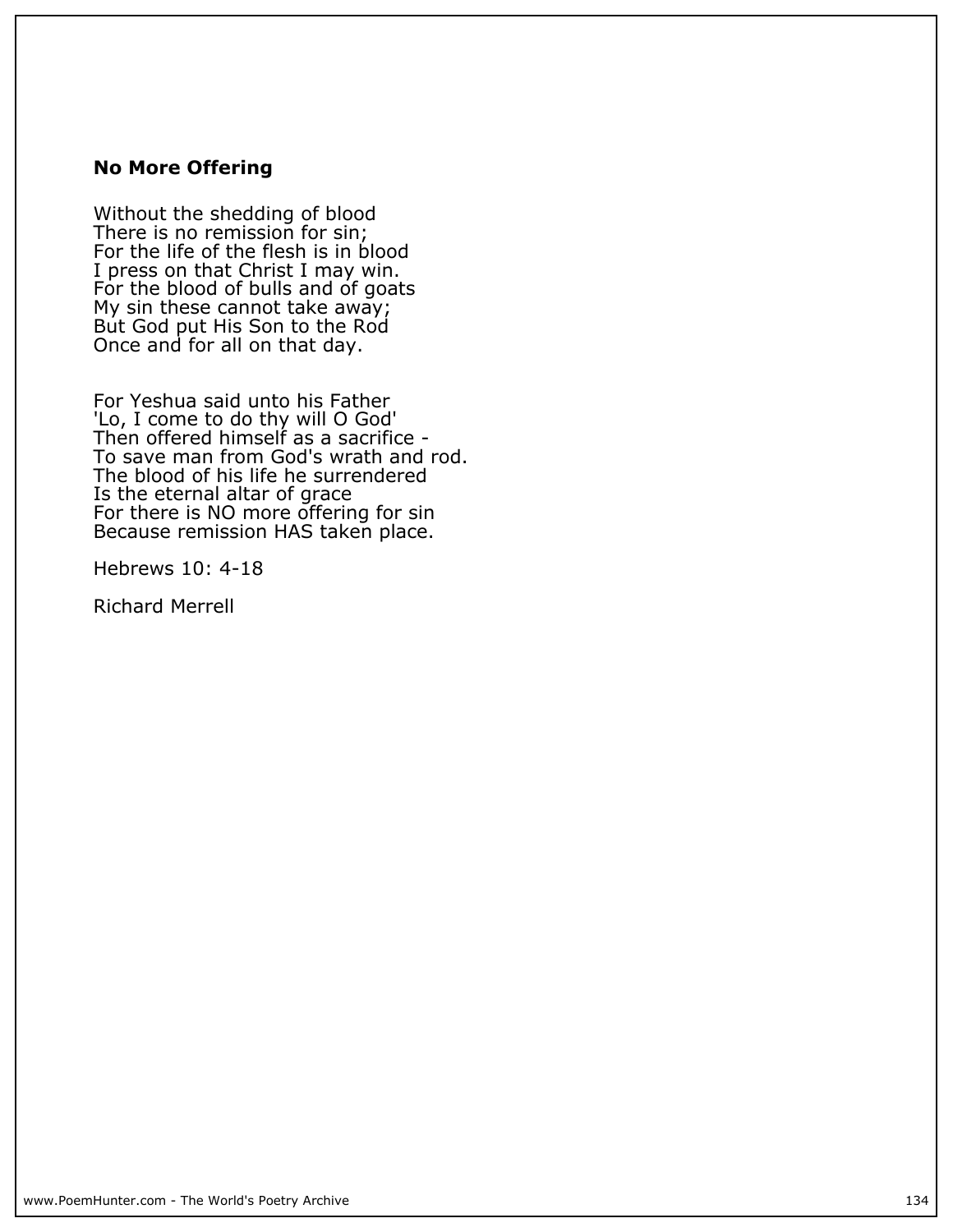## No More Offering

Without the shedding of blood  
There is no remission for sin;  
For the life of the flesh is in blood  
I press on that Christ I may win.  
For the blood of bulls and of goats  
My sin these cannot take away;  
But God put His Son to the Rod  
Once and for all on that day.

For Yeshua said unto his Father  
'Lo, I come to do thy will O God'  
Then offered himself as a sacrifice -  
To save man from God's wrath and rod.  
The blood of his life he surrendered  
Is the eternal altar of grace  
For there is NO more offering for sin  
Because remission HAS taken place.

Hebrews 10: 4-18

Richard Merrell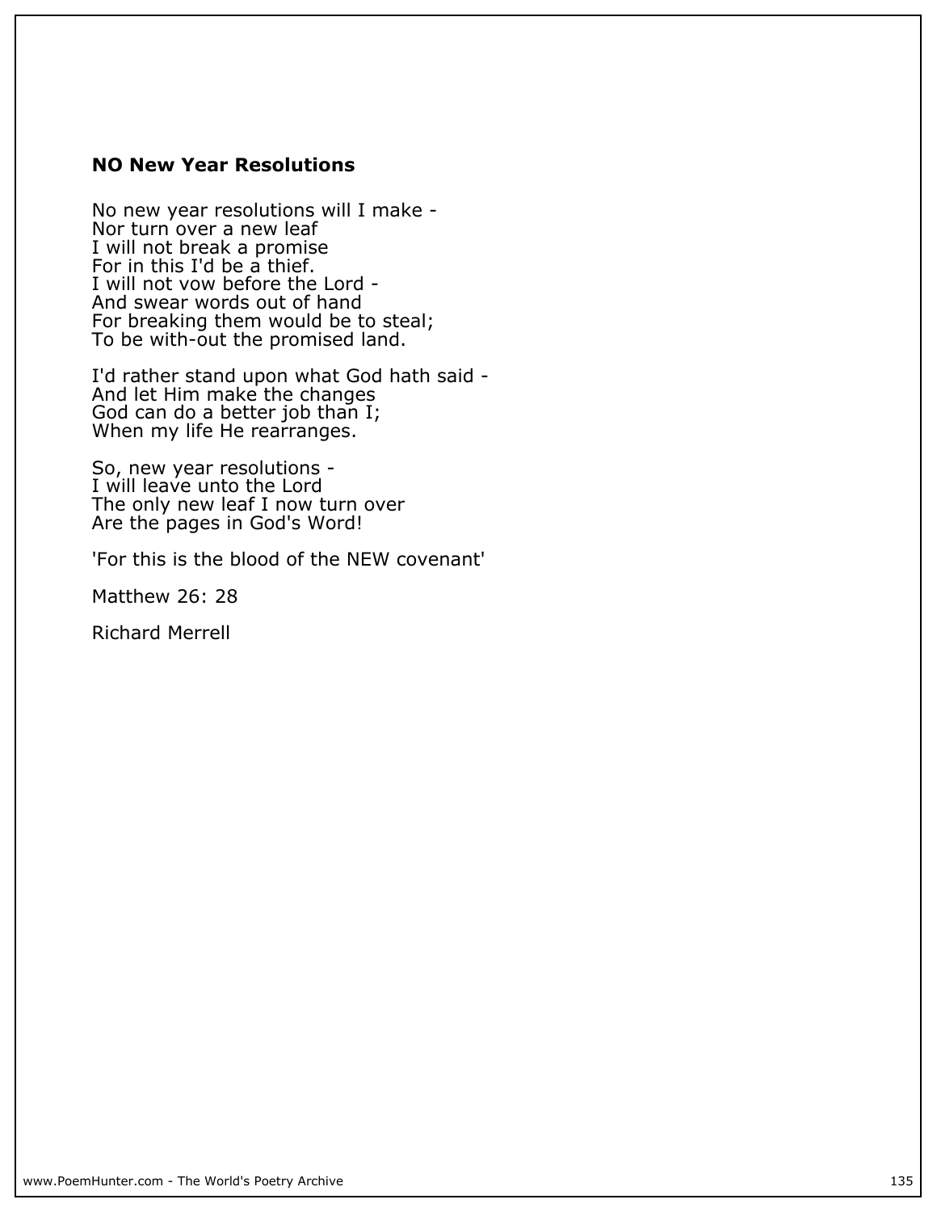### NO New Year Resolutions

No new year resolutions will I make -  
Nor turn over a new leaf  
I will not break a promise  
For in this I'd be a thief.  
I will not vow before the Lord -  
And swear words out of hand  
For breaking them would be to steal;  
To be with-out the promised land.

I'd rather stand upon what God hath said -  
And let Him make the changes  
God can do a better job than I;  
When my life He rearranges.

So, new year resolutions -  
I will leave unto the Lord  
The only new leaf I now turn over  
Are the pages in God's Word!

'For this is the blood of the NEW covenant'

Matthew 26: 28

Richard Merrell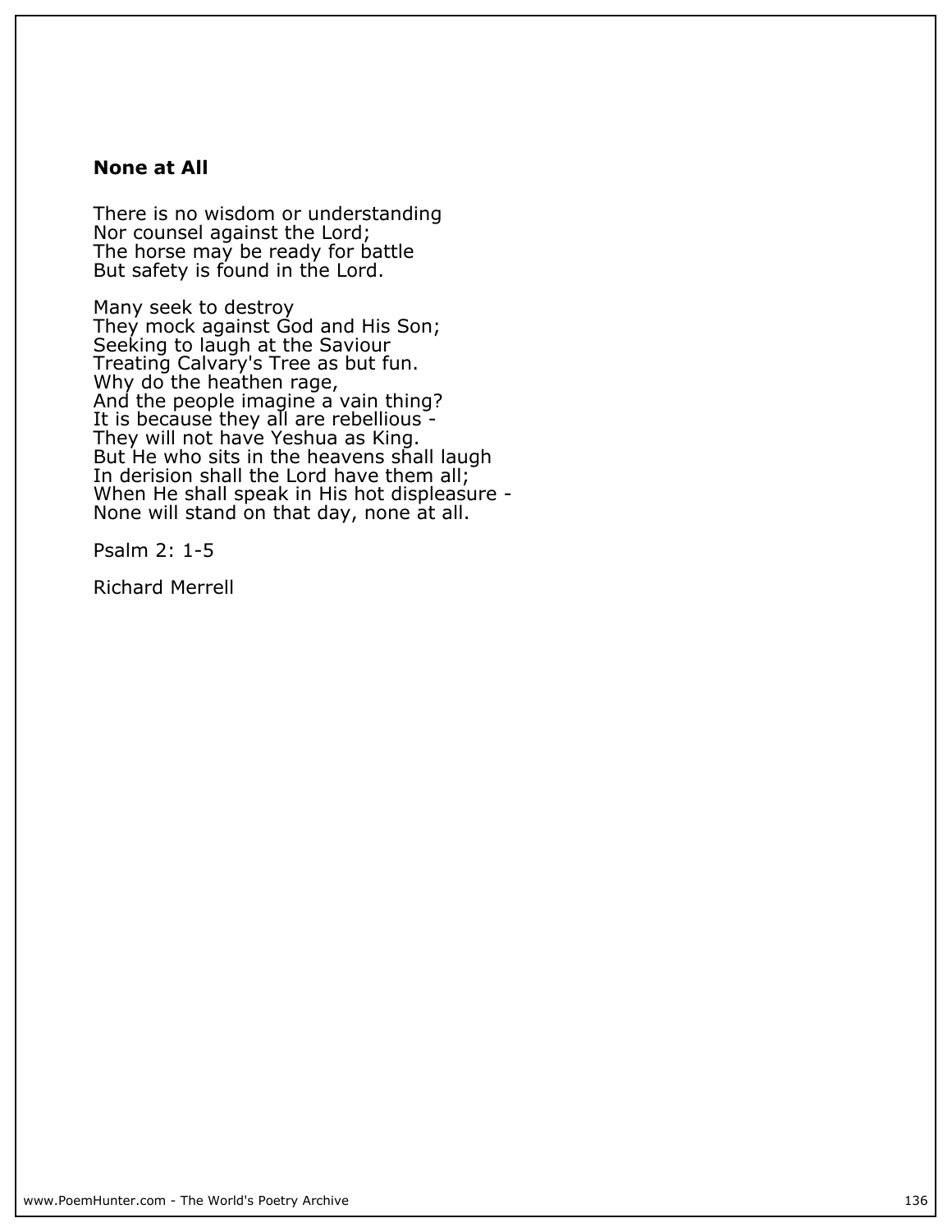## None at All

There is no wisdom or understanding  
Nor counsel against the Lord;  
The horse may be ready for battle  
But safety is found in the Lord.

Many seek to destroy  
They mock against God and His Son;  
Seeking to laugh at the Saviour  
Treating Calvary's Tree as but fun.  
Why do the heathen rage,  
And the people imagine a vain thing?  
It is because they all are rebellious -  
They will not have Yeshua as King.  
But He who sits in the heavens shall laugh  
In derision shall the Lord have them all;  
When He shall speak in His hot displeasure -  
None will stand on that day, none at all.

Psalm 2: 1-5

Richard Merrell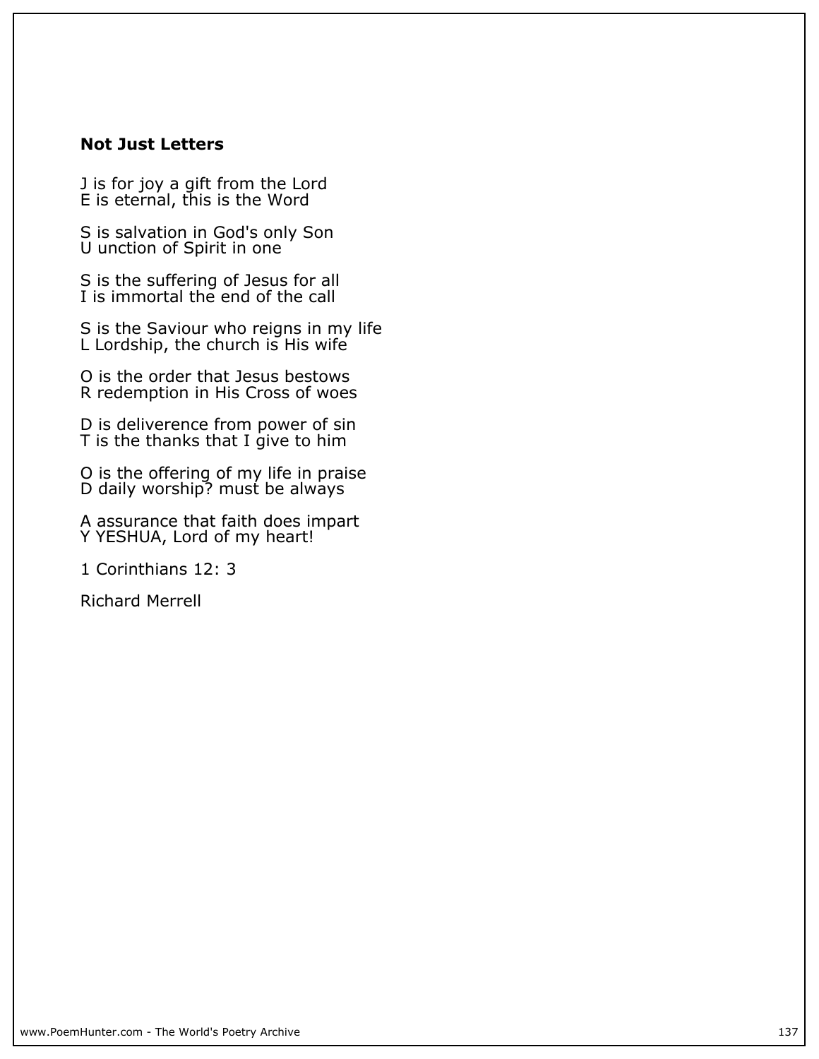## Not Just Letters

J is for joy a gift from the Lord  
E is eternal, this is the Word

S is salvation in God's only Son  
U unction of Spirit in one

S is the suffering of Jesus for all  
I is immortal the end of the call

S is the Saviour who reigns in my life  
L Lordship, the church is His wife

O is the order that Jesus bestows  
R redemption in His Cross of woes

D is deliverence from power of sin  
T is the thanks that I give to him

O is the offering of my life in praise  
D daily worship? must be always

A assurance that faith does impart  
Y YESHUA, Lord of my heart!

1 Corinthians 12: 3

Richard Merrell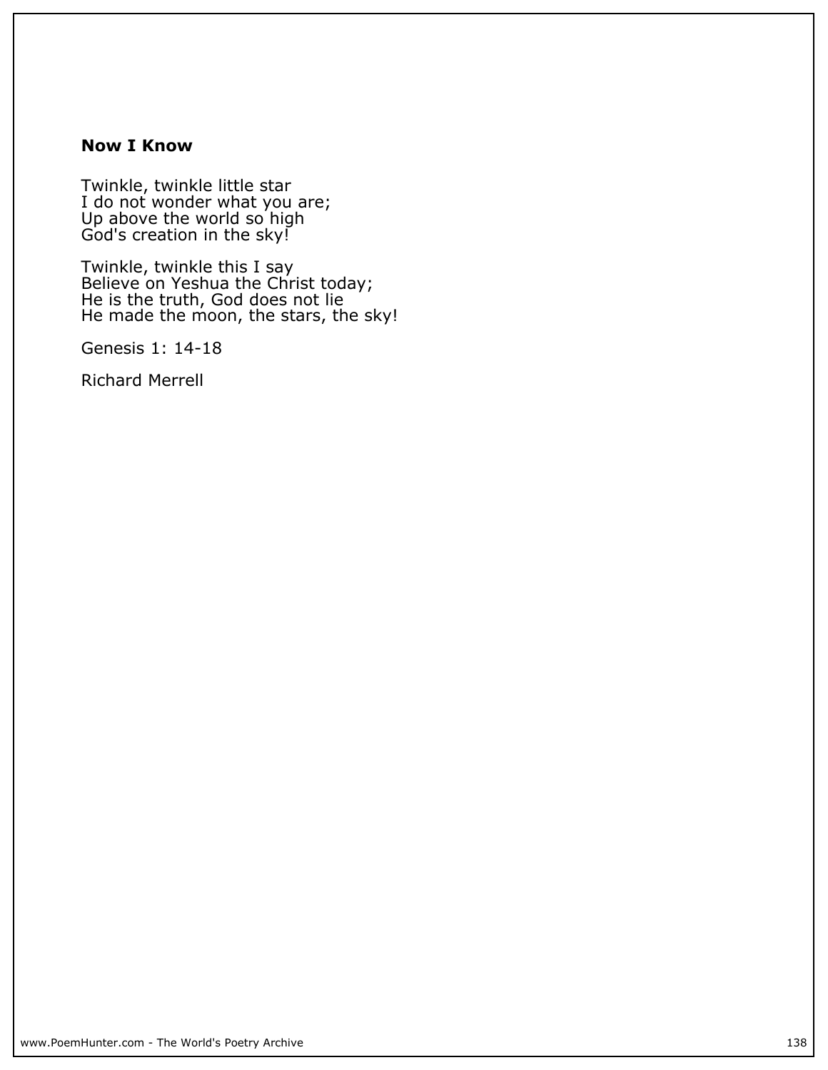### Now I Know

Twinkle, twinkle little star
I do not wonder what you are;
Up above the world so high
God's creation in the sky!

Twinkle, twinkle this I say
Believe on Yeshua the Christ today;
He is the truth, God does not lie
He made the moon, the stars, the sky!

Genesis 1: 14-18

Richard Merrell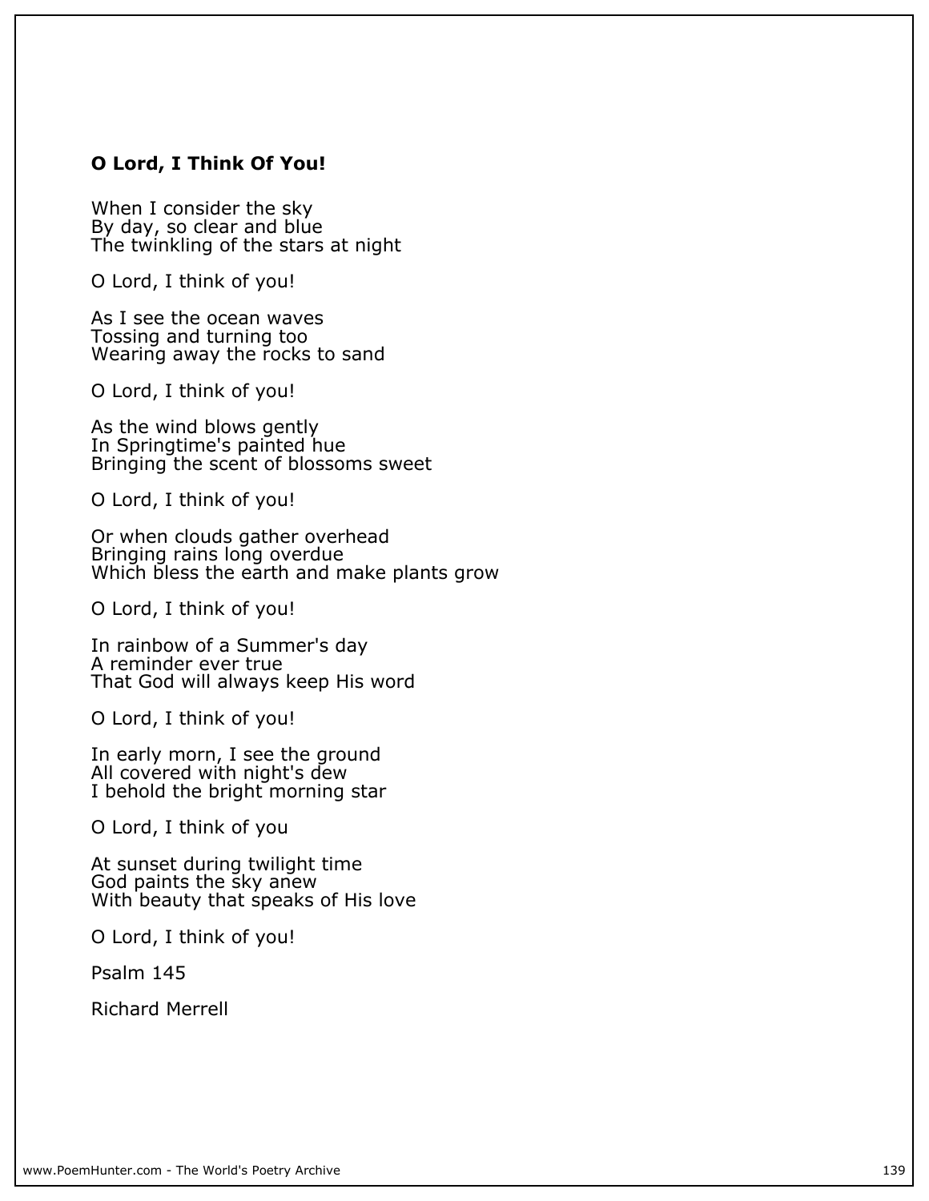## O Lord, I Think Of You!

When I consider the sky  
By day, so clear and blue  
The twinkling of the stars at night

O Lord, I think of you!

As I see the ocean waves  
Tossing and turning too  
Wearing away the rocks to sand

O Lord, I think of you!

As the wind blows gently  
In Springtime's painted hue  
Bringing the scent of blossoms sweet

O Lord, I think of you!

Or when clouds gather overhead  
Bringing rains long overdue  
Which bless the earth and make plants grow

O Lord, I think of you!

In rainbow of a Summer's day  
A reminder ever true  
That God will always keep His word

O Lord, I think of you!

In early morn, I see the ground  
All covered with night's dew  
I behold the bright morning star

O Lord, I think of you

At sunset during twilight time  
God paints the sky anew  
With beauty that speaks of His love

O Lord, I think of you!

Psalm 145

Richard Merrell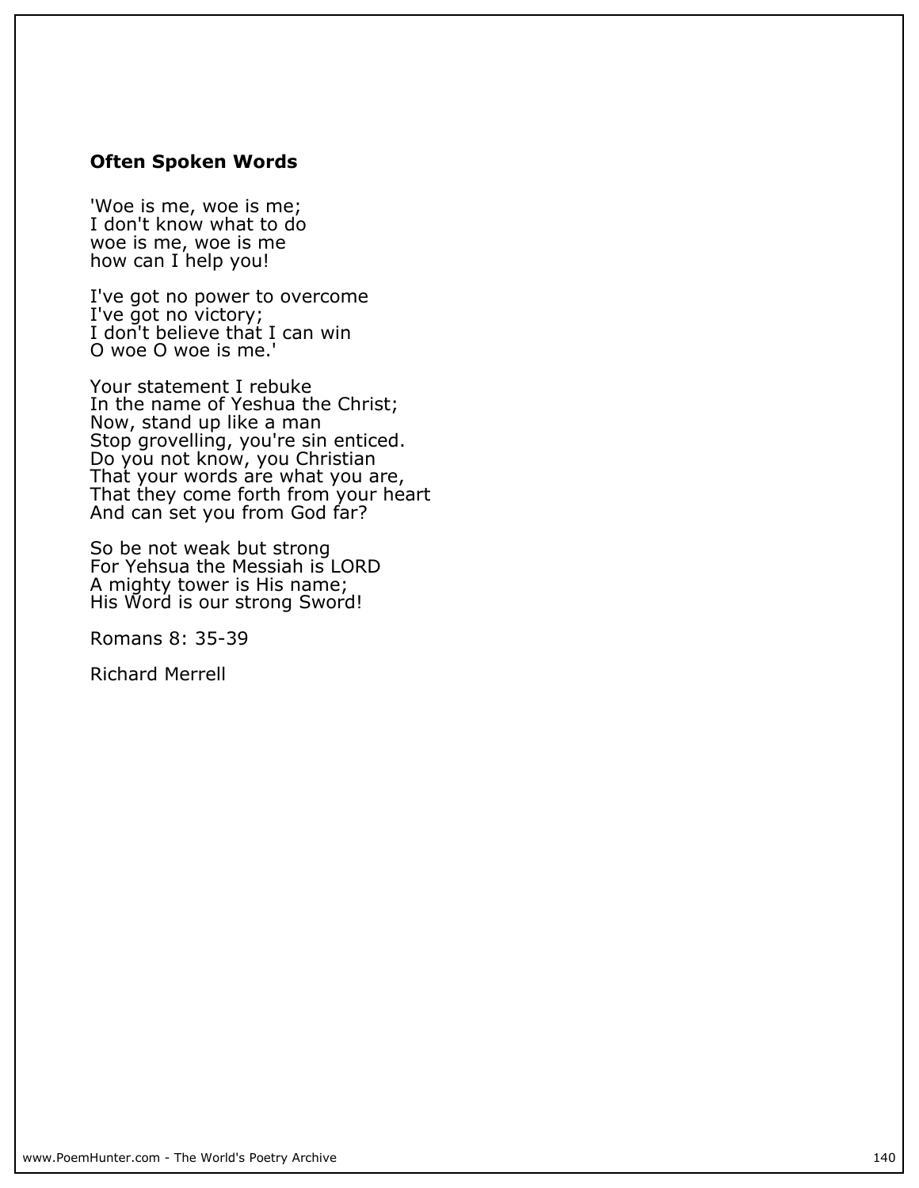## Often Spoken Words

'Woe is me, woe is me;  
I don't know what to do  
woe is me, woe is me  
how can I help you!

I've got no power to overcome  
I've got no victory;  
I don't believe that I can win  
O woe O woe is me.'

Your statement I rebuke  
In the name of Yeshua the Christ;  
Now, stand up like a man  
Stop grovelling, you're sin enticed.  
Do you not know, you Christian  
That your words are what you are,  
That they come forth from your heart  
And can set you from God far?

So be not weak but strong  
For Yehsua the Messiah is LORD  
A mighty tower is His name;  
His Word is our strong Sword!

Romans 8: 35-39

Richard Merrell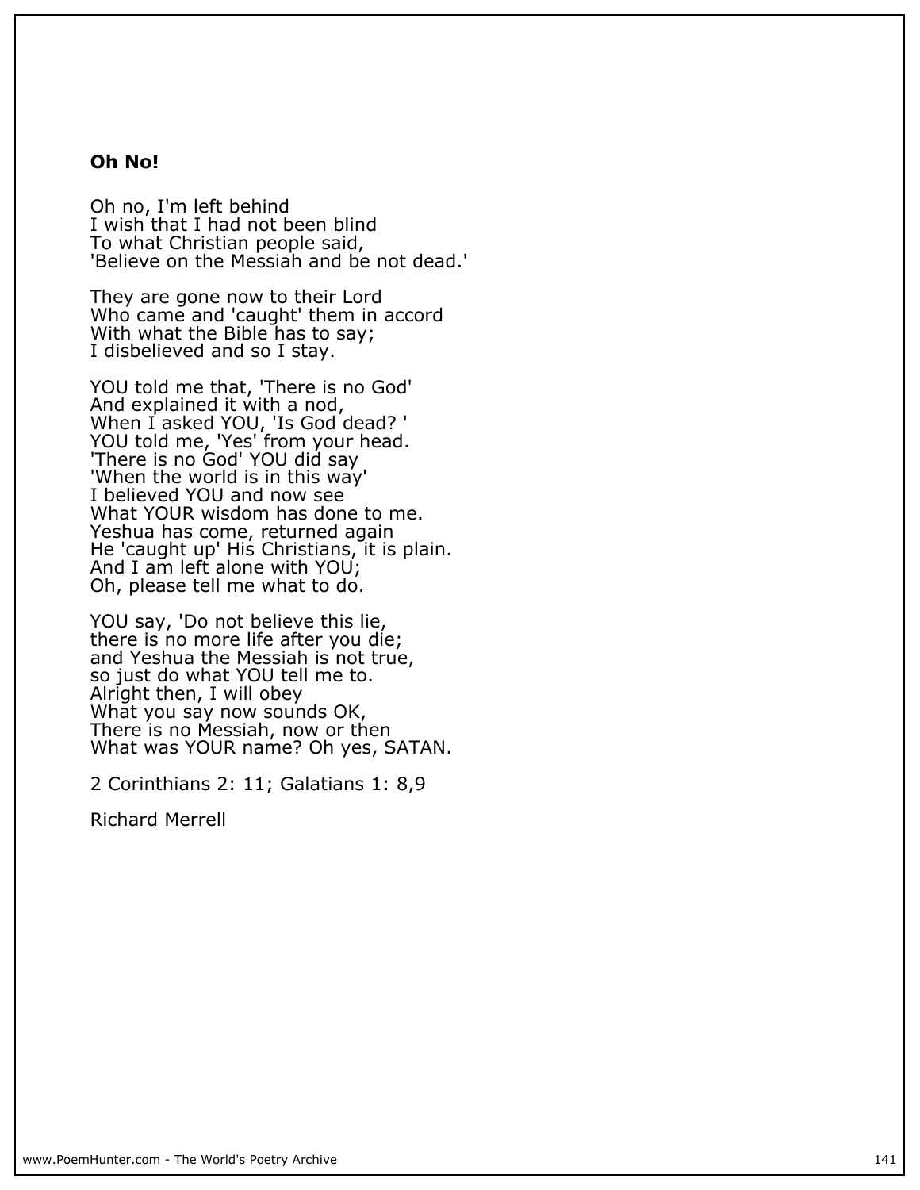**Oh No!**

Oh no, I'm left behind  
I wish that I had not been blind  
To what Christian people said,  
'Believe on the Messiah and be not dead.'

They are gone now to their Lord  
Who came and 'caught' them in accord  
With what the Bible has to say;  
I disbelieved and so I stay.

YOU told me that, 'There is no God'  
And explained it with a nod,  
When I asked YOU, 'Is God dead? '  
YOU told me, 'Yes' from your head.  
'There is no God' YOU did say  
'When the world is in this way'  
I believed YOU and now see  
What YOUR wisdom has done to me.  
Yeshua has come, returned again  
He 'caught up' His Christians, it is plain.  
And I am left alone with YOU;  
Oh, please tell me what to do.

YOU say, 'Do not believe this lie,  
there is no more life after you die;  
and Yeshua the Messiah is not true,  
so just do what YOU tell me to.  
Alright then, I will obey  
What you say now sounds OK,  
There is no Messiah, now or then  
What was YOUR name? Oh yes, SATAN.

2 Corinthians 2: 11; Galatians 1: 8,9

Richard Merrell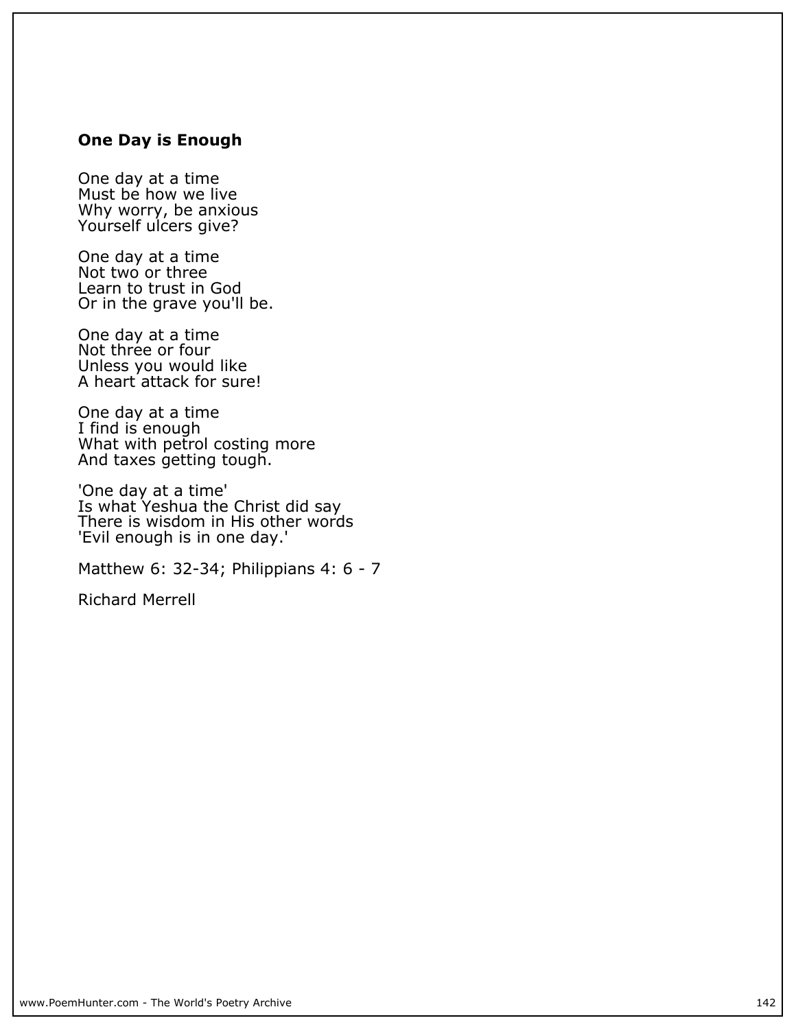**One Day is Enough**

One day at a time
Must be how we live
Why worry, be anxious
Yourself ulcers give?

One day at a time
Not two or three
Learn to trust in God
Or in the grave you'll be.

One day at a time
Not three or four
Unless you would like
A heart attack for sure!

One day at a time
I find is enough
What with petrol costing more
And taxes getting tough.

'One day at a time'
Is what Yeshua the Christ did say
There is wisdom in His other words
'Evil enough is in one day.'

Matthew 6: 32-34; Philippians 4: 6 - 7

Richard Merrell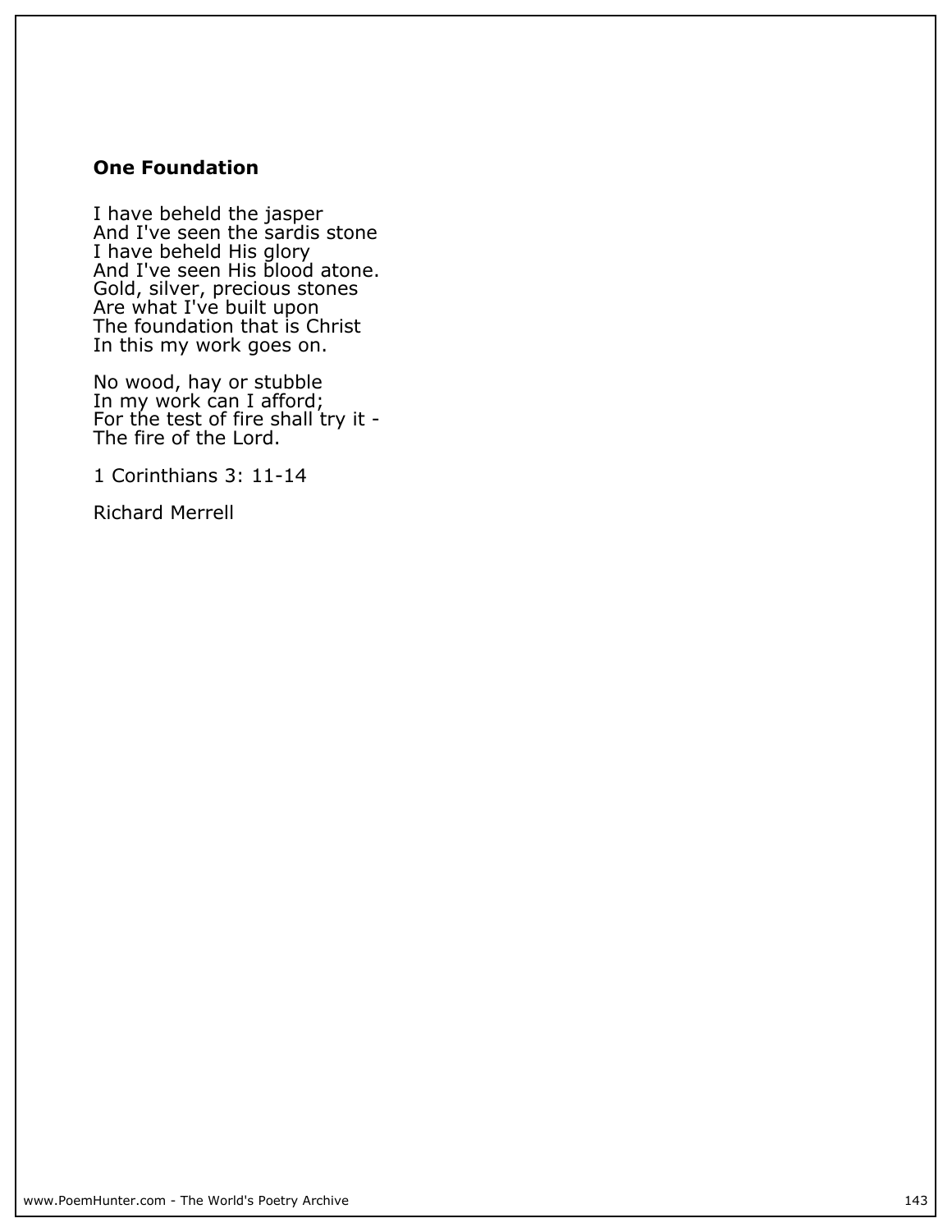## One Foundation

I have beheld the jasper
And I've seen the sardis stone
I have beheld His glory
And I've seen His blood atone.
Gold, silver, precious stones
Are what I've built upon
The foundation that is Christ
In this my work goes on.

No wood, hay or stubble
In my work can I afford;
For the test of fire shall try it -
The fire of the Lord.

1 Corinthians 3: 11-14

Richard Merrell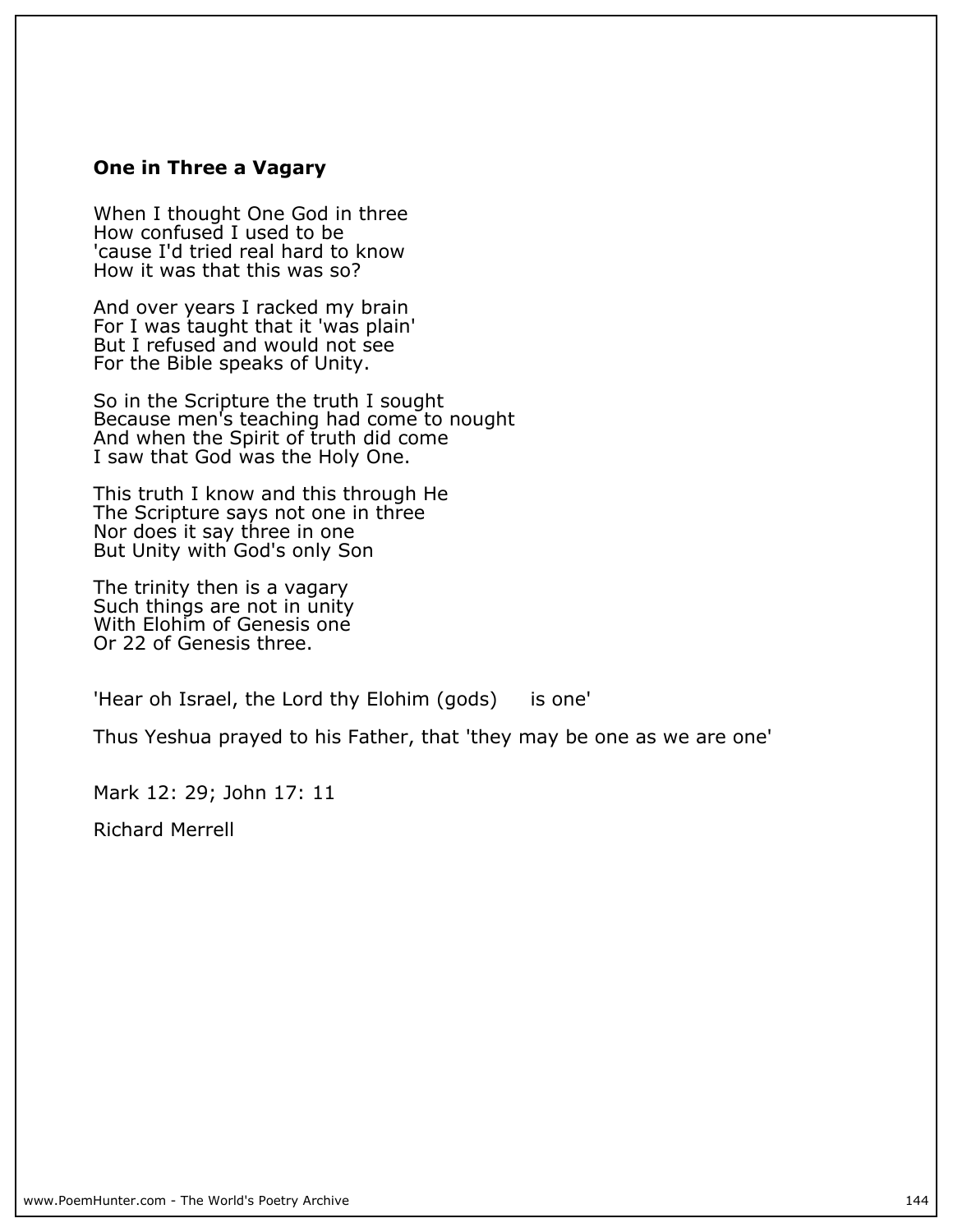**One in Three a Vagary**

When I thought One God in three
How confused I used to be
'cause I'd tried real hard to know
How it was that this was so?

And over years I racked my brain
For I was taught that it 'was plain'
But I refused and would not see
For the Bible speaks of Unity.

So in the Scripture the truth I sought
Because men's teaching had come to nought
And when the Spirit of truth did come
I saw that God was the Holy One.

This truth I know and this through He
The Scripture says not one in three
Nor does it say three in one
But Unity with God's only Son

The trinity then is a vagary
Such things are not in unity
With Elohim of Genesis one
Or 22 of Genesis three.

'Hear oh Israel, the Lord thy Elohim (gods) is one'

Thus Yeshua prayed to his Father, that 'they may be one as we are one'

Mark 12: 29; John 17: 11

Richard Merrell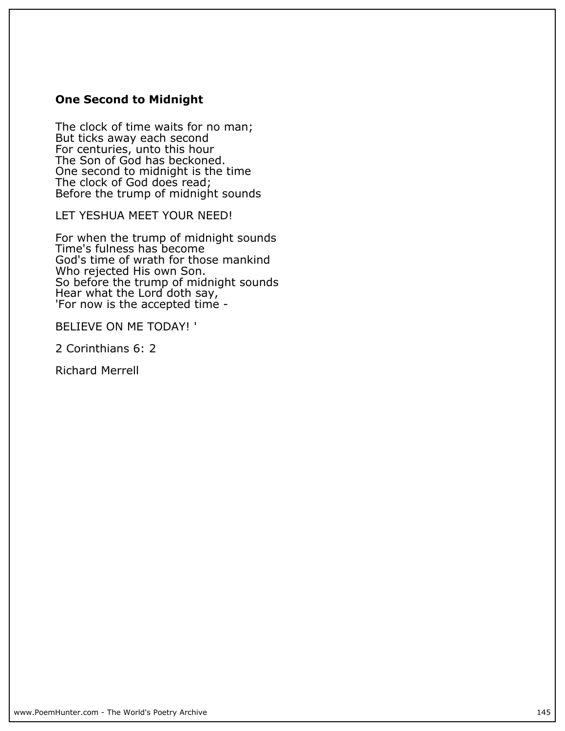## One Second to Midnight

The clock of time waits for no man;  
But ticks away each second  
For centuries, unto this hour  
The Son of God has beckoned.  
One second to midnight is the time  
The clock of God does read;  
Before the trump of midnight sounds

LET YESHUA MEET YOUR NEED!

For when the trump of midnight sounds  
Time's fulness has become  
God's time of wrath for those mankind  
Who rejected His own Son.  
So before the trump of midnight sounds  
Hear what the Lord doth say,  
'For now is the accepted time -

BELIEVE ON ME TODAY! '

2 Corinthians 6: 2

Richard Merrell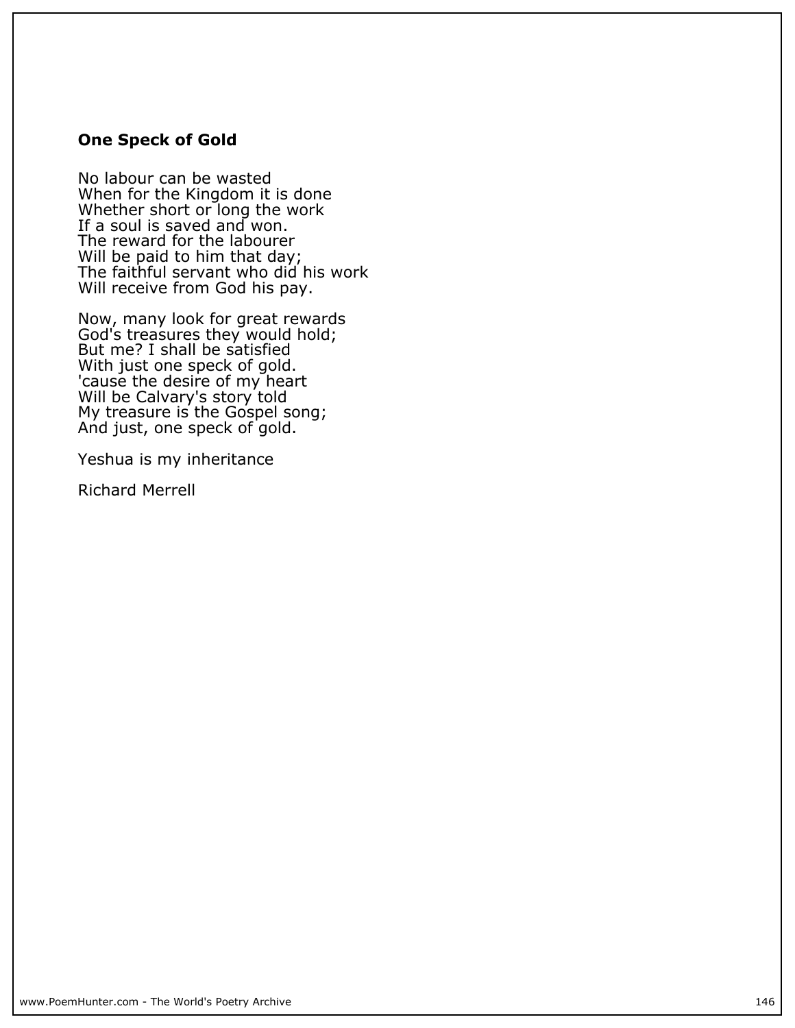## One Speck of Gold

No labour can be wasted  
When for the Kingdom it is done  
Whether short or long the work  
If a soul is saved and won.  
The reward for the labourer  
Will be paid to him that day;  
The faithful servant who did his work  
Will receive from God his pay.

Now, many look for great rewards  
God's treasures they would hold;  
But me? I shall be satisfied  
With just one speck of gold.  
'cause the desire of my heart  
Will be Calvary's story told  
My treasure is the Gospel song;  
And just, one speck of gold.

Yeshua is my inheritance

Richard Merrell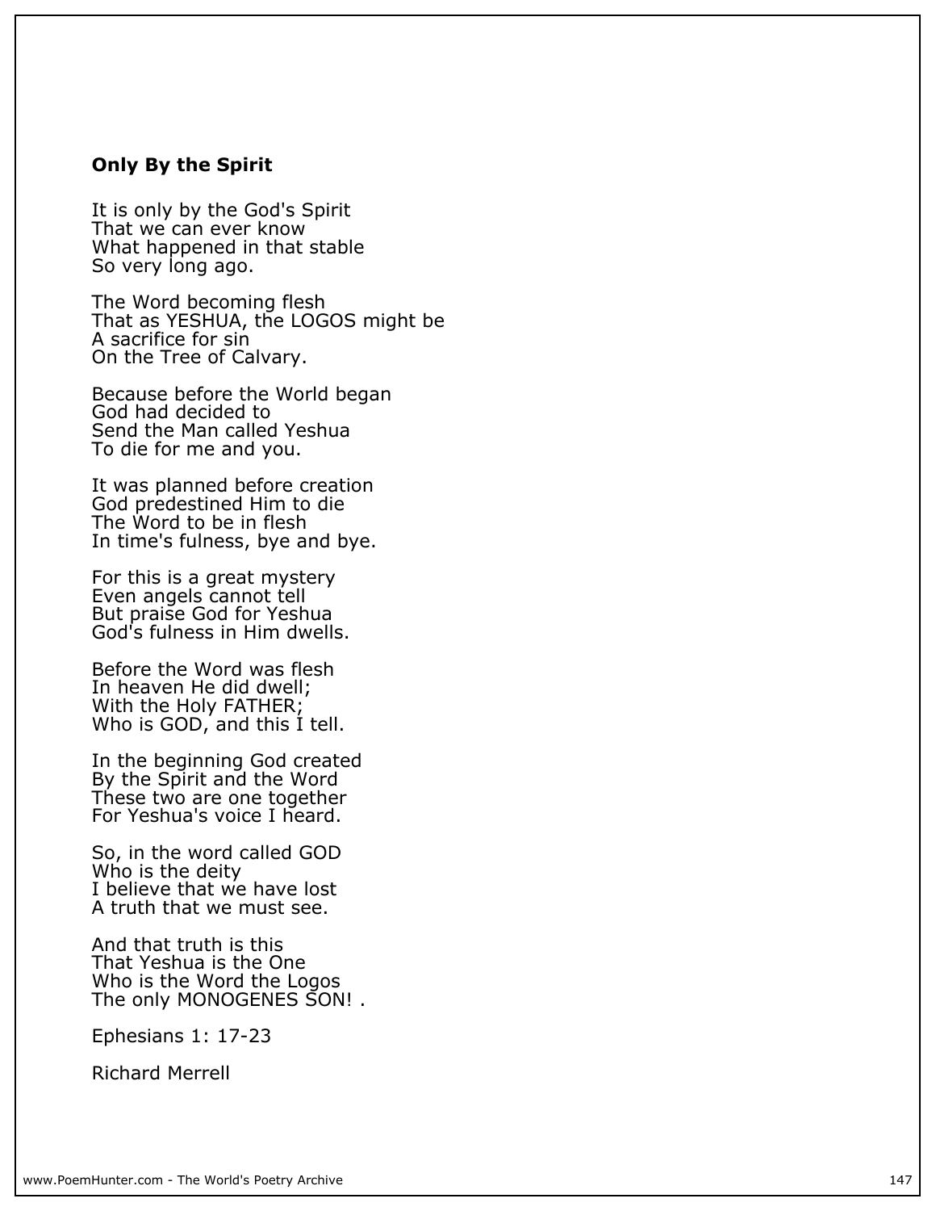## Only By the Spirit

It is only by the God's Spirit
That we can ever know
What happened in that stable
So very long ago.

The Word becoming flesh
That as YESHUA, the LOGOS might be
A sacrifice for sin
On the Tree of Calvary.

Because before the World began
God had decided to
Send the Man called Yeshua
To die for me and you.

It was planned before creation
God predestined Him to die
The Word to be in flesh
In time's fulness, bye and bye.

For this is a great mystery
Even angels cannot tell
But praise God for Yeshua
God's fulness in Him dwells.

Before the Word was flesh
In heaven He did dwell;
With the Holy FATHER;
Who is GOD, and this I tell.

In the beginning God created
By the Spirit and the Word
These two are one together
For Yeshua's voice I heard.

So, in the word called GOD
Who is the deity
I believe that we have lost
A truth that we must see.

And that truth is this
That Yeshua is the One
Who is the Word the Logos
The only MONOGENES SON! .

Ephesians 1: 17-23

Richard Merrell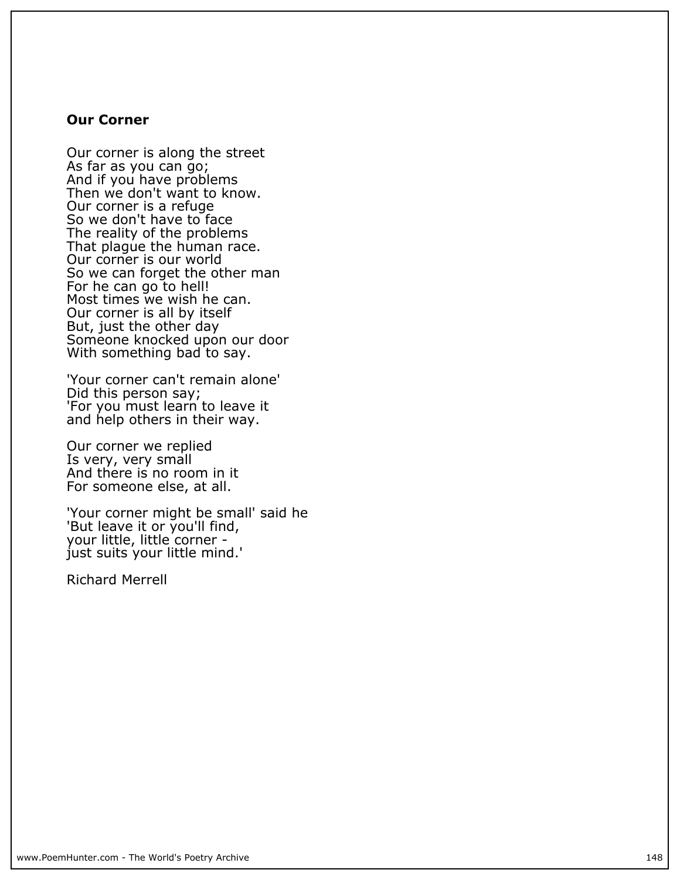**Our Corner**

Our corner is along the street  
As far as you can go;  
And if you have problems  
Then we don't want to know.  
Our corner is a refuge  
So we don't have to face  
The reality of the problems  
That plague the human race.  
Our corner is our world  
So we can forget the other man  
For he can go to hell!  
Most times we wish he can.  
Our corner is all by itself  
But, just the other day  
Someone knocked upon our door  
With something bad to say.

'Your corner can't remain alone'  
Did this person say;  
'For you must learn to leave it  
and help others in their way.

Our corner we replied  
Is very, very small  
And there is no room in it  
For someone else, at all.

'Your corner might be small' said he  
'But leave it or you'll find,  
your little, little corner -  
just suits your little mind.'

Richard Merrell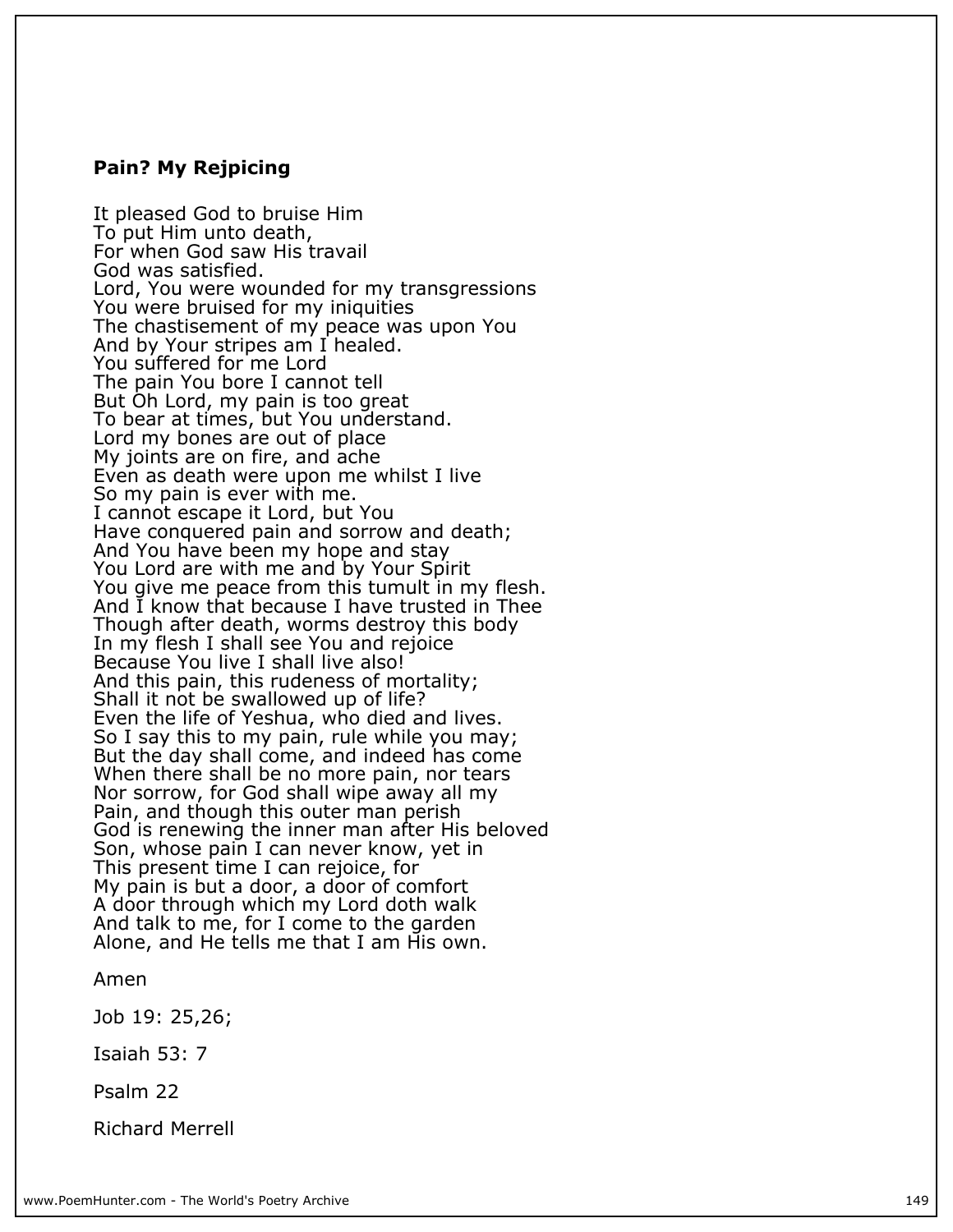**Pain? My Rejpicing**

It pleased God to bruise Him
To put Him unto death,
For when God saw His travail
God was satisfied.
Lord, You were wounded for my transgressions
You were bruised for my iniquities
The chastisement of my peace was upon You
And by Your stripes am I healed.
You suffered for me Lord
The pain You bore I cannot tell
But Oh Lord, my pain is too great
To bear at times, but You understand.
Lord my bones are out of place
My joints are on fire, and ache
Even as death were upon me whilst I live
So my pain is ever with me.
I cannot escape it Lord, but You
Have conquered pain and sorrow and death;
And You have been my hope and stay
You Lord are with me and by Your Spirit
You give me peace from this tumult in my flesh.
And I know that because I have trusted in Thee
Though after death, worms destroy this body
In my flesh I shall see You and rejoice
Because You live I shall live also!
And this pain, this rudeness of mortality;
Shall it not be swallowed up of life?
Even the life of Yeshua, who died and lives.
So I say this to my pain, rule while you may;
But the day shall come, and indeed has come
When there shall be no more pain, nor tears
Nor sorrow, for God shall wipe away all my
Pain, and though this outer man perish
God is renewing the inner man after His beloved
Son, whose pain I can never know, yet in
This present time I can rejoice, for
My pain is but a door, a door of comfort
A door through which my Lord doth walk
And talk to me, for I come to the garden
Alone, and He tells me that I am His own.

Amen

Job 19: 25,26;

Isaiah 53: 7

Psalm 22

Richard Merrell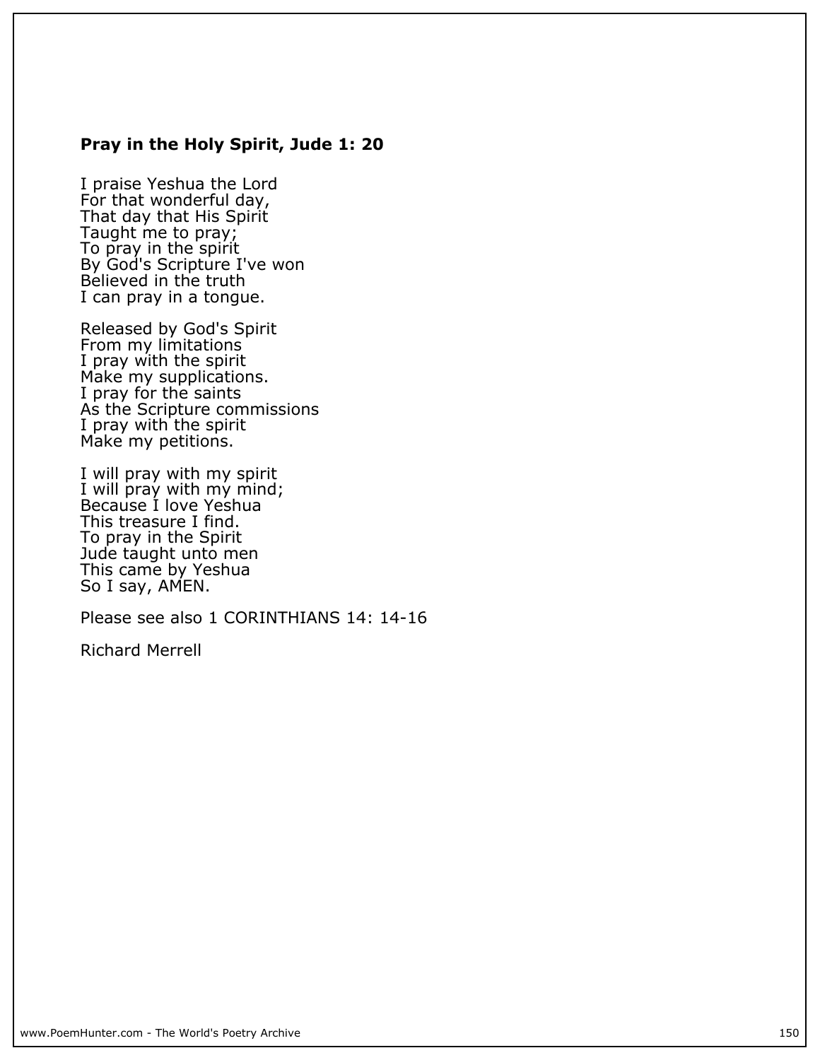**Pray in the Holy Spirit, Jude 1: 20**

I praise Yeshua the Lord
For that wonderful day,
That day that His Spirit
Taught me to pray;
To pray in the spirit
By God's Scripture I've won
Believed in the truth
I can pray in a tongue.

Released by God's Spirit
From my limitations
I pray with the spirit
Make my supplications.
I pray for the saints
As the Scripture commissions
I pray with the spirit
Make my petitions.

I will pray with my spirit
I will pray with my mind;
Because I love Yeshua
This treasure I find.
To pray in the Spirit
Jude taught unto men
This came by Yeshua
So I say, AMEN.

Please see also 1 CORINTHIANS 14: 14-16

Richard Merrell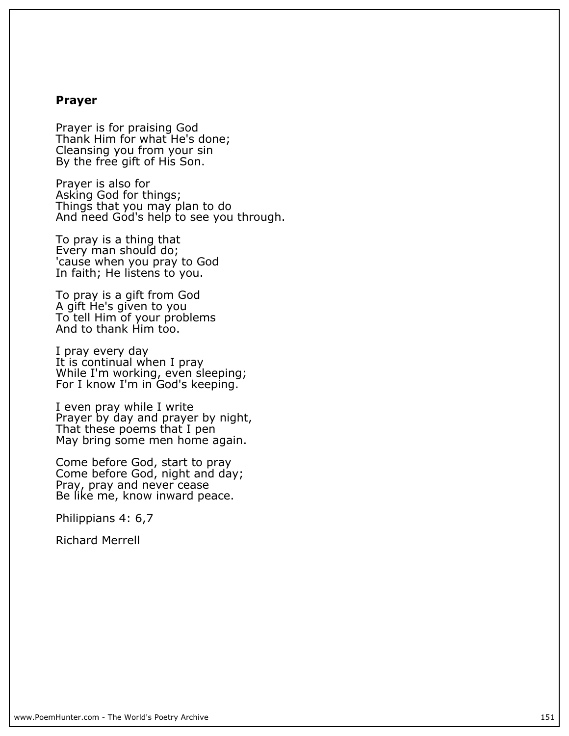## Prayer

Prayer is for praising God  
Thank Him for what He's done;  
Cleansing you from your sin  
By the free gift of His Son.

Prayer is also for  
Asking God for things;  
Things that you may plan to do  
And need God's help to see you through.

To pray is a thing that  
Every man should do;  
'cause when you pray to God  
In faith; He listens to you.

To pray is a gift from God  
A gift He's given to you  
To tell Him of your problems  
And to thank Him too.

I pray every day  
It is continual when I pray  
While I'm working, even sleeping;  
For I know I'm in God's keeping.

I even pray while I write  
Prayer by day and prayer by night,  
That these poems that I pen  
May bring some men home again.

Come before God, start to pray  
Come before God, night and day;  
Pray, pray and never cease  
Be like me, know inward peace.

Philippians 4: 6,7

Richard Merrell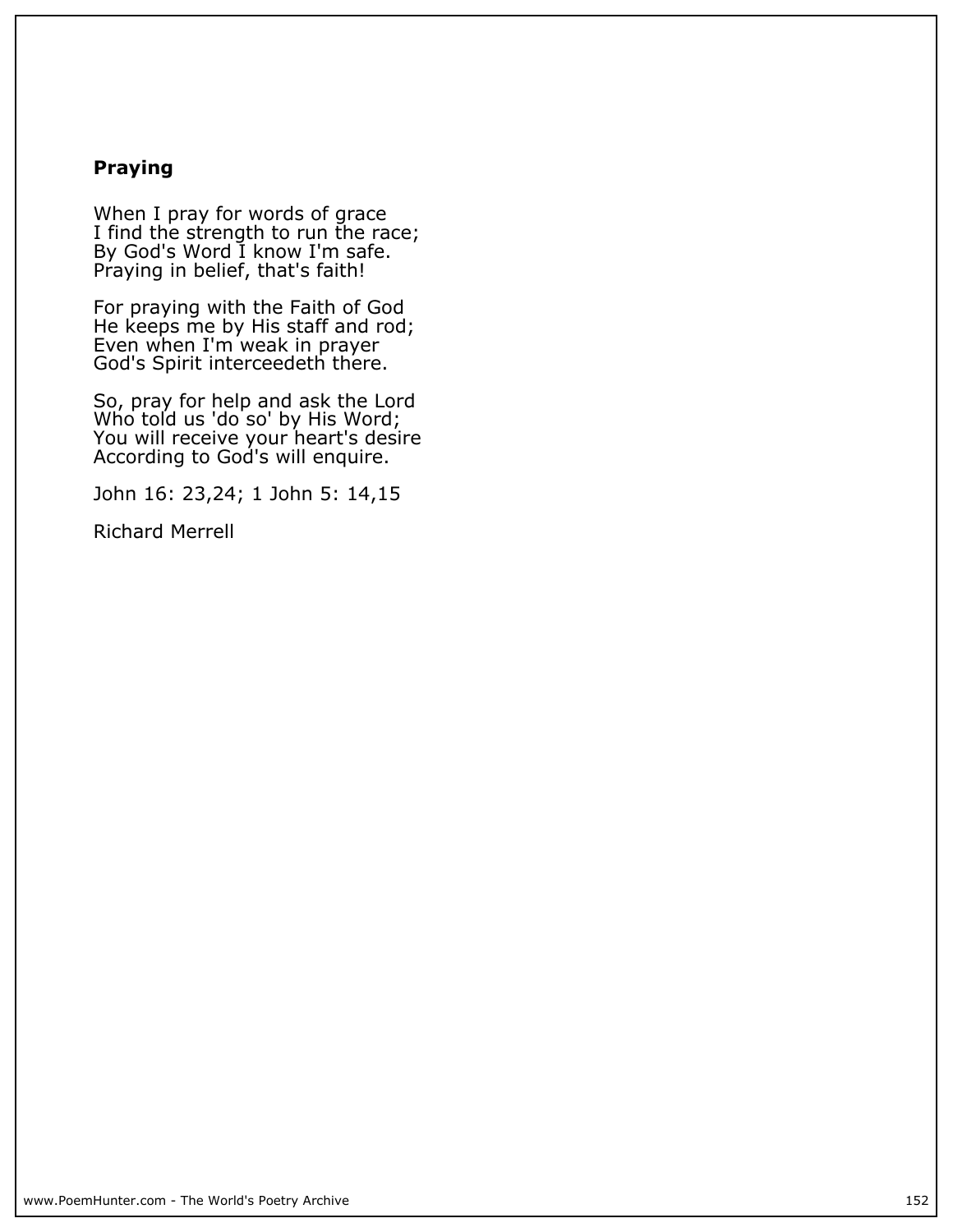## Praying

When I pray for words of grace
I find the strength to run the race;
By God's Word I know I'm safe.
Praying in belief, that's faith!

For praying with the Faith of God
He keeps me by His staff and rod;
Even when I'm weak in prayer
God's Spirit interceedeth there.

So, pray for help and ask the Lord
Who told us 'do so' by His Word;
You will receive your heart's desire
According to God's will enquire.

John 16: 23,24; 1 John 5: 14,15

Richard Merrell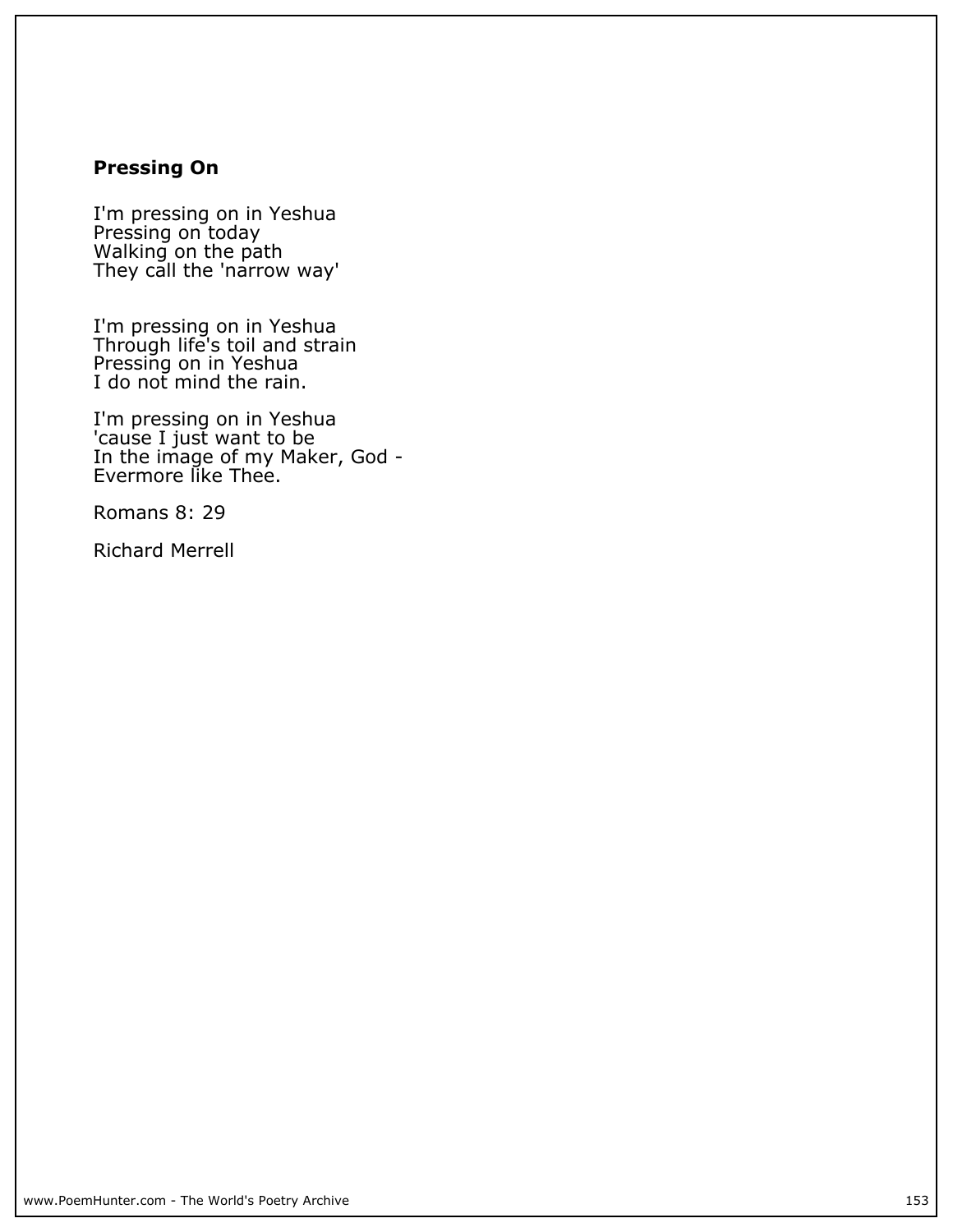## Pressing On

I'm pressing on in Yeshua  
Pressing on today  
Walking on the path  
They call the 'narrow way'

I'm pressing on in Yeshua  
Through life's toil and strain  
Pressing on in Yeshua  
I do not mind the rain.

I'm pressing on in Yeshua  
'cause I just want to be  
In the image of my Maker, God -  
Evermore like Thee.

Romans 8: 29

Richard Merrell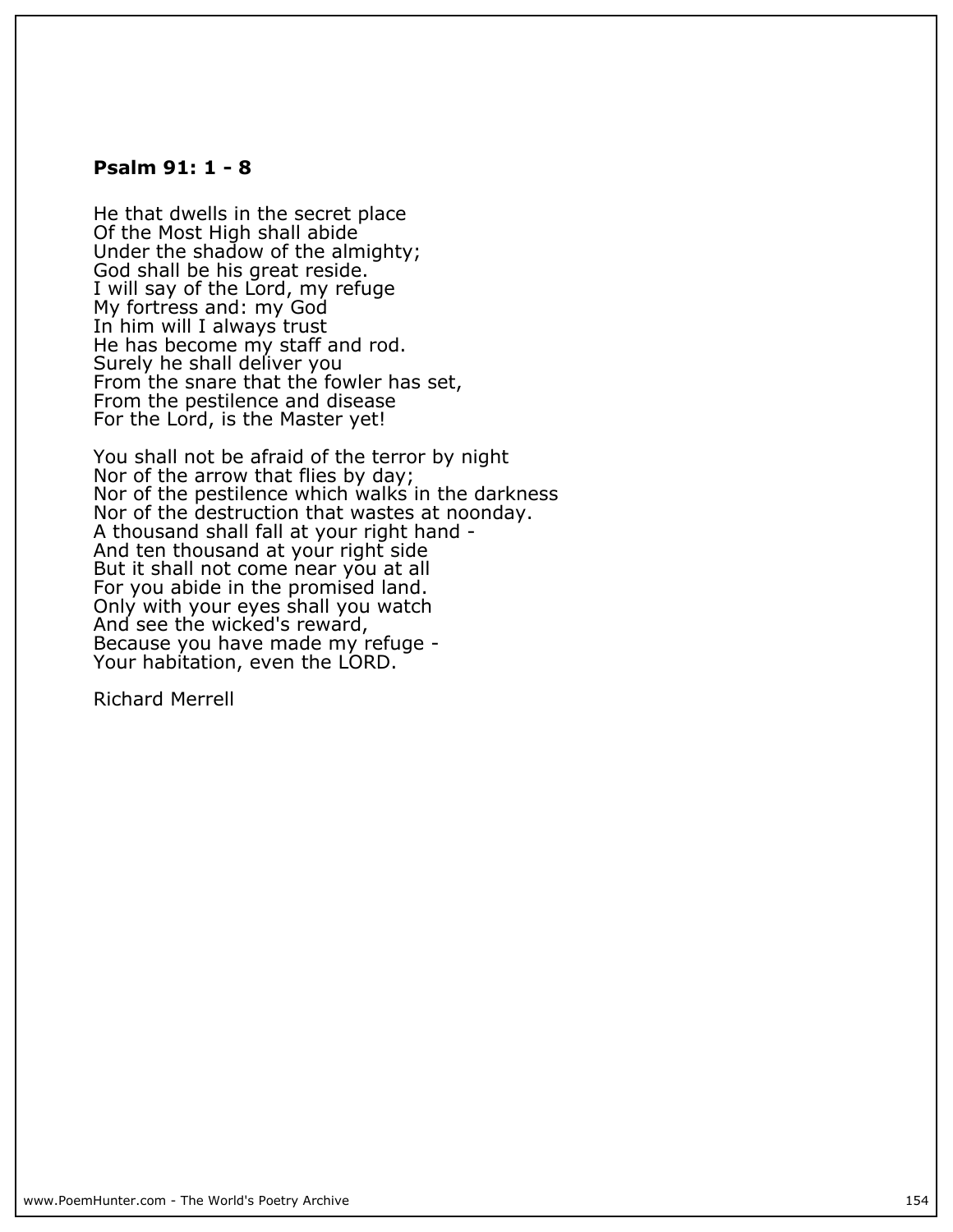**Psalm 91: 1 - 8**

He that dwells in the secret place  
Of the Most High shall abide  
Under the shadow of the almighty;  
God shall be his great reside.  
I will say of the Lord, my refuge  
My fortress and: my God  
In him will I always trust  
He has become my staff and rod.  
Surely he shall deliver you  
From the snare that the fowler has set,  
From the pestilence and disease  
For the Lord, is the Master yet!

You shall not be afraid of the terror by night  
Nor of the arrow that flies by day;  
Nor of the pestilence which walks in the darkness  
Nor of the destruction that wastes at noonday.  
A thousand shall fall at your right hand -  
And ten thousand at your right side  
But it shall not come near you at all  
For you abide in the promised land.  
Only with your eyes shall you watch  
And see the wicked's reward,  
Because you have made my refuge -  
Your habitation, even the LORD.

Richard Merrell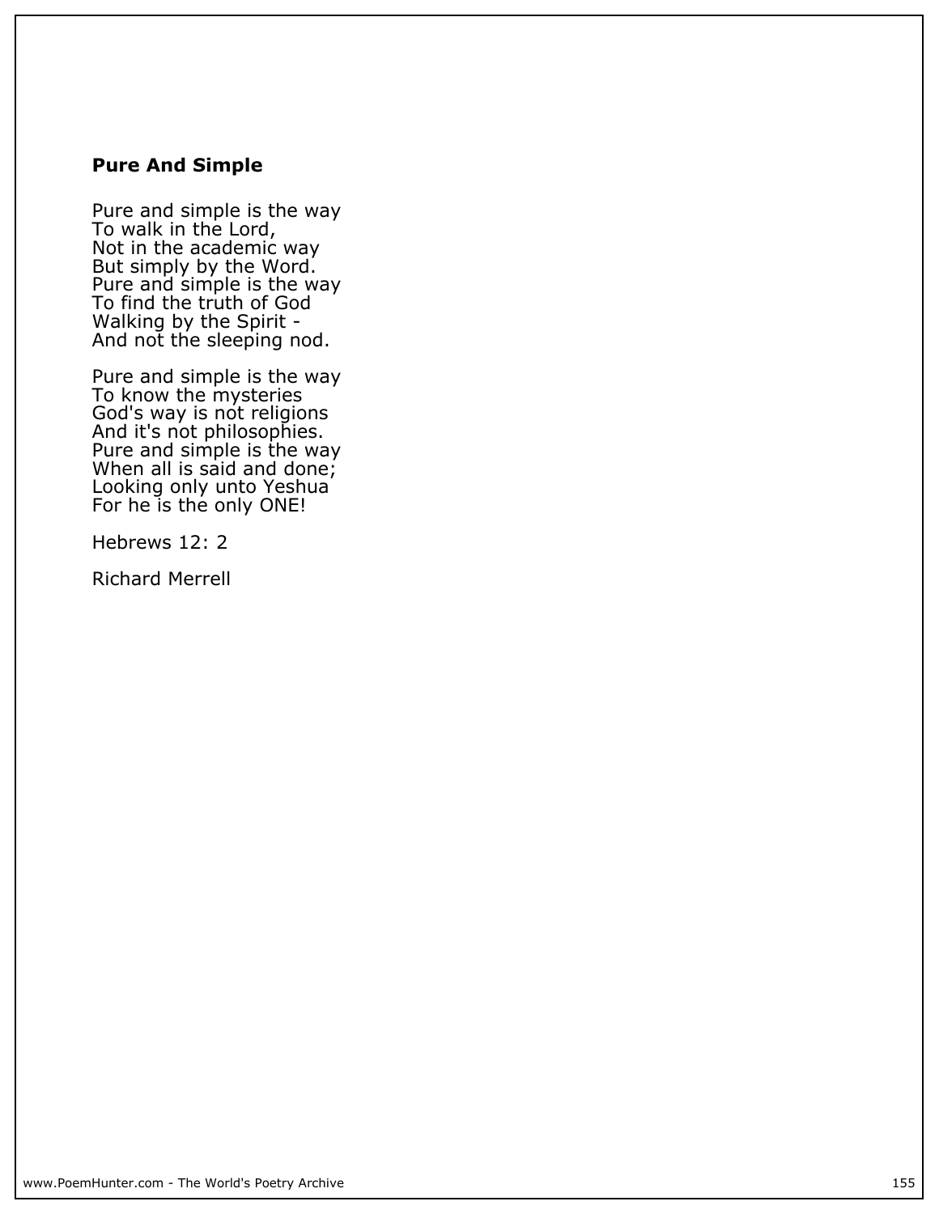## Pure And Simple

Pure and simple is the way  
To walk in the Lord,  
Not in the academic way  
But simply by the Word.  
Pure and simple is the way  
To find the truth of God  
Walking by the Spirit -  
And not the sleeping nod.

Pure and simple is the way  
To know the mysteries  
God's way is not religions  
And it's not philosophies.  
Pure and simple is the way  
When all is said and done;  
Looking only unto Yeshua  
For he is the only ONE!

Hebrews 12: 2

Richard Merrell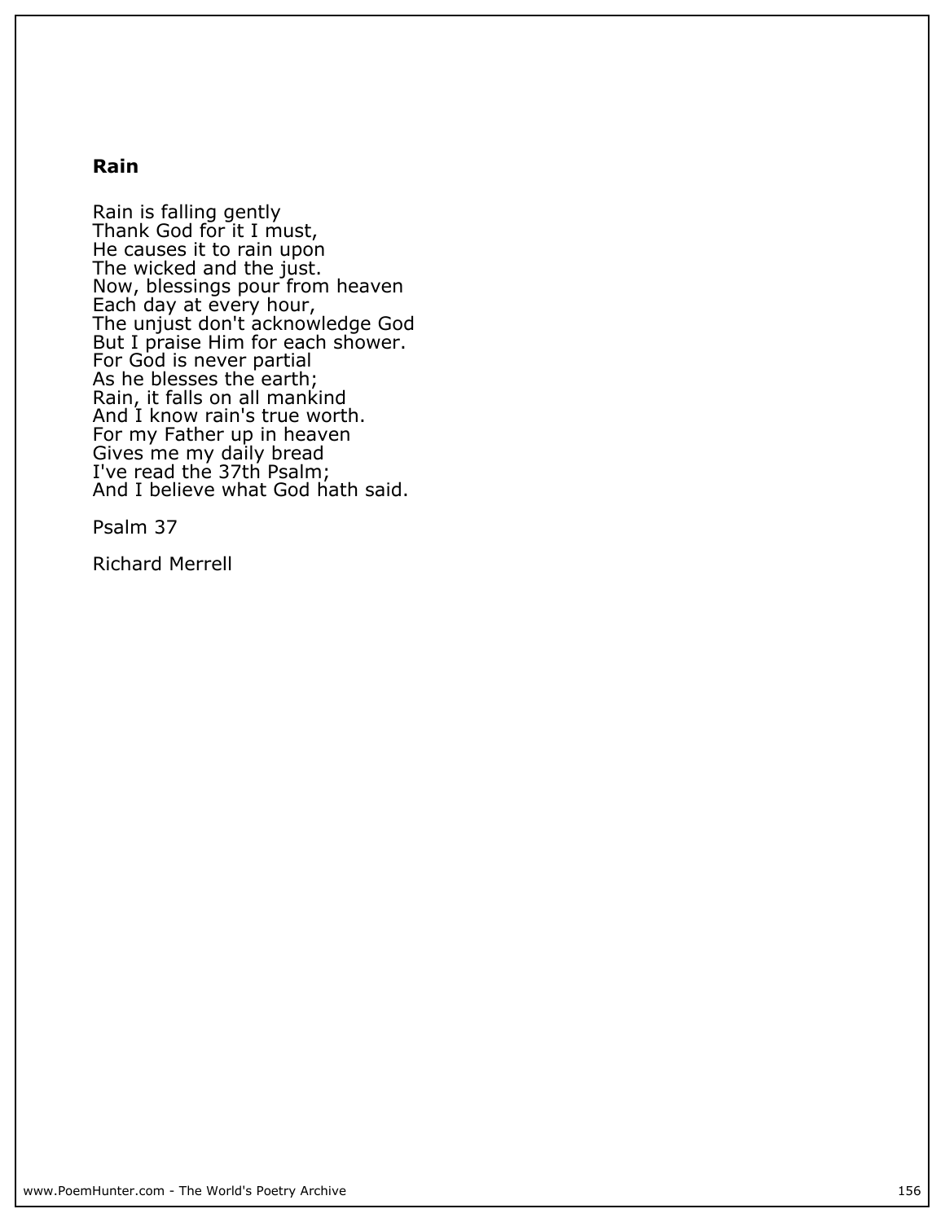## Rain

Rain is falling gently  
Thank God for it I must,  
He causes it to rain upon  
The wicked and the just.  
Now, blessings pour from heaven  
Each day at every hour,  
The unjust don't acknowledge God  
But I praise Him for each shower.  
For God is never partial  
As he blesses the earth;  
Rain, it falls on all mankind  
And I know rain's true worth.  
For my Father up in heaven  
Gives me my daily bread  
I've read the 37th Psalm;  
And I believe what God hath said.

Psalm 37

Richard Merrell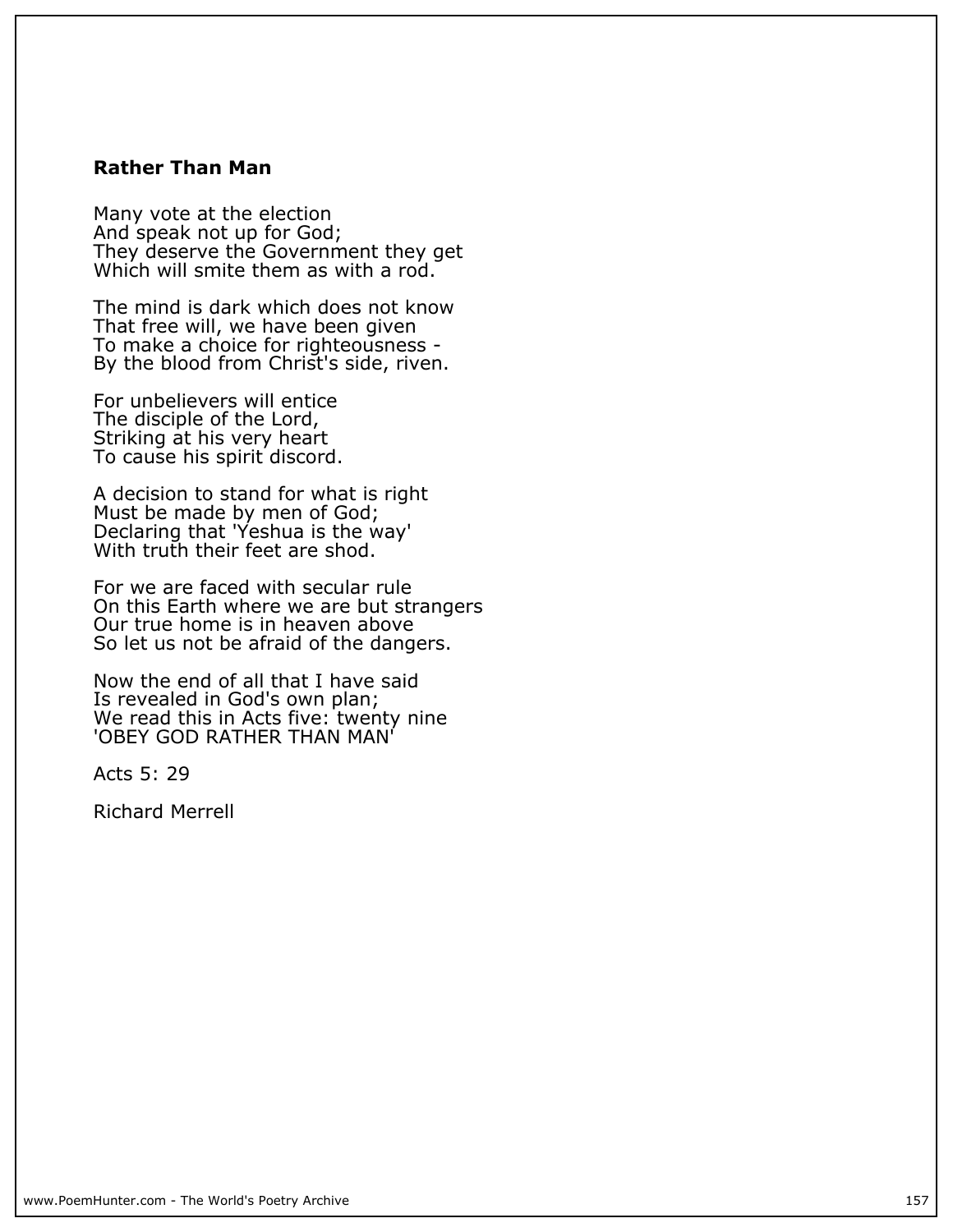**Rather Than Man**

Many vote at the election  
And speak not up for God;  
They deserve the Government they get  
Which will smite them as with a rod.

The mind is dark which does not know  
That free will, we have been given  
To make a choice for righteousness -  
By the blood from Christ's side, riven.

For unbelievers will entice  
The disciple of the Lord,  
Striking at his very heart  
To cause his spirit discord.

A decision to stand for what is right  
Must be made by men of God;  
Declaring that 'Yeshua is the way'  
With truth their feet are shod.

For we are faced with secular rule  
On this Earth where we are but strangers  
Our true home is in heaven above  
So let us not be afraid of the dangers.

Now the end of all that I have said  
Is revealed in God's own plan;  
We read this in Acts five: twenty nine  
'OBEY GOD RATHER THAN MAN'

Acts 5: 29

Richard Merrell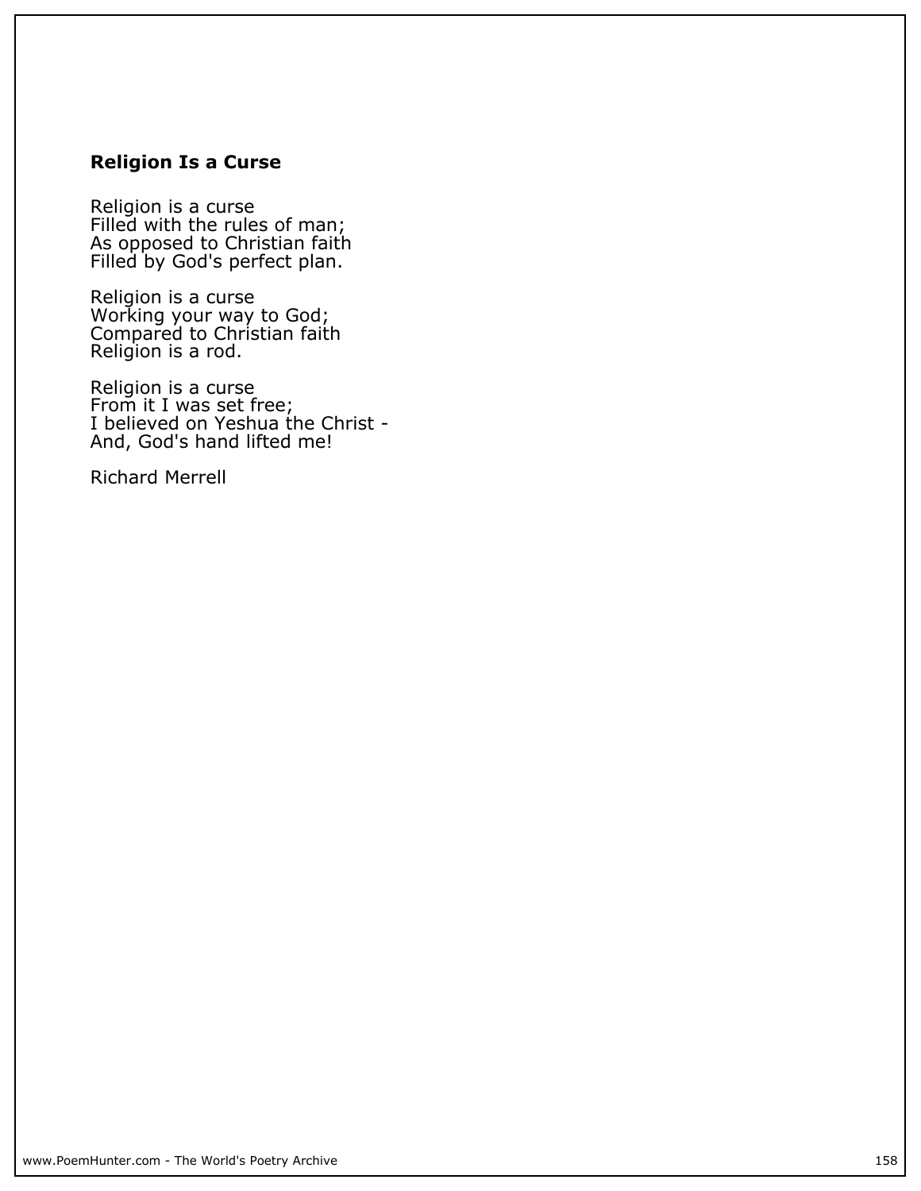### Religion Is a Curse

Religion is a curse
Filled with the rules of man;
As opposed to Christian faith
Filled by God's perfect plan.

Religion is a curse
Working your way to God;
Compared to Christian faith
Religion is a rod.

Religion is a curse
From it I was set free;
I believed on Yeshua the Christ -
And, God's hand lifted me!

Richard Merrell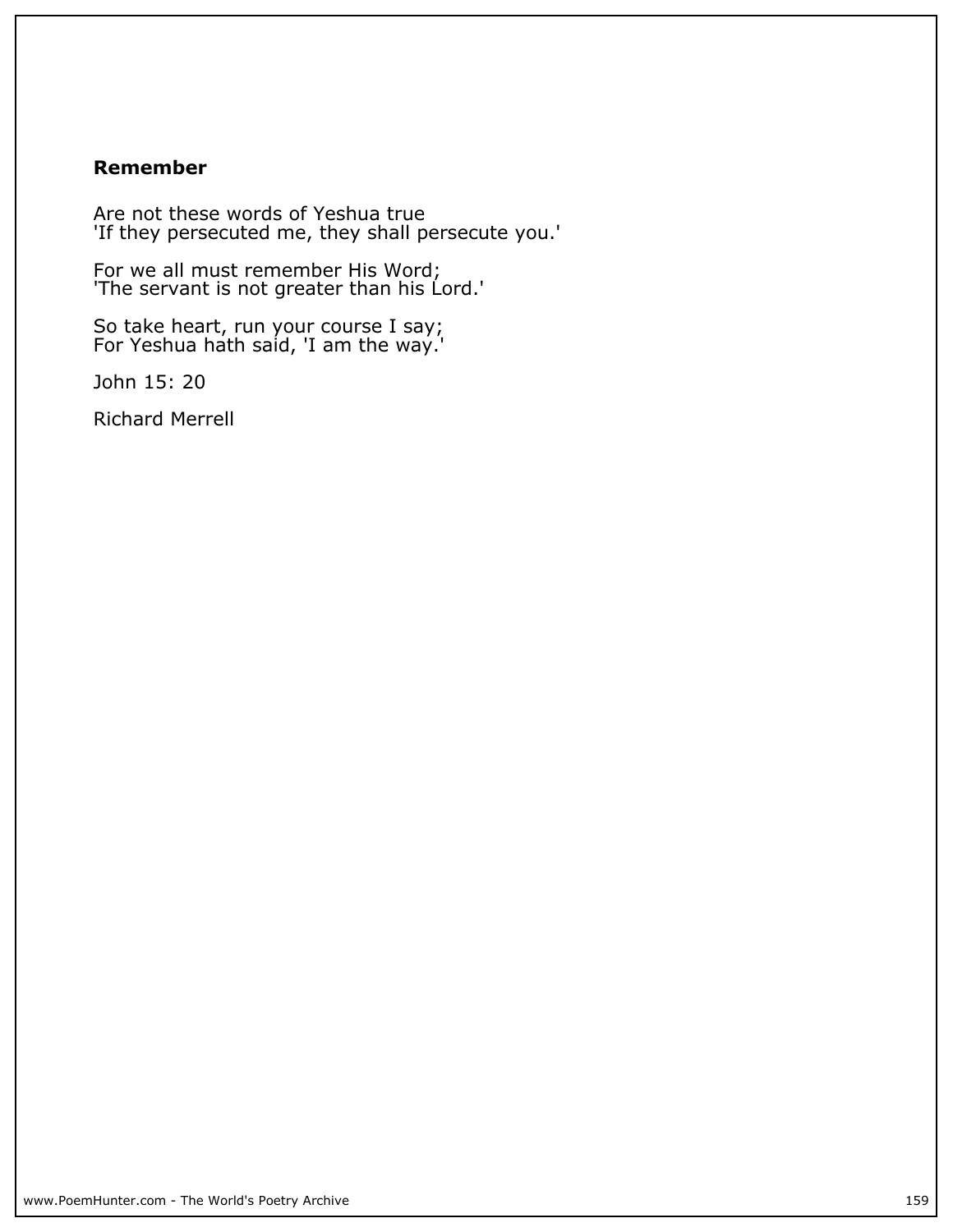## Remember

Are not these words of Yeshua true
'If they persecuted me, they shall persecute you.'

For we all must remember His Word;
'The servant is not greater than his Lord.'

So take heart, run your course I say;
For Yeshua hath said, 'I am the way.'

John 15: 20

Richard Merrell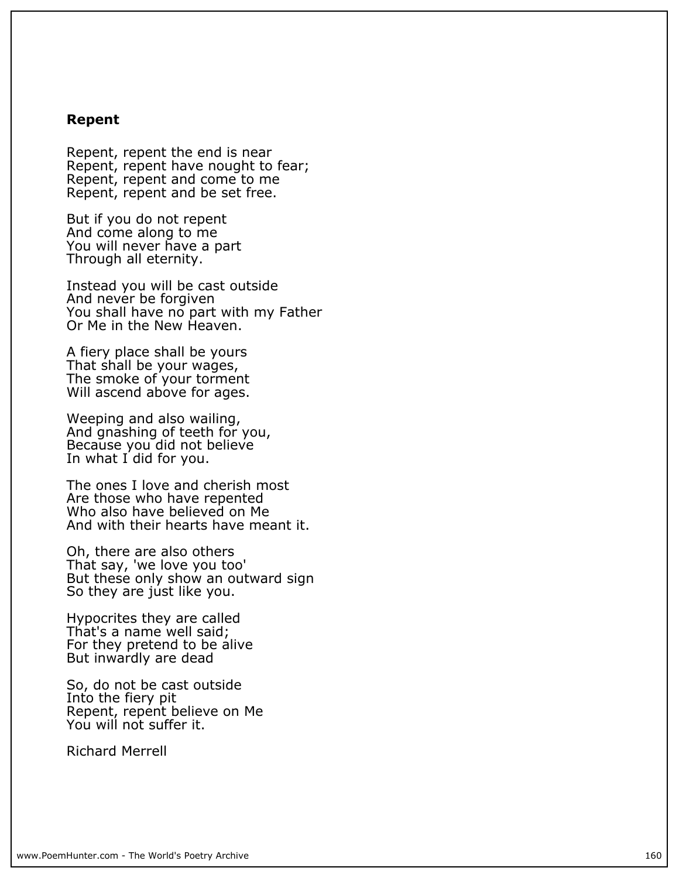## Repent

Repent, repent the end is near  
Repent, repent have nought to fear;  
Repent, repent and come to me  
Repent, repent and be set free.

But if you do not repent  
And come along to me  
You will never have a part  
Through all eternity.

Instead you will be cast outside  
And never be forgiven  
You shall have no part with my Father  
Or Me in the New Heaven.

A fiery place shall be yours  
That shall be your wages,  
The smoke of your torment  
Will ascend above for ages.

Weeping and also wailing,  
And gnashing of teeth for you,  
Because you did not believe  
In what I did for you.

The ones I love and cherish most  
Are those who have repented  
Who also have believed on Me  
And with their hearts have meant it.

Oh, there are also others  
That say, 'we love you too'  
But these only show an outward sign  
So they are just like you.

Hypocrites they are called  
That's a name well said;  
For they pretend to be alive  
But inwardly are dead

So, do not be cast outside  
Into the fiery pit  
Repent, repent believe on Me  
You will not suffer it.

Richard Merrell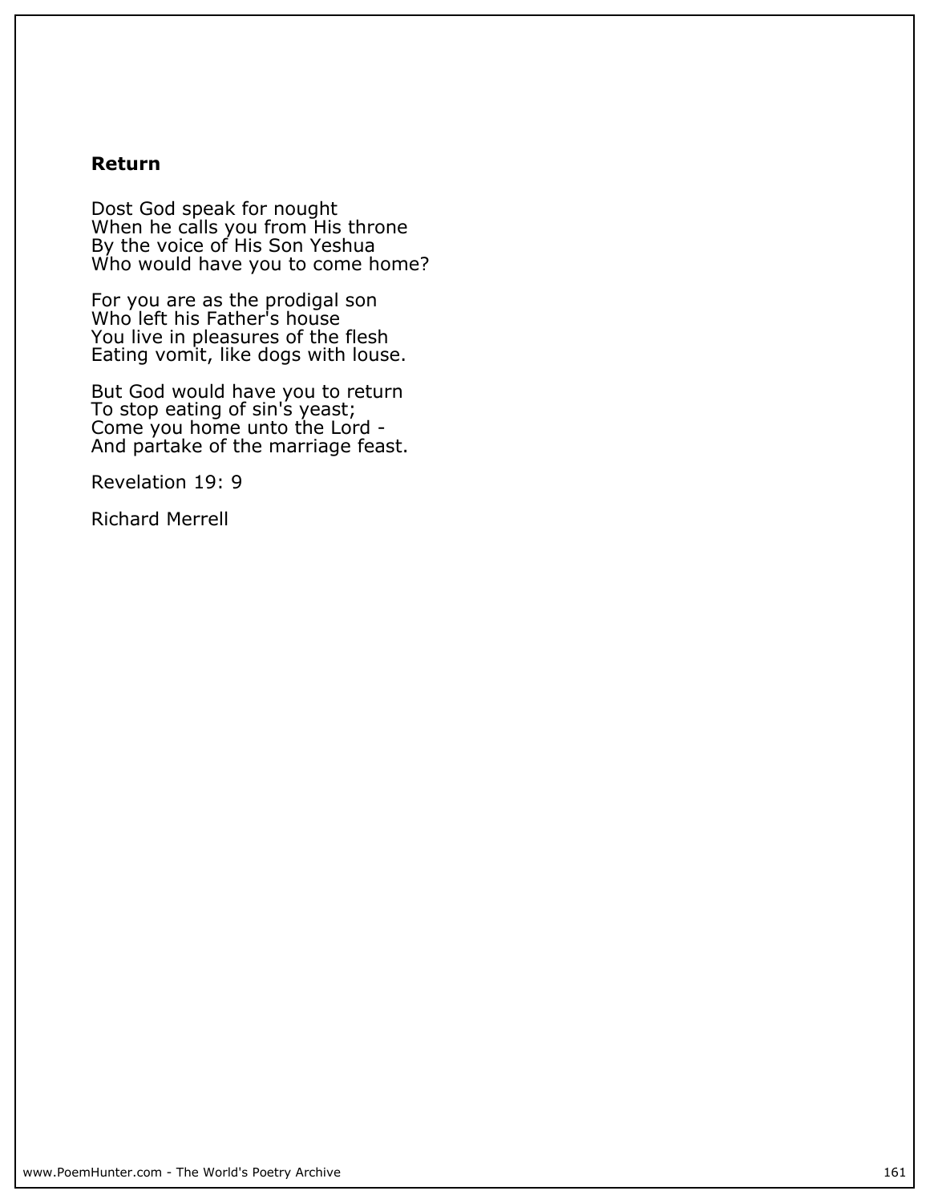**Return**

Dost God speak for nought  
When he calls you from His throne  
By the voice of His Son Yeshua  
Who would have you to come home?

For you are as the prodigal son  
Who left his Father's house  
You live in pleasures of the flesh  
Eating vomit, like dogs with louse.

But God would have you to return  
To stop eating of sin's yeast;  
Come you home unto the Lord -  
And partake of the marriage feast.

Revelation 19: 9

Richard Merrell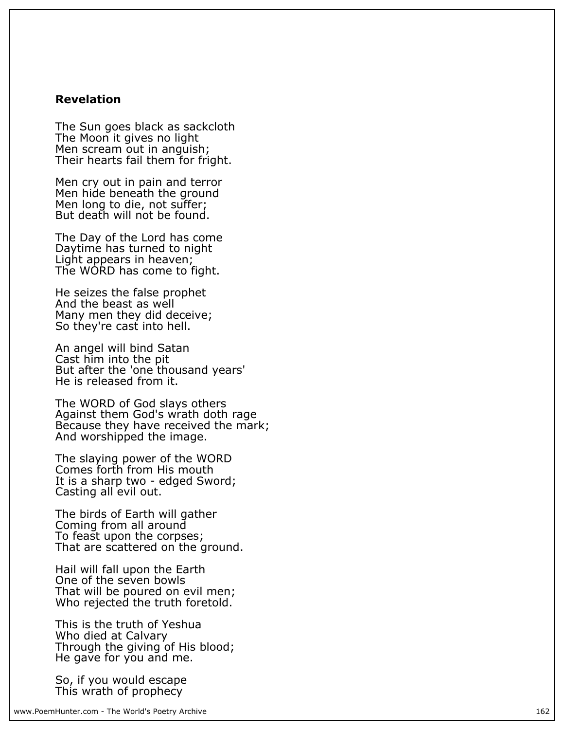**Revelation**

The Sun goes black as sackcloth
The Moon it gives no light
Men scream out in anguish;
Their hearts fail them for fright.

Men cry out in pain and terror
Men hide beneath the ground
Men long to die, not suffer;
But death will not be found.

The Day of the Lord has come
Daytime has turned to night
Light appears in heaven;
The WORD has come to fight.

He seizes the false prophet
And the beast as well
Many men they did deceive;
So they're cast into hell.

An angel will bind Satan
Cast him into the pit
But after the 'one thousand years'
He is released from it.

The WORD of God slays others
Against them God's wrath doth rage
Because they have received the mark;
And worshipped the image.

The slaying power of the WORD
Comes forth from His mouth
It is a sharp two - edged Sword;
Casting all evil out.

The birds of Earth will gather
Coming from all around
To feast upon the corpses;
That are scattered on the ground.

Hail will fall upon the Earth
One of the seven bowls
That will be poured on evil men;
Who rejected the truth foretold.

This is the truth of Yeshua
Who died at Calvary
Through the giving of His blood;
He gave for you and me.

So, if you would escape
This wrath of prophecy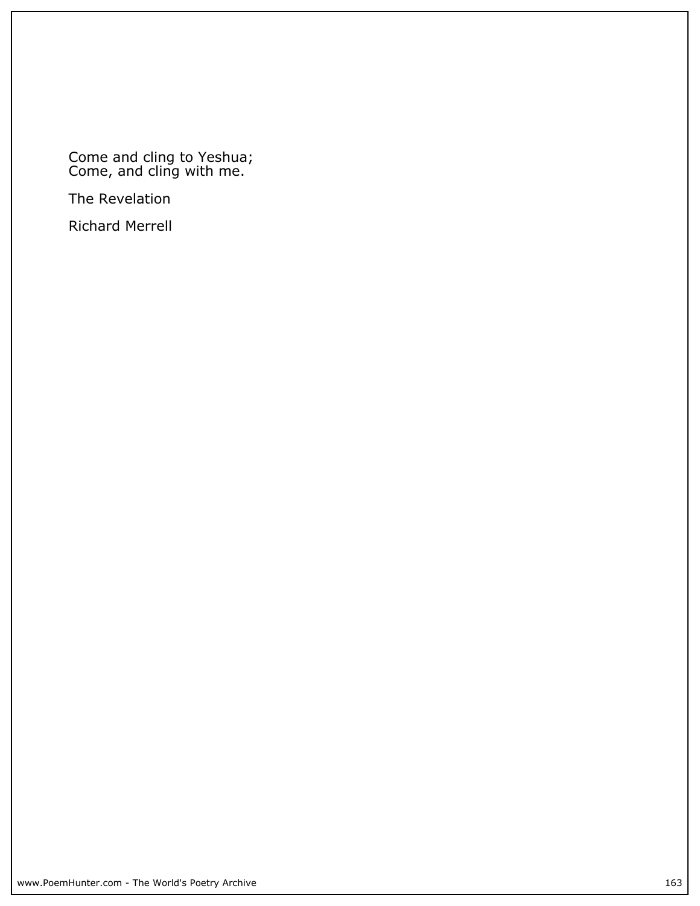Come and cling to Yeshua;
Come, and cling with me.

The Revelation

Richard Merrell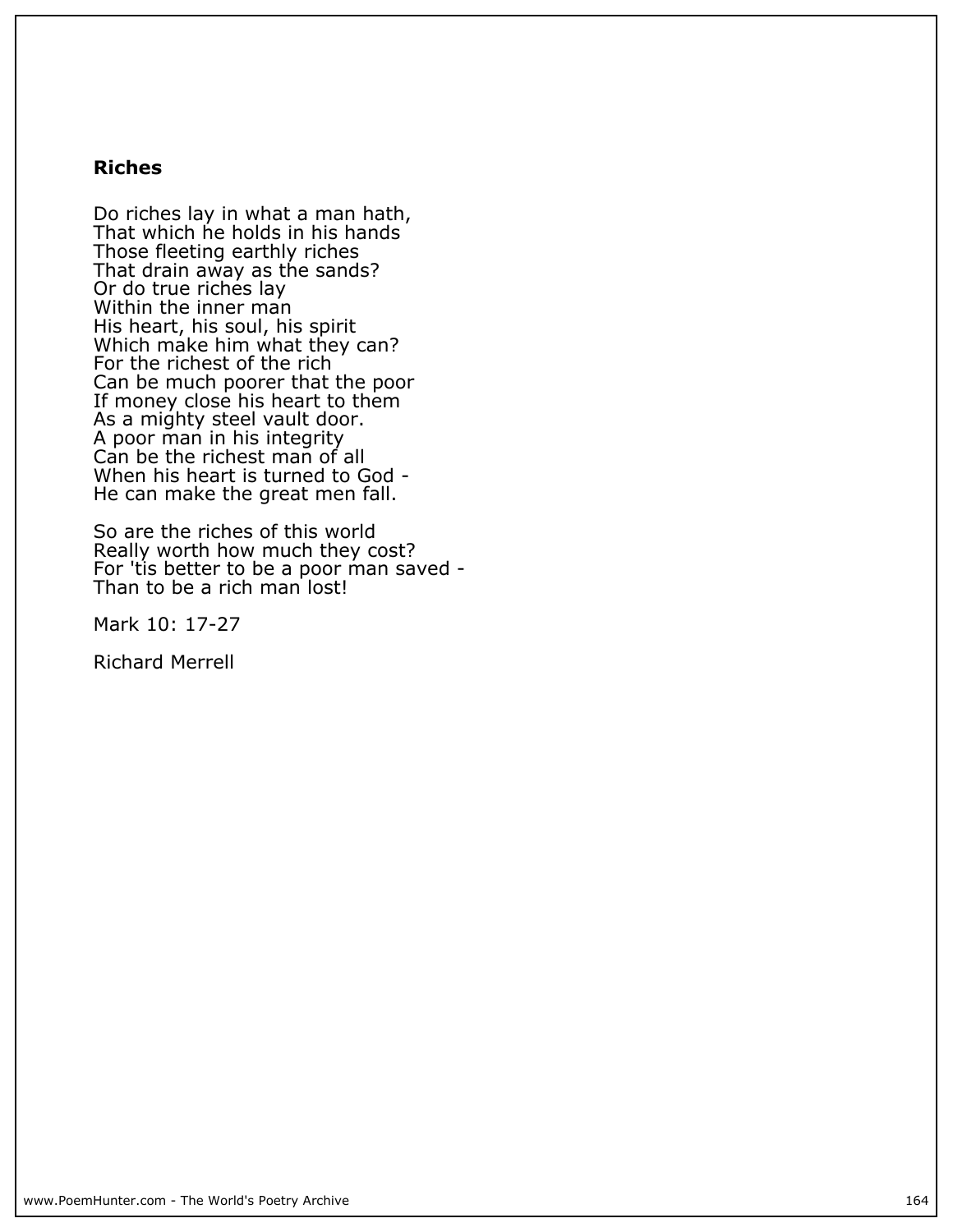## Riches

Do riches lay in what a man hath,
That which he holds in his hands
Those fleeting earthly riches
That drain away as the sands?
Or do true riches lay
Within the inner man
His heart, his soul, his spirit
Which make him what they can?
For the richest of the rich
Can be much poorer that the poor
If money close his heart to them
As a mighty steel vault door.
A poor man in his integrity
Can be the richest man of all
When his heart is turned to God -
He can make the great men fall.

So are the riches of this world
Really worth how much they cost?
For 'tis better to be a poor man saved -
Than to be a rich man lost!

Mark 10: 17-27

Richard Merrell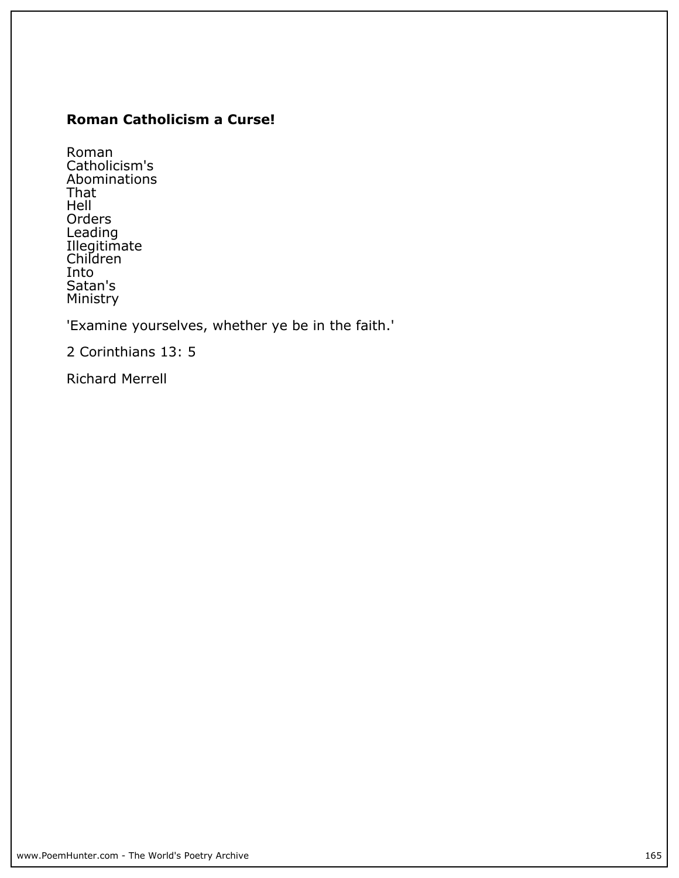**Roman Catholicism a Curse!**

Roman
Catholicism's
Abominations
That
Hell
Orders
Leading
Illegitimate
Children
Into
Satan's
Ministry

'Examine yourselves, whether ye be in the faith.'

2 Corinthians 13: 5

Richard Merrell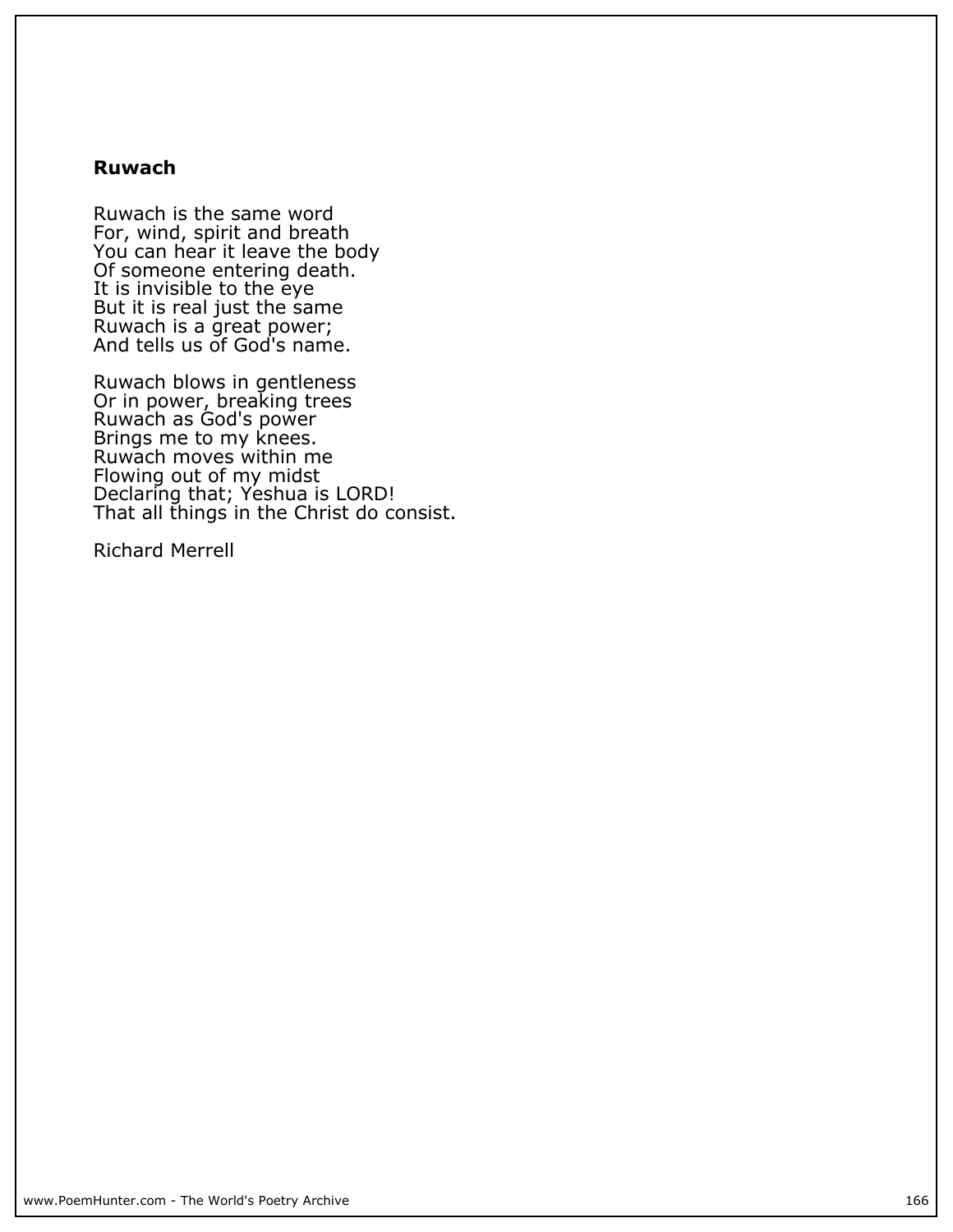## Ruwach

Ruwach is the same word  
For, wind, spirit and breath  
You can hear it leave the body  
Of someone entering death.  
It is invisible to the eye  
But it is real just the same  
Ruwach is a great power;  
And tells us of God's name.

Ruwach blows in gentleness  
Or in power, breaking trees  
Ruwach as God's power  
Brings me to my knees.  
Ruwach moves within me  
Flowing out of my midst  
Declaring that; Yeshua is LORD!  
That all things in the Christ do consist.

Richard Merrell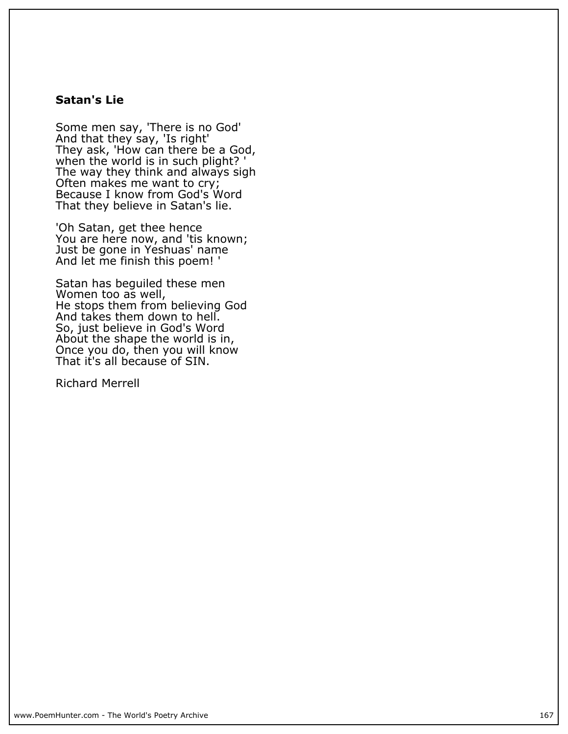## Satan's Lie

Some men say, 'There is no God'  
And that they say, 'Is right'  
They ask, 'How can there be a God,  
when the world is in such plight? '  
The way they think and always sigh  
Often makes me want to cry;  
Because I know from God's Word  
That they believe in Satan's lie.

'Oh Satan, get thee hence  
You are here now, and 'tis known;  
Just be gone in Yeshuas' name  
And let me finish this poem! '

Satan has beguiled these men  
Women too as well,  
He stops them from believing God  
And takes them down to hell.  
So, just believe in God's Word  
About the shape the world is in,  
Once you do, then you will know  
That it's all because of SIN.

Richard Merrell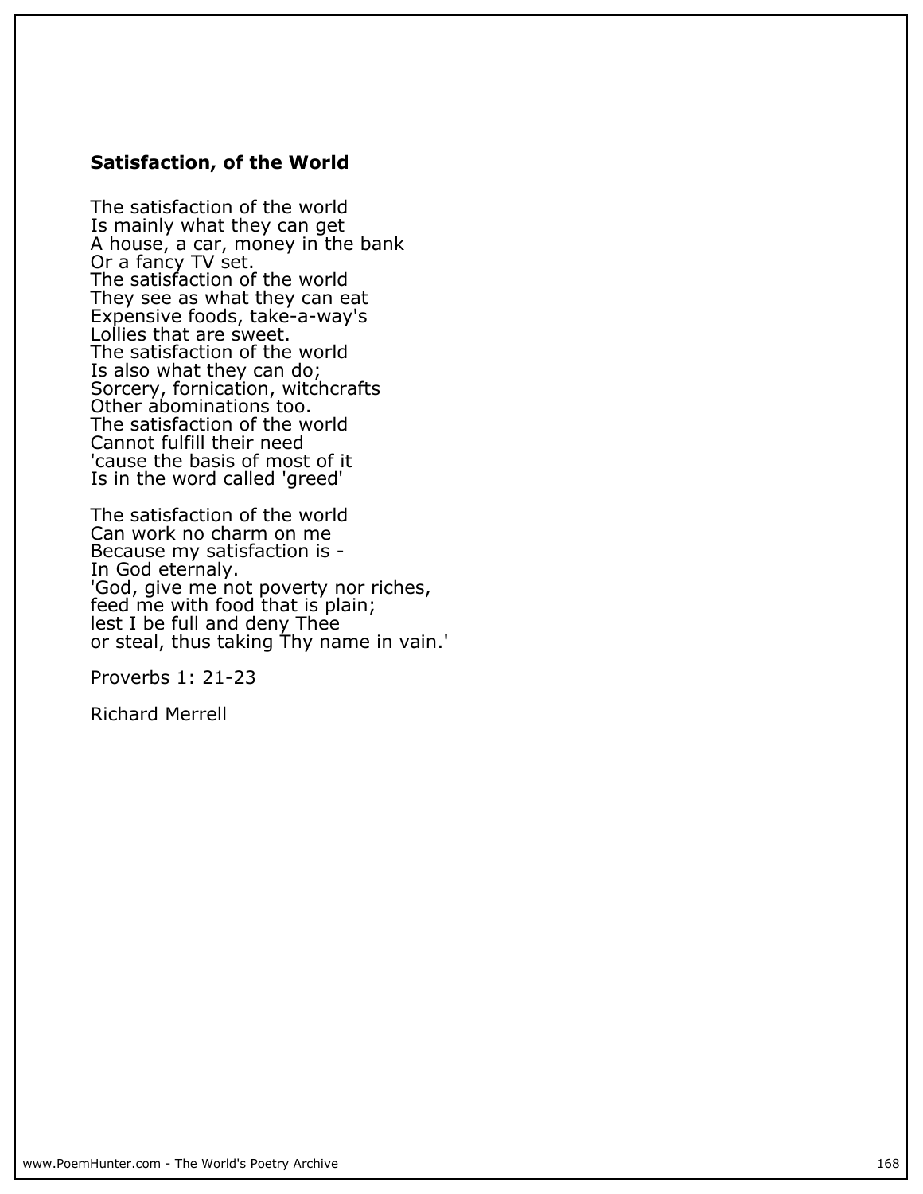**Satisfaction, of the World**

The satisfaction of the world  
Is mainly what they can get  
A house, a car, money in the bank  
Or a fancy TV set.  
The satisfaction of the world  
They see as what they can eat  
Expensive foods, take-a-way's  
Lollies that are sweet.  
The satisfaction of the world  
Is also what they can do;  
Sorcery, fornication, witchcrafts  
Other abominations too.  
The satisfaction of the world  
Cannot fulfill their need  
'cause the basis of most of it  
Is in the word called 'greed'

The satisfaction of the world  
Can work no charm on me  
Because my satisfaction is -  
In God eternaly.  
'God, give me not poverty nor riches,  
feed me with food that is plain;  
lest I be full and deny Thee  
or steal, thus taking Thy name in vain.'

Proverbs 1: 21-23

Richard Merrell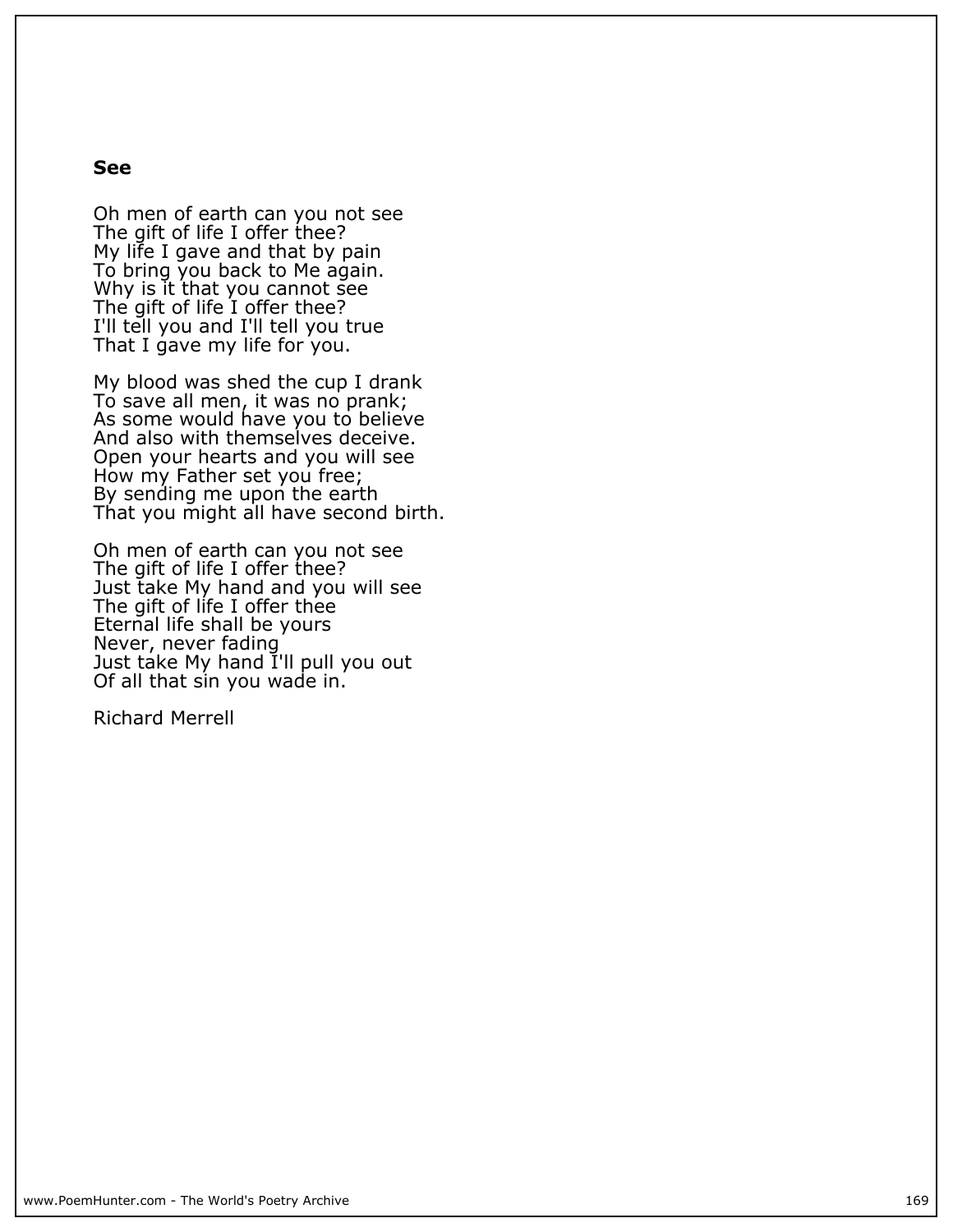## See

Oh men of earth can you not see
The gift of life I offer thee?
My life I gave and that by pain
To bring you back to Me again.
Why is it that you cannot see
The gift of life I offer thee?
I'll tell you and I'll tell you true
That I gave my life for you.

My blood was shed the cup I drank
To save all men, it was no prank;
As some would have you to believe
And also with themselves deceive.
Open your hearts and you will see
How my Father set you free;
By sending me upon the earth
That you might all have second birth.

Oh men of earth can you not see
The gift of life I offer thee?
Just take My hand and you will see
The gift of life I offer thee
Eternal life shall be yours
Never, never fading
Just take My hand I'll pull you out
Of all that sin you wade in.

Richard Merrell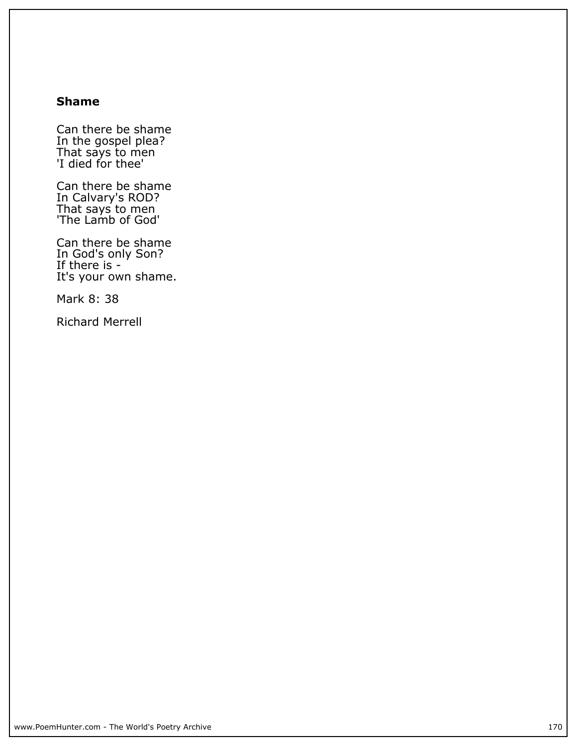## Shame

Can there be shame
In the gospel plea?
That says to men
'I died for thee'

Can there be shame
In Calvary's ROD?
That says to men
'The Lamb of God'

Can there be shame
In God's only Son?
If there is -
It's your own shame.

Mark 8: 38

Richard Merrell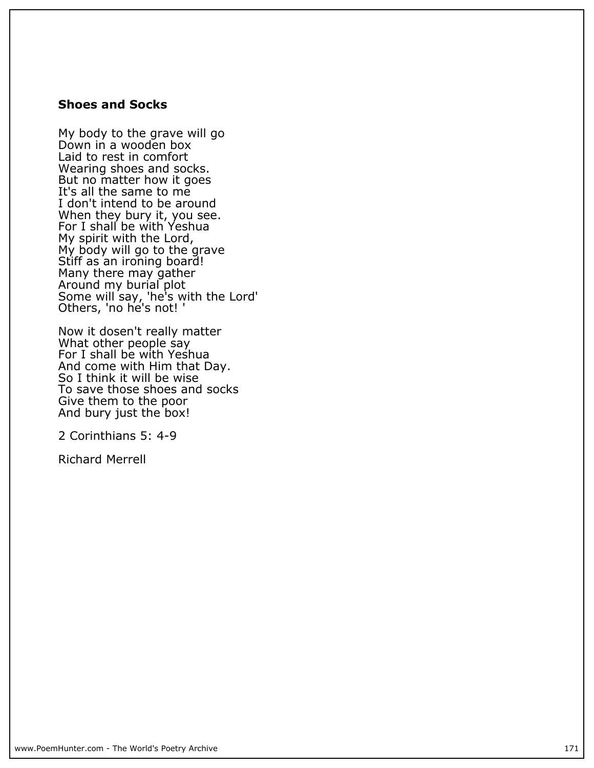### **Shoes and Socks**

My body to the grave will go  
Down in a wooden box  
Laid to rest in comfort  
Wearing shoes and socks.  
But no matter how it goes  
It's all the same to me  
I don't intend to be around  
When they bury it, you see.  
For I shall be with Yeshua  
My spirit with the Lord,  
My body will go to the grave  
Stiff as an ironing board!  
Many there may gather  
Around my burial plot  
Some will say, 'he's with the Lord'  
Others, 'no he's not! '

Now it dosen't really matter  
What other people say  
For I shall be with Yeshua  
And come with Him that Day.  
So I think it will be wise  
To save those shoes and socks  
Give them to the poor  
And bury just the box!

2 Corinthians 5: 4-9

Richard Merrell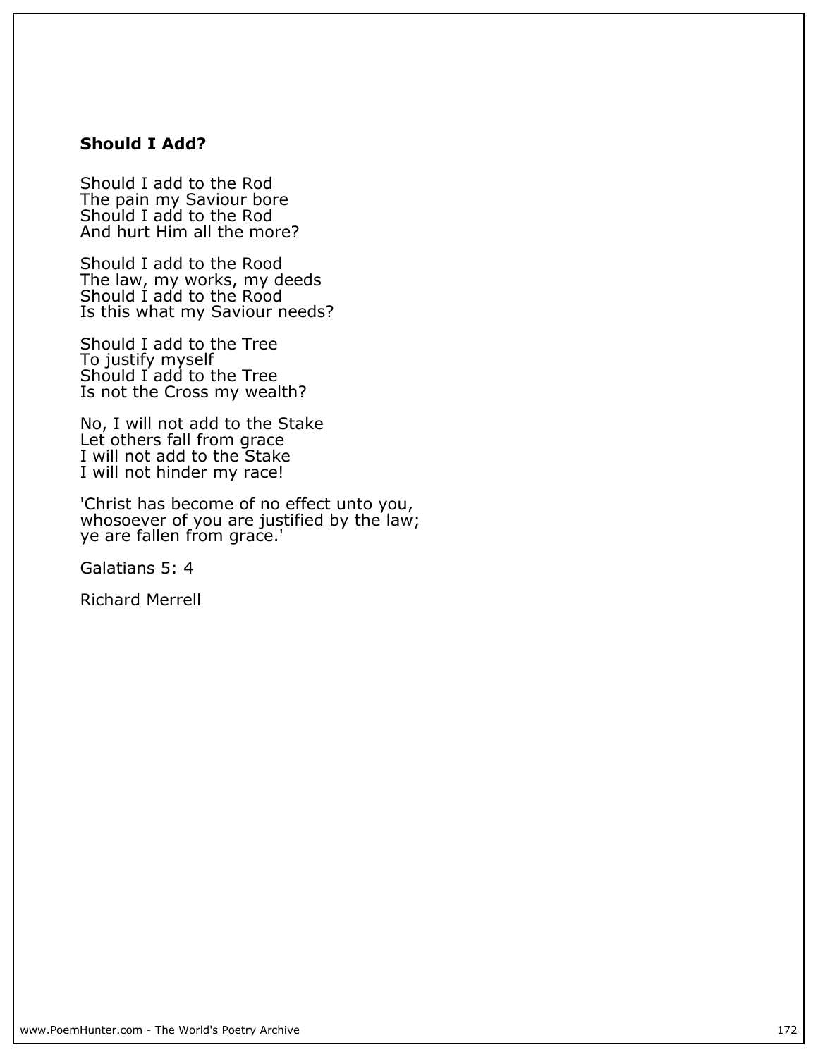### Should I Add?

Should I add to the Rod  
The pain my Saviour bore  
Should I add to the Rod  
And hurt Him all the more?

Should I add to the Rood  
The law, my works, my deeds  
Should I add to the Rood  
Is this what my Saviour needs?

Should I add to the Tree  
To justify myself  
Should I add to the Tree  
Is not the Cross my wealth?

No, I will not add to the Stake  
Let others fall from grace  
I will not add to the Stake  
I will not hinder my race!

'Christ has become of no effect unto you,  
whosoever of you are justified by the law;  
ye are fallen from grace.'

Galatians 5: 4

Richard Merrell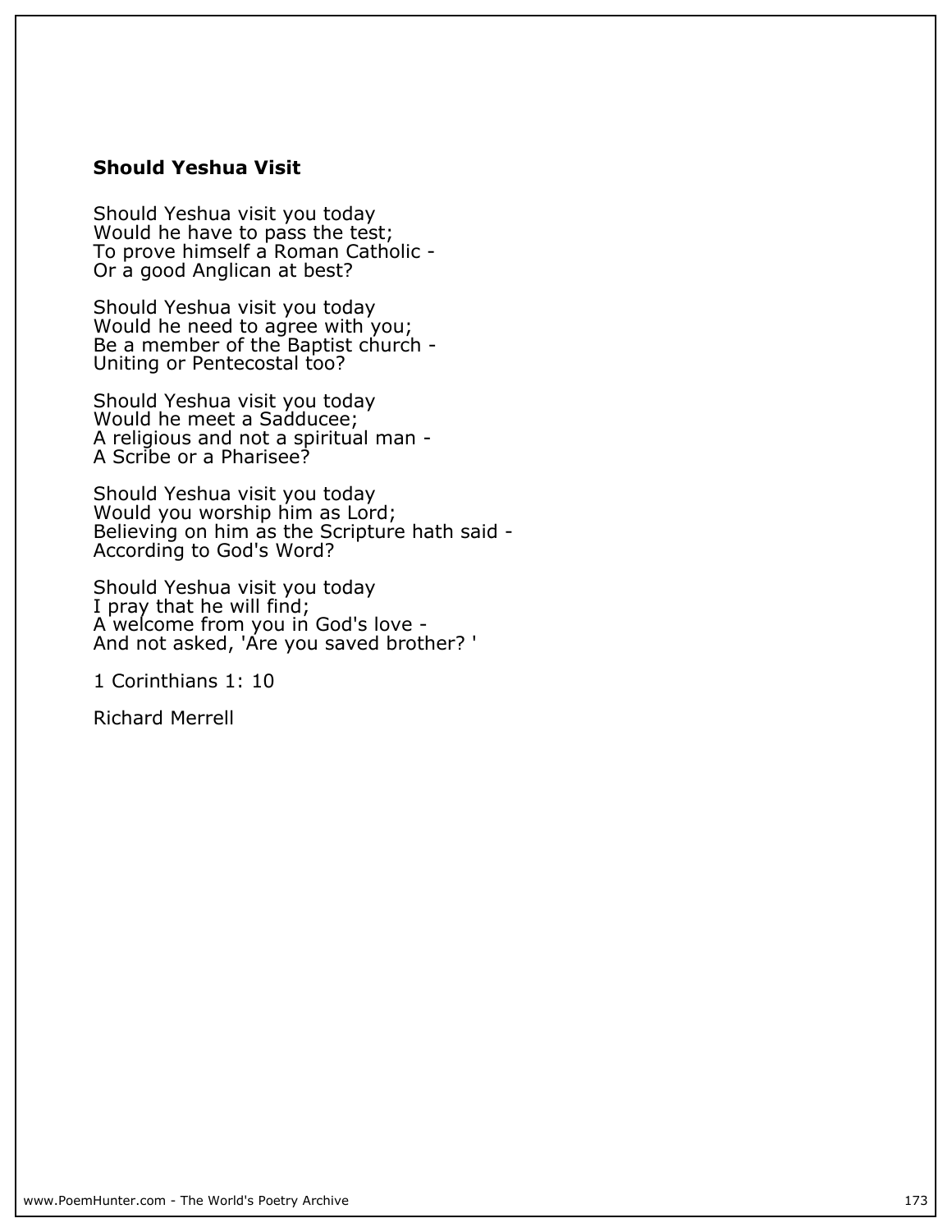# Should Yeshua Visit

Should Yeshua visit you today
Would he have to pass the test;
To prove himself a Roman Catholic -
Or a good Anglican at best?

Should Yeshua visit you today
Would he need to agree with you;
Be a member of the Baptist church -
Uniting or Pentecostal too?

Should Yeshua visit you today
Would he meet a Sadducee;
A religious and not a spiritual man -
A Scribe or a Pharisee?

Should Yeshua visit you today
Would you worship him as Lord;
Believing on him as the Scripture hath said -
According to God's Word?

Should Yeshua visit you today
I pray that he will find;
A welcome from you in God's love -
And not asked, 'Are you saved brother? '

1 Corinthians 1: 10

Richard Merrell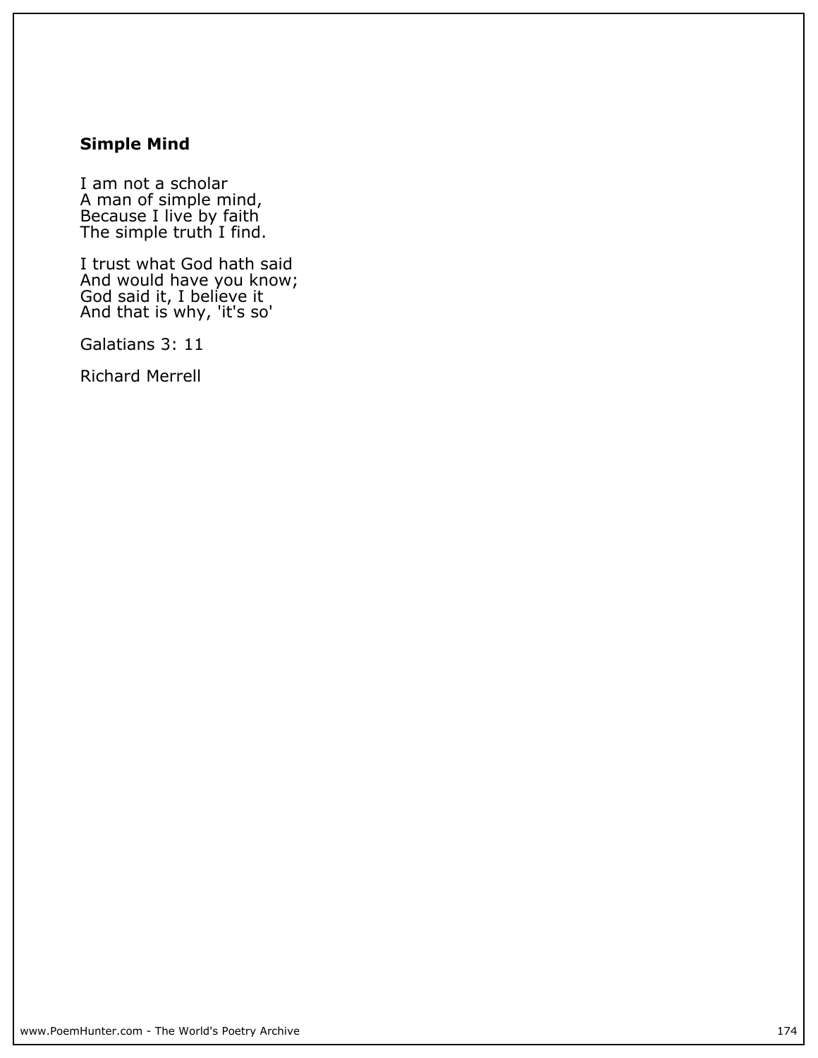### Simple Mind

I am not a scholar  
A man of simple mind,  
Because I live by faith  
The simple truth I find.

I trust what God hath said  
And would have you know;  
God said it, I believe it  
And that is why, 'it's so'

Galatians 3: 11

Richard Merrell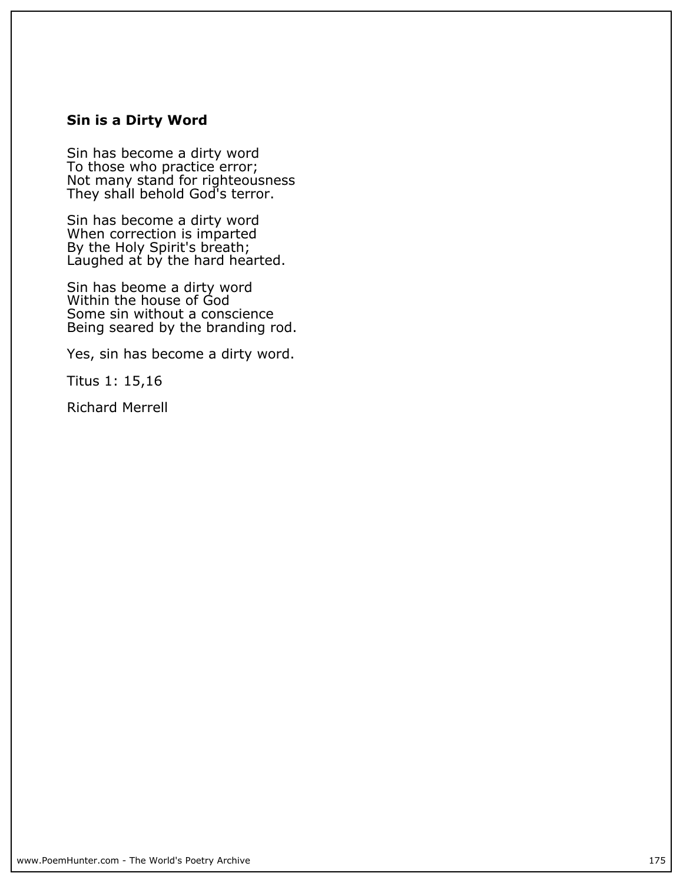**Sin is a Dirty Word**

Sin has become a dirty word  
To those who practice error;  
Not many stand for righteousness  
They shall behold God's terror.

Sin has become a dirty word  
When correction is imparted  
By the Holy Spirit's breath;  
Laughed at by the hard hearted.

Sin has beome a dirty word  
Within the house of God  
Some sin without a conscience  
Being seared by the branding rod.

Yes, sin has become a dirty word.

Titus 1: 15,16

Richard Merrell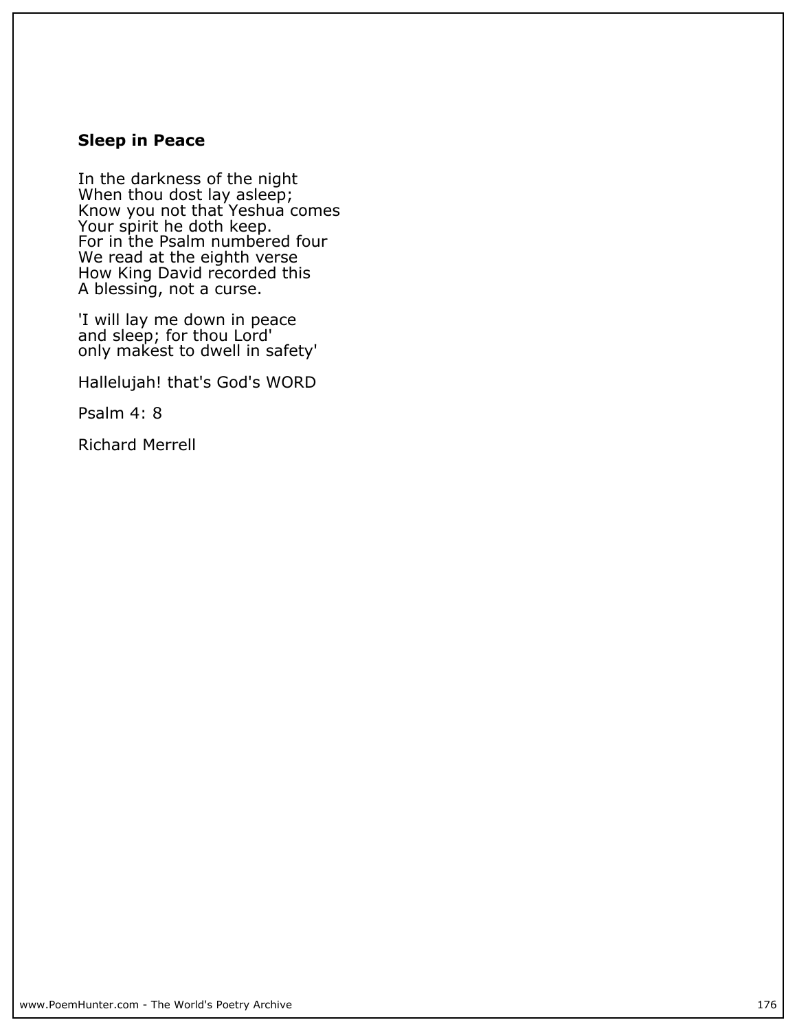## Sleep in Peace

In the darkness of the night  
When thou dost lay asleep;  
Know you not that Yeshua comes  
Your spirit he doth keep.  
For in the Psalm numbered four  
We read at the eighth verse  
How King David recorded this  
A blessing, not a curse.

'I will lay me down in peace  
and sleep; for thou Lord'  
only makest to dwell in safety'

Hallelujah! that's God's WORD

Psalm 4: 8

Richard Merrell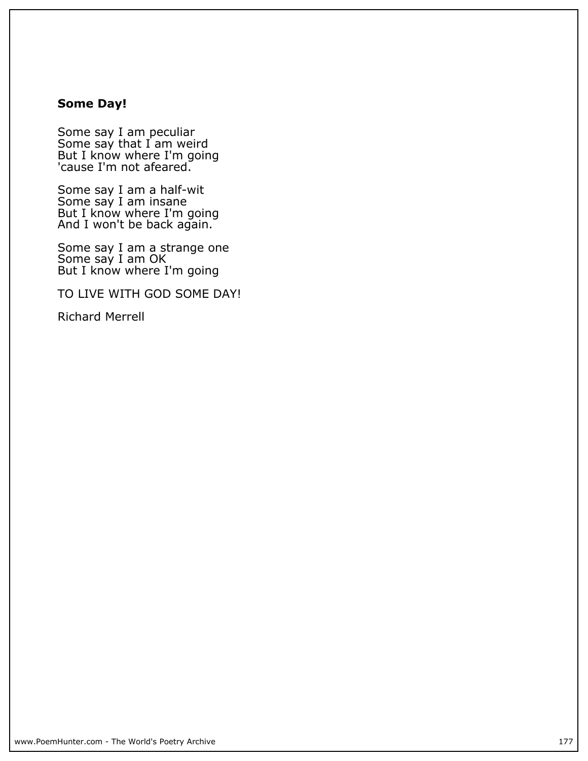**Some Day!**

Some say I am peculiar
Some say that I am weird
But I know where I'm going
'cause I'm not afeared.

Some say I am a half-wit
Some say I am insane
But I know where I'm going
And I won't be back again.

Some say I am a strange one
Some say I am OK
But I know where I'm going

TO LIVE WITH GOD SOME DAY!

Richard Merrell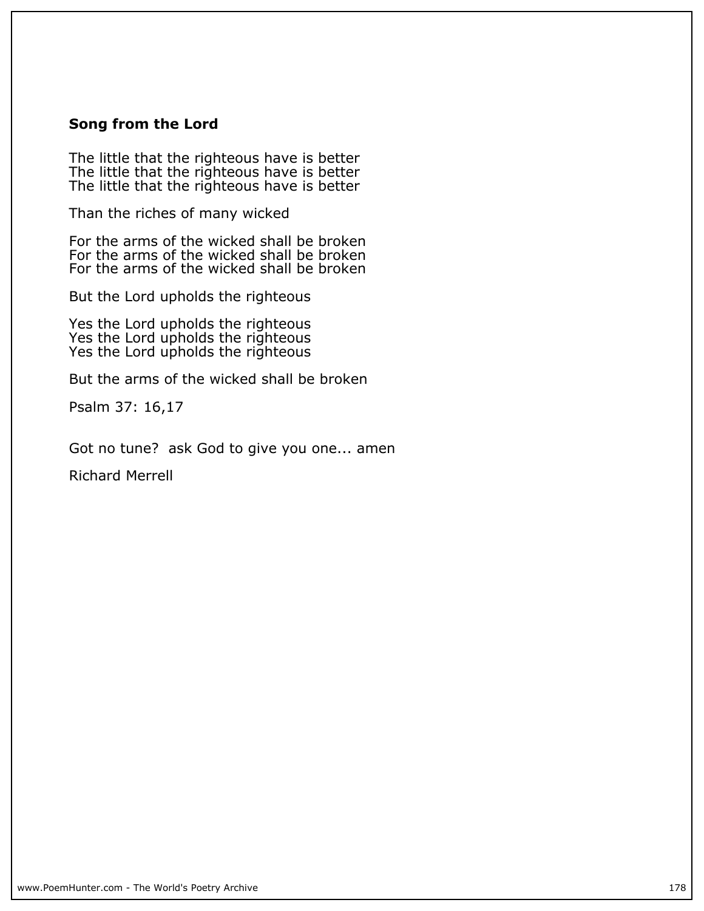### Song from the Lord

The little that the righteous have is better
The little that the righteous have is better
The little that the righteous have is better

Than the riches of many wicked

For the arms of the wicked shall be broken
For the arms of the wicked shall be broken
For the arms of the wicked shall be broken

But the Lord upholds the righteous

Yes the Lord upholds the righteous
Yes the Lord upholds the righteous
Yes the Lord upholds the righteous

But the arms of the wicked shall be broken

Psalm 37: 16,17

Got no tune?  ask God to give you one... amen

Richard Merrell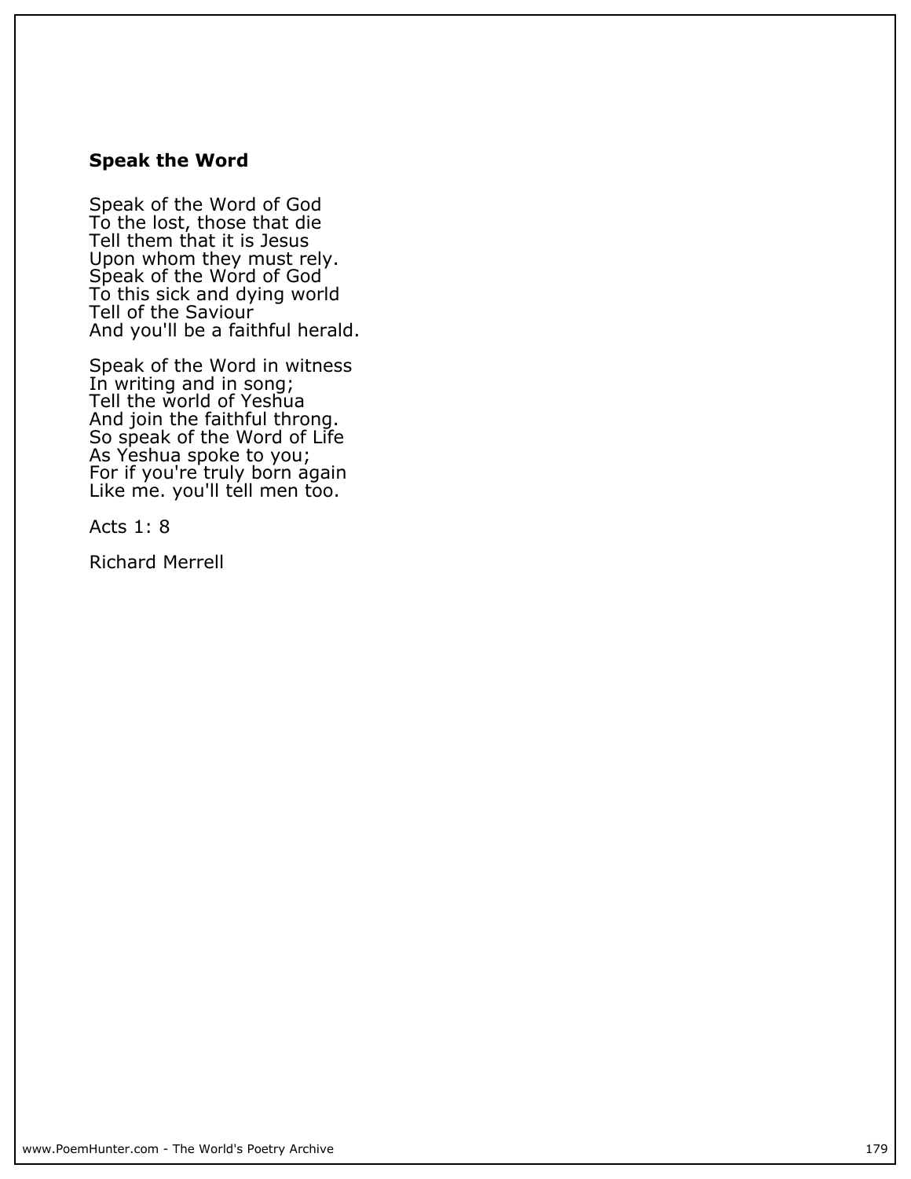## Speak the Word

Speak of the Word of God  
To the lost, those that die  
Tell them that it is Jesus  
Upon whom they must rely.  
Speak of the Word of God  
To this sick and dying world  
Tell of the Saviour  
And you'll be a faithful herald.

Speak of the Word in witness  
In writing and in song;  
Tell the world of Yeshua  
And join the faithful throng.  
So speak of the Word of Life  
As Yeshua spoke to you;  
For if you're truly born again  
Like me. you'll tell men too.

Acts 1: 8

Richard Merrell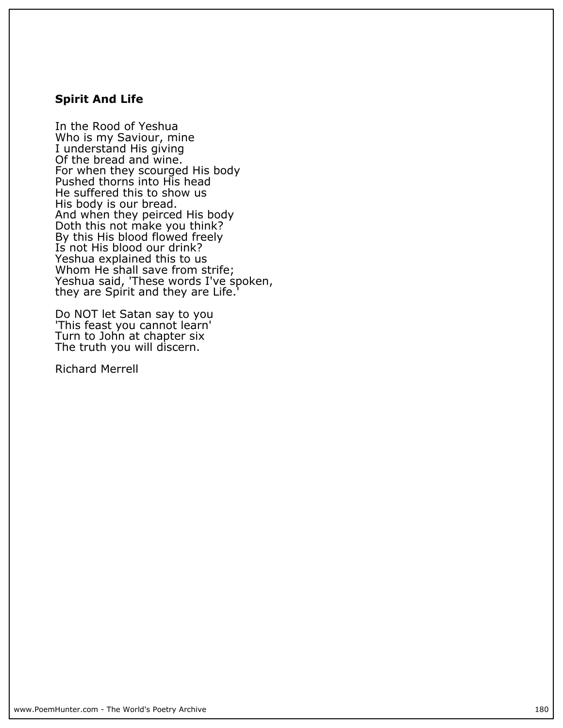## Spirit And Life

In the Rood of Yeshua  
Who is my Saviour, mine  
I understand His giving  
Of the bread and wine.  
For when they scourged His body  
Pushed thorns into His head  
He suffered this to show us  
His body is our bread.  
And when they peirced His body  
Doth this not make you think?  
By this His blood flowed freely  
Is not His blood our drink?  
Yeshua explained this to us  
Whom He shall save from strife;  
Yeshua said, 'These words I've spoken,  
they are Spirit and they are Life.'

Do NOT let Satan say to you  
'This feast you cannot learn'  
Turn to John at chapter six  
The truth you will discern.

Richard Merrell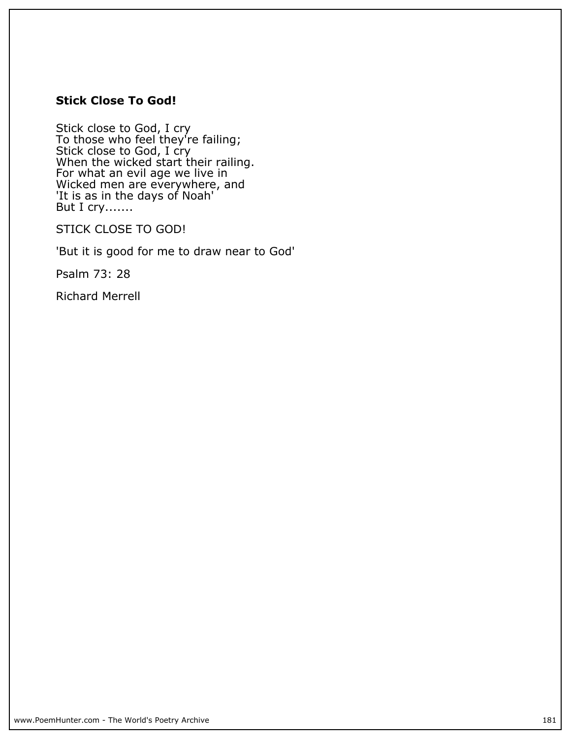## Stick Close To God!

Stick close to God, I cry
To those who feel they're failing;
Stick close to God, I cry
When the wicked start their railing.
For what an evil age we live in
Wicked men are everywhere, and
'It is as in the days of Noah'
But I cry.......

STICK CLOSE TO GOD!

'But it is good for me to draw near to God'

Psalm 73: 28

Richard Merrell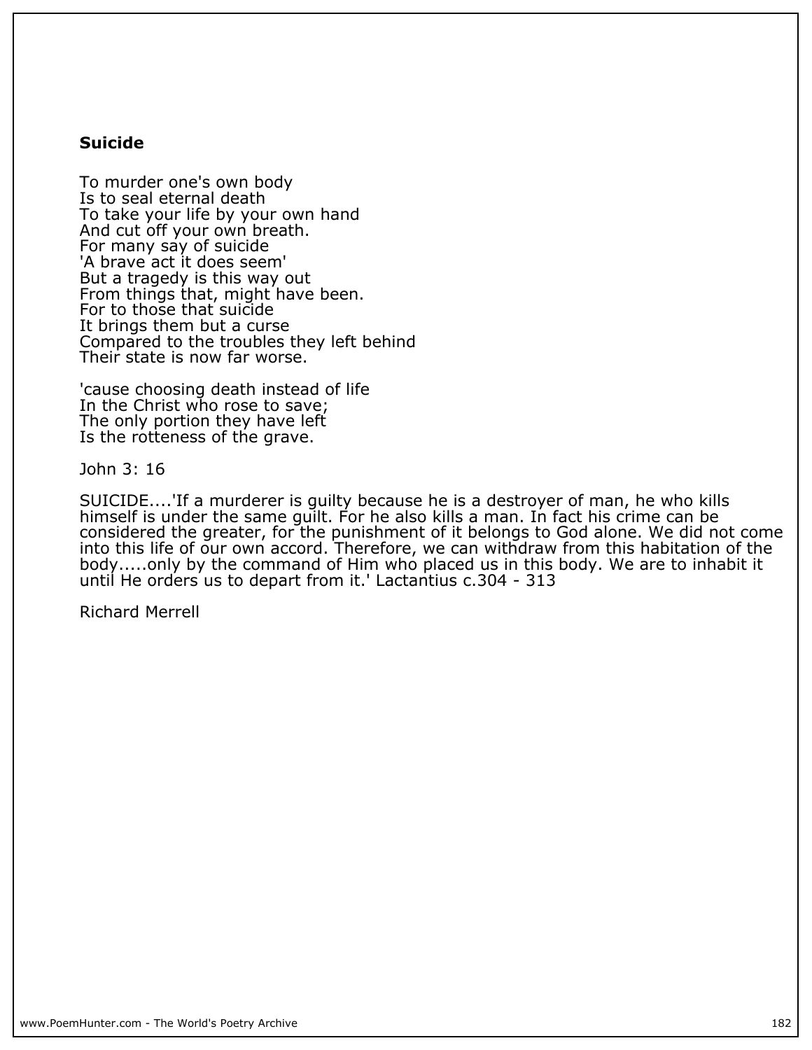**Suicide**

To murder one's own body
Is to seal eternal death
To take your life by your own hand
And cut off your own breath.
For many say of suicide
'A brave act it does seem'
But a tragedy is this way out
From things that, might have been.
For to those that suicide
It brings them but a curse
Compared to the troubles they left behind
Their state is now far worse.

'cause choosing death instead of life
In the Christ who rose to save;
The only portion they have left
Is the rotteness of the grave.

John 3: 16

SUICIDE....'If a murderer is guilty because he is a destroyer of man, he who kills himself is under the same guilt. For he also kills a man. In fact his crime can be considered the greater, for the punishment of it belongs to God alone. We did not come into this life of our own accord. Therefore, we can withdraw from this habitation of the body.....only by the command of Him who placed us in this body. We are to inhabit it until He orders us to depart from it.' Lactantius c.304 - 313

Richard Merrell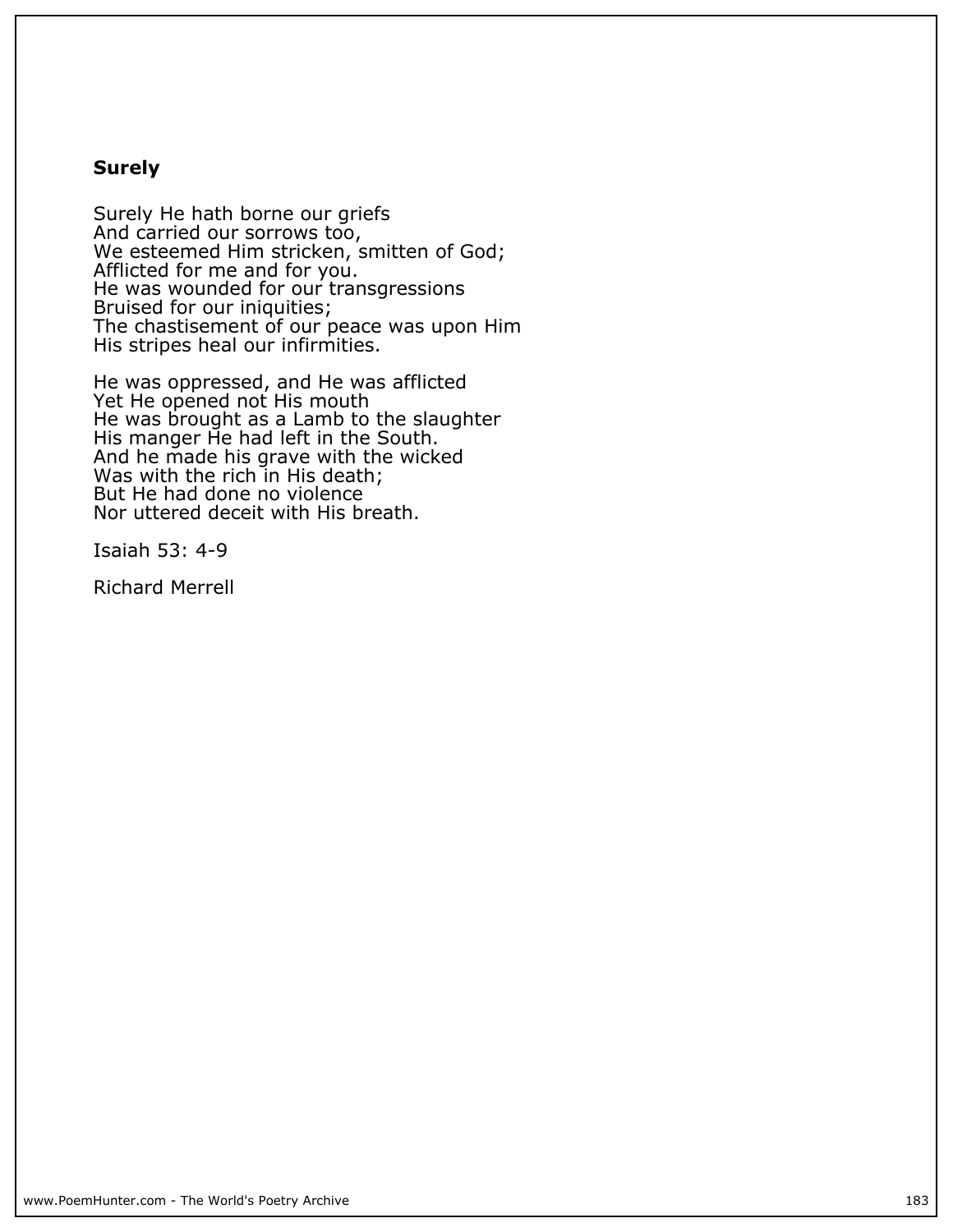## Surely

Surely He hath borne our griefs
And carried our sorrows too,
We esteemed Him stricken, smitten of God;
Afflicted for me and for you.
He was wounded for our transgressions
Bruised for our iniquities;
The chastisement of our peace was upon Him
His stripes heal our infirmities.

He was oppressed, and He was afflicted
Yet He opened not His mouth
He was brought as a Lamb to the slaughter
His manger He had left in the South.
And he made his grave with the wicked
Was with the rich in His death;
But He had done no violence
Nor uttered deceit with His breath.

Isaiah 53: 4-9

Richard Merrell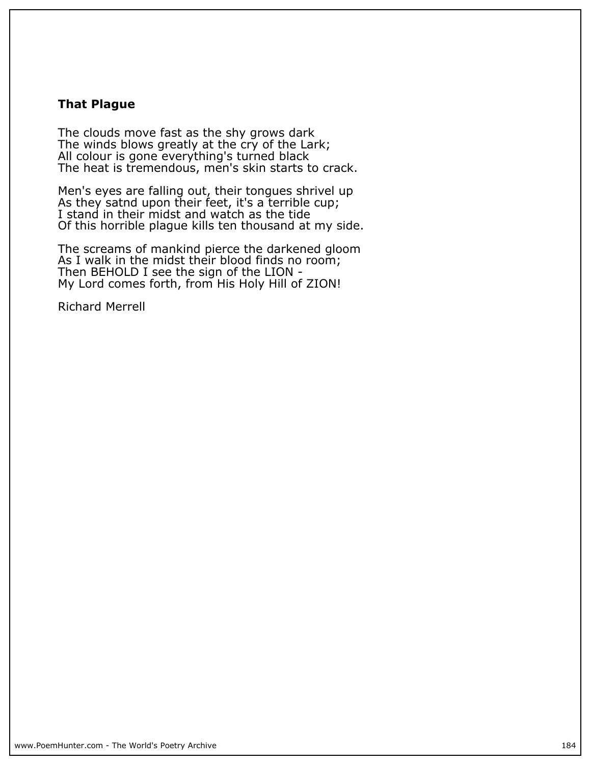**That Plague**

The clouds move fast as the shy grows dark  
The winds blows greatly at the cry of the Lark;  
All colour is gone everything's turned black  
The heat is tremendous, men's skin starts to crack.

Men's eyes are falling out, their tongues shrivel up  
As they satnd upon their feet, it's a terrible cup;  
I stand in their midst and watch as the tide  
Of this horrible plague kills ten thousand at my side.

The screams of mankind pierce the darkened gloom  
As I walk in the midst their blood finds no room;  
Then BEHOLD I see the sign of the LION -  
My Lord comes forth, from His Holy Hill of ZION!

Richard Merrell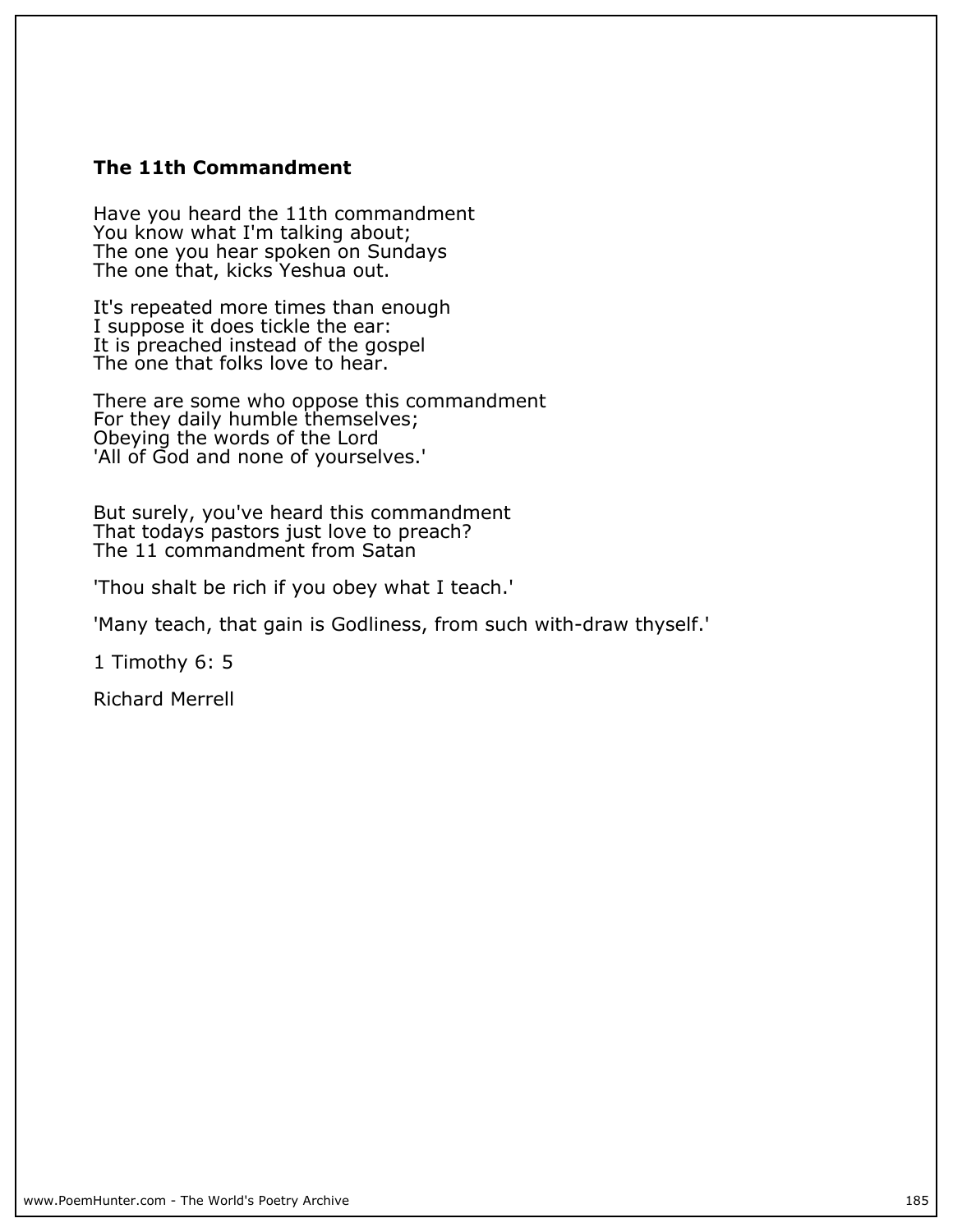### The 11th Commandment

Have you heard the 11th commandment
You know what I'm talking about;
The one you hear spoken on Sundays
The one that, kicks Yeshua out.

It's repeated more times than enough
I suppose it does tickle the ear:
It is preached instead of the gospel
The one that folks love to hear.

There are some who oppose this commandment
For they daily humble themselves;
Obeying the words of the Lord
'All of God and none of yourselves.'

But surely, you've heard this commandment
That todays pastors just love to preach?
The 11 commandment from Satan

'Thou shalt be rich if you obey what I teach.'

'Many teach, that gain is Godliness, from such with-draw thyself.'

1 Timothy 6: 5

Richard Merrell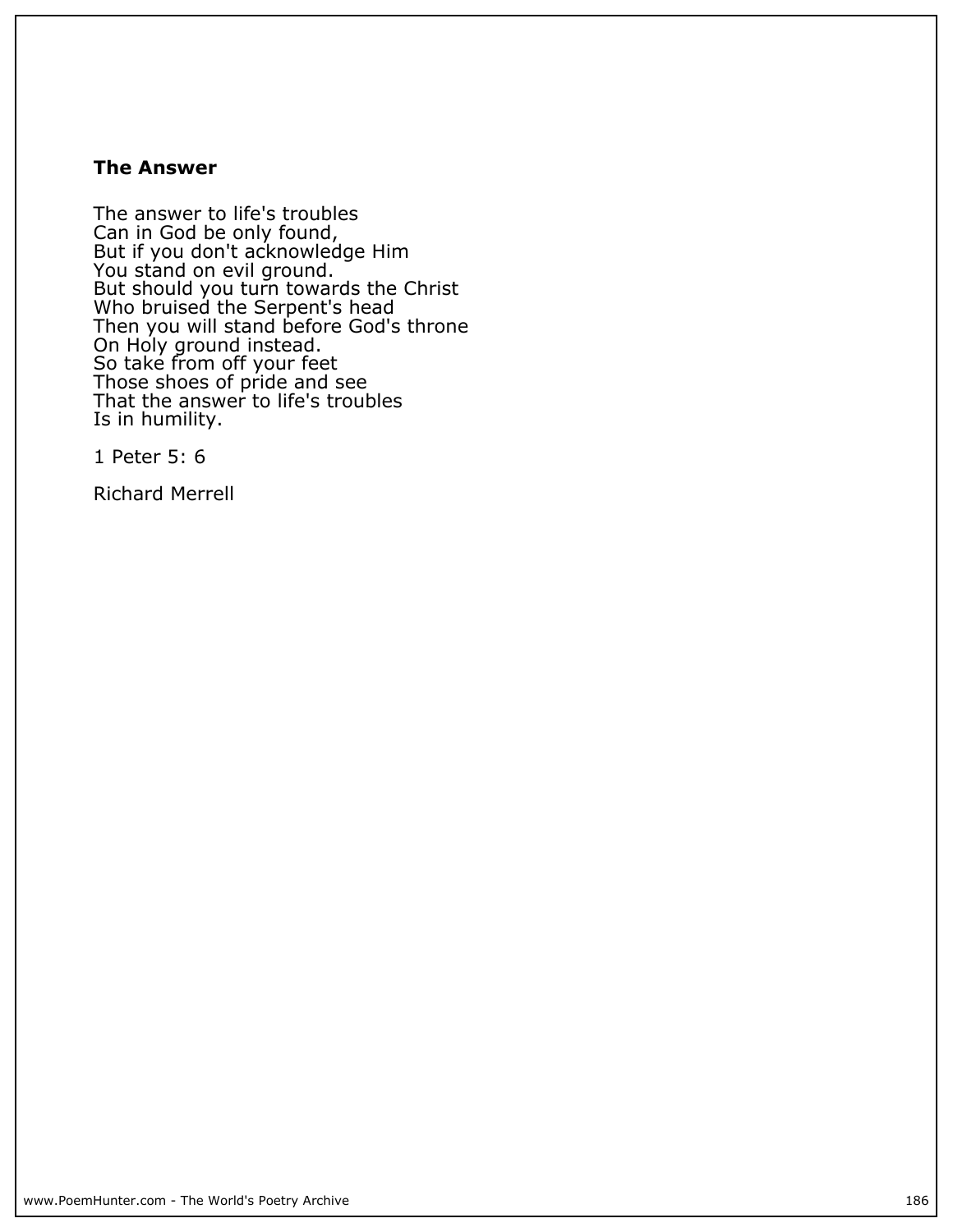### The Answer

The answer to life's troubles  
Can in God be only found,  
But if you don't acknowledge Him  
You stand on evil ground.  
But should you turn towards the Christ  
Who bruised the Serpent's head  
Then you will stand before God's throne  
On Holy ground instead.  
So take from off your feet  
Those shoes of pride and see  
That the answer to life's troubles  
Is in humility.

1 Peter 5: 6

Richard Merrell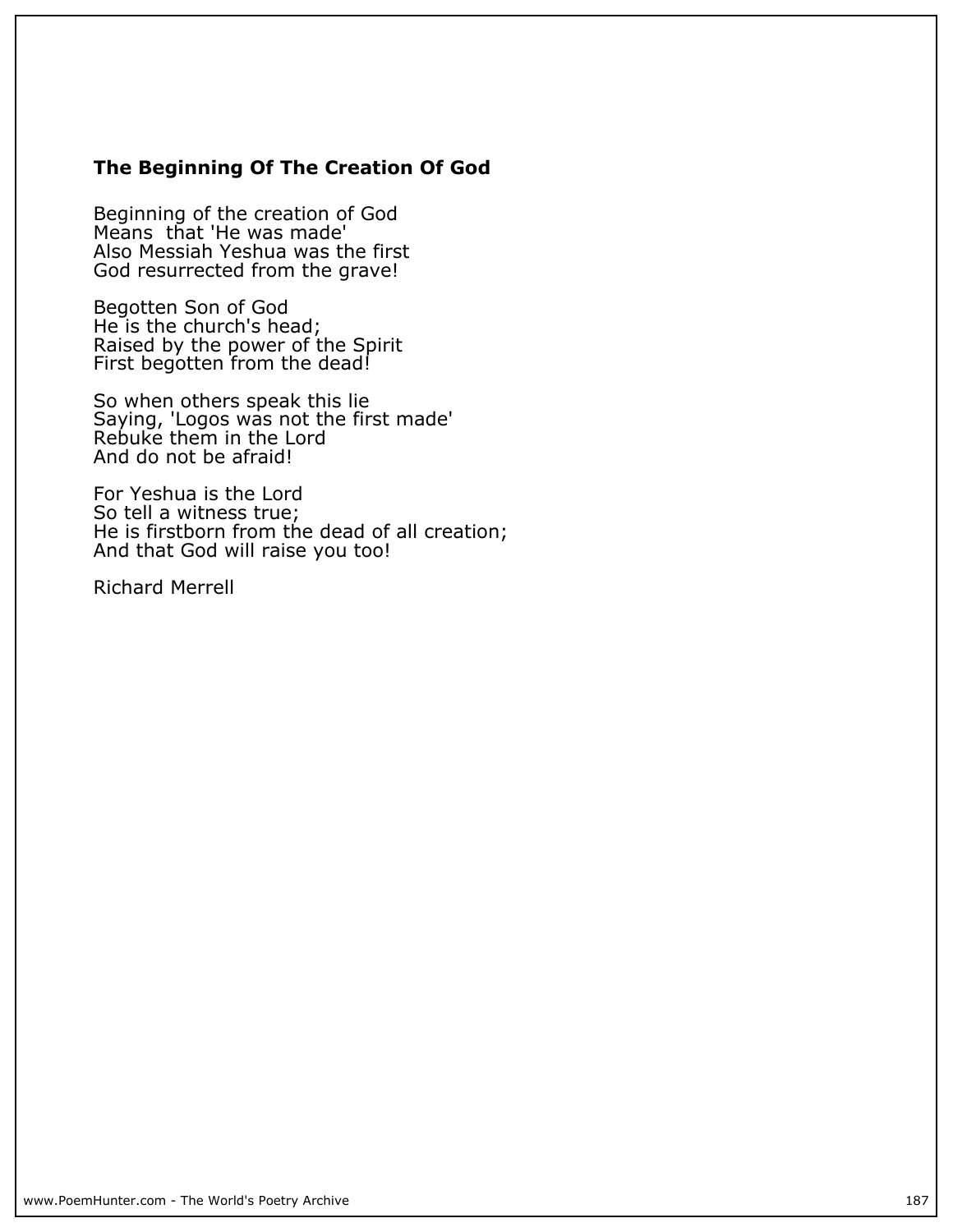### The Beginning Of The Creation Of God

Beginning of the creation of God
Means  that 'He was made'
Also Messiah Yeshua was the first
God resurrected from the grave!

Begotten Son of God
He is the church's head;
Raised by the power of the Spirit
First begotten from the dead!

So when others speak this lie
Saying, 'Logos was not the first made'
Rebuke them in the Lord
And do not be afraid!

For Yeshua is the Lord
So tell a witness true;
He is firstborn from the dead of all creation;
And that God will raise you too!

Richard Merrell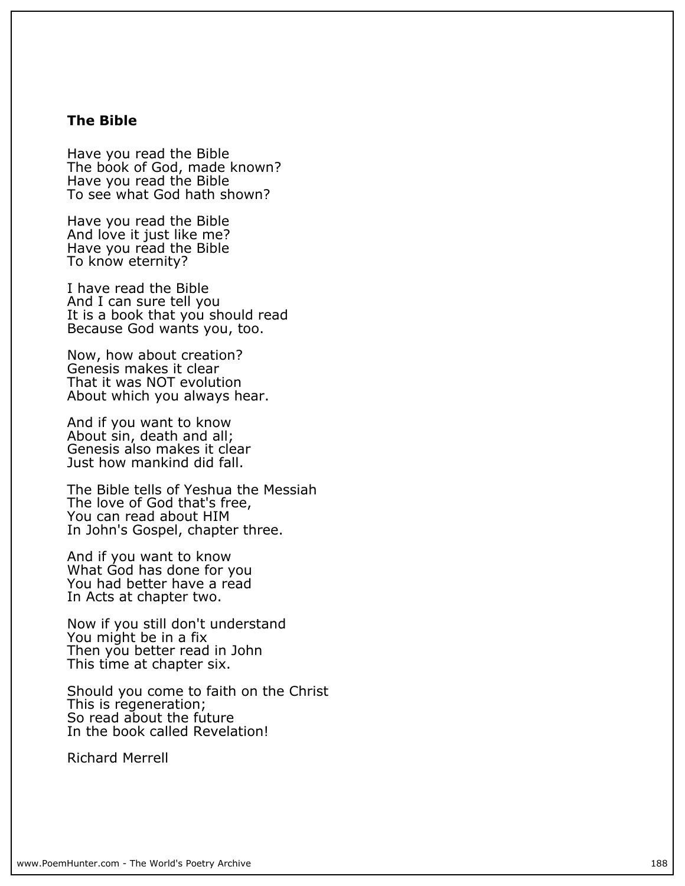**The Bible**

Have you read the Bible
The book of God, made known?
Have you read the Bible
To see what God hath shown?

Have you read the Bible
And love it just like me?
Have you read the Bible
To know eternity?

I have read the Bible
And I can sure tell you
It is a book that you should read
Because God wants you, too.

Now, how about creation?
Genesis makes it clear
That it was NOT evolution
About which you always hear.

And if you want to know
About sin, death and all;
Genesis also makes it clear
Just how mankind did fall.

The Bible tells of Yeshua the Messiah
The love of God that's free,
You can read about HIM
In John's Gospel, chapter three.

And if you want to know
What God has done for you
You had better have a read
In Acts at chapter two.

Now if you still don't understand
You might be in a fix
Then you better read in John
This time at chapter six.

Should you come to faith on the Christ
This is regeneration;
So read about the future
In the book called Revelation!

Richard Merrell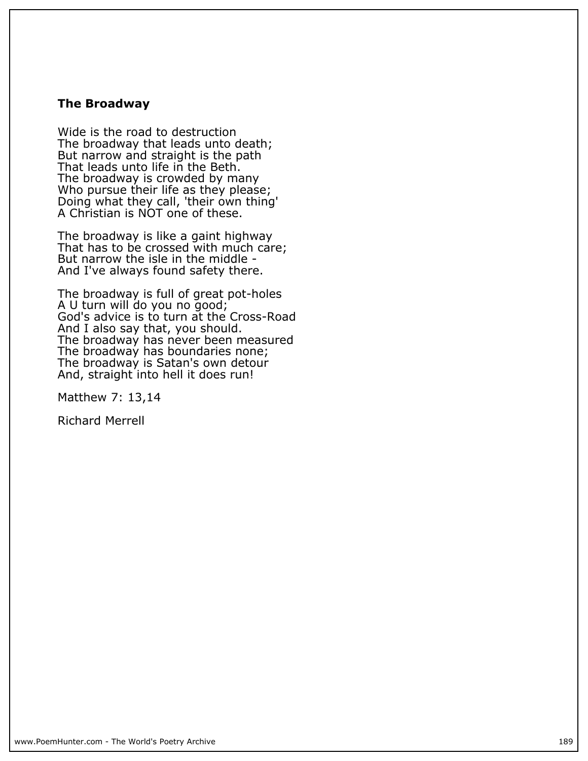### **The Broadway**

Wide is the road to destruction
The broadway that leads unto death;
But narrow and straight is the path
That leads unto life in the Beth.
The broadway is crowded by many
Who pursue their life as they please;
Doing what they call, 'their own thing'
A Christian is NOT one of these.

The broadway is like a gaint highway
That has to be crossed with much care;
But narrow the isle in the middle -
And I've always found safety there.

The broadway is full of great pot-holes
A U turn will do you no good;
God's advice is to turn at the Cross-Road
And I also say that, you should.
The broadway has never been measured
The broadway has boundaries none;
The broadway is Satan's own detour
And, straight into hell it does run!

Matthew 7: 13,14

Richard Merrell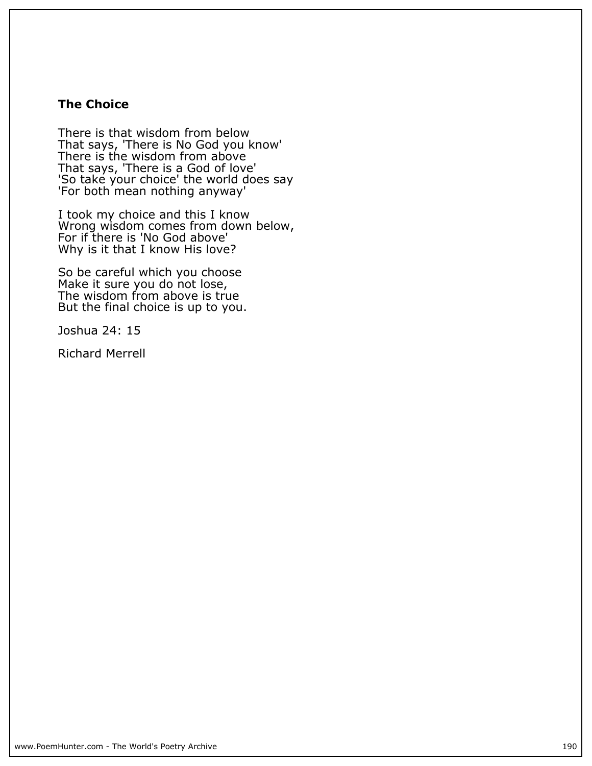**The Choice**

There is that wisdom from below  
That says, 'There is No God you know'  
There is the wisdom from above  
That says, 'There is a God of love'  
'So take your choice' the world does say  
'For both mean nothing anyway'

I took my choice and this I know  
Wrong wisdom comes from down below,  
For if there is 'No God above'  
Why is it that I know His love?

So be careful which you choose  
Make it sure you do not lose,  
The wisdom from above is true  
But the final choice is up to you.

Joshua 24: 15

Richard Merrell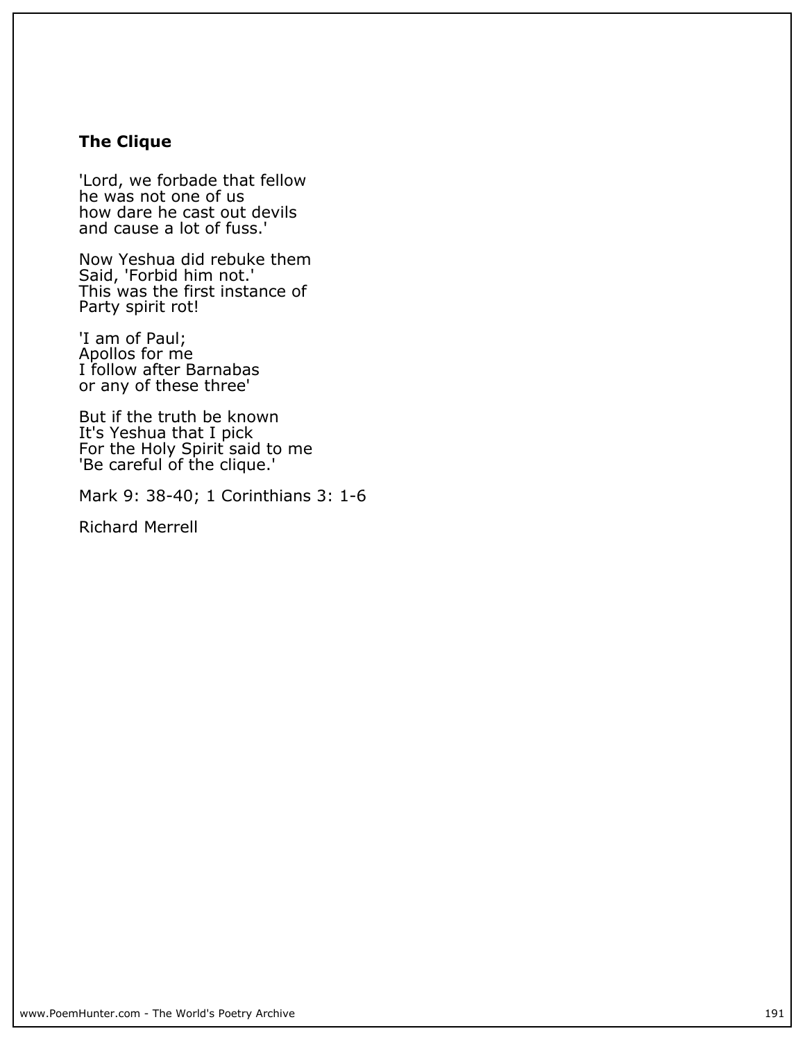## The Clique

'Lord, we forbade that fellow  
he was not one of us  
how dare he cast out devils  
and cause a lot of fuss.'

Now Yeshua did rebuke them  
Said, 'Forbid him not.'  
This was the first instance of  
Party spirit rot!

'I am of Paul;  
Apollos for me  
I follow after Barnabas  
or any of these three'

But if the truth be known  
It's Yeshua that I pick  
For the Holy Spirit said to me  
'Be careful of the clique.'

Mark 9: 38-40; 1 Corinthians 3: 1-6

Richard Merrell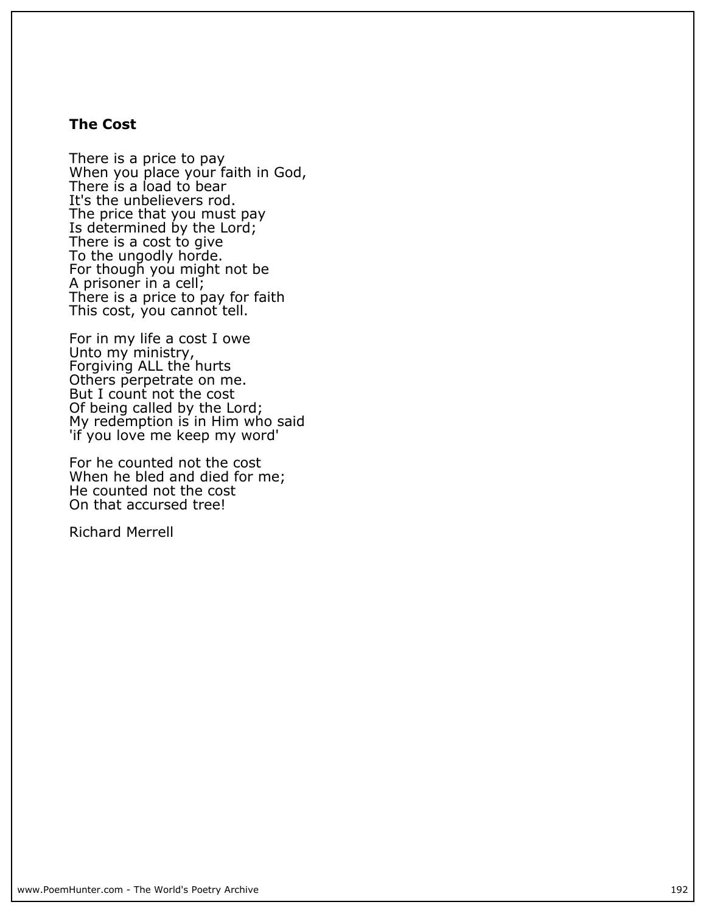## The Cost

There is a price to pay
When you place your faith in God,
There is a load to bear
It's the unbelievers rod.
The price that you must pay
Is determined by the Lord;
There is a cost to give
To the ungodly horde.
For though you might not be
A prisoner in a cell;
There is a price to pay for faith
This cost, you cannot tell.

For in my life a cost I owe
Unto my ministry,
Forgiving ALL the hurts
Others perpetrate on me.
But I count not the cost
Of being called by the Lord;
My redemption is in Him who said
'if you love me keep my word'

For he counted not the cost
When he bled and died for me;
He counted not the cost
On that accursed tree!

Richard Merrell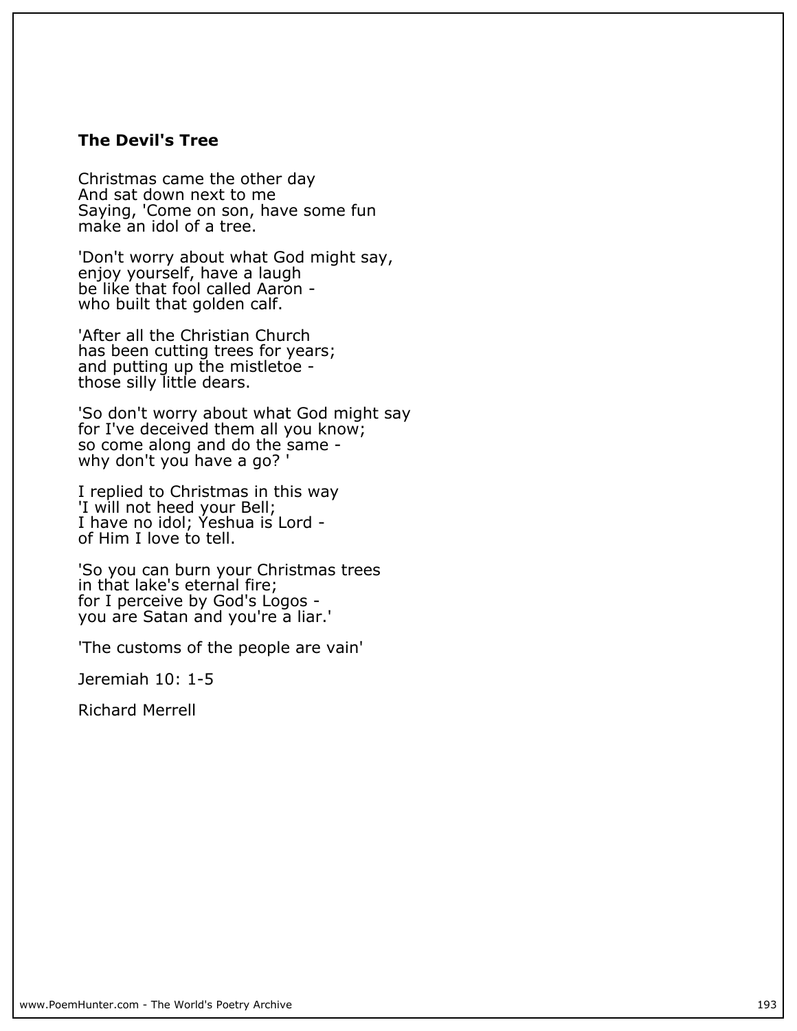### The Devil's Tree

Christmas came the other day
And sat down next to me
Saying, 'Come on son, have some fun
make an idol of a tree.

'Don't worry about what God might say,
enjoy yourself, have a laugh
be like that fool called Aaron -
who built that golden calf.

'After all the Christian Church
has been cutting trees for years;
and putting up the mistletoe -
those silly little dears.

'So don't worry about what God might say
for I've deceived them all you know;
so come along and do the same -
why don't you have a go? '

I replied to Christmas in this way
'I will not heed your Bell;
I have no idol; Yeshua is Lord -
of Him I love to tell.

'So you can burn your Christmas trees
in that lake's eternal fire;
for I perceive by God's Logos -
you are Satan and you're a liar.'

'The customs of the people are vain'

Jeremiah 10: 1-5

Richard Merrell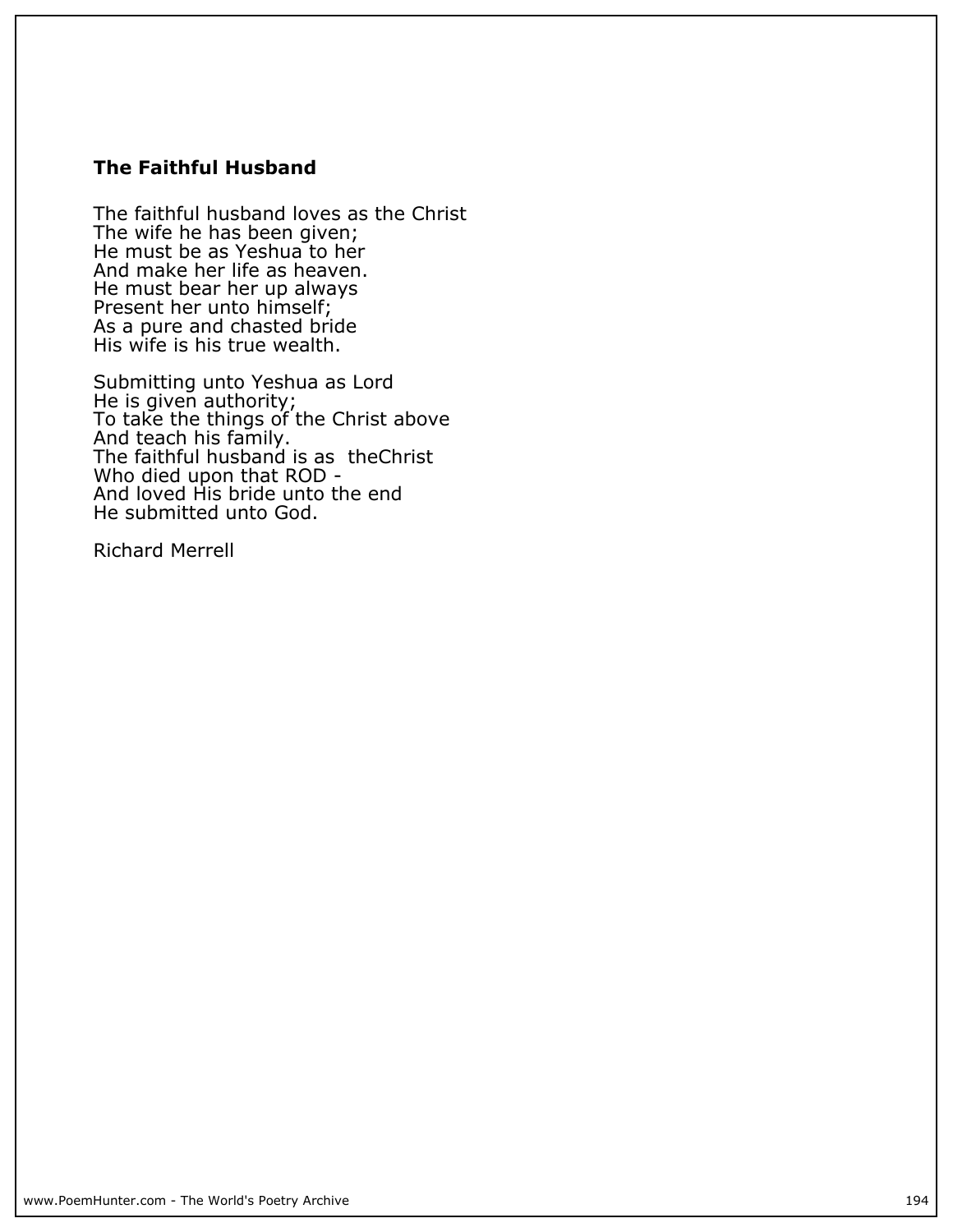### **The Faithful Husband**

The faithful husband loves as the Christ  
The wife he has been given;  
He must be as Yeshua to her  
And make her life as heaven.  
He must bear her up always  
Present her unto himself;  
As a pure and chasted bride  
His wife is his true wealth.

Submitting unto Yeshua as Lord  
He is given authority;  
To take the things of the Christ above  
And teach his family.  
The faithful husband is as  theChrist  
Who died upon that ROD -  
And loved His bride unto the end  
He submitted unto God.

Richard Merrell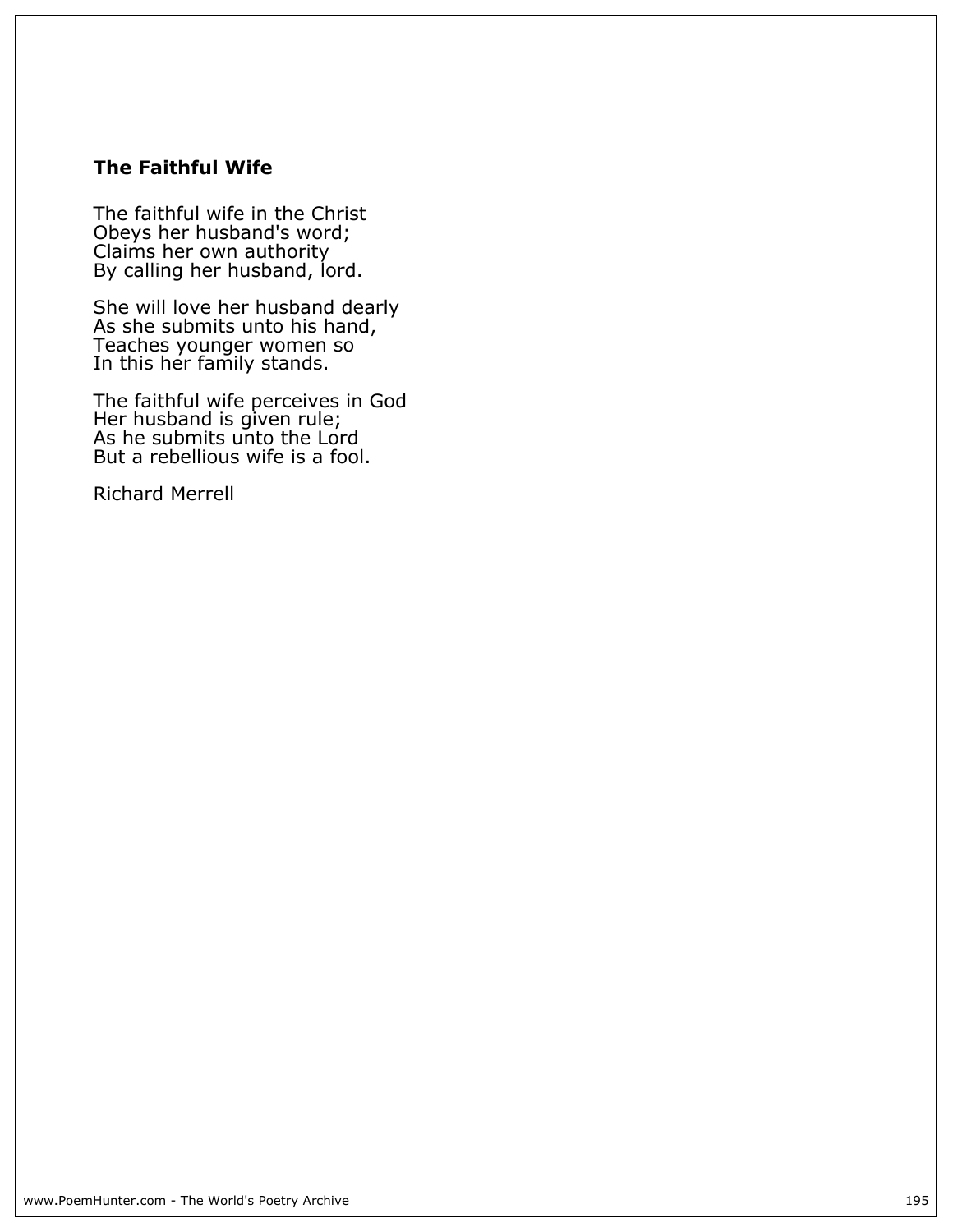### The Faithful Wife

The faithful wife in the Christ  
Obeys her husband's word;  
Claims her own authority  
By calling her husband, lord.

She will love her husband dearly  
As she submits unto his hand,  
Teaches younger women so  
In this her family stands.

The faithful wife perceives in God  
Her husband is given rule;  
As he submits unto the Lord  
But a rebellious wife is a fool.

Richard Merrell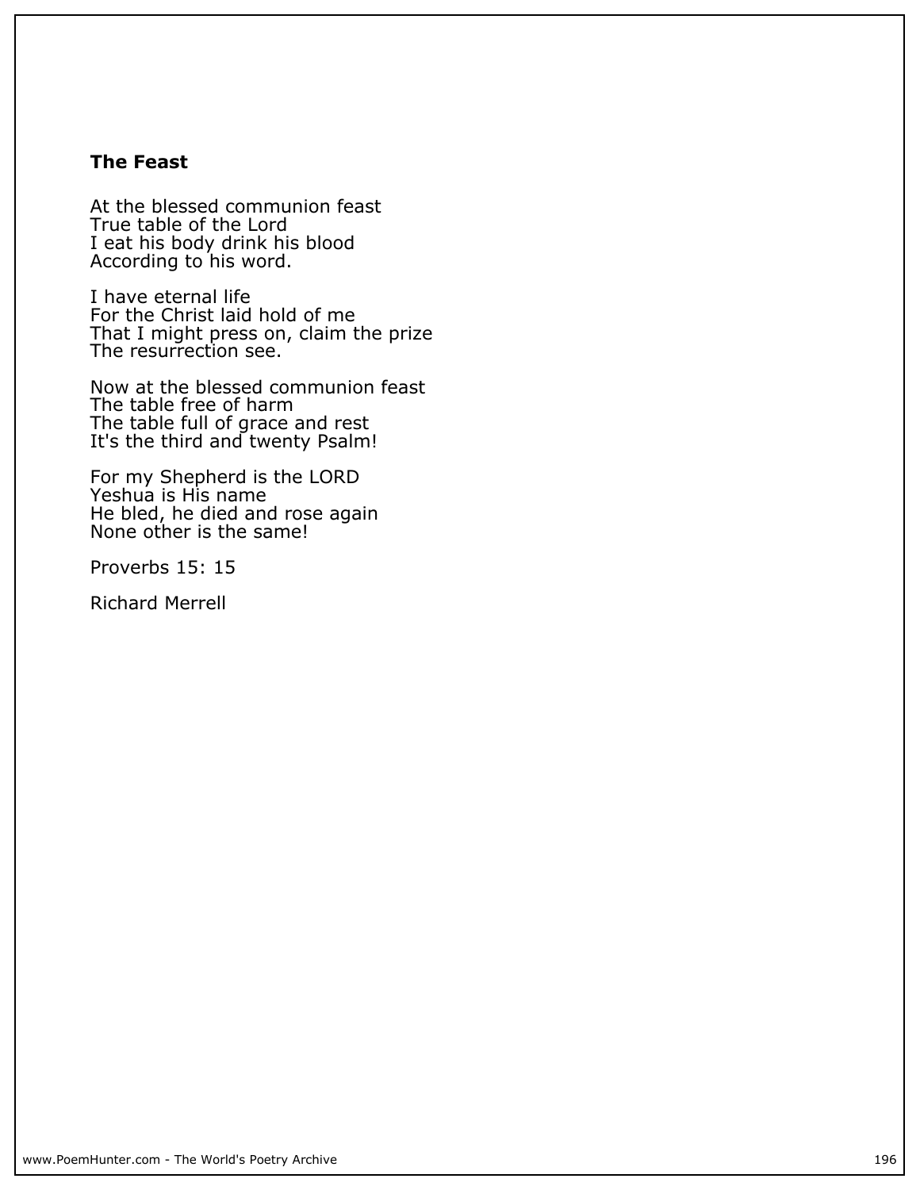## The Feast

At the blessed communion feast
True table of the Lord
I eat his body drink his blood
According to his word.

I have eternal life
For the Christ laid hold of me
That I might press on, claim the prize
The resurrection see.

Now at the blessed communion feast
The table free of harm
The table full of grace and rest
It's the third and twenty Psalm!

For my Shepherd is the LORD
Yeshua is His name
He bled, he died and rose again
None other is the same!

Proverbs 15: 15

Richard Merrell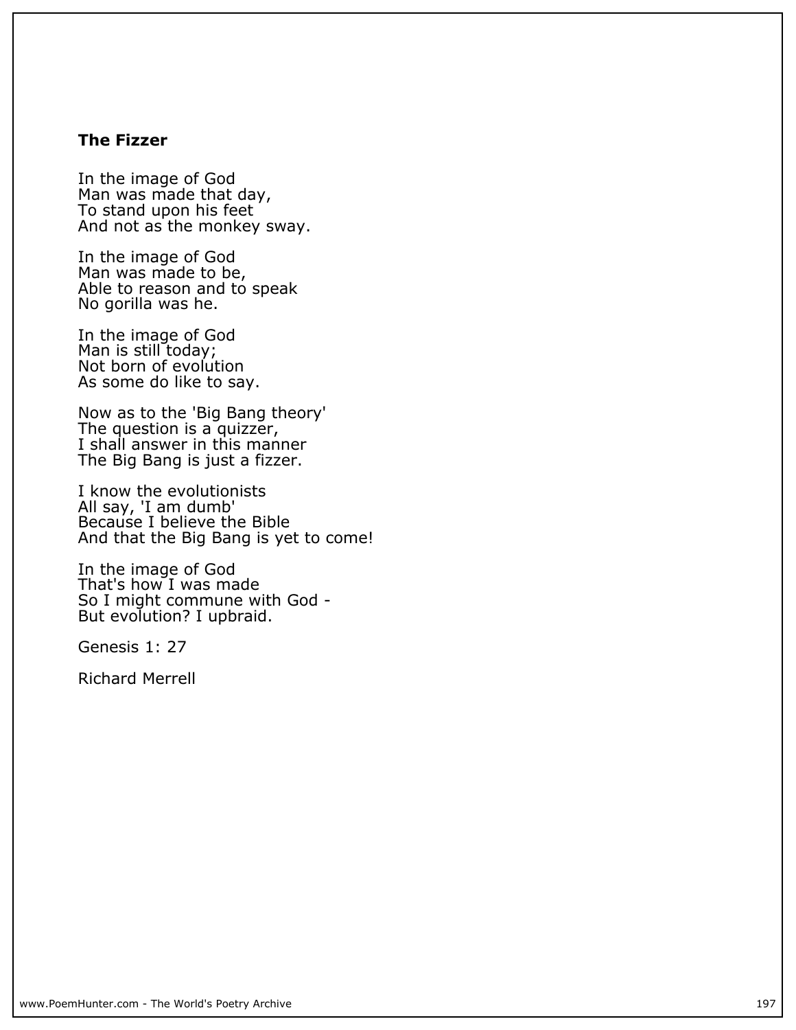### The Fizzer

In the image of God  
Man was made that day,  
To stand upon his feet  
And not as the monkey sway.

In the image of God  
Man was made to be,  
Able to reason and to speak  
No gorilla was he.

In the image of God  
Man is still today;  
Not born of evolution  
As some do like to say.

Now as to the 'Big Bang theory'  
The question is a quizzer,  
I shall answer in this manner  
The Big Bang is just a fizzer.

I know the evolutionists  
All say, 'I am dumb'  
Because I believe the Bible  
And that the Big Bang is yet to come!

In the image of God  
That's how I was made  
So I might commune with God -  
But evolution? I upbraid.

Genesis 1: 27

Richard Merrell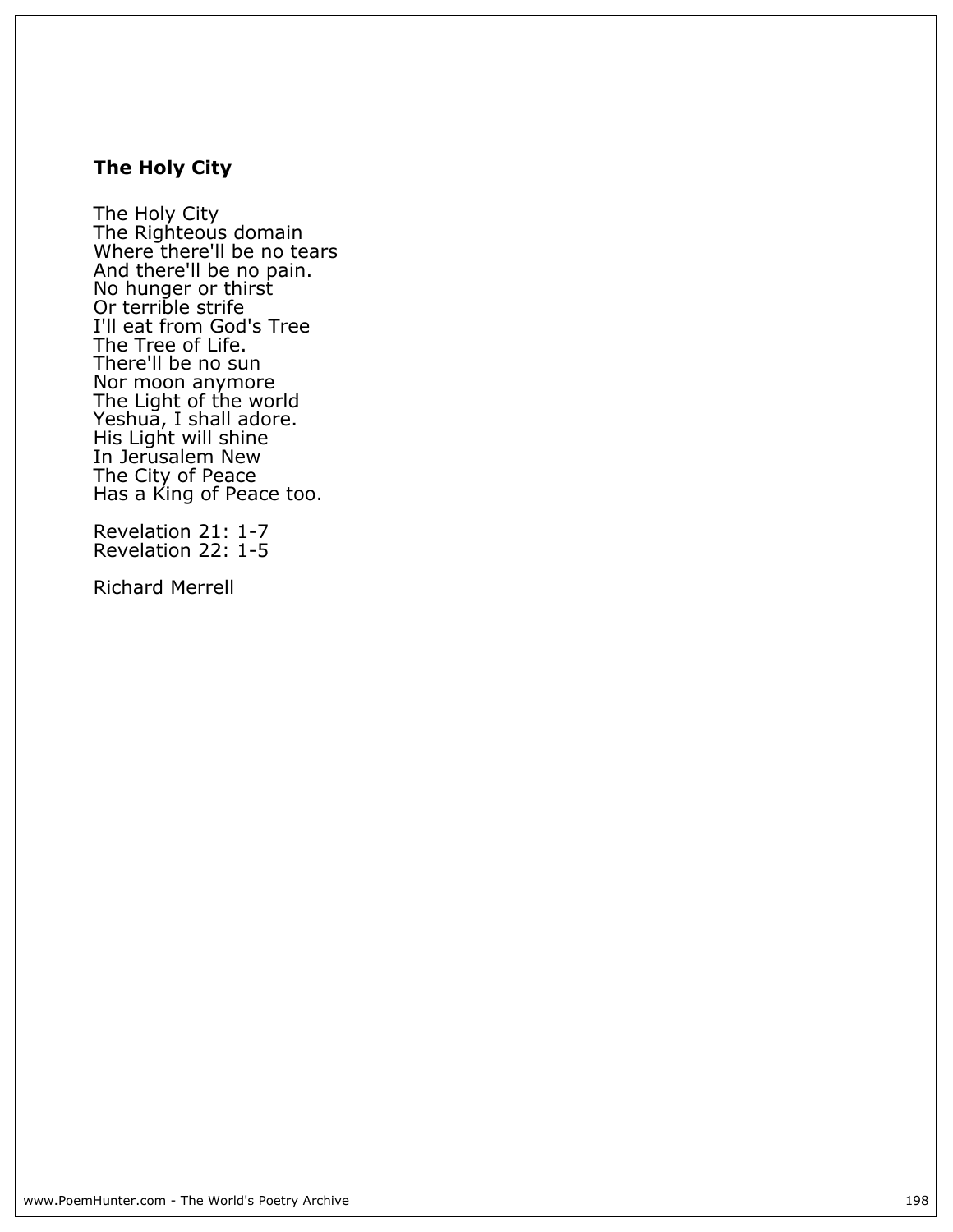## The Holy City

The Holy City
The Righteous domain
Where there'll be no tears
And there'll be no pain.
No hunger or thirst
Or terrible strife
I'll eat from God's Tree
The Tree of Life.
There'll be no sun
Nor moon anymore
The Light of the world
Yeshua, I shall adore.
His Light will shine
In Jerusalem New
The City of Peace
Has a King of Peace too.

Revelation 21: 1-7
Revelation 22: 1-5

Richard Merrell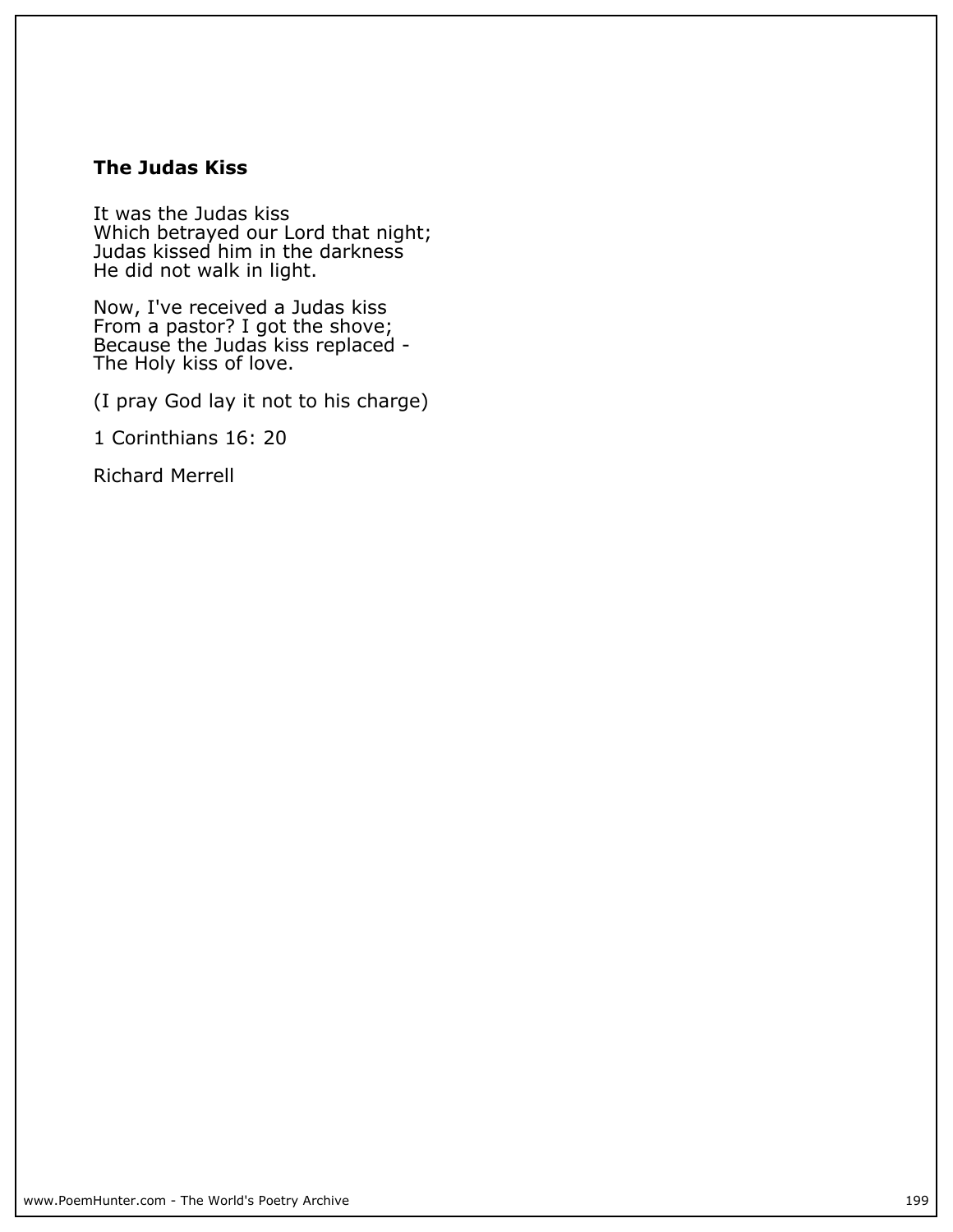### The Judas Kiss

It was the Judas kiss
Which betrayed our Lord that night;
Judas kissed him in the darkness
He did not walk in light.

Now, I've received a Judas kiss
From a pastor? I got the shove;
Because the Judas kiss replaced -
The Holy kiss of love.

(I pray God lay it not to his charge)

1 Corinthians 16: 20

Richard Merrell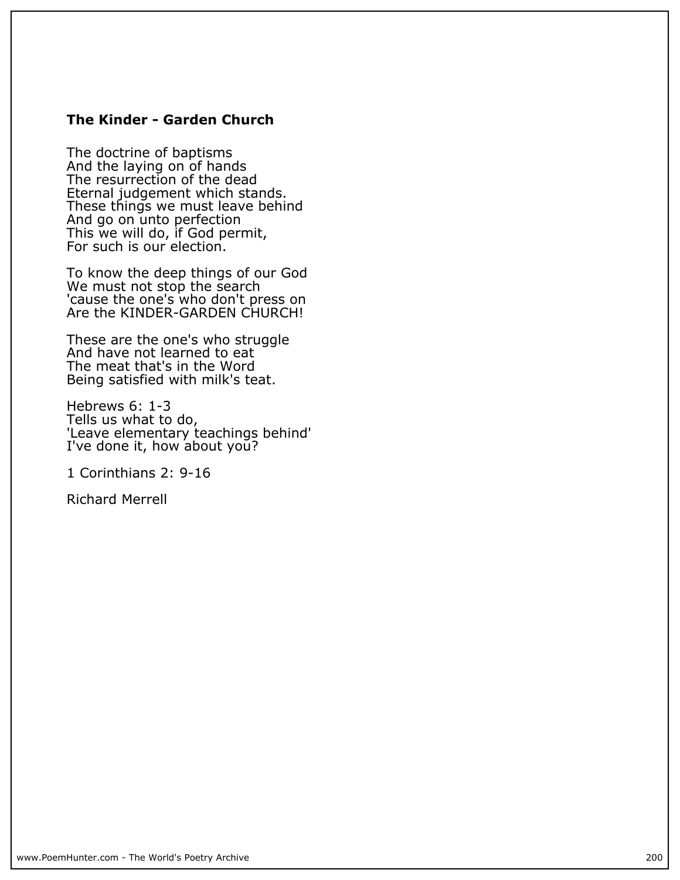## The Kinder - Garden Church

The doctrine of baptisms
And the laying on of hands
The resurrection of the dead
Eternal judgement which stands.
These things we must leave behind
And go on unto perfection
This we will do, if God permit,
For such is our election.

To know the deep things of our God
We must not stop the search
'cause the one's who don't press on
Are the KINDER-GARDEN CHURCH!

These are the one's who struggle
And have not learned to eat
The meat that's in the Word
Being satisfied with milk's teat.

Hebrews 6: 1-3
Tells us what to do,
'Leave elementary teachings behind'
I've done it, how about you?

1 Corinthians 2: 9-16

Richard Merrell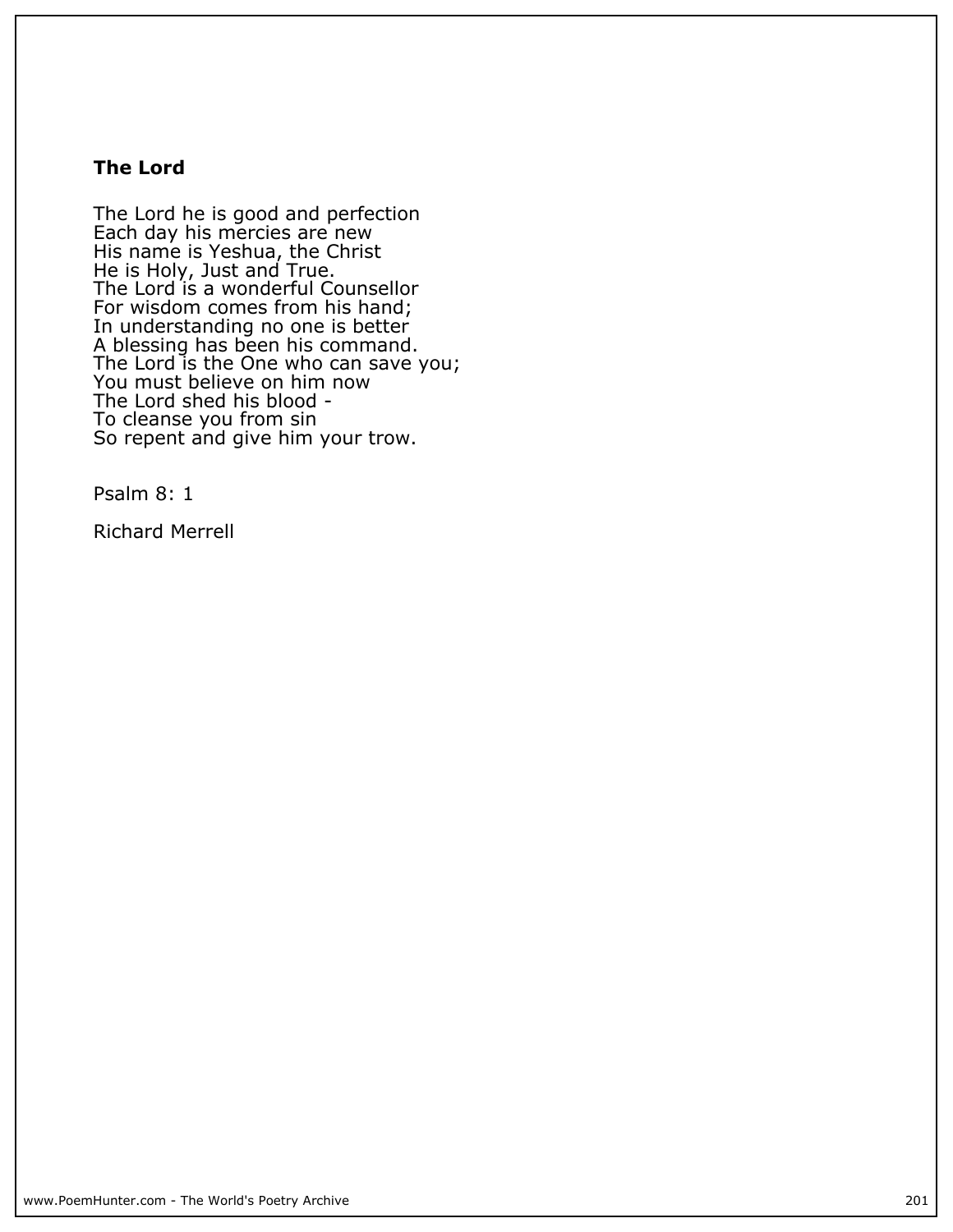## The Lord

The Lord he is good and perfection
Each day his mercies are new
His name is Yeshua, the Christ
He is Holy, Just and True.
The Lord is a wonderful Counsellor
For wisdom comes from his hand;
In understanding no one is better
A blessing has been his command.
The Lord is the One who can save you;
You must believe on him now
The Lord shed his blood -
To cleanse you from sin
So repent and give him your trow.

Psalm 8: 1

Richard Merrell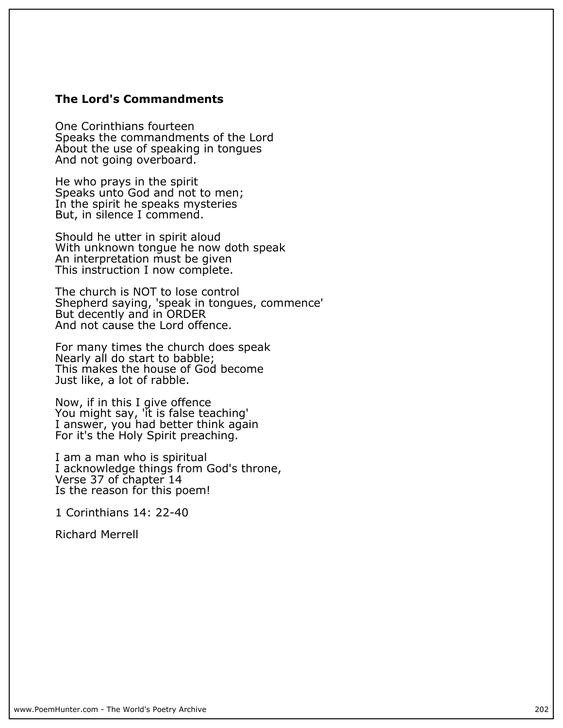## The Lord's Commandments

One Corinthians fourteen  
Speaks the commandments of the Lord  
About the use of speaking in tongues  
And not going overboard.

He who prays in the spirit  
Speaks unto God and not to men;  
In the spirit he speaks mysteries  
But, in silence I commend.

Should he utter in spirit aloud  
With unknown tongue he now doth speak  
An interpretation must be given  
This instruction I now complete.

The church is NOT to lose control  
Shepherd saying, 'speak in tongues, commence'  
But decently and in ORDER  
And not cause the Lord offence.

For many times the church does speak  
Nearly all do start to babble;  
This makes the house of God become  
Just like, a lot of rabble.

Now, if in this I give offence  
You might say, 'it is false teaching'  
I answer, you had better think again  
For it's the Holy Spirit preaching.

I am a man who is spiritual  
I acknowledge things from God's throne,  
Verse 37 of chapter 14  
Is the reason for this poem!

1 Corinthians 14: 22-40

Richard Merrell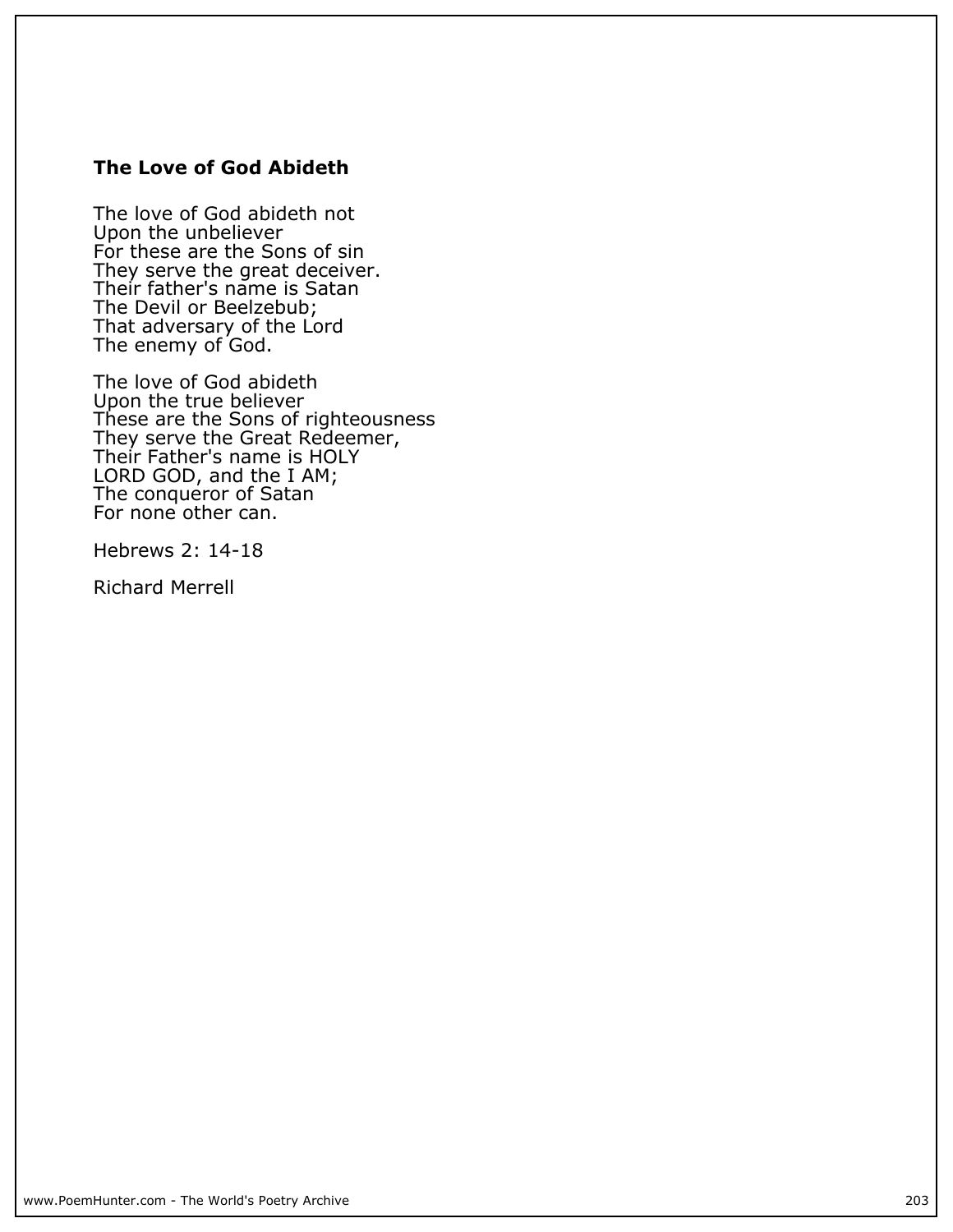### The Love of God Abideth

The love of God abideth not
Upon the unbeliever
For these are the Sons of sin
They serve the great deceiver.
Their father's name is Satan
The Devil or Beelzebub;
That adversary of the Lord
The enemy of God.

The love of God abideth
Upon the true believer
These are the Sons of righteousness
They serve the Great Redeemer,
Their Father's name is HOLY
LORD GOD, and the I AM;
The conqueror of Satan
For none other can.

Hebrews 2: 14-18

Richard Merrell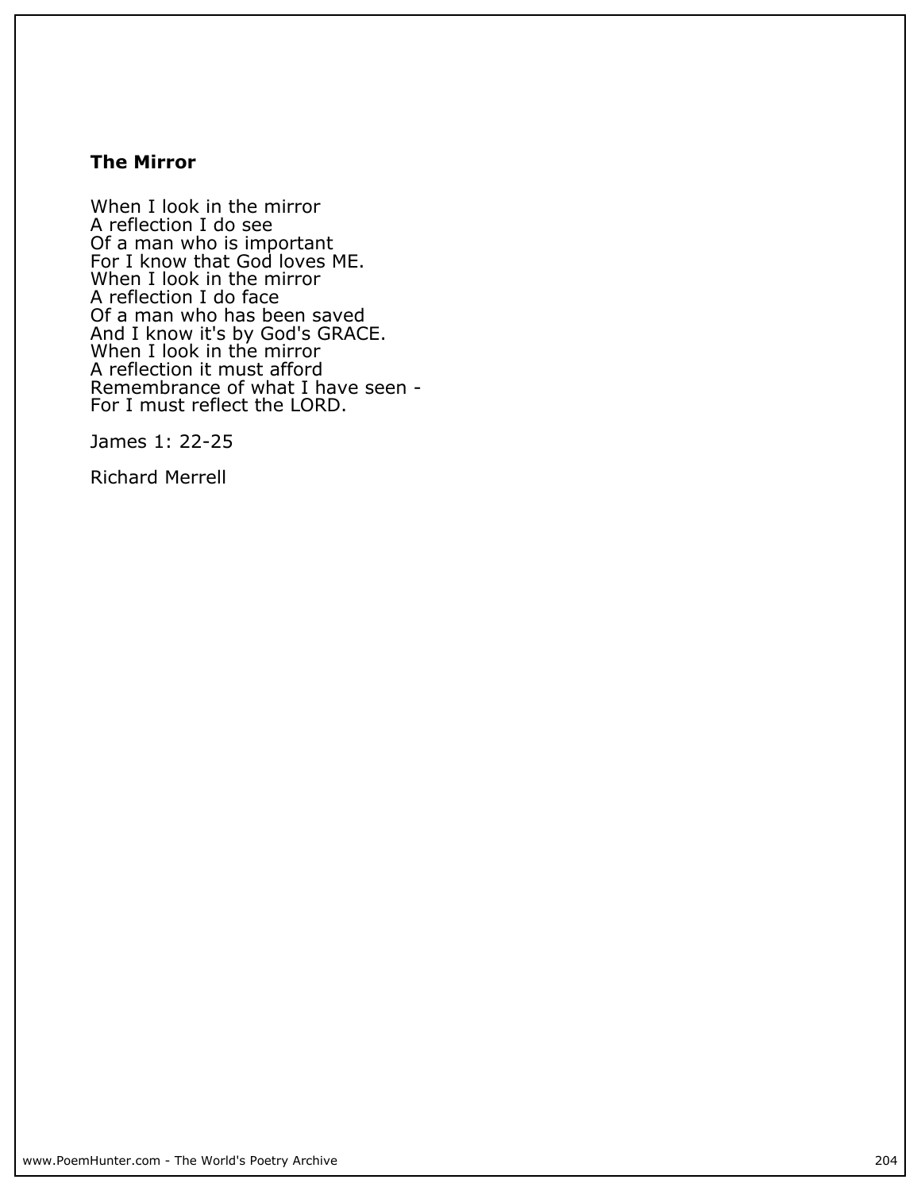### The Mirror

When I look in the mirror  
A reflection I do see  
Of a man who is important  
For I know that God loves ME.  
When I look in the mirror  
A reflection I do face  
Of a man who has been saved  
And I know it's by God's GRACE.  
When I look in the mirror  
A reflection it must afford  
Remembrance of what I have seen -  
For I must reflect the LORD.

James 1: 22-25

Richard Merrell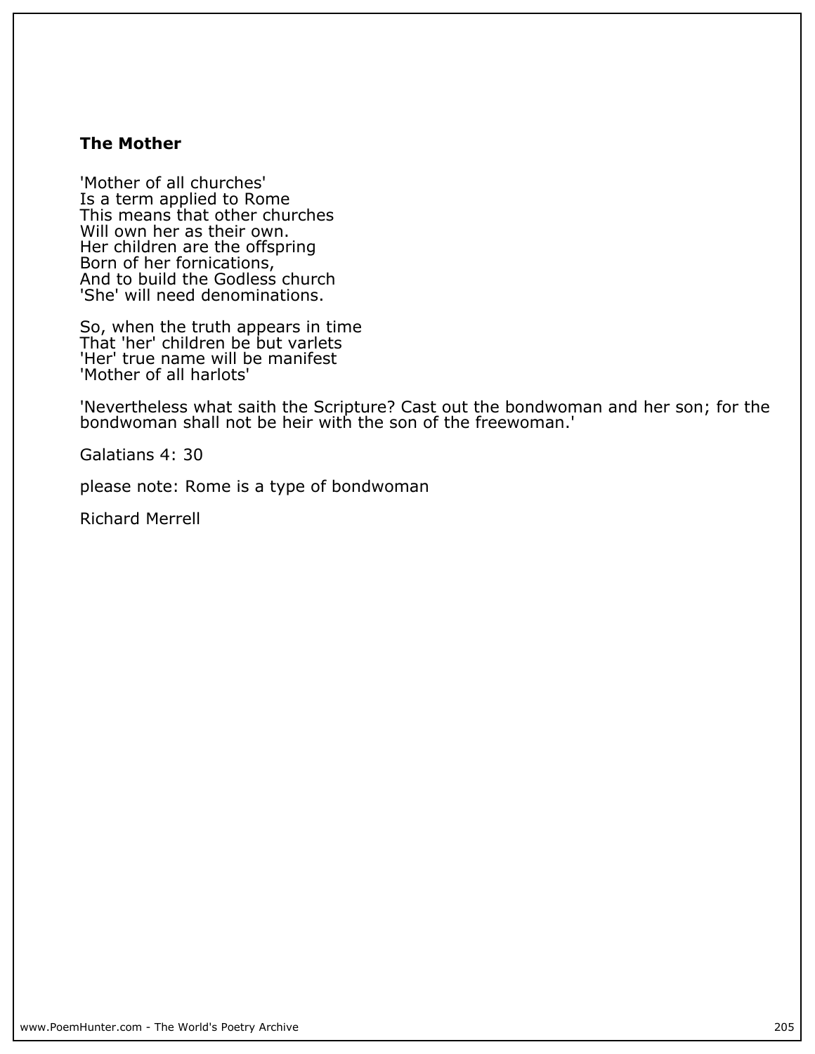## The Mother

'Mother of all churches'  
Is a term applied to Rome  
This means that other churches  
Will own her as their own.  
Her children are the offspring  
Born of her fornications,  
And to build the Godless church  
'She' will need denominations.

So, when the truth appears in time  
That 'her' children be but varlets  
'Her' true name will be manifest  
'Mother of all harlots'

'Nevertheless what saith the Scripture? Cast out the bondwoman and her son; for the bondwoman shall not be heir with the son of the freewoman.'

Galatians 4: 30

please note: Rome is a type of bondwoman

Richard Merrell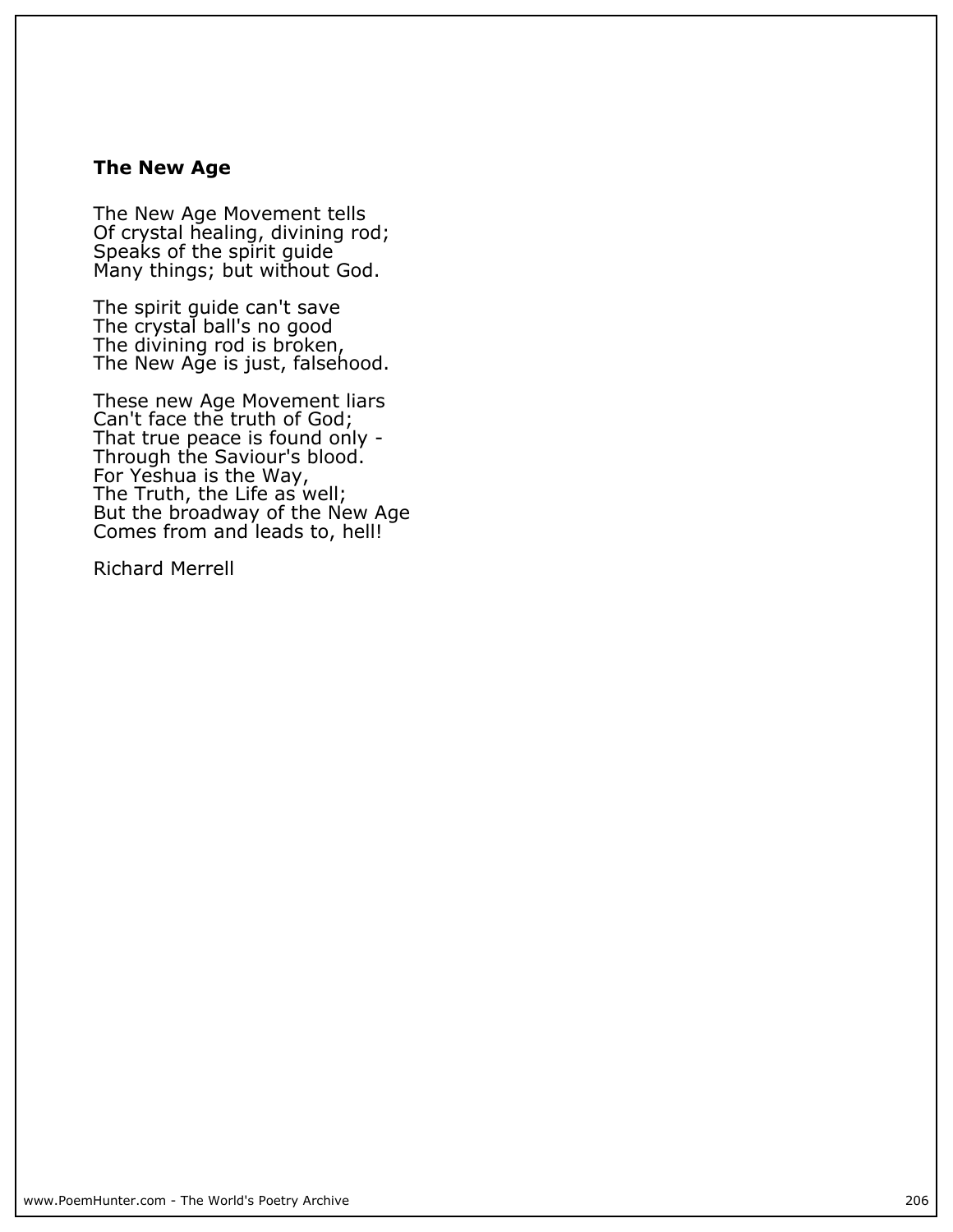### The New Age

The New Age Movement tells  
Of crystal healing, divining rod;  
Speaks of the spirit guide  
Many things; but without God.

The spirit guide can't save  
The crystal ball's no good  
The divining rod is broken,  
The New Age is just, falsehood.

These new Age Movement liars  
Can't face the truth of God;  
That true peace is found only -  
Through the Saviour's blood.  
For Yeshua is the Way,  
The Truth, the Life as well;  
But the broadway of the New Age  
Comes from and leads to, hell!

Richard Merrell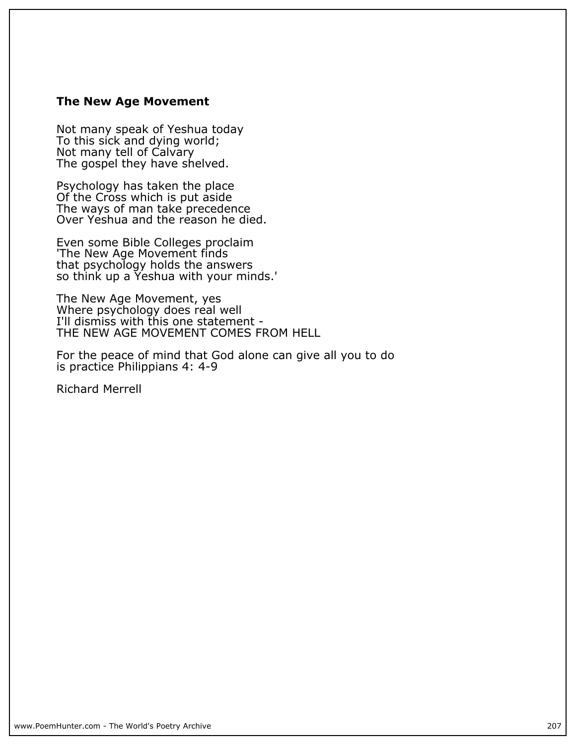### The New Age Movement

Not many speak of Yeshua today
To this sick and dying world;
Not many tell of Calvary
The gospel they have shelved.

Psychology has taken the place
Of the Cross which is put aside
The ways of man take precedence
Over Yeshua and the reason he died.

Even some Bible Colleges proclaim
'The New Age Movement finds
that psychology holds the answers
so think up a Yeshua with your minds.'

The New Age Movement, yes
Where psychology does real well
I'll dismiss with this one statement -
THE NEW AGE MOVEMENT COMES FROM HELL

For the peace of mind that God alone can give all you to do
is practice Philippians 4: 4-9

Richard Merrell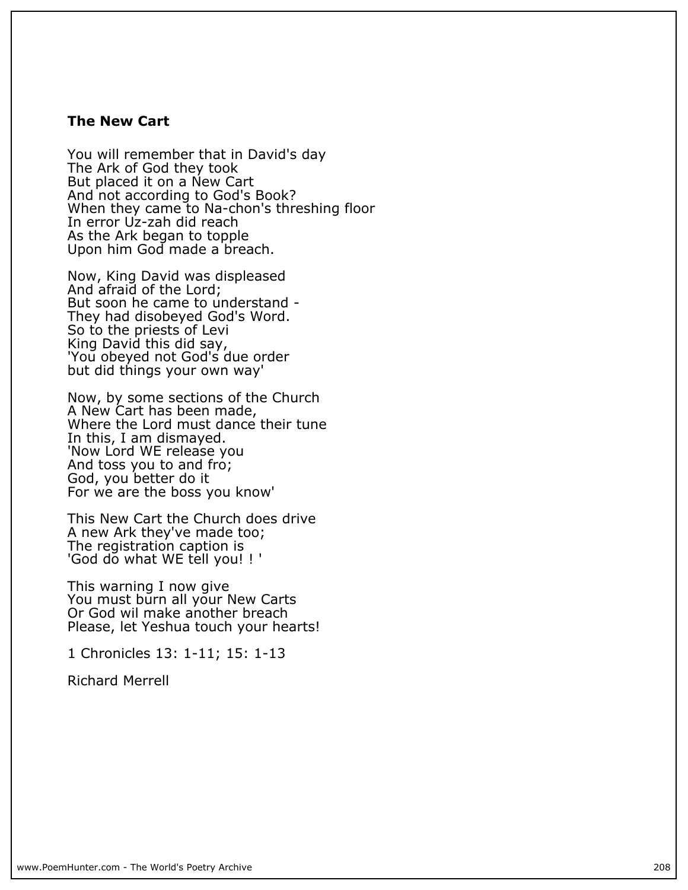## The New Cart

You will remember that in David's day  
The Ark of God they took  
But placed it on a New Cart  
And not according to God's Book?  
When they came to Na-chon's threshing floor  
In error Uz-zah did reach  
As the Ark began to topple  
Upon him God made a breach.

Now, King David was displeased  
And afraid of the Lord;  
But soon he came to understand -  
They had disobeyed God's Word.  
So to the priests of Levi  
King David this did say,  
'You obeyed not God's due order  
but did things your own way'

Now, by some sections of the Church  
A New Cart has been made,  
Where the Lord must dance their tune  
In this, I am dismayed.  
'Now Lord WE release you  
And toss you to and fro;  
God, you better do it  
For we are the boss you know'

This New Cart the Church does drive  
A new Ark they've made too;  
The registration caption is  
'God do what WE tell you! ! '

This warning I now give  
You must burn all your New Carts  
Or God wil make another breach  
Please, let Yeshua touch your hearts!

1 Chronicles 13: 1-11; 15: 1-13

Richard Merrell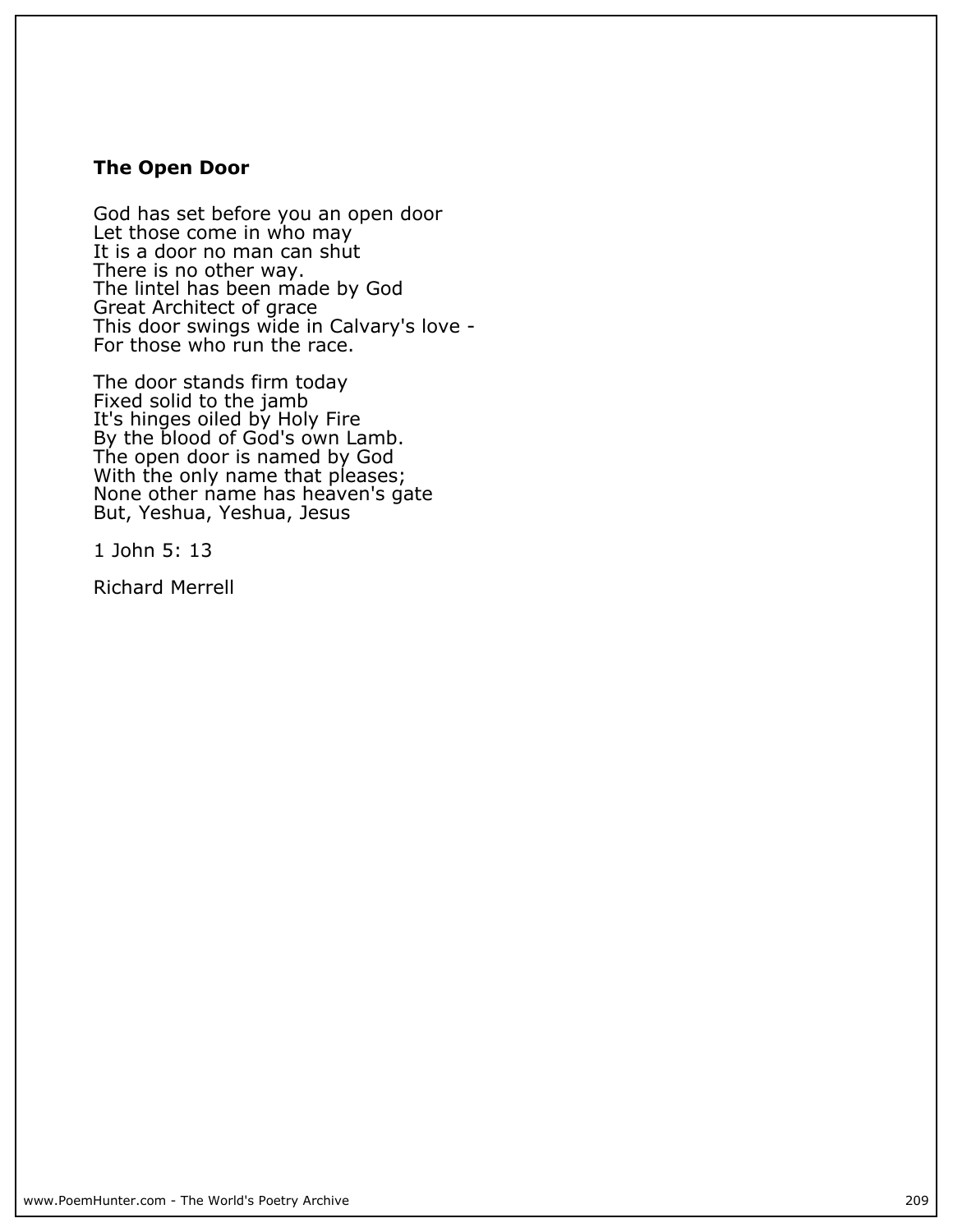### The Open Door

God has set before you an open door  
Let those come in who may  
It is a door no man can shut  
There is no other way.  
The lintel has been made by God  
Great Architect of grace  
This door swings wide in Calvary's love -  
For those who run the race.

The door stands firm today  
Fixed solid to the jamb  
It's hinges oiled by Holy Fire  
By the blood of God's own Lamb.  
The open door is named by God  
With the only name that pleases;  
None other name has heaven's gate  
But, Yeshua, Yeshua, Jesus

1 John 5: 13

Richard Merrell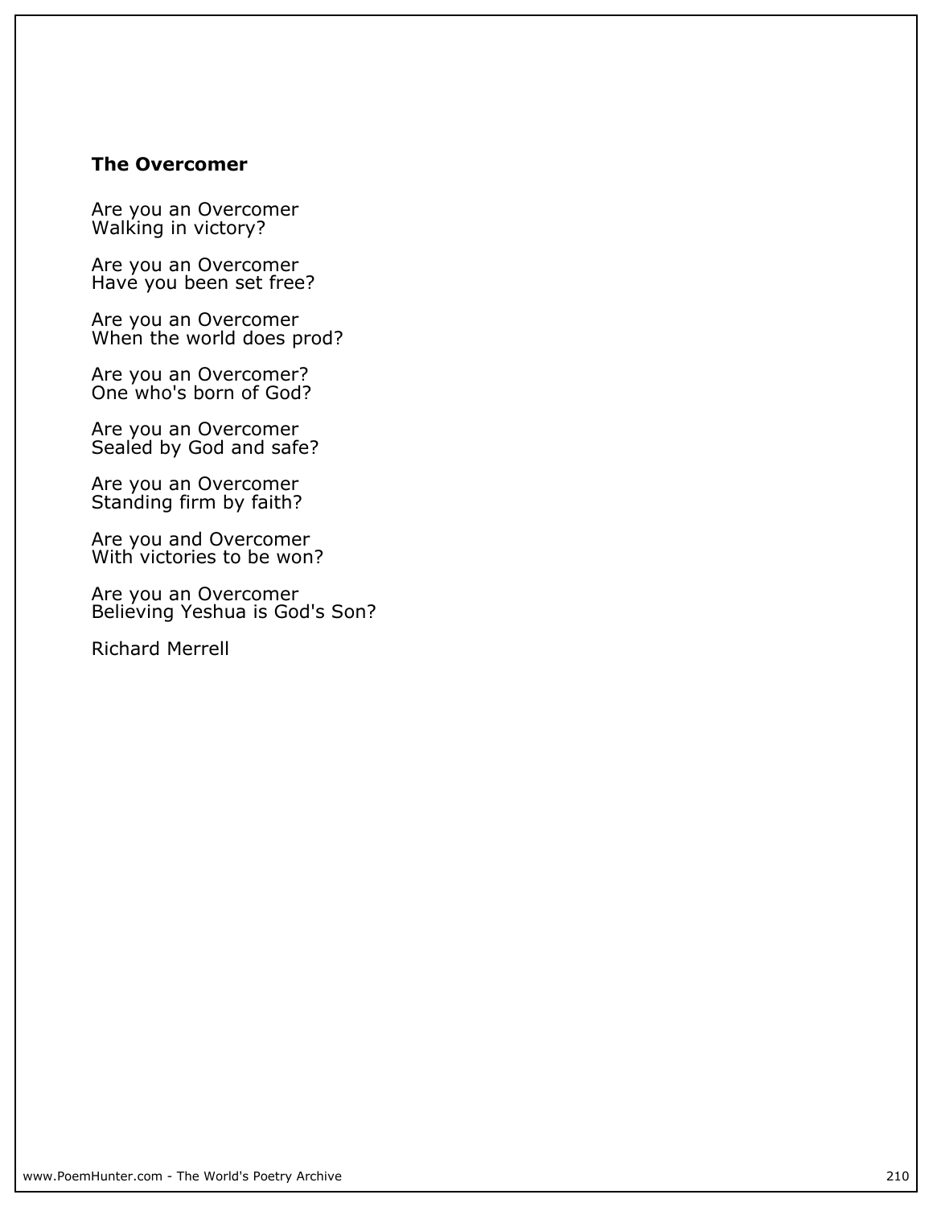### The Overcomer

Are you an Overcomer
Walking in victory?

Are you an Overcomer
Have you been set free?

Are you an Overcomer
When the world does prod?

Are you an Overcomer?
One who's born of God?

Are you an Overcomer
Sealed by God and safe?

Are you an Overcomer
Standing firm by faith?

Are you and Overcomer
With victories to be won?

Are you an Overcomer
Believing Yeshua is God's Son?

Richard Merrell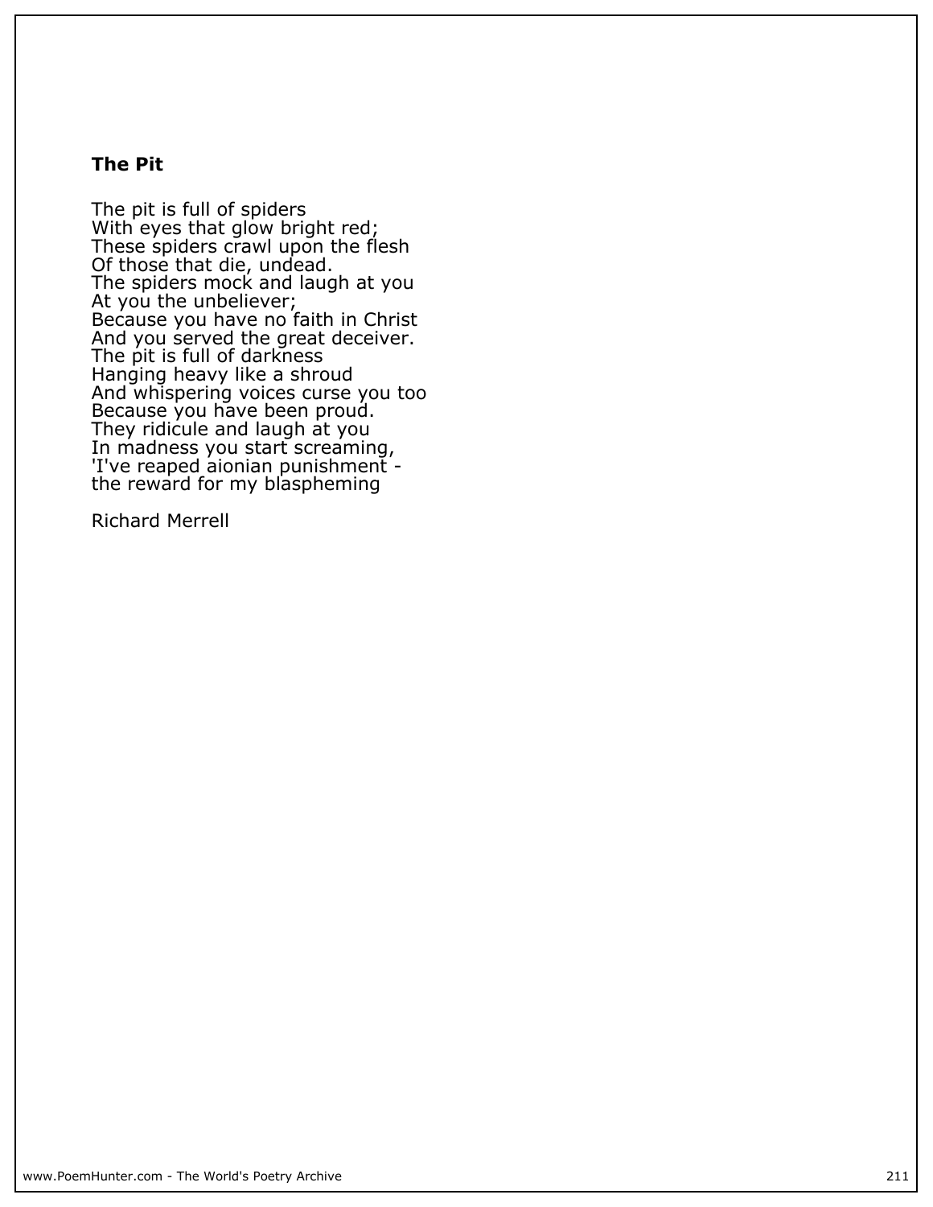**The Pit**

The pit is full of spiders
With eyes that glow bright red;
These spiders crawl upon the flesh
Of those that die, undead.
The spiders mock and laugh at you
At you the unbeliever;
Because you have no faith in Christ
And you served the great deceiver.
The pit is full of darkness
Hanging heavy like a shroud
And whispering voices curse you too
Because you have been proud.
They ridicule and laugh at you
In madness you start screaming,
'I've reaped aionian punishment -
the reward for my blaspheming

Richard Merrell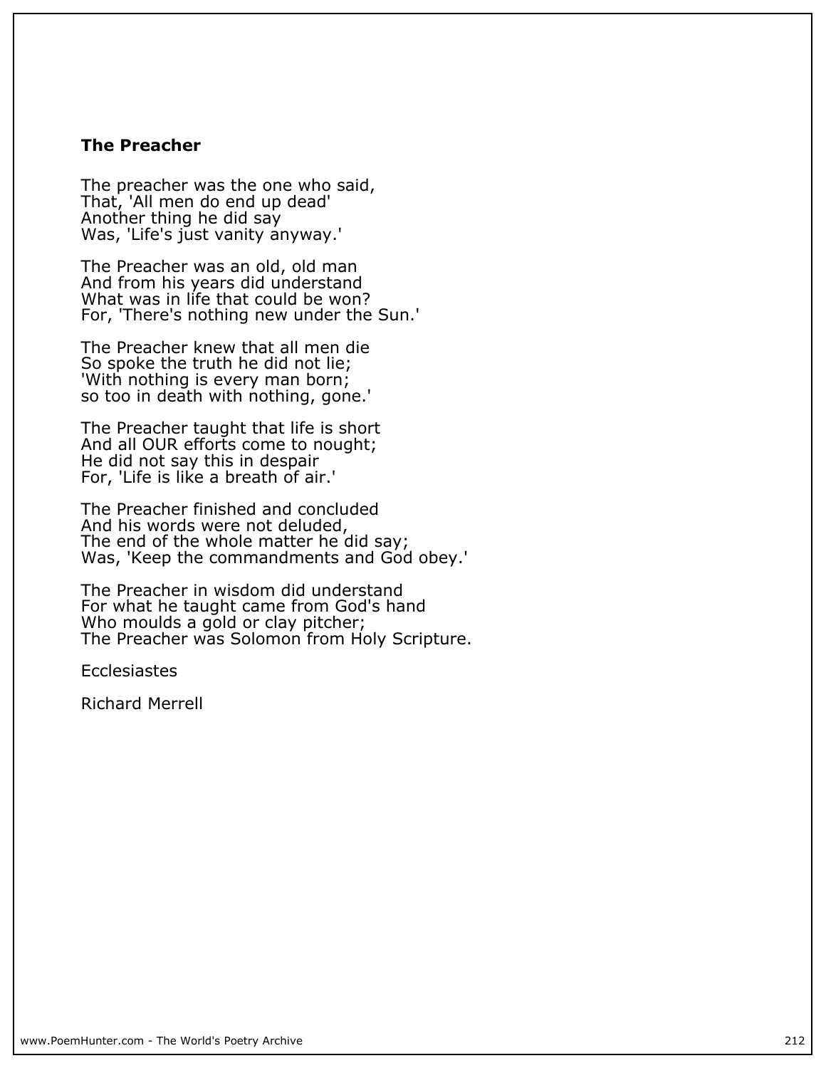## The Preacher

The preacher was the one who said,  
That, 'All men do end up dead'  
Another thing he did say  
Was, 'Life's just vanity anyway.'

The Preacher was an old, old man  
And from his years did understand  
What was in life that could be won?  
For, 'There's nothing new under the Sun.'

The Preacher knew that all men die  
So spoke the truth he did not lie;  
'With nothing is every man born;  
so too in death with nothing, gone.'

The Preacher taught that life is short  
And all OUR efforts come to nought;  
He did not say this in despair  
For, 'Life is like a breath of air.'

The Preacher finished and concluded  
And his words were not deluded,  
The end of the whole matter he did say;  
Was, 'Keep the commandments and God obey.'

The Preacher in wisdom did understand  
For what he taught came from God's hand  
Who moulds a gold or clay pitcher;  
The Preacher was Solomon from Holy Scripture.

Ecclesiastes

Richard Merrell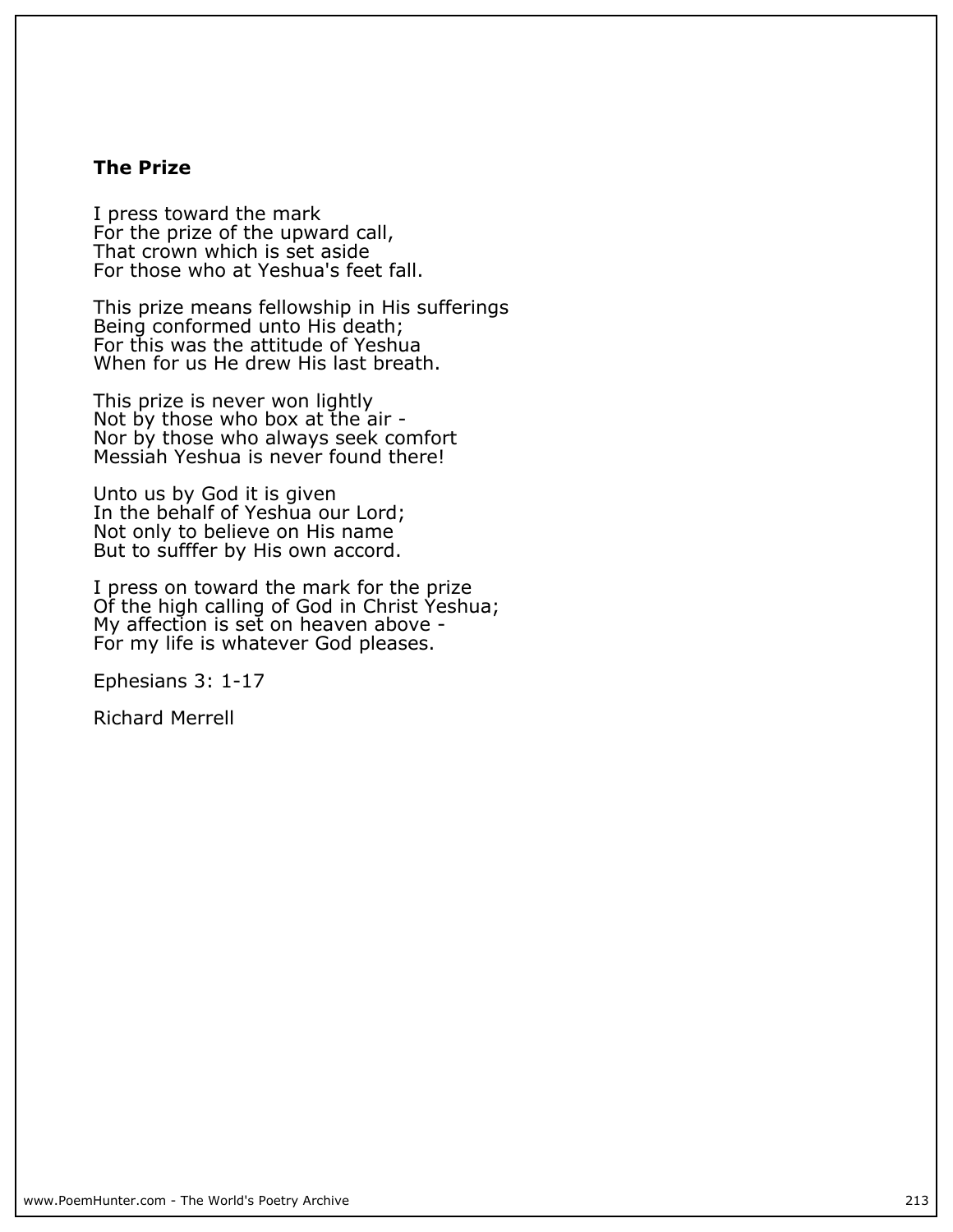### The Prize

I press toward the mark  
For the prize of the upward call,  
That crown which is set aside  
For those who at Yeshua's feet fall.

This prize means fellowship in His sufferings  
Being conformed unto His death;  
For this was the attitude of Yeshua  
When for us He drew His last breath.

This prize is never won lightly  
Not by those who box at the air -  
Nor by those who always seek comfort  
Messiah Yeshua is never found there!

Unto us by God it is given  
In the behalf of Yeshua our Lord;  
Not only to believe on His name  
But to sufffer by His own accord.

I press on toward the mark for the prize  
Of the high calling of God in Christ Yeshua;  
My affection is set on heaven above -  
For my life is whatever God pleases.

Ephesians 3: 1-17

Richard Merrell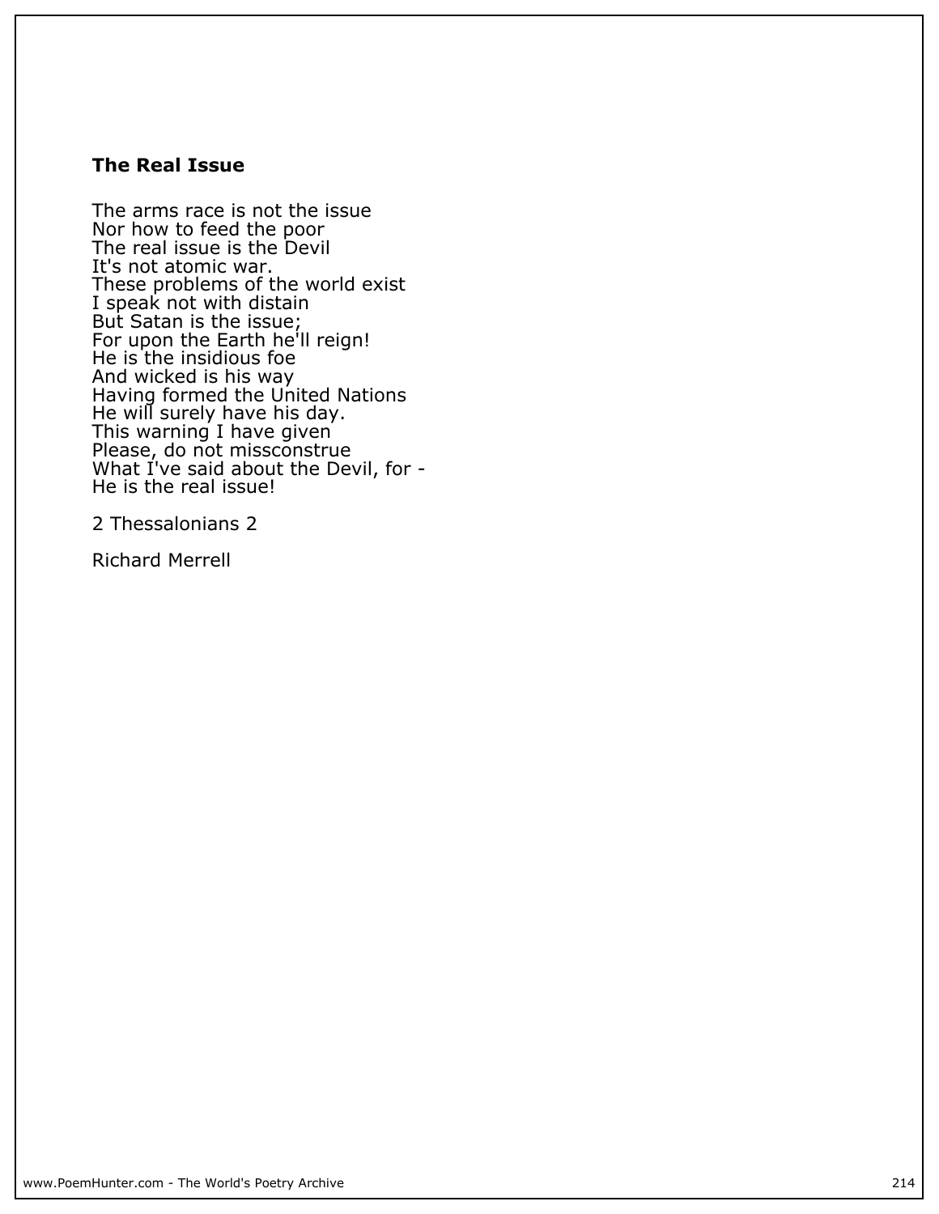### The Real Issue

The arms race is not the issue  
Nor how to feed the poor  
The real issue is the Devil  
It's not atomic war.  
These problems of the world exist  
I speak not with distain  
But Satan is the issue;  
For upon the Earth he'll reign!  
He is the insidious foe  
And wicked is his way  
Having formed the United Nations  
He will surely have his day.  
This warning I have given  
Please, do not missconstrue  
What I've said about the Devil, for -  
He is the real issue!

2 Thessalonians 2

Richard Merrell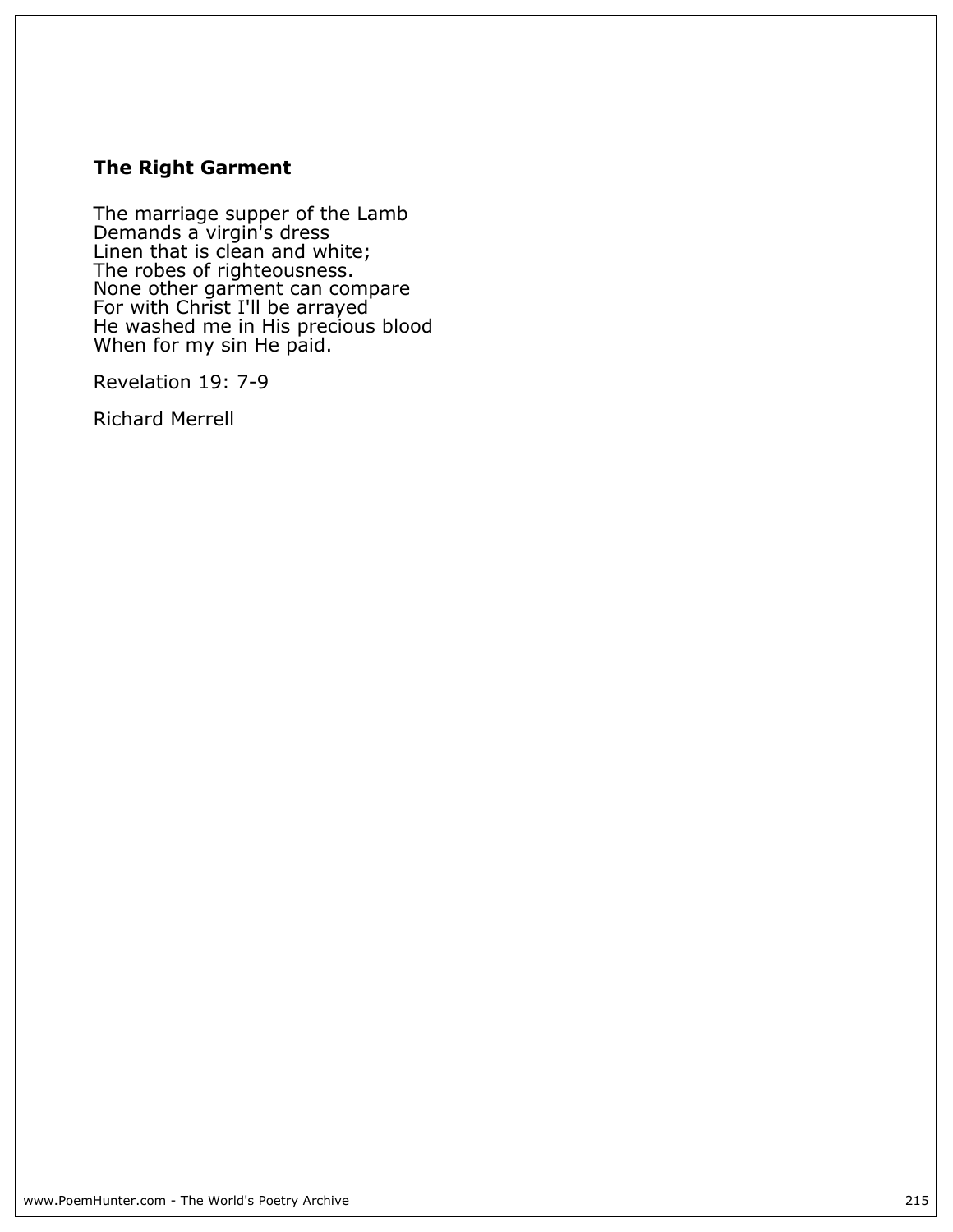### The Right Garment

The marriage supper of the Lamb  
Demands a virgin's dress  
Linen that is clean and white;  
The robes of righteousness.  
None other garment can compare  
For with Christ I'll be arrayed  
He washed me in His precious blood  
When for my sin He paid.

Revelation 19: 7-9

Richard Merrell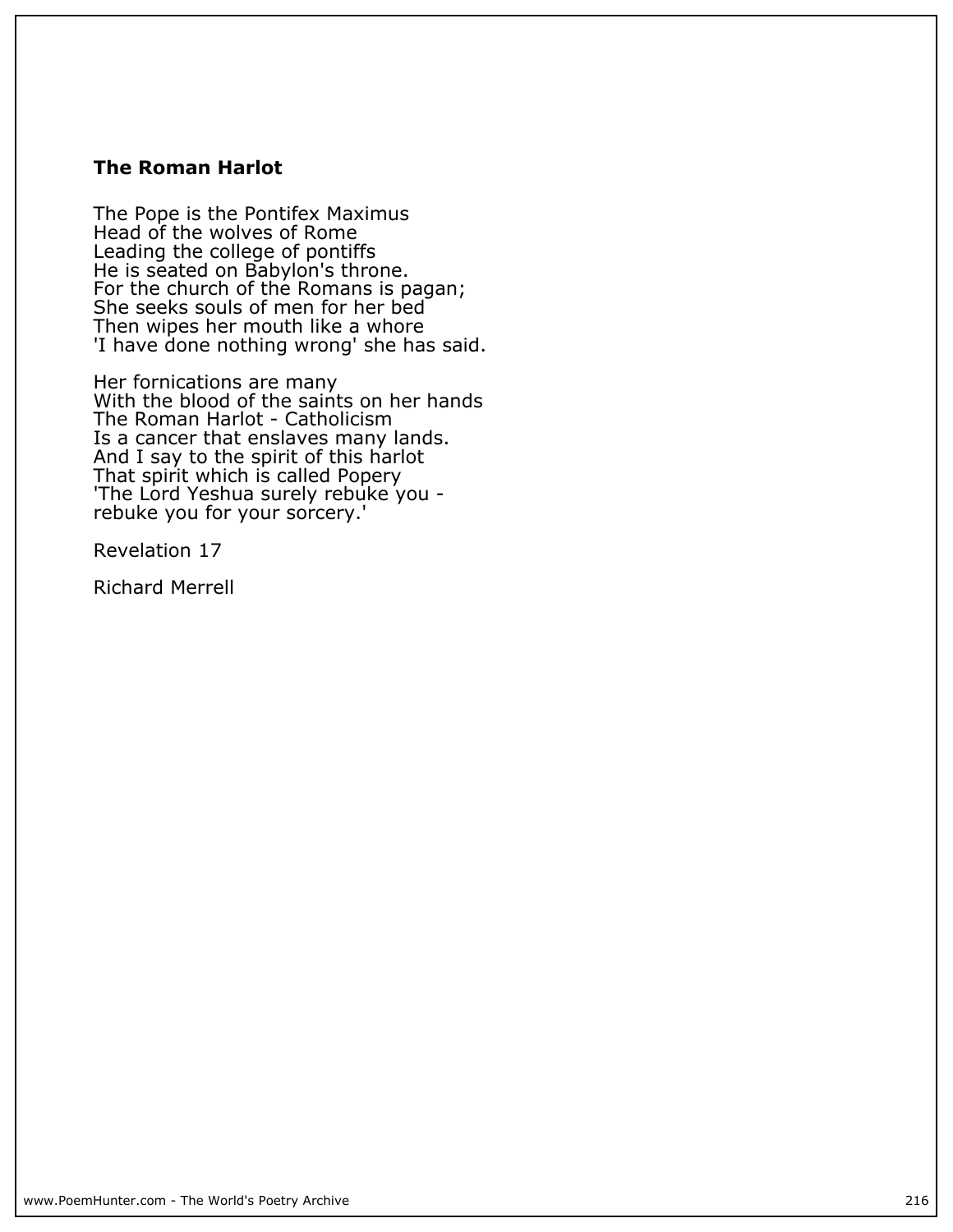**The Roman Harlot**

The Pope is the Pontifex Maximus
Head of the wolves of Rome
Leading the college of pontiffs
He is seated on Babylon's throne.
For the church of the Romans is pagan;
She seeks souls of men for her bed
Then wipes her mouth like a whore
'I have done nothing wrong' she has said.

Her fornications are many
With the blood of the saints on her hands
The Roman Harlot - Catholicism
Is a cancer that enslaves many lands.
And I say to the spirit of this harlot
That spirit which is called Popery
'The Lord Yeshua surely rebuke you -
rebuke you for your sorcery.'

Revelation 17

Richard Merrell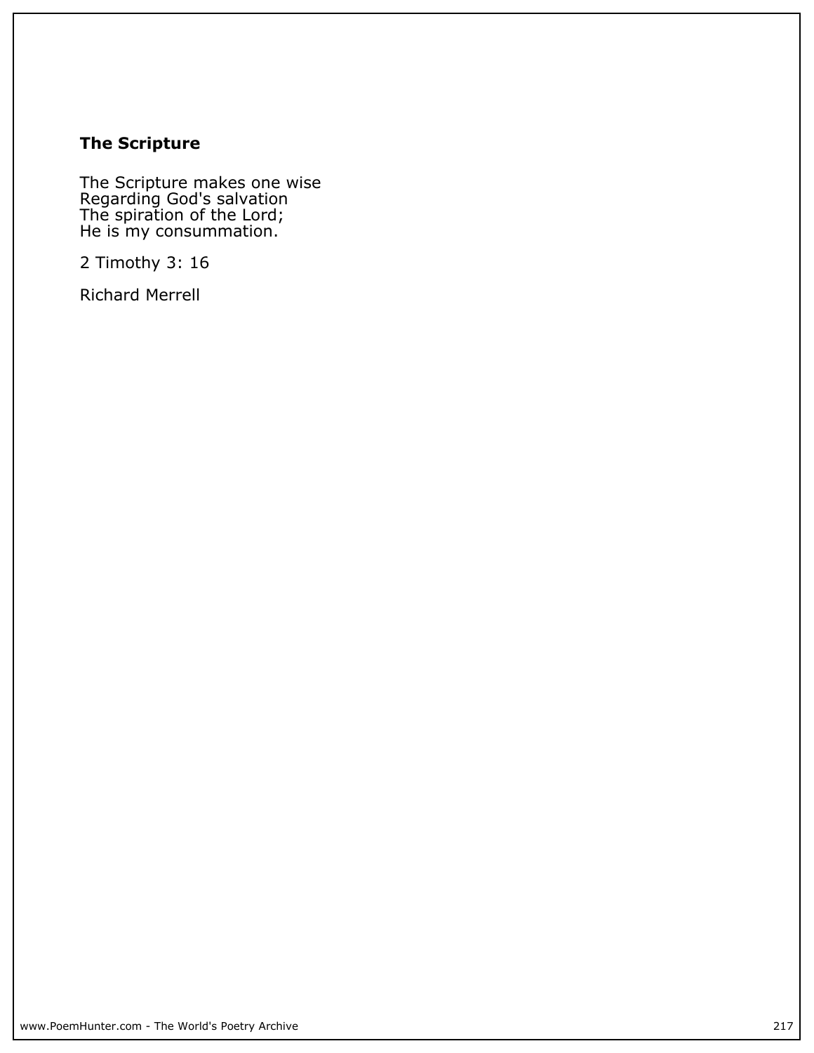### The Scripture

The Scripture makes one wise  
Regarding God's salvation  
The spiration of the Lord;  
He is my consummation.

2 Timothy 3: 16

Richard Merrell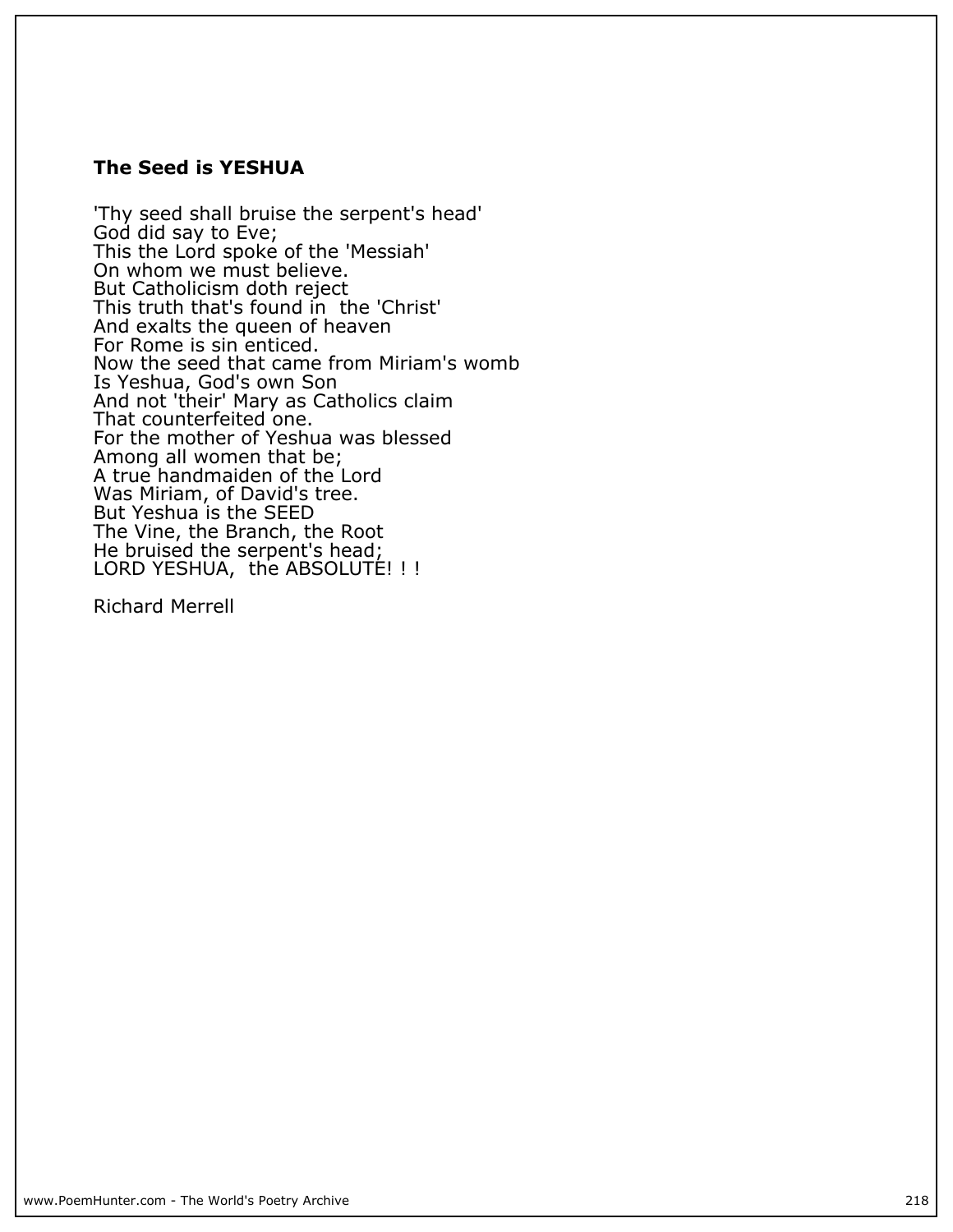### **The Seed is YESHUA**

'Thy seed shall bruise the serpent's head'  
God did say to Eve;  
This the Lord spoke of the 'Messiah'  
On whom we must believe.  
But Catholicism doth reject  
This truth that's found in  the 'Christ'  
And exalts the queen of heaven  
For Rome is sin enticed.  
Now the seed that came from Miriam's womb  
Is Yeshua, God's own Son  
And not 'their' Mary as Catholics claim  
That counterfeited one.  
For the mother of Yeshua was blessed  
Among all women that be;  
A true handmaiden of the Lord  
Was Miriam, of David's tree.  
But Yeshua is the SEED  
The Vine, the Branch, the Root  
He bruised the serpent's head;  
LORD YESHUA,  the ABSOLUTE! ! !

Richard Merrell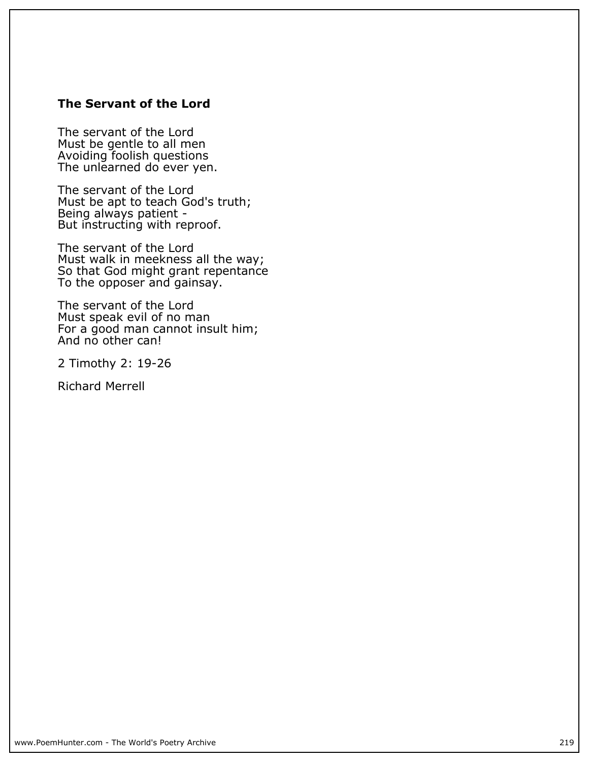### **The Servant of the Lord**

The servant of the Lord
Must be gentle to all men
Avoiding foolish questions
The unlearned do ever yen.

The servant of the Lord
Must be apt to teach God's truth;
Being always patient -
But instructing with reproof.

The servant of the Lord
Must walk in meekness all the way;
So that God might grant repentance
To the opposer and gainsay.

The servant of the Lord
Must speak evil of no man
For a good man cannot insult him;
And no other can!

2 Timothy 2: 19-26

Richard Merrell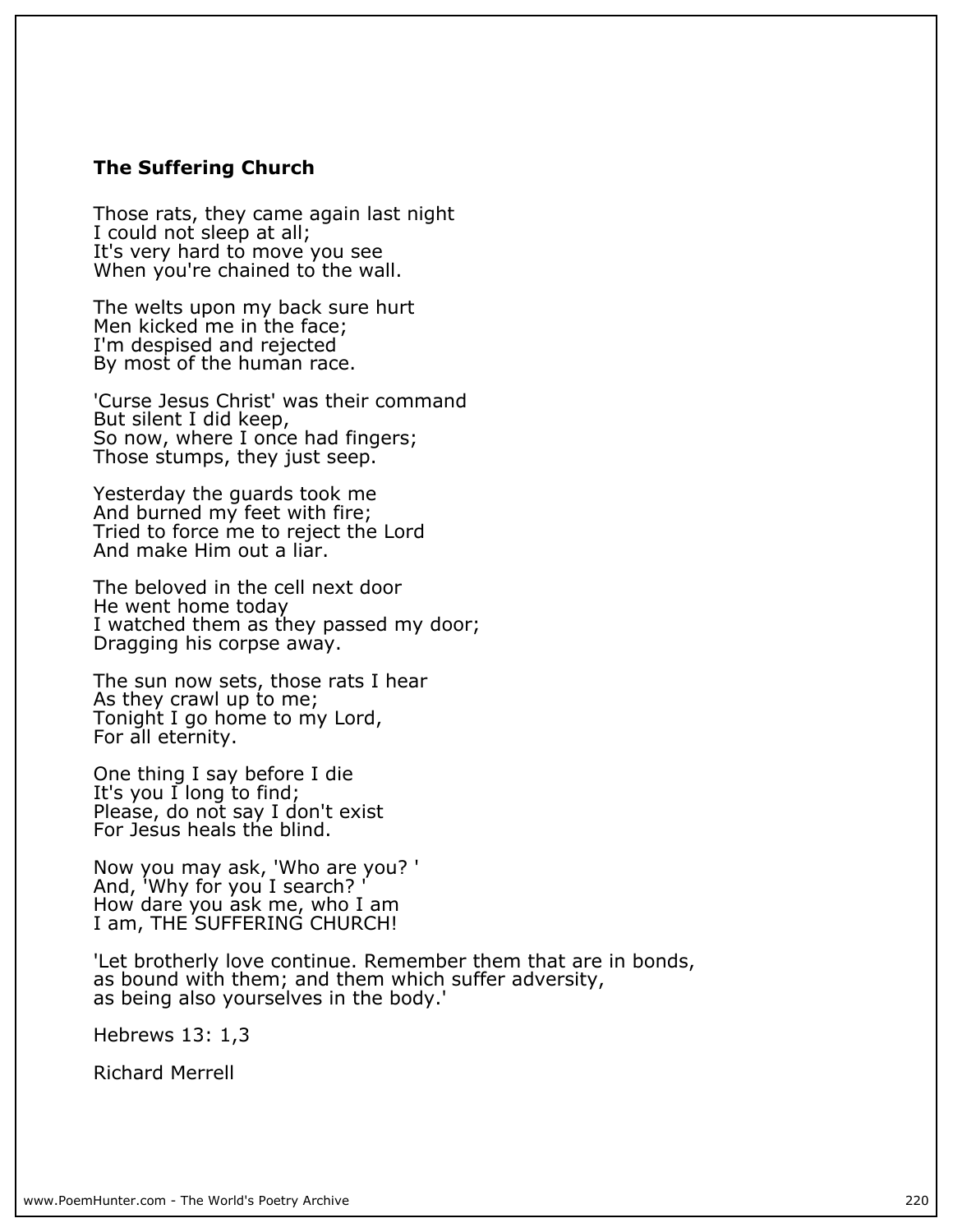### The Suffering Church

Those rats, they came again last night  
I could not sleep at all;  
It's very hard to move you see  
When you're chained to the wall.

The welts upon my back sure hurt  
Men kicked me in the face;  
I'm despised and rejected  
By most of the human race.

'Curse Jesus Christ' was their command  
But silent I did keep,  
So now, where I once had fingers;  
Those stumps, they just seep.

Yesterday the guards took me  
And burned my feet with fire;  
Tried to force me to reject the Lord  
And make Him out a liar.

The beloved in the cell next door  
He went home today  
I watched them as they passed my door;  
Dragging his corpse away.

The sun now sets, those rats I hear  
As they crawl up to me;  
Tonight I go home to my Lord,  
For all eternity.

One thing I say before I die  
It's you I long to find;  
Please, do not say I don't exist  
For Jesus heals the blind.

Now you may ask, 'Who are you? '  
And, 'Why for you I search? '  
How dare you ask me, who I am  
I am, THE SUFFERING CHURCH!

'Let brotherly love continue. Remember them that are in bonds,  
as bound with them; and them which suffer adversity,  
as being also yourselves in the body.'

Hebrews 13: 1,3

Richard Merrell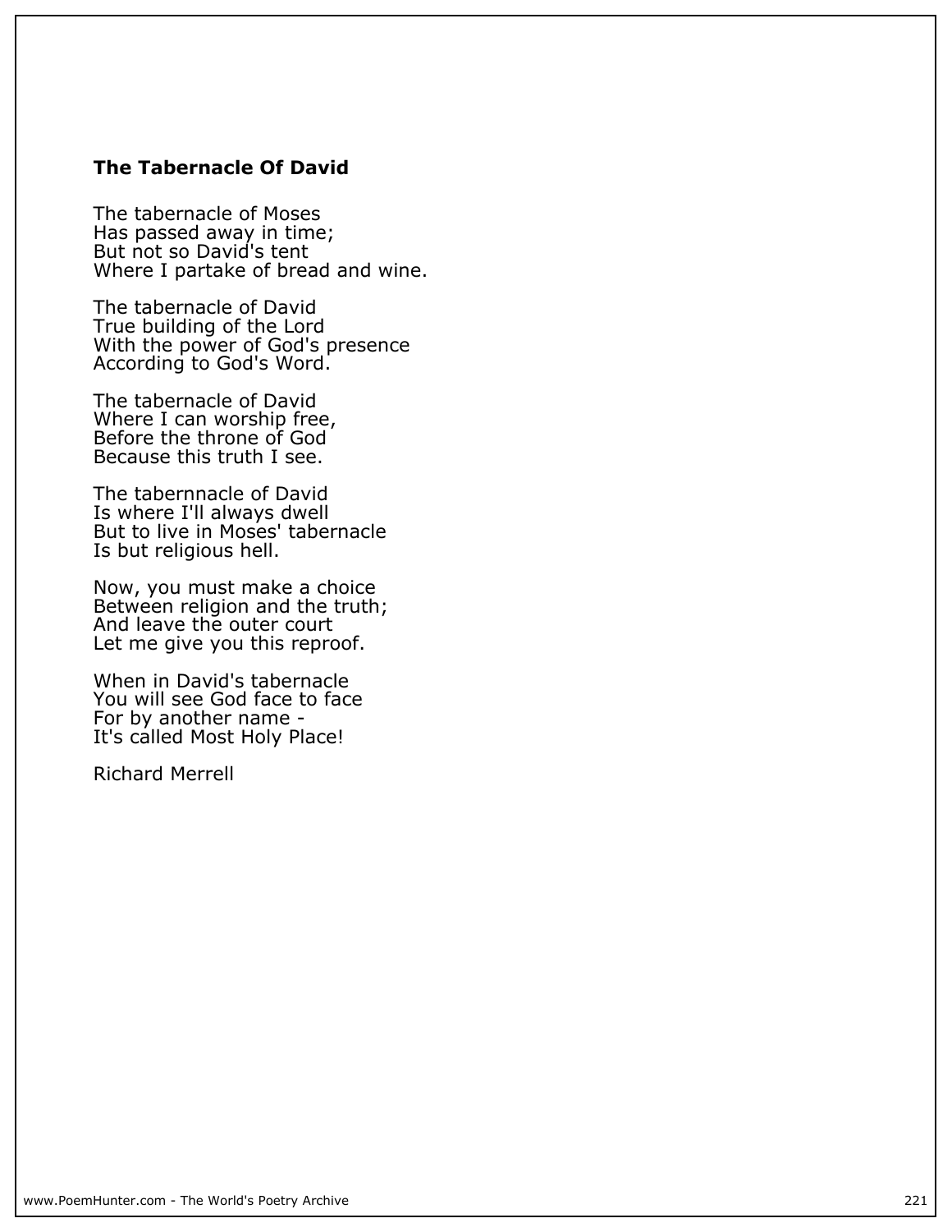### The Tabernacle Of David

The tabernacle of Moses  
Has passed away in time;  
But not so David's tent  
Where I partake of bread and wine.

The tabernacle of David  
True building of the Lord  
With the power of God's presence  
According to God's Word.

The tabernacle of David  
Where I can worship free,  
Before the throne of God  
Because this truth I see.

The tabernnacle of David  
Is where I'll always dwell  
But to live in Moses' tabernacle  
Is but religious hell.

Now, you must make a choice  
Between religion and the truth;  
And leave the outer court  
Let me give you this reproof.

When in David's tabernacle  
You will see God face to face  
For by another name -  
It's called Most Holy Place!

Richard Merrell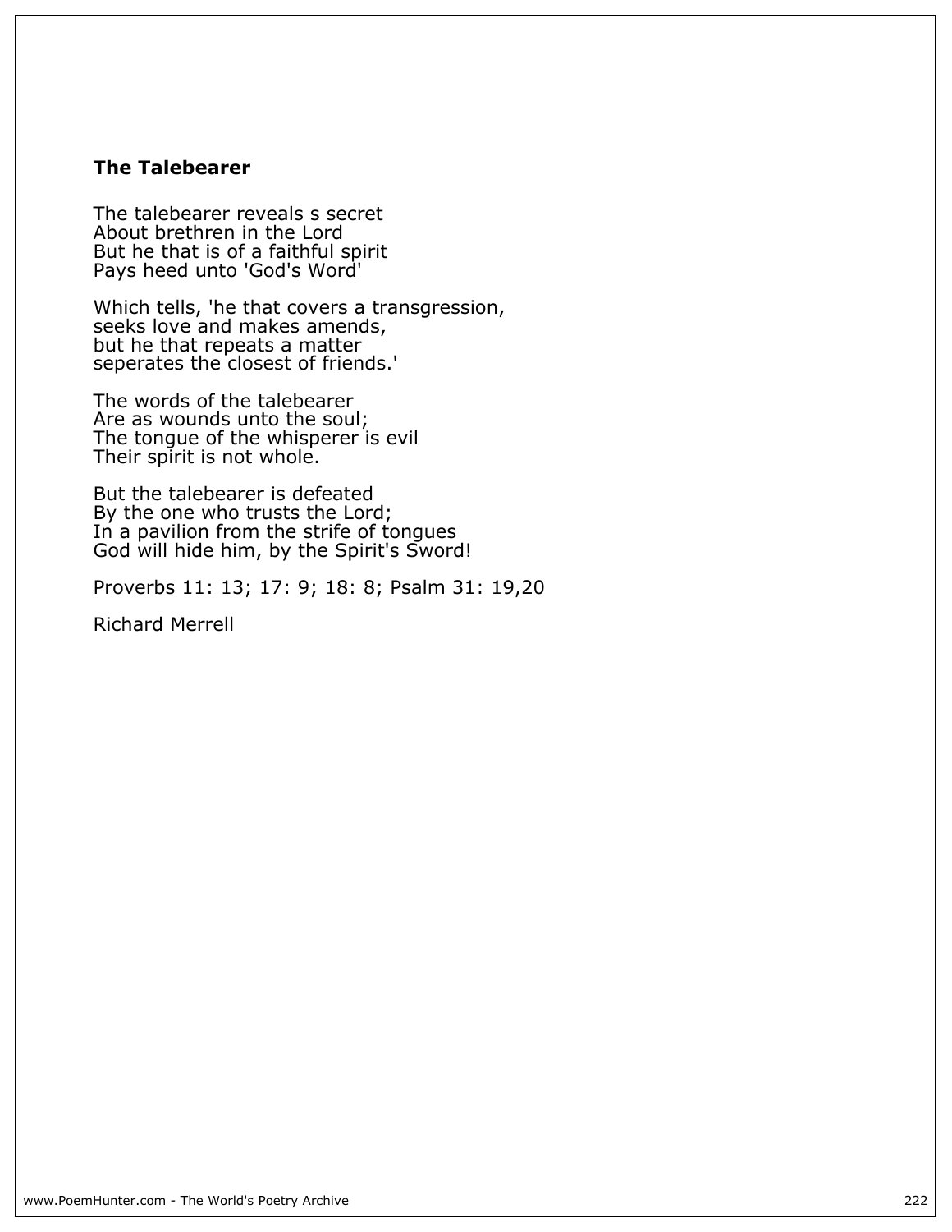**The Talebearer**

The talebearer reveals s secret  
About brethren in the Lord  
But he that is of a faithful spirit  
Pays heed unto 'God's Word'

Which tells, 'he that covers a transgression,  
seeks love and makes amends,  
but he that repeats a matter  
seperates the closest of friends.'

The words of the talebearer  
Are as wounds unto the soul;  
The tongue of the whisperer is evil  
Their spirit is not whole.

But the talebearer is defeated  
By the one who trusts the Lord;  
In a pavilion from the strife of tongues  
God will hide him, by the Spirit's Sword!

Proverbs 11: 13; 17: 9; 18: 8; Psalm 31: 19,20

Richard Merrell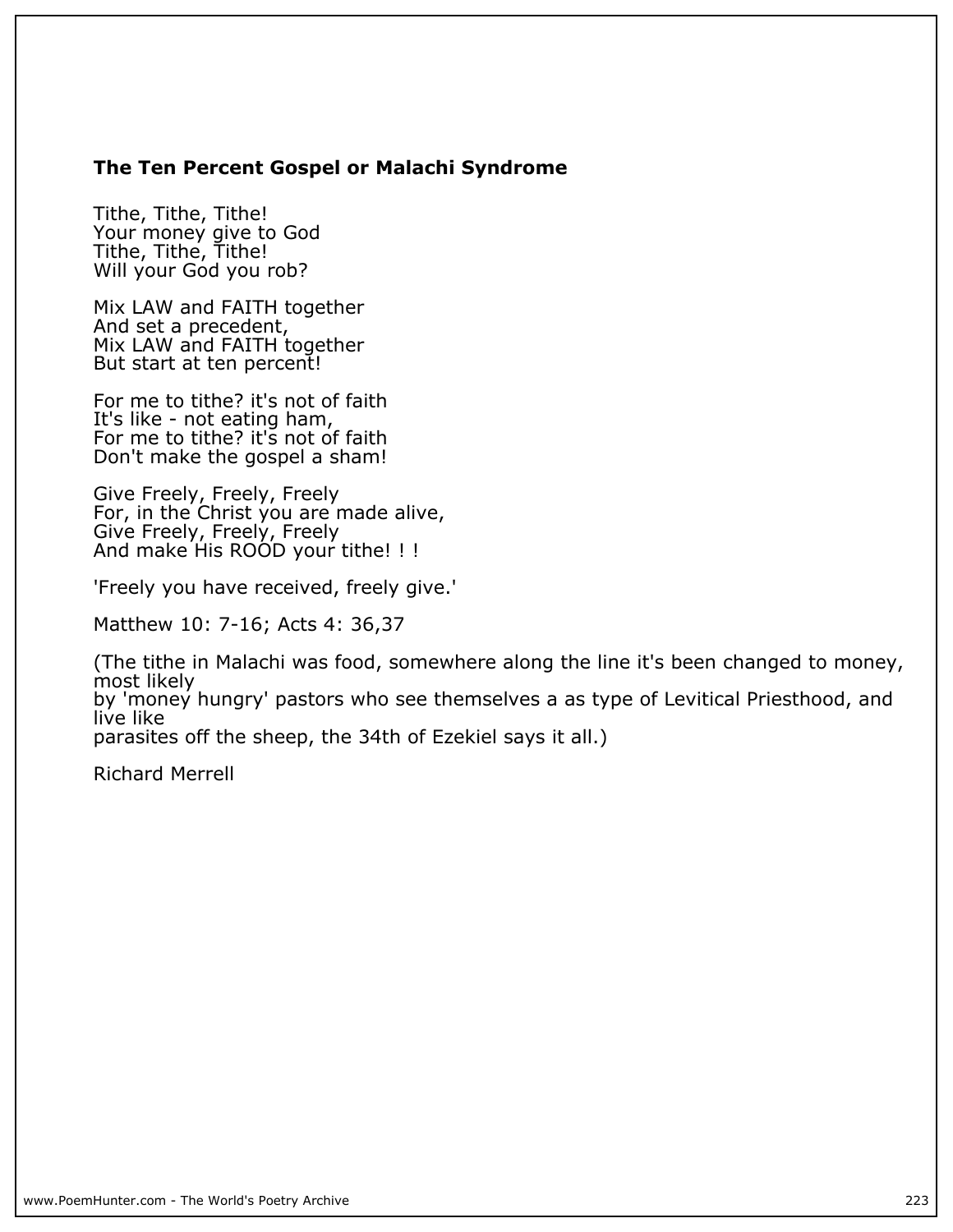### The Ten Percent Gospel or Malachi Syndrome

Tithe, Tithe, Tithe!
Your money give to God
Tithe, Tithe, Tithe!
Will your God you rob?

Mix LAW and FAITH together
And set a precedent,
Mix LAW and FAITH together
But start at ten percent!

For me to tithe? it's not of faith
It's like - not eating ham,
For me to tithe? it's not of faith
Don't make the gospel a sham!

Give Freely, Freely, Freely
For, in the Christ you are made alive,
Give Freely, Freely, Freely
And make His ROOD your tithe! ! !

'Freely you have received, freely give.'

Matthew 10: 7-16; Acts 4: 36,37

(The tithe in Malachi was food, somewhere along the line it's been changed to money, most likely by 'money hungry' pastors who see themselves a as type of Levitical Priesthood, and live like parasites off the sheep, the 34th of Ezekiel says it all.)

Richard Merrell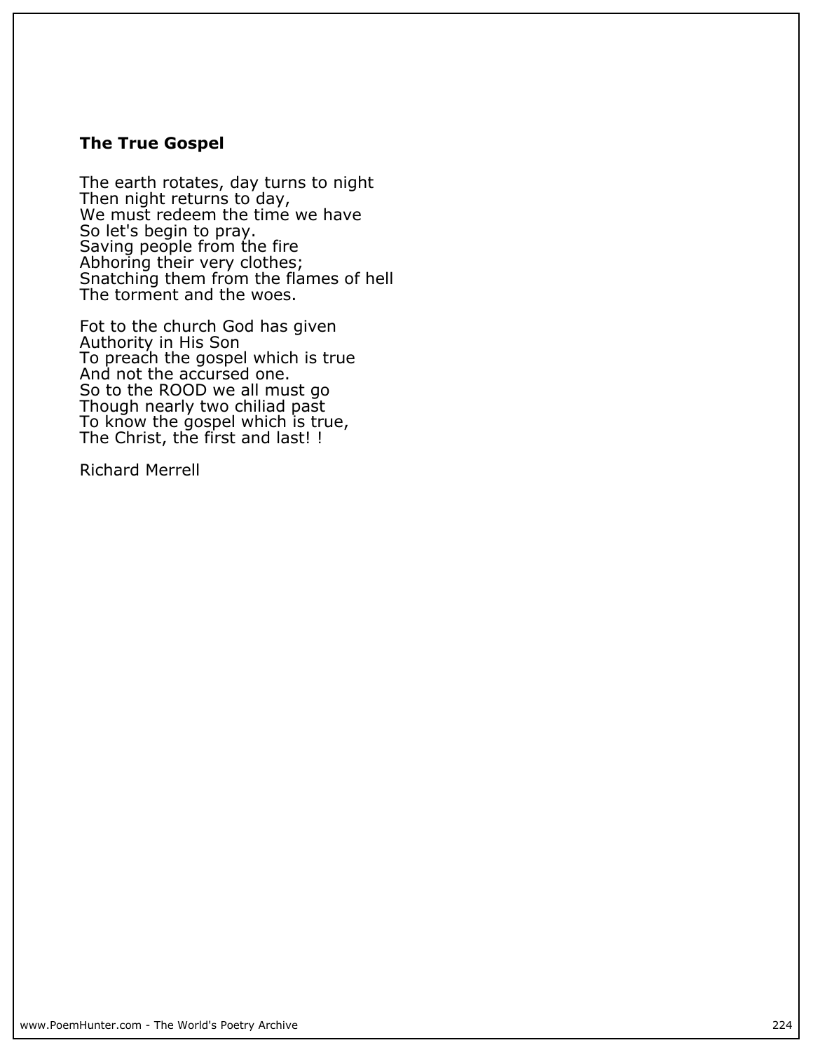### The True Gospel

The earth rotates, day turns to night  
Then night returns to day,  
We must redeem the time we have  
So let's begin to pray.  
Saving people from the fire  
Abhoring their very clothes;  
Snatching them from the flames of hell  
The torment and the woes.

Fot to the church God has given  
Authority in His Son  
To preach the gospel which is true  
And not the accursed one.  
So to the ROOD we all must go  
Though nearly two chiliad past  
To know the gospel which is true,  
The Christ, the first and last! !

Richard Merrell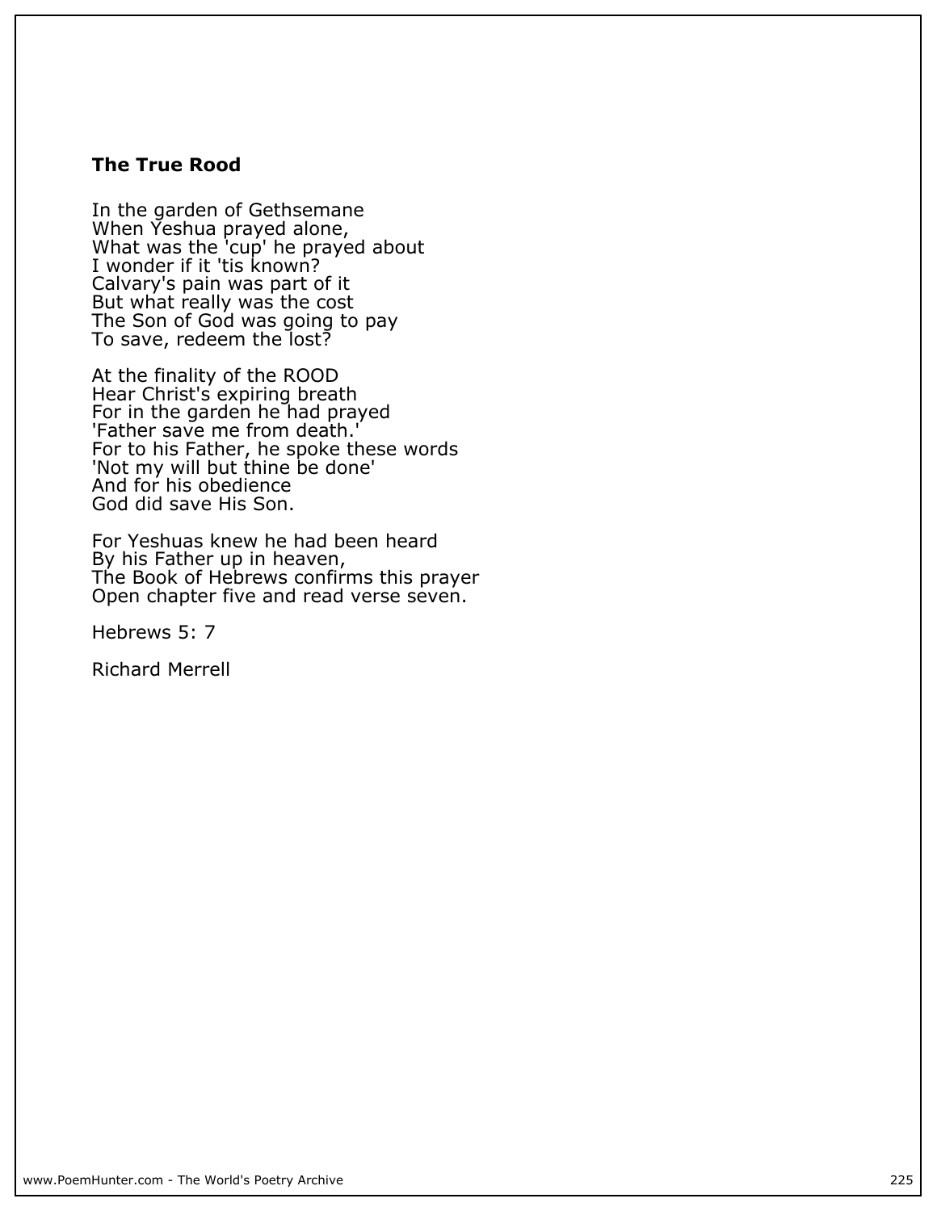**The True Rood**

In the garden of Gethsemane
When Yeshua prayed alone,
What was the 'cup' he prayed about
I wonder if it 'tis known?
Calvary's pain was part of it
But what really was the cost
The Son of God was going to pay
To save, redeem the lost?

At the finality of the ROOD
Hear Christ's expiring breath
For in the garden he had prayed
'Father save me from death.'
For to his Father, he spoke these words
'Not my will but thine be done'
And for his obedience
God did save His Son.

For Yeshuas knew he had been heard
By his Father up in heaven,
The Book of Hebrews confirms this prayer
Open chapter five and read verse seven.

Hebrews 5: 7

Richard Merrell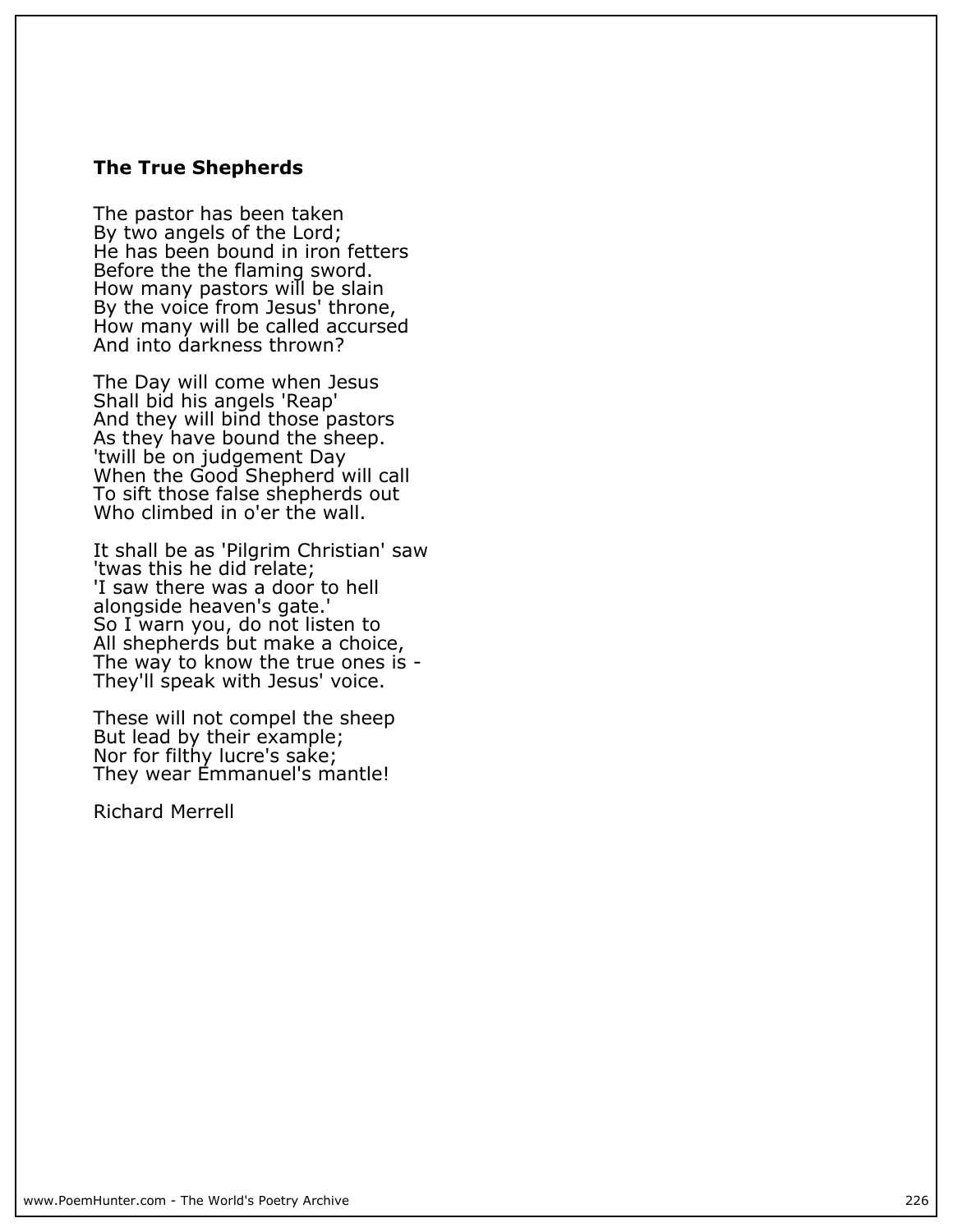## The True Shepherds

The pastor has been taken  
By two angels of the Lord;  
He has been bound in iron fetters  
Before the the flaming sword.  
How many pastors will be slain  
By the voice from Jesus' throne,  
How many will be called accursed  
And into darkness thrown?

The Day will come when Jesus  
Shall bid his angels 'Reap'  
And they will bind those pastors  
As they have bound the sheep.  
'twill be on judgement Day  
When the Good Shepherd will call  
To sift those false shepherds out  
Who climbed in o'er the wall.

It shall be as 'Pilgrim Christian' saw  
'twas this he did relate;  
'I saw there was a door to hell  
alongside heaven's gate.'  
So I warn you, do not listen to  
All shepherds but make a choice,  
The way to know the true ones is -  
They'll speak with Jesus' voice.

These will not compel the sheep  
But lead by their example;  
Nor for filthy lucre's sake;  
They wear Emmanuel's mantle!

Richard Merrell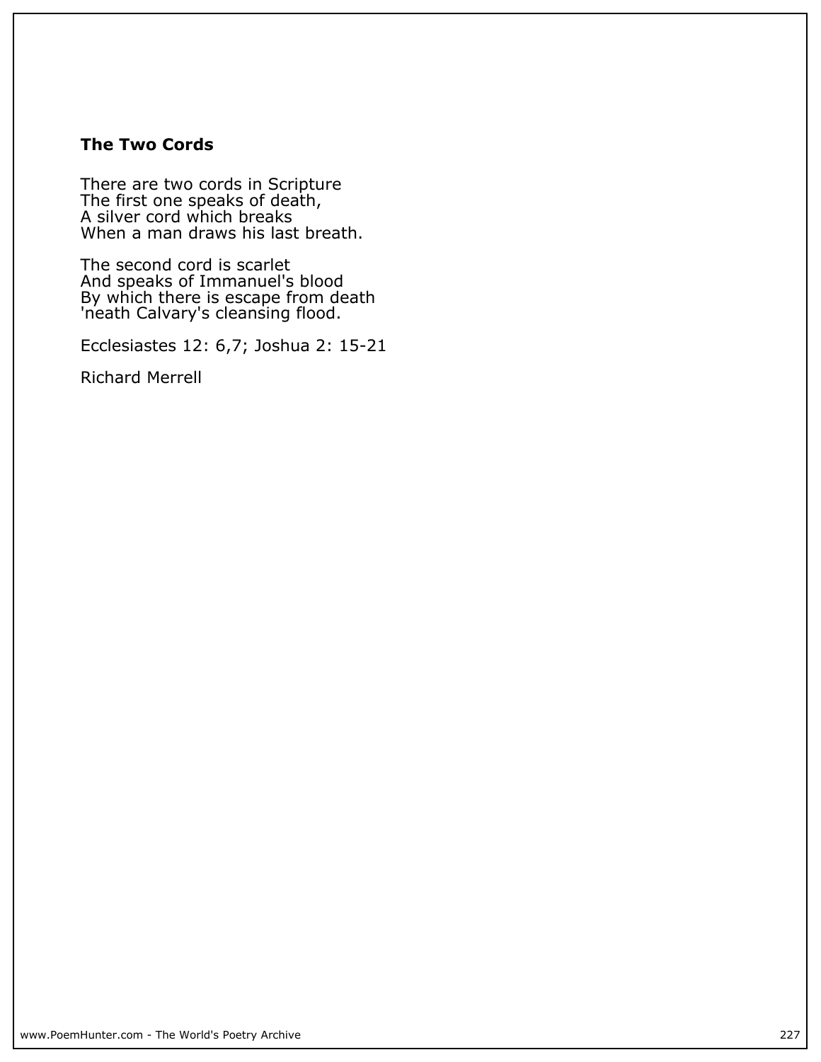**The Two Cords**

There are two cords in Scripture
The first one speaks of death,
A silver cord which breaks
When a man draws his last breath.

The second cord is scarlet
And speaks of Immanuel's blood
By which there is escape from death
'neath Calvary's cleansing flood.

Ecclesiastes 12: 6,7; Joshua 2: 15-21

Richard Merrell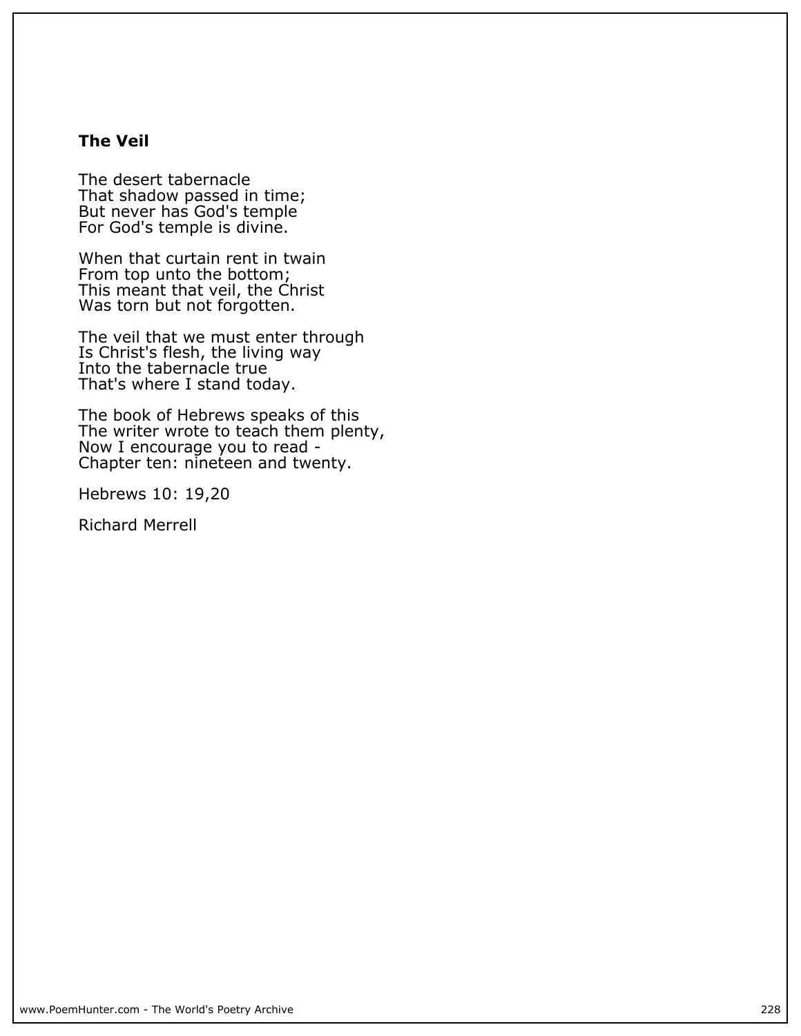### The Veil

The desert tabernacle
That shadow passed in time;
But never has God's temple
For God's temple is divine.

When that curtain rent in twain
From top unto the bottom;
This meant that veil, the Christ
Was torn but not forgotten.

The veil that we must enter through
Is Christ's flesh, the living way
Into the tabernacle true
That's where I stand today.

The book of Hebrews speaks of this
The writer wrote to teach them plenty,
Now I encourage you to read -
Chapter ten: nineteen and twenty.

Hebrews 10: 19,20

Richard Merrell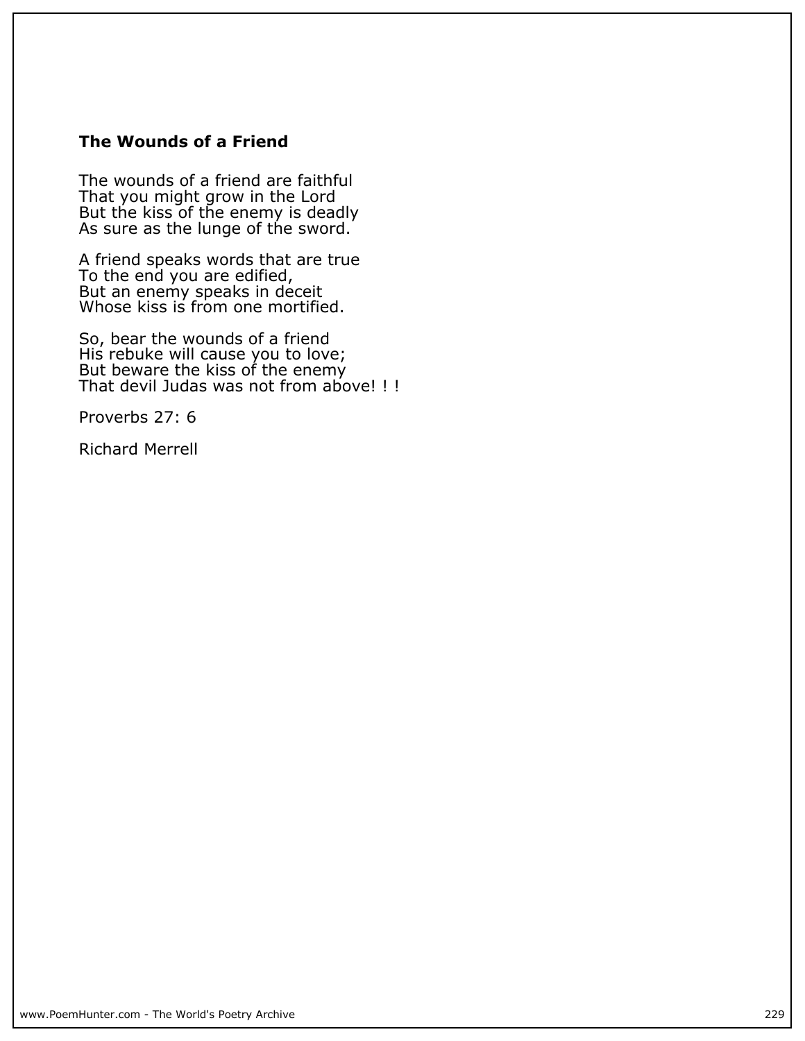### The Wounds of a Friend

The wounds of a friend are faithful
That you might grow in the Lord
But the kiss of the enemy is deadly
As sure as the lunge of the sword.

A friend speaks words that are true
To the end you are edified,
But an enemy speaks in deceit
Whose kiss is from one mortified.

So, bear the wounds of a friend
His rebuke will cause you to love;
But beware the kiss of the enemy
That devil Judas was not from above! ! !

Proverbs 27: 6

Richard Merrell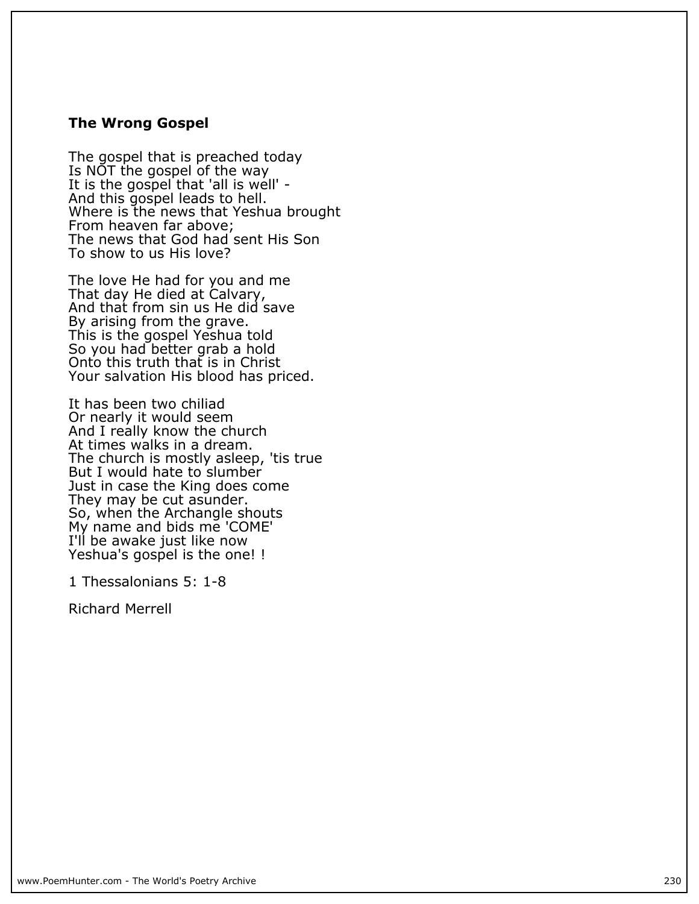### The Wrong Gospel

The gospel that is preached today  
Is NOT the gospel of the way  
It is the gospel that 'all is well' -  
And this gospel leads to hell.  
Where is the news that Yeshua brought  
From heaven far above;  
The news that God had sent His Son  
To show to us His love?

The love He had for you and me  
That day He died at Calvary,  
And that from sin us He did save  
By arising from the grave.  
This is the gospel Yeshua told  
So you had better grab a hold  
Onto this truth that is in Christ  
Your salvation His blood has priced.

It has been two chiliad  
Or nearly it would seem  
And I really know the church  
At times walks in a dream.  
The church is mostly asleep, 'tis true  
But I would hate to slumber  
Just in case the King does come  
They may be cut asunder.  
So, when the Archangle shouts  
My name and bids me 'COME'  
I'll be awake just like now  
Yeshua's gospel is the one! !

1 Thessalonians 5: 1-8

Richard Merrell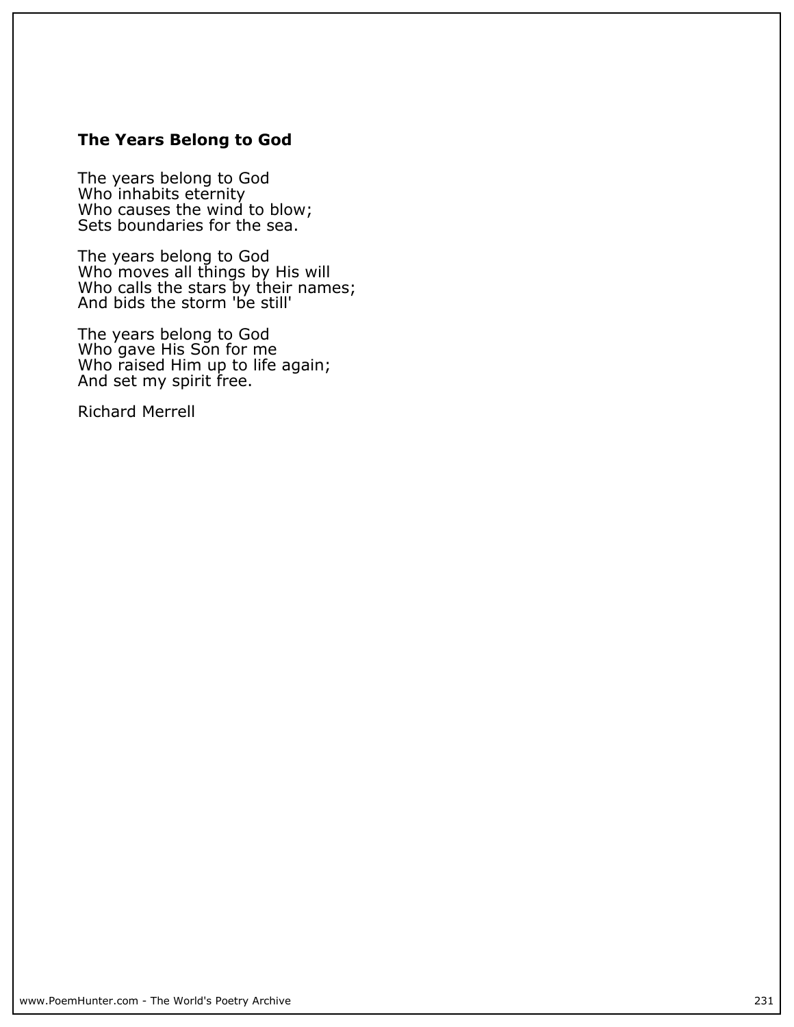## The Years Belong to God

The years belong to God  
Who inhabits eternity  
Who causes the wind to blow;  
Sets boundaries for the sea.

The years belong to God  
Who moves all things by His will  
Who calls the stars by their names;  
And bids the storm 'be still'

The years belong to God  
Who gave His Son for me  
Who raised Him up to life again;  
And set my spirit free.

Richard Merrell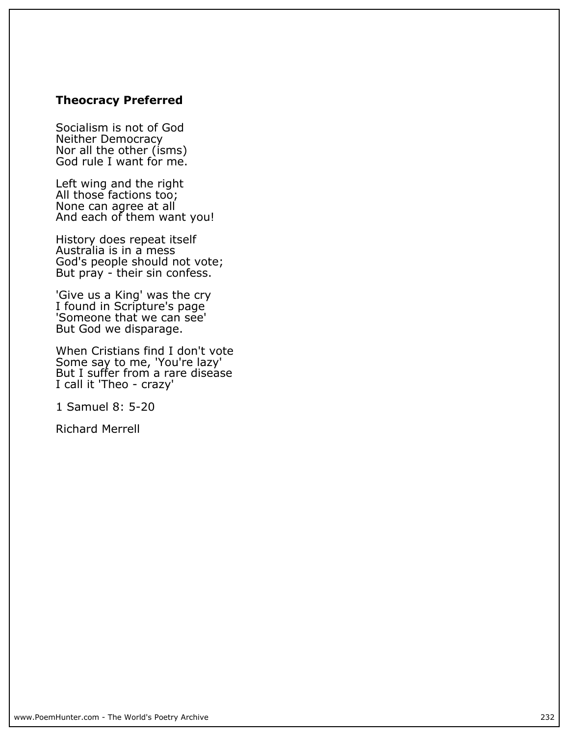### Theocracy Preferred

Socialism is not of God  
Neither Democracy  
Nor all the other (isms)  
God rule I want for me.

Left wing and the right  
All those factions too;  
None can agree at all  
And each of them want you!

History does repeat itself  
Australia is in a mess  
God's people should not vote;  
But pray - their sin confess.

'Give us a King' was the cry  
I found in Scripture's page  
'Someone that we can see'  
But God we disparage.

When Cristians find I don't vote  
Some say to me, 'You're lazy'  
But I suffer from a rare disease  
I call it 'Theo - crazy'

1 Samuel 8: 5-20

Richard Merrell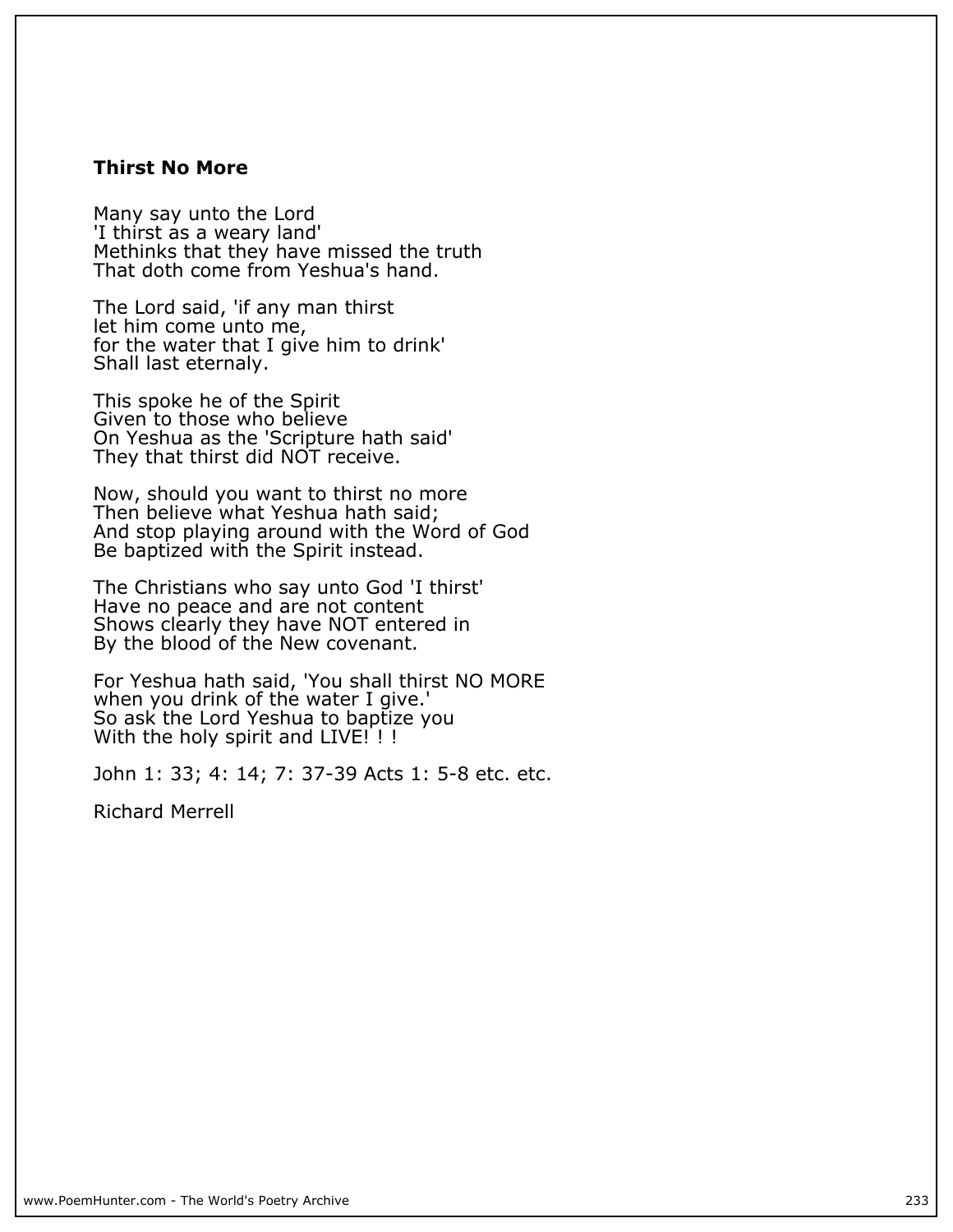**Thirst No More**

Many say unto the Lord
'I thirst as a weary land'
Methinks that they have missed the truth
That doth come from Yeshua's hand.

The Lord said, 'if any man thirst
let him come unto me,
for the water that I give him to drink'
Shall last eternaly.

This spoke he of the Spirit
Given to those who believe
On Yeshua as the 'Scripture hath said'
They that thirst did NOT receive.

Now, should you want to thirst no more
Then believe what Yeshua hath said;
And stop playing around with the Word of God
Be baptized with the Spirit instead.

The Christians who say unto God 'I thirst'
Have no peace and are not content
Shows clearly they have NOT entered in
By the blood of the New covenant.

For Yeshua hath said, 'You shall thirst NO MORE
when you drink of the water I give.'
So ask the Lord Yeshua to baptize you
With the holy spirit and LIVE! ! !

John 1: 33; 4: 14; 7: 37-39 Acts 1: 5-8 etc. etc.

Richard Merrell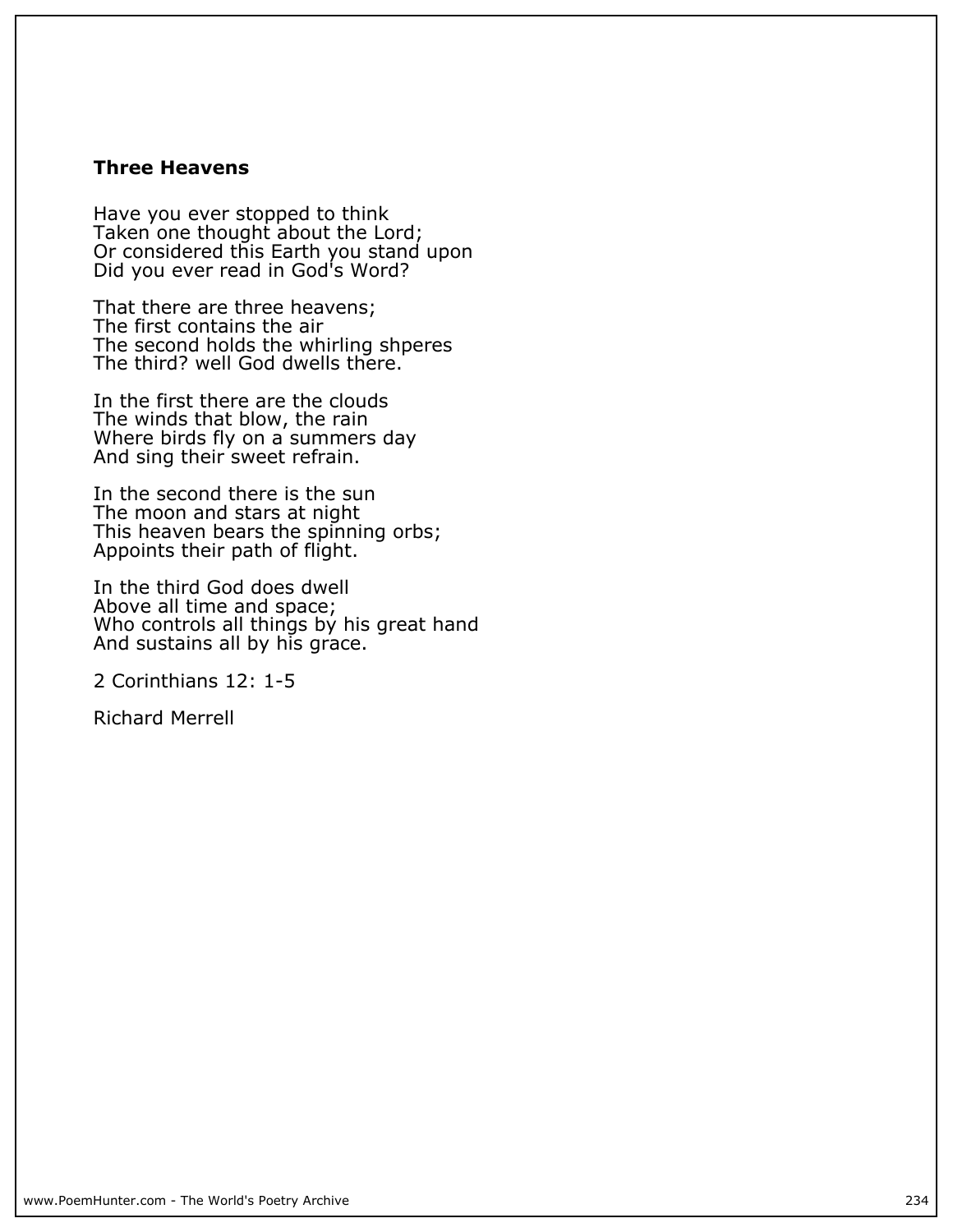### Three Heavens

Have you ever stopped to think  
Taken one thought about the Lord;  
Or considered this Earth you stand upon  
Did you ever read in God's Word?

That there are three heavens;  
The first contains the air  
The second holds the whirling shperes  
The third? well God dwells there.

In the first there are the clouds  
The winds that blow, the rain  
Where birds fly on a summers day  
And sing their sweet refrain.

In the second there is the sun  
The moon and stars at night  
This heaven bears the spinning orbs;  
Appoints their path of flight.

In the third God does dwell  
Above all time and space;  
Who controls all things by his great hand  
And sustains all by his grace.

2 Corinthians 12: 1-5

Richard Merrell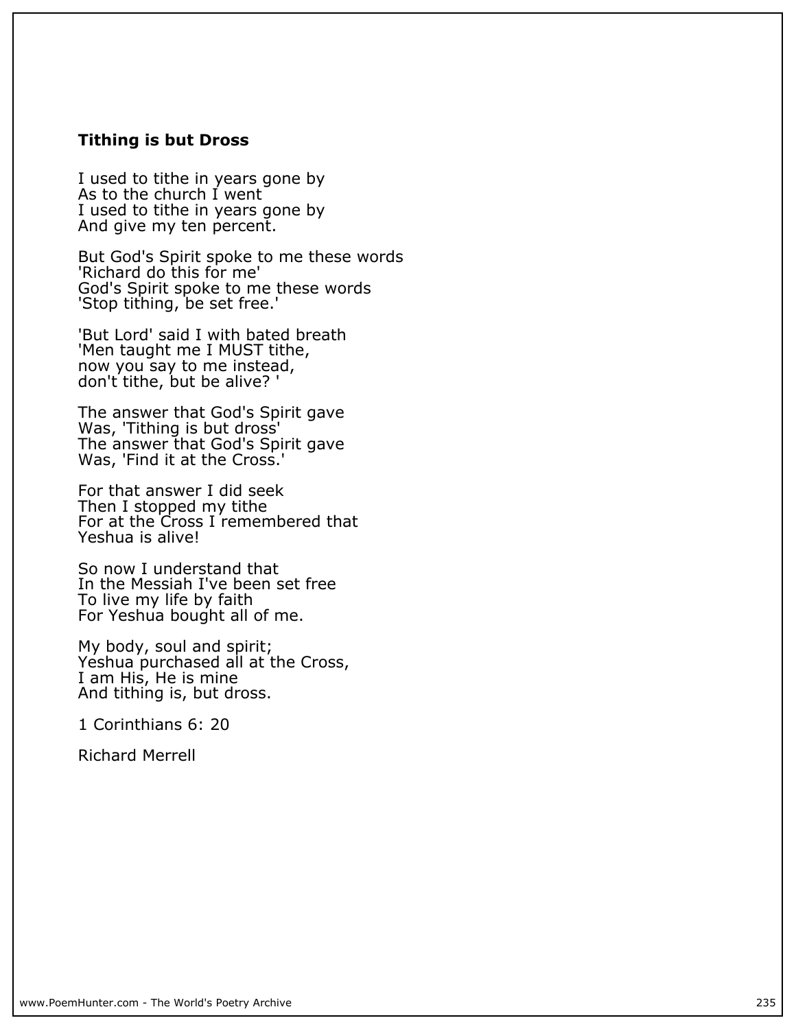### Tithing is but Dross

I used to tithe in years gone by
As to the church I went
I used to tithe in years gone by
And give my ten percent.

But God's Spirit spoke to me these words
'Richard do this for me'
God's Spirit spoke to me these words
'Stop tithing, be set free.'

'But Lord' said I with bated breath
'Men taught me I MUST tithe,
now you say to me instead,
don't tithe, but be alive? '

The answer that God's Spirit gave
Was, 'Tithing is but dross'
The answer that God's Spirit gave
Was, 'Find it at the Cross.'

For that answer I did seek
Then I stopped my tithe
For at the Cross I remembered that
Yeshua is alive!

So now I understand that
In the Messiah I've been set free
To live my life by faith
For Yeshua bought all of me.

My body, soul and spirit;
Yeshua purchased all at the Cross,
I am His, He is mine
And tithing is, but dross.

1 Corinthians 6: 20

Richard Merrell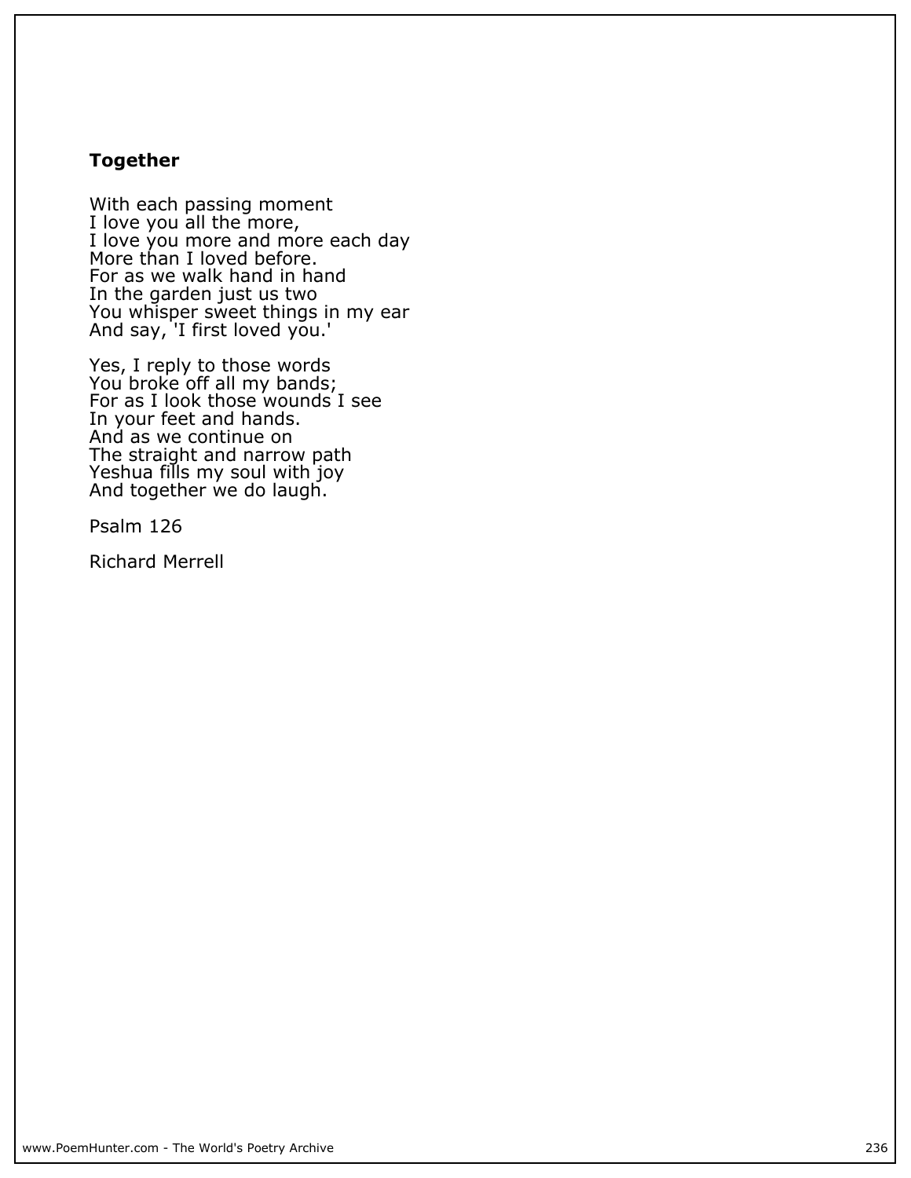### Together

With each passing moment  
I love you all the more,  
I love you more and more each day  
More than I loved before.  
For as we walk hand in hand  
In the garden just us two  
You whisper sweet things in my ear  
And say, 'I first loved you.'

Yes, I reply to those words  
You broke off all my bands;  
For as I look those wounds I see  
In your feet and hands.  
And as we continue on  
The straight and narrow path  
Yeshua fills my soul with joy  
And together we do laugh.

Psalm 126

Richard Merrell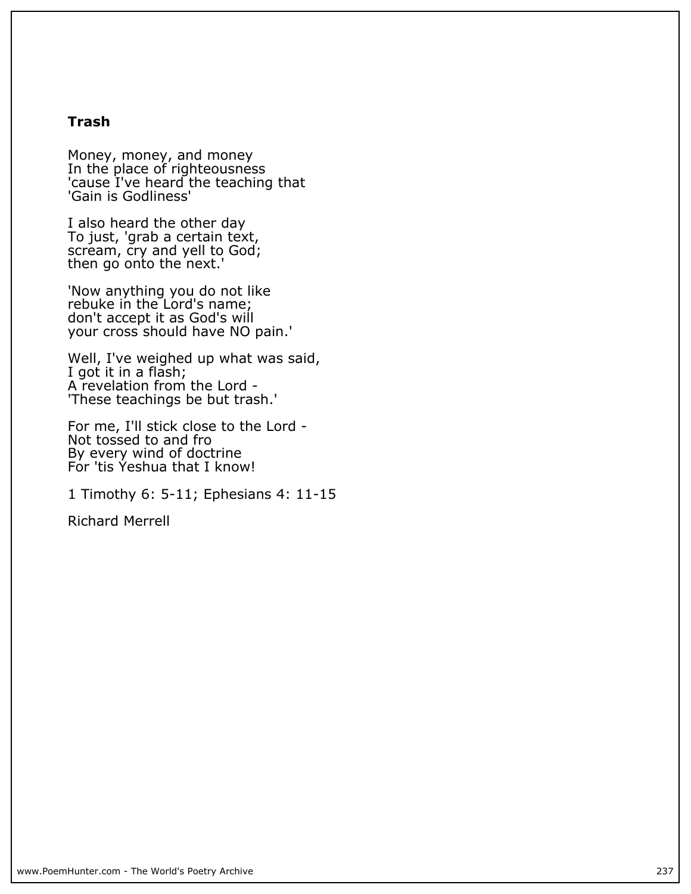**Trash**

Money, money, and money
In the place of righteousness
'cause I've heard the teaching that
'Gain is Godliness'

I also heard the other day
To just, 'grab a certain text,
scream, cry and yell to God;
then go onto the next.'

'Now anything you do not like
rebuke in the Lord's name;
don't accept it as God's will
your cross should have NO pain.'

Well, I've weighed up what was said,
I got it in a flash;
A revelation from the Lord -
'These teachings be but trash.'

For me, I'll stick close to the Lord -
Not tossed to and fro
By every wind of doctrine
For 'tis Yeshua that I know!

1 Timothy 6: 5-11; Ephesians 4: 11-15

Richard Merrell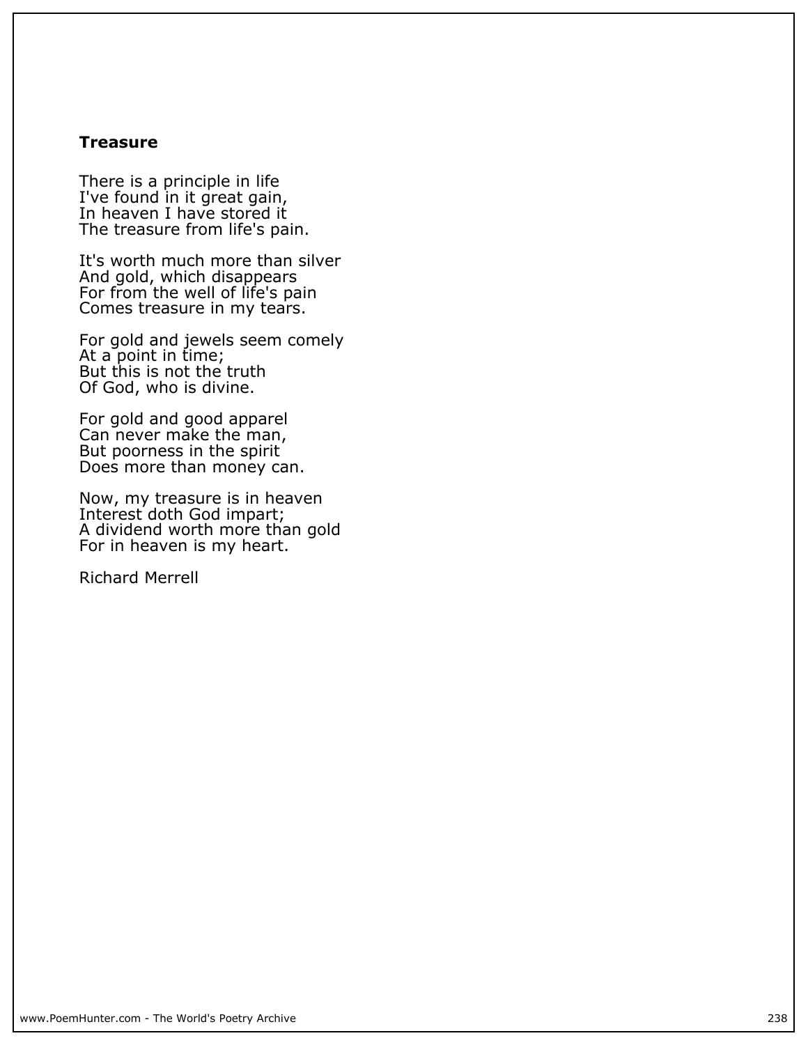## Treasure

There is a principle in life
I've found in it great gain,
In heaven I have stored it
The treasure from life's pain.

It's worth much more than silver
And gold, which disappears
For from the well of life's pain
Comes treasure in my tears.

For gold and jewels seem comely
At a point in time;
But this is not the truth
Of God, who is divine.

For gold and good apparel
Can never make the man,
But poorness in the spirit
Does more than money can.

Now, my treasure is in heaven
Interest doth God impart;
A dividend worth more than gold
For in heaven is my heart.

Richard Merrell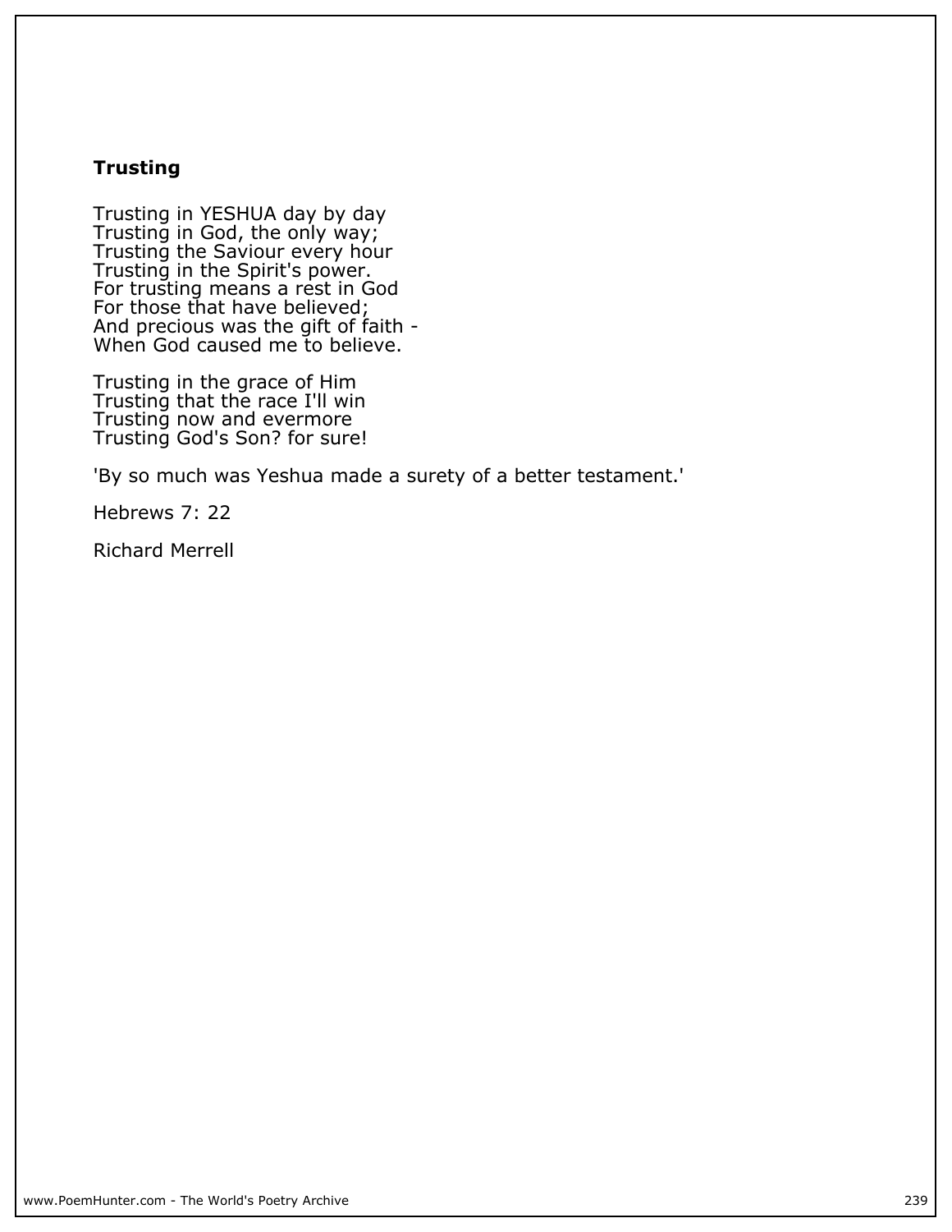## Trusting

Trusting in YESHUA day by day
Trusting in God, the only way;
Trusting the Saviour every hour
Trusting in the Spirit's power.
For trusting means a rest in God
For those that have believed;
And precious was the gift of faith -
When God caused me to believe.

Trusting in the grace of Him
Trusting that the race I'll win
Trusting now and evermore
Trusting God's Son? for sure!

'By so much was Yeshua made a surety of a better testament.'

Hebrews 7: 22

Richard Merrell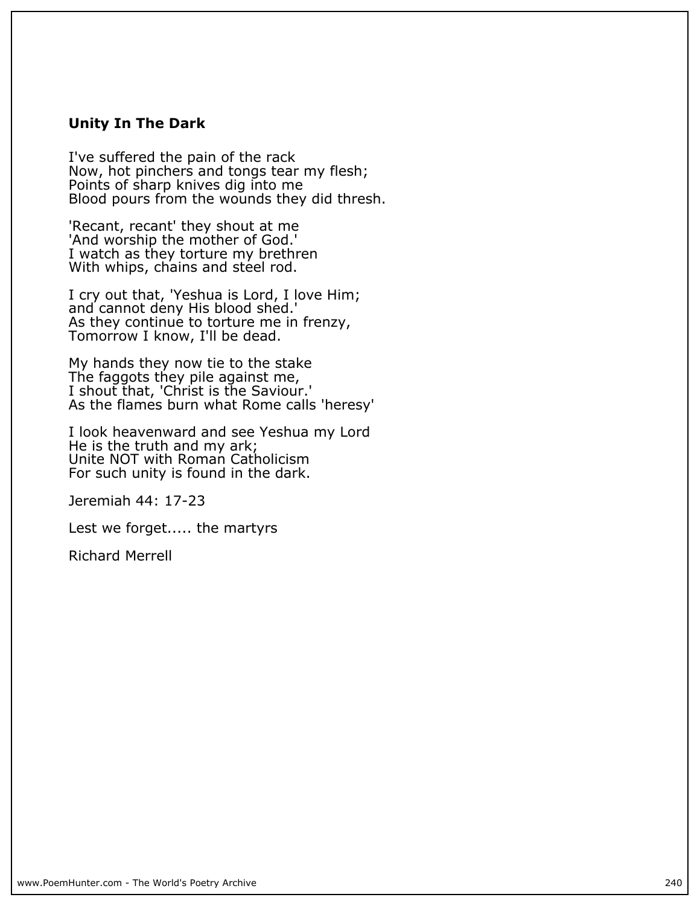## Unity In The Dark

I've suffered the pain of the rack
Now, hot pinchers and tongs tear my flesh;
Points of sharp knives dig into me
Blood pours from the wounds they did thresh.

'Recant, recant' they shout at me
'And worship the mother of God.'
I watch as they torture my brethren
With whips, chains and steel rod.

I cry out that, 'Yeshua is Lord, I love Him;
and cannot deny His blood shed.'
As they continue to torture me in frenzy,
Tomorrow I know, I'll be dead.

My hands they now tie to the stake
The faggots they pile against me,
I shout that, 'Christ is the Saviour.'
As the flames burn what Rome calls 'heresy'

I look heavenward and see Yeshua my Lord
He is the truth and my ark;
Unite NOT with Roman Catholicism
For such unity is found in the dark.

Jeremiah 44: 17-23

Lest we forget..... the martyrs

Richard Merrell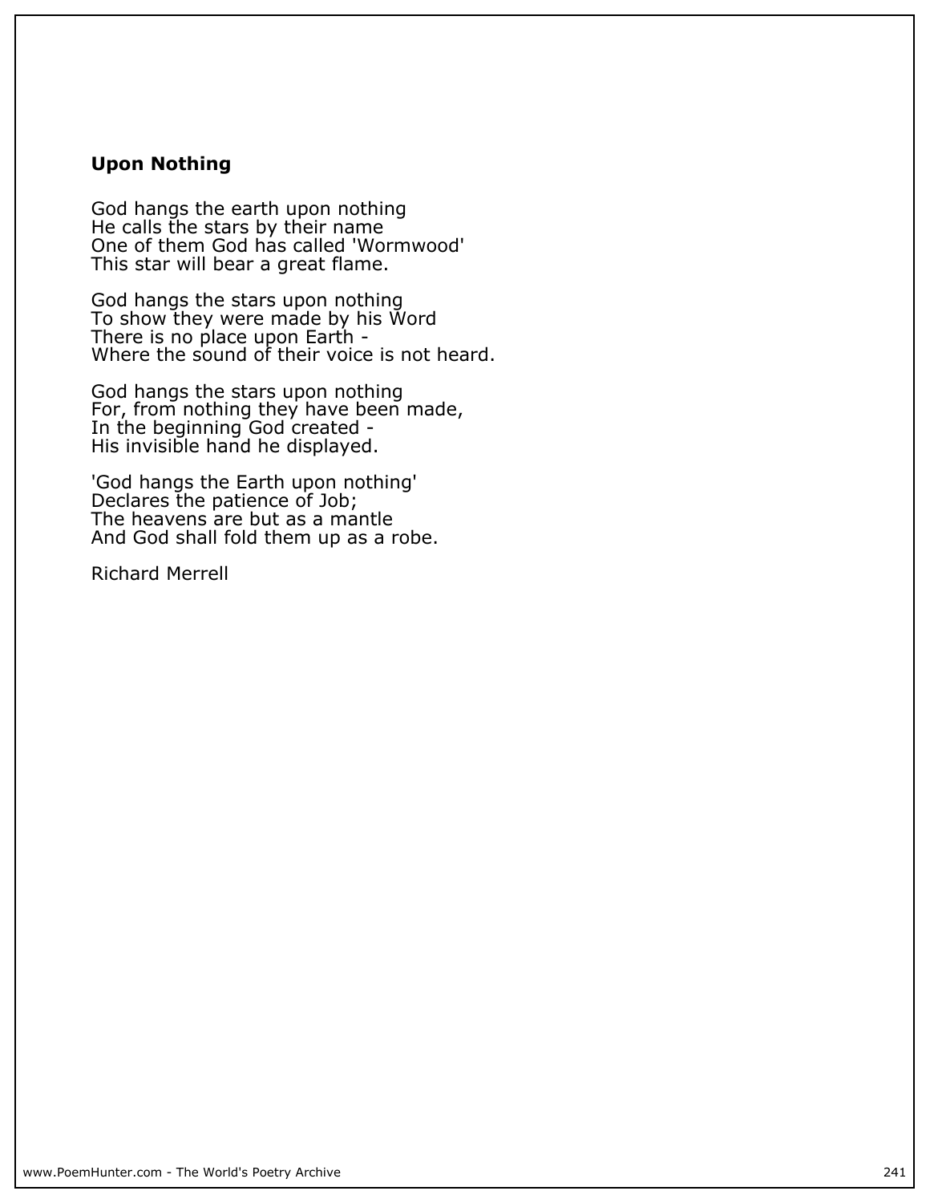## Upon Nothing

God hangs the earth upon nothing
He calls the stars by their name
One of them God has called 'Wormwood'
This star will bear a great flame.

God hangs the stars upon nothing
To show they were made by his Word
There is no place upon Earth -
Where the sound of their voice is not heard.

God hangs the stars upon nothing
For, from nothing they have been made,
In the beginning God created -
His invisible hand he displayed.

'God hangs the Earth upon nothing'
Declares the patience of Job;
The heavens are but as a mantle
And God shall fold them up as a robe.

Richard Merrell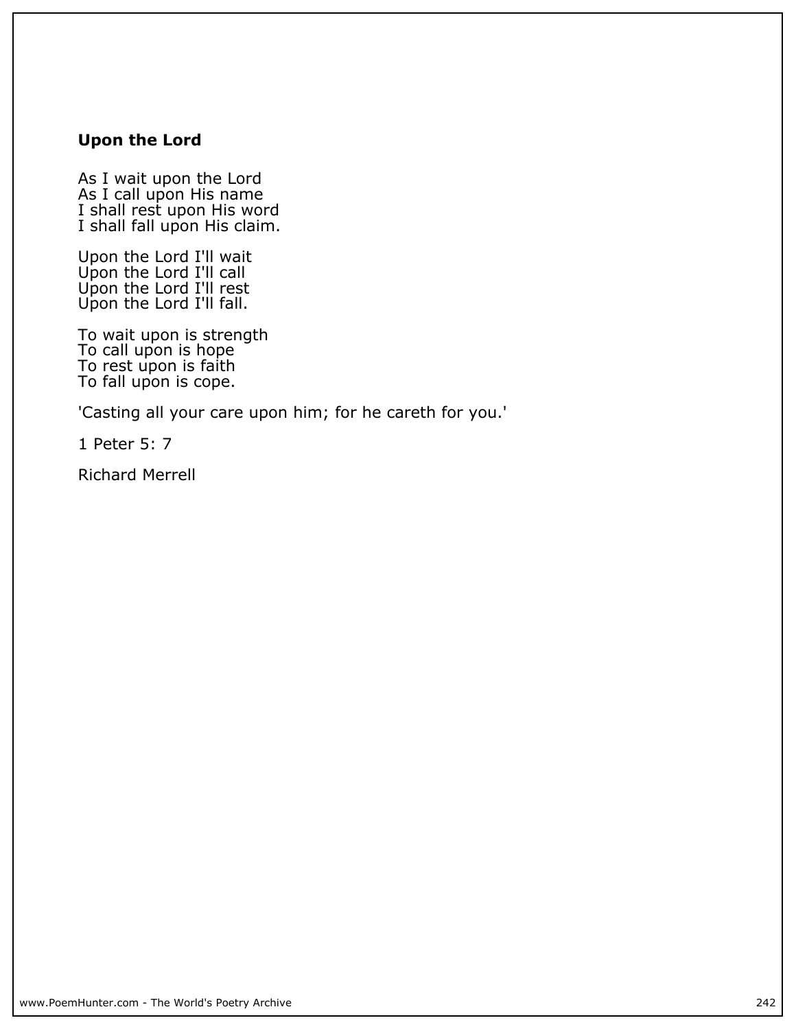**Upon the Lord**

As I wait upon the Lord  
As I call upon His name  
I shall rest upon His word  
I shall fall upon His claim.

Upon the Lord I'll wait  
Upon the Lord I'll call  
Upon the Lord I'll rest  
Upon the Lord I'll fall.

To wait upon is strength  
To call upon is hope  
To rest upon is faith  
To fall upon is cope.

'Casting all your care upon him; for he careth for you.'

1 Peter 5: 7

Richard Merrell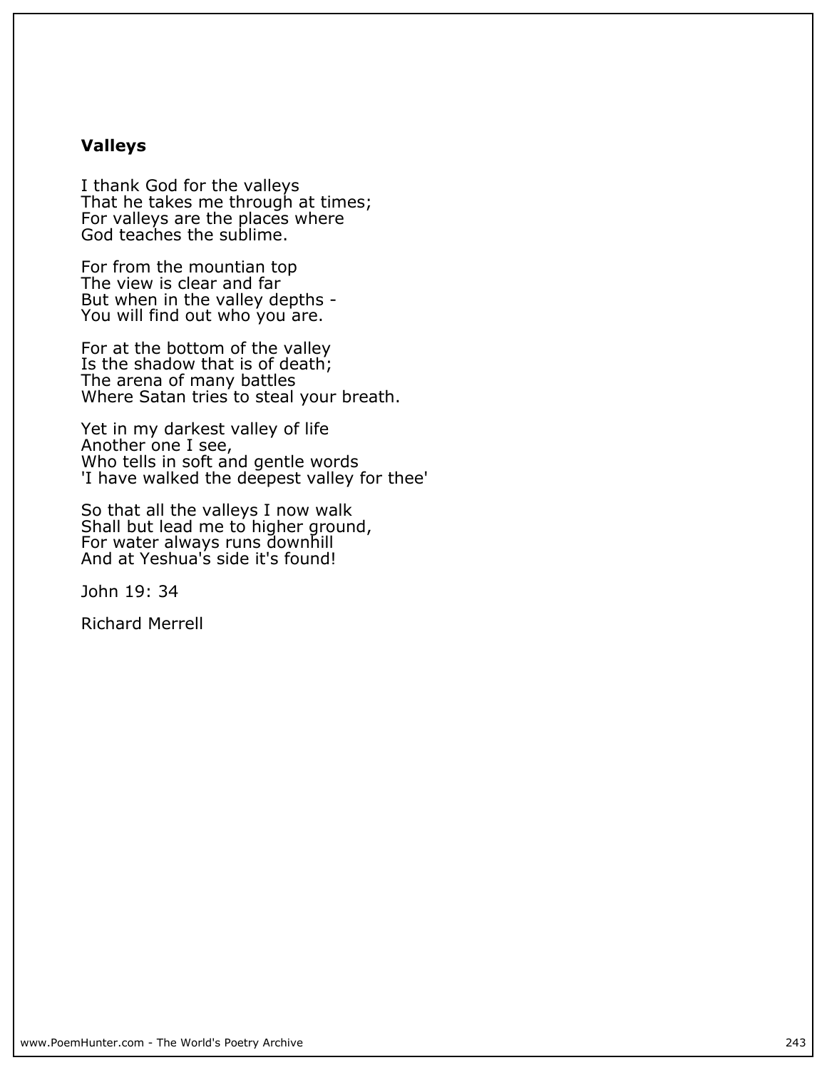## Valleys

I thank God for the valleys  
That he takes me through at times;  
For valleys are the places where  
God teaches the sublime.

For from the mountian top  
The view is clear and far  
But when in the valley depths -  
You will find out who you are.

For at the bottom of the valley  
Is the shadow that is of death;  
The arena of many battles  
Where Satan tries to steal your breath.

Yet in my darkest valley of life  
Another one I see,  
Who tells in soft and gentle words  
'I have walked the deepest valley for thee'

So that all the valleys I now walk  
Shall but lead me to higher ground,  
For water always runs downhill  
And at Yeshua's side it's found!

John 19: 34

Richard Merrell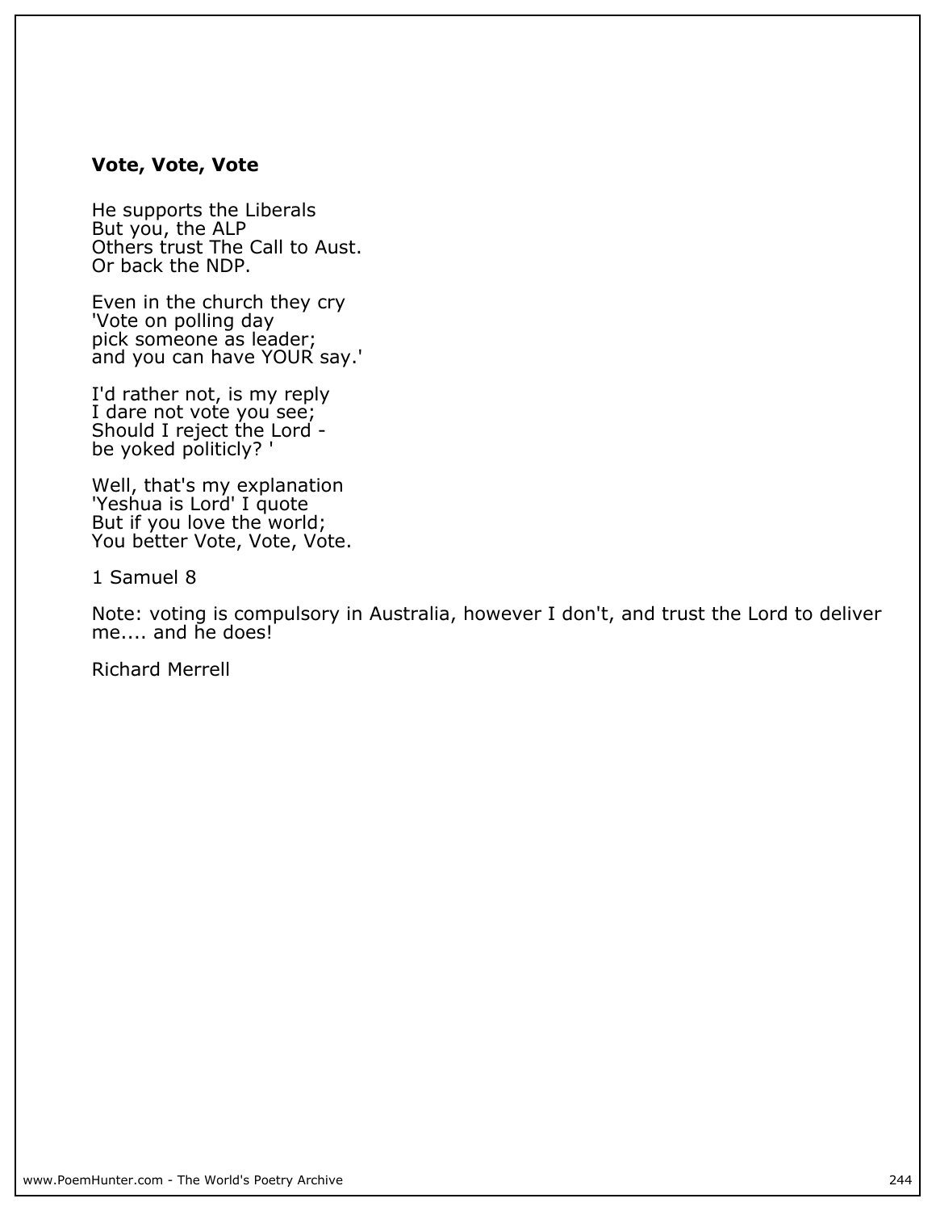**Vote, Vote, Vote**

He supports the Liberals
But you, the ALP
Others trust The Call to Aust.
Or back the NDP.

Even in the church they cry
'Vote on polling day
pick someone as leader;
and you can have YOUR say.'

I'd rather not, is my reply
I dare not vote you see;
Should I reject the Lord -
be yoked politicly? '

Well, that's my explanation
'Yeshua is Lord' I quote
But if you love the world;
You better Vote, Vote, Vote.

1 Samuel 8

Note: voting is compulsory in Australia, however I don't, and trust the Lord to deliver me.... and he does!

Richard Merrell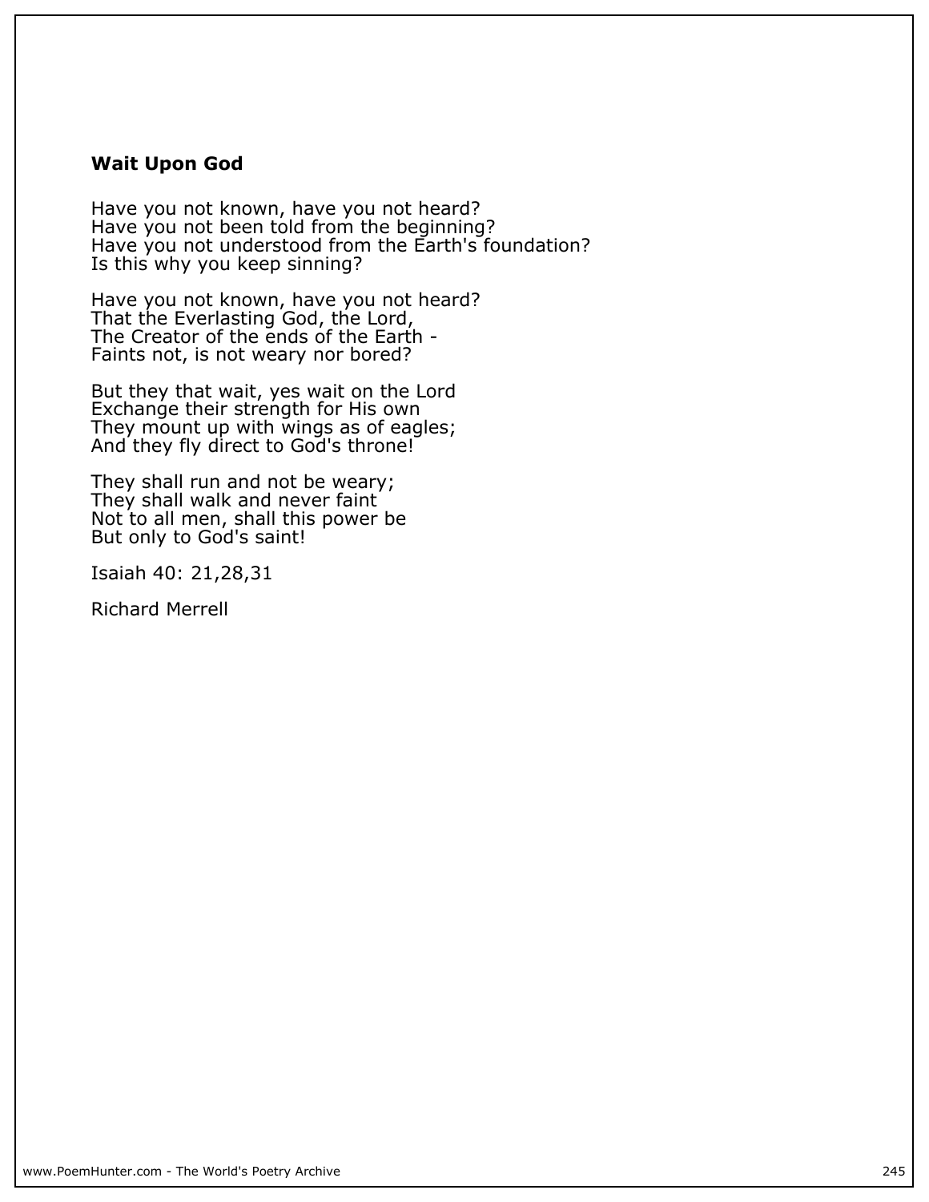**Wait Upon God**

Have you not known, have you not heard?
Have you not been told from the beginning?
Have you not understood from the Earth's foundation?
Is this why you keep sinning?

Have you not known, have you not heard?
That the Everlasting God, the Lord,
The Creator of the ends of the Earth -
Faints not, is not weary nor bored?

But they that wait, yes wait on the Lord
Exchange their strength for His own
They mount up with wings as of eagles;
And they fly direct to God's throne!

They shall run and not be weary;
They shall walk and never faint
Not to all men, shall this power be
But only to God's saint!

Isaiah 40: 21,28,31

Richard Merrell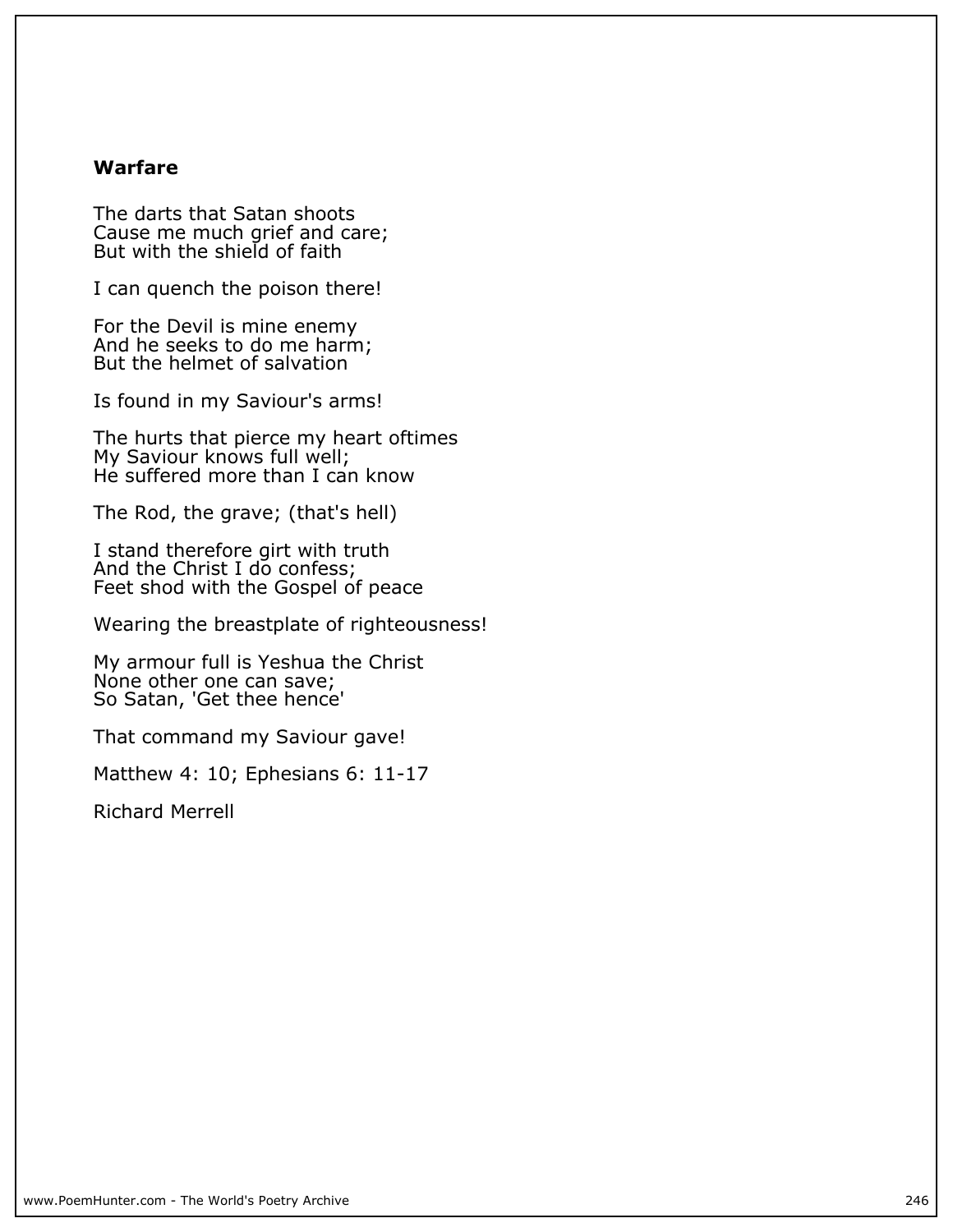**Warfare**

The darts that Satan shoots
Cause me much grief and care;
But with the shield of faith

I can quench the poison there!

For the Devil is mine enemy
And he seeks to do me harm;
But the helmet of salvation

Is found in my Saviour's arms!

The hurts that pierce my heart oftimes
My Saviour knows full well;
He suffered more than I can know

The Rod, the grave; (that's hell)

I stand therefore girt with truth
And the Christ I do confess;
Feet shod with the Gospel of peace

Wearing the breastplate of righteousness!

My armour full is Yeshua the Christ
None other one can save;
So Satan, 'Get thee hence'

That command my Saviour gave!

Matthew 4: 10; Ephesians 6: 11-17

Richard Merrell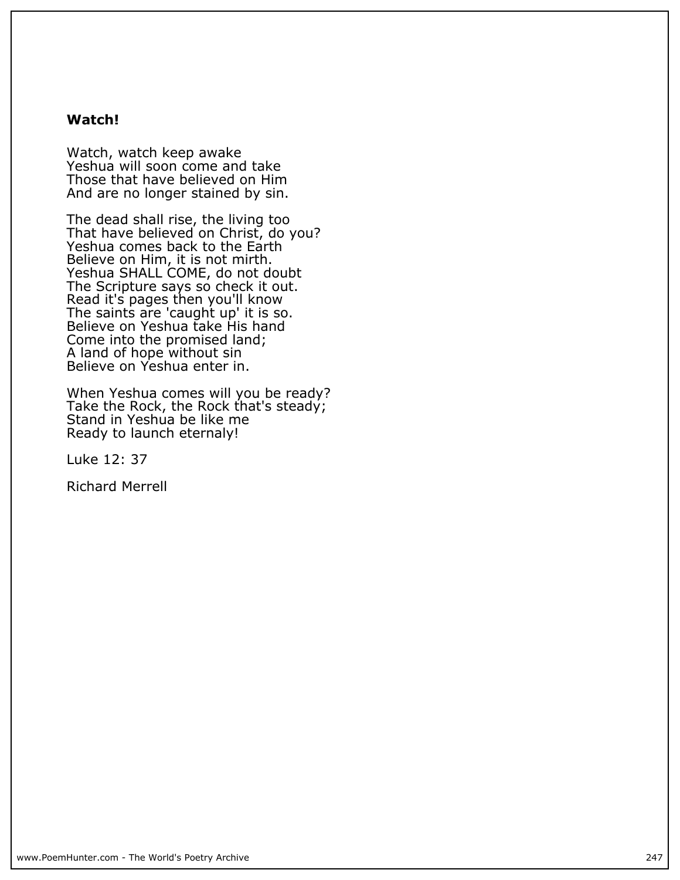**Watch!**

Watch, watch keep awake  
Yeshua will soon come and take  
Those that have believed on Him  
And are no longer stained by sin.

The dead shall rise, the living too  
That have believed on Christ, do you?  
Yeshua comes back to the Earth  
Believe on Him, it is not mirth.  
Yeshua SHALL COME, do not doubt  
The Scripture says so check it out.  
Read it's pages then you'll know  
The saints are 'caught up' it is so.  
Believe on Yeshua take His hand  
Come into the promised land;  
A land of hope without sin  
Believe on Yeshua enter in.

When Yeshua comes will you be ready?  
Take the Rock, the Rock that's steady;  
Stand in Yeshua be like me  
Ready to launch eternaly!

Luke 12: 37

Richard Merrell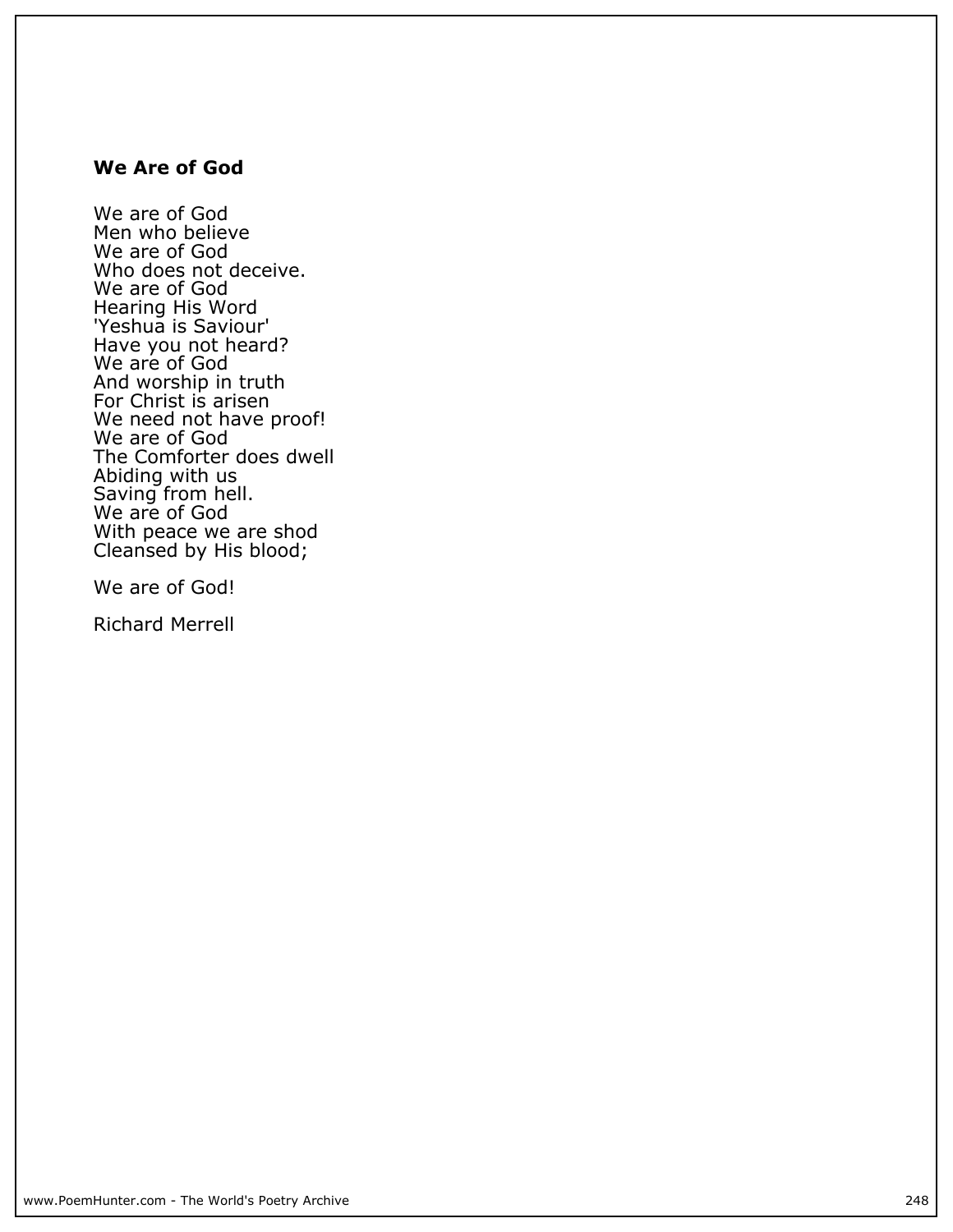### We Are of God

We are of God  
Men who believe  
We are of God  
Who does not deceive.  
We are of God  
Hearing His Word  
'Yeshua is Saviour'  
Have you not heard?  
We are of God  
And worship in truth  
For Christ is arisen  
We need not have proof!  
We are of God  
The Comforter does dwell  
Abiding with us  
Saving from hell.  
We are of God  
With peace we are shod  
Cleansed by His blood;

We are of God!

Richard Merrell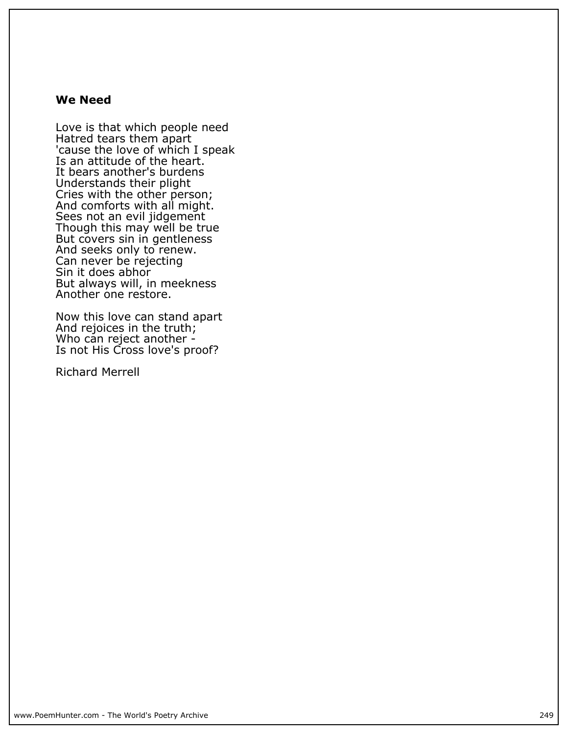### We Need

Love is that which people need
Hatred tears them apart
'cause the love of which I speak
Is an attitude of the heart.
It bears another's burdens
Understands their plight
Cries with the other person;
And comforts with all might.
Sees not an evil jidgement
Though this may well be true
But covers sin in gentleness
And seeks only to renew.
Can never be rejecting
Sin it does abhor
But always will, in meekness
Another one restore.

Now this love can stand apart
And rejoices in the truth;
Who can reject another -
Is not His Cross love's proof?

Richard Merrell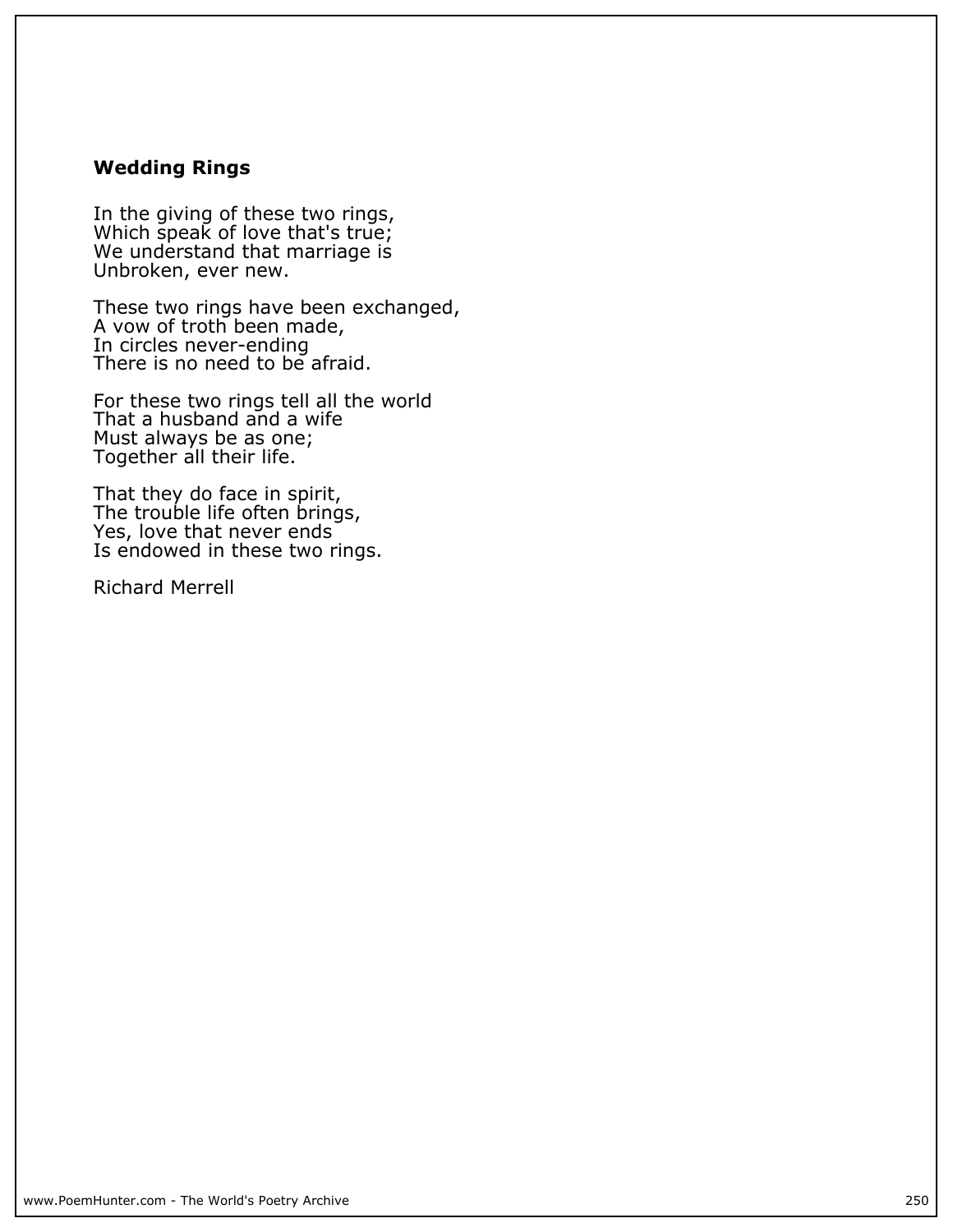## Wedding Rings

In the giving of these two rings,  
Which speak of love that's true;  
We understand that marriage is  
Unbroken, ever new.

These two rings have been exchanged,  
A vow of troth been made,  
In circles never-ending  
There is no need to be afraid.

For these two rings tell all the world  
That a husband and a wife  
Must always be as one;  
Together all their life.

That they do face in spirit,  
The trouble life often brings,  
Yes, love that never ends  
Is endowed in these two rings.

Richard Merrell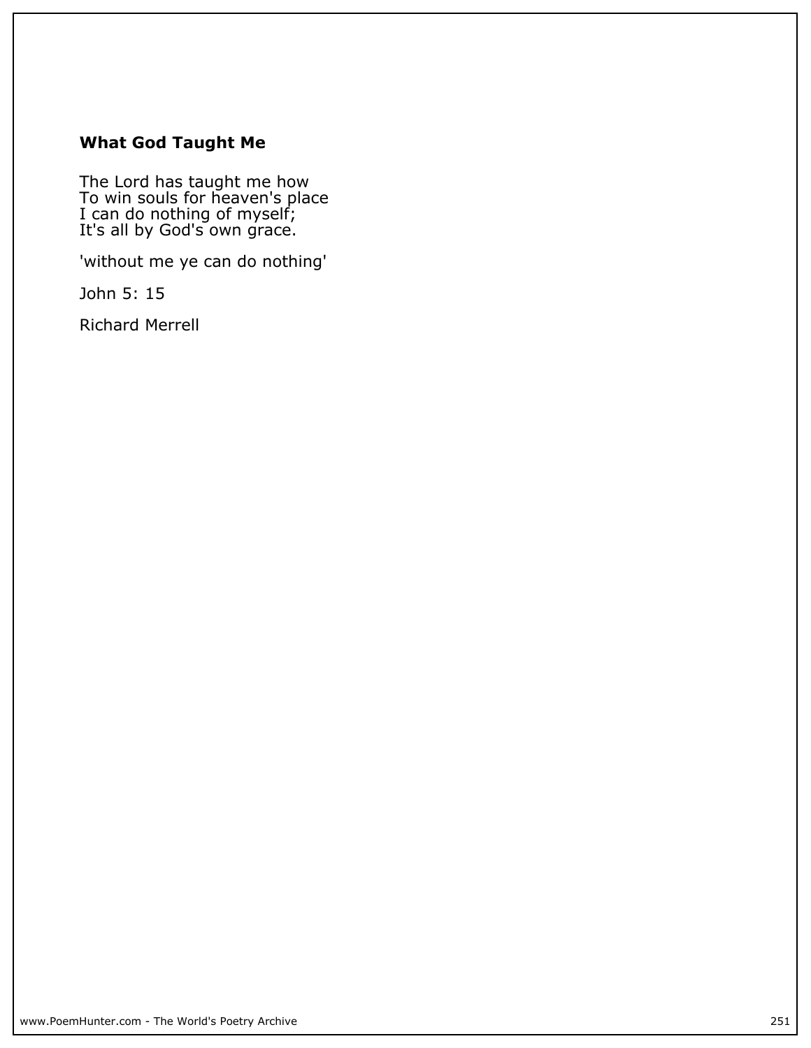### **What God Taught Me**

The Lord has taught me how
To win souls for heaven's place
I can do nothing of myself;
It's all by God's own grace.

'without me ye can do nothing'

John 5: 15

Richard Merrell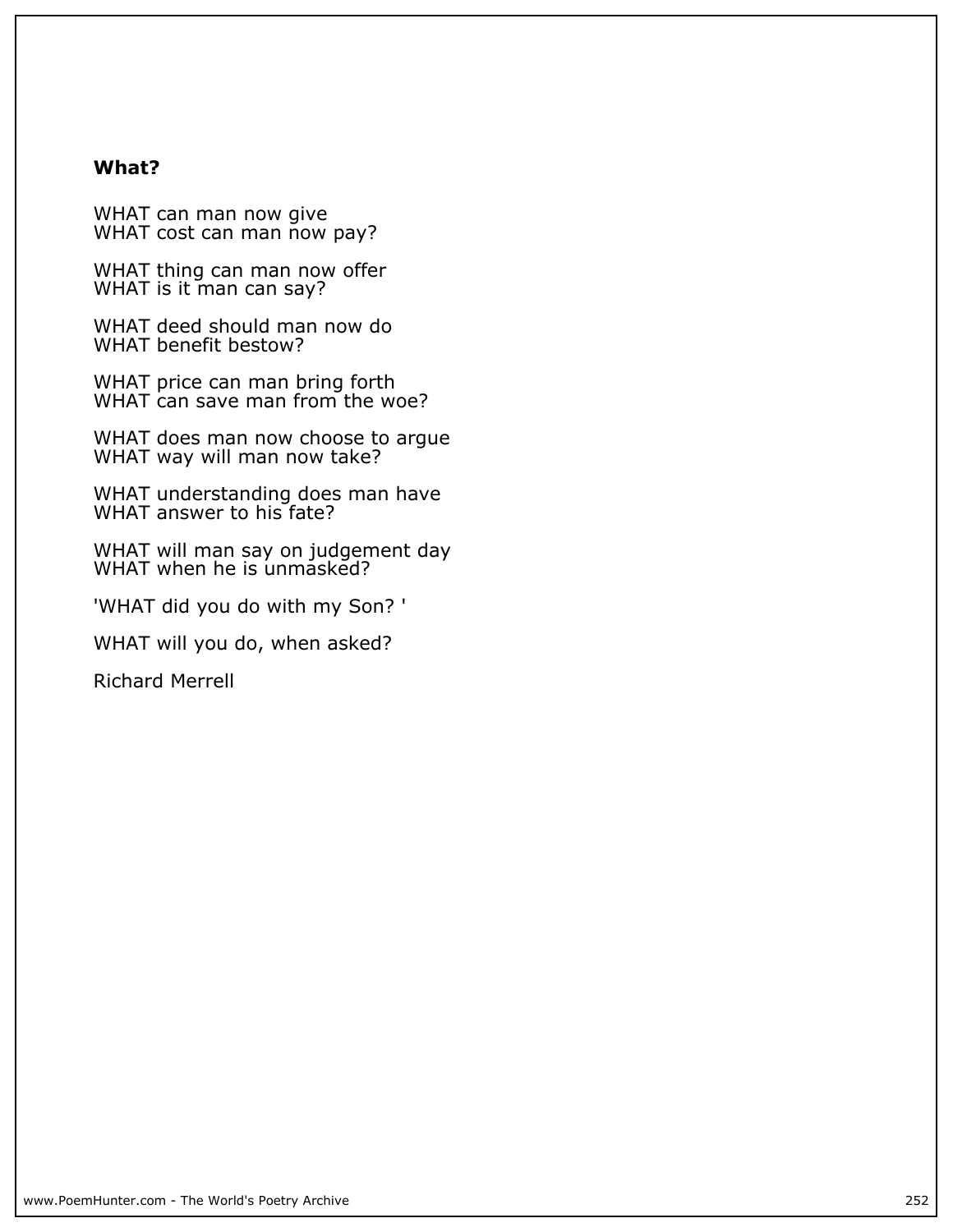**What?**

WHAT can man now give
WHAT cost can man now pay?

WHAT thing can man now offer
WHAT is it man can say?

WHAT deed should man now do
WHAT benefit bestow?

WHAT price can man bring forth
WHAT can save man from the woe?

WHAT does man now choose to argue
WHAT way will man now take?

WHAT understanding does man have
WHAT answer to his fate?

WHAT will man say on judgement day
WHAT when he is unmasked?

'WHAT did you do with my Son? '

WHAT will you do, when asked?

Richard Merrell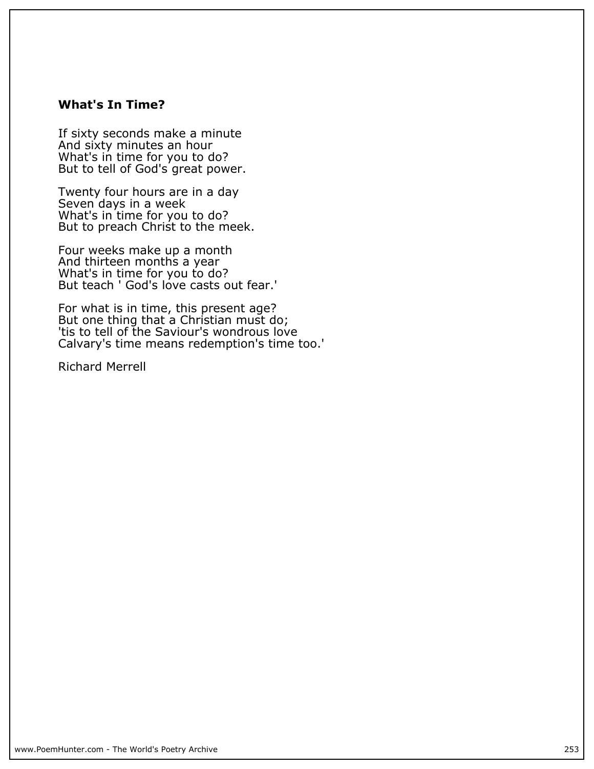### What's In Time?

If sixty seconds make a minute  
And sixty minutes an hour  
What's in time for you to do?  
But to tell of God's great power.

Twenty four hours are in a day  
Seven days in a week  
What's in time for you to do?  
But to preach Christ to the meek.

Four weeks make up a month  
And thirteen months a year  
What's in time for you to do?  
But teach ' God's love casts out fear.'

For what is in time, this present age?  
But one thing that a Christian must do;  
'tis to tell of the Saviour's wondrous love  
Calvary's time means redemption's time too.'

Richard Merrell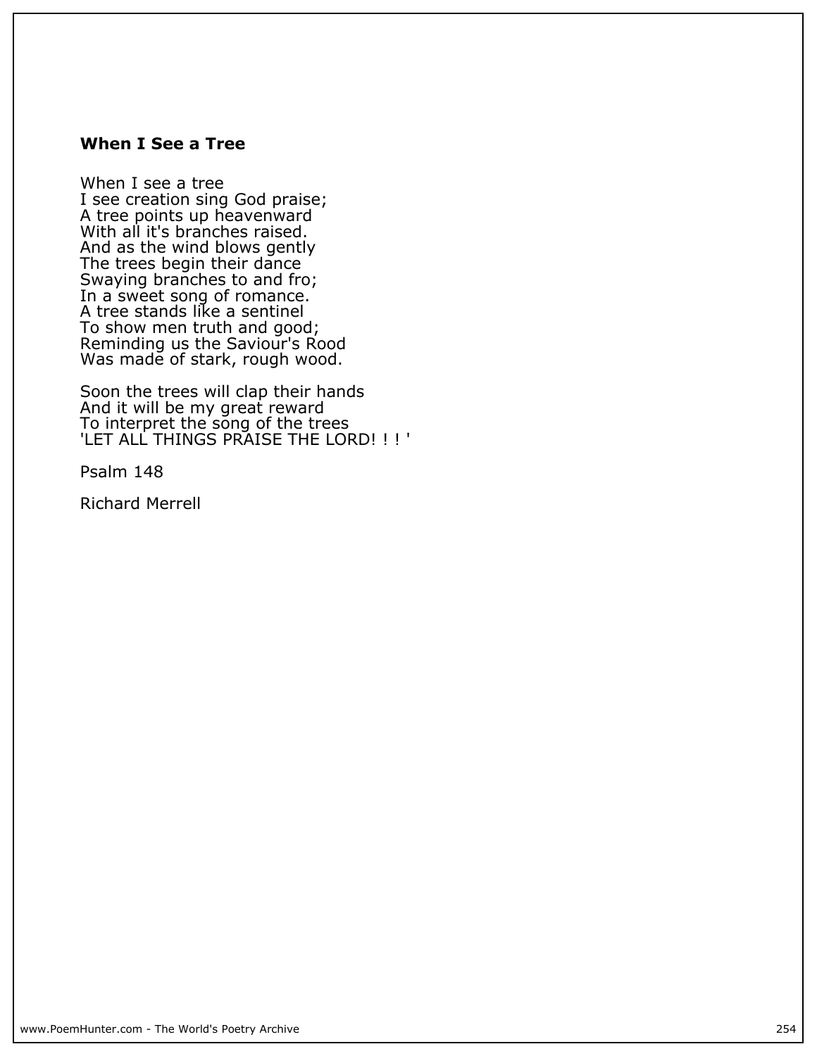### When I See a Tree

When I see a tree
I see creation sing God praise;
A tree points up heavenward
With all it's branches raised.
And as the wind blows gently
The trees begin their dance
Swaying branches to and fro;
In a sweet song of romance.
A tree stands like a sentinel
To show men truth and good;
Reminding us the Saviour's Rood
Was made of stark, rough wood.

Soon the trees will clap their hands
And it will be my great reward
To interpret the song of the trees
'LET ALL THINGS PRAISE THE LORD! ! ! '

Psalm 148

Richard Merrell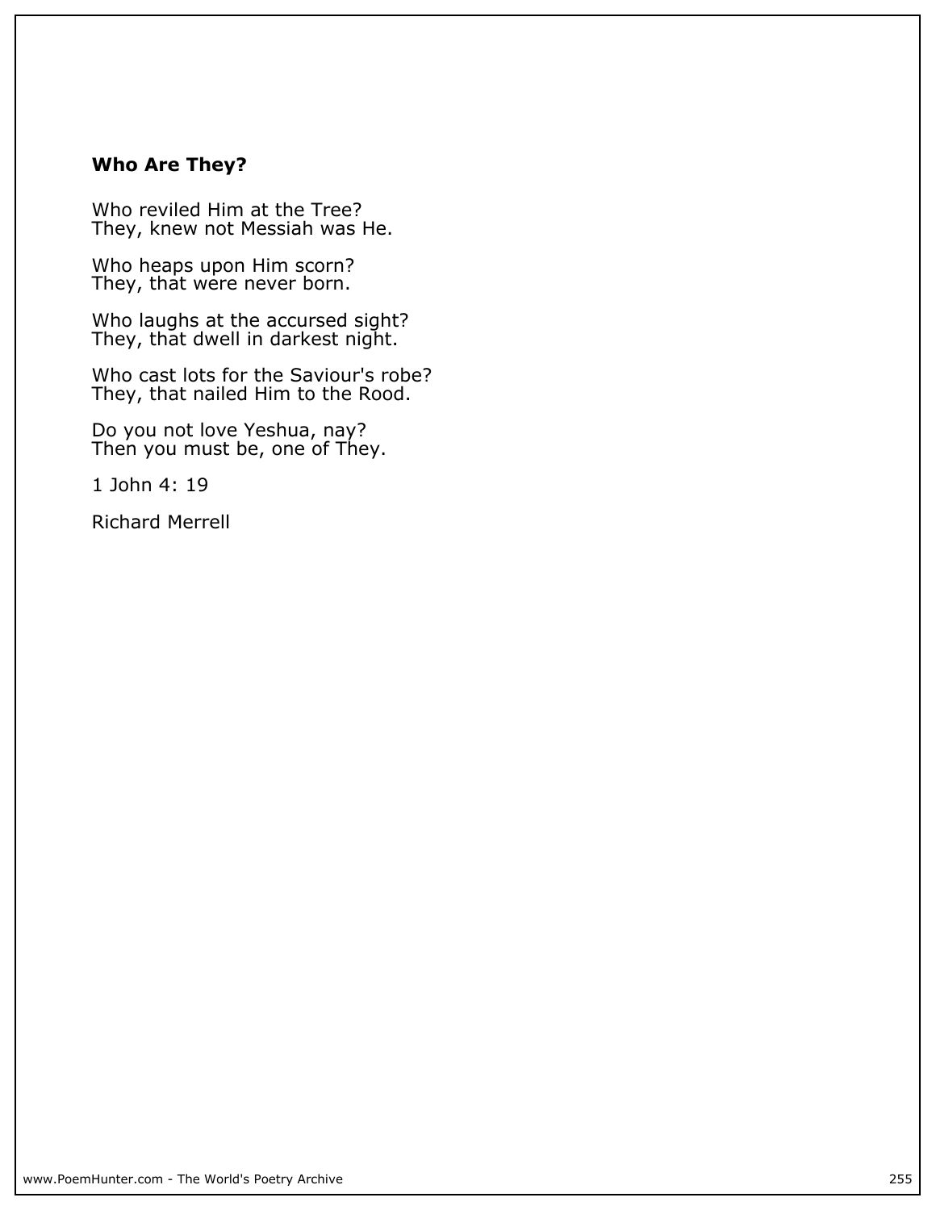**Who Are They?**

Who reviled Him at the Tree?
They, knew not Messiah was He.

Who heaps upon Him scorn?
They, that were never born.

Who laughs at the accursed sight?
They, that dwell in darkest night.

Who cast lots for the Saviour's robe?
They, that nailed Him to the Rood.

Do you not love Yeshua, nay?
Then you must be, one of They.

1 John 4: 19

Richard Merrell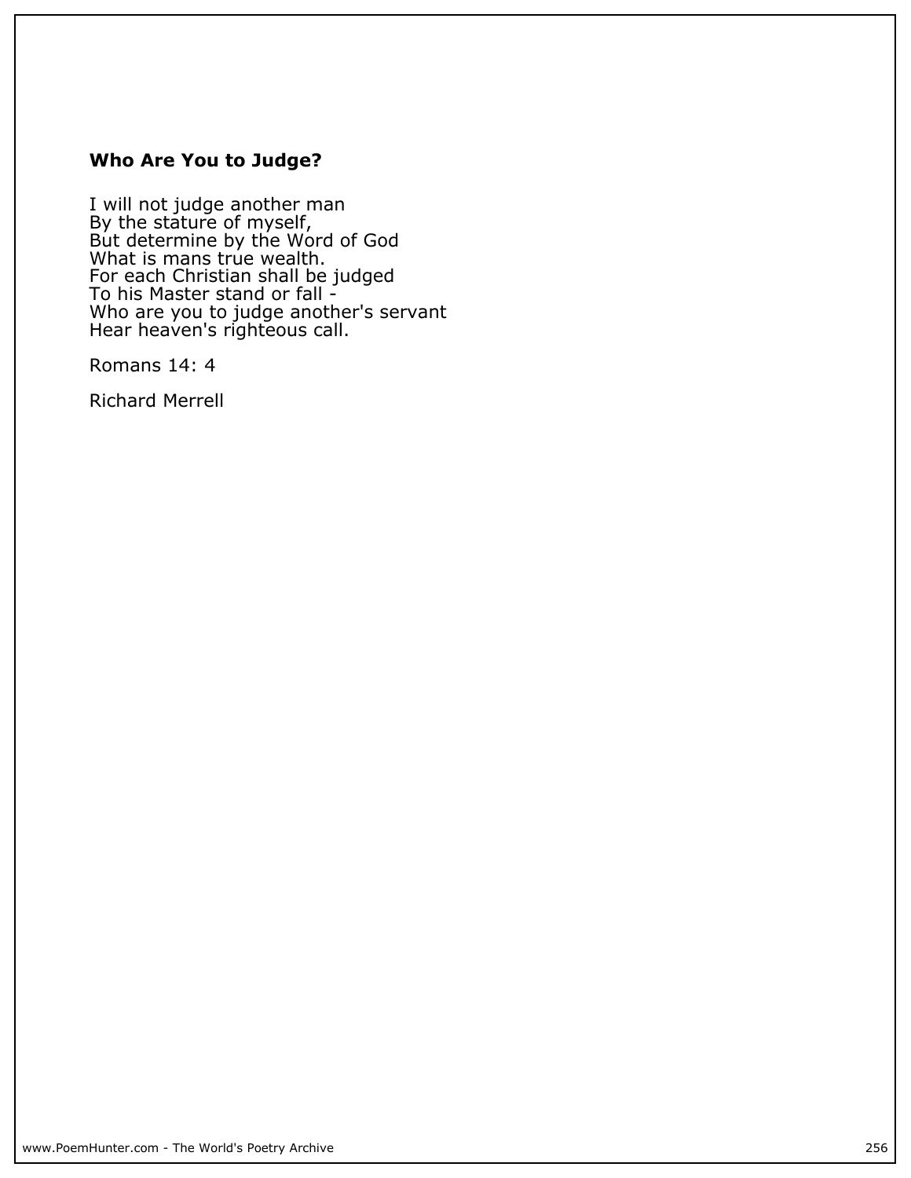**Who Are You to Judge?**

I will not judge another man
By the stature of myself,
But determine by the Word of God
What is mans true wealth.
For each Christian shall be judged
To his Master stand or fall -
Who are you to judge another's servant
Hear heaven's righteous call.

Romans 14: 4

Richard Merrell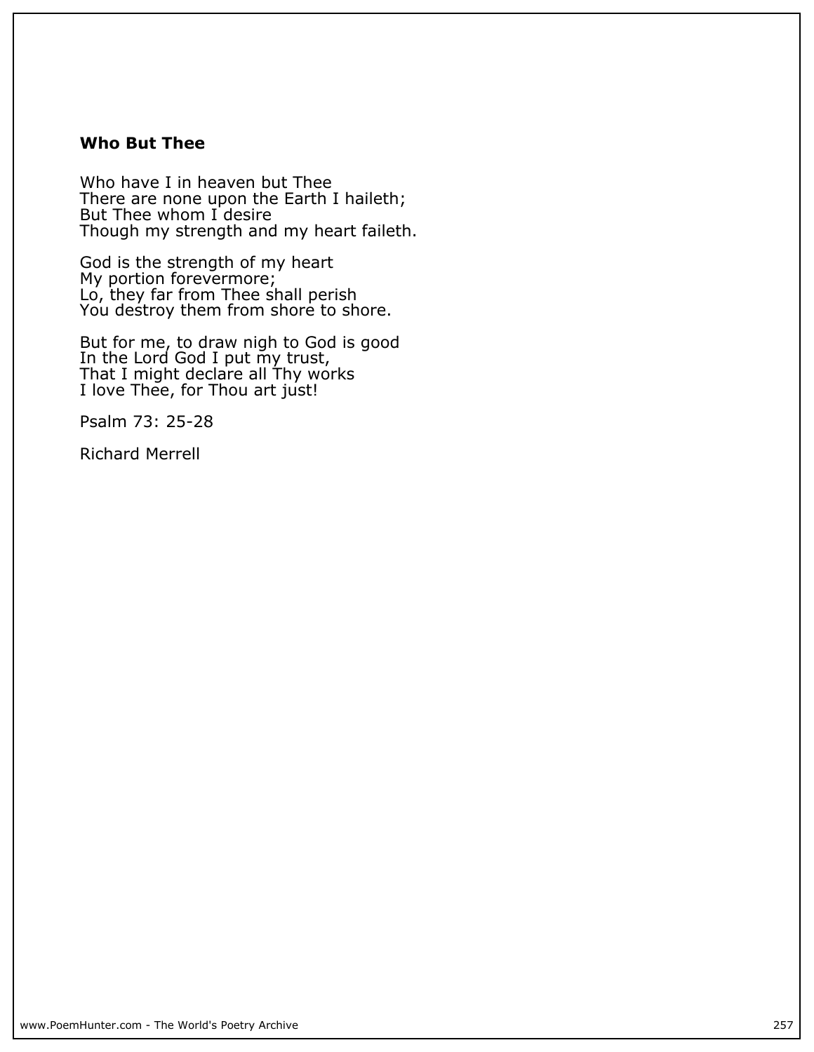### Who But Thee

Who have I in heaven but Thee
There are none upon the Earth I haileth;
But Thee whom I desire
Though my strength and my heart faileth.

God is the strength of my heart
My portion forevermore;
Lo, they far from Thee shall perish
You destroy them from shore to shore.

But for me, to draw nigh to God is good
In the Lord God I put my trust,
That I might declare all Thy works
I love Thee, for Thou art just!

Psalm 73: 25-28

Richard Merrell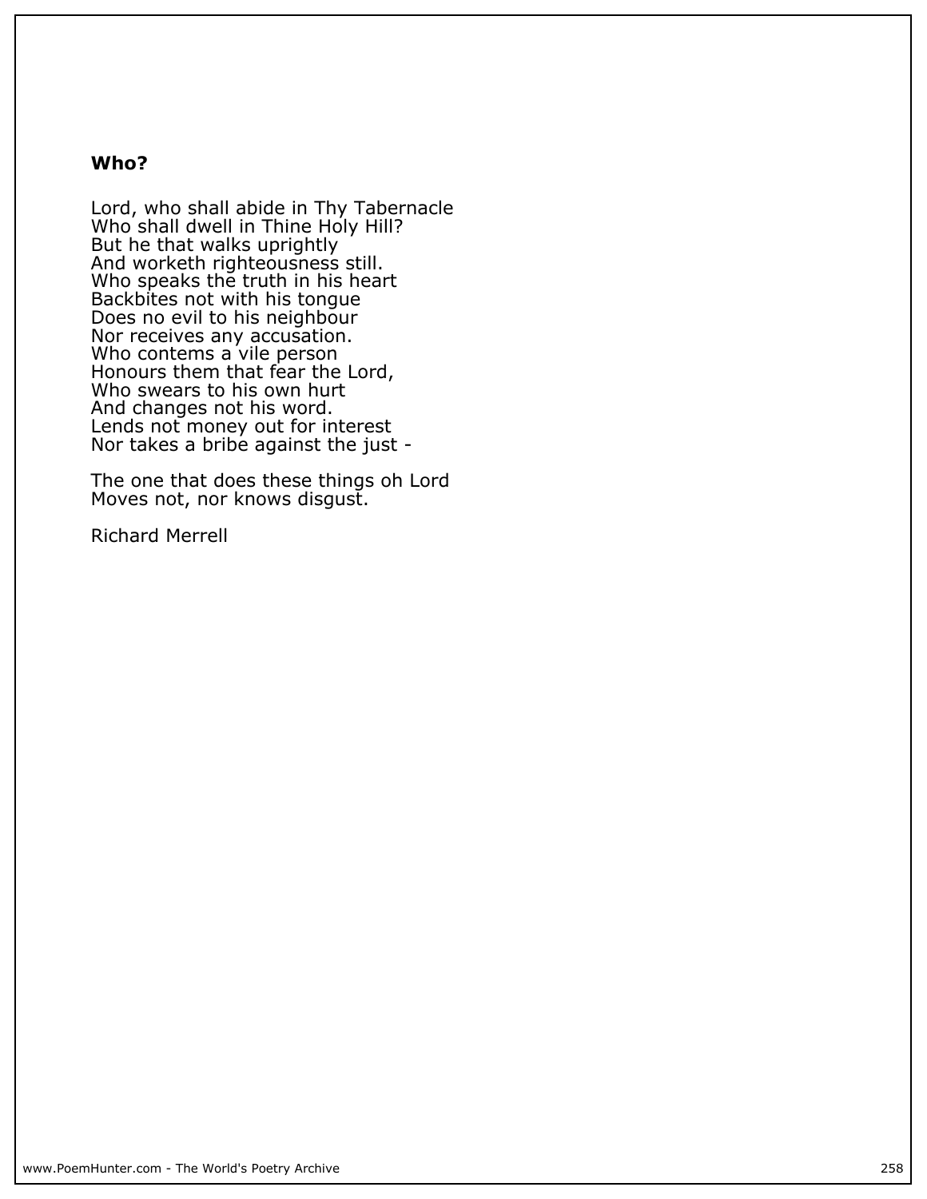## Who?

Lord, who shall abide in Thy Tabernacle  
Who shall dwell in Thine Holy Hill?  
But he that walks uprightly  
And worketh righteousness still.  
Who speaks the truth in his heart  
Backbites not with his tongue  
Does no evil to his neighbour  
Nor receives any accusation.  
Who contems a vile person  
Honours them that fear the Lord,  
Who swears to his own hurt  
And changes not his word.  
Lends not money out for interest  
Nor takes a bribe against the just -

The one that does these things oh Lord  
Moves not, nor knows disgust.

Richard Merrell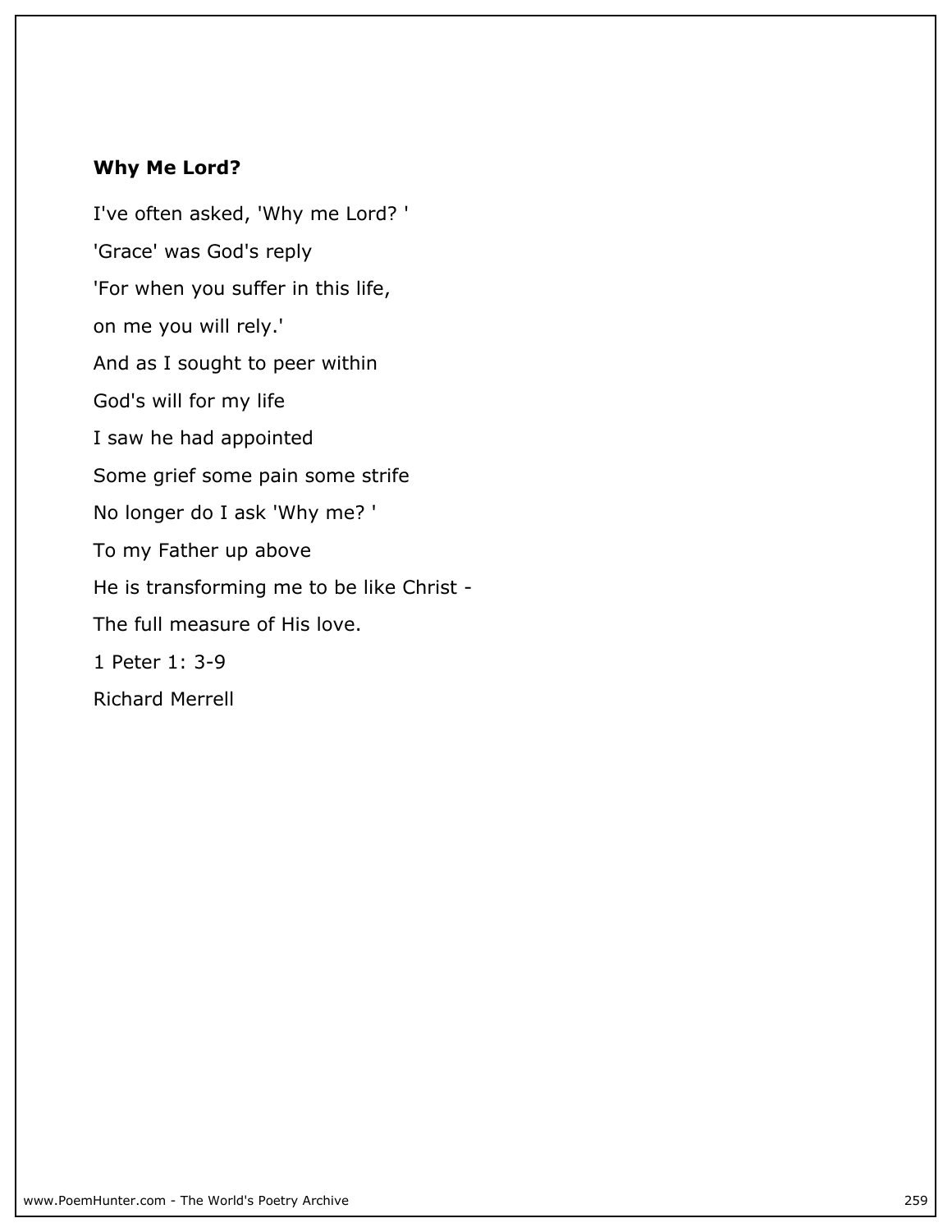**Why Me Lord?**

I've often asked, 'Why me Lord? '

'Grace' was God's reply

'For when you suffer in this life,

on me you will rely.'

And as I sought to peer within

God's will for my life

I saw he had appointed

Some grief some pain some strife

No longer do I ask 'Why me? '

To my Father up above

He is transforming me to be like Christ -

The full measure of His love.

1 Peter 1: 3-9

Richard Merrell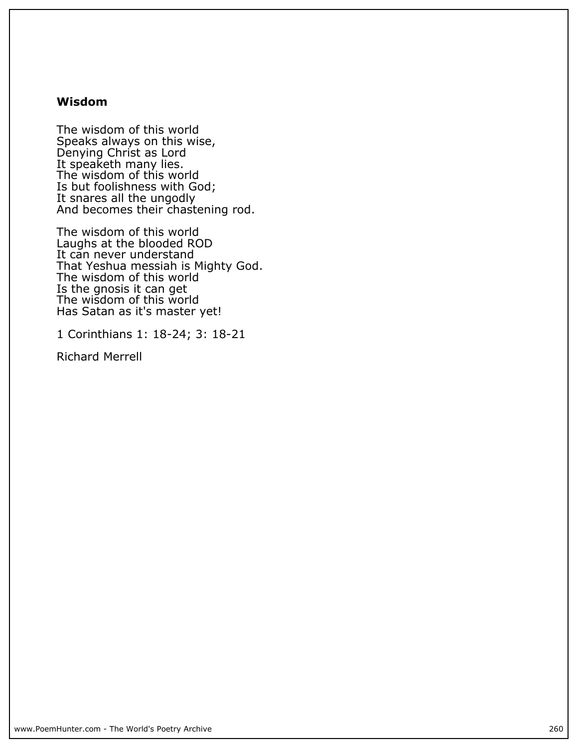### Wisdom

The wisdom of this world
Speaks always on this wise,
Denying Christ as Lord
It speaketh many lies.
The wisdom of this world
Is but foolishness with God;
It snares all the ungodly
And becomes their chastening rod.

The wisdom of this world
Laughs at the blooded ROD
It can never understand
That Yeshua messiah is Mighty God.
The wisdom of this world
Is the gnosis it can get
The wisdom of this world
Has Satan as it's master yet!

1 Corinthians 1: 18-24; 3: 18-21

Richard Merrell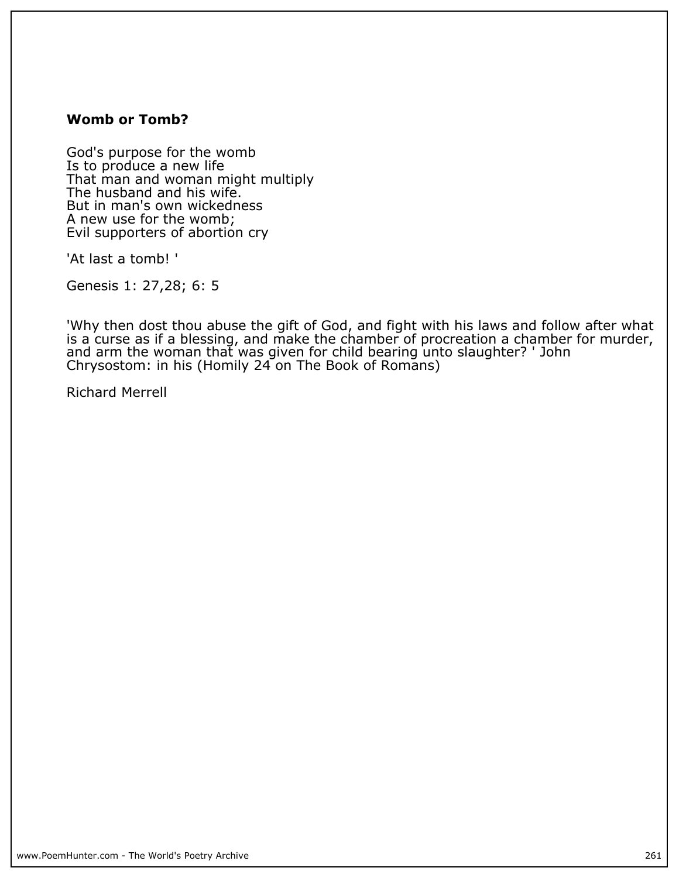**Womb or Tomb?**

God's purpose for the womb
Is to produce a new life
That man and woman might multiply
The husband and his wife.
But in man's own wickedness
A new use for the womb;
Evil supporters of abortion cry

'At last a tomb! '

Genesis 1: 27,28; 6: 5

'Why then dost thou abuse the gift of God, and fight with his laws and follow after what is a curse as if a blessing, and make the chamber of procreation a chamber for murder, and arm the woman that was given for child bearing unto slaughter? ' John Chrysostom: in his (Homily 24 on The Book of Romans)

Richard Merrell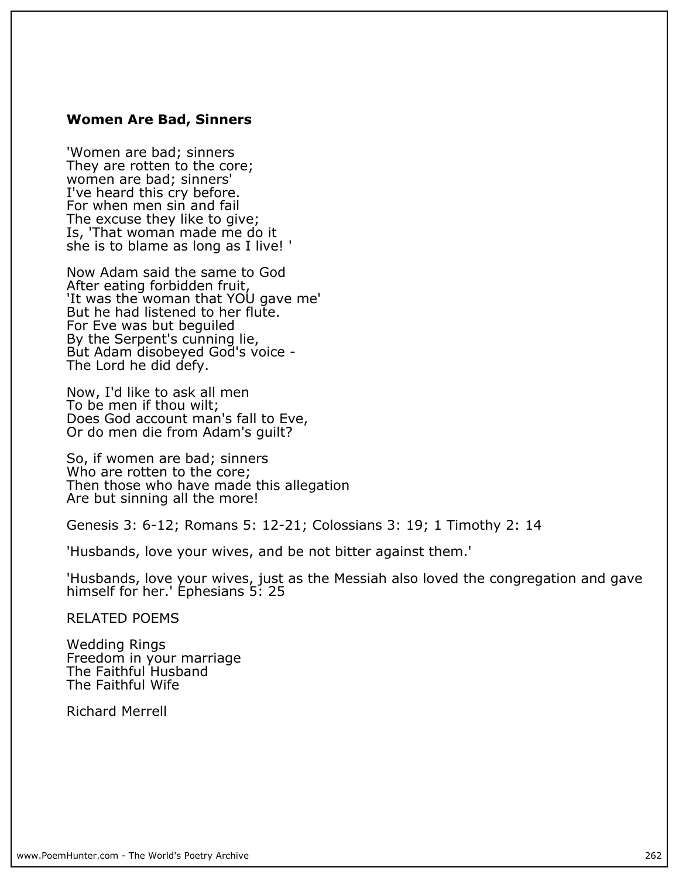## Women Are Bad, Sinners

'Women are bad; sinners  
They are rotten to the core;  
women are bad; sinners'  
I've heard this cry before.  
For when men sin and fail  
The excuse they like to give;  
Is, 'That woman made me do it  
she is to blame as long as I live! '

Now Adam said the same to God  
After eating forbidden fruit,  
'It was the woman that YOU gave me'  
But he had listened to her flute.  
For Eve was but beguiled  
By the Serpent's cunning lie,  
But Adam disobeyed God's voice -  
The Lord he did defy.

Now, I'd like to ask all men  
To be men if thou wilt;  
Does God account man's fall to Eve,  
Or do men die from Adam's guilt?

So, if women are bad; sinners  
Who are rotten to the core;  
Then those who have made this allegation  
Are but sinning all the more!

Genesis 3: 6-12; Romans 5: 12-21; Colossians 3: 19; 1 Timothy 2: 14

'Husbands, love your wives, and be not bitter against them.'

'Husbands, love your wives, just as the Messiah also loved the congregation and gave himself for her.' Ephesians 5: 25

RELATED POEMS

Wedding Rings  
Freedom in your marriage  
The Faithful Husband  
The Faithful Wife

Richard Merrell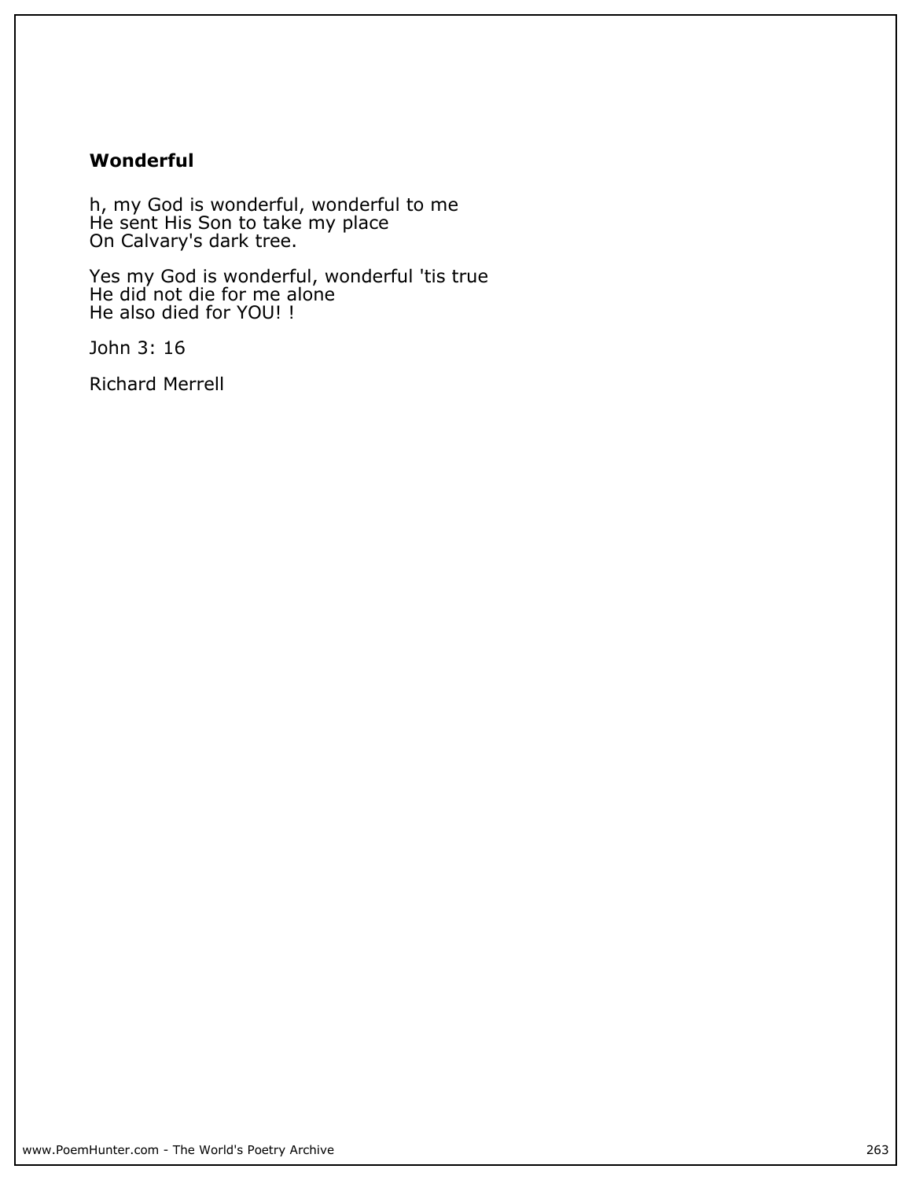**Wonderful**

h, my God is wonderful, wonderful to me
He sent His Son to take my place
On Calvary's dark tree.

Yes my God is wonderful, wonderful 'tis true
He did not die for me alone
He also died for YOU! !

John 3: 16

Richard Merrell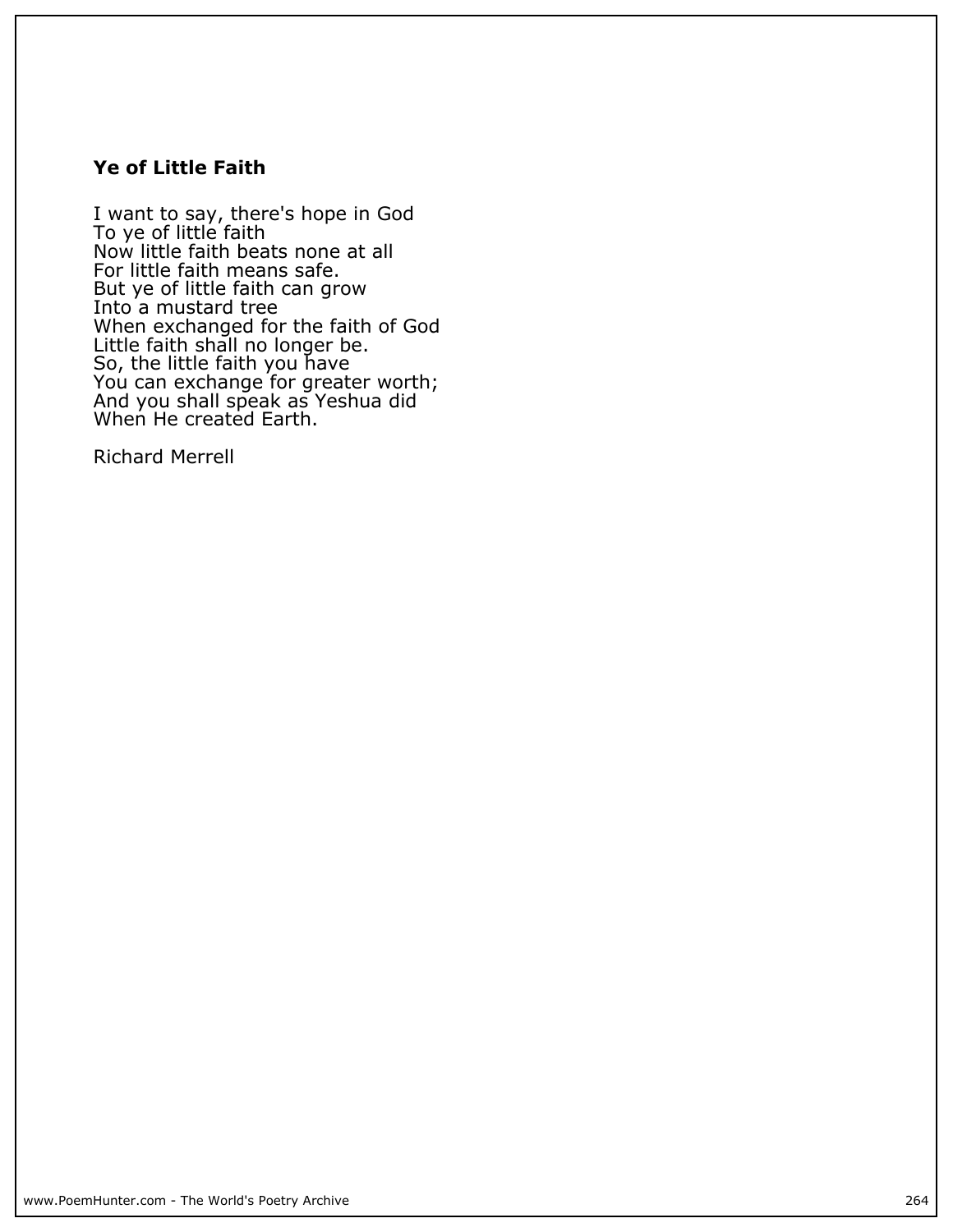### Ye of Little Faith

I want to say, there's hope in God  
To ye of little faith  
Now little faith beats none at all  
For little faith means safe.  
But ye of little faith can grow  
Into a mustard tree  
When exchanged for the faith of God  
Little faith shall no longer be.  
So, the little faith you have  
You can exchange for greater worth;  
And you shall speak as Yeshua did  
When He created Earth.

Richard Merrell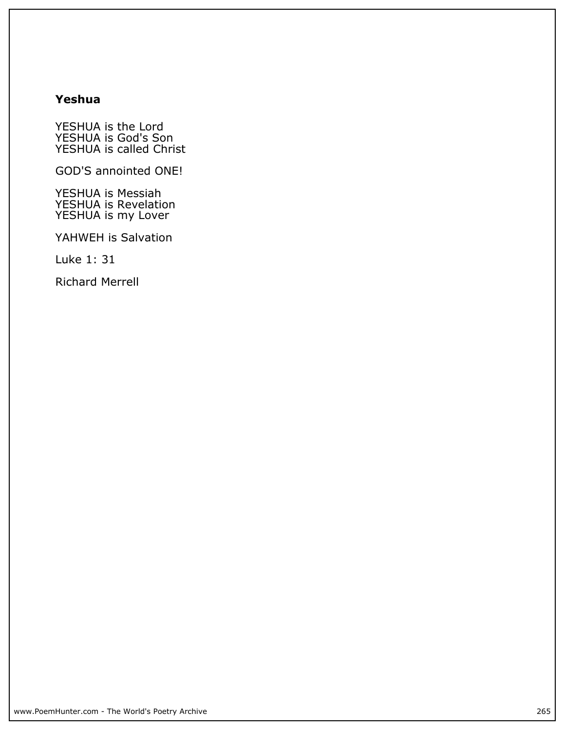## Yeshua

YESHUA is the Lord
YESHUA is God's Son
YESHUA is called Christ

GOD'S annointed ONE!

YESHUA is Messiah
YESHUA is Revelation
YESHUA is my Lover

YAHWEH is Salvation

Luke 1: 31

Richard Merrell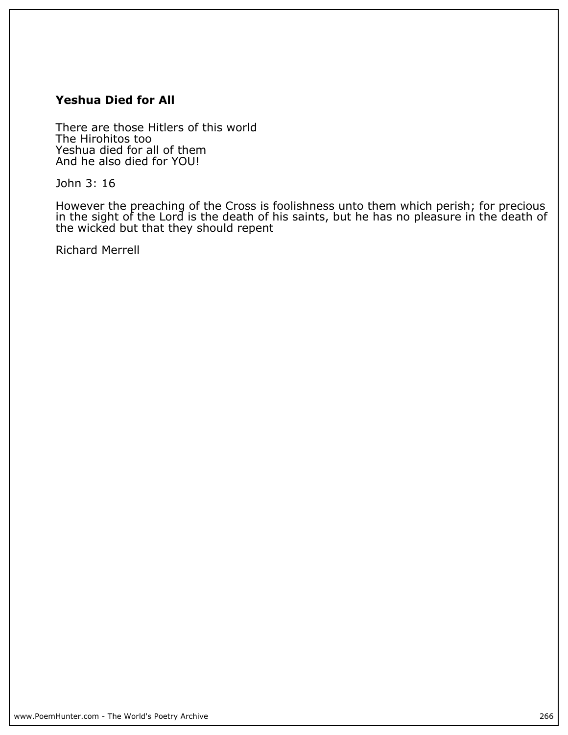### **Yeshua Died for All**

There are those Hitlers of this world  
The Hirohitos too  
Yeshua died for all of them  
And he also died for YOU!

John 3: 16

However the preaching of the Cross is foolishness unto them which perish; for precious in the sight of the Lord is the death of his saints, but he has no pleasure in the death of the wicked but that they should repent

Richard Merrell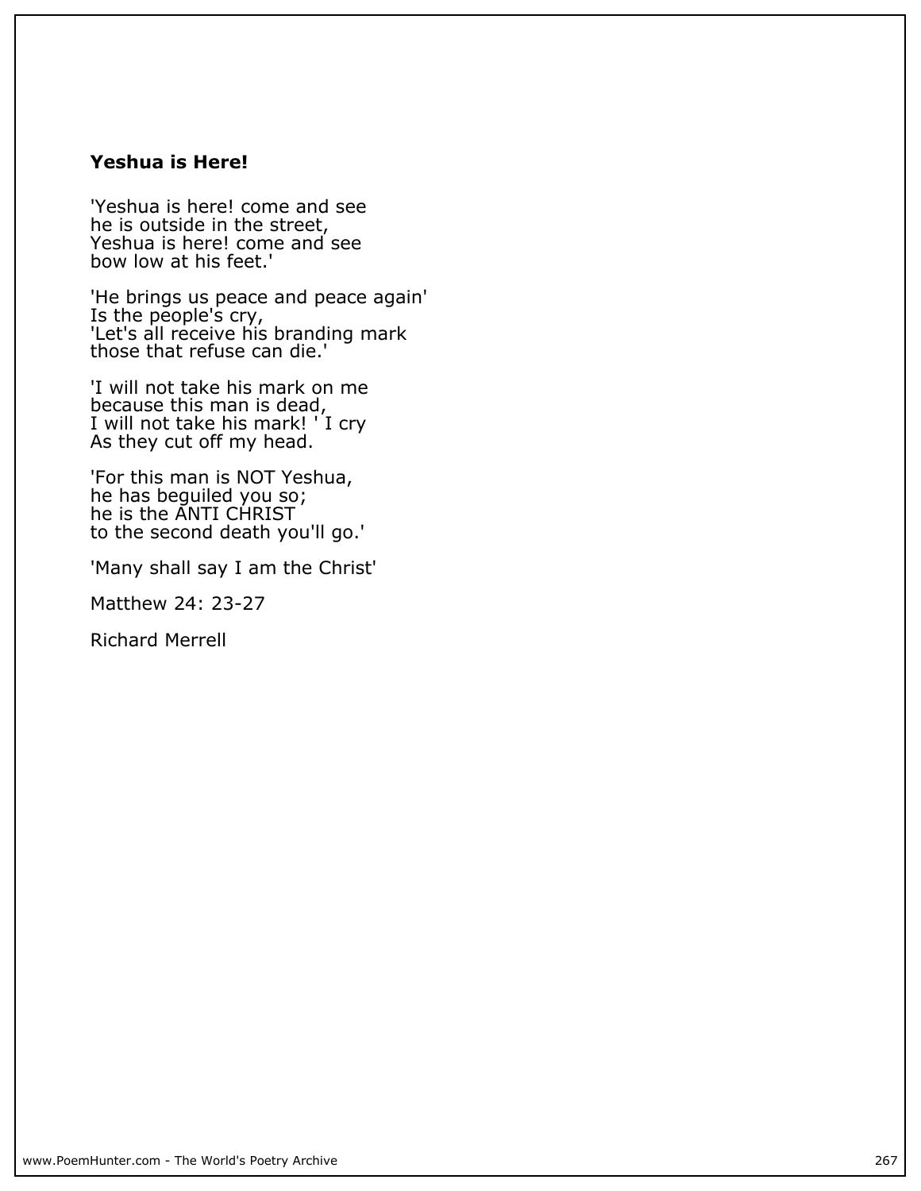### **Yeshua is Here!**

'Yeshua is here! come and see
he is outside in the street,
Yeshua is here! come and see
bow low at his feet.'

'He brings us peace and peace again'
Is the people's cry,
'Let's all receive his branding mark
those that refuse can die.'

'I will not take his mark on me
because this man is dead,
I will not take his mark! ' I cry
As they cut off my head.

'For this man is NOT Yeshua,
he has beguiled you so;
he is the ANTI CHRIST
to the second death you'll go.'

'Many shall say I am the Christ'

Matthew 24: 23-27

Richard Merrell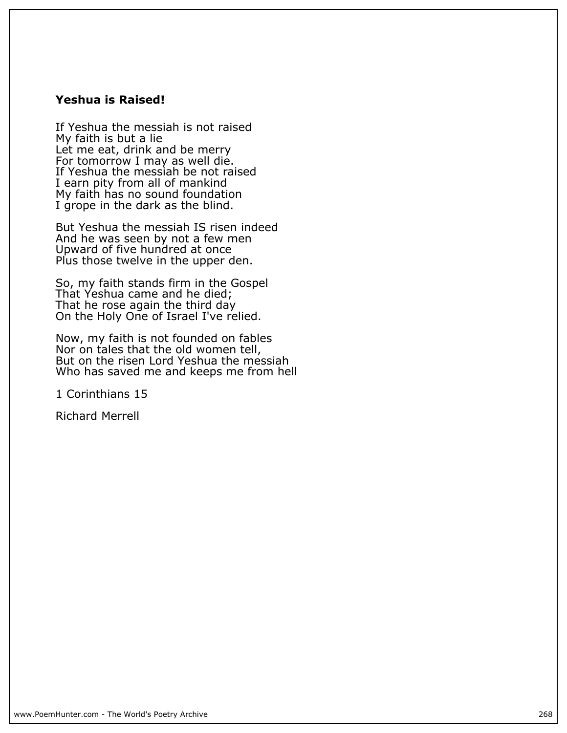## Yeshua is Raised!

If Yeshua the messiah is not raised  
My faith is but a lie  
Let me eat, drink and be merry  
For tomorrow I may as well die.  
If Yeshua the messiah be not raised  
I earn pity from all of mankind  
My faith has no sound foundation  
I grope in the dark as the blind.

But Yeshua the messiah IS risen indeed  
And he was seen by not a few men  
Upward of five hundred at once  
Plus those twelve in the upper den.

So, my faith stands firm in the Gospel  
That Yeshua came and he died;  
That he rose again the third day  
On the Holy One of Israel I've relied.

Now, my faith is not founded on fables  
Nor on tales that the old women tell,  
But on the risen Lord Yeshua the messiah  
Who has saved me and keeps me from hell

1 Corinthians 15

Richard Merrell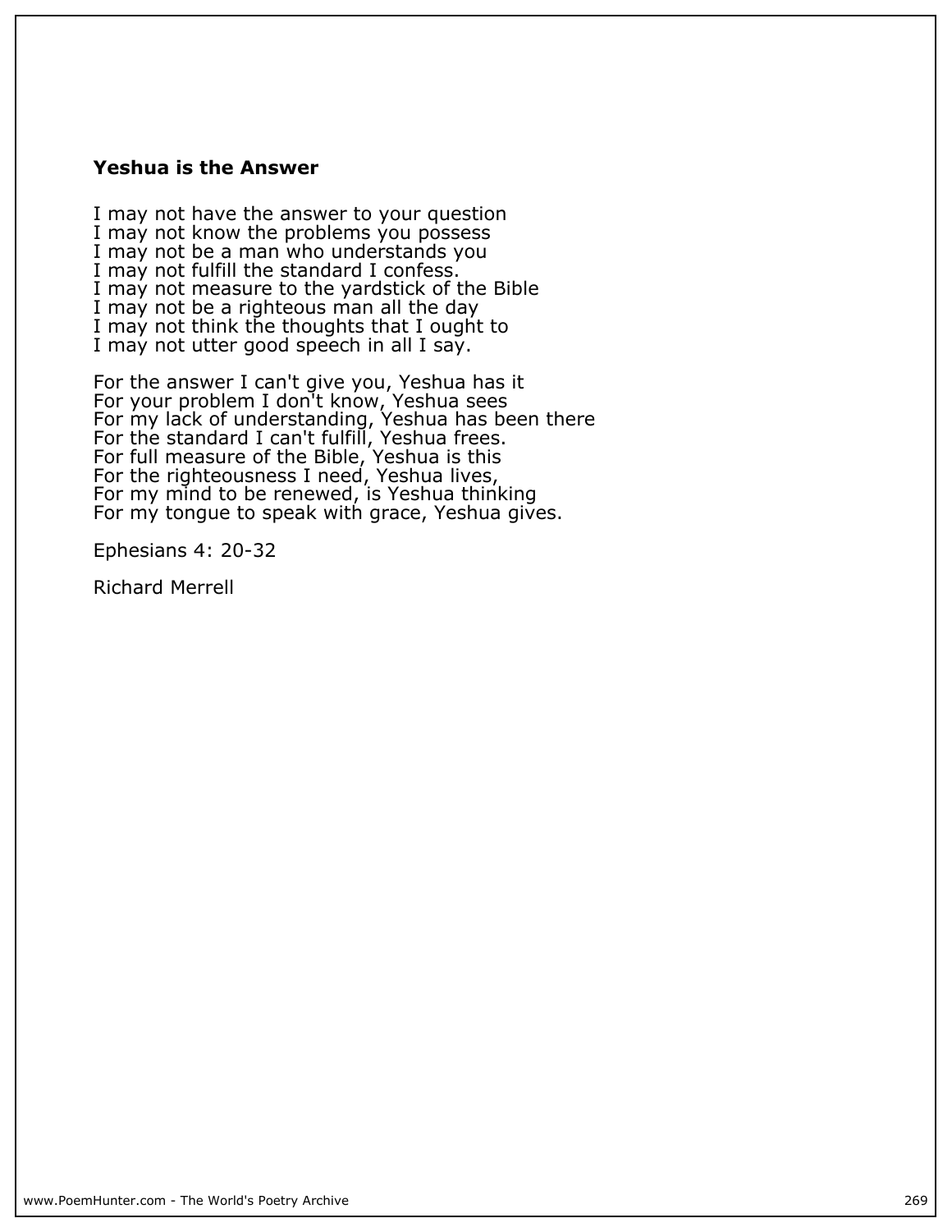## Yeshua is the Answer

I may not have the answer to your question
I may not know the problems you possess
I may not be a man who understands you
I may not fulfill the standard I confess.
I may not measure to the yardstick of the Bible
I may not be a righteous man all the day
I may not think the thoughts that I ought to
I may not utter good speech in all I say.

For the answer I can't give you, Yeshua has it
For your problem I don't know, Yeshua sees
For my lack of understanding, Yeshua has been there
For the standard I can't fulfill, Yeshua frees.
For full measure of the Bible, Yeshua is this
For the righteousness I need, Yeshua lives,
For my mind to be renewed, is Yeshua thinking
For my tongue to speak with grace, Yeshua gives.

Ephesians 4: 20-32

Richard Merrell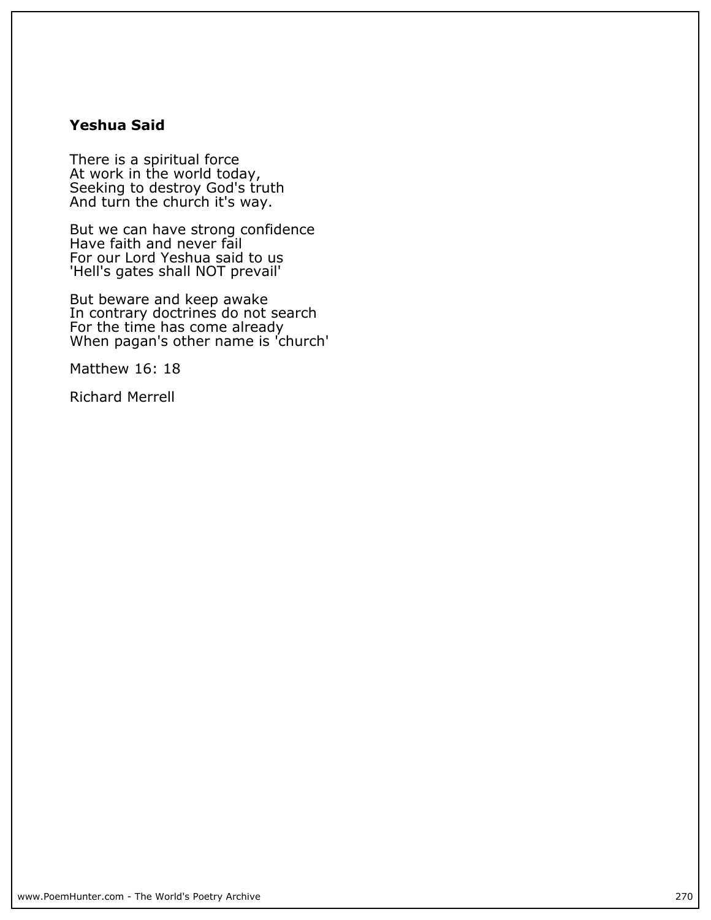**Yeshua Said**

There is a spiritual force
At work in the world today,
Seeking to destroy God's truth
And turn the church it's way.

But we can have strong confidence
Have faith and never fail
For our Lord Yeshua said to us
'Hell's gates shall NOT prevail'

But beware and keep awake
In contrary doctrines do not search
For the time has come already
When pagan's other name is 'church'

Matthew 16: 18

Richard Merrell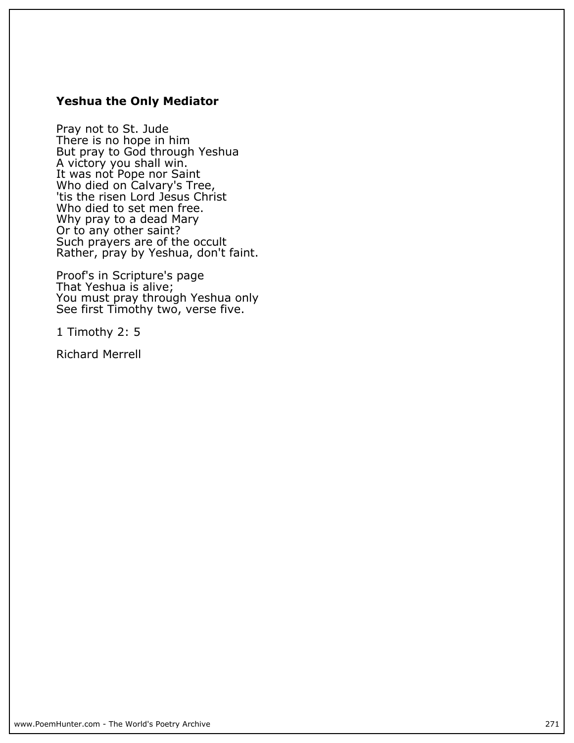### Yeshua the Only Mediator

Pray not to St. Jude  
There is no hope in him  
But pray to God through Yeshua  
A victory you shall win.  
It was not Pope nor Saint  
Who died on Calvary's Tree,  
'tis the risen Lord Jesus Christ  
Who died to set men free.  
Why pray to a dead Mary  
Or to any other saint?  
Such prayers are of the occult  
Rather, pray by Yeshua, don't faint.

Proof's in Scripture's page  
That Yeshua is alive;  
You must pray through Yeshua only  
See first Timothy two, verse five.

1 Timothy 2: 5

Richard Merrell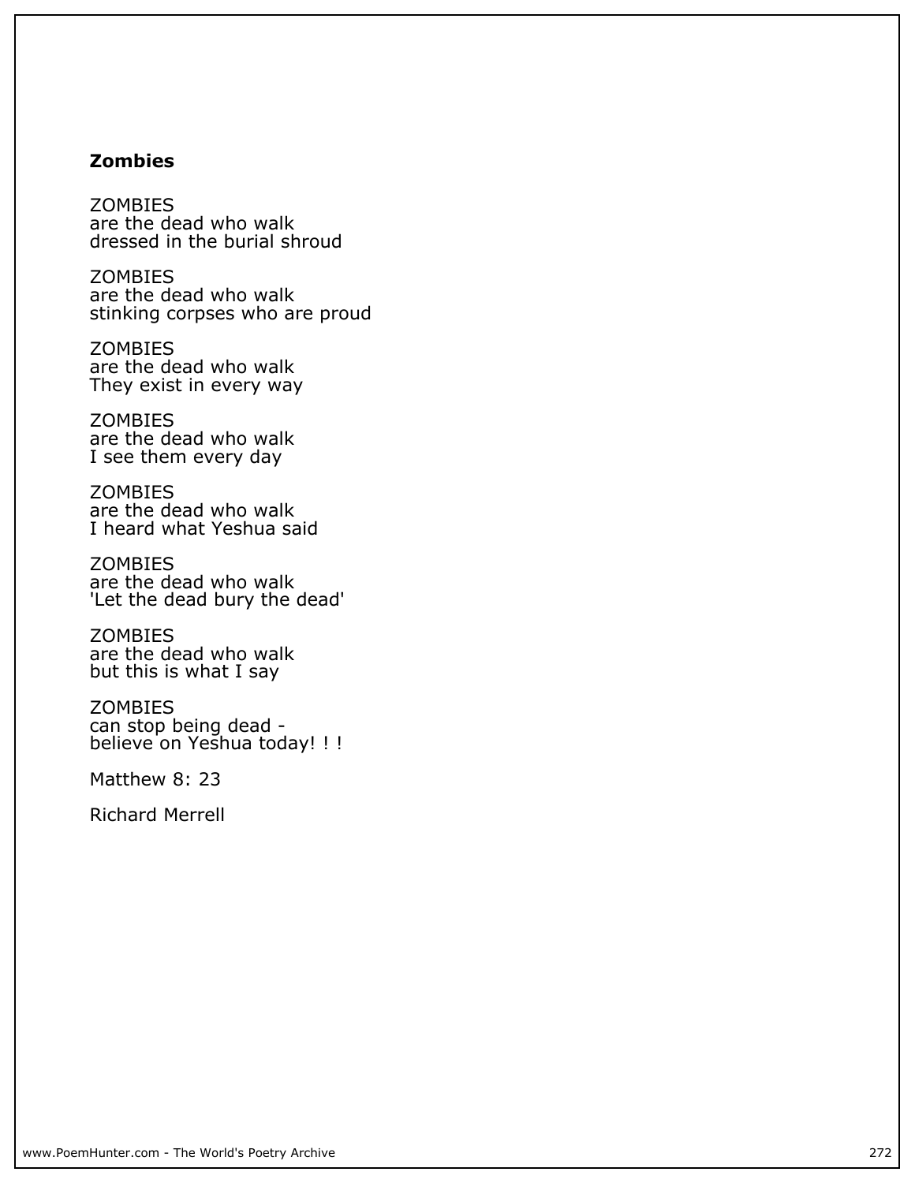## Zombies

ZOMBIES  
are the dead who walk  
dressed in the burial shroud

ZOMBIES  
are the dead who walk  
stinking corpses who are proud

ZOMBIES  
are the dead who walk  
They exist in every way

ZOMBIES  
are the dead who walk  
I see them every day

ZOMBIES  
are the dead who walk  
I heard what Yeshua said

ZOMBIES  
are the dead who walk  
'Let the dead bury the dead'

ZOMBIES  
are the dead who walk  
but this is what I say

ZOMBIES  
can stop being dead -  
believe on Yeshua today! ! !

Matthew 8: 23

Richard Merrell